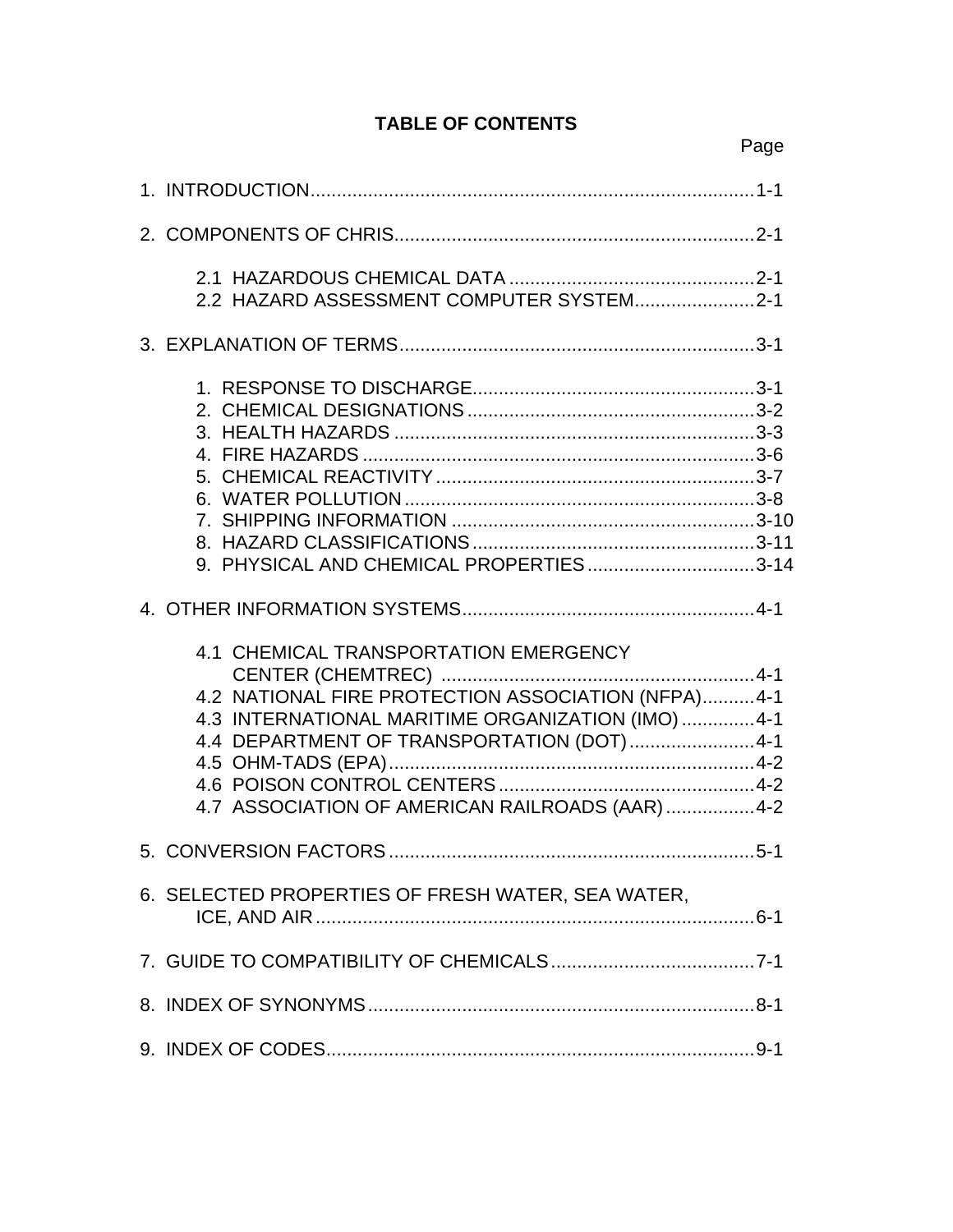# TABLE OF CONTENTS

Page

1. INTRODUCTION....................................................................................1-1

2. COMPONENTS OF CHRIS....................................................................2-1

    2.1 HAZARDOUS CHEMICAL DATA ...............................................2-1
    2.2 HAZARD ASSESSMENT COMPUTER SYSTEM......................2-1

3. EXPLANATION OF TERMS...................................................................3-1

    1. RESPONSE TO DISCHARGE.....................................................3-1
    2. CHEMICAL DESIGNATIONS.......................................................3-2
    3. HEALTH HAZARDS .....................................................................3-3
    4. FIRE HAZARDS ...........................................................................3-6
    5. CHEMICAL REACTIVITY.............................................................3-7
    6. WATER POLLUTION...................................................................3-8
    7. SHIPPING INFORMATION ..........................................................3-10
    8. HAZARD CLASSIFICATIONS......................................................3-11
    9. PHYSICAL AND CHEMICAL PROPERTIES ................................3-14

4. OTHER INFORMATION SYSTEMS.......................................................4-1

    4.1 CHEMICAL TRANSPORTATION EMERGENCY CENTER (CHEMTREC) ............................................................4-1
    4.2 NATIONAL FIRE PROTECTION ASSOCIATION (NFPA)..........4-1
    4.3 INTERNATIONAL MARITIME ORGANIZATION (IMO) ..............4-1
    4.4 DEPARTMENT OF TRANSPORTATION (DOT)........................4-1
    4.5 OHM-TADS (EPA).......................................................................4-2
    4.6 POISON CONTROL CENTERS.................................................4-2
    4.7 ASSOCIATION OF AMERICAN RAILROADS (AAR).................4-2

5. CONVERSION FACTORS.....................................................................5-1

6. SELECTED PROPERTIES OF FRESH WATER, SEA WATER, ICE, AND AIR....................................................................................6-1

7. GUIDE TO COMPATIBILITY OF CHEMICALS.......................................7-1

8. INDEX OF SYNONYMS..........................................................................8-1

9. INDEX OF CODES..................................................................................9-1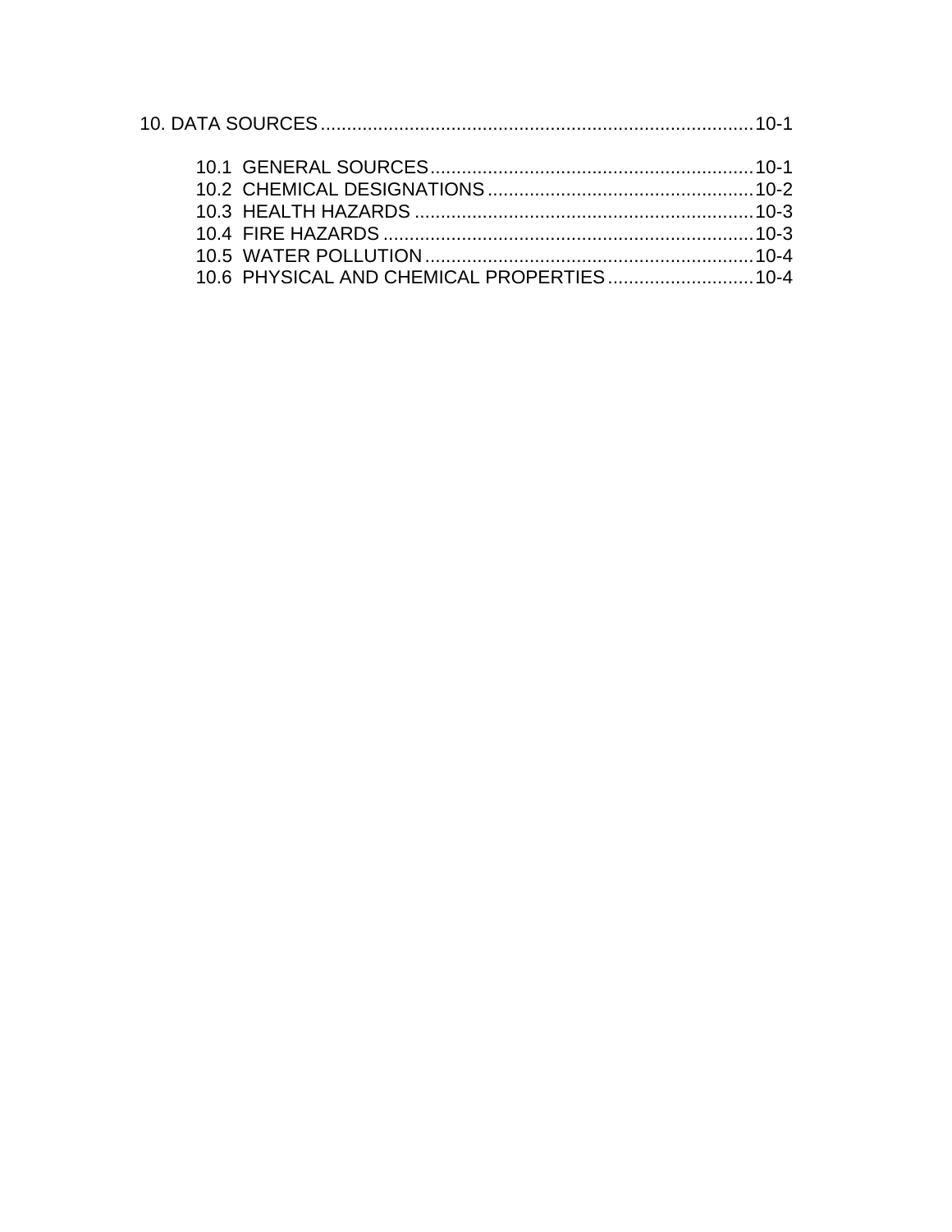10. DATA SOURCES ........................................................................................10-1

- 10.1 GENERAL SOURCES.............................................................10-1
- 10.2 CHEMICAL DESIGNATIONS ...................................................10-2
- 10.3 HEALTH HAZARDS ................................................................10-3
- 10.4 FIRE HAZARDS ......................................................................10-3
- 10.5 WATER POLLUTION ..............................................................10-4
- 10.6 PHYSICAL AND CHEMICAL PROPERTIES ............................10-4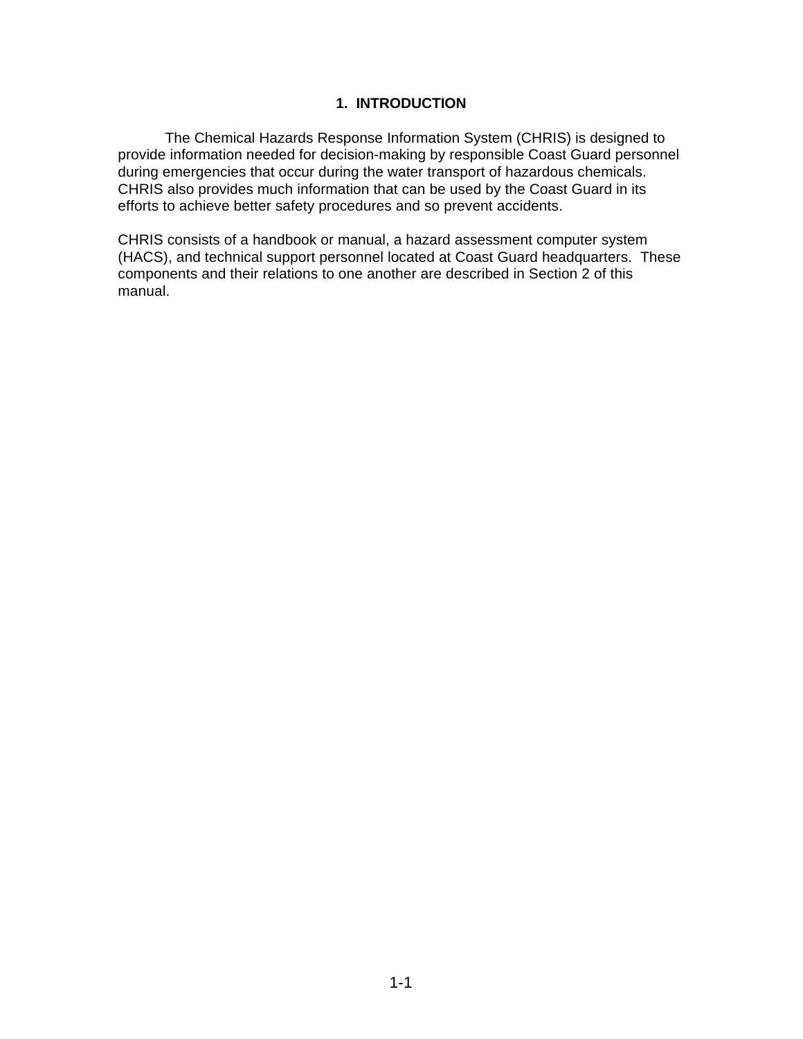# 1. INTRODUCTION

The Chemical Hazards Response Information System (CHRIS) is designed to provide information needed for decision-making by responsible Coast Guard personnel during emergencies that occur during the water transport of hazardous chemicals. CHRIS also provides much information that can be used by the Coast Guard in its efforts to achieve better safety procedures and so prevent accidents.

CHRIS consists of a handbook or manual, a hazard assessment computer system (HACS), and technical support personnel located at Coast Guard headquarters. These components and their relations to one another are described in Section 2 of this manual.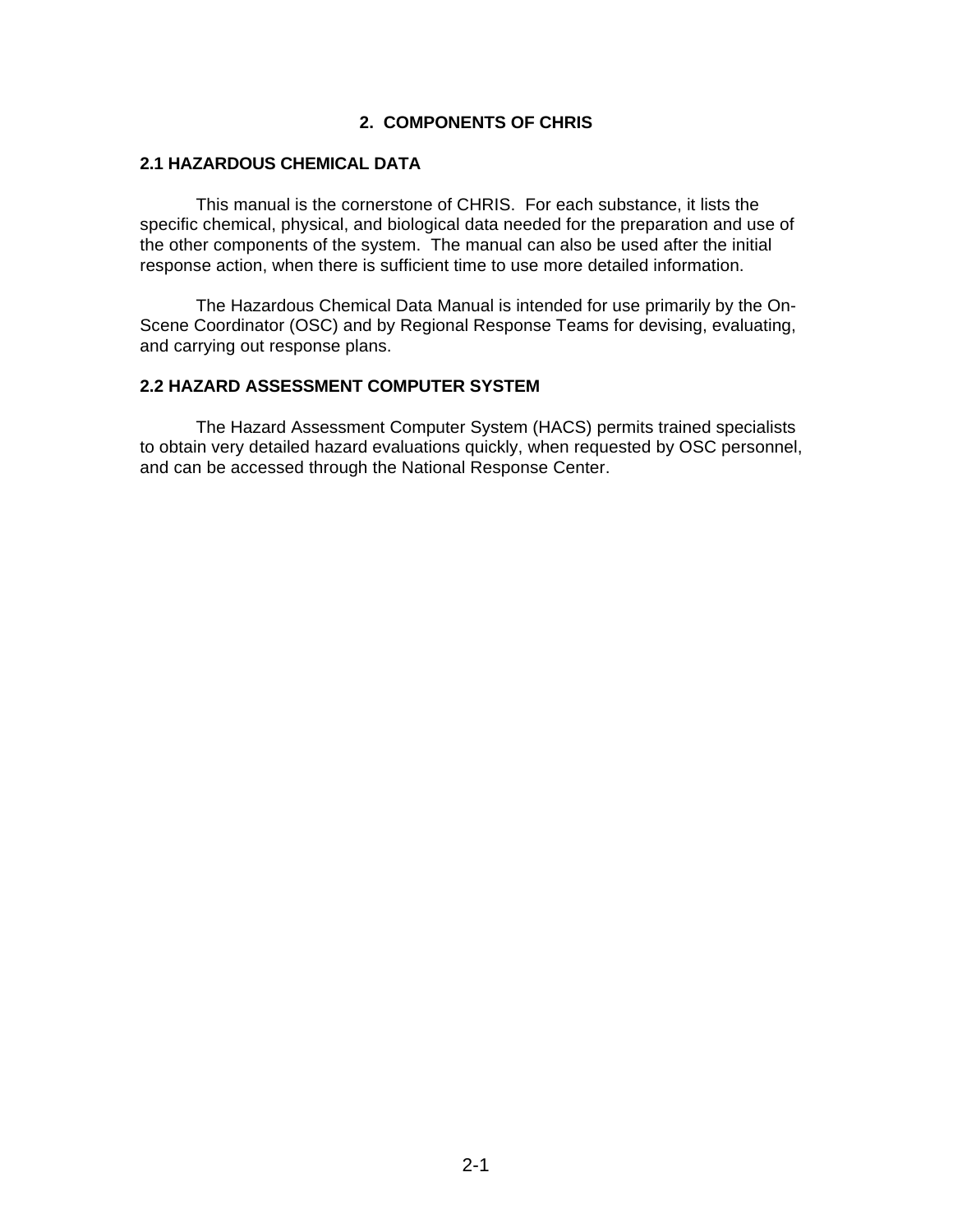# 2. COMPONENTS OF CHRIS

## 2.1 HAZARDOUS CHEMICAL DATA

This manual is the cornerstone of CHRIS. For each substance, it lists the specific chemical, physical, and biological data needed for the preparation and use of the other components of the system. The manual can also be used after the initial response action, when there is sufficient time to use more detailed information.

The Hazardous Chemical Data Manual is intended for use primarily by the On-Scene Coordinator (OSC) and by Regional Response Teams for devising, evaluating, and carrying out response plans.

## 2.2 HAZARD ASSESSMENT COMPUTER SYSTEM

The Hazard Assessment Computer System (HACS) permits trained specialists to obtain very detailed hazard evaluations quickly, when requested by OSC personnel, and can be accessed through the National Response Center.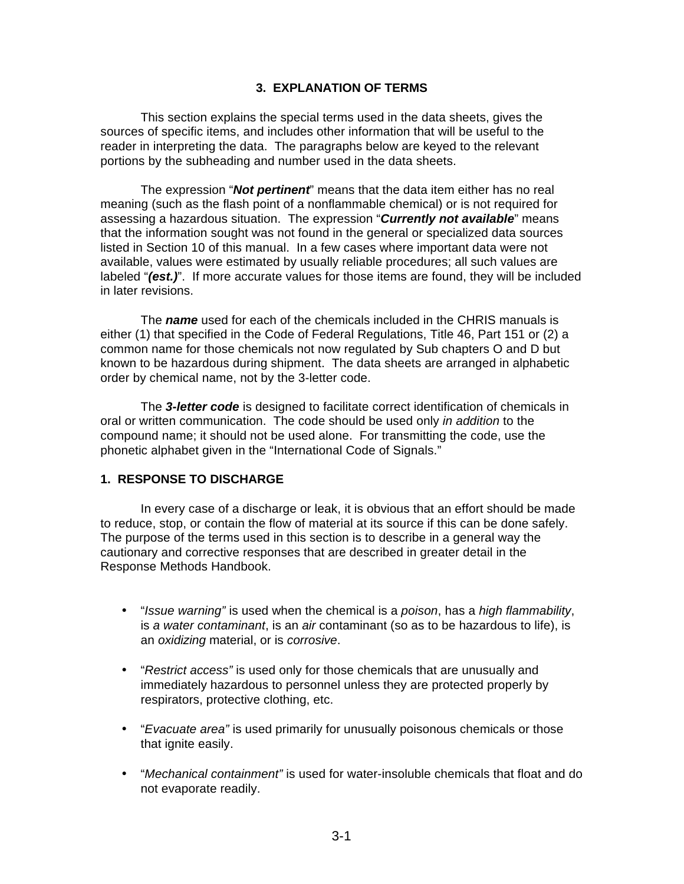# 3. EXPLANATION OF TERMS

This section explains the special terms used in the data sheets, gives the sources of specific items, and includes other information that will be useful to the reader in interpreting the data. The paragraphs below are keyed to the relevant portions by the subheading and number used in the data sheets.

The expression "***Not pertinent***" means that the data item either has no real meaning (such as the flash point of a nonflammable chemical) or is not required for assessing a hazardous situation. The expression "***Currently not available***" means that the information sought was not found in the general or specialized data sources listed in Section 10 of this manual. In a few cases where important data were not available, values were estimated by usually reliable procedures; all such values are labeled "***(est.)***". If more accurate values for those items are found, they will be included in later revisions.

The ***name*** used for each of the chemicals included in the CHRIS manuals is either (1) that specified in the Code of Federal Regulations, Title 46, Part 151 or (2) a common name for those chemicals not now regulated by Sub chapters O and D but known to be hazardous during shipment. The data sheets are arranged in alphabetic order by chemical name, not by the 3-letter code.

The ***3-letter code*** is designed to facilitate correct identification of chemicals in oral or written communication. The code should be used only *in addition* to the compound name; it should not be used alone. For transmitting the code, use the phonetic alphabet given in the "International Code of Signals."

## 1. RESPONSE TO DISCHARGE

In every case of a discharge or leak, it is obvious that an effort should be made to reduce, stop, or contain the flow of material at its source if this can be done safely. The purpose of the terms used in this section is to describe in a general way the cautionary and corrective responses that are described in greater detail in the Response Methods Handbook.

- "*Issue warning"* is used when the chemical is a *poison*, has a *high flammability*, is *a water contaminant*, is an *air* contaminant (so as to be hazardous to life), is an *oxidizing* material, or is *corrosive*.

- "*Restrict access"* is used only for those chemicals that are unusually and immediately hazardous to personnel unless they are protected properly by respirators, protective clothing, etc.

- "*Evacuate area"* is used primarily for unusually poisonous chemicals or those that ignite easily.

- "*Mechanical containment"* is used for water-insoluble chemicals that float and do not evaporate readily.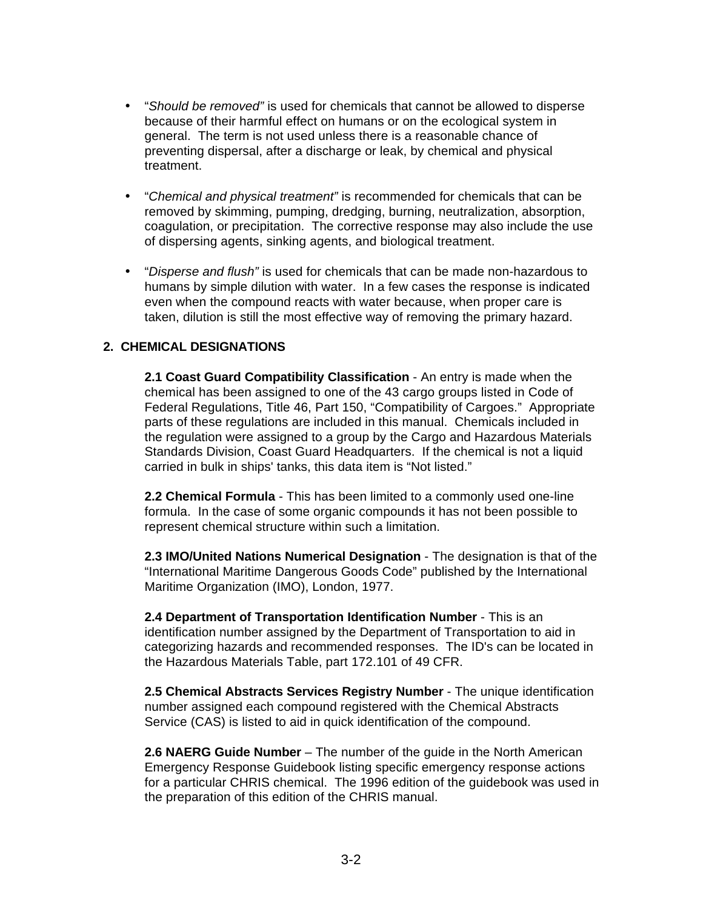- "*Should be removed"* is used for chemicals that cannot be allowed to disperse because of their harmful effect on humans or on the ecological system in general. The term is not used unless there is a reasonable chance of preventing dispersal, after a discharge or leak, by chemical and physical treatment.

- "*Chemical and physical treatment"* is recommended for chemicals that can be removed by skimming, pumping, dredging, burning, neutralization, absorption, coagulation, or precipitation. The corrective response may also include the use of dispersing agents, sinking agents, and biological treatment.

- "*Disperse and flush"* is used for chemicals that can be made non-hazardous to humans by simple dilution with water. In a few cases the response is indicated even when the compound reacts with water because, when proper care is taken, dilution is still the most effective way of removing the primary hazard.

## 2. CHEMICAL DESIGNATIONS

**2.1 Coast Guard Compatibility Classification** - An entry is made when the chemical has been assigned to one of the 43 cargo groups listed in Code of Federal Regulations, Title 46, Part 150, "Compatibility of Cargoes." Appropriate parts of these regulations are included in this manual. Chemicals included in the regulation were assigned to a group by the Cargo and Hazardous Materials Standards Division, Coast Guard Headquarters. If the chemical is not a liquid carried in bulk in ships' tanks, this data item is "Not listed."

**2.2 Chemical Formula** - This has been limited to a commonly used one-line formula. In the case of some organic compounds it has not been possible to represent chemical structure within such a limitation.

**2.3 IMO/United Nations Numerical Designation** - The designation is that of the "International Maritime Dangerous Goods Code" published by the International Maritime Organization (IMO), London, 1977.

**2.4 Department of Transportation Identification Number** - This is an identification number assigned by the Department of Transportation to aid in categorizing hazards and recommended responses. The ID's can be located in the Hazardous Materials Table, part 172.101 of 49 CFR.

**2.5 Chemical Abstracts Services Registry Number** - The unique identification number assigned each compound registered with the Chemical Abstracts Service (CAS) is listed to aid in quick identification of the compound.

**2.6 NAERG Guide Number** – The number of the guide in the North American Emergency Response Guidebook listing specific emergency response actions for a particular CHRIS chemical. The 1996 edition of the guidebook was used in the preparation of this edition of the CHRIS manual.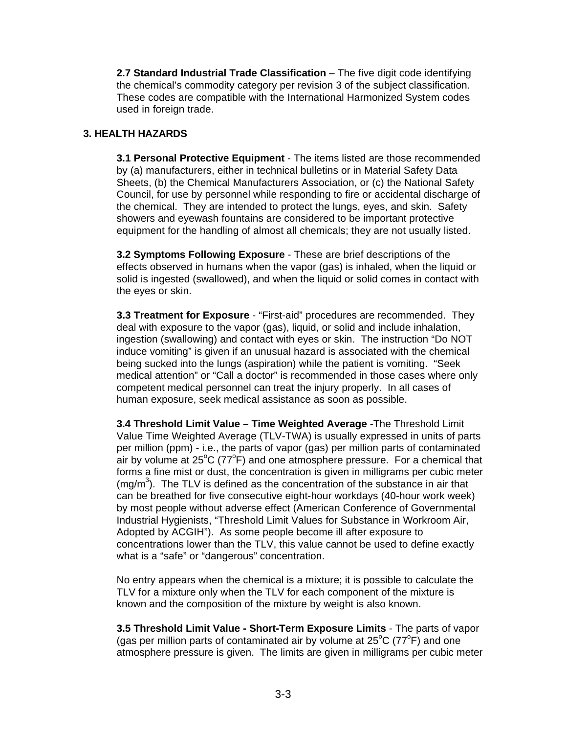**2.7 Standard Industrial Trade Classification** – The five digit code identifying the chemical's commodity category per revision 3 of the subject classification. These codes are compatible with the International Harmonized System codes used in foreign trade.

## 3. HEALTH HAZARDS

**3.1 Personal Protective Equipment** - The items listed are those recommended by (a) manufacturers, either in technical bulletins or in Material Safety Data Sheets, (b) the Chemical Manufacturers Association, or (c) the National Safety Council, for use by personnel while responding to fire or accidental discharge of the chemical. They are intended to protect the lungs, eyes, and skin. Safety showers and eyewash fountains are considered to be important protective equipment for the handling of almost all chemicals; they are not usually listed.

**3.2 Symptoms Following Exposure** - These are brief descriptions of the effects observed in humans when the vapor (gas) is inhaled, when the liquid or solid is ingested (swallowed), and when the liquid or solid comes in contact with the eyes or skin.

**3.3 Treatment for Exposure** - "First-aid" procedures are recommended. They deal with exposure to the vapor (gas), liquid, or solid and include inhalation, ingestion (swallowing) and contact with eyes or skin. The instruction "Do NOT induce vomiting" is given if an unusual hazard is associated with the chemical being sucked into the lungs (aspiration) while the patient is vomiting. "Seek medical attention" or "Call a doctor" is recommended in those cases where only competent medical personnel can treat the injury properly. In all cases of human exposure, seek medical assistance as soon as possible.

**3.4 Threshold Limit Value – Time Weighted Average** -The Threshold Limit Value Time Weighted Average (TLV-TWA) is usually expressed in units of parts per million (ppm) - i.e., the parts of vapor (gas) per million parts of contaminated air by volume at 25°C (77°F) and one atmosphere pressure. For a chemical that forms a fine mist or dust, the concentration is given in milligrams per cubic meter ($mg/m^3$). The TLV is defined as the concentration of the substance in air that can be breathed for five consecutive eight-hour workdays (40-hour work week) by most people without adverse effect (American Conference of Governmental Industrial Hygienists, "Threshold Limit Values for Substance in Workroom Air, Adopted by ACGIH"). As some people become ill after exposure to concentrations lower than the TLV, this value cannot be used to define exactly what is a "safe" or "dangerous" concentration.

No entry appears when the chemical is a mixture; it is possible to calculate the TLV for a mixture only when the TLV for each component of the mixture is known and the composition of the mixture by weight is also known.

**3.5 Threshold Limit Value - Short-Term Exposure Limits** - The parts of vapor (gas per million parts of contaminated air by volume at 25°C (77°F) and one atmosphere pressure is given. The limits are given in milligrams per cubic meter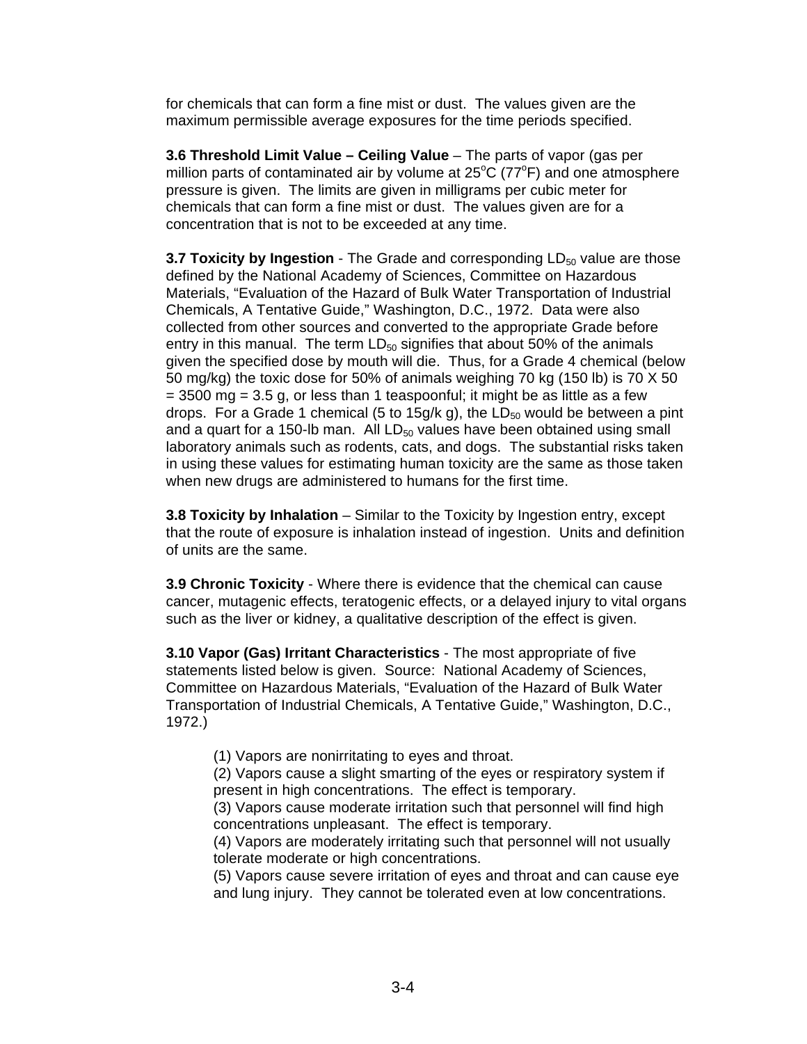for chemicals that can form a fine mist or dust. The values given are the maximum permissible average exposures for the time periods specified.

**3.6 Threshold Limit Value – Ceiling Value** – The parts of vapor (gas per million parts of contaminated air by volume at 25°C (77°F) and one atmosphere pressure is given. The limits are given in milligrams per cubic meter for chemicals that can form a fine mist or dust. The values given are for a concentration that is not to be exceeded at any time.

**3.7 Toxicity by Ingestion** - The Grade and corresponding $LD_{50}$ value are those defined by the National Academy of Sciences, Committee on Hazardous Materials, "Evaluation of the Hazard of Bulk Water Transportation of Industrial Chemicals, A Tentative Guide," Washington, D.C., 1972. Data were also collected from other sources and converted to the appropriate Grade before entry in this manual. The term $LD_{50}$ signifies that about 50% of the animals given the specified dose by mouth will die. Thus, for a Grade 4 chemical (below 50 mg/kg) the toxic dose for 50% of animals weighing 70 kg (150 lb) is 70 X 50 = 3500 mg = 3.5 g, or less than 1 teaspoonful; it might be as little as a few drops. For a Grade 1 chemical (5 to 15g/k g), the $LD_{50}$ would be between a pint and a quart for a 150-lb man. All $LD_{50}$ values have been obtained using small laboratory animals such as rodents, cats, and dogs. The substantial risks taken in using these values for estimating human toxicity are the same as those taken when new drugs are administered to humans for the first time.

**3.8 Toxicity by Inhalation** – Similar to the Toxicity by Ingestion entry, except that the route of exposure is inhalation instead of ingestion. Units and definition of units are the same.

**3.9 Chronic Toxicity** - Where there is evidence that the chemical can cause cancer, mutagenic effects, teratogenic effects, or a delayed injury to vital organs such as the liver or kidney, a qualitative description of the effect is given.

**3.10 Vapor (Gas) Irritant Characteristics** - The most appropriate of five statements listed below is given. Source: National Academy of Sciences, Committee on Hazardous Materials, "Evaluation of the Hazard of Bulk Water Transportation of Industrial Chemicals, A Tentative Guide," Washington, D.C., 1972.)

(1) Vapors are nonirritating to eyes and throat.
(2) Vapors cause a slight smarting of the eyes or respiratory system if present in high concentrations. The effect is temporary.
(3) Vapors cause moderate irritation such that personnel will find high concentrations unpleasant. The effect is temporary.
(4) Vapors are moderately irritating such that personnel will not usually tolerate moderate or high concentrations.
(5) Vapors cause severe irritation of eyes and throat and can cause eye and lung injury. They cannot be tolerated even at low concentrations.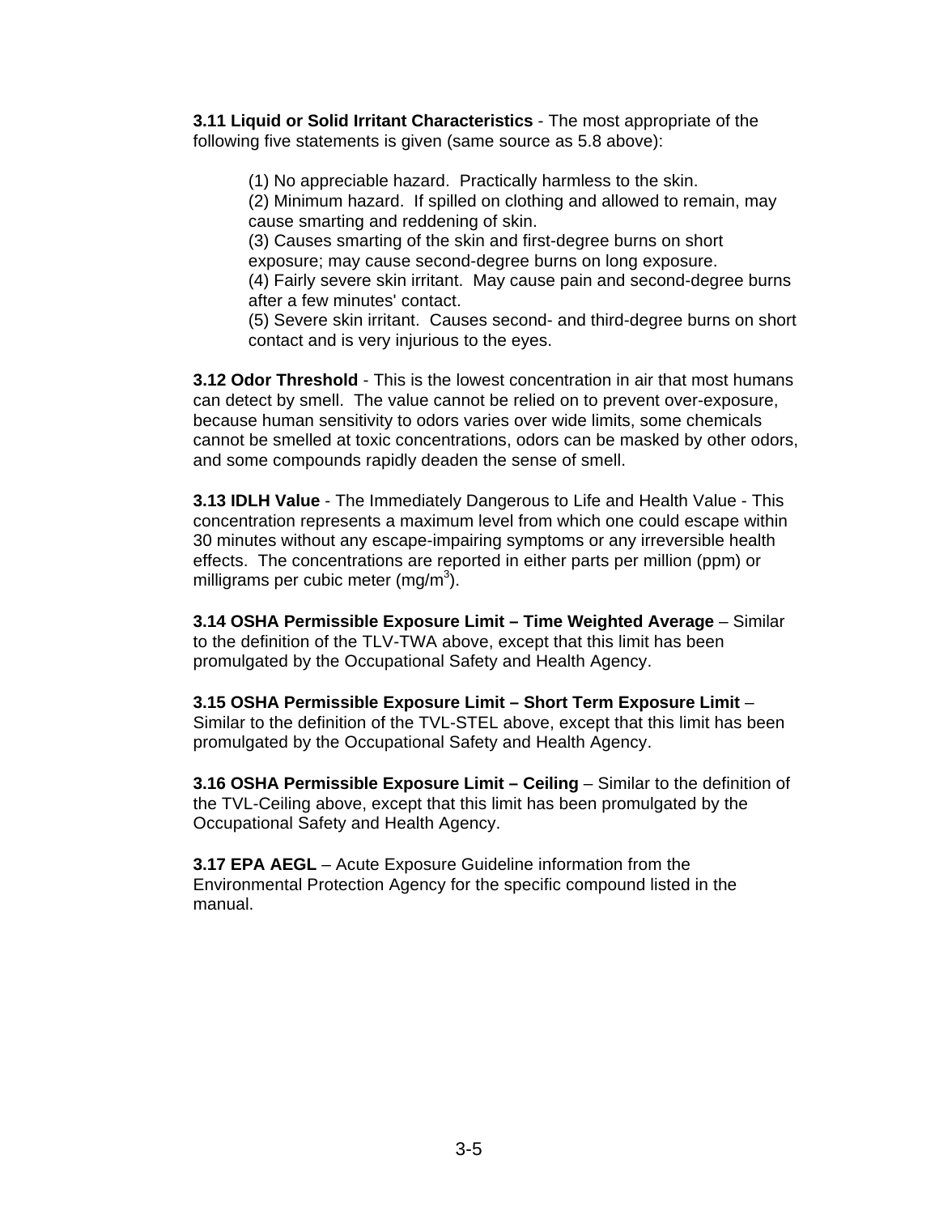**3.11 Liquid or Solid Irritant Characteristics** - The most appropriate of the following five statements is given (same source as 5.8 above):

(1) No appreciable hazard. Practically harmless to the skin.
(2) Minimum hazard. If spilled on clothing and allowed to remain, may cause smarting and reddening of skin.
(3) Causes smarting of the skin and first-degree burns on short exposure; may cause second-degree burns on long exposure.
(4) Fairly severe skin irritant. May cause pain and second-degree burns after a few minutes' contact.
(5) Severe skin irritant. Causes second- and third-degree burns on short contact and is very injurious to the eyes.

**3.12 Odor Threshold** - This is the lowest concentration in air that most humans can detect by smell. The value cannot be relied on to prevent over-exposure, because human sensitivity to odors varies over wide limits, some chemicals cannot be smelled at toxic concentrations, odors can be masked by other odors, and some compounds rapidly deaden the sense of smell.

**3.13 IDLH Value** - The Immediately Dangerous to Life and Health Value - This concentration represents a maximum level from which one could escape within 30 minutes without any escape-impairing symptoms or any irreversible health effects. The concentrations are reported in either parts per million (ppm) or milligrams per cubic meter ($mg/m^3$).

**3.14 OSHA Permissible Exposure Limit – Time Weighted Average** – Similar to the definition of the TLV-TWA above, except that this limit has been promulgated by the Occupational Safety and Health Agency.

**3.15 OSHA Permissible Exposure Limit – Short Term Exposure Limit** – Similar to the definition of the TVL-STEL above, except that this limit has been promulgated by the Occupational Safety and Health Agency.

**3.16 OSHA Permissible Exposure Limit – Ceiling** – Similar to the definition of the TVL-Ceiling above, except that this limit has been promulgated by the Occupational Safety and Health Agency.

**3.17 EPA AEGL** – Acute Exposure Guideline information from the Environmental Protection Agency for the specific compound listed in the manual.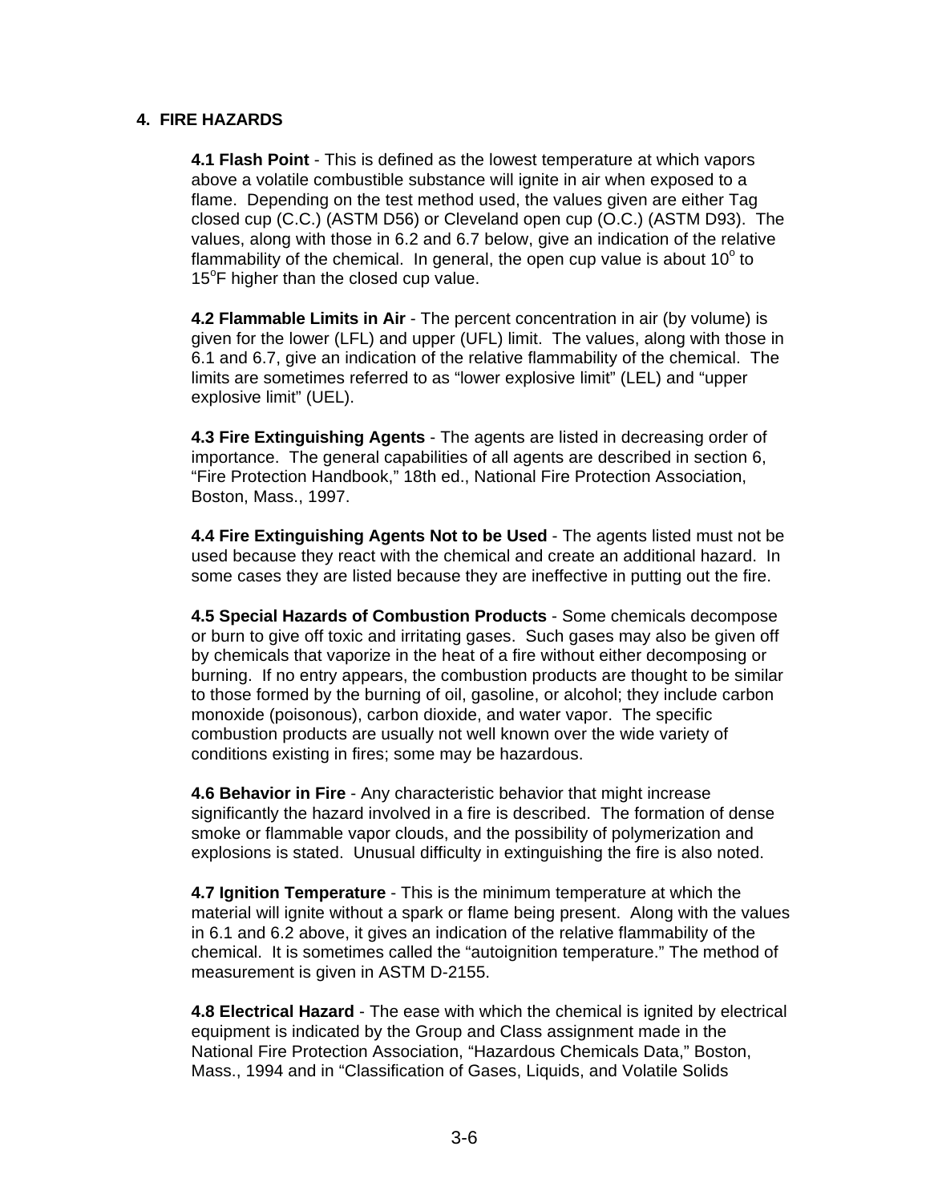## 4. FIRE HAZARDS

**4.1 Flash Point** - This is defined as the lowest temperature at which vapors above a volatile combustible substance will ignite in air when exposed to a flame. Depending on the test method used, the values given are either Tag closed cup (C.C.) (ASTM D56) or Cleveland open cup (O.C.) (ASTM D93). The values, along with those in 6.2 and 6.7 below, give an indication of the relative flammability of the chemical. In general, the open cup value is about 10$^o$ to 15$^o$F higher than the closed cup value.

**4.2 Flammable Limits in Air** - The percent concentration in air (by volume) is given for the lower (LFL) and upper (UFL) limit. The values, along with those in 6.1 and 6.7, give an indication of the relative flammability of the chemical. The limits are sometimes referred to as "lower explosive limit" (LEL) and "upper explosive limit" (UEL).

**4.3 Fire Extinguishing Agents** - The agents are listed in decreasing order of importance. The general capabilities of all agents are described in section 6, "Fire Protection Handbook," 18th ed., National Fire Protection Association, Boston, Mass., 1997.

**4.4 Fire Extinguishing Agents Not to be Used** - The agents listed must not be used because they react with the chemical and create an additional hazard. In some cases they are listed because they are ineffective in putting out the fire.

**4.5 Special Hazards of Combustion Products** - Some chemicals decompose or burn to give off toxic and irritating gases. Such gases may also be given off by chemicals that vaporize in the heat of a fire without either decomposing or burning. If no entry appears, the combustion products are thought to be similar to those formed by the burning of oil, gasoline, or alcohol; they include carbon monoxide (poisonous), carbon dioxide, and water vapor. The specific combustion products are usually not well known over the wide variety of conditions existing in fires; some may be hazardous.

**4.6 Behavior in Fire** - Any characteristic behavior that might increase significantly the hazard involved in a fire is described. The formation of dense smoke or flammable vapor clouds, and the possibility of polymerization and explosions is stated. Unusual difficulty in extinguishing the fire is also noted.

**4.7 Ignition Temperature** - This is the minimum temperature at which the material will ignite without a spark or flame being present. Along with the values in 6.1 and 6.2 above, it gives an indication of the relative flammability of the chemical. It is sometimes called the "autoignition temperature." The method of measurement is given in ASTM D-2155.

**4.8 Electrical Hazard** - The ease with which the chemical is ignited by electrical equipment is indicated by the Group and Class assignment made in the National Fire Protection Association, "Hazardous Chemicals Data," Boston, Mass., 1994 and in "Classification of Gases, Liquids, and Volatile Solids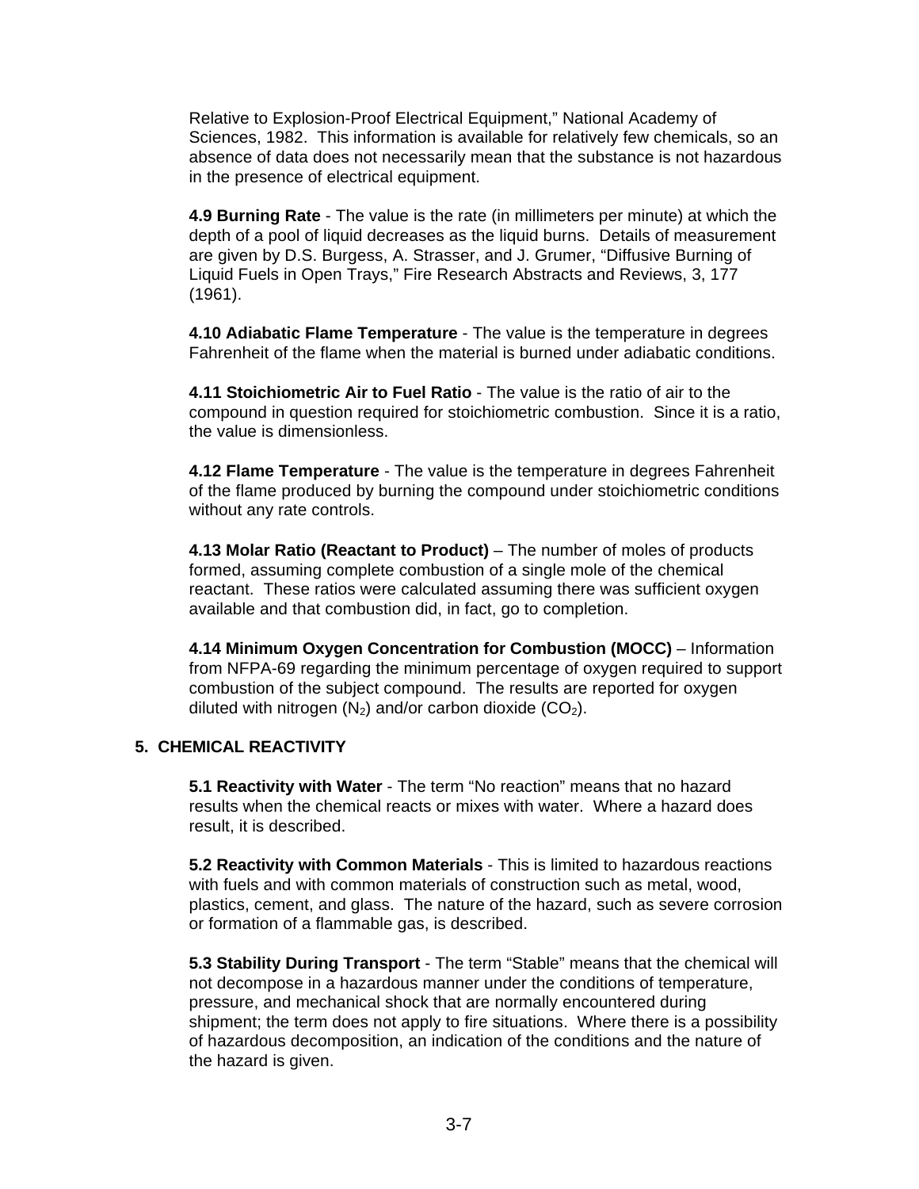Relative to Explosion-Proof Electrical Equipment," National Academy of Sciences, 1982. This information is available for relatively few chemicals, so an absence of data does not necessarily mean that the substance is not hazardous in the presence of electrical equipment.

**4.9 Burning Rate** - The value is the rate (in millimeters per minute) at which the depth of a pool of liquid decreases as the liquid burns. Details of measurement are given by D.S. Burgess, A. Strasser, and J. Grumer, "Diffusive Burning of Liquid Fuels in Open Trays," Fire Research Abstracts and Reviews, 3, 177 (1961).

**4.10 Adiabatic Flame Temperature** - The value is the temperature in degrees Fahrenheit of the flame when the material is burned under adiabatic conditions.

**4.11 Stoichiometric Air to Fuel Ratio** - The value is the ratio of air to the compound in question required for stoichiometric combustion. Since it is a ratio, the value is dimensionless.

**4.12 Flame Temperature** - The value is the temperature in degrees Fahrenheit of the flame produced by burning the compound under stoichiometric conditions without any rate controls.

**4.13 Molar Ratio (Reactant to Product)** – The number of moles of products formed, assuming complete combustion of a single mole of the chemical reactant. These ratios were calculated assuming there was sufficient oxygen available and that combustion did, in fact, go to completion.

**4.14 Minimum Oxygen Concentration for Combustion (MOCC)** – Information from NFPA-69 regarding the minimum percentage of oxygen required to support combustion of the subject compound. The results are reported for oxygen diluted with nitrogen ($N_2$) and/or carbon dioxide ($CO_2$).

## 5. CHEMICAL REACTIVITY

**5.1 Reactivity with Water** - The term "No reaction" means that no hazard results when the chemical reacts or mixes with water. Where a hazard does result, it is described.

**5.2 Reactivity with Common Materials** - This is limited to hazardous reactions with fuels and with common materials of construction such as metal, wood, plastics, cement, and glass. The nature of the hazard, such as severe corrosion or formation of a flammable gas, is described.

**5.3 Stability During Transport** - The term "Stable" means that the chemical will not decompose in a hazardous manner under the conditions of temperature, pressure, and mechanical shock that are normally encountered during shipment; the term does not apply to fire situations. Where there is a possibility of hazardous decomposition, an indication of the conditions and the nature of the hazard is given.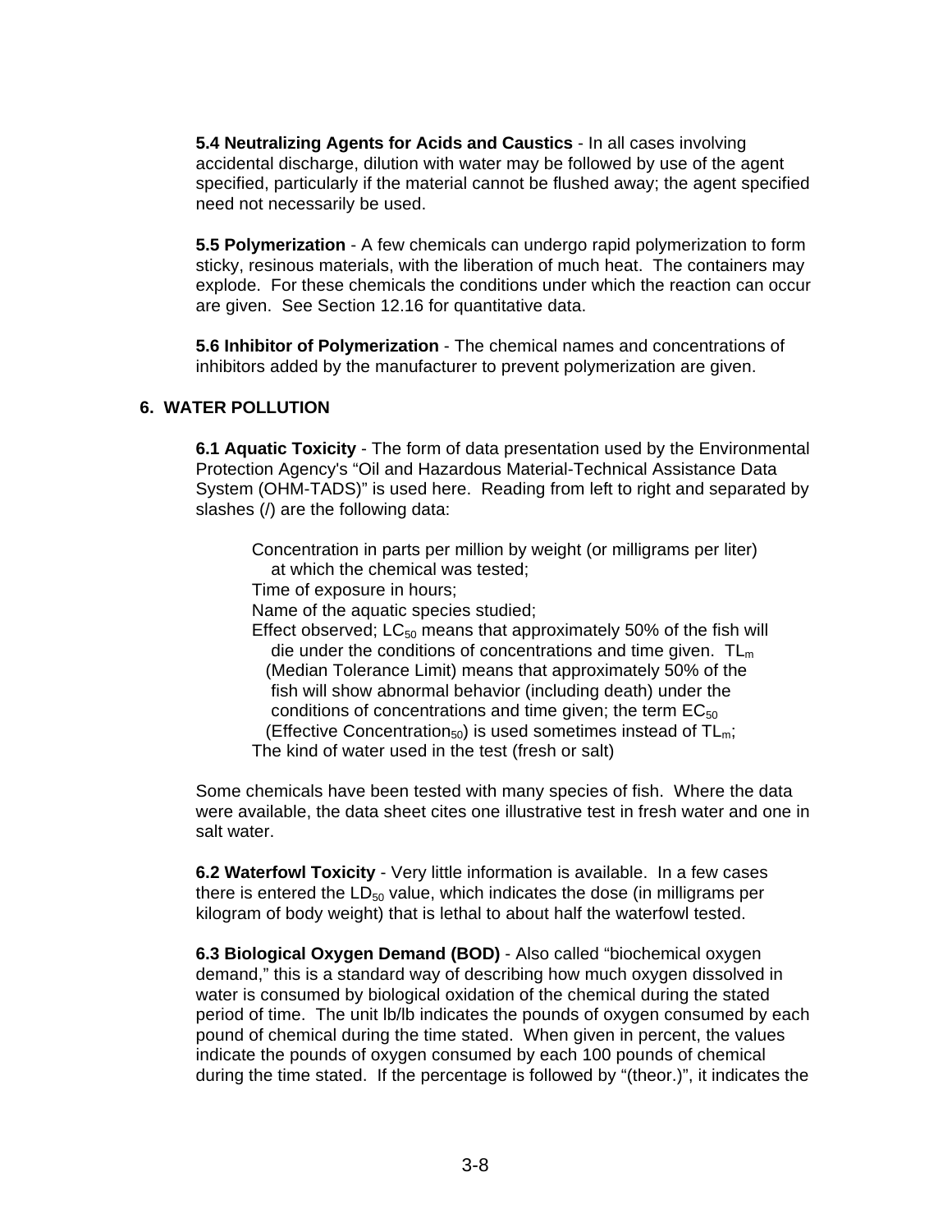**5.4 Neutralizing Agents for Acids and Caustics** - In all cases involving accidental discharge, dilution with water may be followed by use of the agent specified, particularly if the material cannot be flushed away; the agent specified need not necessarily be used.

**5.5 Polymerization** - A few chemicals can undergo rapid polymerization to form sticky, resinous materials, with the liberation of much heat. The containers may explode. For these chemicals the conditions under which the reaction can occur are given. See Section 12.16 for quantitative data.

**5.6 Inhibitor of Polymerization** - The chemical names and concentrations of inhibitors added by the manufacturer to prevent polymerization are given.

## 6. WATER POLLUTION

**6.1 Aquatic Toxicity** - The form of data presentation used by the Environmental Protection Agency's "Oil and Hazardous Material-Technical Assistance Data System (OHM-TADS)" is used here. Reading from left to right and separated by slashes (/) are the following data:

> Concentration in parts per million by weight (or milligrams per liter) at which the chemical was tested;
> Time of exposure in hours;
> Name of the aquatic species studied;
> Effect observed; $LC_{50}$ means that approximately 50% of the fish will die under the conditions of concentrations and time given. $TL_m$ (Median Tolerance Limit) means that approximately 50% of the fish will show abnormal behavior (including death) under the conditions of concentrations and time given; the term $EC_{50}$ (Effective Concentration$_{50}$) is used sometimes instead of $TL_m$;
> The kind of water used in the test (fresh or salt)

Some chemicals have been tested with many species of fish. Where the data were available, the data sheet cites one illustrative test in fresh water and one in salt water.

**6.2 Waterfowl Toxicity** - Very little information is available. In a few cases there is entered the $LD_{50}$ value, which indicates the dose (in milligrams per kilogram of body weight) that is lethal to about half the waterfowl tested.

**6.3 Biological Oxygen Demand (BOD)** - Also called "biochemical oxygen demand," this is a standard way of describing how much oxygen dissolved in water is consumed by biological oxidation of the chemical during the stated period of time. The unit lb/lb indicates the pounds of oxygen consumed by each pound of chemical during the time stated. When given in percent, the values indicate the pounds of oxygen consumed by each 100 pounds of chemical during the time stated. If the percentage is followed by "(theor.)", it indicates the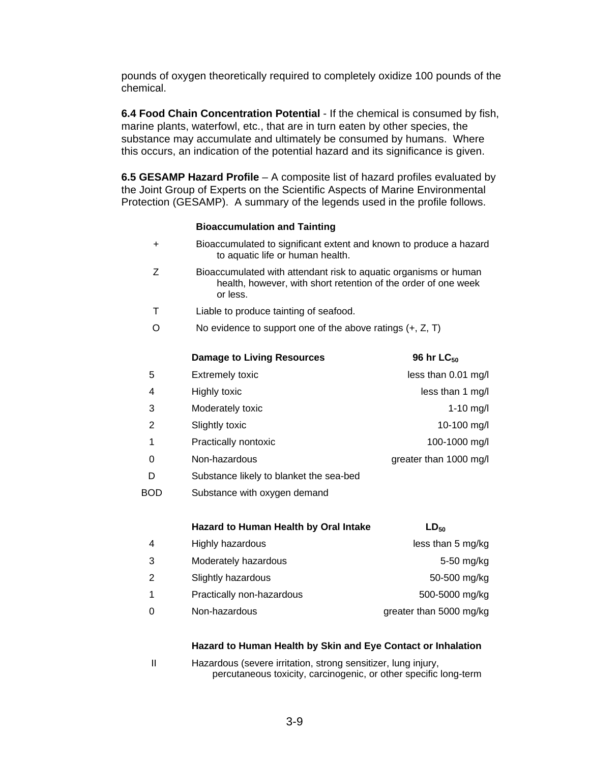pounds of oxygen theoretically required to completely oxidize 100 pounds of the chemical.

**6.4 Food Chain Concentration Potential** - If the chemical is consumed by fish, marine plants, waterfowl, etc., that are in turn eaten by other species, the substance may accumulate and ultimately be consumed by humans. Where this occurs, an indication of the potential hazard and its significance is given.

**6.5 GESAMP Hazard Profile** – A composite list of hazard profiles evaluated by the Joint Group of Experts on the Scientific Aspects of Marine Environmental Protection (GESAMP). A summary of the legends used in the profile follows.

| | **Bioaccumulation and Tainting** |
|---|---|
| + | Bioaccumulated to significant extent and known to produce a hazard to aquatic life or human health. |
| Z | Bioaccumulated with attendant risk to aquatic organisms or human health, however, with short retention of the order of one week or less. |
| T | Liable to produce tainting of seafood. |
| O | No evidence to support one of the above ratings (+, Z, T) |

| | **Damage to Living Resources** | **96 hr $LC_{50}$** |
|---|---|---|
| 5 | Extremely toxic | less than 0.01 mg/l |
| 4 | Highly toxic | less than 1 mg/l |
| 3 | Moderately toxic | 1-10 mg/l |
| 2 | Slightly toxic | 10-100 mg/l |
| 1 | Practically nontoxic | 100-1000 mg/l |
| 0 | Non-hazardous | greater than 1000 mg/l |
| D | Substance likely to blanket the sea-bed | |
| BOD | Substance with oxygen demand | |

| | **Hazard to Human Health by Oral Intake** | **$LD_{50}$** |
|---|---|---|
| 4 | Highly hazardous | less than 5 mg/kg |
| 3 | Moderately hazardous | 5-50 mg/kg |
| 2 | Slightly hazardous | 50-500 mg/kg |
| 1 | Practically non-hazardous | 500-5000 mg/kg |
| 0 | Non-hazardous | greater than 5000 mg/kg |

| | **Hazard to Human Health by Skin and Eye Contact or Inhalation** |
|---|---|
| II | Hazardous (severe irritation, strong sensitizer, lung injury, percutaneous toxicity, carcinogenic, or other specific long-term |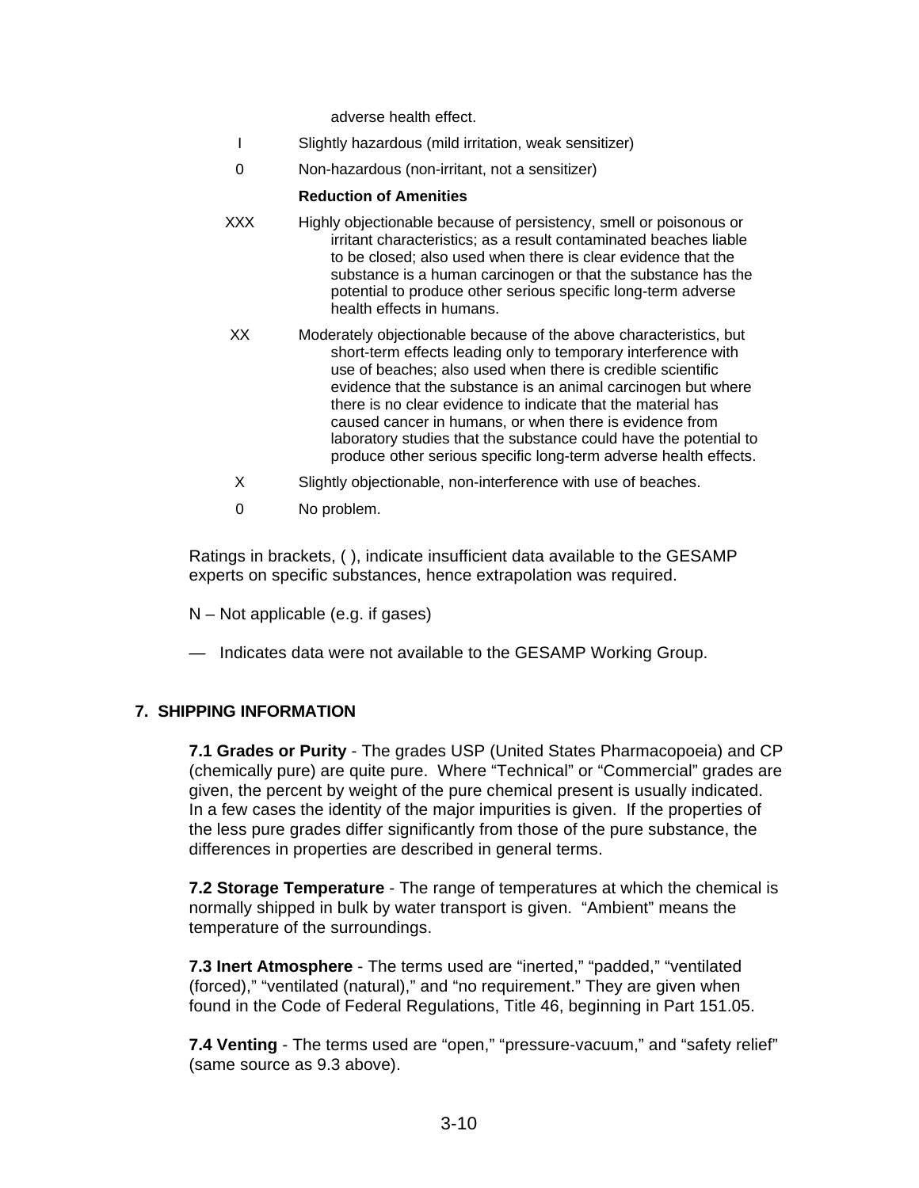adverse health effect.

| | |
|---|---|
| I | Slightly hazardous (mild irritation, weak sensitizer) |
| 0 | Non-hazardous (non-irritant, not a sensitizer) |
| | **Reduction of Amenities** |
| XXX | Highly objectionable because of persistency, smell or poisonous or irritant characteristics; as a result contaminated beaches liable to be closed; also used when there is clear evidence that the substance is a human carcinogen or that the substance has the potential to produce other serious specific long-term adverse health effects in humans. |
| XX | Moderately objectionable because of the above characteristics, but short-term effects leading only to temporary interference with use of beaches; also used when there is credible scientific evidence that the substance is an animal carcinogen but where there is no clear evidence to indicate that the material has caused cancer in humans, or when there is evidence from laboratory studies that the substance could have the potential to produce other serious specific long-term adverse health effects. |
| X | Slightly objectionable, non-interference with use of beaches. |
| 0 | No problem. |

Ratings in brackets, ( ), indicate insufficient data available to the GESAMP experts on specific substances, hence extrapolation was required.

N – Not applicable (e.g. if gases)

— Indicates data were not available to the GESAMP Working Group.

## 7. SHIPPING INFORMATION

**7.1 Grades or Purity** - The grades USP (United States Pharmacopoeia) and CP (chemically pure) are quite pure. Where "Technical" or "Commercial" grades are given, the percent by weight of the pure chemical present is usually indicated. In a few cases the identity of the major impurities is given. If the properties of the less pure grades differ significantly from those of the pure substance, the differences in properties are described in general terms.

**7.2 Storage Temperature** - The range of temperatures at which the chemical is normally shipped in bulk by water transport is given. "Ambient" means the temperature of the surroundings.

**7.3 Inert Atmosphere** - The terms used are "inerted," "padded," "ventilated (forced)," "ventilated (natural)," and "no requirement." They are given when found in the Code of Federal Regulations, Title 46, beginning in Part 151.05.

**7.4 Venting** - The terms used are "open," "pressure-vacuum," and "safety relief" (same source as 9.3 above).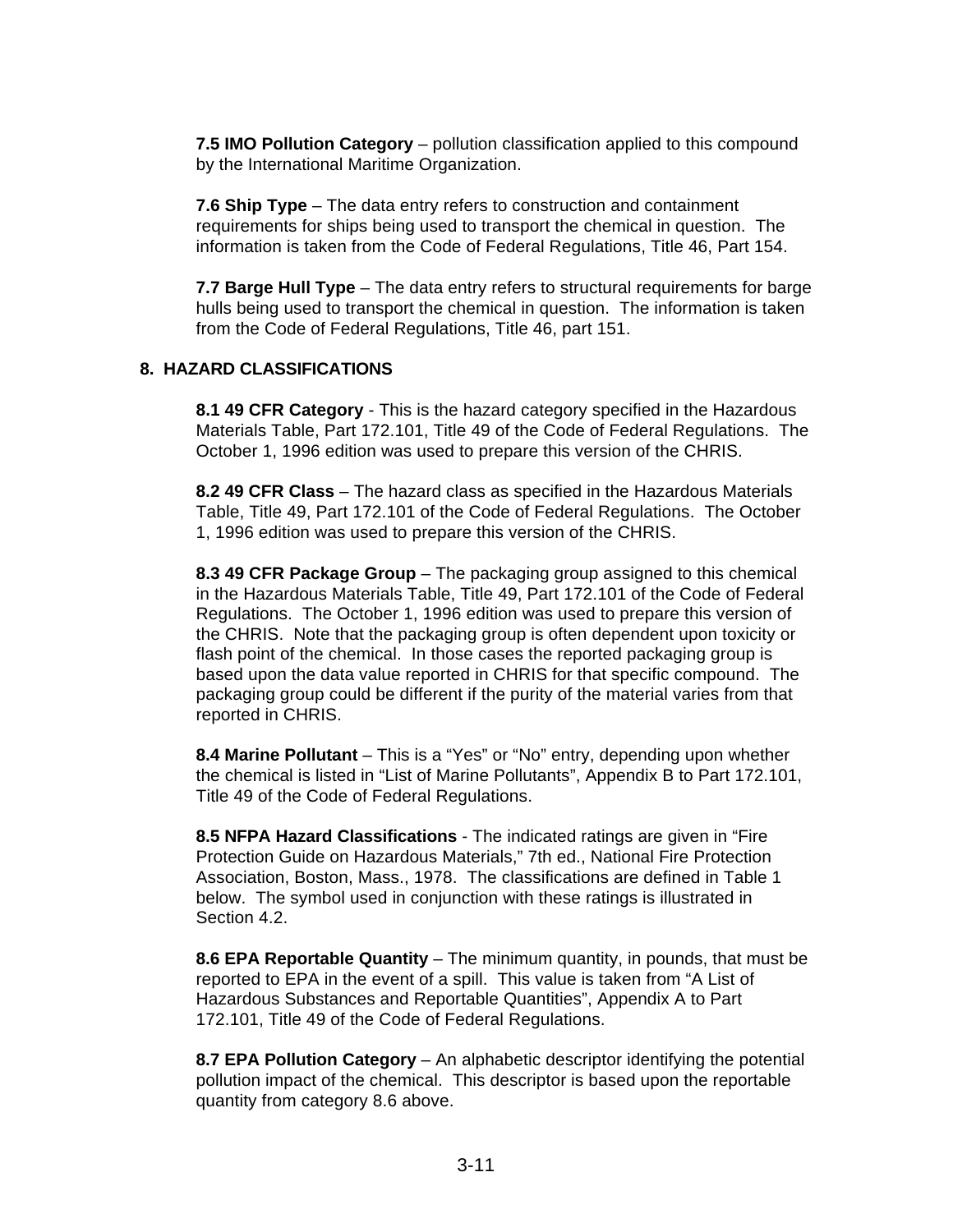**7.5 IMO Pollution Category** – pollution classification applied to this compound by the International Maritime Organization.

**7.6 Ship Type** – The data entry refers to construction and containment requirements for ships being used to transport the chemical in question. The information is taken from the Code of Federal Regulations, Title 46, Part 154.

**7.7 Barge Hull Type** – The data entry refers to structural requirements for barge hulls being used to transport the chemical in question. The information is taken from the Code of Federal Regulations, Title 46, part 151.

## 8. HAZARD CLASSIFICATIONS

**8.1 49 CFR Category** - This is the hazard category specified in the Hazardous Materials Table, Part 172.101, Title 49 of the Code of Federal Regulations. The October 1, 1996 edition was used to prepare this version of the CHRIS.

**8.2 49 CFR Class** – The hazard class as specified in the Hazardous Materials Table, Title 49, Part 172.101 of the Code of Federal Regulations. The October 1, 1996 edition was used to prepare this version of the CHRIS.

**8.3 49 CFR Package Group** – The packaging group assigned to this chemical in the Hazardous Materials Table, Title 49, Part 172.101 of the Code of Federal Regulations. The October 1, 1996 edition was used to prepare this version of the CHRIS. Note that the packaging group is often dependent upon toxicity or flash point of the chemical. In those cases the reported packaging group is based upon the data value reported in CHRIS for that specific compound. The packaging group could be different if the purity of the material varies from that reported in CHRIS.

**8.4 Marine Pollutant** – This is a "Yes" or "No" entry, depending upon whether the chemical is listed in "List of Marine Pollutants", Appendix B to Part 172.101, Title 49 of the Code of Federal Regulations.

**8.5 NFPA Hazard Classifications** - The indicated ratings are given in "Fire Protection Guide on Hazardous Materials," 7th ed., National Fire Protection Association, Boston, Mass., 1978. The classifications are defined in Table 1 below. The symbol used in conjunction with these ratings is illustrated in Section 4.2.

**8.6 EPA Reportable Quantity** – The minimum quantity, in pounds, that must be reported to EPA in the event of a spill. This value is taken from "A List of Hazardous Substances and Reportable Quantities", Appendix A to Part 172.101, Title 49 of the Code of Federal Regulations.

**8.7 EPA Pollution Category** – An alphabetic descriptor identifying the potential pollution impact of the chemical. This descriptor is based upon the reportable quantity from category 8.6 above.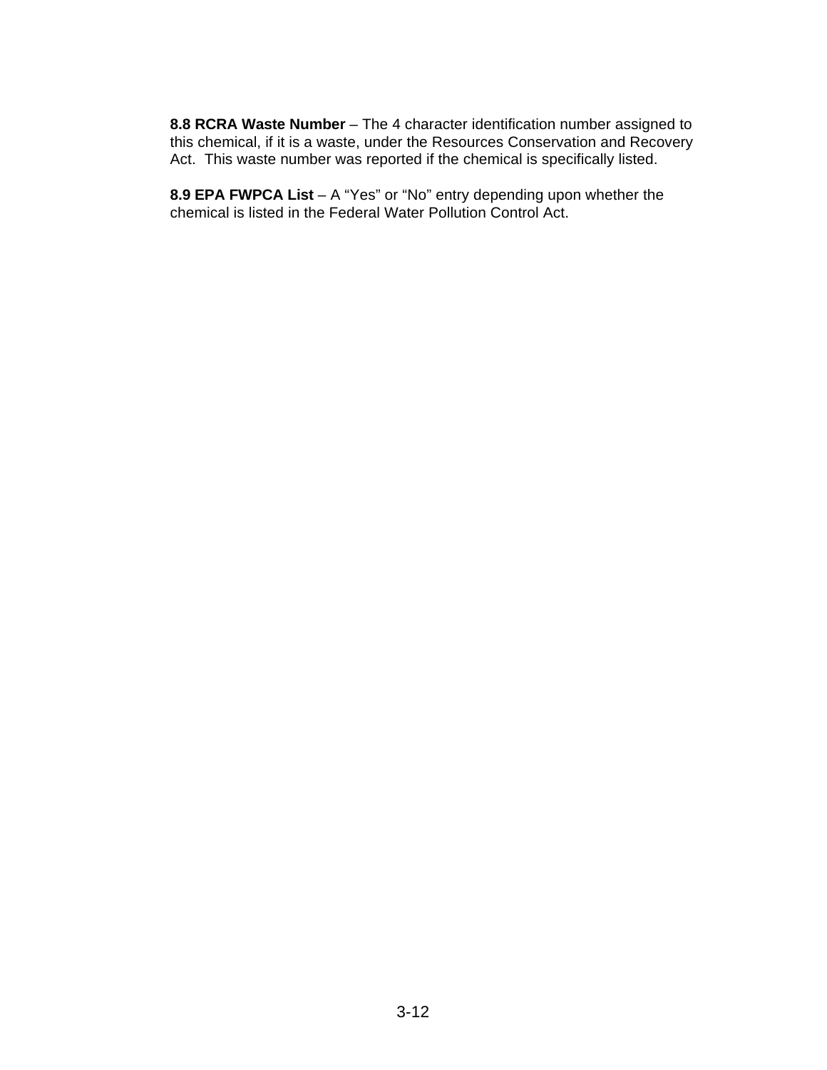**8.8 RCRA Waste Number** – The 4 character identification number assigned to this chemical, if it is a waste, under the Resources Conservation and Recovery Act. This waste number was reported if the chemical is specifically listed.

**8.9 EPA FWPCA List** – A "Yes" or "No" entry depending upon whether the chemical is listed in the Federal Water Pollution Control Act.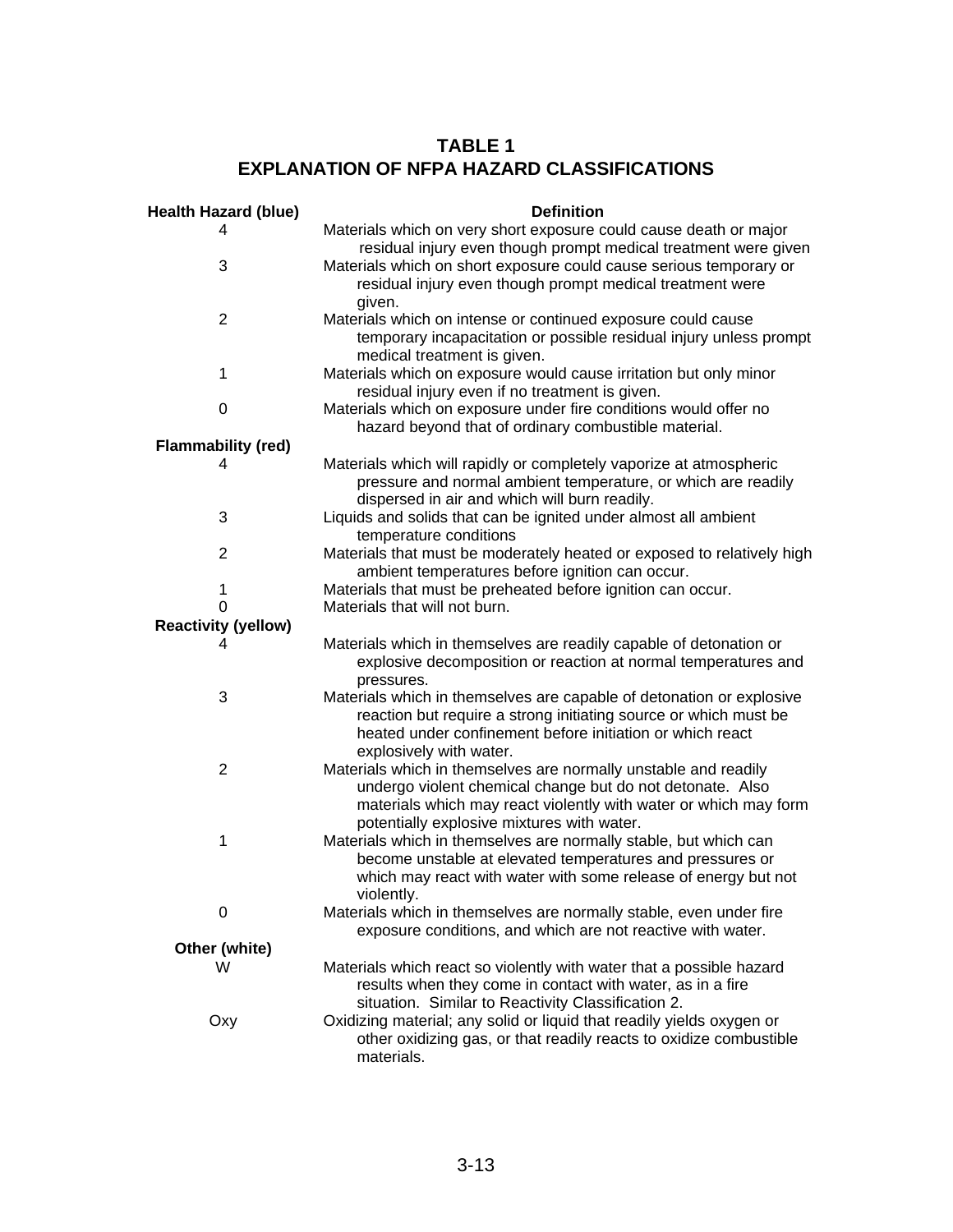# TABLE 1
# EXPLANATION OF NFPA HAZARD CLASSIFICATIONS

| Health Hazard (blue) | Definition |
|---|---|
| 4 | Materials which on very short exposure could cause death or major residual injury even though prompt medical treatment were given |
| 3 | Materials which on short exposure could cause serious temporary or residual injury even though prompt medical treatment were given. |
| 2 | Materials which on intense or continued exposure could cause temporary incapacitation or possible residual injury unless prompt medical treatment is given. |
| 1 | Materials which on exposure would cause irritation but only minor residual injury even if no treatment is given. |
| 0 | Materials which on exposure under fire conditions would offer no hazard beyond that of ordinary combustible material. |
| **Flammability (red)** | |
| 4 | Materials which will rapidly or completely vaporize at atmospheric pressure and normal ambient temperature, or which are readily dispersed in air and which will burn readily. |
| 3 | Liquids and solids that can be ignited under almost all ambient temperature conditions |
| 2 | Materials that must be moderately heated or exposed to relatively high ambient temperatures before ignition can occur. |
| 1 | Materials that must be preheated before ignition can occur. |
| 0 | Materials that will not burn. |
| **Reactivity (yellow)** | |
| 4 | Materials which in themselves are readily capable of detonation or explosive decomposition or reaction at normal temperatures and pressures. |
| 3 | Materials which in themselves are capable of detonation or explosive reaction but require a strong initiating source or which must be heated under confinement before initiation or which react explosively with water. |
| 2 | Materials which in themselves are normally unstable and readily undergo violent chemical change but do not detonate. Also materials which may react violently with water or which may form potentially explosive mixtures with water. |
| 1 | Materials which in themselves are normally stable, but which can become unstable at elevated temperatures and pressures or which may react with water with some release of energy but not violently. |
| 0 | Materials which in themselves are normally stable, even under fire exposure conditions, and which are not reactive with water. |
| **Other (white)** | |
| W | Materials which react so violently with water that a possible hazard results when they come in contact with water, as in a fire situation. Similar to Reactivity Classification 2. |
| Oxy | Oxidizing material; any solid or liquid that readily yields oxygen or other oxidizing gas, or that readily reacts to oxidize combustible materials. |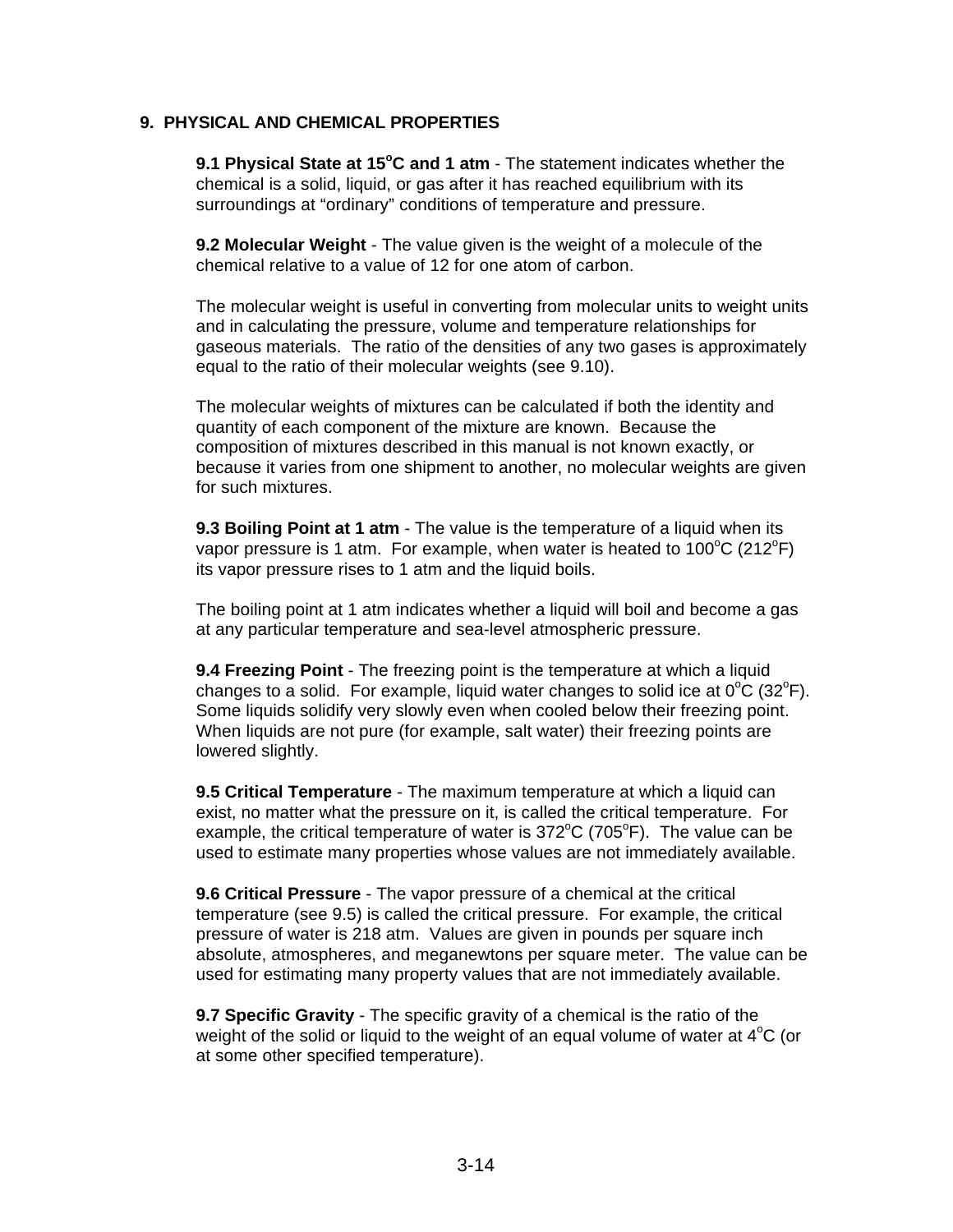## 9. PHYSICAL AND CHEMICAL PROPERTIES

**9.1 Physical State at 15°C and 1 atm** - The statement indicates whether the chemical is a solid, liquid, or gas after it has reached equilibrium with its surroundings at "ordinary" conditions of temperature and pressure.

**9.2 Molecular Weight** - The value given is the weight of a molecule of the chemical relative to a value of 12 for one atom of carbon.

The molecular weight is useful in converting from molecular units to weight units and in calculating the pressure, volume and temperature relationships for gaseous materials. The ratio of the densities of any two gases is approximately equal to the ratio of their molecular weights (see 9.10).

The molecular weights of mixtures can be calculated if both the identity and quantity of each component of the mixture are known. Because the composition of mixtures described in this manual is not known exactly, or because it varies from one shipment to another, no molecular weights are given for such mixtures.

**9.3 Boiling Point at 1 atm** - The value is the temperature of a liquid when its vapor pressure is 1 atm. For example, when water is heated to 100°C (212°F) its vapor pressure rises to 1 atm and the liquid boils.

The boiling point at 1 atm indicates whether a liquid will boil and become a gas at any particular temperature and sea-level atmospheric pressure.

**9.4 Freezing Point** - The freezing point is the temperature at which a liquid changes to a solid. For example, liquid water changes to solid ice at 0°C (32°F). Some liquids solidify very slowly even when cooled below their freezing point. When liquids are not pure (for example, salt water) their freezing points are lowered slightly.

**9.5 Critical Temperature** - The maximum temperature at which a liquid can exist, no matter what the pressure on it, is called the critical temperature. For example, the critical temperature of water is 372°C (705°F). The value can be used to estimate many properties whose values are not immediately available.

**9.6 Critical Pressure** - The vapor pressure of a chemical at the critical temperature (see 9.5) is called the critical pressure. For example, the critical pressure of water is 218 atm. Values are given in pounds per square inch absolute, atmospheres, and meganewtons per square meter. The value can be used for estimating many property values that are not immediately available.

**9.7 Specific Gravity** - The specific gravity of a chemical is the ratio of the weight of the solid or liquid to the weight of an equal volume of water at 4°C (or at some other specified temperature).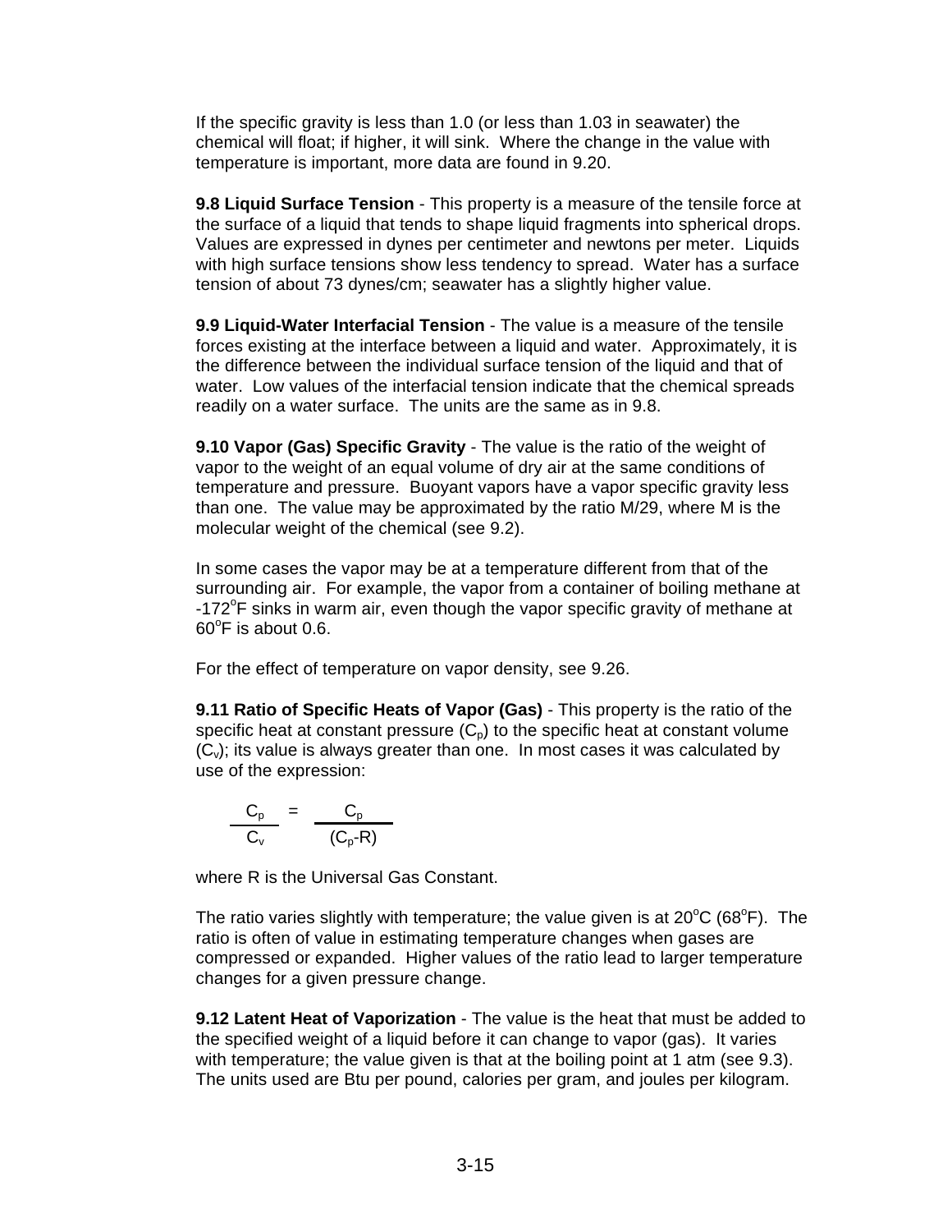If the specific gravity is less than 1.0 (or less than 1.03 in seawater) the chemical will float; if higher, it will sink. Where the change in the value with temperature is important, more data are found in 9.20.

**9.8 Liquid Surface Tension** - This property is a measure of the tensile force at the surface of a liquid that tends to shape liquid fragments into spherical drops. Values are expressed in dynes per centimeter and newtons per meter. Liquids with high surface tensions show less tendency to spread. Water has a surface tension of about 73 dynes/cm; seawater has a slightly higher value.

**9.9 Liquid-Water Interfacial Tension** - The value is a measure of the tensile forces existing at the interface between a liquid and water. Approximately, it is the difference between the individual surface tension of the liquid and that of water. Low values of the interfacial tension indicate that the chemical spreads readily on a water surface. The units are the same as in 9.8.

**9.10 Vapor (Gas) Specific Gravity** - The value is the ratio of the weight of vapor to the weight of an equal volume of dry air at the same conditions of temperature and pressure. Buoyant vapors have a vapor specific gravity less than one. The value may be approximated by the ratio M/29, where M is the molecular weight of the chemical (see 9.2).

In some cases the vapor may be at a temperature different from that of the surrounding air. For example, the vapor from a container of boiling methane at -172°F sinks in warm air, even though the vapor specific gravity of methane at 60°F is about 0.6.

For the effect of temperature on vapor density, see 9.26.

**9.11 Ratio of Specific Heats of Vapor (Gas)** - This property is the ratio of the specific heat at constant pressure ($C_p$) to the specific heat at constant volume ($C_v$); its value is always greater than one. In most cases it was calculated by use of the expression:

$$\frac{C_p}{C_v} = \frac{C_p}{(C_p - R)}$$

where R is the Universal Gas Constant.

The ratio varies slightly with temperature; the value given is at 20°C (68°F). The ratio is often of value in estimating temperature changes when gases are compressed or expanded. Higher values of the ratio lead to larger temperature changes for a given pressure change.

**9.12 Latent Heat of Vaporization** - The value is the heat that must be added to the specified weight of a liquid before it can change to vapor (gas). It varies with temperature; the value given is that at the boiling point at 1 atm (see 9.3). The units used are Btu per pound, calories per gram, and joules per kilogram.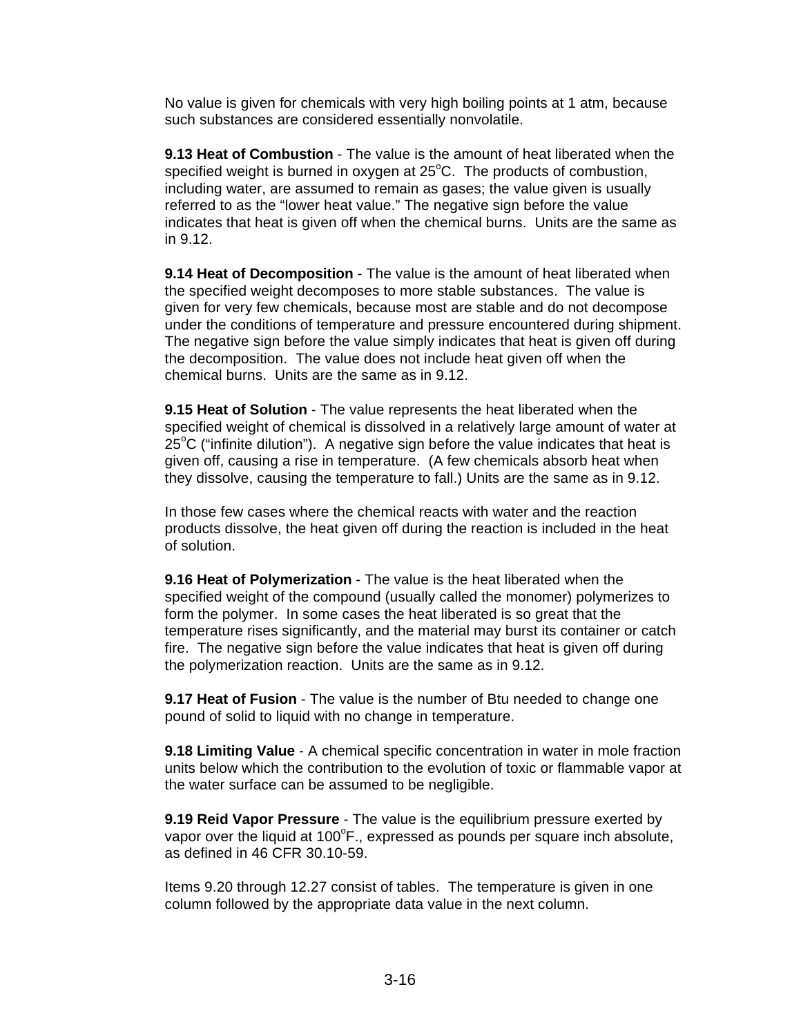No value is given for chemicals with very high boiling points at 1 atm, because such substances are considered essentially nonvolatile.

**9.13 Heat of Combustion** - The value is the amount of heat liberated when the specified weight is burned in oxygen at 25$^oC$. The products of combustion, including water, are assumed to remain as gases; the value given is usually referred to as the "lower heat value." The negative sign before the value indicates that heat is given off when the chemical burns. Units are the same as in 9.12.

**9.14 Heat of Decomposition** - The value is the amount of heat liberated when the specified weight decomposes to more stable substances. The value is given for very few chemicals, because most are stable and do not decompose under the conditions of temperature and pressure encountered during shipment. The negative sign before the value simply indicates that heat is given off during the decomposition. The value does not include heat given off when the chemical burns. Units are the same as in 9.12.

**9.15 Heat of Solution** - The value represents the heat liberated when the specified weight of chemical is dissolved in a relatively large amount of water at 25$^oC$ ("infinite dilution"). A negative sign before the value indicates that heat is given off, causing a rise in temperature. (A few chemicals absorb heat when they dissolve, causing the temperature to fall.) Units are the same as in 9.12.

In those few cases where the chemical reacts with water and the reaction products dissolve, the heat given off during the reaction is included in the heat of solution.

**9.16 Heat of Polymerization** - The value is the heat liberated when the specified weight of the compound (usually called the monomer) polymerizes to form the polymer. In some cases the heat liberated is so great that the temperature rises significantly, and the material may burst its container or catch fire. The negative sign before the value indicates that heat is given off during the polymerization reaction. Units are the same as in 9.12.

**9.17 Heat of Fusion** - The value is the number of Btu needed to change one pound of solid to liquid with no change in temperature.

**9.18 Limiting Value** - A chemical specific concentration in water in mole fraction units below which the contribution to the evolution of toxic or flammable vapor at the water surface can be assumed to be negligible.

**9.19 Reid Vapor Pressure** - The value is the equilibrium pressure exerted by vapor over the liquid at 100$^oF$., expressed as pounds per square inch absolute, as defined in 46 CFR 30.10-59.

Items 9.20 through 12.27 consist of tables. The temperature is given in one column followed by the appropriate data value in the next column.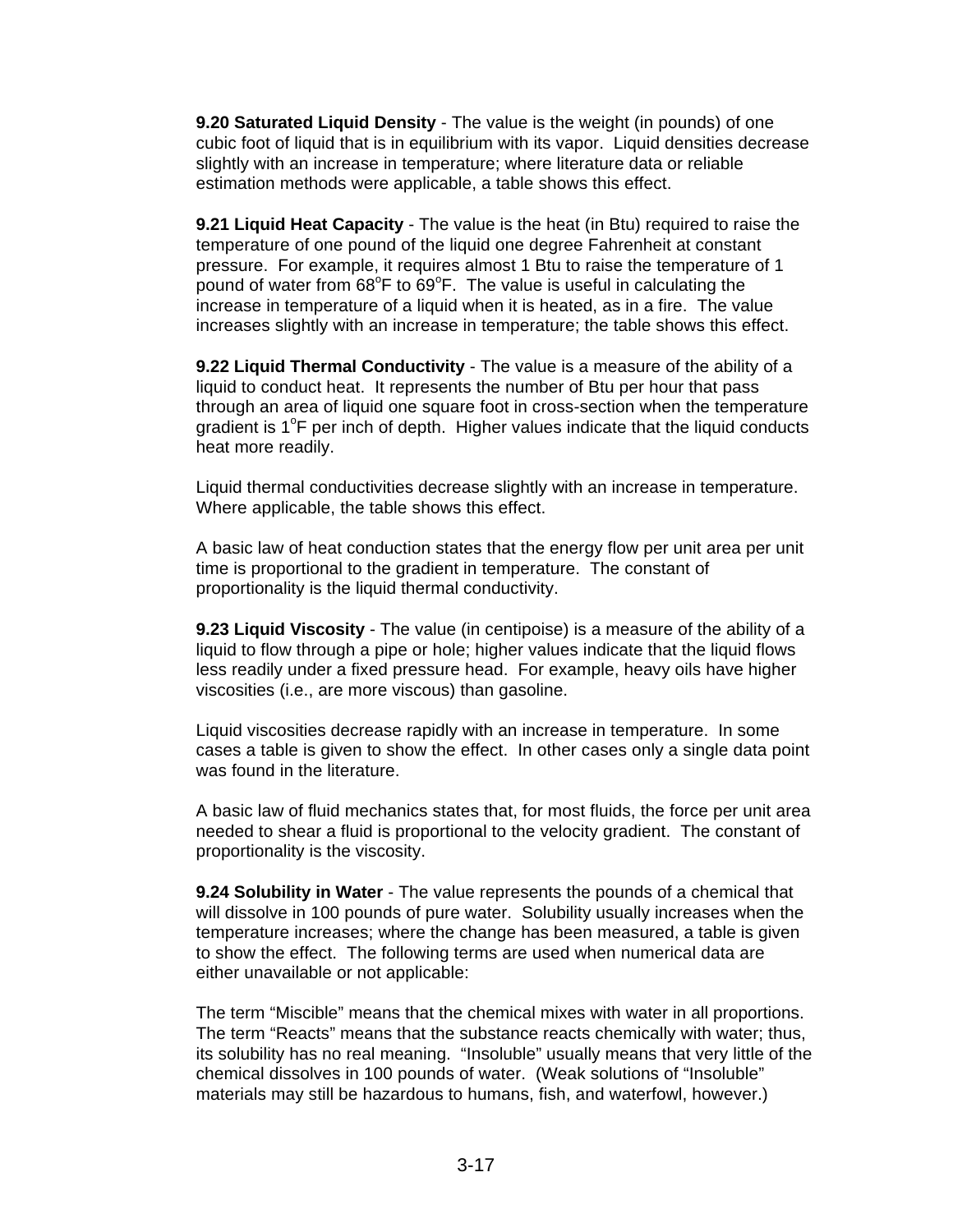**9.20 Saturated Liquid Density** - The value is the weight (in pounds) of one cubic foot of liquid that is in equilibrium with its vapor. Liquid densities decrease slightly with an increase in temperature; where literature data or reliable estimation methods were applicable, a table shows this effect.

**9.21 Liquid Heat Capacity** - The value is the heat (in Btu) required to raise the temperature of one pound of the liquid one degree Fahrenheit at constant pressure. For example, it requires almost 1 Btu to raise the temperature of 1 pound of water from 68$^{o}$F to 69$^{o}$F. The value is useful in calculating the increase in temperature of a liquid when it is heated, as in a fire. The value increases slightly with an increase in temperature; the table shows this effect.

**9.22 Liquid Thermal Conductivity** - The value is a measure of the ability of a liquid to conduct heat. It represents the number of Btu per hour that pass through an area of liquid one square foot in cross-section when the temperature gradient is 1$^{o}$F per inch of depth. Higher values indicate that the liquid conducts heat more readily.

Liquid thermal conductivities decrease slightly with an increase in temperature. Where applicable, the table shows this effect.

A basic law of heat conduction states that the energy flow per unit area per unit time is proportional to the gradient in temperature. The constant of proportionality is the liquid thermal conductivity.

**9.23 Liquid Viscosity** - The value (in centipoise) is a measure of the ability of a liquid to flow through a pipe or hole; higher values indicate that the liquid flows less readily under a fixed pressure head. For example, heavy oils have higher viscosities (i.e., are more viscous) than gasoline.

Liquid viscosities decrease rapidly with an increase in temperature. In some cases a table is given to show the effect. In other cases only a single data point was found in the literature.

A basic law of fluid mechanics states that, for most fluids, the force per unit area needed to shear a fluid is proportional to the velocity gradient. The constant of proportionality is the viscosity.

**9.24 Solubility in Water** - The value represents the pounds of a chemical that will dissolve in 100 pounds of pure water. Solubility usually increases when the temperature increases; where the change has been measured, a table is given to show the effect. The following terms are used when numerical data are either unavailable or not applicable:

The term "Miscible" means that the chemical mixes with water in all proportions. The term "Reacts" means that the substance reacts chemically with water; thus, its solubility has no real meaning. "Insoluble" usually means that very little of the chemical dissolves in 100 pounds of water. (Weak solutions of "Insoluble" materials may still be hazardous to humans, fish, and waterfowl, however.)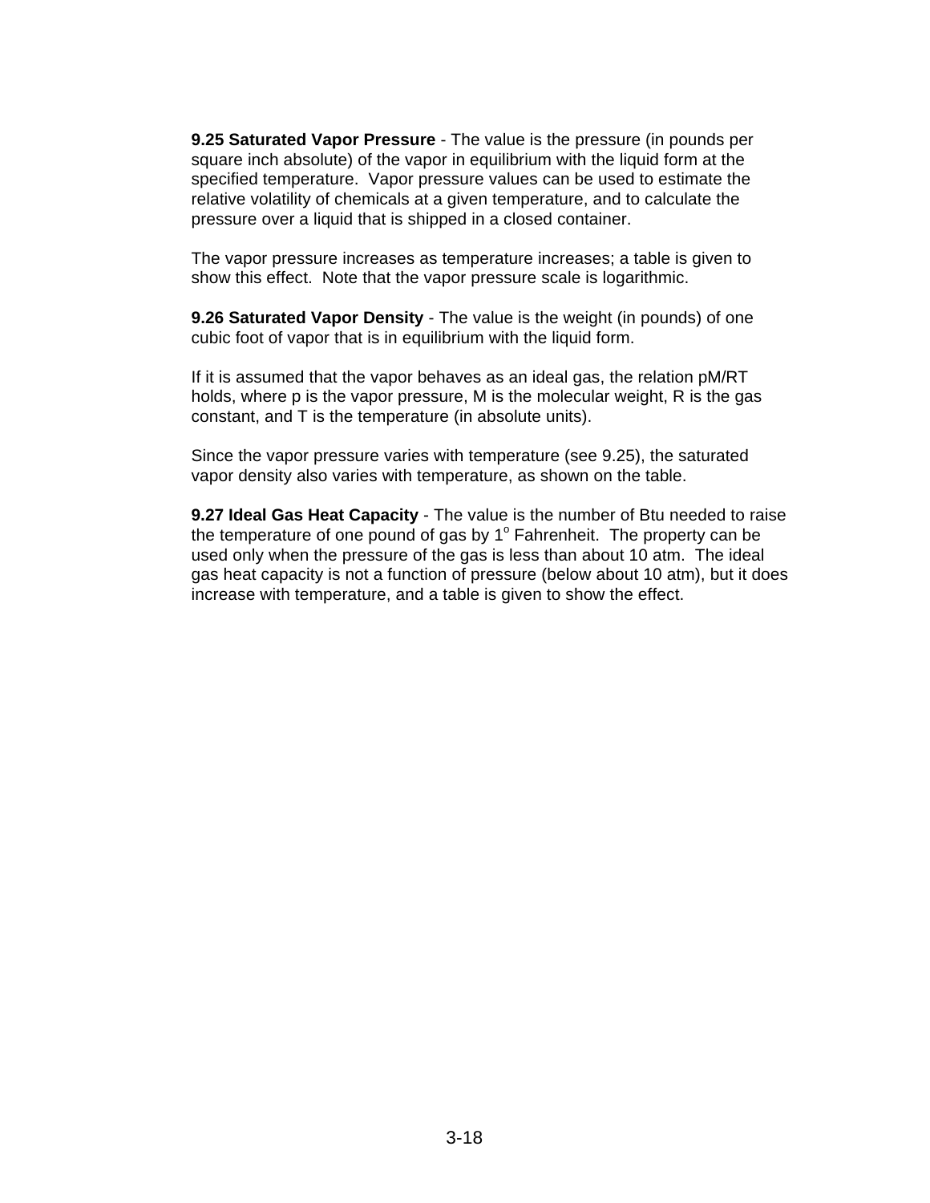**9.25 Saturated Vapor Pressure** - The value is the pressure (in pounds per square inch absolute) of the vapor in equilibrium with the liquid form at the specified temperature. Vapor pressure values can be used to estimate the relative volatility of chemicals at a given temperature, and to calculate the pressure over a liquid that is shipped in a closed container.

The vapor pressure increases as temperature increases; a table is given to show this effect. Note that the vapor pressure scale is logarithmic.

**9.26 Saturated Vapor Density** - The value is the weight (in pounds) of one cubic foot of vapor that is in equilibrium with the liquid form.

If it is assumed that the vapor behaves as an ideal gas, the relation $pM/RT$ holds, where p is the vapor pressure, M is the molecular weight, R is the gas constant, and T is the temperature (in absolute units).

Since the vapor pressure varies with temperature (see 9.25), the saturated vapor density also varies with temperature, as shown on the table.

**9.27 Ideal Gas Heat Capacity** - The value is the number of Btu needed to raise the temperature of one pound of gas by $1^{o}$ Fahrenheit. The property can be used only when the pressure of the gas is less than about 10 atm. The ideal gas heat capacity is not a function of pressure (below about 10 atm), but it does increase with temperature, and a table is given to show the effect.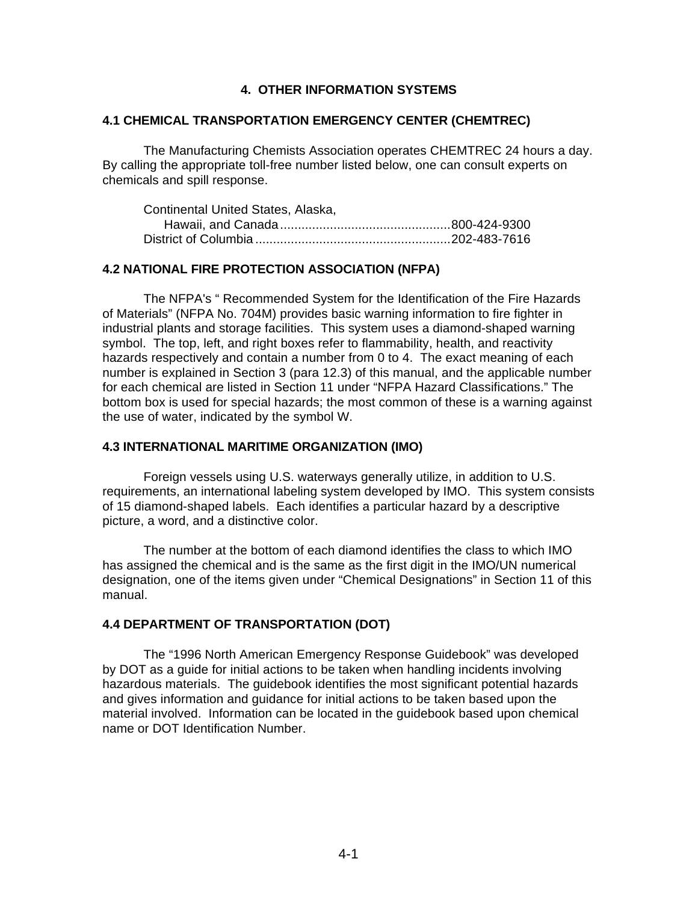# 4. OTHER INFORMATION SYSTEMS

## 4.1 CHEMICAL TRANSPORTATION EMERGENCY CENTER (CHEMTREC)

The Manufacturing Chemists Association operates CHEMTREC 24 hours a day. By calling the appropriate toll-free number listed below, one can consult experts on chemicals and spill response.

Continental United States, Alaska,
Hawaii, and Canada ............................................... 800-424-9300
District of Columbia ...................................................... 202-483-7616

## 4.2 NATIONAL FIRE PROTECTION ASSOCIATION (NFPA)

The NFPA's " Recommended System for the Identification of the Fire Hazards of Materials" (NFPA No. 704M) provides basic warning information to fire fighter in industrial plants and storage facilities. This system uses a diamond-shaped warning symbol. The top, left, and right boxes refer to flammability, health, and reactivity hazards respectively and contain a number from 0 to 4. The exact meaning of each number is explained in Section 3 (para 12.3) of this manual, and the applicable number for each chemical are listed in Section 11 under "NFPA Hazard Classifications." The bottom box is used for special hazards; the most common of these is a warning against the use of water, indicated by the symbol W.

## 4.3 INTERNATIONAL MARITIME ORGANIZATION (IMO)

Foreign vessels using U.S. waterways generally utilize, in addition to U.S. requirements, an international labeling system developed by IMO. This system consists of 15 diamond-shaped labels. Each identifies a particular hazard by a descriptive picture, a word, and a distinctive color.

The number at the bottom of each diamond identifies the class to which IMO has assigned the chemical and is the same as the first digit in the IMO/UN numerical designation, one of the items given under "Chemical Designations" in Section 11 of this manual.

## 4.4 DEPARTMENT OF TRANSPORTATION (DOT)

The "1996 North American Emergency Response Guidebook" was developed by DOT as a guide for initial actions to be taken when handling incidents involving hazardous materials. The guidebook identifies the most significant potential hazards and gives information and guidance for initial actions to be taken based upon the material involved. Information can be located in the guidebook based upon chemical name or DOT Identification Number.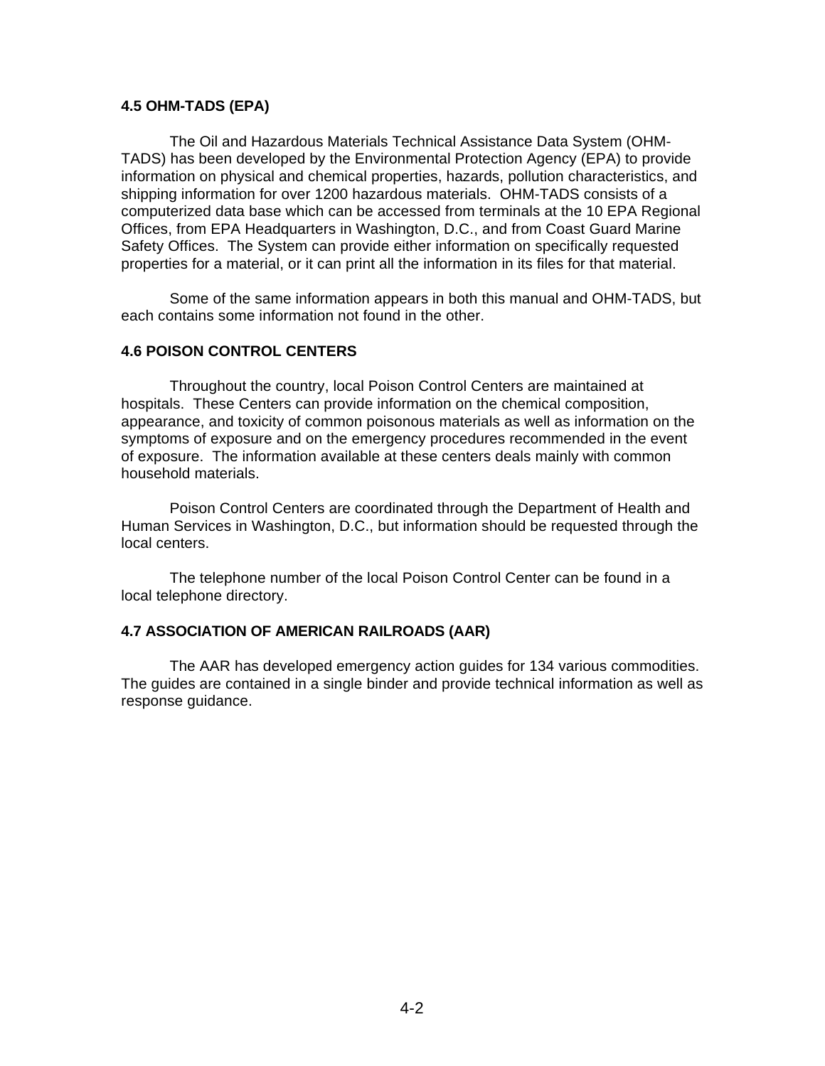### 4.5 OHM-TADS (EPA)

The Oil and Hazardous Materials Technical Assistance Data System (OHM-TADS) has been developed by the Environmental Protection Agency (EPA) to provide information on physical and chemical properties, hazards, pollution characteristics, and shipping information for over 1200 hazardous materials. OHM-TADS consists of a computerized data base which can be accessed from terminals at the 10 EPA Regional Offices, from EPA Headquarters in Washington, D.C., and from Coast Guard Marine Safety Offices. The System can provide either information on specifically requested properties for a material, or it can print all the information in its files for that material.

Some of the same information appears in both this manual and OHM-TADS, but each contains some information not found in the other.

### 4.6 POISON CONTROL CENTERS

Throughout the country, local Poison Control Centers are maintained at hospitals. These Centers can provide information on the chemical composition, appearance, and toxicity of common poisonous materials as well as information on the symptoms of exposure and on the emergency procedures recommended in the event of exposure. The information available at these centers deals mainly with common household materials.

Poison Control Centers are coordinated through the Department of Health and Human Services in Washington, D.C., but information should be requested through the local centers.

The telephone number of the local Poison Control Center can be found in a local telephone directory.

### 4.7 ASSOCIATION OF AMERICAN RAILROADS (AAR)

The AAR has developed emergency action guides for 134 various commodities. The guides are contained in a single binder and provide technical information as well as response guidance.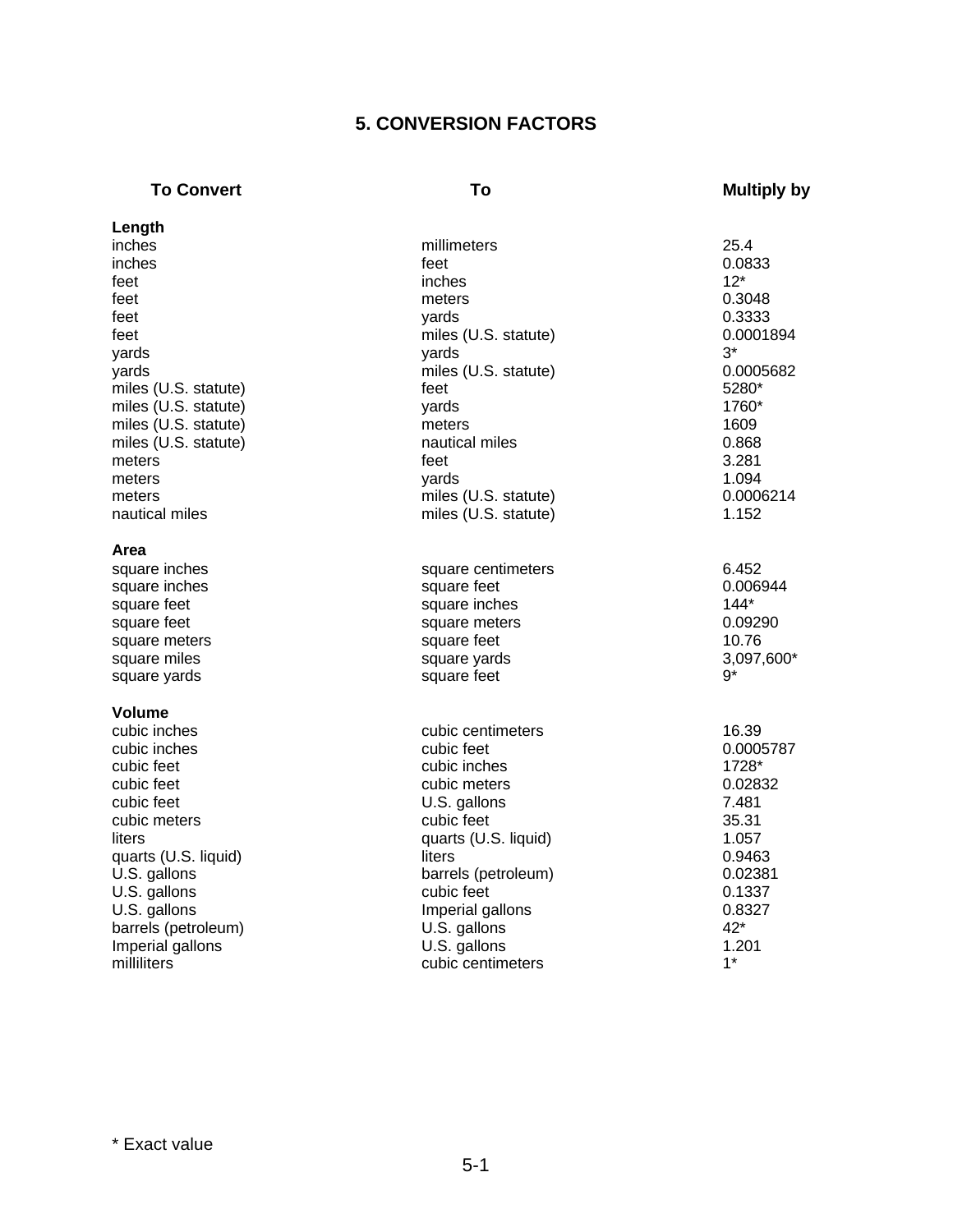## 5. CONVERSION FACTORS

| To Convert | To | Multiply by |
|---|---|---|
| **Length** | | |
| inches | millimeters | 25.4 |
| inches | feet | 0.0833 |
| feet | inches | 12* |
| feet | meters | 0.3048 |
| feet | yards | 0.3333 |
| feet | miles (U.S. statute) | 0.0001894 |
| yards | yards | 3* |
| yards | miles (U.S. statute) | 0.0005682 |
| miles (U.S. statute) | feet | 5280* |
| miles (U.S. statute) | yards | 1760* |
| miles (U.S. statute) | meters | 1609 |
| miles (U.S. statute) | nautical miles | 0.868 |
| meters | feet | 3.281 |
| meters | yards | 1.094 |
| meters | miles (U.S. statute) | 0.0006214 |
| nautical miles | miles (U.S. statute) | 1.152 |
| **Area** | | |
| square inches | square centimeters | 6.452 |
| square inches | square feet | 0.006944 |
| square feet | square inches | 144* |
| square feet | square meters | 0.09290 |
| square meters | square feet | 10.76 |
| square miles | square yards | 3,097,600* |
| square yards | square feet | 9* |
| **Volume** | | |
| cubic inches | cubic centimeters | 16.39 |
| cubic inches | cubic feet | 0.0005787 |
| cubic feet | cubic inches | 1728* |
| cubic feet | cubic meters | 0.02832 |
| cubic feet | U.S. gallons | 7.481 |
| cubic meters | cubic feet | 35.31 |
| liters | quarts (U.S. liquid) | 1.057 |
| quarts (U.S. liquid) | liters | 0.9463 |
| U.S. gallons | barrels (petroleum) | 0.02381 |
| U.S. gallons | cubic feet | 0.1337 |
| U.S. gallons | Imperial gallons | 0.8327 |
| barrels (petroleum) | U.S. gallons | 42* |
| Imperial gallons | U.S. gallons | 1.201 |
| milliliters | cubic centimeters | 1* |

\* Exact value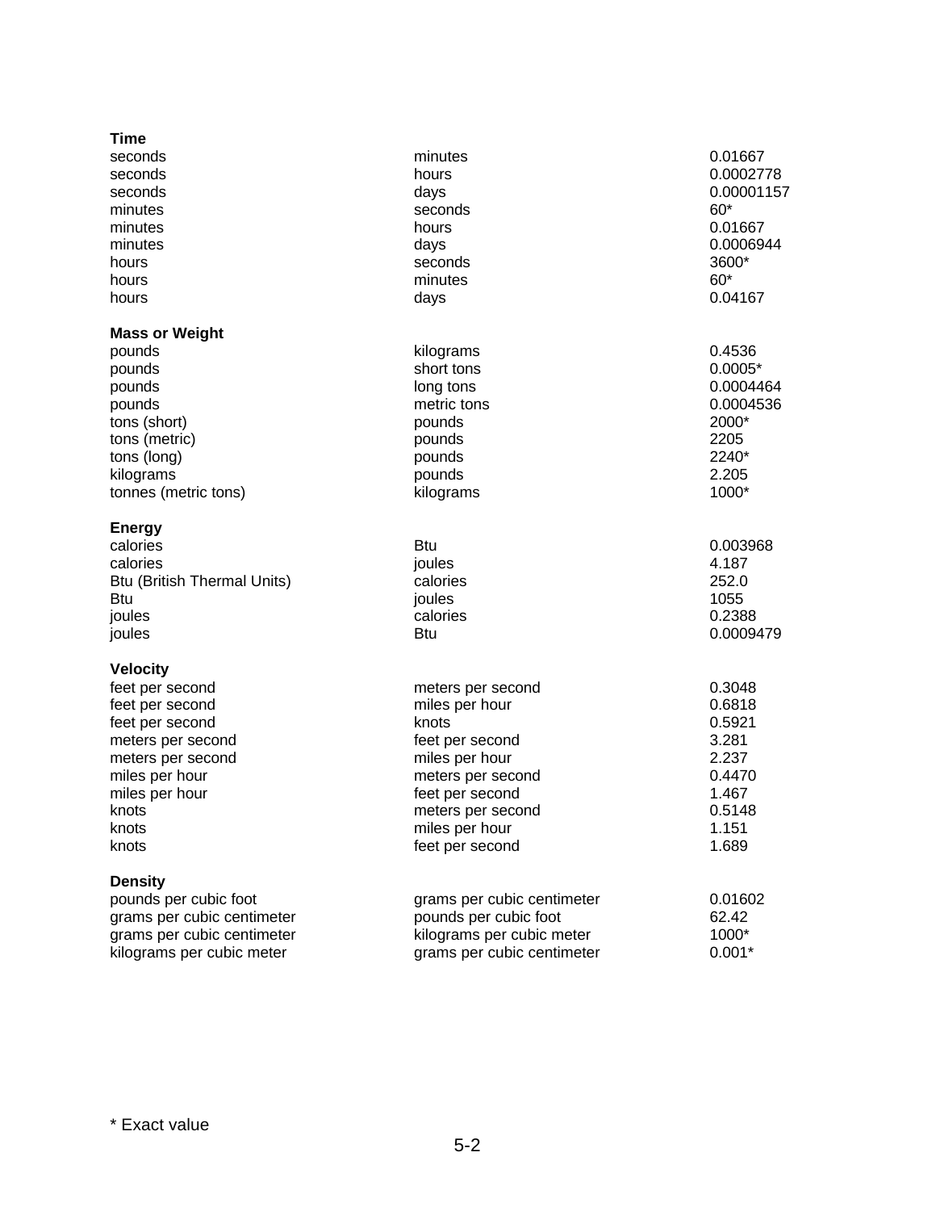**Time**

| | | |
|---|---|---|
| seconds | minutes | 0.01667 |
| seconds | hours | 0.0002778 |
| seconds | days | 0.00001157 |
| minutes | seconds | 60* |
| minutes | hours | 0.01667 |
| minutes | days | 0.0006944 |
| hours | seconds | 3600* |
| hours | minutes | 60* |
| hours | days | 0.04167 |

**Mass or Weight**

| | | |
|---|---|---|
| pounds | kilograms | 0.4536 |
| pounds | short tons | 0.0005* |
| pounds | long tons | 0.0004464 |
| pounds | metric tons | 0.0004536 |
| tons (short) | pounds | 2000* |
| tons (metric) | pounds | 2205 |
| tons (long) | pounds | 2240* |
| kilograms | pounds | 2.205 |
| tonnes (metric tons) | kilograms | 1000* |

**Energy**

| | | |
|---|---|---|
| calories | Btu | 0.003968 |
| calories | joules | 4.187 |
| Btu (British Thermal Units) | calories | 252.0 |
| Btu | joules | 1055 |
| joules | calories | 0.2388 |
| joules | Btu | 0.0009479 |

**Velocity**

| | | |
|---|---|---|
| feet per second | meters per second | 0.3048 |
| feet per second | miles per hour | 0.6818 |
| feet per second | knots | 0.5921 |
| meters per second | feet per second | 3.281 |
| meters per second | miles per hour | 2.237 |
| miles per hour | meters per second | 0.4470 |
| miles per hour | feet per second | 1.467 |
| knots | meters per second | 0.5148 |
| knots | miles per hour | 1.151 |
| knots | feet per second | 1.689 |

**Density**

| | | |
|---|---|---|
| pounds per cubic foot | grams per cubic centimeter | 0.01602 |
| grams per cubic centimeter | pounds per cubic foot | 62.42 |
| grams per cubic centimeter | kilograms per cubic meter | 1000* |
| kilograms per cubic meter | grams per cubic centimeter | 0.001* |

* Exact value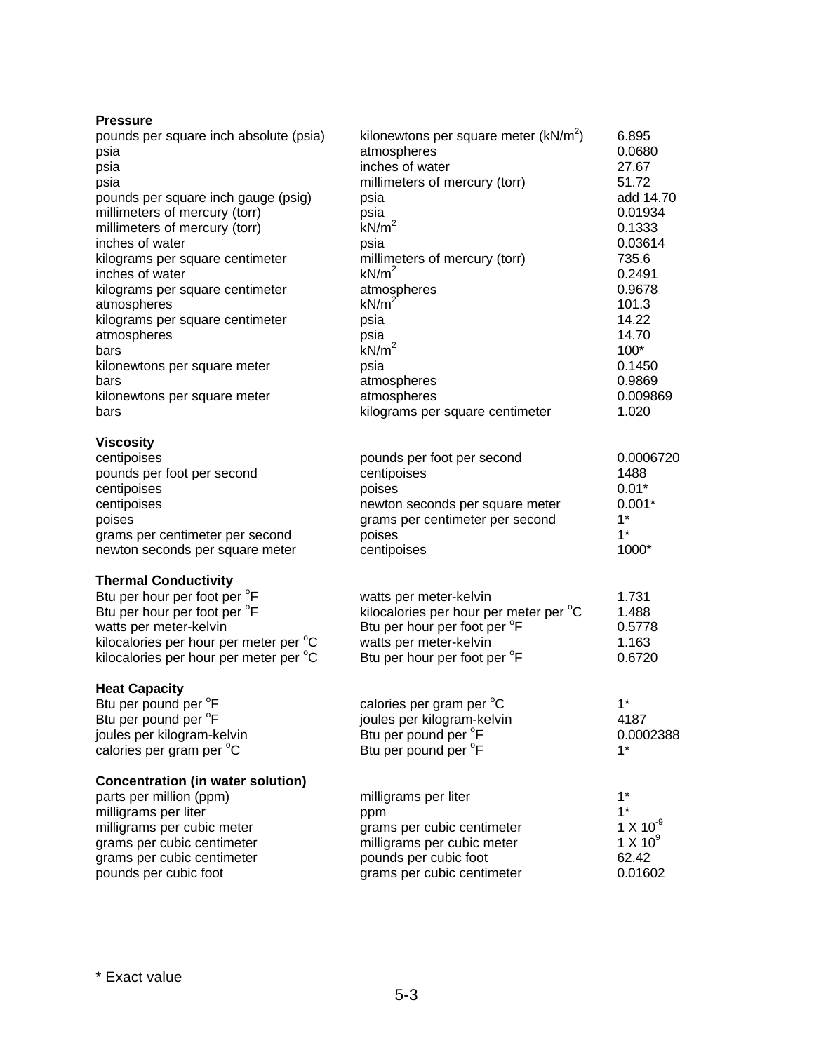**Pressure**

| | | |
|---|---|---|
| pounds per square inch absolute (psia) | kilonewtons per square meter ($kN/m^2$) | 6.895 |
| psia | atmospheres | 0.0680 |
| psia | inches of water | 27.67 |
| psia | millimeters of mercury (torr) | 51.72 |
| pounds per square inch gauge (psig) | psia | add 14.70 |
| millimeters of mercury (torr) | psia | 0.01934 |
| millimeters of mercury (torr) | $kN/m^2$ | 0.1333 |
| inches of water | psia | 0.03614 |
| kilograms per square centimeter | millimeters of mercury (torr) | 735.6 |
| inches of water | $kN/m^2$ | 0.2491 |
| kilograms per square centimeter | atmospheres | 0.9678 |
| atmospheres | $kN/m^2$ | 101.3 |
| kilograms per square centimeter | psia | 14.22 |
| atmospheres | psia | 14.70 |
| bars | $kN/m^2$ | 100* |
| kilonewtons per square meter | psia | 0.1450 |
| bars | atmospheres | 0.9869 |
| kilonewtons per square meter | atmospheres | 0.009869 |
| bars | kilograms per square centimeter | 1.020 |

**Viscosity**

| | | |
|---|---|---|
| centipoises | pounds per foot per second | 0.0006720 |
| pounds per foot per second | centipoises | 1488 |
| centipoises | poises | 0.01* |
| centipoises | newton seconds per square meter | 0.001* |
| poises | grams per centimeter per second | 1* |
| grams per centimeter per second | poises | 1* |
| newton seconds per square meter | centipoises | 1000* |

**Thermal Conductivity**

| | | |
|---|---|---|
| Btu per hour per foot per $^oF$ | watts per meter-kelvin | 1.731 |
| Btu per hour per foot per $^oF$ | kilocalories per hour per meter per $^oC$ | 1.488 |
| watts per meter-kelvin | Btu per hour per foot per $^oF$ | 0.5778 |
| kilocalories per hour per meter per $^oC$ | watts per meter-kelvin | 1.163 |
| kilocalories per hour per meter per $^oC$ | Btu per hour per foot per $^oF$ | 0.6720 |

**Heat Capacity**

| | | |
|---|---|---|
| Btu per pound per $^oF$ | calories per gram per $^oC$ | 1* |
| Btu per pound per $^oF$ | joules per kilogram-kelvin | 4187 |
| joules per kilogram-kelvin | Btu per pound per $^oF$ | 0.0002388 |
| calories per gram per $^oC$ | Btu per pound per $^oF$ | 1* |

**Concentration (in water solution)**

| | | |
|---|---|---|
| parts per million (ppm) | milligrams per liter | 1* |
| milligrams per liter | ppm | 1* |
| milligrams per cubic meter | grams per cubic centimeter | $1 \times 10^{-9}$ |
| grams per cubic centimeter | milligrams per cubic meter | $1 \times 10^{9}$ |
| grams per cubic centimeter | pounds per cubic foot | 62.42 |
| pounds per cubic foot | grams per cubic centimeter | 0.01602 |

* Exact value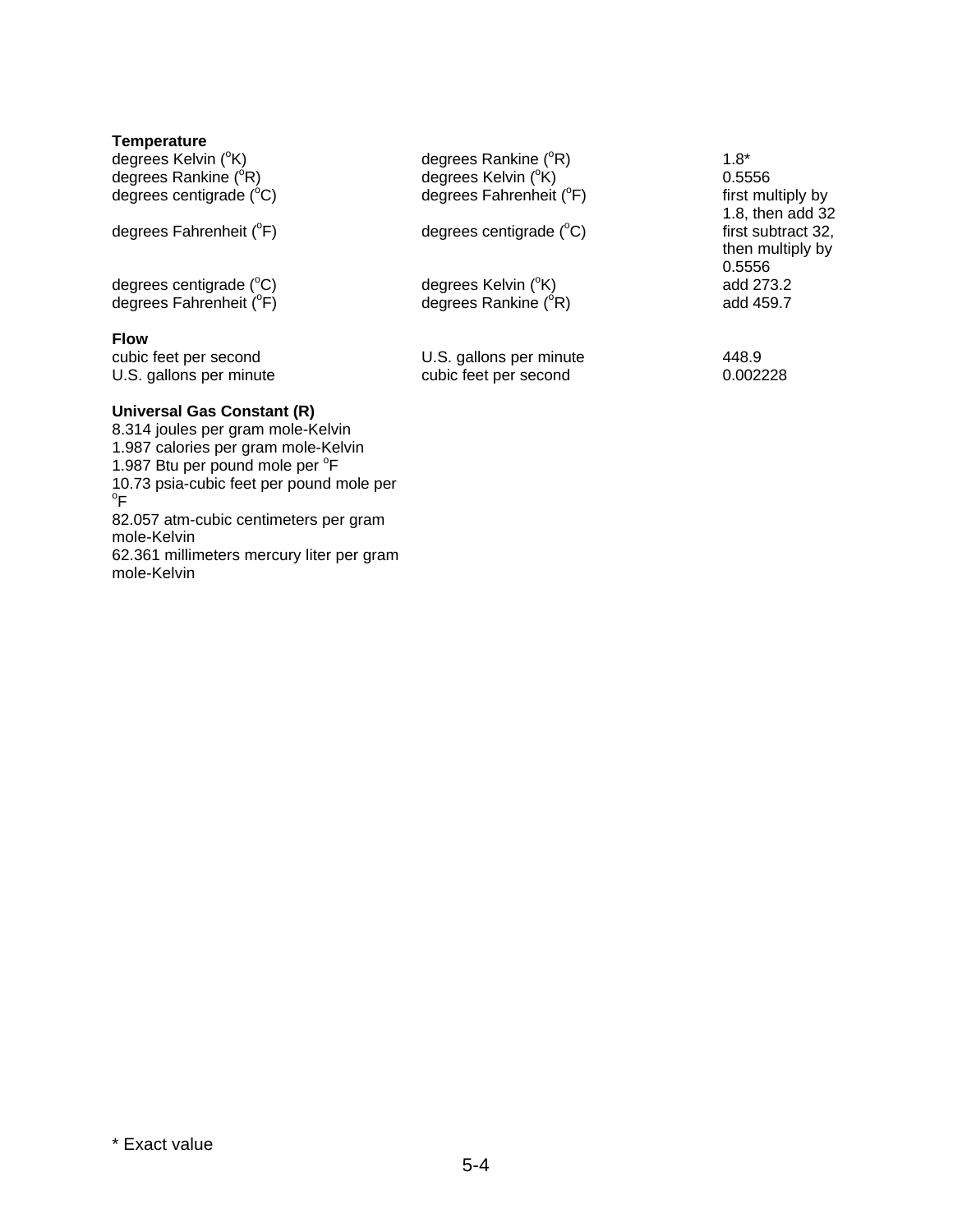**Temperature**

| | | |
|---|---|---|
| degrees Kelvin ($^oK$) | degrees Rankine ($^oR$) | 1.8* |
| degrees Rankine ($^oR$) | degrees Kelvin ($^oK$) | 0.5556 |
| degrees centigrade ($^oC$) | degrees Fahrenheit ($^oF$) | first multiply by 1.8, then add 32 |
| degrees Fahrenheit ($^oF$) | degrees centigrade ($^oC$) | first subtract 32, then multiply by 0.5556 |
| degrees centigrade ($^oC$) | degrees Kelvin ($^oK$) | add 273.2 |
| degrees Fahrenheit ($^oF$) | degrees Rankine ($^oR$) | add 459.7 |

**Flow**

| | | |
|---|---|---|
| cubic feet per second | U.S. gallons per minute | 448.9 |
| U.S. gallons per minute | cubic feet per second | 0.002228 |

**Universal Gas Constant (R)**

8.314 joules per gram mole-Kelvin
1.987 calories per gram mole-Kelvin
1.987 Btu per pound mole per $^oF$
10.73 psia-cubic feet per pound mole per $^oF$
82.057 atm-cubic centimeters per gram mole-Kelvin
62.361 millimeters mercury liter per gram mole-Kelvin

* Exact value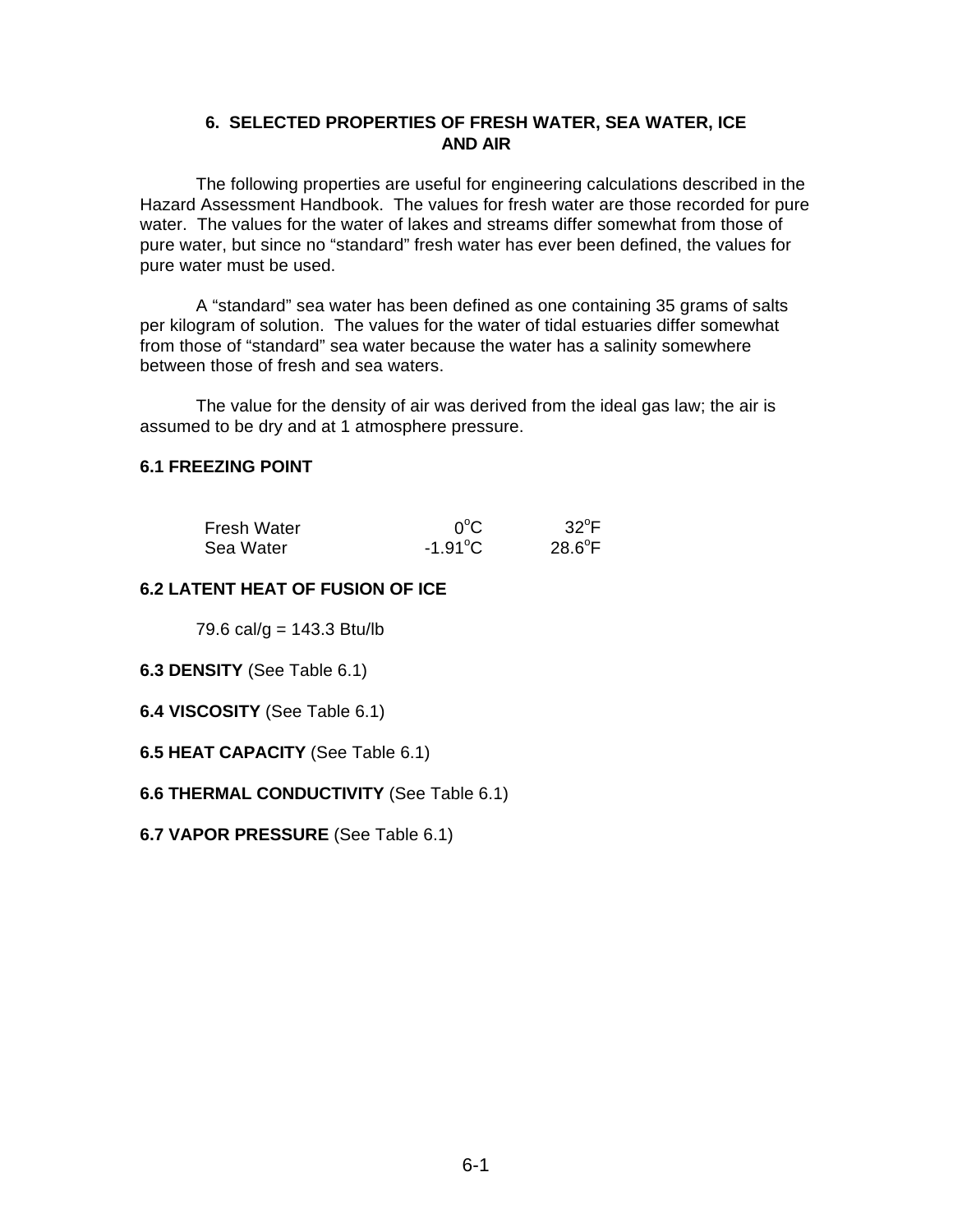## 6. SELECTED PROPERTIES OF FRESH WATER, SEA WATER, ICE AND AIR

The following properties are useful for engineering calculations described in the Hazard Assessment Handbook. The values for fresh water are those recorded for pure water. The values for the water of lakes and streams differ somewhat from those of pure water, but since no "standard" fresh water has ever been defined, the values for pure water must be used.

A "standard" sea water has been defined as one containing 35 grams of salts per kilogram of solution. The values for the water of tidal estuaries differ somewhat from those of "standard" sea water because the water has a salinity somewhere between those of fresh and sea waters.

The value for the density of air was derived from the ideal gas law; the air is assumed to be dry and at 1 atmosphere pressure.

### 6.1 FREEZING POINT

| | | |
|---|---|---|
| Fresh Water | $0^{o}C$ | $32^{o}F$ |
| Sea Water | $-1.91^{o}C$ | $28.6^{o}F$ |

### 6.2 LATENT HEAT OF FUSION OF ICE

79.6 cal/g = 143.3 Btu/lb

**6.3 DENSITY** (See Table 6.1)

**6.4 VISCOSITY** (See Table 6.1)

**6.5 HEAT CAPACITY** (See Table 6.1)

**6.6 THERMAL CONDUCTIVITY** (See Table 6.1)

**6.7 VAPOR PRESSURE** (See Table 6.1)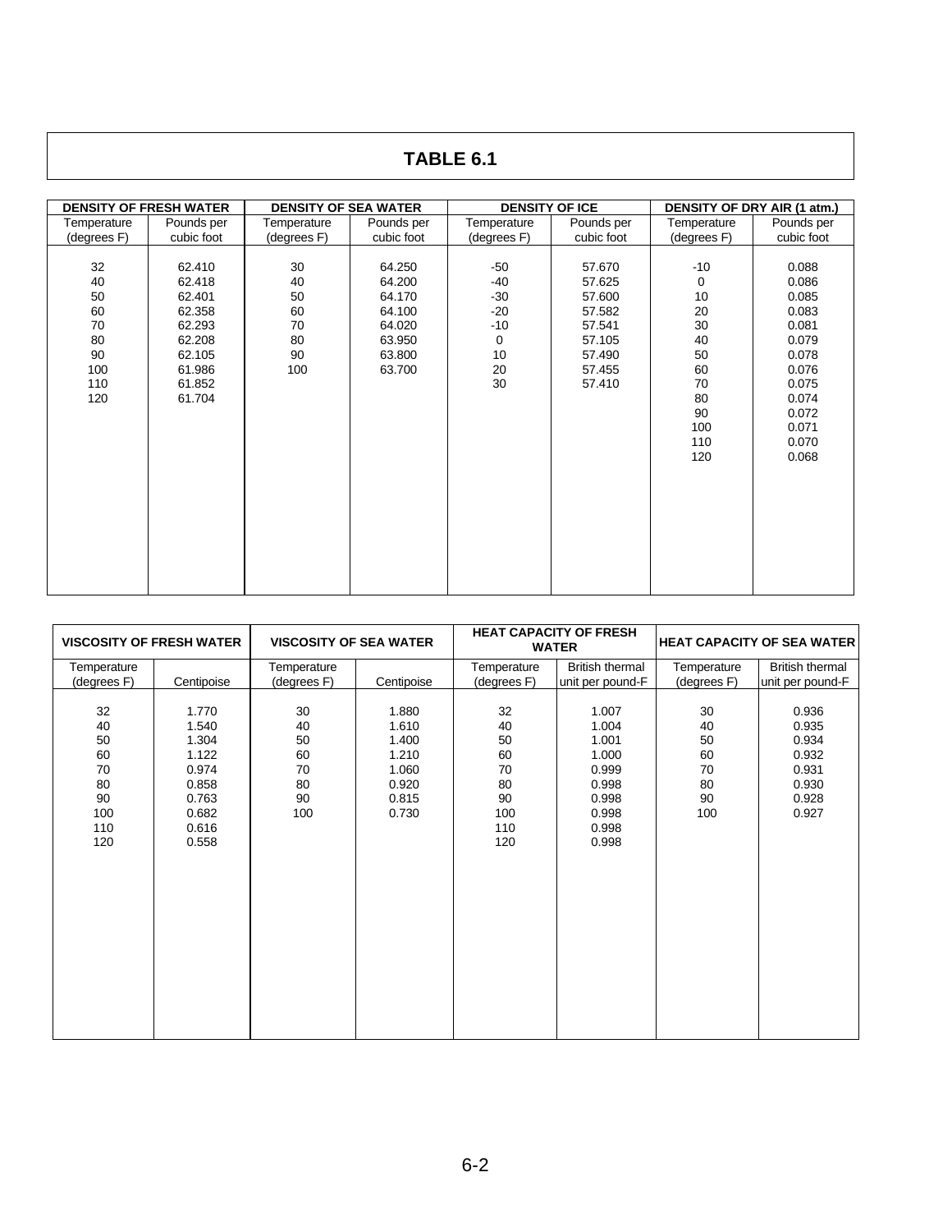# TABLE 6.1

| DENSITY OF FRESH WATER | | DENSITY OF SEA WATER | | DENSITY OF ICE | | DENSITY OF DRY AIR (1 atm.) | |
|---|---|---|---|---|---|---|---|
| Temperature (degrees F) | Pounds per cubic foot | Temperature (degrees F) | Pounds per cubic foot | Temperature (degrees F) | Pounds per cubic foot | Temperature (degrees F) | Pounds per cubic foot |
| 32 | 62.410 | 30 | 64.250 | -50 | 57.670 | -10 | 0.088 |
| 40 | 62.418 | 40 | 64.200 | -40 | 57.625 | 0 | 0.086 |
| 50 | 62.401 | 50 | 64.170 | -30 | 57.600 | 10 | 0.085 |
| 60 | 62.358 | 60 | 64.100 | -20 | 57.582 | 20 | 0.083 |
| 70 | 62.293 | 70 | 64.020 | -10 | 57.541 | 30 | 0.081 |
| 80 | 62.208 | 80 | 63.950 | 0 | 57.105 | 40 | 0.079 |
| 90 | 62.105 | 90 | 63.800 | 10 | 57.490 | 50 | 0.078 |
| 100 | 61.986 | 100 | 63.700 | 20 | 57.455 | 60 | 0.076 |
| 110 | 61.852 | | | 30 | 57.410 | 70 | 0.075 |
| 120 | 61.704 | | | | | 80 | 0.074 |
| | | | | | | 90 | 0.072 |
| | | | | | | 100 | 0.071 |
| | | | | | | 110 | 0.070 |
| | | | | | | 120 | 0.068 |

| VISCOSITY OF FRESH WATER | | VISCOSITY OF SEA WATER | | HEAT CAPACITY OF FRESH WATER | | HEAT CAPACITY OF SEA WATER | |
|---|---|---|---|---|---|---|---|
| Temperature (degrees F) | Centipoise | Temperature (degrees F) | Centipoise | Temperature (degrees F) | British thermal unit per pound-F | Temperature (degrees F) | British thermal unit per pound-F |
| 32 | 1.770 | 30 | 1.880 | 32 | 1.007 | 30 | 0.936 |
| 40 | 1.540 | 40 | 1.610 | 40 | 1.004 | 40 | 0.935 |
| 50 | 1.304 | 50 | 1.400 | 50 | 1.001 | 50 | 0.934 |
| 60 | 1.122 | 60 | 1.210 | 60 | 1.000 | 60 | 0.932 |
| 70 | 0.974 | 70 | 1.060 | 70 | 0.999 | 70 | 0.931 |
| 80 | 0.858 | 80 | 0.920 | 80 | 0.998 | 80 | 0.930 |
| 90 | 0.763 | 90 | 0.815 | 90 | 0.998 | 90 | 0.928 |
| 100 | 0.682 | 100 | 0.730 | 100 | 0.998 | 100 | 0.927 |
| 110 | 0.616 | | | 110 | 0.998 | | |
| 120 | 0.558 | | | 120 | 0.998 | | |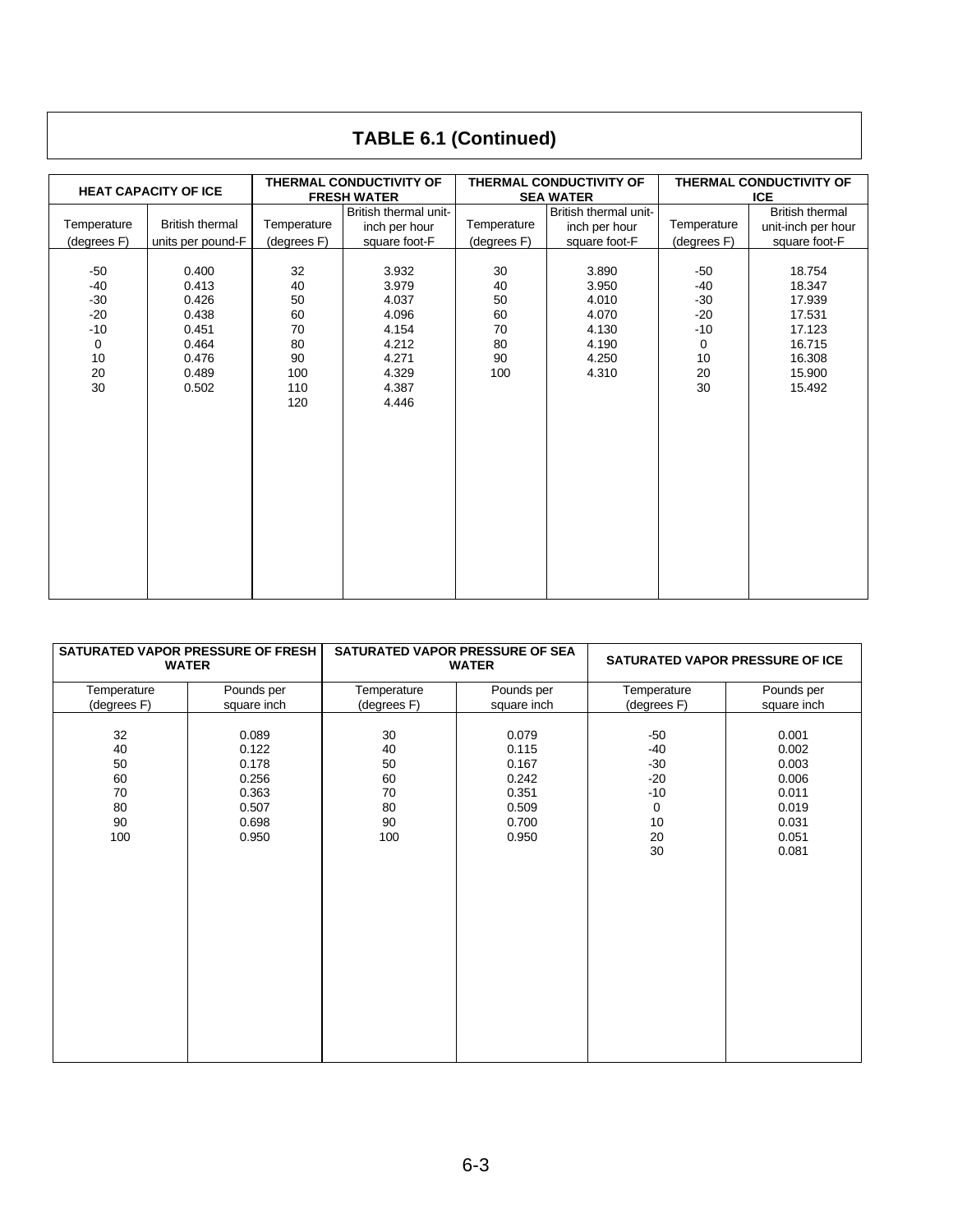## TABLE 6.1 (Continued)

| HEAT CAPACITY OF ICE | | THERMAL CONDUCTIVITY OF FRESH WATER | | THERMAL CONDUCTIVITY OF SEA WATER | | THERMAL CONDUCTIVITY OF ICE | |
|---|---|---|---|---|---|---|---|
| Temperature (degrees F) | British thermal units per pound-F | Temperature (degrees F) | British thermal unit-inch per hour square foot-F | Temperature (degrees F) | British thermal unit-inch per hour square foot-F | Temperature (degrees F) | British thermal unit-inch per hour square foot-F |
| -50 | 0.400 | 32 | 3.932 | 30 | 3.890 | -50 | 18.754 |
| -40 | 0.413 | 40 | 3.979 | 40 | 3.950 | -40 | 18.347 |
| -30 | 0.426 | 50 | 4.037 | 50 | 4.010 | -30 | 17.939 |
| -20 | 0.438 | 60 | 4.096 | 60 | 4.070 | -20 | 17.531 |
| -10 | 0.451 | 70 | 4.154 | 70 | 4.130 | -10 | 17.123 |
| 0 | 0.464 | 80 | 4.212 | 80 | 4.190 | 0 | 16.715 |
| 10 | 0.476 | 90 | 4.271 | 90 | 4.250 | 10 | 16.308 |
| 20 | 0.489 | 100 | 4.329 | 100 | 4.310 | 20 | 15.900 |
| 30 | 0.502 | 110 | 4.387 | | | 30 | 15.492 |
| | | 120 | 4.446 | | | | |

| SATURATED VAPOR PRESSURE OF FRESH WATER | | SATURATED VAPOR PRESSURE OF SEA WATER | | SATURATED VAPOR PRESSURE OF ICE | |
|---|---|---|---|---|---|
| Temperature (degrees F) | Pounds per square inch | Temperature (degrees F) | Pounds per square inch | Temperature (degrees F) | Pounds per square inch |
| 32 | 0.089 | 30 | 0.079 | -50 | 0.001 |
| 40 | 0.122 | 40 | 0.115 | -40 | 0.002 |
| 50 | 0.178 | 50 | 0.167 | -30 | 0.003 |
| 60 | 0.256 | 60 | 0.242 | -20 | 0.006 |
| 70 | 0.363 | 70 | 0.351 | -10 | 0.011 |
| 80 | 0.507 | 80 | 0.509 | 0 | 0.019 |
| 90 | 0.698 | 90 | 0.700 | 10 | 0.031 |
| 100 | 0.950 | 100 | 0.950 | 20 | 0.051 |
| | | | | 30 | 0.081 |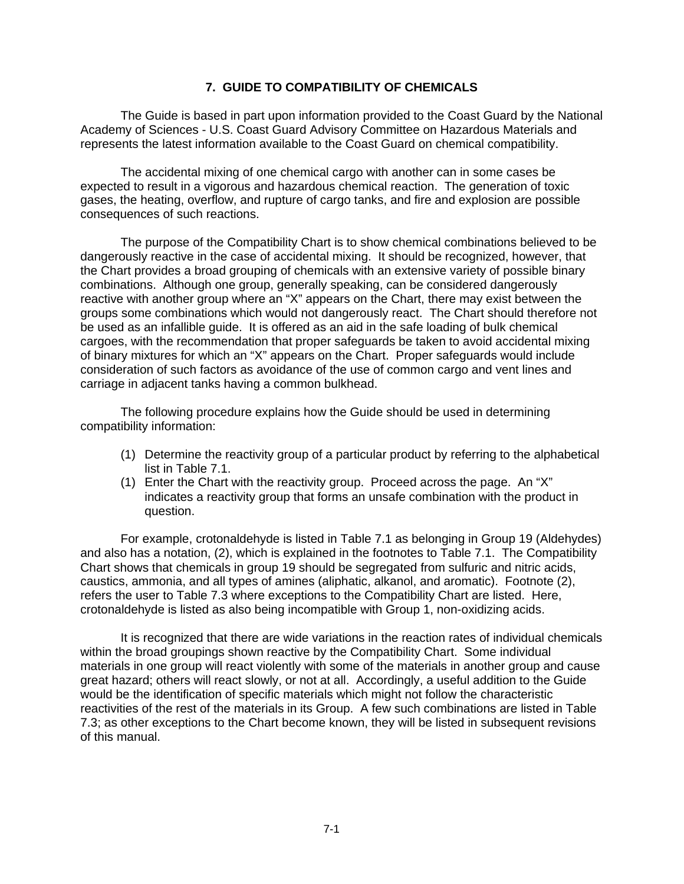# 7. GUIDE TO COMPATIBILITY OF CHEMICALS

The Guide is based in part upon information provided to the Coast Guard by the National Academy of Sciences - U.S. Coast Guard Advisory Committee on Hazardous Materials and represents the latest information available to the Coast Guard on chemical compatibility.

The accidental mixing of one chemical cargo with another can in some cases be expected to result in a vigorous and hazardous chemical reaction. The generation of toxic gases, the heating, overflow, and rupture of cargo tanks, and fire and explosion are possible consequences of such reactions.

The purpose of the Compatibility Chart is to show chemical combinations believed to be dangerously reactive in the case of accidental mixing. It should be recognized, however, that the Chart provides a broad grouping of chemicals with an extensive variety of possible binary combinations. Although one group, generally speaking, can be considered dangerously reactive with another group where an "X" appears on the Chart, there may exist between the groups some combinations which would not dangerously react. The Chart should therefore not be used as an infallible guide. It is offered as an aid in the safe loading of bulk chemical cargoes, with the recommendation that proper safeguards be taken to avoid accidental mixing of binary mixtures for which an "X" appears on the Chart. Proper safeguards would include consideration of such factors as avoidance of the use of common cargo and vent lines and carriage in adjacent tanks having a common bulkhead.

The following procedure explains how the Guide should be used in determining compatibility information:

(1) Determine the reactivity group of a particular product by referring to the alphabetical list in Table 7.1.

(1) Enter the Chart with the reactivity group. Proceed across the page. An "X" indicates a reactivity group that forms an unsafe combination with the product in question.

For example, crotonaldehyde is listed in Table 7.1 as belonging in Group 19 (Aldehydes) and also has a notation, (2), which is explained in the footnotes to Table 7.1. The Compatibility Chart shows that chemicals in group 19 should be segregated from sulfuric and nitric acids, caustics, ammonia, and all types of amines (aliphatic, alkanol, and aromatic). Footnote (2), refers the user to Table 7.3 where exceptions to the Compatibility Chart are listed. Here, crotonaldehyde is listed as also being incompatible with Group 1, non-oxidizing acids.

It is recognized that there are wide variations in the reaction rates of individual chemicals within the broad groupings shown reactive by the Compatibility Chart. Some individual materials in one group will react violently with some of the materials in another group and cause great hazard; others will react slowly, or not at all. Accordingly, a useful addition to the Guide would be the identification of specific materials which might not follow the characteristic reactivities of the rest of the materials in its Group. A few such combinations are listed in Table 7.3; as other exceptions to the Chart become known, they will be listed in subsequent revisions of this manual.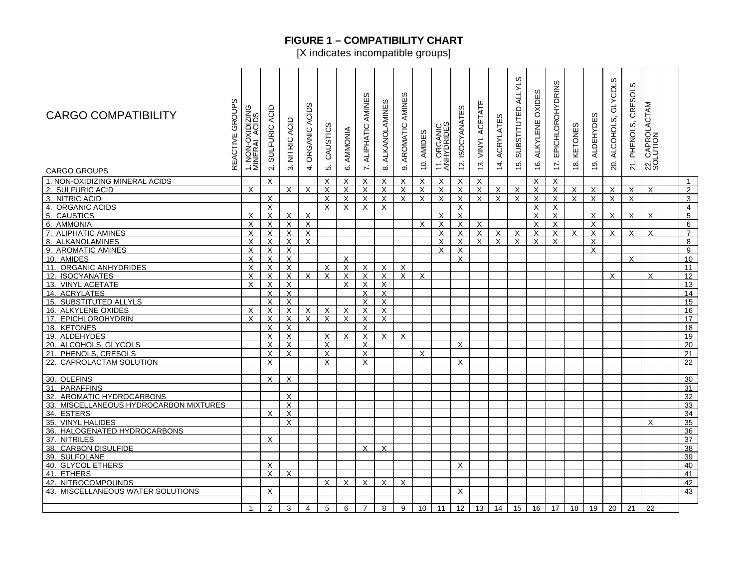# FIGURE 1 – COMPATIBILITY CHART

[X indicates incompatible groups]

| CARGO COMPATIBILITY<br><br>CARGO GROUPS / REACTIVE GROUPS | 1. NON-OXIDIZING MINERAL ACIDS | 2. SULFURIC ACID | 3. NITRIC ACID | 4. ORGANIC ACIDS | 5. CAUSTICS | 6. AMMONIA | 7. ALIPHATIC AMINES | 8. ALKANOLAMINES | 9. AROMATIC AMINES | 10. AMIDES | 11. ORGANIC ANHYDRIDES | 12. ISOCYANATES | 13. VINYL ACETATE | 14. ACRYLATES | 15. SUBSTITUTED ALLYLS | 16. ALKYLENE OXIDES | 17. EPICHLOROHYDRINS | 18. KETONES | 19. ALDEHYDES | 20. ALCOHOLS, GLYCOLS | 21. PHENOLS, CRESOLS | 22. CAPROLACTAM SOLUTION | | |
|---|---|---|---|---|---|---|---|---|---|---|---|---|---|---|---|---|---|---|---|---|---|---|---|---|
| 1. NON-OXIDIZING MINERAL ACIDS | | X | | | X | X | X | X | X | X | X | X | X | | | X | X | | | | | | | 1 |
| 2. SULFURIC ACID | X | | X | X | X | X | X | X | X | X | X | X | X | X | X | X | X | X | X | X | X | X | | 2 |
| 3. NITRIC ACID | | X | | | X | X | X | X | X | X | X | X | X | X | X | X | X | X | X | X | X | | | 3 |
| 4. ORGANIC ACIDS | | X | | | X | X | X | X | | | | X | | | | X | X | | | | | | | 4 |
| 5. CAUSTICS | X | X | X | X | | | | | | | X | X | | | | X | X | | X | X | X | X | | 5 |
| 6. AMMONIA | X | X | X | X | | | | | | X | X | X | X | | | X | X | | X | | | | | 6 |
| 7. ALIPHATIC AMINES | X | X | X | X | | | | | | | X | X | X | X | X | X | X | X | X | X | X | X | | 7 |
| 8. ALKANOLAMINES | X | X | X | X | | | | | | | X | X | X | X | X | X | X | | | | | | | 8 |
| 9. AROMATIC AMINES | X | X | X | | | | | | | | X | X | | | | | | | X | | | | | 9 |
| 10. AMIDES | X | X | X | | | X | | | | | | X | | | | | | | | | X | | | 10 |
| 11. ORGANIC ANHYDRIDES | X | X | X | | X | X | X | X | X | | | | | | | | | | | | | | | 11 |
| 12. ISOCYANATES | X | X | X | X | X | X | X | X | X | X | | | | | | | | | | X | | X | | 12 |
| 13. VINYL ACETATE | X | X | X | | | X | X | X | | | | | | | | | | | | | | | | 13 |
| 14. ACRYLATES | | X | X | | | | X | X | | | | | | | | | | | | | | | | 14 |
| 15. SUBSTITUTED ALLYLS | | X | X | | | | X | X | | | | | | | | | | | | | | | | 15 |
| 16. ALKYLENE OXIDES | X | X | X | X | X | X | X | X | | | | | | | | | | | | | | | | 16 |
| 17. EPICHLOROHYDRIN | X | X | X | X | X | X | X | X | | | | | | | | | | | | | | | | 17 |
| 18. KETONES | | X | X | | | | X | | | | | | | | | | | | | | | | | 18 |
| 19. ALDEHYDES | | X | X | | X | X | X | X | X | | | | | | | | | | | | | | | 19 |
| 20. ALCOHOLS, GLYCOLS | | X | X | | X | | X | | | | | X | | | | | | | | | | | | 20 |
| 21. PHENOLS, CRESOLS | | X | X | | X | | X | | | X | | | | | | | | | | | | | | 21 |
| 22. CAPROLACTAM SOLUTION | | X | | | X | | X | | | | | X | | | | | | | | | | | | 22 |
| | | | | | | | | | | | | | | | | | | | | | | | | |
| 30. OLEFINS | | X | X | | | | | | | | | | | | | | | | | | | | | 30 |
| 31. PARAFFINS | | | | | | | | | | | | | | | | | | | | | | | | 31 |
| 32. AROMATIC HYDROCARBONS | | | X | | | | | | | | | | | | | | | | | | | | | 32 |
| 33. MISCELLANEOUS HYDROCARBON MIXTURES | | | X | | | | | | | | | | | | | | | | | | | | | 33 |
| 34. ESTERS | | X | X | | | | | | | | | | | | | | | | | | | | | 34 |
| 35. VINYL HALIDES | | | X | | | | | | | | | | | | | | | | | | | X | | 35 |
| 36. HALOGENATED HYDROCARBONS | | | | | | | | | | | | | | | | | | | | | | | | 36 |
| 37. NITRILES | | X | | | | | | | | | | | | | | | | | | | | | | 37 |
| 38. CARBON DISULFIDE | | | | | | | X | X | | | | | | | | | | | | | | | | 38 |
| 39. SULFOLANE | | | | | | | | | | | | | | | | | | | | | | | | 39 |
| 40. GLYCOL ETHERS | | X | | | | | | | | | | X | | | | | | | | | | | | 40 |
| 41. ETHERS | | X | X | | | | | | | | | | | | | | | | | | | | | 41 |
| 42. NITROCOMPOUNDS | | | | | X | X | X | X | X | | | | | | | | | | | | | | | 42 |
| 43. MISCELLANEOUS WATER SOLUTIONS | | X | | | | | | | | | | X | | | | | | | | | | | | 43 |
| | | | | | | | | | | | | | | | | | | | | | | | | |
| | 1 | 2 | 3 | 4 | 5 | 6 | 7 | 8 | 9 | 10 | 11 | 12 | 13 | 14 | 15 | 16 | 17 | 18 | 19 | 20 | 21 | 22 | | |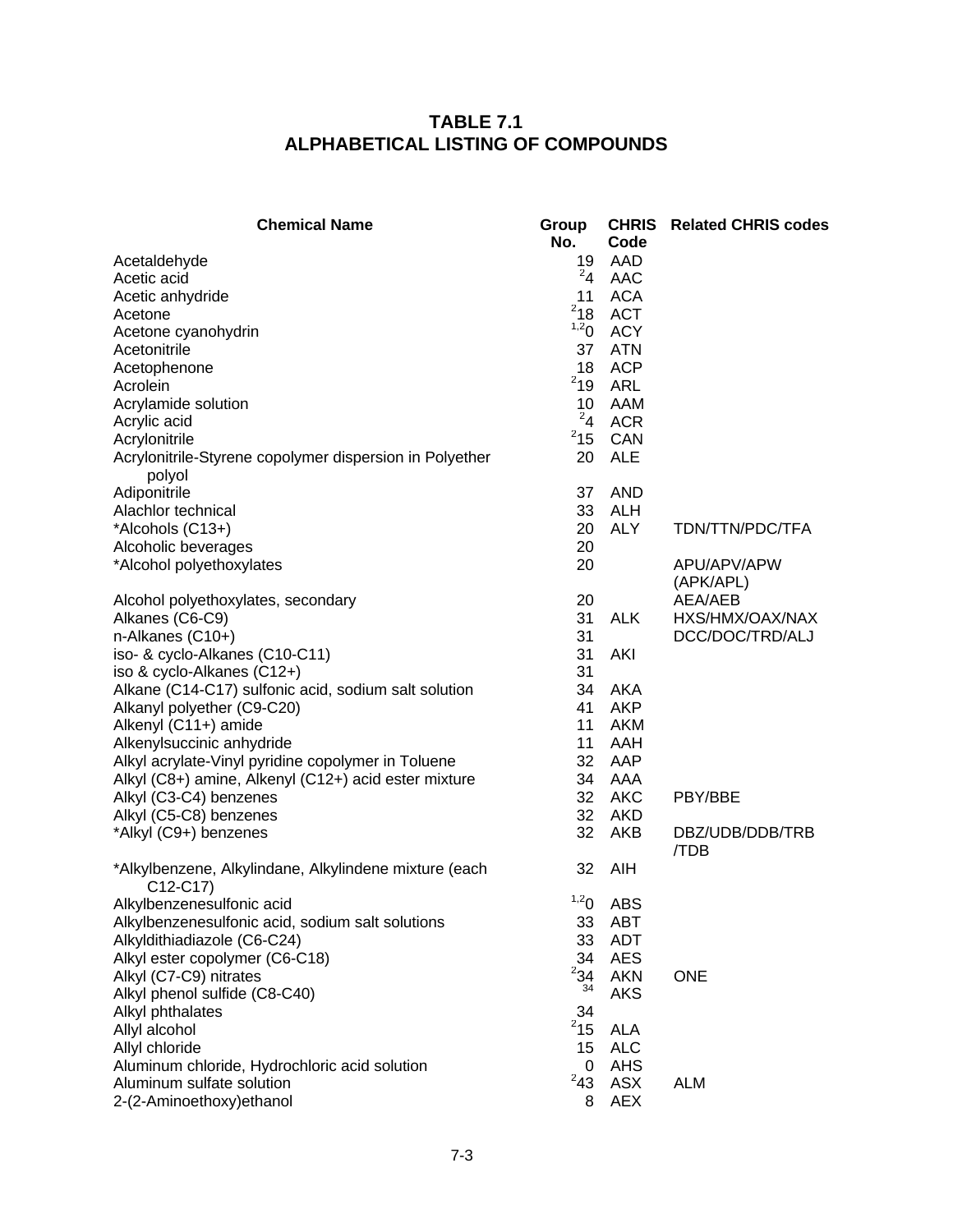# TABLE 7.1
# ALPHABETICAL LISTING OF COMPOUNDS

| Chemical Name | Group No. | CHRIS Code | Related CHRIS codes |
|---|---|---|---|
| Acetaldehyde | 19 | AAD | |
| Acetic acid | [2]4 | AAC | |
| Acetic anhydride | 11 | ACA | |
| Acetone | [2]18 | ACT | |
| Acetone cyanohydrin | [1,2]0 | ACY | |
| Acetonitrile | 37 | ATN | |
| Acetophenone | 18 | ACP | |
| Acrolein | [2]19 | ARL | |
| Acrylamide solution | 10 | AAM | |
| Acrylic acid | [2]4 | ACR | |
| Acrylonitrile | [2]15 | CAN | |
| Acrylonitrile-Styrene copolymer dispersion in Polyether polyol | 20 | ALE | |
| Adiponitrile | 37 | AND | |
| Alachlor technical | 33 | ALH | |
| *Alcohols (C13+) | 20 | ALY | TDN/TTN/PDC/TFA |
| Alcoholic beverages | 20 | | |
| *Alcohol polyethoxylates | 20 | | APU/APV/APW (APK/APL) |
| Alcohol polyethoxylates, secondary | 20 | | AEA/AEB |
| Alkanes (C6-C9) | 31 | ALK | HXS/HMX/OAX/NAX |
| n-Alkanes (C10+) | 31 | | DCC/DOC/TRD/ALJ |
| iso- & cyclo-Alkanes (C10-C11) | 31 | AKI | |
| iso & cyclo-Alkanes (C12+) | 31 | | |
| Alkane (C14-C17) sulfonic acid, sodium salt solution | 34 | AKA | |
| Alkanyl polyether (C9-C20) | 41 | AKP | |
| Alkenyl (C11+) amide | 11 | AKM | |
| Alkenylsuccinic anhydride | 11 | AAH | |
| Alkyl acrylate-Vinyl pyridine copolymer in Toluene | 32 | AAP | |
| Alkyl (C8+) amine, Alkenyl (C12+) acid ester mixture | 34 | AAA | |
| Alkyl (C3-C4) benzenes | 32 | AKC | PBY/BBE |
| Alkyl (C5-C8) benzenes | 32 | AKD | |
| *Alkyl (C9+) benzenes | 32 | AKB | DBZ/UDB/DDB/TRB /TDB |
| *Alkylbenzene, Alkylindane, Alkylindene mixture (each C12-C17) | 32 | AIH | |
| Alkylbenzenesulfonic acid | [1,2]0 | ABS | |
| Alkylbenzenesulfonic acid, sodium salt solutions | 33 | ABT | |
| Alkyldithiadiazole (C6-C24) | 33 | ADT | |
| Alkyl ester copolymer (C6-C18) | 34 | AES | |
| Alkyl (C7-C9) nitrates | [2]34 | AKN | ONE |
| Alkyl phenol sulfide (C8-C40) | 34 | AKS | |
| Alkyl phthalates | 34 | | |
| Allyl alcohol | [2]15 | ALA | |
| Allyl chloride | 15 | ALC | |
| Aluminum chloride, Hydrochloric acid solution | 0 | AHS | |
| Aluminum sulfate solution | [2]43 | ASX | ALM |
| 2-(2-Aminoethoxy)ethanol | 8 | AEX | |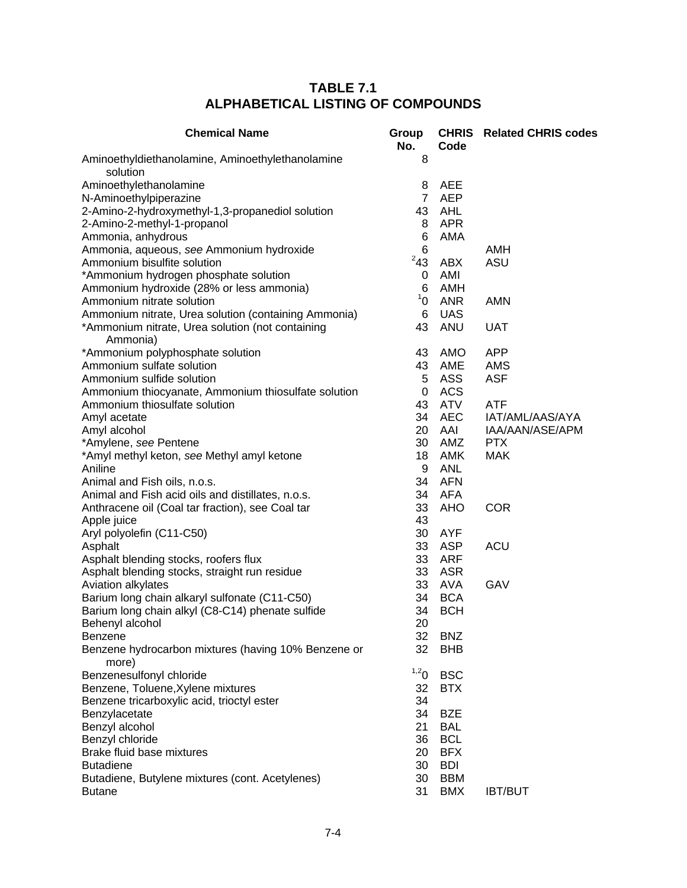# TABLE 7.1
# ALPHABETICAL LISTING OF COMPOUNDS

| Chemical Name | Group No. | CHRIS Code | Related CHRIS codes |
|---|---|---|---|
| Aminoethyldiethanolamine, Aminoethylethanolamine solution | 8 | | |
| Aminoethylethanolamine | 8 | AEE | |
| N-Aminoethylpiperazine | 7 | AEP | |
| 2-Amino-2-hydroxymethyl-1,3-propanediol solution | 43 | AHL | |
| 2-Amino-2-methyl-1-propanol | 8 | APR | |
| Ammonia, anhydrous | 6 | AMA | |
| Ammonia, aqueous, *see* Ammonium hydroxide | 6 | | AMH |
| Ammonium bisulfite solution | [2]43 | ABX | ASU |
| *Ammonium hydrogen phosphate solution | 0 | AMI | |
| Ammonium hydroxide (28% or less ammonia) | 6 | AMH | |
| Ammonium nitrate solution | [1]0 | ANR | AMN |
| Ammonium nitrate, Urea solution (containing Ammonia) | 6 | UAS | |
| *Ammonium nitrate, Urea solution (not containing Ammonia) | 43 | ANU | UAT |
| *Ammonium polyphosphate solution | 43 | AMO | APP |
| Ammonium sulfate solution | 43 | AME | AMS |
| Ammonium sulfide solution | 5 | ASS | ASF |
| Ammonium thiocyanate, Ammonium thiosulfate solution | 0 | ACS | |
| Ammonium thiosulfate solution | 43 | ATV | ATF |
| Amyl acetate | 34 | AEC | IAT/AML/AAS/AYA |
| Amyl alcohol | 20 | AAI | IAA/AAN/ASE/APM |
| *Amylene, *see* Pentene | 30 | AMZ | PTX |
| *Amyl methyl keton, *see* Methyl amyl ketone | 18 | AMK | MAK |
| Aniline | 9 | ANL | |
| Animal and Fish oils, n.o.s. | 34 | AFN | |
| Animal and Fish acid oils and distillates, n.o.s. | 34 | AFA | |
| Anthracene oil (Coal tar fraction), see Coal tar | 33 | AHO | COR |
| Apple juice | 43 | | |
| Aryl polyolefin (C11-C50) | 30 | AYF | |
| Asphalt | 33 | ASP | ACU |
| Asphalt blending stocks, roofers flux | 33 | ARF | |
| Asphalt blending stocks, straight run residue | 33 | ASR | |
| Aviation alkylates | 33 | AVA | GAV |
| Barium long chain alkaryl sulfonate (C11-C50) | 34 | BCA | |
| Barium long chain alkyl (C8-C14) phenate sulfide | 34 | BCH | |
| Behenyl alcohol | 20 | | |
| Benzene | 32 | BNZ | |
| Benzene hydrocarbon mixtures (having 10% Benzene or more) | 32 | BHB | |
| Benzenesulfonyl chloride | [1,2]0 | BSC | |
| Benzene, Toluene,Xylene mixtures | 32 | BTX | |
| Benzene tricarboxylic acid, trioctyl ester | 34 | | |
| Benzylacetate | 34 | BZE | |
| Benzyl alcohol | 21 | BAL | |
| Benzyl chloride | 36 | BCL | |
| Brake fluid base mixtures | 20 | BFX | |
| Butadiene | 30 | BDI | |
| Butadiene, Butylene mixtures (cont. Acetylenes) | 30 | BBM | |
| Butane | 31 | BMX | IBT/BUT |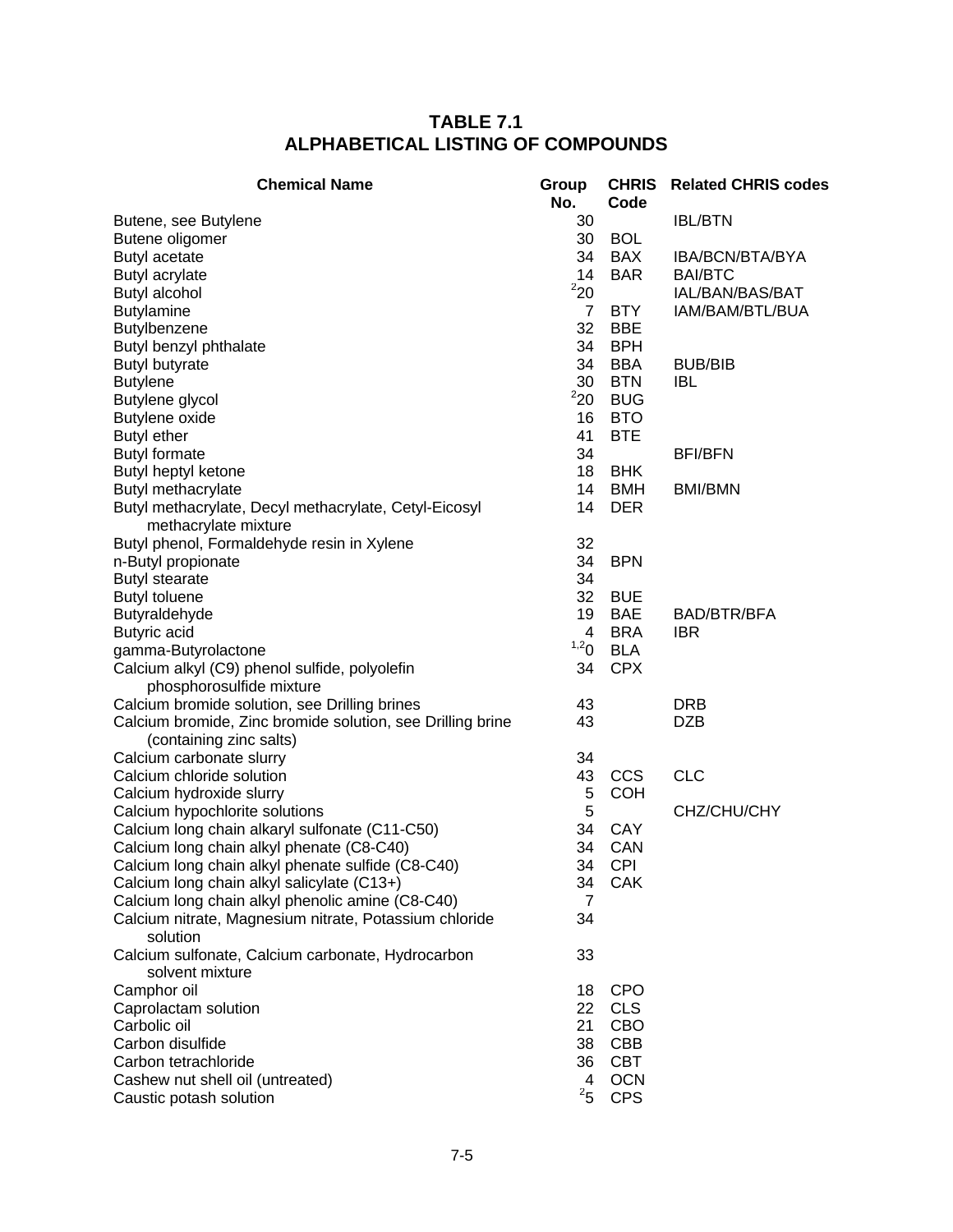# TABLE 7.1
## ALPHABETICAL LISTING OF COMPOUNDS

| Chemical Name | Group No. | CHRIS Code | Related CHRIS codes |
|---|---|---|---|
| Butene, see Butylene | 30 | | IBL/BTN |
| Butene oligomer | 30 | BOL | |
| Butyl acetate | 34 | BAX | IBA/BCN/BTA/BYA |
| Butyl acrylate | 14 | BAR | BAI/BTC |
| Butyl alcohol | [2]20 | | IAL/BAN/BAS/BAT |
| Butylamine | 7 | BTY | IAM/BAM/BTL/BUA |
| Butylbenzene | 32 | BBE | |
| Butyl benzyl phthalate | 34 | BPH | |
| Butyl butyrate | 34 | BBA | BUB/BIB |
| Butylene | 30 | BTN | IBL |
| Butylene glycol | [2]20 | BUG | |
| Butylene oxide | 16 | BTO | |
| Butyl ether | 41 | BTE | |
| Butyl formate | 34 | | BFI/BFN |
| Butyl heptyl ketone | 18 | BHK | |
| Butyl methacrylate | 14 | BMH | BMI/BMN |
| Butyl methacrylate, Decyl methacrylate, Cetyl-Eicosyl methacrylate mixture | 14 | DER | |
| Butyl phenol, Formaldehyde resin in Xylene | 32 | | |
| n-Butyl propionate | 34 | BPN | |
| Butyl stearate | 34 | | |
| Butyl toluene | 32 | BUE | |
| Butyraldehyde | 19 | BAE | BAD/BTR/BFA |
| Butyric acid | 4 | BRA | IBR |
| gamma-Butyrolactone | [1,2]0 | BLA | |
| Calcium alkyl (C9) phenol sulfide, polyolefin phosphorosulfide mixture | 34 | CPX | |
| Calcium bromide solution, see Drilling brines | 43 | | DRB |
| Calcium bromide, Zinc bromide solution, see Drilling brine (containing zinc salts) | 43 | | DZB |
| Calcium carbonate slurry | 34 | | |
| Calcium chloride solution | 43 | CCS | CLC |
| Calcium hydroxide slurry | 5 | COH | |
| Calcium hypochlorite solutions | 5 | | CHZ/CHU/CHY |
| Calcium long chain alkaryl sulfonate (C11-C50) | 34 | CAY | |
| Calcium long chain alkyl phenate (C8-C40) | 34 | CAN | |
| Calcium long chain alkyl phenate sulfide (C8-C40) | 34 | CPI | |
| Calcium long chain alkyl salicylate (C13+) | 34 | CAK | |
| Calcium long chain alkyl phenolic amine (C8-C40) | 7 | | |
| Calcium nitrate, Magnesium nitrate, Potassium chloride solution | 34 | | |
| Calcium sulfonate, Calcium carbonate, Hydrocarbon solvent mixture | 33 | | |
| Camphor oil | 18 | CPO | |
| Caprolactam solution | 22 | CLS | |
| Carbolic oil | 21 | CBO | |
| Carbon disulfide | 38 | CBB | |
| Carbon tetrachloride | 36 | CBT | |
| Cashew nut shell oil (untreated) | 4 | OCN | |
| Caustic potash solution | [2]5 | CPS | |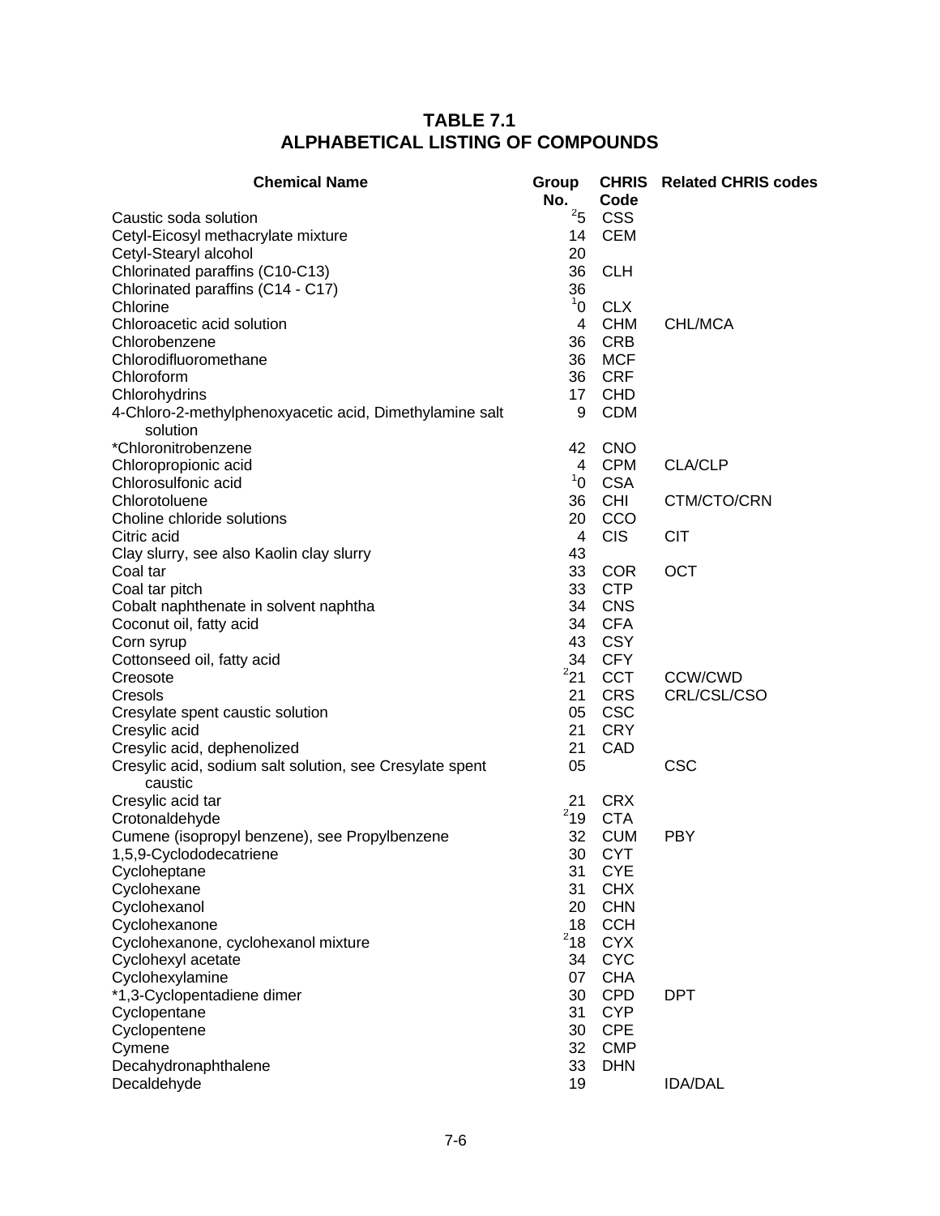# TABLE 7.1
# ALPHABETICAL LISTING OF COMPOUNDS

| Chemical Name | Group No. | CHRIS Code | Related CHRIS codes |
|---|---|---|---|
| Caustic soda solution | [2]5 | CSS | |
| Cetyl-Eicosyl methacrylate mixture | 14 | CEM | |
| Cetyl-Stearyl alcohol | 20 | | |
| Chlorinated paraffins (C10-C13) | 36 | CLH | |
| Chlorinated paraffins (C14 - C17) | 36 | | |
| Chlorine | [1]0 | CLX | |
| Chloroacetic acid solution | 4 | CHM | CHL/MCA |
| Chlorobenzene | 36 | CRB | |
| Chlorodifluoromethane | 36 | MCF | |
| Chloroform | 36 | CRF | |
| Chlorohydrins | 17 | CHD | |
| 4-Chloro-2-methylphenoxyacetic acid, Dimethylamine salt solution | 9 | CDM | |
| *Chloronitrobenzene | 42 | CNO | |
| Chloropropionic acid | 4 | CPM | CLA/CLP |
| Chlorosulfonic acid | [1]0 | CSA | |
| Chlorotoluene | 36 | CHI | CTM/CTO/CRN |
| Choline chloride solutions | 20 | CCO | |
| Citric acid | 4 | CIS | CIT |
| Clay slurry, see also Kaolin clay slurry | 43 | | |
| Coal tar | 33 | COR | OCT |
| Coal tar pitch | 33 | CTP | |
| Cobalt naphthenate in solvent naphtha | 34 | CNS | |
| Coconut oil, fatty acid | 34 | CFA | |
| Corn syrup | 43 | CSY | |
| Cottonseed oil, fatty acid | 34 | CFY | |
| Creosote | [2]21 | CCT | CCW/CWD |
| Cresols | 21 | CRS | CRL/CSL/CSO |
| Cresylate spent caustic solution | 05 | CSC | |
| Cresylic acid | 21 | CRY | |
| Cresylic acid, dephenolized | 21 | CAD | |
| Cresylic acid, sodium salt solution, see Cresylate spent caustic | 05 | | CSC |
| Cresylic acid tar | 21 | CRX | |
| Crotonaldehyde | [2]19 | CTA | |
| Cumene (isopropyl benzene), see Propylbenzene | 32 | CUM | PBY |
| 1,5,9-Cyclododecatriene | 30 | CYT | |
| Cycloheptane | 31 | CYE | |
| Cyclohexane | 31 | CHX | |
| Cyclohexanol | 20 | CHN | |
| Cyclohexanone | 18 | CCH | |
| Cyclohexanone, cyclohexanol mixture | [2]18 | CYX | |
| Cyclohexyl acetate | 34 | CYC | |
| Cyclohexylamine | 07 | CHA | |
| *1,3-Cyclopentadiene dimer | 30 | CPD | DPT |
| Cyclopentane | 31 | CYP | |
| Cyclopentene | 30 | CPE | |
| Cymene | 32 | CMP | |
| Decahydronaphthalene | 33 | DHN | |
| Decaldehyde | 19 | | IDA/DAL |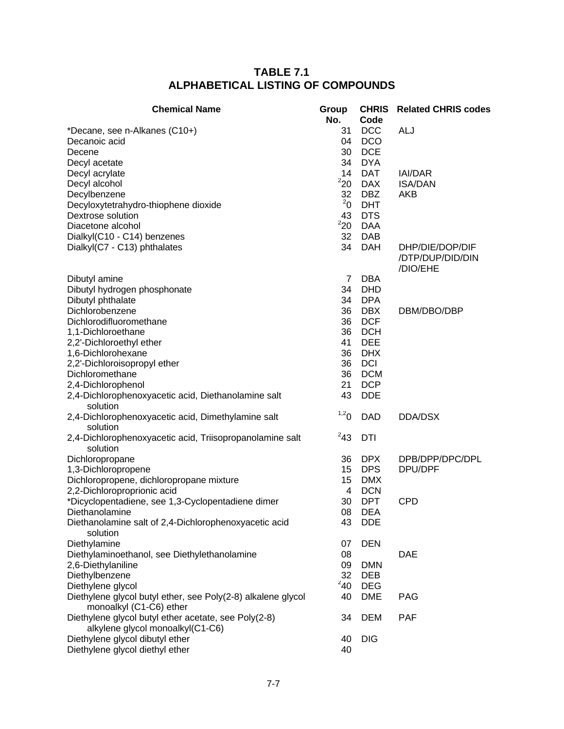# TABLE 7.1
# ALPHABETICAL LISTING OF COMPOUNDS

| Chemical Name | Group No. | CHRIS Code | Related CHRIS codes |
|---|---|---|---|
| *Decane, see n-Alkanes (C10+) | 31 | DCC | ALJ |
| Decanoic acid | 04 | DCO | |
| Decene | 30 | DCE | |
| Decyl acetate | 34 | DYA | |
| Decyl acrylate | 14 | DAT | IAI/DAR |
| Decyl alcohol | [2]20 | DAX | ISA/DAN |
| Decylbenzene | 32 | DBZ | AKB |
| Decyloxytetrahydro-thiophene dioxide | [2]0 | DHT | |
| Dextrose solution | 43 | DTS | |
| Diacetone alcohol | [2]20 | DAA | |
| Dialkyl(C10 - C14) benzenes | 32 | DAB | |
| Dialkyl(C7 - C13) phthalates | 34 | DAH | DHP/DIE/DOP/DIF/DTP/DUP/DID/DIN/DIO/EHE |
| Dibutyl amine | 7 | DBA | |
| Dibutyl hydrogen phosphonate | 34 | DHD | |
| Dibutyl phthalate | 34 | DPA | |
| Dichlorobenzene | 36 | DBX | DBM/DBO/DBP |
| Dichlorodifluoromethane | 36 | DCF | |
| 1,1-Dichloroethane | 36 | DCH | |
| 2,2'-Dichloroethyl ether | 41 | DEE | |
| 1,6-Dichlorohexane | 36 | DHX | |
| 2,2'-Dichloroisopropyl ether | 36 | DCI | |
| Dichloromethane | 36 | DCM | |
| 2,4-Dichlorophenol | 21 | DCP | |
| 2,4-Dichlorophenoxyacetic acid, Diethanolamine salt solution | 43 | DDE | |
| 2,4-Dichlorophenoxyacetic acid, Dimethylamine salt solution | [1,2]0 | DAD | DDA/DSX |
| 2,4-Dichlorophenoxyacetic acid, Triisopropanolamine salt solution | [2]43 | DTI | |
| Dichloropropane | 36 | DPX | DPB/DPP/DPC/DPL |
| 1,3-Dichloropropene | 15 | DPS | DPU/DPF |
| Dichloropropene, dichloropropane mixture | 15 | DMX | |
| 2,2-Dichloroproprionic acid | 4 | DCN | |
| *Dicyclopentadiene, see 1,3-Cyclopentadiene dimer | 30 | DPT | CPD |
| Diethanolamine | 08 | DEA | |
| Diethanolamine salt of 2,4-Dichlorophenoxyacetic acid solution | 43 | DDE | |
| Diethylamine | 07 | DEN | |
| Diethylaminoethanol, see Diethylethanolamine | 08 | | DAE |
| 2,6-Diethylaniline | 09 | DMN | |
| Diethylbenzene | 32 | DEB | |
| Diethylene glycol | [2]40 | DEG | |
| Diethylene glycol butyl ether, see Poly(2-8) alkalene glycol monoalkyl (C1-C6) ether | 40 | DME | PAG |
| Diethylene glycol butyl ether acetate, see Poly(2-8) alkylene glycol monoalkyl(C1-C6) | 34 | DEM | PAF |
| Diethylene glycol dibutyl ether | 40 | DIG | |
| Diethylene glycol diethyl ether | 40 | | |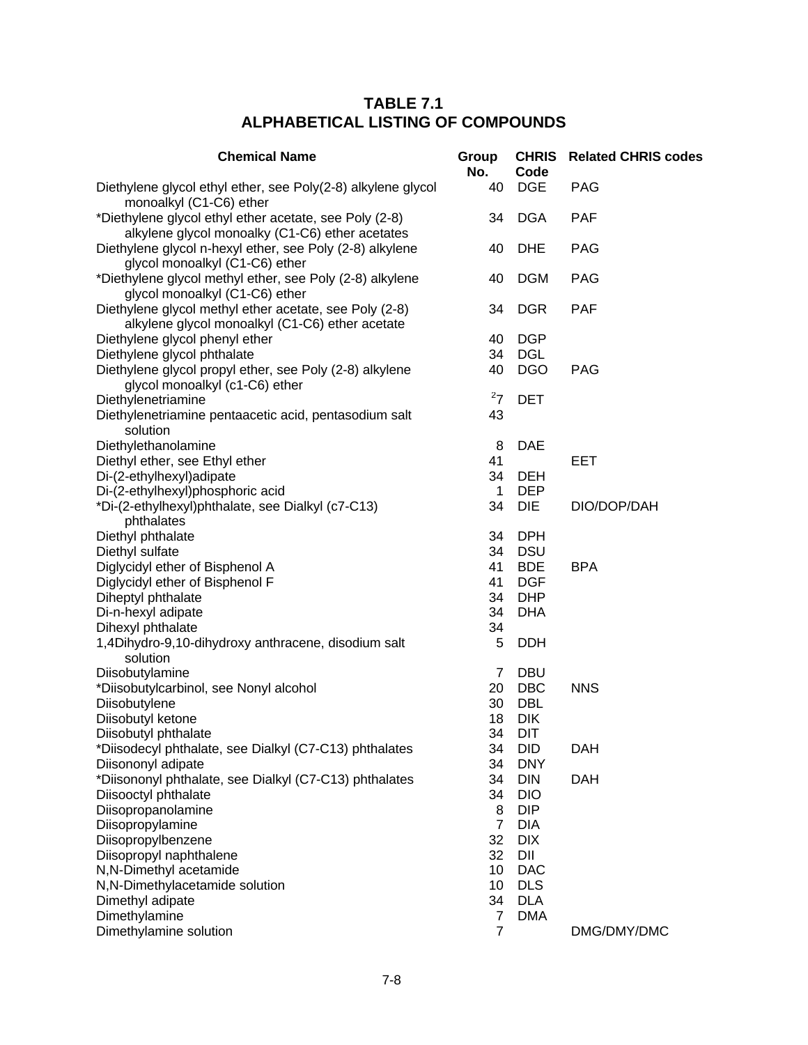# TABLE 7.1
# ALPHABETICAL LISTING OF COMPOUNDS

| Chemical Name | Group No. | CHRIS Code | Related CHRIS codes |
|---|---|---|---|
| Diethylene glycol ethyl ether, see Poly(2-8) alkylene glycol monoalkyl (C1-C6) ether | 40 | DGE | PAG |
| *Diethylene glycol ethyl ether acetate, see Poly (2-8) alkylene glycol monoalky (C1-C6) ether acetates | 34 | DGA | PAF |
| Diethylene glycol n-hexyl ether, see Poly (2-8) alkylene glycol monoalkyl (C1-C6) ether | 40 | DHE | PAG |
| *Diethylene glycol methyl ether, see Poly (2-8) alkylene glycol monoalkyl (C1-C6) ether | 40 | DGM | PAG |
| Diethylene glycol methyl ether acetate, see Poly (2-8) alkylene glycol monoalkyl (C1-C6) ether acetate | 34 | DGR | PAF |
| Diethylene glycol phenyl ether | 40 | DGP | |
| Diethylene glycol phthalate | 34 | DGL | |
| Diethylene glycol propyl ether, see Poly (2-8) alkylene glycol monoalkyl (c1-C6) ether | 40 | DGO | PAG |
| Diethylenetriamine | [2]7 | DET | |
| Diethylenetriamine pentaacetic acid, pentasodium salt solution | 43 | | |
| Diethylethanolamine | 8 | DAE | |
| Diethyl ether, see Ethyl ether | 41 | | EET |
| Di-(2-ethylhexyl)adipate | 34 | DEH | |
| Di-(2-ethylhexyl)phosphoric acid | 1 | DEP | |
| *Di-(2-ethylhexyl)phthalate, see Dialkyl (c7-C13) phthalates | 34 | DIE | DIO/DOP/DAH |
| Diethyl phthalate | 34 | DPH | |
| Diethyl sulfate | 34 | DSU | |
| Diglycidyl ether of Bisphenol A | 41 | BDE | BPA |
| Diglycidyl ether of Bisphenol F | 41 | DGF | |
| Diheptyl phthalate | 34 | DHP | |
| Di-n-hexyl adipate | 34 | DHA | |
| Dihexyl phthalate | 34 | | |
| 1,4Dihydro-9,10-dihydroxy anthracene, disodium salt solution | 5 | DDH | |
| Diisobutylamine | 7 | DBU | |
| *Diisobutylcarbinol, see Nonyl alcohol | 20 | DBC | NNS |
| Diisobutylene | 30 | DBL | |
| Diisobutyl ketone | 18 | DIK | |
| Diisobutyl phthalate | 34 | DIT | |
| *Diisodecyl phthalate, see Dialkyl (C7-C13) phthalates | 34 | DID | DAH |
| Diisononyl adipate | 34 | DNY | |
| *Diisononyl phthalate, see Dialkyl (C7-C13) phthalates | 34 | DIN | DAH |
| Diisooctyl phthalate | 34 | DIO | |
| Diisopropanolamine | 8 | DIP | |
| Diisopropylamine | 7 | DIA | |
| Diisopropylbenzene | 32 | DIX | |
| Diisopropyl naphthalene | 32 | DII | |
| N,N-Dimethyl acetamide | 10 | DAC | |
| N,N-Dimethylacetamide solution | 10 | DLS | |
| Dimethyl adipate | 34 | DLA | |
| Dimethylamine | 7 | DMA | |
| Dimethylamine solution | 7 | | DMG/DMY/DMC |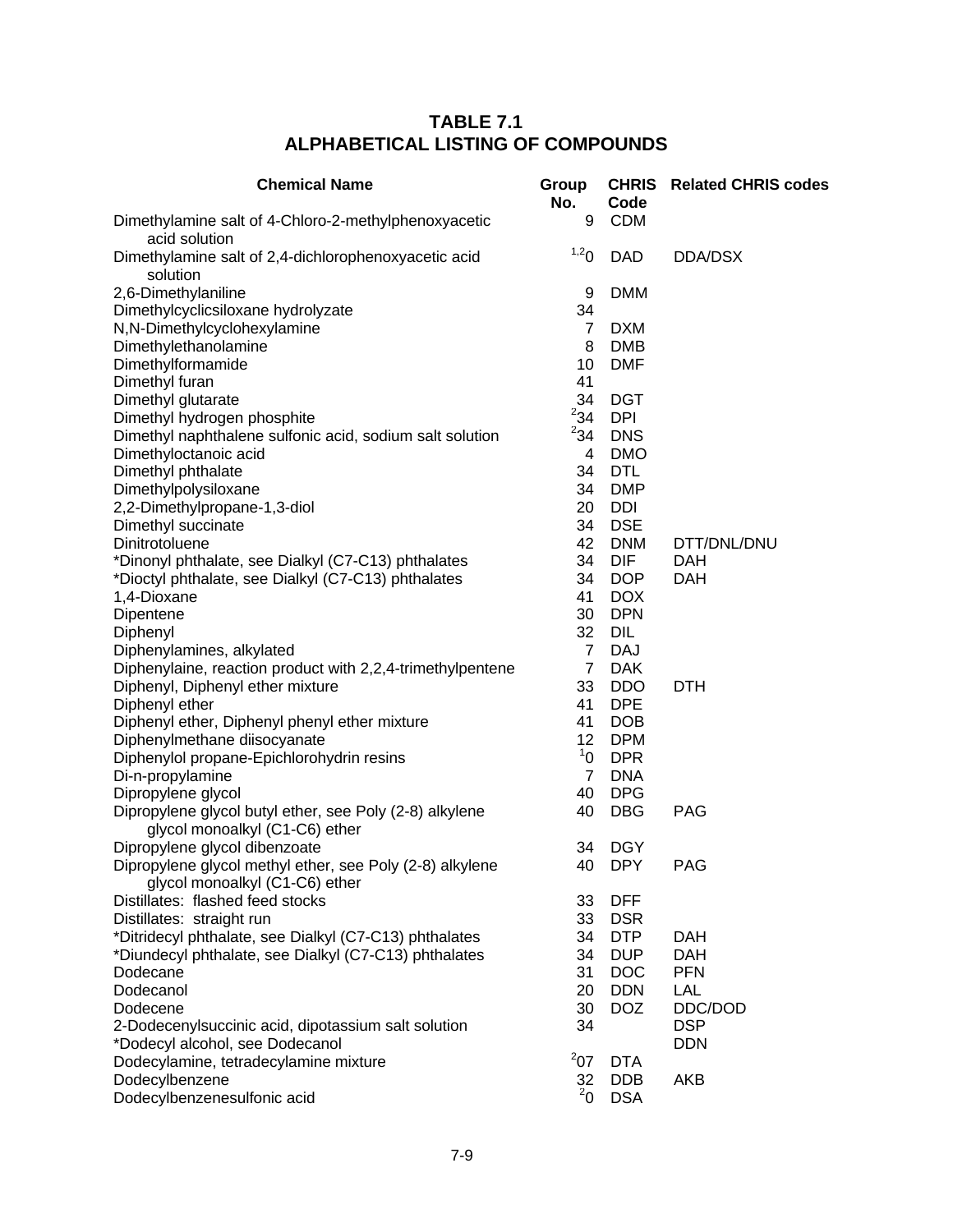# TABLE 7.1
# ALPHABETICAL LISTING OF COMPOUNDS

| Chemical Name | Group No. | CHRIS Code | Related CHRIS codes |
|---|---|---|---|
| Dimethylamine salt of 4-Chloro-2-methylphenoxyacetic acid solution | 9 | CDM | |
| Dimethylamine salt of 2,4-dichlorophenoxyacetic acid solution | [1,2]0 | DAD | DDA/DSX |
| 2,6-Dimethylaniline | 9 | DMM | |
| Dimethylcyclicsiloxane hydrolyzate | 34 | | |
| N,N-Dimethylcyclohexylamine | 7 | DXM | |
| Dimethylethanolamine | 8 | DMB | |
| Dimethylformamide | 10 | DMF | |
| Dimethyl furan | 41 | | |
| Dimethyl glutarate | 34 | DGT | |
| Dimethyl hydrogen phosphite | [2]34 | DPI | |
| Dimethyl naphthalene sulfonic acid, sodium salt solution | [2]34 | DNS | |
| Dimethyloctanoic acid | 4 | DMO | |
| Dimethyl phthalate | 34 | DTL | |
| Dimethylpolysiloxane | 34 | DMP | |
| 2,2-Dimethylpropane-1,3-diol | 20 | DDI | |
| Dimethyl succinate | 34 | DSE | |
| Dinitrotoluene | 42 | DNM | DTT/DNL/DNU |
| *Dinonyl phthalate, see Dialkyl (C7-C13) phthalates | 34 | DIF | DAH |
| *Dioctyl phthalate, see Dialkyl (C7-C13) phthalates | 34 | DOP | DAH |
| 1,4-Dioxane | 41 | DOX | |
| Dipentene | 30 | DPN | |
| Diphenyl | 32 | DIL | |
| Diphenylamines, alkylated | 7 | DAJ | |
| Diphenylaine, reaction product with 2,2,4-trimethylpentene | 7 | DAK | |
| Diphenyl, Diphenyl ether mixture | 33 | DDO | DTH |
| Diphenyl ether | 41 | DPE | |
| Diphenyl ether, Diphenyl phenyl ether mixture | 41 | DOB | |
| Diphenylmethane diisocyanate | 12 | DPM | |
| Diphenylol propane-Epichlorohydrin resins | [1]0 | DPR | |
| Di-n-propylamine | 7 | DNA | |
| Dipropylene glycol | 40 | DPG | |
| Dipropylene glycol butyl ether, see Poly (2-8) alkylene glycol monoalkyl (C1-C6) ether | 40 | DBG | PAG |
| Dipropylene glycol dibenzoate | 34 | DGY | |
| Dipropylene glycol methyl ether, see Poly (2-8) alkylene glycol monoalkyl (C1-C6) ether | 40 | DPY | PAG |
| Distillates: flashed feed stocks | 33 | DFF | |
| Distillates: straight run | 33 | DSR | |
| *Ditridecyl phthalate, see Dialkyl (C7-C13) phthalates | 34 | DTP | DAH |
| *Diundecyl phthalate, see Dialkyl (C7-C13) phthalates | 34 | DUP | DAH |
| Dodecane | 31 | DOC | PFN |
| Dodecanol | 20 | DDN | LAL |
| Dodecene | 30 | DOZ | DDC/DOD |
| 2-Dodecenylsuccinic acid, dipotassium salt solution | 34 | | DSP |
| *Dodecyl alcohol, see Dodecanol | | | DDN |
| Dodecylamine, tetradecylamine mixture | [2]07 | DTA | |
| Dodecylbenzene | 32 | DDB | AKB |
| Dodecylbenzenesulfonic acid | [2]0 | DSA | |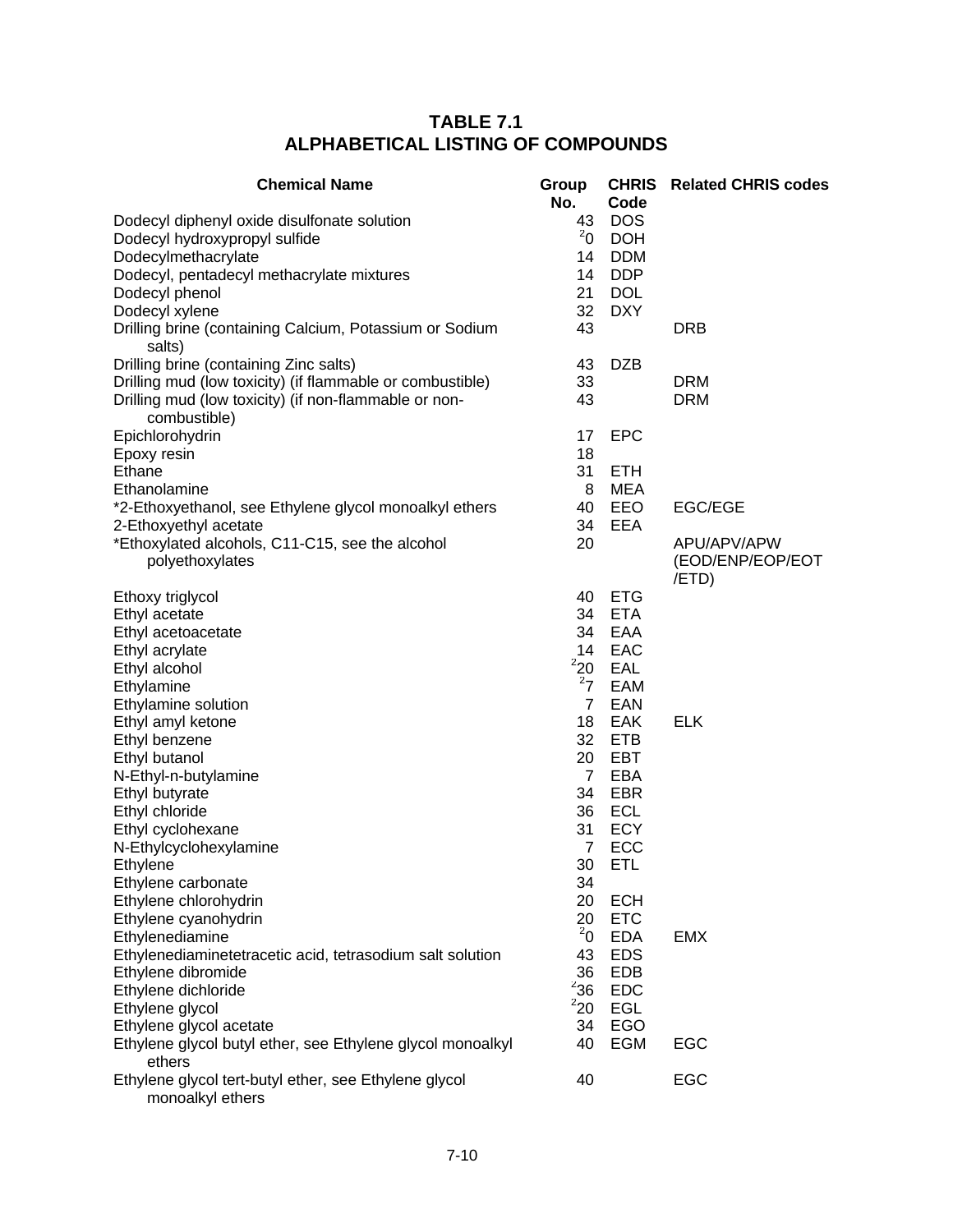# TABLE 7.1
# ALPHABETICAL LISTING OF COMPOUNDS

| Chemical Name | Group No. | CHRIS Code | Related CHRIS codes |
|---|---|---|---|
| Dodecyl diphenyl oxide disulfonate solution | 43 | DOS | |
| Dodecyl hydroxypropyl sulfide | [2]0 | DOH | |
| Dodecylmethacrylate | 14 | DDM | |
| Dodecyl, pentadecyl methacrylate mixtures | 14 | DDP | |
| Dodecyl phenol | 21 | DOL | |
| Dodecyl xylene | 32 | DXY | |
| Drilling brine (containing Calcium, Potassium or Sodium salts) | 43 | | DRB |
| Drilling brine (containing Zinc salts) | 43 | DZB | |
| Drilling mud (low toxicity) (if flammable or combustible) | 33 | | DRM |
| Drilling mud (low toxicity) (if non-flammable or non-combustible) | 43 | | DRM |
| Epichlorohydrin | 17 | EPC | |
| Epoxy resin | 18 | | |
| Ethane | 31 | ETH | |
| Ethanolamine | 8 | MEA | |
| *2-Ethoxyethanol, see Ethylene glycol monoalkyl ethers | 40 | EEO | EGC/EGE |
| 2-Ethoxyethyl acetate | 34 | EEA | |
| *Ethoxylated alcohols, C11-C15, see the alcohol polyethoxylates | 20 | | APU/APV/APW (EOD/ENP/EOP/EOT /ETD) |
| Ethoxy triglycol | 40 | ETG | |
| Ethyl acetate | 34 | ETA | |
| Ethyl acetoacetate | 34 | EAA | |
| Ethyl acrylate | 14 | EAC | |
| Ethyl alcohol | [2]20 | EAL | |
| Ethylamine | [2]7 | EAM | |
| Ethylamine solution | 7 | EAN | |
| Ethyl amyl ketone | 18 | EAK | ELK |
| Ethyl benzene | 32 | ETB | |
| Ethyl butanol | 20 | EBT | |
| N-Ethyl-n-butylamine | 7 | EBA | |
| Ethyl butyrate | 34 | EBR | |
| Ethyl chloride | 36 | ECL | |
| Ethyl cyclohexane | 31 | ECY | |
| N-Ethylcyclohexylamine | 7 | ECC | |
| Ethylene | 30 | ETL | |
| Ethylene carbonate | 34 | | |
| Ethylene chlorohydrin | 20 | ECH | |
| Ethylene cyanohydrin | 20 | ETC | |
| Ethylenediamine | [2]0 | EDA | EMX |
| Ethylenediaminetetracetic acid, tetrasodium salt solution | 43 | EDS | |
| Ethylene dibromide | 36 | EDB | |
| Ethylene dichloride | [2]36 | EDC | |
| Ethylene glycol | [2]20 | EGL | |
| Ethylene glycol acetate | 34 | EGO | |
| Ethylene glycol butyl ether, see Ethylene glycol monoalkyl ethers | 40 | EGM | EGC |
| Ethylene glycol tert-butyl ether, see Ethylene glycol monoalkyl ethers | 40 | | EGC |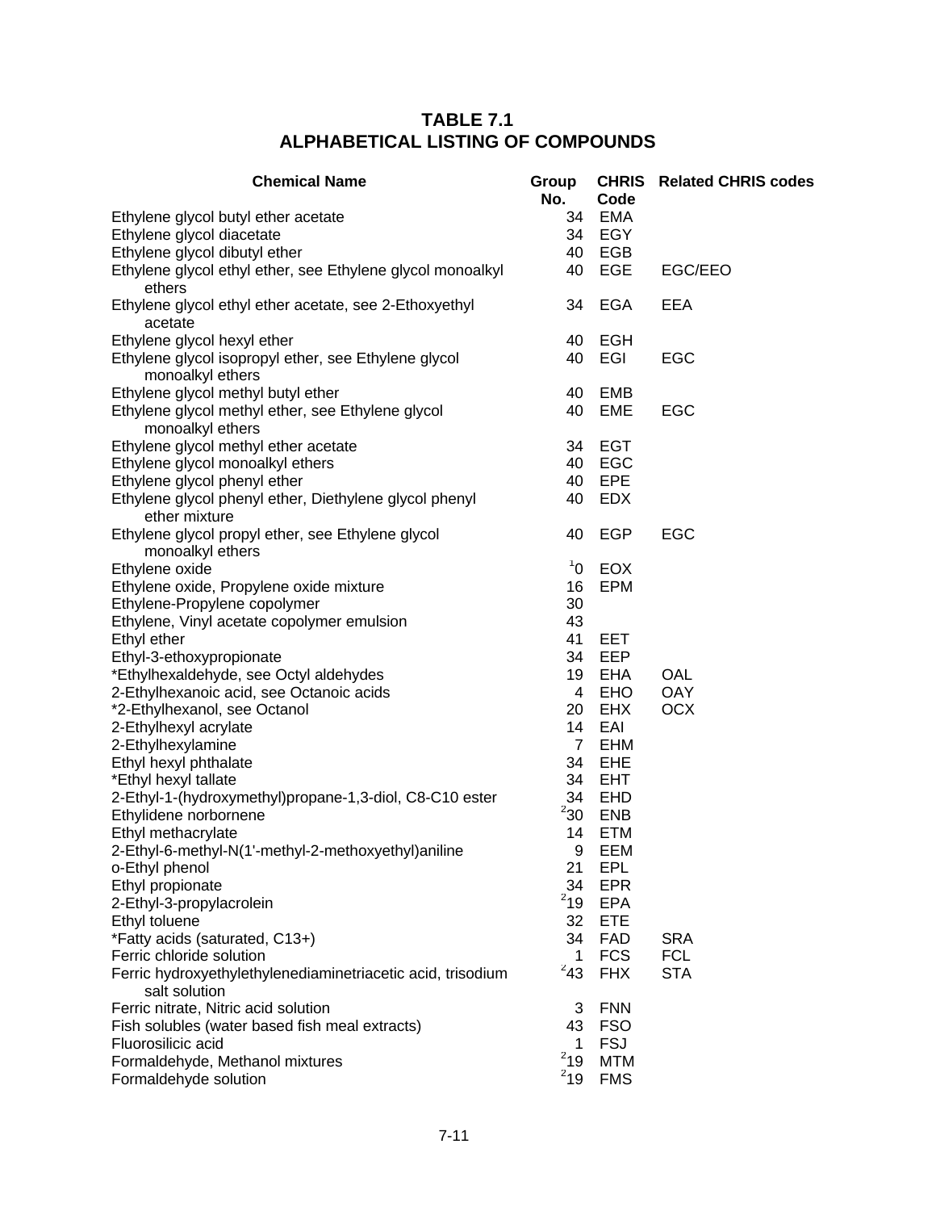# TABLE 7.1
# ALPHABETICAL LISTING OF COMPOUNDS

| Chemical Name | Group No. | CHRIS Code | Related CHRIS codes |
|---|---|---|---|
| Ethylene glycol butyl ether acetate | 34 | EMA | |
| Ethylene glycol diacetate | 34 | EGY | |
| Ethylene glycol dibutyl ether | 40 | EGB | |
| Ethylene glycol ethyl ether, see Ethylene glycol monoalkyl ethers | 40 | EGE | EGC/EEO |
| Ethylene glycol ethyl ether acetate, see 2-Ethoxyethyl acetate | 34 | EGA | EEA |
| Ethylene glycol hexyl ether | 40 | EGH | |
| Ethylene glycol isopropyl ether, see Ethylene glycol monoalkyl ethers | 40 | EGI | EGC |
| Ethylene glycol methyl butyl ether | 40 | EMB | |
| Ethylene glycol methyl ether, see Ethylene glycol monoalkyl ethers | 40 | EME | EGC |
| Ethylene glycol methyl ether acetate | 34 | EGT | |
| Ethylene glycol monoalkyl ethers | 40 | EGC | |
| Ethylene glycol phenyl ether | 40 | EPE | |
| Ethylene glycol phenyl ether, Diethylene glycol phenyl ether mixture | 40 | EDX | |
| Ethylene glycol propyl ether, see Ethylene glycol monoalkyl ethers | 40 | EGP | EGC |
| Ethylene oxide | [1]0 | EOX | |
| Ethylene oxide, Propylene oxide mixture | 16 | EPM | |
| Ethylene-Propylene copolymer | 30 | | |
| Ethylene, Vinyl acetate copolymer emulsion | 43 | | |
| Ethyl ether | 41 | EET | |
| Ethyl-3-ethoxypropionate | 34 | EEP | |
| *Ethylhexaldehyde, see Octyl aldehydes | 19 | EHA | OAL |
| 2-Ethylhexanoic acid, see Octanoic acids | 4 | EHO | OAY |
| *2-Ethylhexanol, see Octanol | 20 | EHX | OCX |
| 2-Ethylhexyl acrylate | 14 | EAI | |
| 2-Ethylhexylamine | 7 | EHM | |
| Ethyl hexyl phthalate | 34 | EHE | |
| *Ethyl hexyl tallate | 34 | EHT | |
| 2-Ethyl-1-(hydroxymethyl)propane-1,3-diol, C8-C10 ester | 34 | EHD | |
| Ethylidene norbornene | [2]30 | ENB | |
| Ethyl methacrylate | 14 | ETM | |
| 2-Ethyl-6-methyl-N(1'-methyl-2-methoxyethyl)aniline | 9 | EEM | |
| o-Ethyl phenol | 21 | EPL | |
| Ethyl propionate | 34 | EPR | |
| 2-Ethyl-3-propylacrolein | [2]19 | EPA | |
| Ethyl toluene | 32 | ETE | |
| *Fatty acids (saturated, C13+) | 34 | FAD | SRA |
| Ferric chloride solution | 1 | FCS | FCL |
| Ferric hydroxyethylethylenediaminetriacetic acid, trisodium salt solution | [2]43 | FHX | STA |
| Ferric nitrate, Nitric acid solution | 3 | FNN | |
| Fish solubles (water based fish meal extracts) | 43 | FSO | |
| Fluorosilicic acid | 1 | FSJ | |
| Formaldehyde, Methanol mixtures | [2]19 | MTM | |
| Formaldehyde solution | [2]19 | FMS | |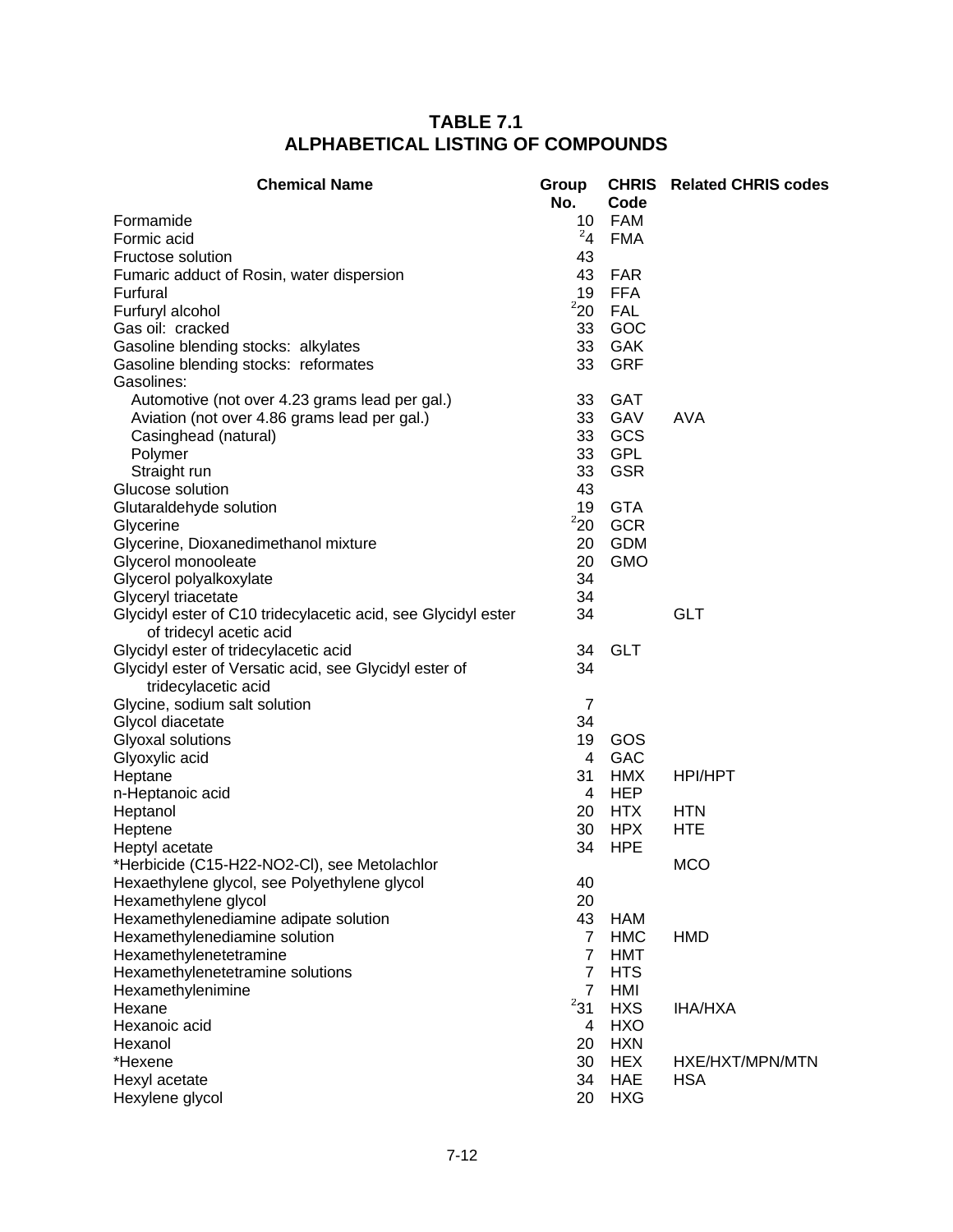# TABLE 7.1
# ALPHABETICAL LISTING OF COMPOUNDS

| Chemical Name | Group No. | CHRIS Code | Related CHRIS codes |
|---|---|---|---|
| Formamide | 10 | FAM | |
| Formic acid | [2]4 | FMA | |
| Fructose solution | 43 | | |
| Fumaric adduct of Rosin, water dispersion | 43 | FAR | |
| Furfural | 19 | FFA | |
| Furfuryl alcohol | [2]20 | FAL | |
| Gas oil: cracked | 33 | GOC | |
| Gasoline blending stocks: alkylates | 33 | GAK | |
| Gasoline blending stocks: reformates | 33 | GRF | |
| Gasolines: | | | |
| Automotive (not over 4.23 grams lead per gal.) | 33 | GAT | |
| Aviation (not over 4.86 grams lead per gal.) | 33 | GAV | AVA |
| Casinghead (natural) | 33 | GCS | |
| Polymer | 33 | GPL | |
| Straight run | 33 | GSR | |
| Glucose solution | 43 | | |
| Glutaraldehyde solution | 19 | GTA | |
| Glycerine | [2]20 | GCR | |
| Glycerine, Dioxanedimethanol mixture | 20 | GDM | |
| Glycerol monooleate | 20 | GMO | |
| Glycerol polyalkoxylate | 34 | | |
| Glyceryl triacetate | 34 | | |
| Glycidyl ester of C10 tridecylacetic acid, see Glycidyl ester of tridecyl acetic acid | 34 | | GLT |
| Glycidyl ester of tridecylacetic acid | 34 | GLT | |
| Glycidyl ester of Versatic acid, see Glycidyl ester of tridecylacetic acid | 34 | | |
| Glycine, sodium salt solution | 7 | | |
| Glycol diacetate | 34 | | |
| Glyoxal solutions | 19 | GOS | |
| Glyoxylic acid | 4 | GAC | |
| Heptane | 31 | HMX | HPI/HPT |
| n-Heptanoic acid | 4 | HEP | |
| Heptanol | 20 | HTX | HTN |
| Heptene | 30 | HPX | HTE |
| Heptyl acetate | 34 | HPE | |
| *Herbicide (C15-H22-NO2-Cl), see Metolachlor | | | MCO |
| Hexaethylene glycol, see Polyethylene glycol | 40 | | |
| Hexamethylene glycol | 20 | | |
| Hexamethylenediamine adipate solution | 43 | HAM | |
| Hexamethylenediamine solution | 7 | HMC | HMD |
| Hexamethylenetetramine | 7 | HMT | |
| Hexamethylenetetramine solutions | 7 | HTS | |
| Hexamethylenimine | 7 | HMI | |
| Hexane | [2]31 | HXS | IHA/HXA |
| Hexanoic acid | 4 | HXO | |
| Hexanol | 20 | HXN | |
| *Hexene | 30 | HEX | HXE/HXT/MPN/MTN |
| Hexyl acetate | 34 | HAE | HSA |
| Hexylene glycol | 20 | HXG | |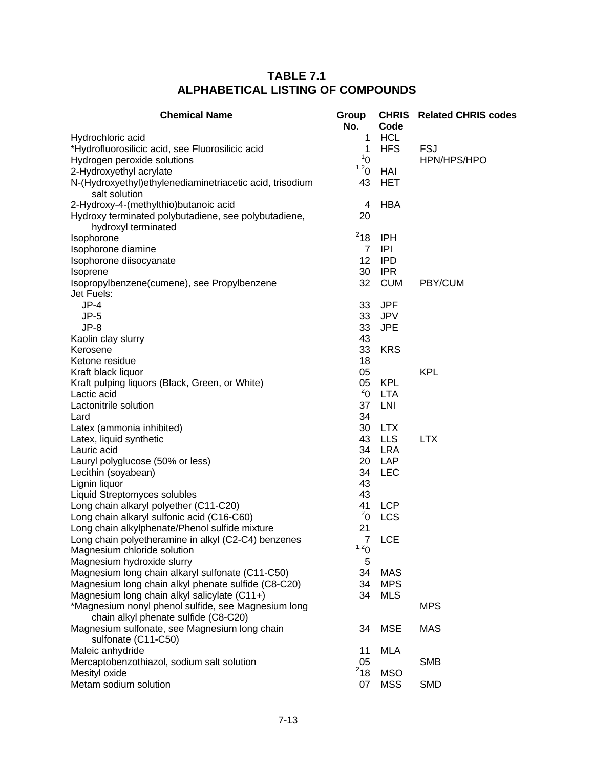# TABLE 7.1
# ALPHABETICAL LISTING OF COMPOUNDS

| Chemical Name | Group No. | CHRIS Code | Related CHRIS codes |
|---|---|---|---|
| Hydrochloric acid | 1 | HCL | |
| *Hydrofluorosilicic acid, see Fluorosilicic acid | 1 | HFS | FSJ |
| Hydrogen peroxide solutions | [1]0 | | HPN/HPS/HPO |
| 2-Hydroxyethyl acrylate | [1,2]0 | HAI | |
| N-(Hydroxyethyl)ethylenediaminetriacetic acid, trisodium salt solution | 43 | HET | |
| 2-Hydroxy-4-(methylthio)butanoic acid | 4 | HBA | |
| Hydroxy terminated polybutadiene, see polybutadiene, hydroxyl terminated | 20 | | |
| Isophorone | [2]18 | IPH | |
| Isophorone diamine | 7 | IPI | |
| Isophorone diisocyanate | 12 | IPD | |
| Isoprene | 30 | IPR | |
| Isopropylbenzene(cumene), see Propylbenzene | 32 | CUM | PBY/CUM |
| Jet Fuels: | | | |
| JP-4 | 33 | JPF | |
| JP-5 | 33 | JPV | |
| JP-8 | 33 | JPE | |
| Kaolin clay slurry | 43 | | |
| Kerosene | 33 | KRS | |
| Ketone residue | 18 | | |
| Kraft black liquor | 05 | | KPL |
| Kraft pulping liquors (Black, Green, or White) | 05 | KPL | |
| Lactic acid | [2]0 | LTA | |
| Lactonitrile solution | 37 | LNI | |
| Lard | 34 | | |
| Latex (ammonia inhibited) | 30 | LTX | |
| Latex, liquid synthetic | 43 | LLS | LTX |
| Lauric acid | 34 | LRA | |
| Lauryl polyglucose (50% or less) | 20 | LAP | |
| Lecithin (soyabean) | 34 | LEC | |
| Lignin liquor | 43 | | |
| Liquid Streptomyces solubles | 43 | | |
| Long chain alkaryl polyether (C11-C20) | 41 | LCP | |
| Long chain alkaryl sulfonic acid (C16-C60) | [2]0 | LCS | |
| Long chain alkylphenate/Phenol sulfide mixture | 21 | | |
| Long chain polyetheramine in alkyl (C2-C4) benzenes | 7 | LCE | |
| Magnesium chloride solution | [1,2]0 | | |
| Magnesium hydroxide slurry | 5 | | |
| Magnesium long chain alkaryl sulfonate (C11-C50) | 34 | MAS | |
| Magnesium long chain alkyl phenate sulfide (C8-C20) | 34 | MPS | |
| Magnesium long chain alkyl salicylate (C11+) | 34 | MLS | |
| *Magnesium nonyl phenol sulfide, see Magnesium long chain alkyl phenate sulfide (C8-C20) | | | MPS |
| Magnesium sulfonate, see Magnesium long chain sulfonate (C11-C50) | 34 | MSE | MAS |
| Maleic anhydride | 11 | MLA | |
| Mercaptobenzothiazol, sodium salt solution | 05 | | SMB |
| Mesityl oxide | [2]18 | MSO | |
| Metam sodium solution | 07 | MSS | SMD |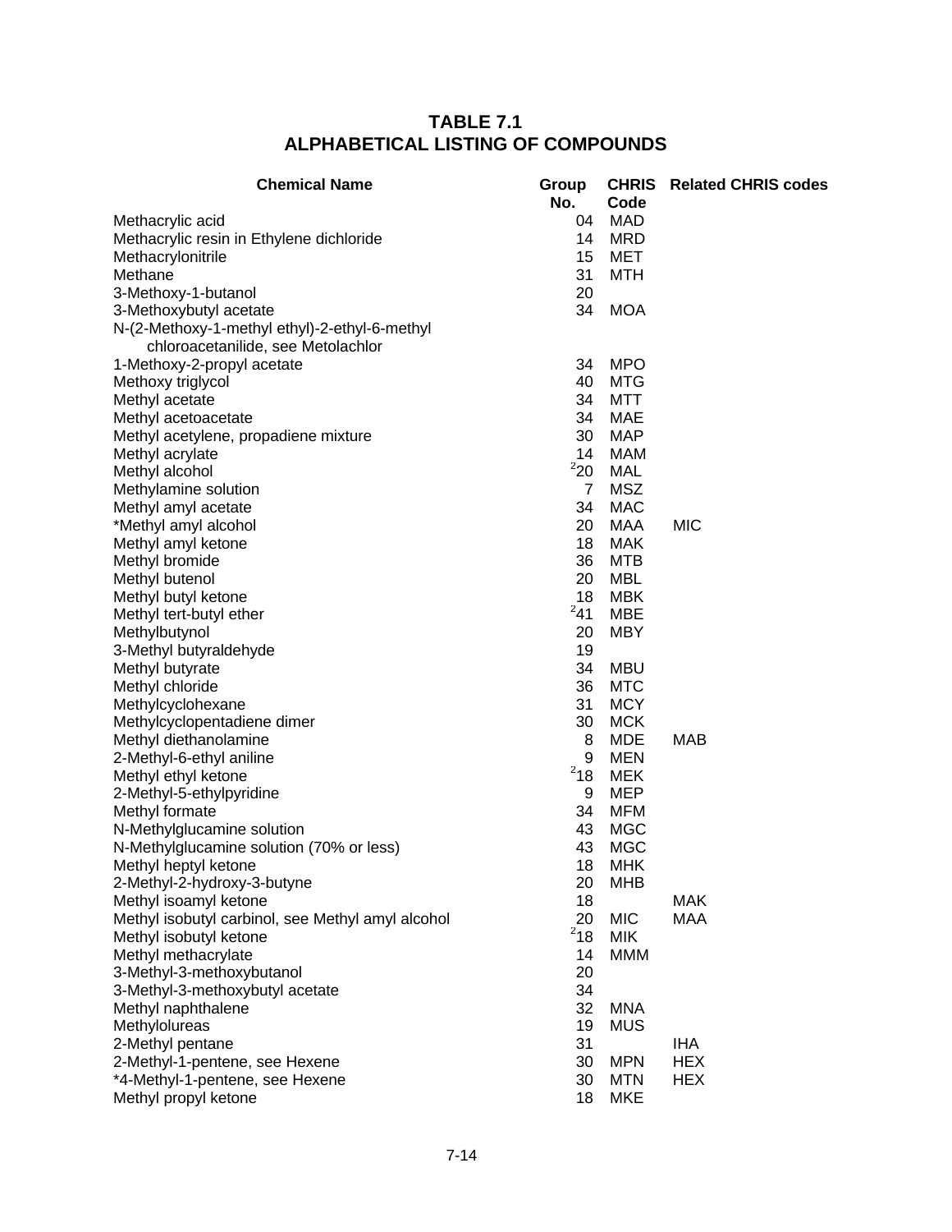# TABLE 7.1
# ALPHABETICAL LISTING OF COMPOUNDS

| Chemical Name | Group No. | CHRIS Code | Related CHRIS codes |
|---|---|---|---|
| Methacrylic acid | 04 | MAD | |
| Methacrylic resin in Ethylene dichloride | 14 | MRD | |
| Methacrylonitrile | 15 | MET | |
| Methane | 31 | MTH | |
| 3-Methoxy-1-butanol | 20 | | |
| 3-Methoxybutyl acetate | 34 | MOA | |
| N-(2-Methoxy-1-methyl ethyl)-2-ethyl-6-methyl chloroacetanilide, see Metolachlor | | | |
| 1-Methoxy-2-propyl acetate | 34 | MPO | |
| Methoxy triglycol | 40 | MTG | |
| Methyl acetate | 34 | MTT | |
| Methyl acetoacetate | 34 | MAE | |
| Methyl acetylene, propadiene mixture | 30 | MAP | |
| Methyl acrylate | 14 | MAM | |
| Methyl alcohol | [2]20 | MAL | |
| Methylamine solution | 7 | MSZ | |
| Methyl amyl acetate | 34 | MAC | |
| *Methyl amyl alcohol | 20 | MAA | MIC |
| Methyl amyl ketone | 18 | MAK | |
| Methyl bromide | 36 | MTB | |
| Methyl butenol | 20 | MBL | |
| Methyl butyl ketone | 18 | MBK | |
| Methyl tert-butyl ether | [2]41 | MBE | |
| Methylbutynol | 20 | MBY | |
| 3-Methyl butyraldehyde | 19 | | |
| Methyl butyrate | 34 | MBU | |
| Methyl chloride | 36 | MTC | |
| Methylcyclohexane | 31 | MCY | |
| Methylcyclopentadiene dimer | 30 | MCK | |
| Methyl diethanolamine | 8 | MDE | MAB |
| 2-Methyl-6-ethyl aniline | 9 | MEN | |
| Methyl ethyl ketone | [2]18 | MEK | |
| 2-Methyl-5-ethylpyridine | 9 | MEP | |
| Methyl formate | 34 | MFM | |
| N-Methylglucamine solution | 43 | MGC | |
| N-Methylglucamine solution (70% or less) | 43 | MGC | |
| Methyl heptyl ketone | 18 | MHK | |
| 2-Methyl-2-hydroxy-3-butyne | 20 | MHB | |
| Methyl isoamyl ketone | 18 | | MAK |
| Methyl isobutyl carbinol, see Methyl amyl alcohol | 20 | MIC | MAA |
| Methyl isobutyl ketone | [2]18 | MIK | |
| Methyl methacrylate | 14 | MMM | |
| 3-Methyl-3-methoxybutanol | 20 | | |
| 3-Methyl-3-methoxybutyl acetate | 34 | | |
| Methyl naphthalene | 32 | MNA | |
| Methylolureas | 19 | MUS | |
| 2-Methyl pentane | 31 | | IHA |
| 2-Methyl-1-pentene, see Hexene | 30 | MPN | HEX |
| *4-Methyl-1-pentene, see Hexene | 30 | MTN | HEX |
| Methyl propyl ketone | 18 | MKE | |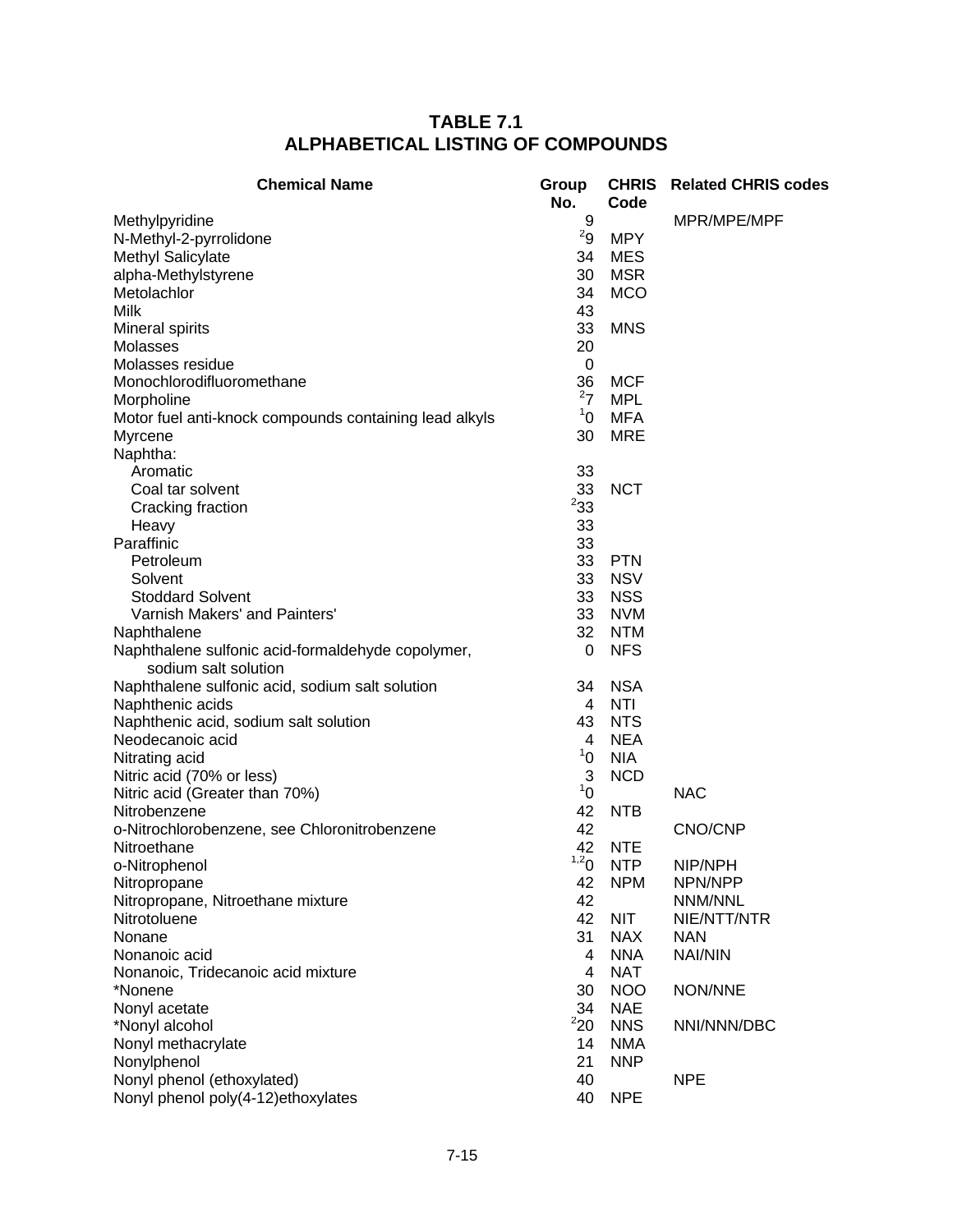# TABLE 7.1
# ALPHABETICAL LISTING OF COMPOUNDS

| Chemical Name | Group No. | CHRIS Code | Related CHRIS codes |
|---|---|---|---|
| Methylpyridine | 9 | | MPR/MPE/MPF |
| N-Methyl-2-pyrrolidone | [2]9 | MPY | |
| Methyl Salicylate | 34 | MES | |
| alpha-Methylstyrene | 30 | MSR | |
| Metolachlor | 34 | MCO | |
| Milk | 43 | | |
| Mineral spirits | 33 | MNS | |
| Molasses | 20 | | |
| Molasses residue | 0 | | |
| Monochlorodifluoromethane | 36 | MCF | |
| Morpholine | [2]7 | MPL | |
| Motor fuel anti-knock compounds containing lead alkyls | [1]0 | MFA | |
| Myrcene | 30 | MRE | |
| Naphtha: | | | |
| Aromatic | 33 | | |
| Coal tar solvent | 33 | NCT | |
| Cracking fraction | [2]33 | | |
| Heavy | 33 | | |
| Paraffinic | 33 | | |
| Petroleum | 33 | PTN | |
| Solvent | 33 | NSV | |
| Stoddard Solvent | 33 | NSS | |
| Varnish Makers' and Painters' | 33 | NVM | |
| Naphthalene | 32 | NTM | |
| Naphthalene sulfonic acid-formaldehyde copolymer, sodium salt solution | 0 | NFS | |
| Naphthalene sulfonic acid, sodium salt solution | 34 | NSA | |
| Naphthenic acids | 4 | NTI | |
| Naphthenic acid, sodium salt solution | 43 | NTS | |
| Neodecanoic acid | 4 | NEA | |
| Nitrating acid | [1]0 | NIA | |
| Nitric acid (70% or less) | 3 | NCD | |
| Nitric acid (Greater than 70%) | [1]0 | | NAC |
| Nitrobenzene | 42 | NTB | |
| o-Nitrochlorobenzene, see Chloronitrobenzene | 42 | | CNO/CNP |
| Nitroethane | 42 | NTE | |
| o-Nitrophenol | [1,2]0 | NTP | NIP/NPH |
| Nitropropane | 42 | NPM | NPN/NPP |
| Nitropropane, Nitroethane mixture | 42 | | NNM/NNL |
| Nitrotoluene | 42 | NIT | NIE/NTT/NTR |
| Nonane | 31 | NAX | NAN |
| Nonanoic acid | 4 | NNA | NAI/NIN |
| Nonanoic, Tridecanoic acid mixture | 4 | NAT | |
| *Nonene | 30 | NOO | NON/NNE |
| Nonyl acetate | 34 | NAE | |
| *Nonyl alcohol | [2]20 | NNS | NNI/NNN/DBC |
| Nonyl methacrylate | 14 | NMA | |
| Nonylphenol | 21 | NNP | |
| Nonyl phenol (ethoxylated) | 40 | | NPE |
| Nonyl phenol poly(4-12)ethoxylates | 40 | NPE | |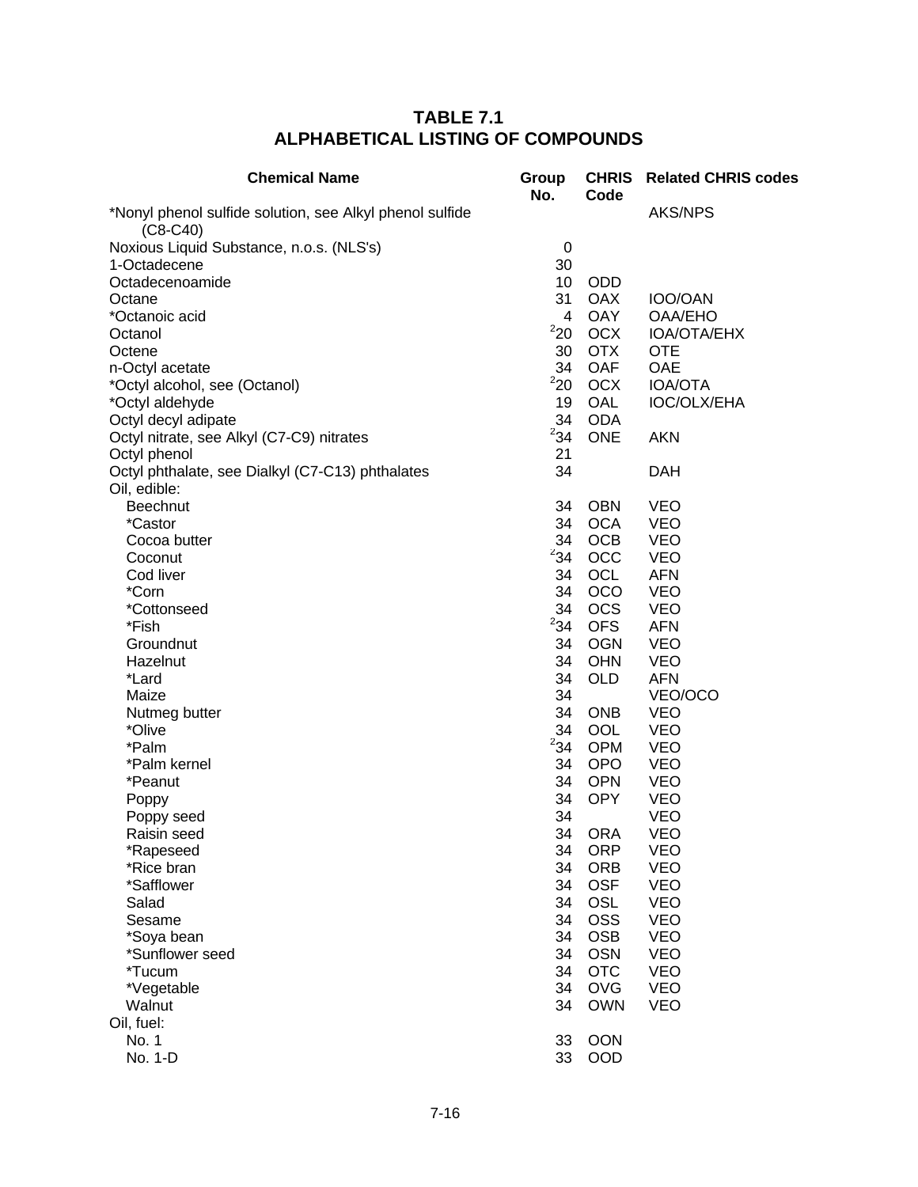## TABLE 7.1
## ALPHABETICAL LISTING OF COMPOUNDS

| Chemical Name | Group No. | CHRIS Code | Related CHRIS codes |
|---|---|---|---|
| *Nonyl phenol sulfide solution, see Alkyl phenol sulfide (C8-C40) | | | AKS/NPS |
| Noxious Liquid Substance, n.o.s. (NLS's) | 0 | | |
| 1-Octadecene | 30 | | |
| Octadecenoamide | 10 | ODD | |
| Octane | 31 | OAX | IOO/OAN |
| *Octanoic acid | 4 | OAY | OAA/EHO |
| Octanol | [2]20 | OCX | IOA/OTA/EHX |
| Octene | 30 | OTX | OTE |
| n-Octyl acetate | 34 | OAF | OAE |
| *Octyl alcohol, see (Octanol) | [2]20 | OCX | IOA/OTA |
| *Octyl aldehyde | 19 | OAL | IOC/OLX/EHA |
| Octyl decyl adipate | 34 | ODA | |
| Octyl nitrate, see Alkyl (C7-C9) nitrates | [2]34 | ONE | AKN |
| Octyl phenol | 21 | | |
| Octyl phthalate, see Dialkyl (C7-C13) phthalates | 34 | | DAH |
| Oil, edible: | | | |
| Beechnut | 34 | OBN | VEO |
| *Castor | 34 | OCA | VEO |
| Cocoa butter | 34 | OCB | VEO |
| Coconut | [2]34 | OCC | VEO |
| Cod liver | 34 | OCL | AFN |
| *Corn | 34 | OCO | VEO |
| *Cottonseed | 34 | OCS | VEO |
| *Fish | [2]34 | OFS | AFN |
| Groundnut | 34 | OGN | VEO |
| Hazelnut | 34 | OHN | VEO |
| *Lard | 34 | OLD | AFN |
| Maize | 34 | | VEO/OCO |
| Nutmeg butter | 34 | ONB | VEO |
| *Olive | 34 | OOL | VEO |
| *Palm | [2]34 | OPM | VEO |
| *Palm kernel | 34 | OPO | VEO |
| *Peanut | 34 | OPN | VEO |
| Poppy | 34 | OPY | VEO |
| Poppy seed | 34 | | VEO |
| Raisin seed | 34 | ORA | VEO |
| *Rapeseed | 34 | ORP | VEO |
| *Rice bran | 34 | ORB | VEO |
| *Safflower | 34 | OSF | VEO |
| Salad | 34 | OSL | VEO |
| Sesame | 34 | OSS | VEO |
| *Soya bean | 34 | OSB | VEO |
| *Sunflower seed | 34 | OSN | VEO |
| *Tucum | 34 | OTC | VEO |
| *Vegetable | 34 | OVG | VEO |
| Walnut | 34 | OWN | VEO |
| Oil, fuel: | | | |
| No. 1 | 33 | OON | |
| No. 1-D | 33 | OOD | |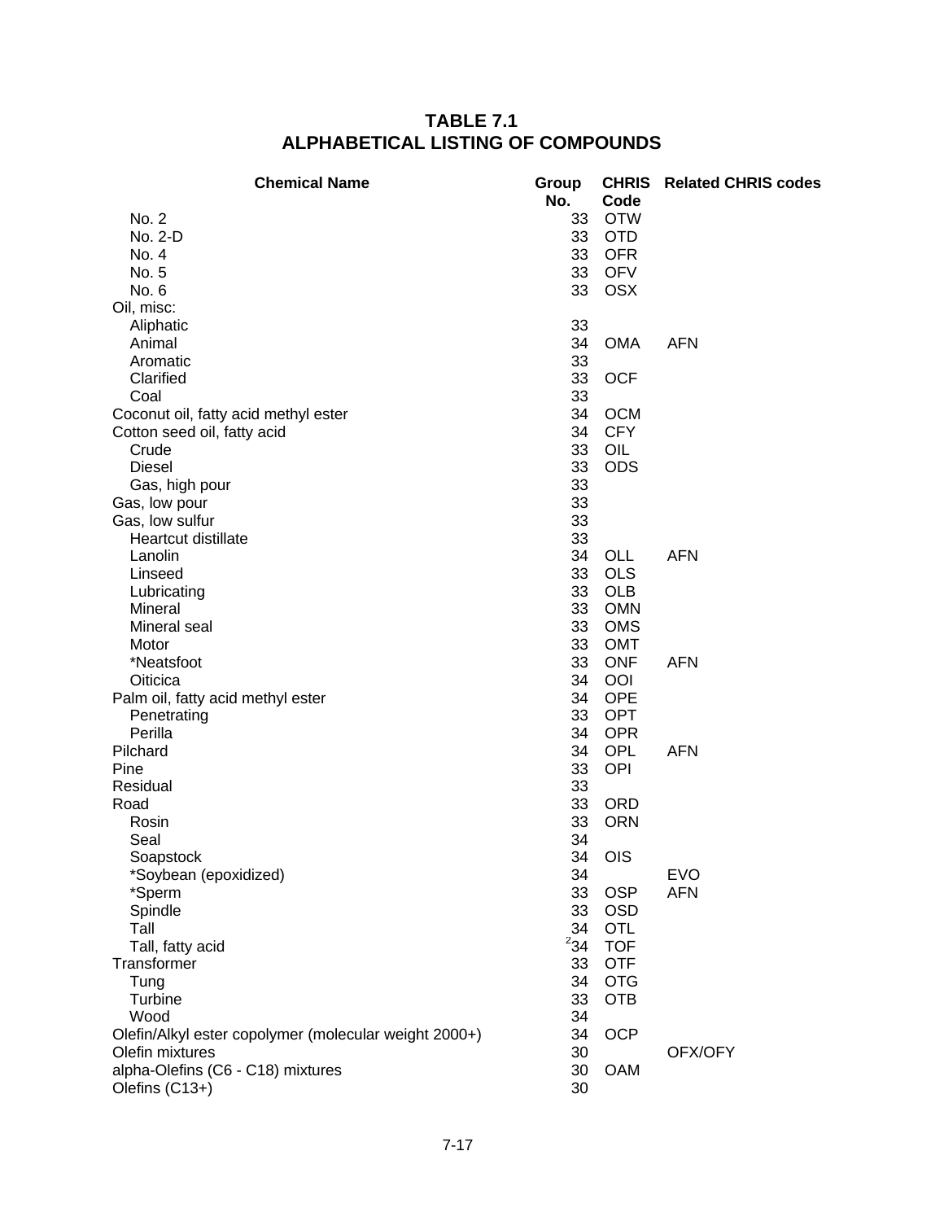# TABLE 7.1
# ALPHABETICAL LISTING OF COMPOUNDS

| Chemical Name | Group No. | CHRIS Code | Related CHRIS codes |
|---|---|---|---|
| No. 2 | 33 | OTW | |
| No. 2-D | 33 | OTD | |
| No. 4 | 33 | OFR | |
| No. 5 | 33 | OFV | |
| No. 6 | 33 | OSX | |
| Oil, misc: | | | |
| Aliphatic | 33 | | |
| Animal | 34 | OMA | AFN |
| Aromatic | 33 | | |
| Clarified | 33 | OCF | |
| Coal | 33 | | |
| Coconut oil, fatty acid methyl ester | 34 | OCM | |
| Cotton seed oil, fatty acid | 34 | CFY | |
| Crude | 33 | OIL | |
| Diesel | 33 | ODS | |
| Gas, high pour | 33 | | |
| Gas, low pour | 33 | | |
| Gas, low sulfur | 33 | | |
| Heartcut distillate | 33 | | |
| Lanolin | 34 | OLL | AFN |
| Linseed | 33 | OLS | |
| Lubricating | 33 | OLB | |
| Mineral | 33 | OMN | |
| Mineral seal | 33 | OMS | |
| Motor | 33 | OMT | |
| *Neatsfoot | 33 | ONF | AFN |
| Oiticica | 34 | OOI | |
| Palm oil, fatty acid methyl ester | 34 | OPE | |
| Penetrating | 33 | OPT | |
| Perilla | 34 | OPR | |
| Pilchard | 34 | OPL | AFN |
| Pine | 33 | OPI | |
| Residual | 33 | | |
| Road | 33 | ORD | |
| Rosin | 33 | ORN | |
| Seal | 34 | | |
| Soapstock | 34 | OIS | |
| *Soybean (epoxidized) | 34 | | EVO |
| *Sperm | 33 | OSP | AFN |
| Spindle | 33 | OSD | |
| Tall | 34 | OTL | |
| Tall, fatty acid | [2]34 | TOF | |
| Transformer | 33 | OTF | |
| Tung | 34 | OTG | |
| Turbine | 33 | OTB | |
| Wood | 34 | | |
| Olefin/Alkyl ester copolymer (molecular weight 2000+) | 34 | OCP | |
| Olefin mixtures | 30 | | OFX/OFY |
| alpha-Olefins (C6 - C18) mixtures | 30 | OAM | |
| Olefins (C13+) | 30 | | |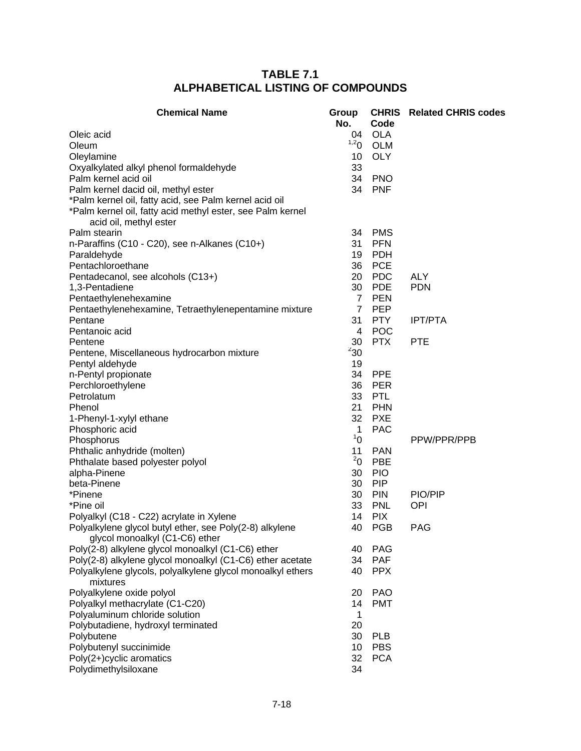# TABLE 7.1
# ALPHABETICAL LISTING OF COMPOUNDS

| Chemical Name | Group No. | CHRIS Code | Related CHRIS codes |
|---|---|---|---|
| Oleic acid | 04 | OLA | |
| Oleum | [1,2]0 | OLM | |
| Oleylamine | 10 | OLY | |
| Oxyalkylated alkyl phenol formaldehyde | 33 | | |
| Palm kernel acid oil | 34 | PNO | |
| Palm kernel dacid oil, methyl ester | 34 | PNF | |
| *Palm kernel oil, fatty acid, see Palm kernel acid oil | | | |
| *Palm kernel oil, fatty acid methyl ester, see Palm kernel acid oil, methyl ester | | | |
| Palm stearin | 34 | PMS | |
| n-Paraffins (C10 - C20), see n-Alkanes (C10+) | 31 | PFN | |
| Paraldehyde | 19 | PDH | |
| Pentachloroethane | 36 | PCE | |
| Pentadecanol, see alcohols (C13+) | 20 | PDC | ALY |
| 1,3-Pentadiene | 30 | PDE | PDN |
| Pentaethylenehexamine | 7 | PEN | |
| Pentaethylenehexamine, Tetraethylenepentamine mixture | 7 | PEP | |
| Pentane | 31 | PTY | IPT/PTA |
| Pentanoic acid | 4 | POC | |
| Pentene | 30 | PTX | PTE |
| Pentene, Miscellaneous hydrocarbon mixture | [2]30 | | |
| Pentyl aldehyde | 19 | | |
| n-Pentyl propionate | 34 | PPE | |
| Perchloroethylene | 36 | PER | |
| Petrolatum | 33 | PTL | |
| Phenol | 21 | PHN | |
| 1-Phenyl-1-xylyl ethane | 32 | PXE | |
| Phosphoric acid | 1 | PAC | |
| Phosphorus | [1]0 | | PPW/PPR/PPB |
| Phthalic anhydride (molten) | 11 | PAN | |
| Phthalate based polyester polyol | [2]0 | PBE | |
| alpha-Pinene | 30 | PIO | |
| beta-Pinene | 30 | PIP | |
| *Pinene | 30 | PIN | PIO/PIP |
| *Pine oil | 33 | PNL | OPI |
| Polyalkyl (C18 - C22) acrylate in Xylene | 14 | PIX | |
| Polyalkylene glycol butyl ether, see Poly(2-8) alkylene glycol monoalkyl (C1-C6) ether | 40 | PGB | PAG |
| Poly(2-8) alkylene glycol monoalkyl (C1-C6) ether | 40 | PAG | |
| Poly(2-8) alkylene glycol monoalkyl (C1-C6) ether acetate | 34 | PAF | |
| Polyalkylene glycols, polyalkylene glycol monoalkyl ethers mixtures | 40 | PPX | |
| Polyalkylene oxide polyol | 20 | PAO | |
| Polyalkyl methacrylate (C1-C20) | 14 | PMT | |
| Polyaluminum chloride solution | 1 | | |
| Polybutadiene, hydroxyl terminated | 20 | | |
| Polybutene | 30 | PLB | |
| Polybutenyl succinimide | 10 | PBS | |
| Poly(2+)cyclic aromatics | 32 | PCA | |
| Polydimethylsiloxane | 34 | | |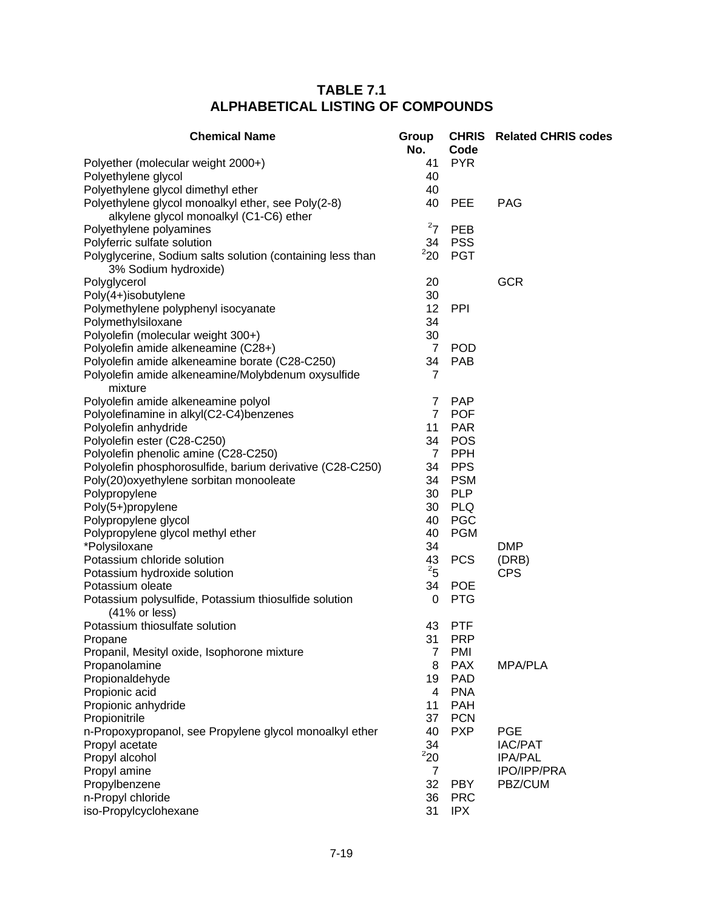# TABLE 7.1
# ALPHABETICAL LISTING OF COMPOUNDS

| Chemical Name | Group No. | CHRIS Code | Related CHRIS codes |
|---|---|---|---|
| Polyether (molecular weight 2000+) | 41 | PYR | |
| Polyethylene glycol | 40 | | |
| Polyethylene glycol dimethyl ether | 40 | | |
| Polyethylene glycol monoalkyl ether, see Poly(2-8) alkylene glycol monoalkyl (C1-C6) ether | 40 | PEE | PAG |
| Polyethylene polyamines | [2]7 | PEB | |
| Polyferric sulfate solution | 34 | PSS | |
| Polyglycerine, Sodium salts solution (containing less than 3% Sodium hydroxide) | [2]20 | PGT | |
| Polyglycerol | 20 | | GCR |
| Poly(4+)isobutylene | 30 | | |
| Polymethylene polyphenyl isocyanate | 12 | PPI | |
| Polymethylsiloxane | 34 | | |
| Polyolefin (molecular weight 300+) | 30 | | |
| Polyolefin amide alkeneamine (C28+) | 7 | POD | |
| Polyolefin amide alkeneamine borate (C28-C250) | 34 | PAB | |
| Polyolefin amide alkeneamine/Molybdenum oxysulfide mixture | 7 | | |
| Polyolefin amide alkeneamine polyol | 7 | PAP | |
| Polyolefinamine in alkyl(C2-C4)benzenes | 7 | POF | |
| Polyolefin anhydride | 11 | PAR | |
| Polyolefin ester (C28-C250) | 34 | POS | |
| Polyolefin phenolic amine (C28-C250) | 7 | PPH | |
| Polyolefin phosphorosulfide, barium derivative (C28-C250) | 34 | PPS | |
| Poly(20)oxyethylene sorbitan monooleate | 34 | PSM | |
| Polypropylene | 30 | PLP | |
| Poly(5+)propylene | 30 | PLQ | |
| Polypropylene glycol | 40 | PGC | |
| Polypropylene glycol methyl ether | 40 | PGM | |
| *Polysiloxane | 34 | | DMP |
| Potassium chloride solution | 43 | PCS | (DRB) |
| Potassium hydroxide solution | [2]5 | | CPS |
| Potassium oleate | 34 | POE | |
| Potassium polysulfide, Potassium thiosulfide solution (41% or less) | 0 | PTG | |
| Potassium thiosulfate solution | 43 | PTF | |
| Propane | 31 | PRP | |
| Propanil, Mesityl oxide, Isophorone mixture | 7 | PMI | |
| Propanolamine | 8 | PAX | MPA/PLA |
| Propionaldehyde | 19 | PAD | |
| Propionic acid | 4 | PNA | |
| Propionic anhydride | 11 | PAH | |
| Propionitrile | 37 | PCN | |
| n-Propoxypropanol, see Propylene glycol monoalkyl ether | 40 | PXP | PGE |
| Propyl acetate | 34 | | IAC/PAT |
| Propyl alcohol | [2]20 | | IPA/PAL |
| Propyl amine | 7 | | IPO/IPP/PRA |
| Propylbenzene | 32 | PBY | PBZ/CUM |
| n-Propyl chloride | 36 | PRC | |
| iso-Propylcyclohexane | 31 | IPX | |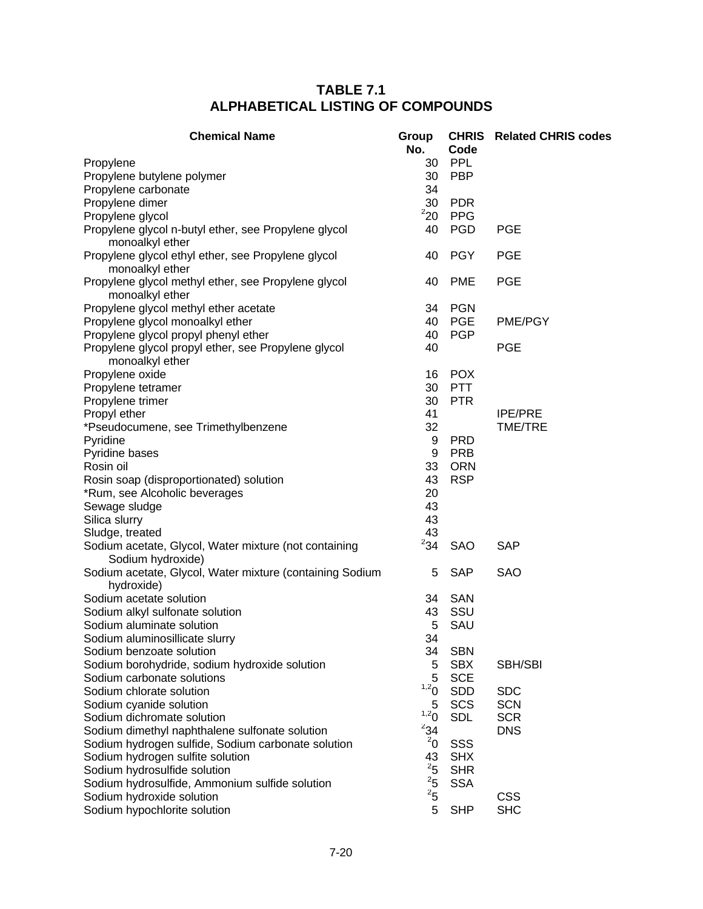# TABLE 7.1
# ALPHABETICAL LISTING OF COMPOUNDS

| Chemical Name | Group No. | CHRIS Code | Related CHRIS codes |
|---|---|---|---|
| Propylene | 30 | PPL | |
| Propylene butylene polymer | 30 | PBP | |
| Propylene carbonate | 34 | | |
| Propylene dimer | 30 | PDR | |
| Propylene glycol | [2]20 | PPG | |
| Propylene glycol n-butyl ether, see Propylene glycol monoalkyl ether | 40 | PGD | PGE |
| Propylene glycol ethyl ether, see Propylene glycol monoalkyl ether | 40 | PGY | PGE |
| Propylene glycol methyl ether, see Propylene glycol monoalkyl ether | 40 | PME | PGE |
| Propylene glycol methyl ether acetate | 34 | PGN | |
| Propylene glycol monoalkyl ether | 40 | PGE | PME/PGY |
| Propylene glycol propyl phenyl ether | 40 | PGP | |
| Propylene glycol propyl ether, see Propylene glycol monoalkyl ether | 40 | | PGE |
| Propylene oxide | 16 | POX | |
| Propylene tetramer | 30 | PTT | |
| Propylene trimer | 30 | PTR | |
| Propyl ether | 41 | | IPE/PRE |
| *Pseudocumene, see Trimethylbenzene | 32 | | TME/TRE |
| Pyridine | 9 | PRD | |
| Pyridine bases | 9 | PRB | |
| Rosin oil | 33 | ORN | |
| Rosin soap (disproportionated) solution | 43 | RSP | |
| *Rum, see Alcoholic beverages | 20 | | |
| Sewage sludge | 43 | | |
| Silica slurry | 43 | | |
| Sludge, treated | 43 | | |
| Sodium acetate, Glycol, Water mixture (not containing Sodium hydroxide) | [2]34 | SAO | SAP |
| Sodium acetate, Glycol, Water mixture (containing Sodium hydroxide) | 5 | SAP | SAO |
| Sodium acetate solution | 34 | SAN | |
| Sodium alkyl sulfonate solution | 43 | SSU | |
| Sodium aluminate solution | 5 | SAU | |
| Sodium aluminosillicate slurry | 34 | | |
| Sodium benzoate solution | 34 | SBN | |
| Sodium borohydride, sodium hydroxide solution | 5 | SBX | SBH/SBI |
| Sodium carbonate solutions | 5 | SCE | |
| Sodium chlorate solution | [1,2]0 | SDD | SDC |
| Sodium cyanide solution | 5 | SCS | SCN |
| Sodium dichromate solution | [1,2]0 | SDL | SCR |
| Sodium dimethyl naphthalene sulfonate solution | [2]34 | | DNS |
| Sodium hydrogen sulfide, Sodium carbonate solution | [2]0 | SSS | |
| Sodium hydrogen sulfite solution | 43 | SHX | |
| Sodium hydrosulfide solution | [2]5 | SHR | |
| Sodium hydrosulfide, Ammonium sulfide solution | [2]5 | SSA | |
| Sodium hydroxide solution | [2]5 | | CSS |
| Sodium hypochlorite solution | 5 | SHP | SHC |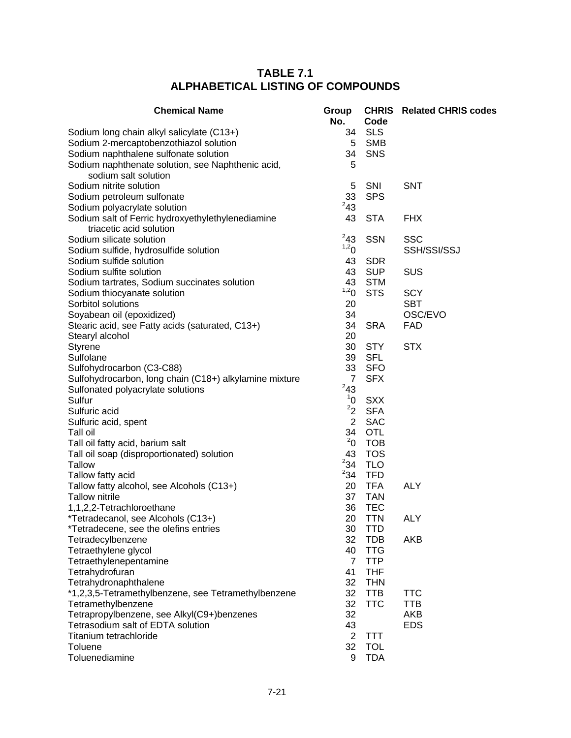# TABLE 7.1
# ALPHABETICAL LISTING OF COMPOUNDS

| Chemical Name | Group No. | CHRIS Code | Related CHRIS codes |
|---|---|---|---|
| Sodium long chain alkyl salicylate (C13+) | 34 | SLS | |
| Sodium 2-mercaptobenzothiazol solution | 5 | SMB | |
| Sodium naphthalene sulfonate solution | 34 | SNS | |
| Sodium naphthenate solution, see Naphthenic acid, sodium salt solution | 5 | | |
| Sodium nitrite solution | 5 | SNI | SNT |
| Sodium petroleum sulfonate | 33 | SPS | |
| Sodium polyacrylate solution | [2]43 | | |
| Sodium salt of Ferric hydroxyethylethylenediamine triacetic acid solution | 43 | STA | FHX |
| Sodium silicate solution | [2]43 | SSN | SSC |
| Sodium sulfide, hydrosulfide solution | [1,2]0 | | SSH/SSI/SSJ |
| Sodium sulfide solution | 43 | SDR | |
| Sodium sulfite solution | 43 | SUP | SUS |
| Sodium tartrates, Sodium succinates solution | 43 | STM | |
| Sodium thiocyanate solution | [1,2]0 | STS | SCY |
| Sorbitol solutions | 20 | | SBT |
| Soyabean oil (epoxidized) | 34 | | OSC/EVO |
| Stearic acid, see Fatty acids (saturated, C13+) | 34 | SRA | FAD |
| Stearyl alcohol | 20 | | |
| Styrene | 30 | STY | STX |
| Sulfolane | 39 | SFL | |
| Sulfohydrocarbon (C3-C88) | 33 | SFO | |
| Sulfohydrocarbon, long chain (C18+) alkylamine mixture | 7 | SFX | |
| Sulfonated polyacrylate solutions | [2]43 | | |
| Sulfur | [1]0 | SXX | |
| Sulfuric acid | [2]2 | SFA | |
| Sulfuric acid, spent | 2 | SAC | |
| Tall oil | 34 | OTL | |
| Tall oil fatty acid, barium salt | [2]0 | TOB | |
| Tall oil soap (disproportionated) solution | 43 | TOS | |
| Tallow | [2]34 | TLO | |
| Tallow fatty acid | [2]34 | TFD | |
| Tallow fatty alcohol, see Alcohols (C13+) | 20 | TFA | ALY |
| Tallow nitrile | 37 | TAN | |
| 1,1,2,2-Tetrachloroethane | 36 | TEC | |
| *Tetradecanol, see Alcohols (C13+) | 20 | TTN | ALY |
| *Tetradecene, see the olefins entries | 30 | TTD | |
| Tetradecylbenzene | 32 | TDB | AKB |
| Tetraethylene glycol | 40 | TTG | |
| Tetraethylenepentamine | 7 | TTP | |
| Tetrahydrofuran | 41 | THF | |
| Tetrahydronaphthalene | 32 | THN | |
| *1,2,3,5-Tetramethylbenzene, see Tetramethylbenzene | 32 | TTB | TTC |
| Tetramethylbenzene | 32 | TTC | TTB |
| Tetrapropylbenzene, see Alkyl(C9+)benzenes | 32 | | AKB |
| Tetrasodium salt of EDTA solution | 43 | | EDS |
| Titanium tetrachloride | 2 | TTT | |
| Toluene | 32 | TOL | |
| Toluenediamine | 9 | TDA | |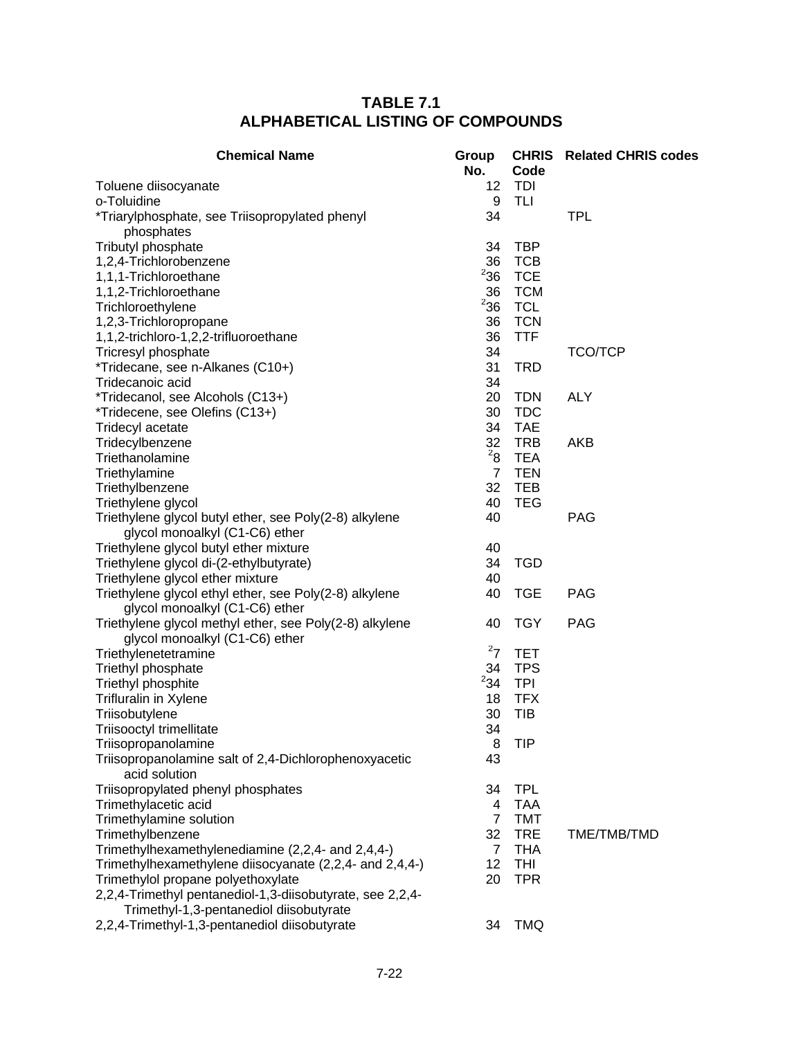# TABLE 7.1
# ALPHABETICAL LISTING OF COMPOUNDS

| Chemical Name | Group No. | CHRIS Code | Related CHRIS codes |
|---|---|---|---|
| Toluene diisocyanate | 12 | TDI | |
| o-Toluidine | 9 | TLI | |
| *Triarylphosphate, see Triisopropylated phenyl phosphates | 34 | | TPL |
| Tributyl phosphate | 34 | TBP | |
| 1,2,4-Trichlorobenzene | 36 | TCB | |
| 1,1,1-Trichloroethane | [2]36 | TCE | |
| 1,1,2-Trichloroethane | 36 | TCM | |
| Trichloroethylene | [2]36 | TCL | |
| 1,2,3-Trichloropropane | 36 | TCN | |
| 1,1,2-trichloro-1,2,2-trifluoroethane | 36 | TTF | |
| Tricresyl phosphate | 34 | | TCO/TCP |
| *Tridecane, see n-Alkanes (C10+) | 31 | TRD | |
| Tridecanoic acid | 34 | | |
| *Tridecanol, see Alcohols (C13+) | 20 | TDN | ALY |
| *Tridecene, see Olefins (C13+) | 30 | TDC | |
| Tridecyl acetate | 34 | TAE | |
| Tridecylbenzene | 32 | TRB | AKB |
| Triethanolamine | [2]8 | TEA | |
| Triethylamine | 7 | TEN | |
| Triethylbenzene | 32 | TEB | |
| Triethylene glycol | 40 | TEG | |
| Triethylene glycol butyl ether, see Poly(2-8) alkylene glycol monoalkyl (C1-C6) ether | 40 | | PAG |
| Triethylene glycol butyl ether mixture | 40 | | |
| Triethylene glycol di-(2-ethylbutyrate) | 34 | TGD | |
| Triethylene glycol ether mixture | 40 | | |
| Triethylene glycol ethyl ether, see Poly(2-8) alkylene glycol monoalkyl (C1-C6) ether | 40 | TGE | PAG |
| Triethylene glycol methyl ether, see Poly(2-8) alkylene glycol monoalkyl (C1-C6) ether | 40 | TGY | PAG |
| Triethylenetetramine | [2]7 | TET | |
| Triethyl phosphate | 34 | TPS | |
| Triethyl phosphite | [2]34 | TPI | |
| Trifluralin in Xylene | 18 | TFX | |
| Triisobutylene | 30 | TIB | |
| Triisooctyl trimellitate | 34 | | |
| Triisopropanolamine | 8 | TIP | |
| Triisopropanolamine salt of 2,4-Dichlorophenoxyacetic acid solution | 43 | | |
| Triisopropylated phenyl phosphates | 34 | TPL | |
| Trimethylacetic acid | 4 | TAA | |
| Trimethylamine solution | 7 | TMT | |
| Trimethylbenzene | 32 | TRE | TME/TMB/TMD |
| Trimethylhexamethylenediamine (2,2,4- and 2,4,4-) | 7 | THA | |
| Trimethylhexamethylene diisocyanate (2,2,4- and 2,4,4-) | 12 | THI | |
| Trimethylol propane polyethoxylate | 20 | TPR | |
| 2,2,4-Trimethyl pentanediol-1,3-diisobutyrate, see 2,2,4-Trimethyl-1,3-pentanediol diisobutyrate | | | |
| 2,2,4-Trimethyl-1,3-pentanediol diisobutyrate | 34 | TMQ | |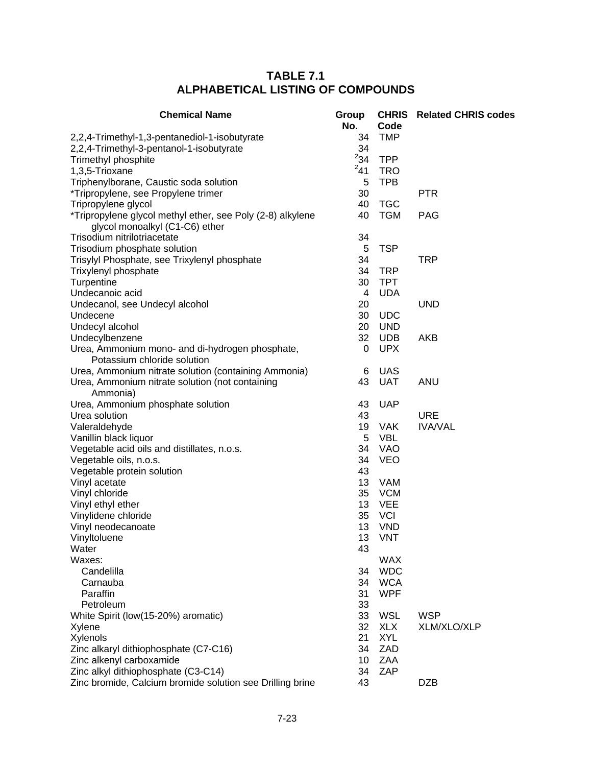## TABLE 7.1
## ALPHABETICAL LISTING OF COMPOUNDS

| Chemical Name | Group No. | CHRIS Code | Related CHRIS codes |
|---|---|---|---|
| 2,2,4-Trimethyl-1,3-pentanediol-1-isobutyrate | 34 | TMP | |
| 2,2,4-Trimethyl-3-pentanol-1-isobutyrate | 34 | | |
| Trimethyl phosphite | [2]34 | TPP | |
| 1,3,5-Trioxane | [2]41 | TRO | |
| Triphenylborane, Caustic soda solution | 5 | TPB | |
| *Tripropylene, see Propylene trimer | 30 | | PTR |
| Tripropylene glycol | 40 | TGC | |
| *Tripropylene glycol methyl ether, see Poly (2-8) alkylene glycol monoalkyl (C1-C6) ether | 40 | TGM | PAG |
| Trisodium nitrilotriacetate | 34 | | |
| Trisodium phosphate solution | 5 | TSP | |
| Trisylyl Phosphate, see Trixylenyl phosphate | 34 | | TRP |
| Trixylenyl phosphate | 34 | TRP | |
| Turpentine | 30 | TPT | |
| Undecanoic acid | 4 | UDA | |
| Undecanol, see Undecyl alcohol | 20 | | UND |
| Undecene | 30 | UDC | |
| Undecyl alcohol | 20 | UND | |
| Undecylbenzene | 32 | UDB | AKB |
| Urea, Ammonium mono- and di-hydrogen phosphate, Potassium chloride solution | 0 | UPX | |
| Urea, Ammonium nitrate solution (containing Ammonia) | 6 | UAS | |
| Urea, Ammonium nitrate solution (not containing Ammonia) | 43 | UAT | ANU |
| Urea, Ammonium phosphate solution | 43 | UAP | |
| Urea solution | 43 | | URE |
| Valeraldehyde | 19 | VAK | IVA/VAL |
| Vanillin black liquor | 5 | VBL | |
| Vegetable acid oils and distillates, n.o.s. | 34 | VAO | |
| Vegetable oils, n.o.s. | 34 | VEO | |
| Vegetable protein solution | 43 | | |
| Vinyl acetate | 13 | VAM | |
| Vinyl chloride | 35 | VCM | |
| Vinyl ethyl ether | 13 | VEE | |
| Vinylidene chloride | 35 | VCI | |
| Vinyl neodecanoate | 13 | VND | |
| Vinyltoluene | 13 | VNT | |
| Water | 43 | | |
| Waxes: | | WAX | |
| Candelilla | 34 | WDC | |
| Carnauba | 34 | WCA | |
| Paraffin | 31 | WPF | |
| Petroleum | 33 | | |
| White Spirit (low(15-20%) aromatic) | 33 | WSL | WSP |
| Xylene | 32 | XLX | XLM/XLO/XLP |
| Xylenols | 21 | XYL | |
| Zinc alkaryl dithiophosphate (C7-C16) | 34 | ZAD | |
| Zinc alkenyl carboxamide | 10 | ZAA | |
| Zinc alkyl dithiophosphate (C3-C14) | 34 | ZAP | |
| Zinc bromide, Calcium bromide solution see Drilling brine | 43 | | DZB |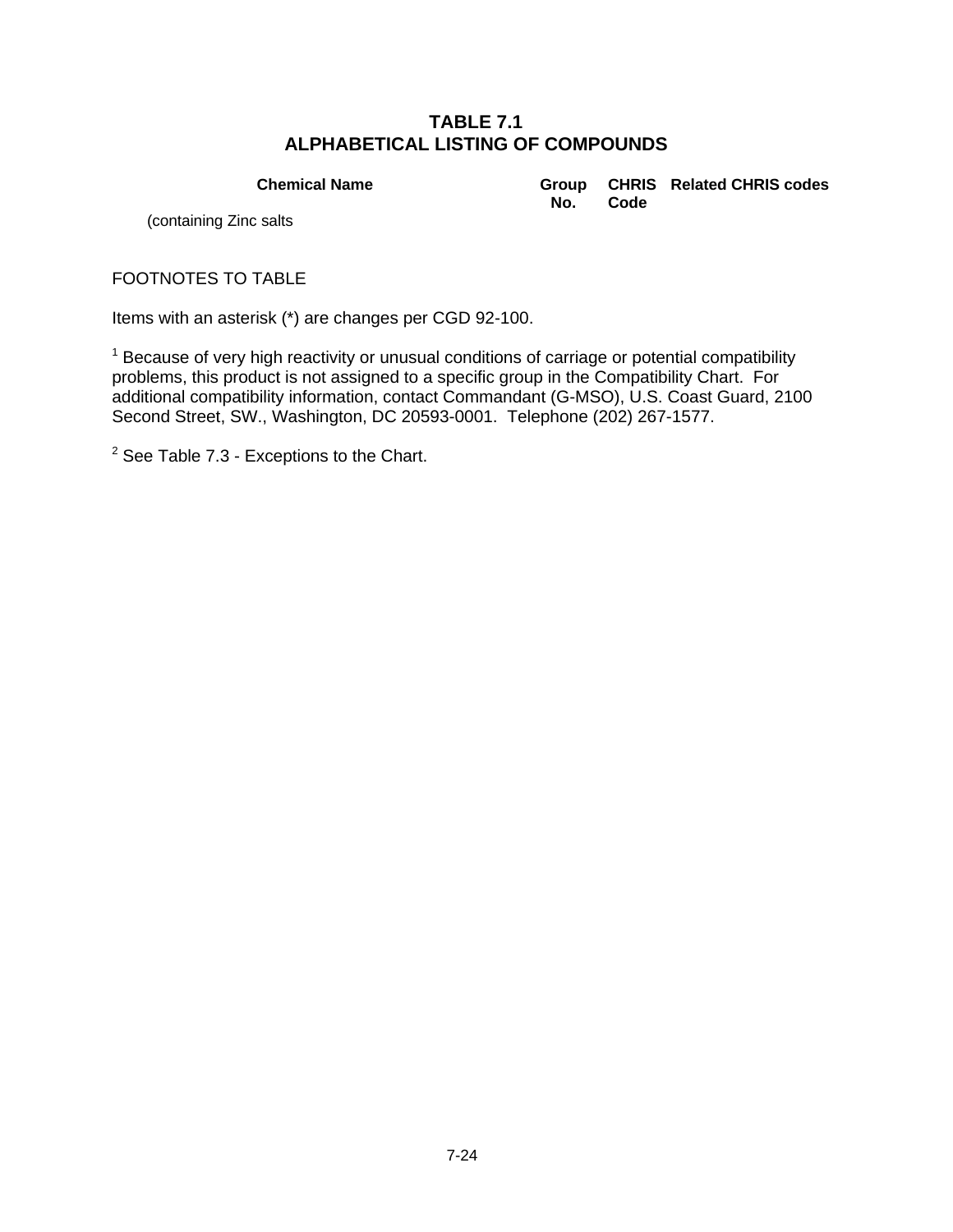# TABLE 7.1
# ALPHABETICAL LISTING OF COMPOUNDS

| Chemical Name | Group No. | CHRIS Code | Related CHRIS codes |
|---|---|---|---|
| (containing Zinc salts | | | |

FOOTNOTES TO TABLE

Items with an asterisk (*) are changes per CGD 92-100.

[1] Because of very high reactivity or unusual conditions of carriage or potential compatibility problems, this product is not assigned to a specific group in the Compatibility Chart. For additional compatibility information, contact Commandant (G-MSO), U.S. Coast Guard, 2100 Second Street, SW., Washington, DC 20593-0001. Telephone (202) 267-1577.

[2] See Table 7.3 - Exceptions to the Chart.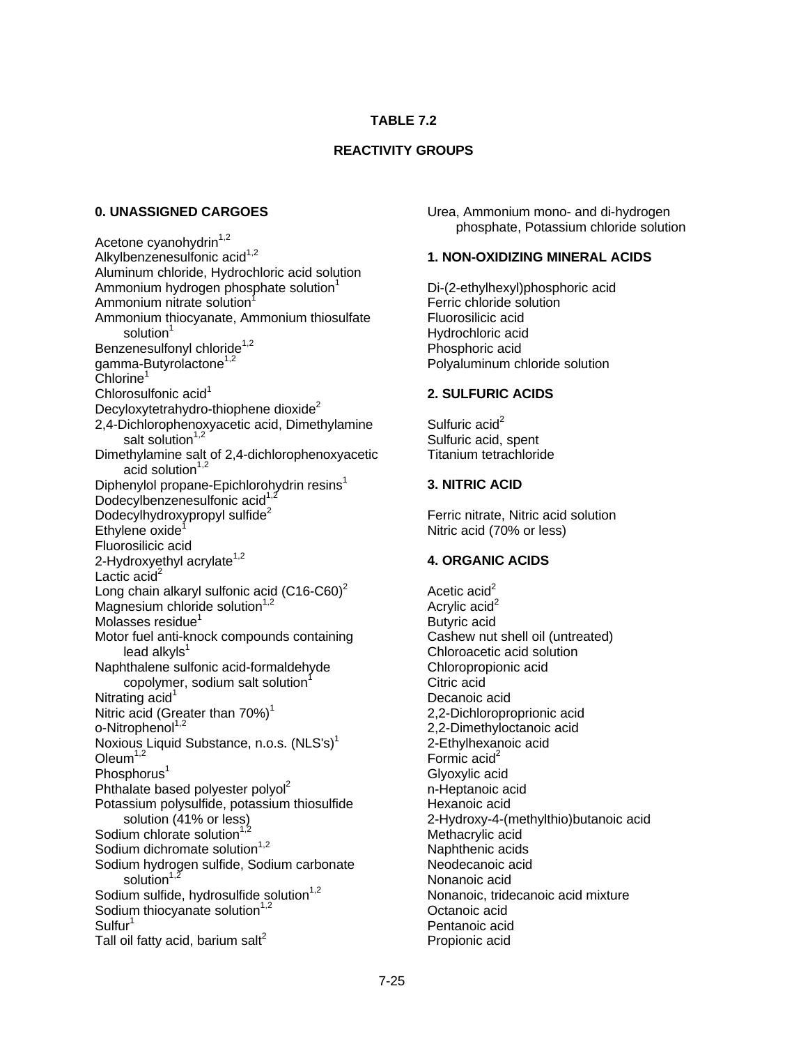## TABLE 7.2

## REACTIVITY GROUPS

### 0. UNASSIGNED CARGOES

Acetone cyanohydrin[1,2]
Alkylbenzenesulfonic acid[1,2]
Aluminum chloride, Hydrochloric acid solution
Ammonium hydrogen phosphate solution[1]
Ammonium nitrate solution[1]
Ammonium thiocyanate, Ammonium thiosulfate solution[1]
Benzenesulfonyl chloride[1,2]
gamma-Butyrolactone[1,2]
Chlorine[1]
Chlorosulfonic acid[1]
Decyloxytetrahydro-thiophene dioxide[2]
2,4-Dichlorophenoxyacetic acid, Dimethylamine salt solution[1,2]
Dimethylamine salt of 2,4-dichlorophenoxyacetic acid solution[1,2]
Diphenylol propane-Epichlorohydrin resins[1]
Dodecylbenzenesulfonic acid[1,2]
Dodecylhydroxypropyl sulfide[2]
Ethylene oxide[1]
Fluorosilicic acid
2-Hydroxyethyl acrylate[1,2]
Lactic acid[2]
Long chain alkaryl sulfonic acid (C16-C60)[2]
Magnesium chloride solution[1,2]
Molasses residue[1]
Motor fuel anti-knock compounds containing lead alkyls[1]
Naphthalene sulfonic acid-formaldehyde copolymer, sodium salt solution[1]
Nitrating acid[1]
Nitric acid (Greater than 70%)[1]
o-Nitrophenol[1,2]
Noxious Liquid Substance, n.o.s. (NLS's)[1]
Oleum[1,2]
Phosphorus[1]
Phthalate based polyester polyol[2]
Potassium polysulfide, potassium thiosulfide solution (41% or less)
Sodium chlorate solution[1,2]
Sodium dichromate solution[1,2]
Sodium hydrogen sulfide, Sodium carbonate solution[1,2]
Sodium sulfide, hydrosulfide solution[1,2]
Sodium thiocyanate solution[1,2]
Sulfur[1]
Tall oil fatty acid, barium salt[2]
Urea, Ammonium mono- and di-hydrogen phosphate, Potassium chloride solution

### 1. NON-OXIDIZING MINERAL ACIDS

Di-(2-ethylhexyl)phosphoric acid
Ferric chloride solution
Fluorosilicic acid
Hydrochloric acid
Phosphoric acid
Polyaluminum chloride solution

### 2. SULFURIC ACIDS

Sulfuric acid[2]
Sulfuric acid, spent
Titanium tetrachloride

### 3. NITRIC ACID

Ferric nitrate, Nitric acid solution
Nitric acid (70% or less)

### 4. ORGANIC ACIDS

Acetic acid[2]
Acrylic acid[2]
Butyric acid
Cashew nut shell oil (untreated)
Chloroacetic acid solution
Chloropropionic acid
Citric acid
Decanoic acid
2,2-Dichloroproprionic acid
2,2-Dimethyloctanoic acid
2-Ethylhexanoic acid
Formic acid[2]
Glyoxylic acid
n-Heptanoic acid
Hexanoic acid
2-Hydroxy-4-(methylthio)butanoic acid
Methacrylic acid
Naphthenic acids
Neodecanoic acid
Nonanoic acid
Nonanoic, tridecanoic acid mixture
Octanoic acid
Pentanoic acid
Propionic acid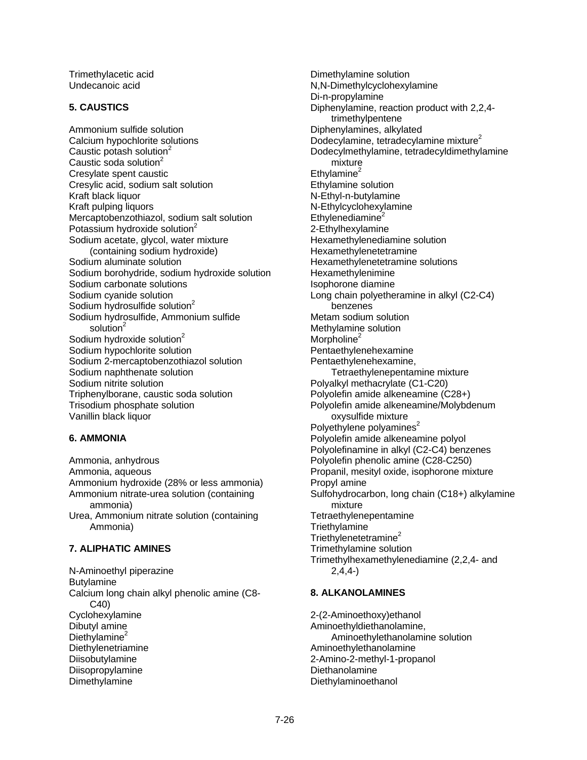Trimethylacetic acid
Undecanoic acid

**5. CAUSTICS**

Ammonium sulfide solution
Calcium hypochlorite solutions
Caustic potash solution[2]
Caustic soda solution[2]
Cresylate spent caustic
Cresylic acid, sodium salt solution
Kraft black liquor
Kraft pulping liquors
Mercaptobenzothiazol, sodium salt solution
Potassium hydroxide solution[2]
Sodium acetate, glycol, water mixture (containing sodium hydroxide)
Sodium aluminate solution
Sodium borohydride, sodium hydroxide solution
Sodium carbonate solutions
Sodium cyanide solution
Sodium hydrosulfide solution[2]
Sodium hydrosulfide, Ammonium sulfide solution[2]
Sodium hydroxide solution[2]
Sodium hypochlorite solution
Sodium 2-mercaptobenzothiazol solution
Sodium naphthenate solution
Sodium nitrite solution
Triphenylborane, caustic soda solution
Trisodium phosphate solution
Vanillin black liquor

**6. AMMONIA**

Ammonia, anhydrous
Ammonia, aqueous
Ammonium hydroxide (28% or less ammonia)
Ammonium nitrate-urea solution (containing ammonia)
Urea, Ammonium nitrate solution (containing Ammonia)

**7. ALIPHATIC AMINES**

N-Aminoethyl piperazine
Butylamine
Calcium long chain alkyl phenolic amine (C8-C40)
Cyclohexylamine
Dibutyl amine
Diethylamine[2]
Diethylenetriamine
Diisobutylamine
Diisopropylamine
Dimethylamine
Dimethylamine solution
N,N-Dimethylcyclohexylamine
Di-n-propylamine
Diphenylamine, reaction product with 2,2,4-trimethylpentene
Diphenylamines, alkylated
Dodecylamine, tetradecylamine mixture[2]
Dodecylmethylamine, tetradecyldimethylamine mixture
Ethylamine[2]
Ethylamine solution
N-Ethyl-n-butylamine
N-Ethylcyclohexylamine
Ethylenediamine[2]
2-Ethylhexylamine
Hexamethylenediamine solution
Hexamethylenetetramine
Hexamethylenetetramine solutions
Hexamethylenimine
Isophorone diamine
Long chain polyetheramine in alkyl (C2-C4) benzenes
Metam sodium solution
Methylamine solution
Morpholine[2]
Pentaethylenehexamine
Pentaethylenehexamine, Tetraethylenepentamine mixture
Polyalkyl methacrylate (C1-C20)
Polyolefin amide alkeneamine (C28+)
Polyolefin amide alkeneamine/Molybdenum oxysulfide mixture
Polyethylene polyamines[2]
Polyolefin amide alkeneamine polyol
Polyolefinamine in alkyl (C2-C4) benzenes
Polyolefin phenolic amine (C28-C250)
Propanil, mesityl oxide, isophorone mixture
Propyl amine
Sulfohydrocarbon, long chain (C18+) alkylamine mixture
Tetraethylenepentamine
Triethylamine
Triethylenetetramine[2]
Trimethylamine solution
Trimethylhexamethylenediamine (2,2,4- and 2,4,4-)

**8. ALKANOLAMINES**

2-(2-Aminoethoxy)ethanol
Aminoethyldiethanolamine, Aminoethylethanolamine solution
Aminoethylethanolamine
2-Amino-2-methyl-1-propanol
Diethanolamine
Diethylaminoethanol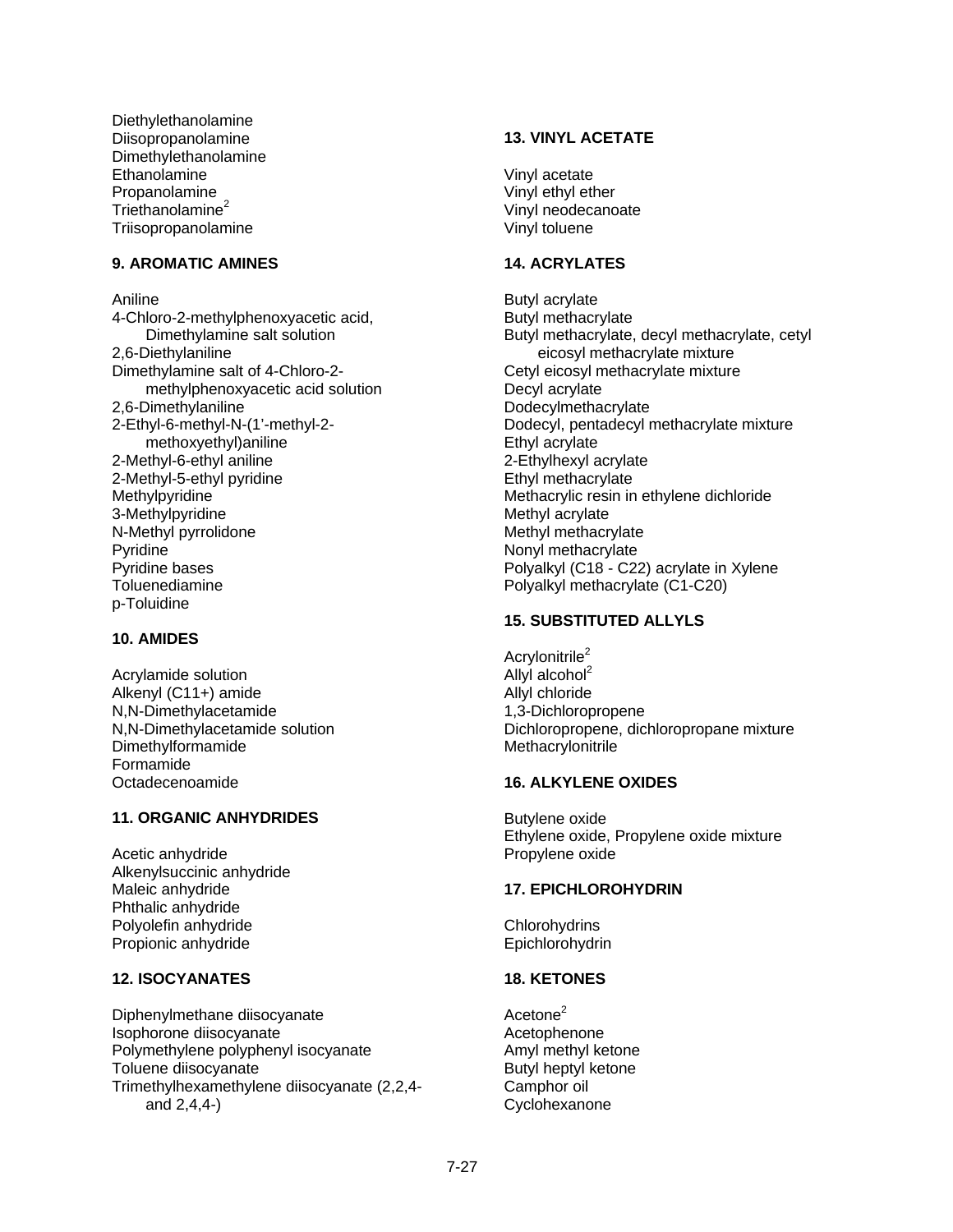Diethylethanolamine
Diisopropanolamine
Dimethylethanolamine
Ethanolamine
Propanolamine
Triethanolamine[2]
Triisopropanolamine

### 9. AROMATIC AMINES

Aniline
4-Chloro-2-methylphenoxyacetic acid, Dimethylamine salt solution
2,6-Diethylaniline
Dimethylamine salt of 4-Chloro-2-methylphenoxyacetic acid solution
2,6-Dimethylaniline
2-Ethyl-6-methyl-N-(1'-methyl-2-methoxyethyl)aniline
2-Methyl-6-ethyl aniline
2-Methyl-5-ethyl pyridine
Methylpyridine
3-Methylpyridine
N-Methyl pyrrolidone
Pyridine
Pyridine bases
Toluenediamine
p-Toluidine

### 10. AMIDES

Acrylamide solution
Alkenyl (C11+) amide
N,N-Dimethylacetamide
N,N-Dimethylacetamide solution
Dimethylformamide
Formamide
Octadecenoamide

### 11. ORGANIC ANHYDRIDES

Acetic anhydride
Alkenylsuccinic anhydride
Maleic anhydride
Phthalic anhydride
Polyolefin anhydride
Propionic anhydride

### 12. ISOCYANATES

Diphenylmethane diisocyanate
Isophorone diisocyanate
Polymethylene polyphenyl isocyanate
Toluene diisocyanate
Trimethylhexamethylene diisocyanate (2,2,4- and 2,4,4-)

### 13. VINYL ACETATE

Vinyl acetate
Vinyl ethyl ether
Vinyl neodecanoate
Vinyl toluene

### 14. ACRYLATES

Butyl acrylate
Butyl methacrylate
Butyl methacrylate, decyl methacrylate, cetyl eicosyl methacrylate mixture
Cetyl eicosyl methacrylate mixture
Decyl acrylate
Dodecylmethacrylate
Dodecyl, pentadecyl methacrylate mixture
Ethyl acrylate
2-Ethylhexyl acrylate
Ethyl methacrylate
Methacrylic resin in ethylene dichloride
Methyl acrylate
Methyl methacrylate
Nonyl methacrylate
Polyalkyl (C18 - C22) acrylate in Xylene
Polyalkyl methacrylate (C1-C20)

### 15. SUBSTITUTED ALLYLS

Acrylonitrile[2]
Allyl alcohol[2]
Allyl chloride
1,3-Dichloropropene
Dichloropropene, dichloropropane mixture
Methacrylonitrile

### 16. ALKYLENE OXIDES

Butylene oxide
Ethylene oxide, Propylene oxide mixture
Propylene oxide

### 17. EPICHLOROHYDRIN

Chlorohydrins
Epichlorohydrin

### 18. KETONES

Acetone[2]
Acetophenone
Amyl methyl ketone
Butyl heptyl ketone
Camphor oil
Cyclohexanone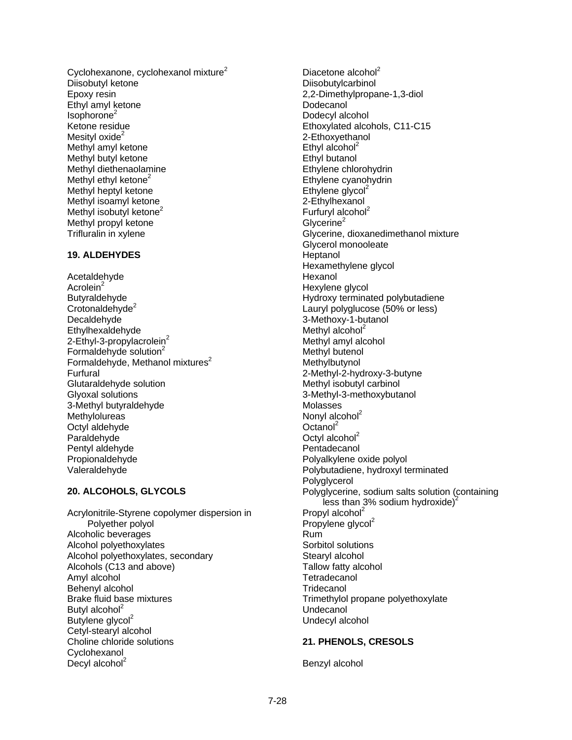Cyclohexanone, cyclohexanol mixture[2]
Diisobutyl ketone
Epoxy resin
Ethyl amyl ketone
Isophorone[2]
Ketone residue
Mesityl oxide[2]
Methyl amyl ketone
Methyl butyl ketone
Methyl diethenaolamine
Methyl ethyl ketone[2]
Methyl heptyl ketone
Methyl isoamyl ketone
Methyl isobutyl ketone[2]
Methyl propyl ketone
Trifluralin in xylene

**19. ALDEHYDES**

Acetaldehyde
Acrolein[2]
Butyraldehyde
Crotonaldehyde[2]
Decaldehyde
Ethylhexaldehyde
2-Ethyl-3-propylacrolein[2]
Formaldehyde solution[2]
Formaldehyde, Methanol mixtures[2]
Furfural
Glutaraldehyde solution
Glyoxal solutions
3-Methyl butyraldehyde
Methylolureas
Octyl aldehyde
Paraldehyde
Pentyl aldehyde
Propionaldehyde
Valeraldehyde

**20. ALCOHOLS, GLYCOLS**

Acrylonitrile-Styrene copolymer dispersion in Polyether polyol
Alcoholic beverages
Alcohol polyethoxylates
Alcohol polyethoxylates, secondary
Alcohols (C13 and above)
Amyl alcohol
Behenyl alcohol
Brake fluid base mixtures
Butyl alcohol[2]
Butylene glycol[2]
Cetyl-stearyl alcohol
Choline chloride solutions
Cyclohexanol
Decyl alcohol[2]
Diacetone alcohol[2]
Diisobutylcarbinol
2,2-Dimethylpropane-1,3-diol
Dodecanol
Dodecyl alcohol
Ethoxylated alcohols, C11-C15
2-Ethoxyethanol
Ethyl alcohol[2]
Ethyl butanol
Ethylene chlorohydrin
Ethylene cyanohydrin
Ethylene glycol[2]
2-Ethylhexanol
Furfuryl alcohol[2]
Glycerine[2]
Glycerine, dioxanedimethanol mixture
Glycerol monooleate
Heptanol
Hexamethylene glycol
Hexanol
Hexylene glycol
Hydroxy terminated polybutadiene
Lauryl polyglucose (50% or less)
3-Methoxy-1-butanol
Methyl alcohol[2]
Methyl amyl alcohol
Methyl butenol
Methylbutynol
2-Methyl-2-hydroxy-3-butyne
Methyl isobutyl carbinol
3-Methyl-3-methoxybutanol
Molasses
Nonyl alcohol[2]
Octanol[2]
Octyl alcohol[2]
Pentadecanol
Polyalkylene oxide polyol
Polybutadiene, hydroxyl terminated
Polyglycerol
Polyglycerine, sodium salts solution (containing less than 3% sodium hydroxide)[2]
Propyl alcohol[2]
Propylene glycol[2]
Rum
Sorbitol solutions
Stearyl alcohol
Tallow fatty alcohol
Tetradecanol
Tridecanol
Trimethylol propane polyethoxylate
Undecanol
Undecyl alcohol

**21. PHENOLS, CRESOLS**

Benzyl alcohol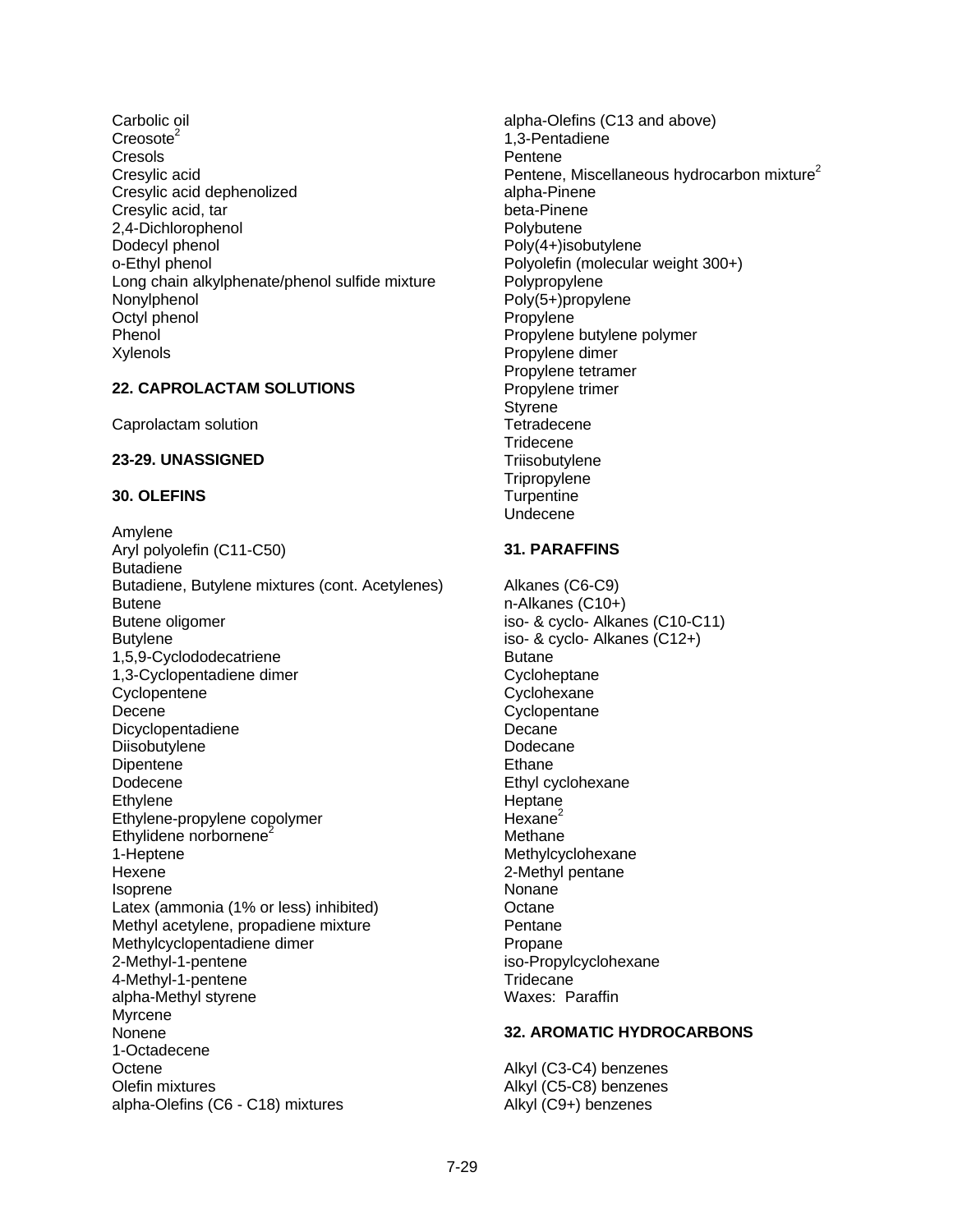Carbolic oil
Creosote[2]
Cresols
Cresylic acid
Cresylic acid dephenolized
Cresylic acid, tar
2,4-Dichlorophenol
Dodecyl phenol
o-Ethyl phenol
Long chain alkylphenate/phenol sulfide mixture
Nonylphenol
Octyl phenol
Phenol
Xylenols

**22. CAPROLACTAM SOLUTIONS**

Caprolactam solution

**23-29. UNASSIGNED**

**30. OLEFINS**

Amylene
Aryl polyolefin (C11-C50)
Butadiene
Butadiene, Butylene mixtures (cont. Acetylenes)
Butene
Butene oligomer
Butylene
1,5,9-Cyclododecatriene
1,3-Cyclopentadiene dimer
Cyclopentene
Decene
Dicyclopentadiene
Diisobutylene
Dipentene
Dodecene
Ethylene
Ethylene-propylene copolymer
Ethylidene norbornene[2]
1-Heptene
Hexene
Isoprene
Latex (ammonia (1% or less) inhibited)
Methyl acetylene, propadiene mixture
Methylcyclopentadiene dimer
2-Methyl-1-pentene
4-Methyl-1-pentene
alpha-Methyl styrene
Myrcene
Nonene
1-Octadecene
Octene
Olefin mixtures
alpha-Olefins (C6 - C18) mixtures
alpha-Olefins (C13 and above)
1,3-Pentadiene
Pentene
Pentene, Miscellaneous hydrocarbon mixture[2]
alpha-Pinene
beta-Pinene
Polybutene
Poly(4+)isobutylene
Polyolefin (molecular weight 300+)
Polypropylene
Poly(5+)propylene
Propylene
Propylene butylene polymer
Propylene dimer
Propylene tetramer
Propylene trimer
Styrene
Tetradecene
Tridecene
Triisobutylene
Tripropylene
Turpentine
Undecene

**31. PARAFFINS**

Alkanes (C6-C9)
n-Alkanes (C10+)
iso- & cyclo- Alkanes (C10-C11)
iso- & cyclo- Alkanes (C12+)
Butane
Cycloheptane
Cyclohexane
Cyclopentane
Decane
Dodecane
Ethane
Ethyl cyclohexane
Heptane
Hexane[2]
Methane
Methylcyclohexane
2-Methyl pentane
Nonane
Octane
Pentane
Propane
iso-Propylcyclohexane
Tridecane
Waxes: Paraffin

**32. AROMATIC HYDROCARBONS**

Alkyl (C3-C4) benzenes
Alkyl (C5-C8) benzenes
Alkyl (C9+) benzenes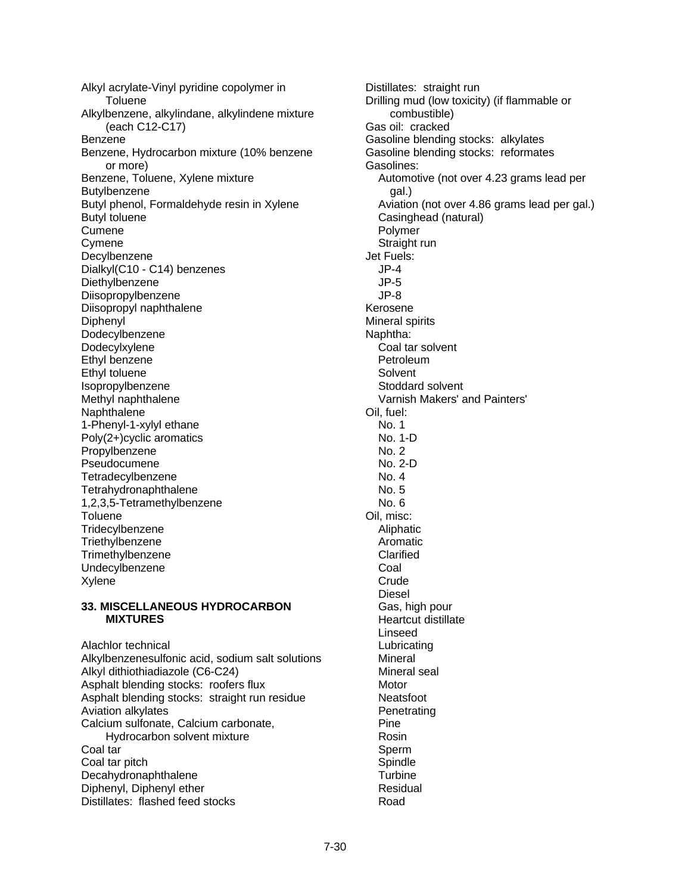Alkyl acrylate-Vinyl pyridine copolymer in Toluene
Alkylbenzene, alkylindane, alkylindene mixture (each C12-C17)
Benzene
Benzene, Hydrocarbon mixture (10% benzene or more)
Benzene, Toluene, Xylene mixture
Butylbenzene
Butyl phenol, Formaldehyde resin in Xylene
Butyl toluene
Cumene
Cymene
Decylbenzene
Dialkyl(C10 - C14) benzenes
Diethylbenzene
Diisopropylbenzene
Diisopropyl naphthalene
Diphenyl
Dodecylbenzene
Dodecylxylene
Ethyl benzene
Ethyl toluene
Isopropylbenzene
Methyl naphthalene
Naphthalene
1-Phenyl-1-xylyl ethane
Poly(2+)cyclic aromatics
Propylbenzene
Pseudocumene
Tetradecylbenzene
Tetrahydronaphthalene
1,2,3,5-Tetramethylbenzene
Toluene
Tridecylbenzene
Triethylbenzene
Trimethylbenzene
Undecylbenzene
Xylene

**33. MISCELLANEOUS HYDROCARBON MIXTURES**

Alachlor technical
Alkylbenzenesulfonic acid, sodium salt solutions
Alkyl dithiothiadiazole (C6-C24)
Asphalt blending stocks: roofers flux
Asphalt blending stocks: straight run residue
Aviation alkylates
Calcium sulfonate, Calcium carbonate, Hydrocarbon solvent mixture
Coal tar
Coal tar pitch
Decahydronaphthalene
Diphenyl, Diphenyl ether
Distillates: flashed feed stocks
Distillates: straight run
Drilling mud (low toxicity) (if flammable or combustible)
Gas oil: cracked
Gasoline blending stocks: alkylates
Gasoline blending stocks: reformates
Gasolines:
- Automotive (not over 4.23 grams lead per gal.)
- Aviation (not over 4.86 grams lead per gal.)
- Casinghead (natural)
- Polymer
- Straight run

Jet Fuels:
- JP-4
- JP-5
- JP-8

Kerosene
Mineral spirits
Naphtha:
- Coal tar solvent
- Petroleum
- Solvent
- Stoddard solvent
- Varnish Makers' and Painters'

Oil, fuel:
- No. 1
- No. 1-D
- No. 2
- No. 2-D
- No. 4
- No. 5
- No. 6

Oil, misc:
- Aliphatic
- Aromatic
- Clarified
- Coal
- Crude
- Diesel
- Gas, high pour
- Heartcut distillate
- Linseed
- Lubricating
- Mineral
- Mineral seal
- Motor
- Neatsfoot
- Penetrating
- Pine
- Rosin
- Sperm
- Spindle
- Turbine
- Residual
- Road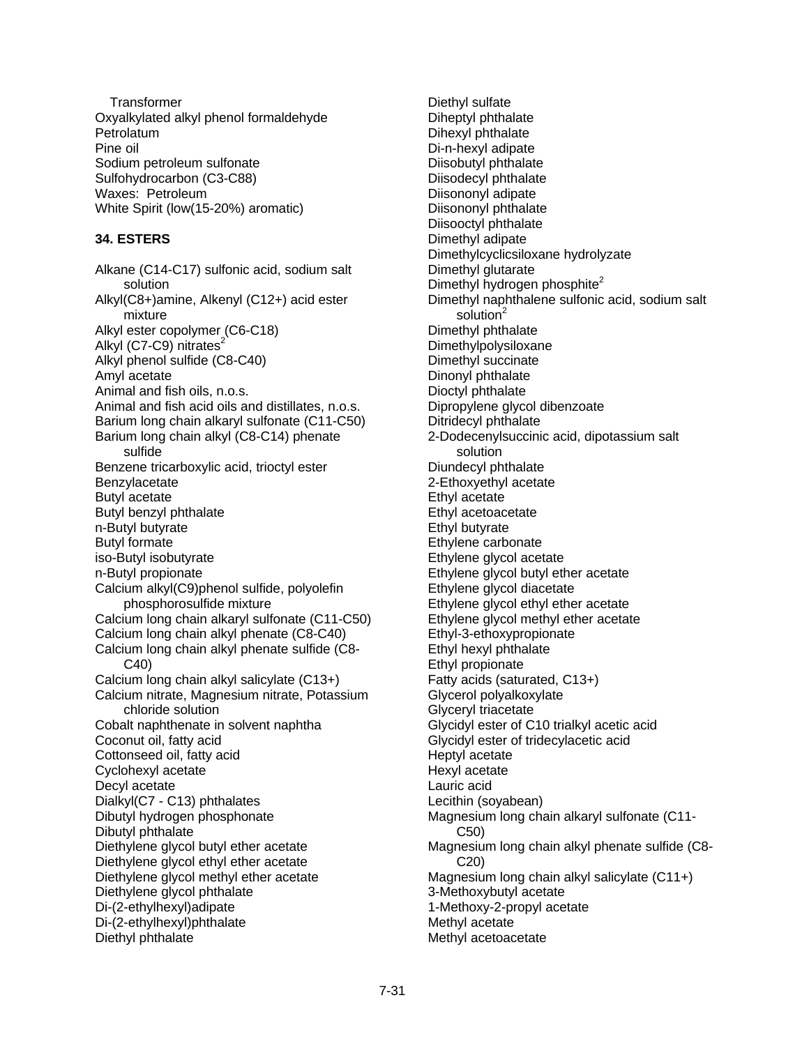Transformer
Oxyalkylated alkyl phenol formaldehyde
Petrolatum
Pine oil
Sodium petroleum sulfonate
Sulfohydrocarbon (C3-C88)
Waxes: Petroleum
White Spirit (low(15-20%) aromatic)

**34. ESTERS**

Alkane (C14-C17) sulfonic acid, sodium salt solution
Alkyl(C8+)amine, Alkenyl (C12+) acid ester mixture
Alkyl ester copolymer (C6-C18)
Alkyl (C7-C9) nitrates[2]
Alkyl phenol sulfide (C8-C40)
Amyl acetate
Animal and fish oils, n.o.s.
Animal and fish acid oils and distillates, n.o.s.
Barium long chain alkaryl sulfonate (C11-C50)
Barium long chain alkyl (C8-C14) phenate sulfide
Benzene tricarboxylic acid, trioctyl ester
Benzylacetate
Butyl acetate
Butyl benzyl phthalate
n-Butyl butyrate
Butyl formate
iso-Butyl isobutyrate
n-Butyl propionate
Calcium alkyl(C9)phenol sulfide, polyolefin phosphorosulfide mixture
Calcium long chain alkaryl sulfonate (C11-C50)
Calcium long chain alkyl phenate (C8-C40)
Calcium long chain alkyl phenate sulfide (C8-C40)
Calcium long chain alkyl salicylate (C13+)
Calcium nitrate, Magnesium nitrate, Potassium chloride solution
Cobalt naphthenate in solvent naphtha
Coconut oil, fatty acid
Cottonseed oil, fatty acid
Cyclohexyl acetate
Decyl acetate
Dialkyl(C7 - C13) phthalates
Dibutyl hydrogen phosphonate
Dibutyl phthalate
Diethylene glycol butyl ether acetate
Diethylene glycol ethyl ether acetate
Diethylene glycol methyl ether acetate
Diethylene glycol phthalate
Di-(2-ethylhexyl)adipate
Di-(2-ethylhexyl)phthalate
Diethyl phthalate
Diethyl sulfate
Diheptyl phthalate
Dihexyl phthalate
Di-n-hexyl adipate
Diisobutyl phthalate
Diisodecyl phthalate
Diisononyl adipate
Diisononyl phthalate
Diisooctyl phthalate
Dimethyl adipate
Dimethylcyclicsiloxane hydrolyzate
Dimethyl glutarate
Dimethyl hydrogen phosphite[2]
Dimethyl naphthalene sulfonic acid, sodium salt solution[2]
Dimethyl phthalate
Dimethylpolysiloxane
Dimethyl succinate
Dinonyl phthalate
Dioctyl phthalate
Dipropylene glycol dibenzoate
Ditridecyl phthalate
2-Dodecenylsuccinic acid, dipotassium salt solution
Diundecyl phthalate
2-Ethoxyethyl acetate
Ethyl acetate
Ethyl acetoacetate
Ethyl butyrate
Ethylene carbonate
Ethylene glycol acetate
Ethylene glycol butyl ether acetate
Ethylene glycol diacetate
Ethylene glycol ethyl ether acetate
Ethylene glycol methyl ether acetate
Ethyl-3-ethoxypropionate
Ethyl hexyl phthalate
Ethyl propionate
Fatty acids (saturated, C13+)
Glycerol polyalkoxylate
Glyceryl triacetate
Glycidyl ester of C10 trialkyl acetic acid
Glycidyl ester of tridecylacetic acid
Heptyl acetate
Hexyl acetate
Lauric acid
Lecithin (soyabean)
Magnesium long chain alkaryl sulfonate (C11-C50)
Magnesium long chain alkyl phenate sulfide (C8-C20)
Magnesium long chain alkyl salicylate (C11+)
3-Methoxybutyl acetate
1-Methoxy-2-propyl acetate
Methyl acetate
Methyl acetoacetate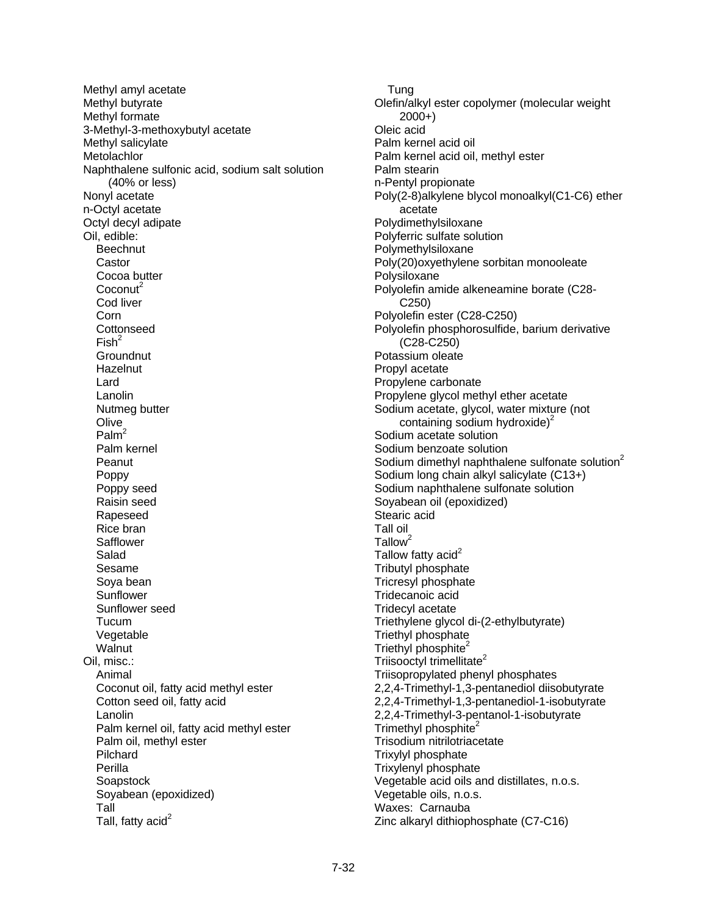Methyl amyl acetate
Methyl butyrate
Methyl formate
3-Methyl-3-methoxybutyl acetate
Methyl salicylate
Metolachlor
Naphthalene sulfonic acid, sodium salt solution (40% or less)
Nonyl acetate
n-Octyl acetate
Octyl decyl adipate
Oil, edible:
- Beechnut
- Castor
- Cocoa butter
- Coconut[2]
- Cod liver
- Corn
- Cottonseed
- Fish[2]
- Groundnut
- Hazelnut
- Lard
- Lanolin
- Nutmeg butter
- Olive
- Palm[2]
- Palm kernel
- Peanut
- Poppy
- Poppy seed
- Raisin seed
- Rapeseed
- Rice bran
- Safflower
- Salad
- Sesame
- Soya bean
- Sunflower
- Sunflower seed
- Tucum
- Vegetable
- Walnut

Oil, misc.:
- Animal
- Coconut oil, fatty acid methyl ester
- Cotton seed oil, fatty acid
- Lanolin
- Palm kernel oil, fatty acid methyl ester
- Palm oil, methyl ester
- Pilchard
- Perilla
- Soapstock
- Soyabean (epoxidized)
- Tall
- Tall, fatty acid[2]
- Tung

Olefin/alkyl ester copolymer (molecular weight 2000+)
Oleic acid
Palm kernel acid oil
Palm kernel acid oil, methyl ester
Palm stearin
n-Pentyl propionate
Poly(2-8)alkylene blycol monoalkyl(C1-C6) ether acetate
Polydimethylsiloxane
Polyferric sulfate solution
Polymethylsiloxane
Poly(20)oxyethylene sorbitan monooleate
Polysiloxane
Polyolefin amide alkeneamine borate (C28-C250)
Polyolefin ester (C28-C250)
Polyolefin phosphorosulfide, barium derivative (C28-C250)
Potassium oleate
Propyl acetate
Propylene carbonate
Propylene glycol methyl ether acetate
Sodium acetate, glycol, water mixture (not containing sodium hydroxide)[2]
Sodium acetate solution
Sodium benzoate solution
Sodium dimethyl naphthalene sulfonate solution[2]
Sodium long chain alkyl salicylate (C13+)
Sodium naphthalene sulfonate solution
Soyabean oil (epoxidized)
Stearic acid
Tall oil
Tallow[2]
Tallow fatty acid[2]
Tributyl phosphate
Tricresyl phosphate
Tridecanoic acid
Tridecyl acetate
Triethylene glycol di-(2-ethylbutyrate)
Triethyl phosphate
Triethyl phosphite[2]
Triisooctyl trimellitate[2]
Triisopropylated phenyl phosphates
2,2,4-Trimethyl-1,3-pentanediol diisobutyrate
2,2,4-Trimethyl-1,3-pentanediol-1-isobutyrate
2,2,4-Trimethyl-3-pentanol-1-isobutyrate
Trimethyl phosphite[2]
Trisodium nitrilotriacetate
Trixylyl phosphate
Trixylenyl phosphate
Vegetable acid oils and distillates, n.o.s.
Vegetable oils, n.o.s.
Waxes: Carnauba
Zinc alkaryl dithiophosphate (C7-C16)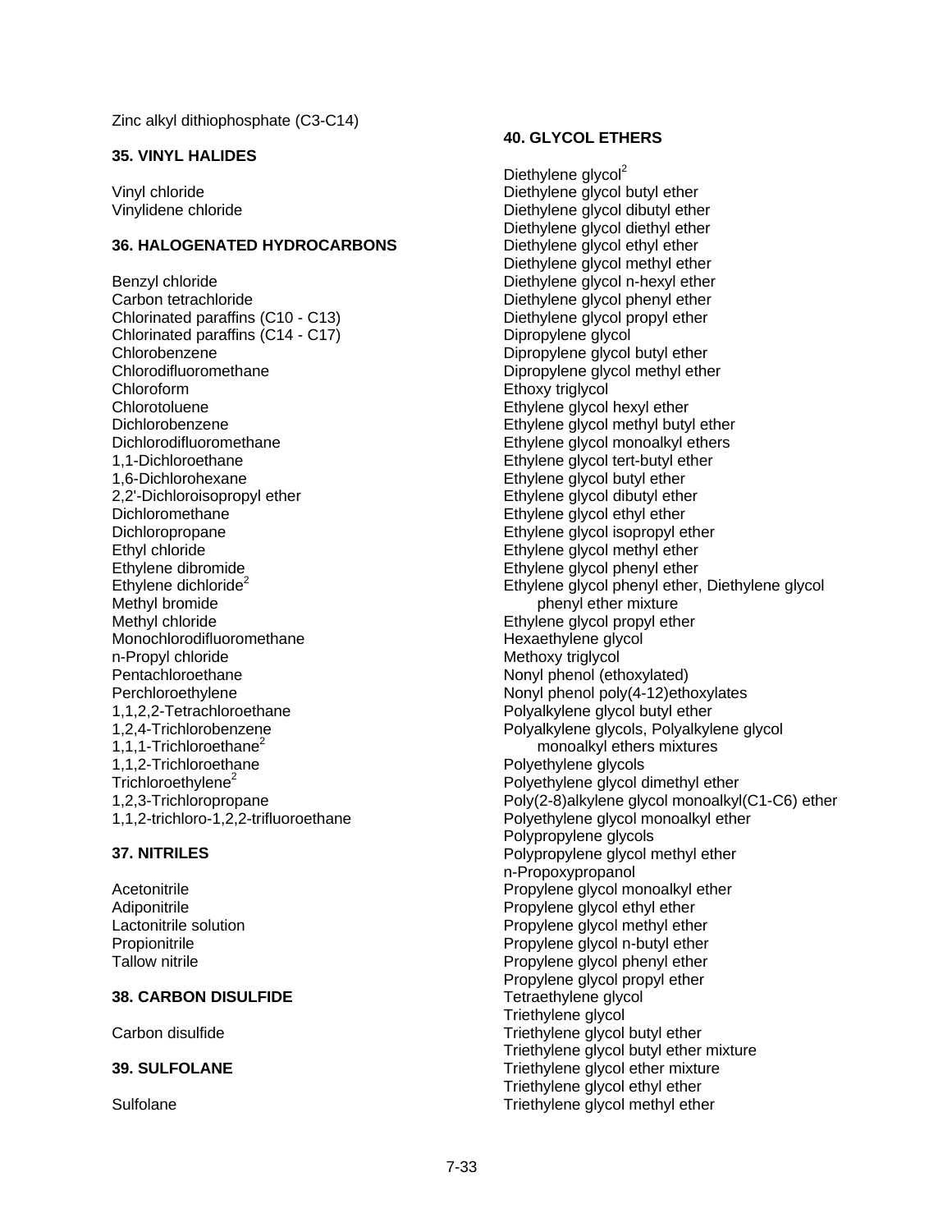Zinc alkyl dithiophosphate (C3-C14)

**35. VINYL HALIDES**

Vinyl chloride
Vinylidene chloride

**36. HALOGENATED HYDROCARBONS**

Benzyl chloride
Carbon tetrachloride
Chlorinated paraffins (C10 - C13)
Chlorinated paraffins (C14 - C17)
Chlorobenzene
Chlorodifluoromethane
Chloroform
Chlorotoluene
Dichlorobenzene
Dichlorodifluoromethane
1,1-Dichloroethane
1,6-Dichlorohexane
2,2'-Dichloroisopropyl ether
Dichloromethane
Dichloropropane
Ethyl chloride
Ethylene dibromide
Ethylene dichloride[2]
Methyl bromide
Methyl chloride
Monochlorodifluoromethane
n-Propyl chloride
Pentachloroethane
Perchloroethylene
1,1,2,2-Tetrachloroethane
1,2,4-Trichlorobenzene
1,1,1-Trichloroethane[2]
1,1,2-Trichloroethane
Trichloroethylene[2]
1,2,3-Trichloropropane
1,1,2-trichloro-1,2,2-trifluoroethane

**37. NITRILES**

Acetonitrile
Adiponitrile
Lactonitrile solution
Propionitrile
Tallow nitrile

**38. CARBON DISULFIDE**

Carbon disulfide

**39. SULFOLANE**

Sulfolane

**40. GLYCOL ETHERS**

Diethylene glycol[2]
Diethylene glycol butyl ether
Diethylene glycol dibutyl ether
Diethylene glycol diethyl ether
Diethylene glycol ethyl ether
Diethylene glycol methyl ether
Diethylene glycol n-hexyl ether
Diethylene glycol phenyl ether
Diethylene glycol propyl ether
Dipropylene glycol
Dipropylene glycol butyl ether
Dipropylene glycol methyl ether
Ethoxy triglycol
Ethylene glycol hexyl ether
Ethylene glycol methyl butyl ether
Ethylene glycol monoalkyl ethers
Ethylene glycol tert-butyl ether
Ethylene glycol butyl ether
Ethylene glycol dibutyl ether
Ethylene glycol ethyl ether
Ethylene glycol isopropyl ether
Ethylene glycol methyl ether
Ethylene glycol phenyl ether
Ethylene glycol phenyl ether, Diethylene glycol phenyl ether mixture
Ethylene glycol propyl ether
Hexaethylene glycol
Methoxy triglycol
Nonyl phenol (ethoxylated)
Nonyl phenol poly(4-12)ethoxylates
Polyalkylene glycol butyl ether
Polyalkylene glycols, Polyalkylene glycol monoalkyl ethers mixtures
Polyethylene glycols
Polyethylene glycol dimethyl ether
Poly(2-8)alkylene glycol monoalkyl(C1-C6) ether
Polyethylene glycol monoalkyl ether
Polypropylene glycols
Polypropylene glycol methyl ether
n-Propoxypropanol
Propylene glycol monoalkyl ether
Propylene glycol ethyl ether
Propylene glycol methyl ether
Propylene glycol n-butyl ether
Propylene glycol phenyl ether
Propylene glycol propyl ether
Tetraethylene glycol
Triethylene glycol
Triethylene glycol butyl ether
Triethylene glycol butyl ether mixture
Triethylene glycol ether mixture
Triethylene glycol ethyl ether
Triethylene glycol methyl ether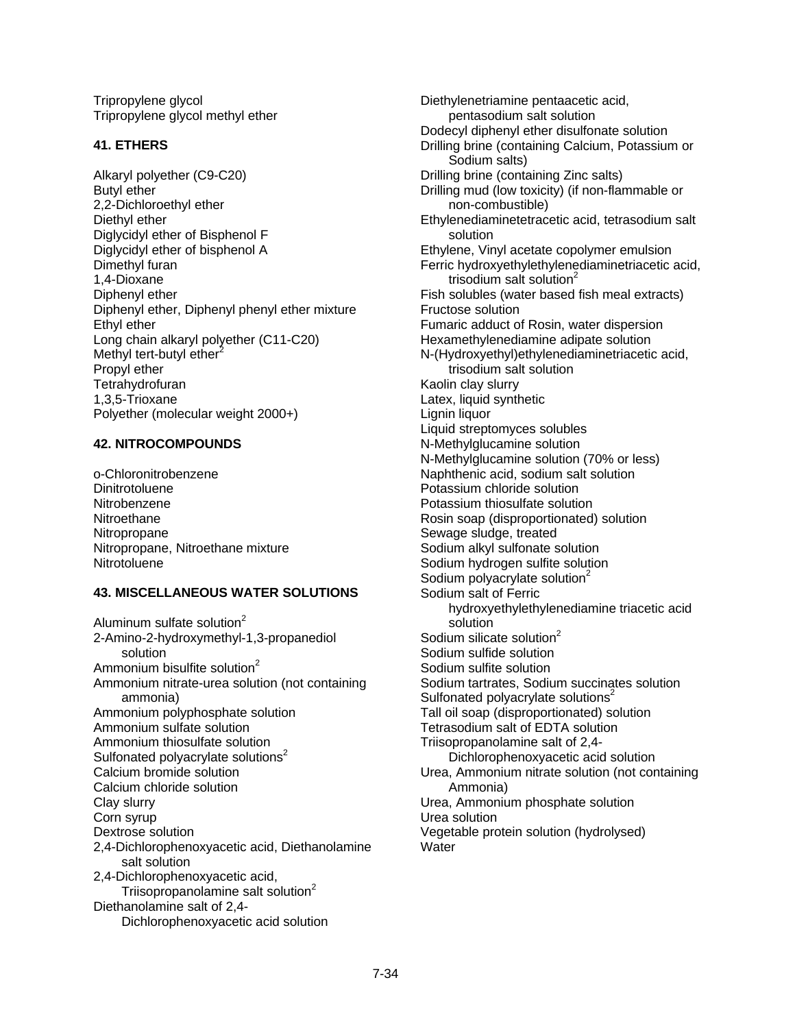Tripropylene glycol
Tripropylene glycol methyl ether

### 41. ETHERS

Alkaryl polyether (C9-C20)
Butyl ether
2,2-Dichloroethyl ether
Diethyl ether
Diglycidyl ether of Bisphenol F
Diglycidyl ether of bisphenol A
Dimethyl furan
1,4-Dioxane
Diphenyl ether
Diphenyl ether, Diphenyl phenyl ether mixture
Ethyl ether
Long chain alkaryl polyether (C11-C20)
Methyl tert-butyl ether[2]
Propyl ether
Tetrahydrofuran
1,3,5-Trioxane
Polyether (molecular weight 2000+)

### 42. NITROCOMPOUNDS

o-Chloronitrobenzene
Dinitrotoluene
Nitrobenzene
Nitroethane
Nitropropane
Nitropropane, Nitroethane mixture
Nitrotoluene

### 43. MISCELLANEOUS WATER SOLUTIONS

Aluminum sulfate solution[2]
2-Amino-2-hydroxymethyl-1,3-propanediol solution
Ammonium bisulfite solution[2]
Ammonium nitrate-urea solution (not containing ammonia)
Ammonium polyphosphate solution
Ammonium sulfate solution
Ammonium thiosulfate solution
Sulfonated polyacrylate solutions[2]
Calcium bromide solution
Calcium chloride solution
Clay slurry
Corn syrup
Dextrose solution
2,4-Dichlorophenoxyacetic acid, Diethanolamine salt solution
2,4-Dichlorophenoxyacetic acid, Triisopropanolamine salt solution[2]
Diethanolamine salt of 2,4-Dichlorophenoxyacetic acid solution
Diethylenetriamine pentaacetic acid, pentasodium salt solution
Dodecyl diphenyl ether disulfonate solution
Drilling brine (containing Calcium, Potassium or Sodium salts)
Drilling brine (containing Zinc salts)
Drilling mud (low toxicity) (if non-flammable or non-combustible)
Ethylenediaminetetracetic acid, tetrasodium salt solution
Ethylene, Vinyl acetate copolymer emulsion
Ferric hydroxyethylethylenediaminetriacetic acid, trisodium salt solution[2]
Fish solubles (water based fish meal extracts)
Fructose solution
Fumaric adduct of Rosin, water dispersion
Hexamethylenediamine adipate solution
N-(Hydroxyethyl)ethylenediaminetriacetic acid, trisodium salt solution
Kaolin clay slurry
Latex, liquid synthetic
Lignin liquor
Liquid streptomyces solubles
N-Methylglucamine solution
N-Methylglucamine solution (70% or less)
Naphthenic acid, sodium salt solution
Potassium chloride solution
Potassium thiosulfate solution
Rosin soap (disproportionated) solution
Sewage sludge, treated
Sodium alkyl sulfonate solution
Sodium hydrogen sulfite solution
Sodium polyacrylate solution[2]
Sodium salt of Ferric hydroxyethylethylenediamine triacetic acid solution
Sodium silicate solution[2]
Sodium sulfide solution
Sodium sulfite solution
Sodium tartrates, Sodium succinates solution
Sulfonated polyacrylate solutions[2]
Tall oil soap (disproportionated) solution
Tetrasodium salt of EDTA solution
Triisopropanolamine salt of 2,4-Dichlorophenoxyacetic acid solution
Urea, Ammonium nitrate solution (not containing Ammonia)
Urea, Ammonium phosphate solution
Urea solution
Vegetable protein solution (hydrolysed)
Water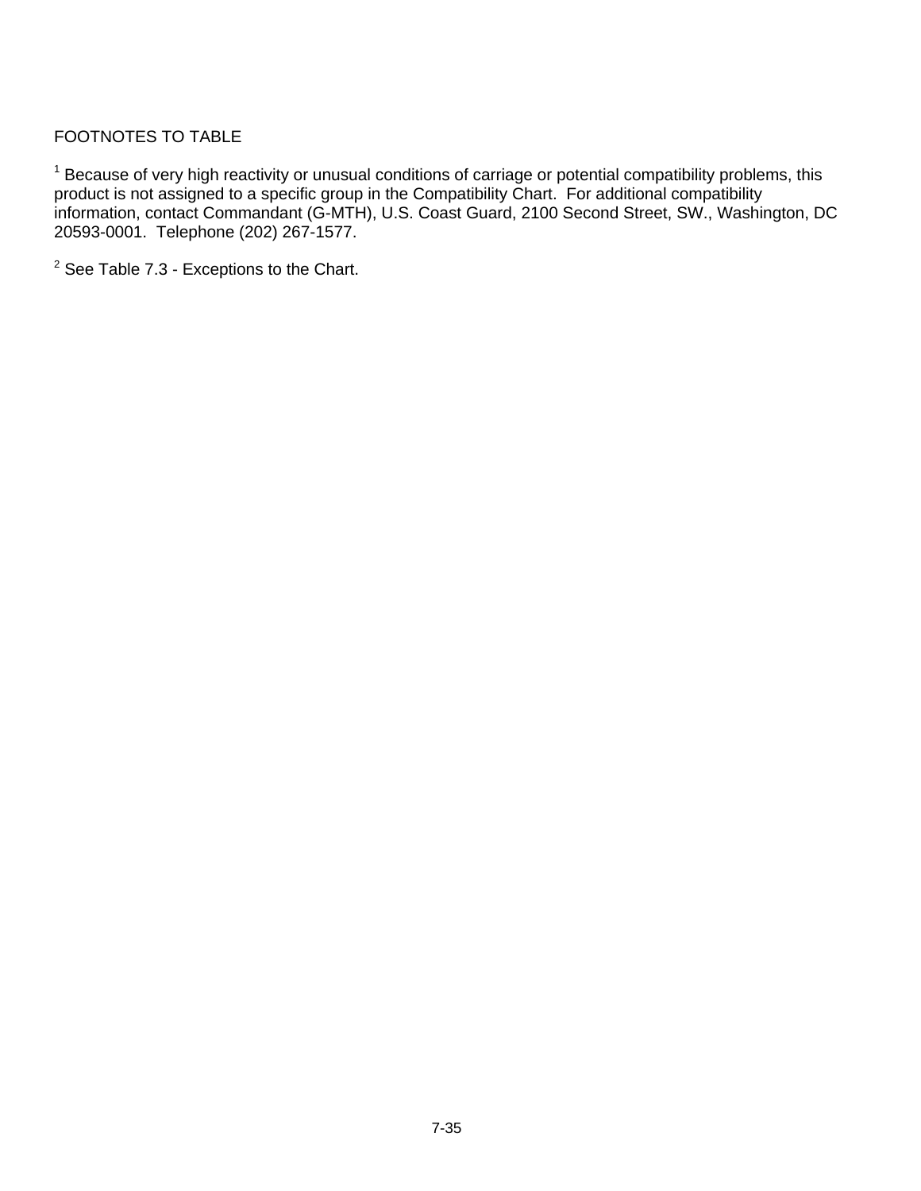FOOTNOTES TO TABLE

[1] Because of very high reactivity or unusual conditions of carriage or potential compatibility problems, this product is not assigned to a specific group in the Compatibility Chart. For additional compatibility information, contact Commandant (G-MTH), U.S. Coast Guard, 2100 Second Street, SW., Washington, DC 20593-0001. Telephone (202) 267-1577.

[2] See Table 7.3 - Exceptions to the Chart.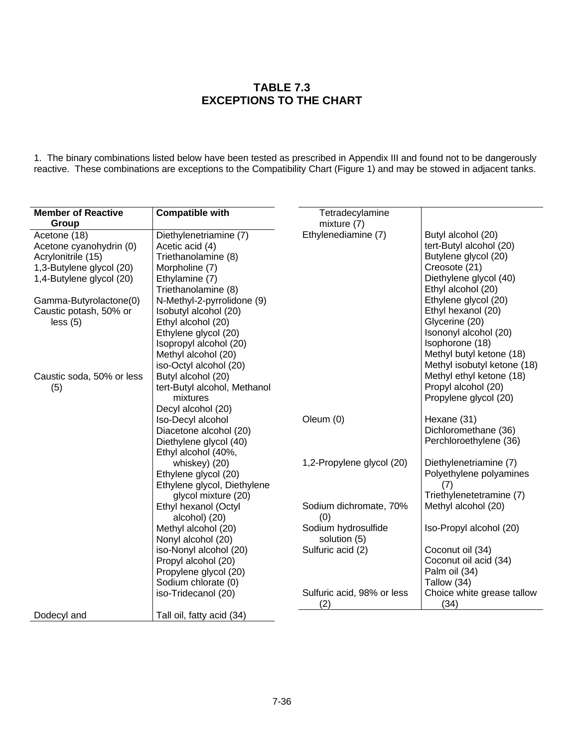## TABLE 7.3
## EXCEPTIONS TO THE CHART

1. The binary combinations listed below have been tested as prescribed in Appendix III and found not to be dangerously reactive. These combinations are exceptions to the Compatibility Chart (Figure 1) and may be stowed in adjacent tanks.

| Member of Reactive Group | Compatible with |
|---|---|
| Acetone (18) | Diethylenetriamine (7) |
| Acetone cyanohydrin (0) | Acetic acid (4) |
| Acrylonitrile (15) | Triethanolamine (8) |
| 1,3-Butylene glycol (20) | Morpholine (7) |
| 1,4-Butylene glycol (20) | Ethylamine (7) |
| | Triethanolamine (8) |
| Gamma-Butyrolactone(0) | N-Methyl-2-pyrrolidone (9) |
| Caustic potash, 50% or less (5) | Isobutyl alcohol (20) |
| | Ethyl alcohol (20) |
| | Ethylene glycol (20) |
| | Isopropyl alcohol (20) |
| | Methyl alcohol (20) |
| | iso-Octyl alcohol (20) |
| Caustic soda, 50% or less (5) | Butyl alcohol (20) |
| | tert-Butyl alcohol, Methanol mixtures |
| | Decyl alcohol (20) |
| | Iso-Decyl alcohol |
| | Diacetone alcohol (20) |
| | Diethylene glycol (40) |
| | Ethyl alcohol (40%, whiskey) (20) |
| | Ethylene glycol (20) |
| | Ethylene glycol, Diethylene glycol mixture (20) |
| | Ethyl hexanol (Octyl alcohol) (20) |
| | Methyl alcohol (20) |
| | Nonyl alcohol (20) |
| | iso-Nonyl alcohol (20) |
| | Propyl alcohol (20) |
| | Propylene glycol (20) |
| | Sodium chlorate (0) |
| | iso-Tridecanol (20) |
| Dodecyl and Tetradecylamine mixture (7) | Tall oil, fatty acid (34) |
| Ethylenediamine (7) | Butyl alcohol (20) |
| | tert-Butyl alcohol (20) |
| | Butylene glycol (20) |
| | Creosote (21) |
| | Diethylene glycol (40) |
| | Ethyl alcohol (20) |
| | Ethylene glycol (20) |
| | Ethyl hexanol (20) |
| | Glycerine (20) |
| | Isononyl alcohol (20) |
| | Isophorone (18) |
| | Methyl butyl ketone (18) |
| | Methyl isobutyl ketone (18) |
| | Methyl ethyl ketone (18) |
| | Propyl alcohol (20) |
| | Propylene glycol (20) |
| Oleum (0) | Hexane (31) |
| | Dichloromethane (36) |
| | Perchloroethylene (36) |
| 1,2-Propylene glycol (20) | Diethylenetriamine (7) |
| | Polyethylene polyamines (7) |
| | Triethylenetetramine (7) |
| Sodium dichromate, 70% (0) | Methyl alcohol (20) |
| Sodium hydrosulfide solution (5) | Iso-Propyl alcohol (20) |
| Sulfuric acid (2) | Coconut oil (34) |
| | Coconut oil acid (34) |
| | Palm oil (34) |
| | Tallow (34) |
| Sulfuric acid, 98% or less (2) | Choice white grease tallow (34) |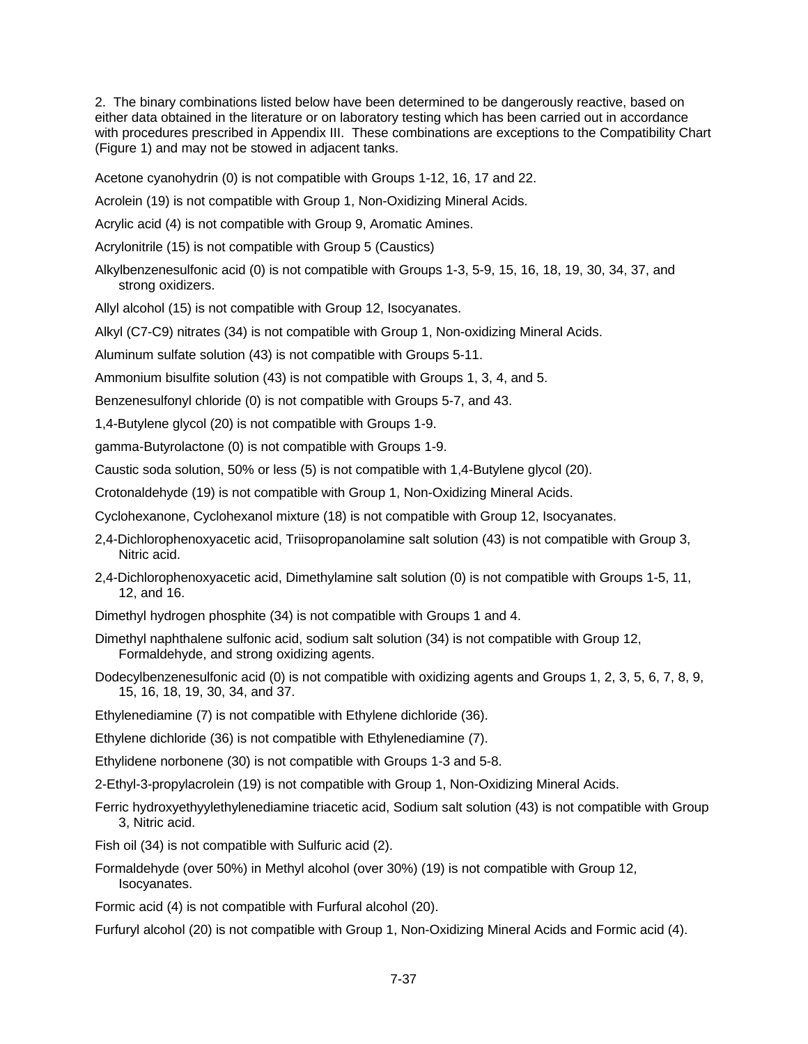2. The binary combinations listed below have been determined to be dangerously reactive, based on either data obtained in the literature or on laboratory testing which has been carried out in accordance with procedures prescribed in Appendix III. These combinations are exceptions to the Compatibility Chart (Figure 1) and may not be stowed in adjacent tanks.

Acetone cyanohydrin (0) is not compatible with Groups 1-12, 16, 17 and 22.

Acrolein (19) is not compatible with Group 1, Non-Oxidizing Mineral Acids.

Acrylic acid (4) is not compatible with Group 9, Aromatic Amines.

Acrylonitrile (15) is not compatible with Group 5 (Caustics)

Alkylbenzenesulfonic acid (0) is not compatible with Groups 1-3, 5-9, 15, 16, 18, 19, 30, 34, 37, and strong oxidizers.

Allyl alcohol (15) is not compatible with Group 12, Isocyanates.

Alkyl (C7-C9) nitrates (34) is not compatible with Group 1, Non-oxidizing Mineral Acids.

Aluminum sulfate solution (43) is not compatible with Groups 5-11.

Ammonium bisulfite solution (43) is not compatible with Groups 1, 3, 4, and 5.

Benzenesulfonyl chloride (0) is not compatible with Groups 5-7, and 43.

1,4-Butylene glycol (20) is not compatible with Groups 1-9.

gamma-Butyrolactone (0) is not compatible with Groups 1-9.

Caustic soda solution, 50% or less (5) is not compatible with 1,4-Butylene glycol (20).

Crotonaldehyde (19) is not compatible with Group 1, Non-Oxidizing Mineral Acids.

Cyclohexanone, Cyclohexanol mixture (18) is not compatible with Group 12, Isocyanates.

2,4-Dichlorophenoxyacetic acid, Triisopropanolamine salt solution (43) is not compatible with Group 3, Nitric acid.

2,4-Dichlorophenoxyacetic acid, Dimethylamine salt solution (0) is not compatible with Groups 1-5, 11, 12, and 16.

Dimethyl hydrogen phosphite (34) is not compatible with Groups 1 and 4.

Dimethyl naphthalene sulfonic acid, sodium salt solution (34) is not compatible with Group 12, Formaldehyde, and strong oxidizing agents.

Dodecylbenzenesulfonic acid (0) is not compatible with oxidizing agents and Groups 1, 2, 3, 5, 6, 7, 8, 9, 15, 16, 18, 19, 30, 34, and 37.

Ethylenediamine (7) is not compatible with Ethylene dichloride (36).

Ethylene dichloride (36) is not compatible with Ethylenediamine (7).

Ethylidene norbonene (30) is not compatible with Groups 1-3 and 5-8.

2-Ethyl-3-propylacrolein (19) is not compatible with Group 1, Non-Oxidizing Mineral Acids.

Ferric hydroxyethyylethylenediamine triacetic acid, Sodium salt solution (43) is not compatible with Group 3, Nitric acid.

Fish oil (34) is not compatible with Sulfuric acid (2).

Formaldehyde (over 50%) in Methyl alcohol (over 30%) (19) is not compatible with Group 12, Isocyanates.

Formic acid (4) is not compatible with Furfural alcohol (20).

Furfuryl alcohol (20) is not compatible with Group 1, Non-Oxidizing Mineral Acids and Formic acid (4).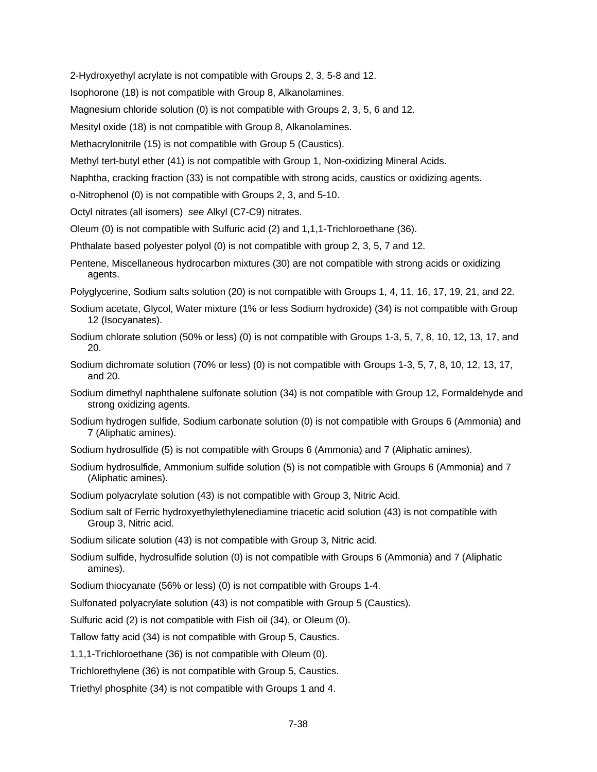2-Hydroxyethyl acrylate is not compatible with Groups 2, 3, 5-8 and 12.

Isophorone (18) is not compatible with Group 8, Alkanolamines.

Magnesium chloride solution (0) is not compatible with Groups 2, 3, 5, 6 and 12.

Mesityl oxide (18) is not compatible with Group 8, Alkanolamines.

Methacrylonitrile (15) is not compatible with Group 5 (Caustics).

Methyl tert-butyl ether (41) is not compatible with Group 1, Non-oxidizing Mineral Acids.

Naphtha, cracking fraction (33) is not compatible with strong acids, caustics or oxidizing agents.

o-Nitrophenol (0) is not compatible with Groups 2, 3, and 5-10.

Octyl nitrates (all isomers) *see* Alkyl (C7-C9) nitrates.

Oleum (0) is not compatible with Sulfuric acid (2) and 1,1,1-Trichloroethane (36).

Phthalate based polyester polyol (0) is not compatible with group 2, 3, 5, 7 and 12.

Pentene, Miscellaneous hydrocarbon mixtures (30) are not compatible with strong acids or oxidizing agents.

Polyglycerine, Sodium salts solution (20) is not compatible with Groups 1, 4, 11, 16, 17, 19, 21, and 22.

Sodium acetate, Glycol, Water mixture (1% or less Sodium hydroxide) (34) is not compatible with Group 12 (Isocyanates).

Sodium chlorate solution (50% or less) (0) is not compatible with Groups 1-3, 5, 7, 8, 10, 12, 13, 17, and 20.

Sodium dichromate solution (70% or less) (0) is not compatible with Groups 1-3, 5, 7, 8, 10, 12, 13, 17, and 20.

Sodium dimethyl naphthalene sulfonate solution (34) is not compatible with Group 12, Formaldehyde and strong oxidizing agents.

Sodium hydrogen sulfide, Sodium carbonate solution (0) is not compatible with Groups 6 (Ammonia) and 7 (Aliphatic amines).

Sodium hydrosulfide (5) is not compatible with Groups 6 (Ammonia) and 7 (Aliphatic amines).

Sodium hydrosulfide, Ammonium sulfide solution (5) is not compatible with Groups 6 (Ammonia) and 7 (Aliphatic amines).

Sodium polyacrylate solution (43) is not compatible with Group 3, Nitric Acid.

Sodium salt of Ferric hydroxyethylethylenediamine triacetic acid solution (43) is not compatible with Group 3, Nitric acid.

Sodium silicate solution (43) is not compatible with Group 3, Nitric acid.

Sodium sulfide, hydrosulfide solution (0) is not compatible with Groups 6 (Ammonia) and 7 (Aliphatic amines).

Sodium thiocyanate (56% or less) (0) is not compatible with Groups 1-4.

Sulfonated polyacrylate solution (43) is not compatible with Group 5 (Caustics).

Sulfuric acid (2) is not compatible with Fish oil (34), or Oleum (0).

Tallow fatty acid (34) is not compatible with Group 5, Caustics.

1,1,1-Trichloroethane (36) is not compatible with Oleum (0).

Trichlorethylene (36) is not compatible with Group 5, Caustics.

Triethyl phosphite (34) is not compatible with Groups 1 and 4.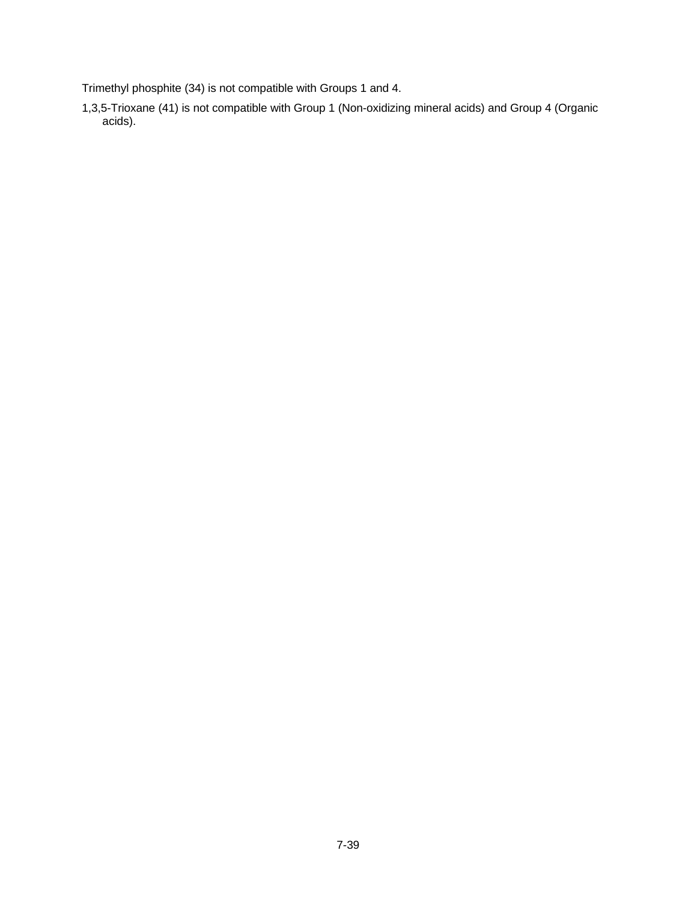Trimethyl phosphite (34) is not compatible with Groups 1 and 4.

1,3,5-Trioxane (41) is not compatible with Group 1 (Non-oxidizing mineral acids) and Group 4 (Organic acids).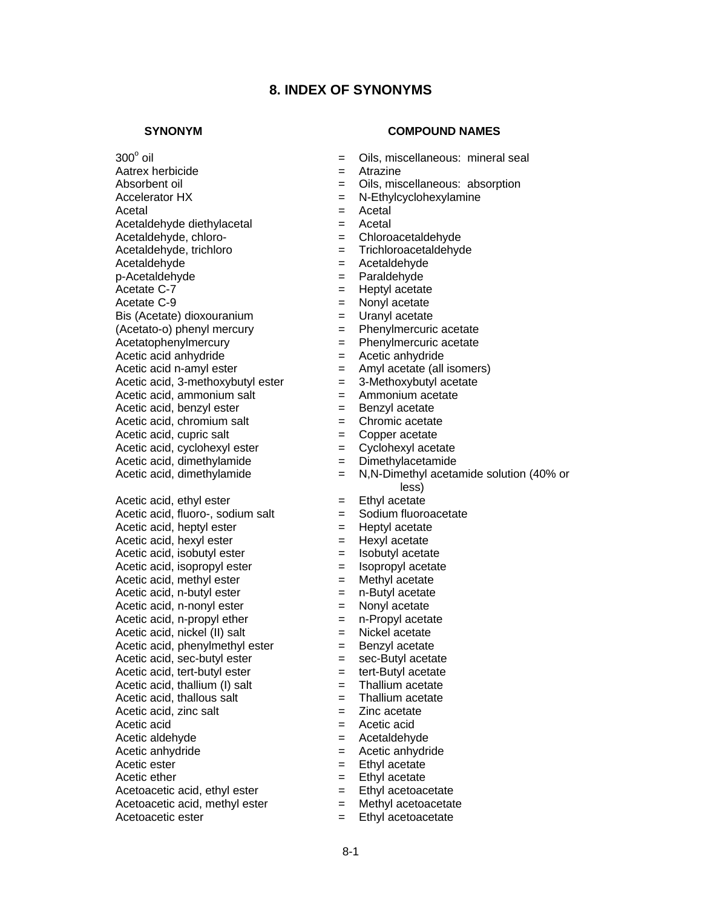## 8. INDEX OF SYNONYMS

| SYNONYM | | COMPOUND NAMES |
|---|---|---|
| 300° oil | = | Oils, miscellaneous: mineral seal |
| Aatrex herbicide | = | Atrazine |
| Absorbent oil | = | Oils, miscellaneous: absorption |
| Accelerator HX | = | N-Ethylcyclohexylamine |
| Acetal | = | Acetal |
| Acetaldehyde diethylacetal | = | Acetal |
| Acetaldehyde, chloro- | = | Chloroacetaldehyde |
| Acetaldehyde, trichloro | = | Trichloroacetaldehyde |
| Acetaldehyde | = | Acetaldehyde |
| p-Acetaldehyde | = | Paraldehyde |
| Acetate C-7 | = | Heptyl acetate |
| Acetate C-9 | = | Nonyl acetate |
| Bis (Acetate) dioxouranium | = | Uranyl acetate |
| (Acetato-o) phenyl mercury | = | Phenylmercuric acetate |
| Acetatophenylmercury | = | Phenylmercuric acetate |
| Acetic acid anhydride | = | Acetic anhydride |
| Acetic acid n-amyl ester | = | Amyl acetate (all isomers) |
| Acetic acid, 3-methoxybutyl ester | = | 3-Methoxybutyl acetate |
| Acetic acid, ammonium salt | = | Ammonium acetate |
| Acetic acid, benzyl ester | = | Benzyl acetate |
| Acetic acid, chromium salt | = | Chromic acetate |
| Acetic acid, cupric salt | = | Copper acetate |
| Acetic acid, cyclohexyl ester | = | Cyclohexyl acetate |
| Acetic acid, dimethylamide | = | Dimethylacetamide |
| Acetic acid, dimethylamide | = | N,N-Dimethyl acetamide solution (40% or less) |
| Acetic acid, ethyl ester | = | Ethyl acetate |
| Acetic acid, fluoro-, sodium salt | = | Sodium fluoroacetate |
| Acetic acid, heptyl ester | = | Heptyl acetate |
| Acetic acid, hexyl ester | = | Hexyl acetate |
| Acetic acid, isobutyl ester | = | Isobutyl acetate |
| Acetic acid, isopropyl ester | = | Isopropyl acetate |
| Acetic acid, methyl ester | = | Methyl acetate |
| Acetic acid, n-butyl ester | = | n-Butyl acetate |
| Acetic acid, n-nonyl ester | = | Nonyl acetate |
| Acetic acid, n-propyl ether | = | n-Propyl acetate |
| Acetic acid, nickel (II) salt | = | Nickel acetate |
| Acetic acid, phenylmethyl ester | = | Benzyl acetate |
| Acetic acid, sec-butyl ester | = | sec-Butyl acetate |
| Acetic acid, tert-butyl ester | = | tert-Butyl acetate |
| Acetic acid, thallium (I) salt | = | Thallium acetate |
| Acetic acid, thallous salt | = | Thallium acetate |
| Acetic acid, zinc salt | = | Zinc acetate |
| Acetic acid | = | Acetic acid |
| Acetic aldehyde | = | Acetaldehyde |
| Acetic anhydride | = | Acetic anhydride |
| Acetic ester | = | Ethyl acetate |
| Acetic ether | = | Ethyl acetate |
| Acetoacetic acid, ethyl ester | = | Ethyl acetoacetate |
| Acetoacetic acid, methyl ester | = | Methyl acetoacetate |
| Acetoacetic ester | = | Ethyl acetoacetate |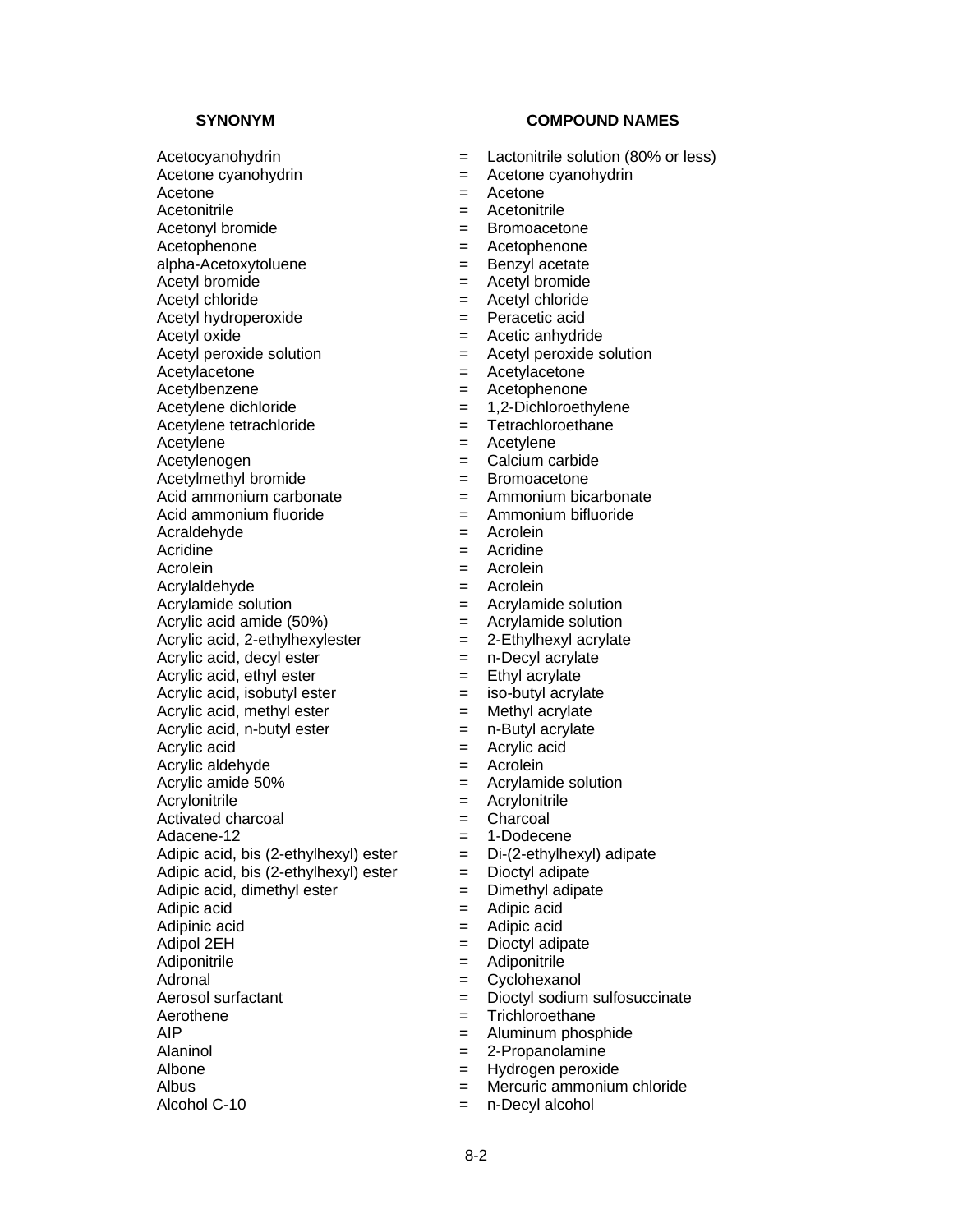| SYNONYM | | COMPOUND NAMES |
|---|---|---|
| Acetocyanohydrin | = | Lactonitrile solution (80% or less) |
| Acetone cyanohydrin | = | Acetone cyanohydrin |
| Acetone | = | Acetone |
| Acetonitrile | = | Acetonitrile |
| Acetonyl bromide | = | Bromoacetone |
| Acetophenone | = | Acetophenone |
| alpha-Acetoxytoluene | = | Benzyl acetate |
| Acetyl bromide | = | Acetyl bromide |
| Acetyl chloride | = | Acetyl chloride |
| Acetyl hydroperoxide | = | Peracetic acid |
| Acetyl oxide | = | Acetic anhydride |
| Acetyl peroxide solution | = | Acetyl peroxide solution |
| Acetylacetone | = | Acetylacetone |
| Acetylbenzene | = | Acetophenone |
| Acetylene dichloride | = | 1,2-Dichloroethylene |
| Acetylene tetrachloride | = | Tetrachloroethane |
| Acetylene | = | Acetylene |
| Acetylenogen | = | Calcium carbide |
| Acetylmethyl bromide | = | Bromoacetone |
| Acid ammonium carbonate | = | Ammonium bicarbonate |
| Acid ammonium fluoride | = | Ammonium bifluoride |
| Acraldehyde | = | Acrolein |
| Acridine | = | Acridine |
| Acrolein | = | Acrolein |
| Acrylaldehyde | = | Acrolein |
| Acrylamide solution | = | Acrylamide solution |
| Acrylic acid amide (50%) | = | Acrylamide solution |
| Acrylic acid, 2-ethylhexylester | = | 2-Ethylhexyl acrylate |
| Acrylic acid, decyl ester | = | n-Decyl acrylate |
| Acrylic acid, ethyl ester | = | Ethyl acrylate |
| Acrylic acid, isobutyl ester | = | iso-butyl acrylate |
| Acrylic acid, methyl ester | = | Methyl acrylate |
| Acrylic acid, n-butyl ester | = | n-Butyl acrylate |
| Acrylic acid | = | Acrylic acid |
| Acrylic aldehyde | = | Acrolein |
| Acrylic amide 50% | = | Acrylamide solution |
| Acrylonitrile | = | Acrylonitrile |
| Activated charcoal | = | Charcoal |
| Adacene-12 | = | 1-Dodecene |
| Adipic acid, bis (2-ethylhexyl) ester | = | Di-(2-ethylhexyl) adipate |
| Adipic acid, bis (2-ethylhexyl) ester | = | Dioctyl adipate |
| Adipic acid, dimethyl ester | = | Dimethyl adipate |
| Adipic acid | = | Adipic acid |
| Adipinic acid | = | Adipic acid |
| Adipol 2EH | = | Dioctyl adipate |
| Adiponitrile | = | Adiponitrile |
| Adronal | = | Cyclohexanol |
| Aerosol surfactant | = | Dioctyl sodium sulfosuccinate |
| Aerothene | = | Trichloroethane |
| AIP | = | Aluminum phosphide |
| Alaninol | = | 2-Propanolamine |
| Albone | = | Hydrogen peroxide |
| Albus | = | Mercuric ammonium chloride |
| Alcohol C-10 | = | n-Decyl alcohol |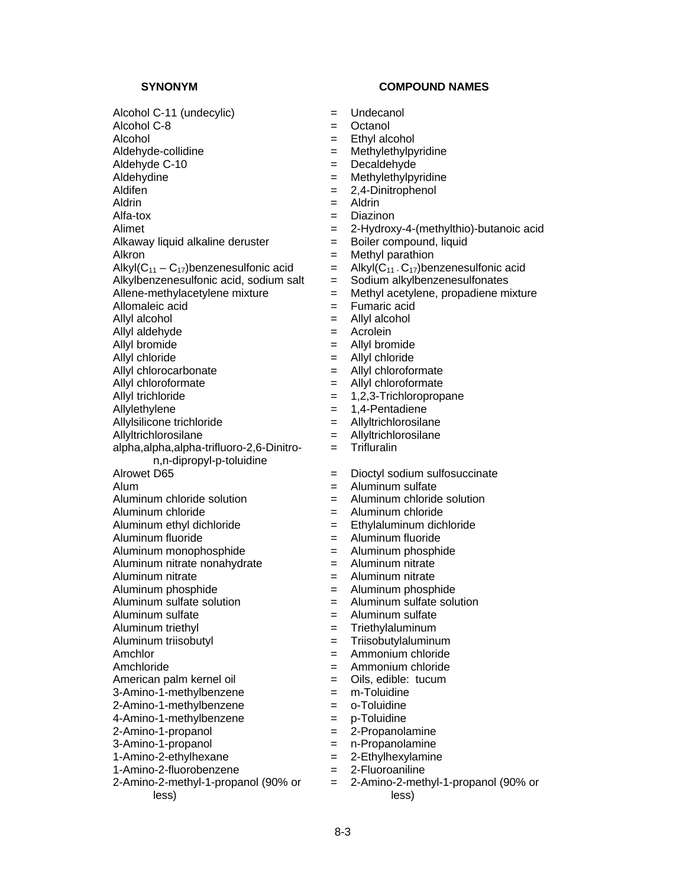| SYNONYM | | COMPOUND NAMES |
|---|---|---|
| Alcohol C-11 (undecylic) | = | Undecanol |
| Alcohol C-8 | = | Octanol |
| Alcohol | = | Ethyl alcohol |
| Aldehyde-collidine | = | Methylethylpyridine |
| Aldehyde C-10 | = | Decaldehyde |
| Aldehydine | = | Methylethylpyridine |
| Aldifen | = | 2,4-Dinitrophenol |
| Aldrin | = | Aldrin |
| Alfa-tox | = | Diazinon |
| Alimet | = | 2-Hydroxy-4-(methylthio)-butanoic acid |
| Alkaway liquid alkaline deruster | = | Boiler compound, liquid |
| Alkron | = | Methyl parathion |
| Alkyl($C_{11}$ – $C_{17}$)benzenesulfonic acid | = | Alkyl($C_{11}$ - $C_{17}$)benzenesulfonic acid |
| Alkylbenzenesulfonic acid, sodium salt | = | Sodium alkylbenzenesulfonates |
| Allene-methylacetylene mixture | = | Methyl acetylene, propadiene mixture |
| Allomaleic acid | = | Fumaric acid |
| Allyl alcohol | = | Allyl alcohol |
| Allyl aldehyde | = | Acrolein |
| Allyl bromide | = | Allyl bromide |
| Allyl chloride | = | Allyl chloride |
| Allyl chlorocarbonate | = | Allyl chloroformate |
| Allyl chloroformate | = | Allyl chloroformate |
| Allyl trichloride | = | 1,2,3-Trichloropropane |
| Allylethylene | = | 1,4-Pentadiene |
| Allylsilicone trichloride | = | Allyltrichlorosilane |
| Allyltrichlorosilane | = | Allyltrichlorosilane |
| alpha,alpha,alpha-trifluoro-2,6-Dinitro-n,n-dipropyl-p-toluidine | = | Trifluralin |
| Alrowet D65 | = | Dioctyl sodium sulfosuccinate |
| Alum | = | Aluminum sulfate |
| Aluminum chloride solution | = | Aluminum chloride solution |
| Aluminum chloride | = | Aluminum chloride |
| Aluminum ethyl dichloride | = | Ethylaluminum dichloride |
| Aluminum fluoride | = | Aluminum fluoride |
| Aluminum monophosphide | = | Aluminum phosphide |
| Aluminum nitrate nonahydrate | = | Aluminum nitrate |
| Aluminum nitrate | = | Aluminum nitrate |
| Aluminum phosphide | = | Aluminum phosphide |
| Aluminum sulfate solution | = | Aluminum sulfate solution |
| Aluminum sulfate | = | Aluminum sulfate |
| Aluminum triethyl | = | Triethylaluminum |
| Aluminum triisobutyl | = | Triisobutylaluminum |
| Amchlor | = | Ammonium chloride |
| Amchloride | = | Ammonium chloride |
| American palm kernel oil | = | Oils, edible: tucum |
| 3-Amino-1-methylbenzene | = | m-Toluidine |
| 2-Amino-1-methylbenzene | = | o-Toluidine |
| 4-Amino-1-methylbenzene | = | p-Toluidine |
| 2-Amino-1-propanol | = | 2-Propanolamine |
| 3-Amino-1-propanol | = | n-Propanolamine |
| 1-Amino-2-ethylhexane | = | 2-Ethylhexylamine |
| 1-Amino-2-fluorobenzene | = | 2-Fluoroaniline |
| 2-Amino-2-methyl-1-propanol (90% or less) | = | 2-Amino-2-methyl-1-propanol (90% or less) |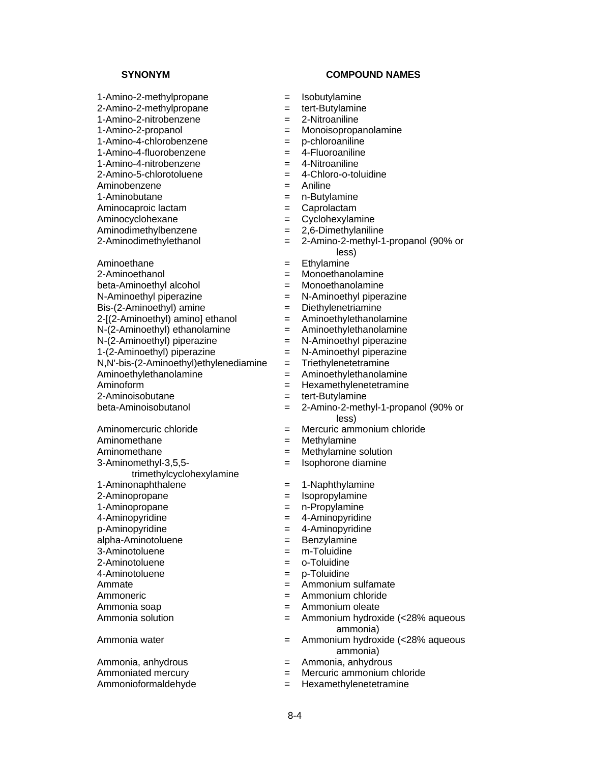| SYNONYM | | COMPOUND NAMES |
|---|---|---|
| 1-Amino-2-methylpropane | = | Isobutylamine |
| 2-Amino-2-methylpropane | = | tert-Butylamine |
| 1-Amino-2-nitrobenzene | = | 2-Nitroaniline |
| 1-Amino-2-propanol | = | Monoisopropanolamine |
| 1-Amino-4-chlorobenzene | = | p-chloroaniline |
| 1-Amino-4-fluorobenzene | = | 4-Fluoroaniline |
| 1-Amino-4-nitrobenzene | = | 4-Nitroaniline |
| 2-Amino-5-chlorotoluene | = | 4-Chloro-o-toluidine |
| Aminobenzene | = | Aniline |
| 1-Aminobutane | = | n-Butylamine |
| Aminocaproic lactam | = | Caprolactam |
| Aminocyclohexane | = | Cyclohexylamine |
| Aminodimethylbenzene | = | 2,6-Dimethylaniline |
| 2-Aminodimethylethanol | = | 2-Amino-2-methyl-1-propanol (90% or less) |
| Aminoethane | = | Ethylamine |
| 2-Aminoethanol | = | Monoethanolamine |
| beta-Aminoethyl alcohol | = | Monoethanolamine |
| N-Aminoethyl piperazine | = | N-Aminoethyl piperazine |
| Bis-(2-Aminoethyl) amine | = | Diethylenetriamine |
| 2-[(2-Aminoethyl) amino] ethanol | = | Aminoethylethanolamine |
| N-(2-Aminoethyl) ethanolamine | = | Aminoethylethanolamine |
| N-(2-Aminoethyl) piperazine | = | N-Aminoethyl piperazine |
| 1-(2-Aminoethyl) piperazine | = | N-Aminoethyl piperazine |
| N,N'-bis-(2-Aminoethyl)ethylenediamine | = | Triethylenetetramine |
| Aminoethylethanolamine | = | Aminoethylethanolamine |
| Aminoform | = | Hexamethylenetetramine |
| 2-Aminoisobutane | = | tert-Butylamine |
| beta-Aminoisobutanol | = | 2-Amino-2-methyl-1-propanol (90% or less) |
| Aminomercuric chloride | = | Mercuric ammonium chloride |
| Aminomethane | = | Methylamine |
| Aminomethane | = | Methylamine solution |
| 3-Aminomethyl-3,5,5-trimethylcyclohexylamine | = | Isophorone diamine |
| 1-Aminonaphthalene | = | 1-Naphthylamine |
| 2-Aminopropane | = | Isopropylamine |
| 1-Aminopropane | = | n-Propylamine |
| 4-Aminopyridine | = | 4-Aminopyridine |
| p-Aminopyridine | = | 4-Aminopyridine |
| alpha-Aminotoluene | = | Benzylamine |
| 3-Aminotoluene | = | m-Toluidine |
| 2-Aminotoluene | = | o-Toluidine |
| 4-Aminotoluene | = | p-Toluidine |
| Ammate | = | Ammonium sulfamate |
| Ammoneric | = | Ammonium chloride |
| Ammonia soap | = | Ammonium oleate |
| Ammonia solution | = | Ammonium hydroxide (<28% aqueous ammonia) |
| Ammonia water | = | Ammonium hydroxide (<28% aqueous ammonia) |
| Ammonia, anhydrous | = | Ammonia, anhydrous |
| Ammoniated mercury | = | Mercuric ammonium chloride |
| Ammonioformaldehyde | = | Hexamethylenetetramine |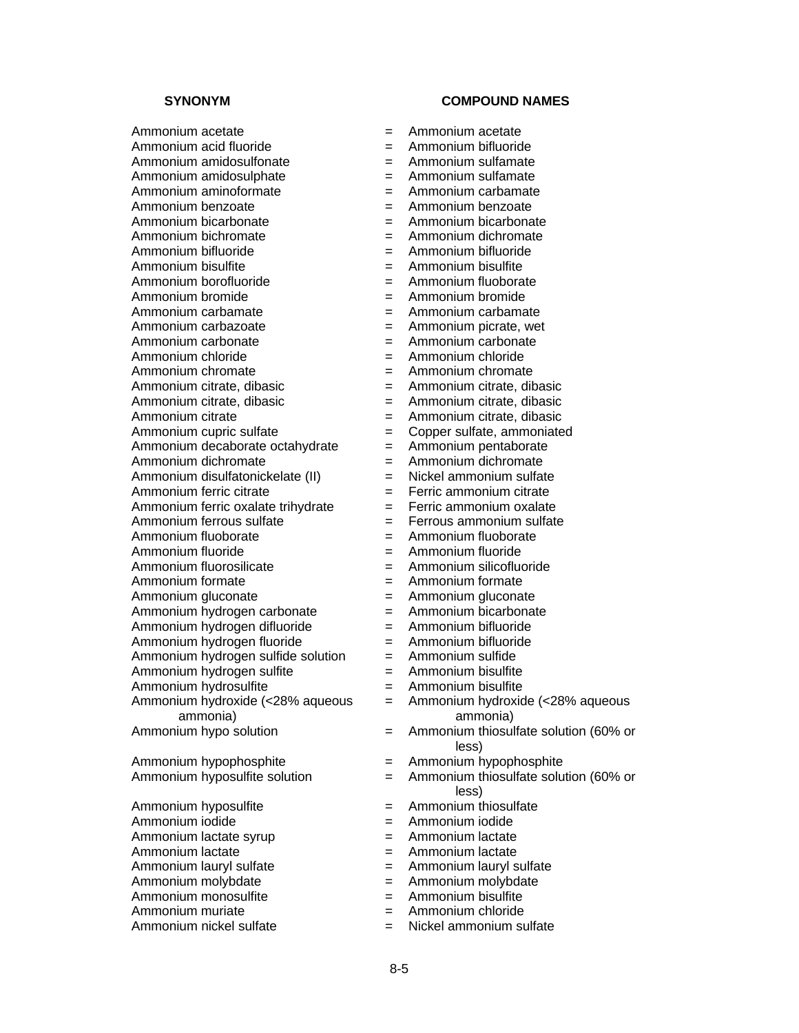| SYNONYM | | COMPOUND NAMES |
|---|---|---|
| Ammonium acetate | = | Ammonium acetate |
| Ammonium acid fluoride | = | Ammonium bifluoride |
| Ammonium amidosulfonate | = | Ammonium sulfamate |
| Ammonium amidosulphate | = | Ammonium sulfamate |
| Ammonium aminoformate | = | Ammonium carbamate |
| Ammonium benzoate | = | Ammonium benzoate |
| Ammonium bicarbonate | = | Ammonium bicarbonate |
| Ammonium bichromate | = | Ammonium dichromate |
| Ammonium bifluoride | = | Ammonium bifluoride |
| Ammonium bisulfite | = | Ammonium bisulfite |
| Ammonium borofluoride | = | Ammonium fluoborate |
| Ammonium bromide | = | Ammonium bromide |
| Ammonium carbamate | = | Ammonium carbamate |
| Ammonium carbazoate | = | Ammonium picrate, wet |
| Ammonium carbonate | = | Ammonium carbonate |
| Ammonium chloride | = | Ammonium chloride |
| Ammonium chromate | = | Ammonium chromate |
| Ammonium citrate, dibasic | = | Ammonium citrate, dibasic |
| Ammonium citrate, dibasic | = | Ammonium citrate, dibasic |
| Ammonium citrate | = | Ammonium citrate, dibasic |
| Ammonium cupric sulfate | = | Copper sulfate, ammoniated |
| Ammonium decaborate octahydrate | = | Ammonium pentaborate |
| Ammonium dichromate | = | Ammonium dichromate |
| Ammonium disulfatonickelate (II) | = | Nickel ammonium sulfate |
| Ammonium ferric citrate | = | Ferric ammonium citrate |
| Ammonium ferric oxalate trihydrate | = | Ferric ammonium oxalate |
| Ammonium ferrous sulfate | = | Ferrous ammonium sulfate |
| Ammonium fluoborate | = | Ammonium fluoborate |
| Ammonium fluoride | = | Ammonium fluoride |
| Ammonium fluorosilicate | = | Ammonium silicofluoride |
| Ammonium formate | = | Ammonium formate |
| Ammonium gluconate | = | Ammonium gluconate |
| Ammonium hydrogen carbonate | = | Ammonium bicarbonate |
| Ammonium hydrogen difluoride | = | Ammonium bifluoride |
| Ammonium hydrogen fluoride | = | Ammonium bifluoride |
| Ammonium hydrogen sulfide solution | = | Ammonium sulfide |
| Ammonium hydrogen sulfite | = | Ammonium bisulfite |
| Ammonium hydrosulfite | = | Ammonium bisulfite |
| Ammonium hydroxide (<28% aqueous ammonia) | = | Ammonium hydroxide (<28% aqueous ammonia) |
| Ammonium hypo solution | = | Ammonium thiosulfate solution (60% or less) |
| Ammonium hypophosphite | = | Ammonium hypophosphite |
| Ammonium hyposulfite solution | = | Ammonium thiosulfate solution (60% or less) |
| Ammonium hyposulfite | = | Ammonium thiosulfate |
| Ammonium iodide | = | Ammonium iodide |
| Ammonium lactate syrup | = | Ammonium lactate |
| Ammonium lactate | = | Ammonium lactate |
| Ammonium lauryl sulfate | = | Ammonium lauryl sulfate |
| Ammonium molybdate | = | Ammonium molybdate |
| Ammonium monosulfite | = | Ammonium bisulfite |
| Ammonium muriate | = | Ammonium chloride |
| Ammonium nickel sulfate | = | Nickel ammonium sulfate |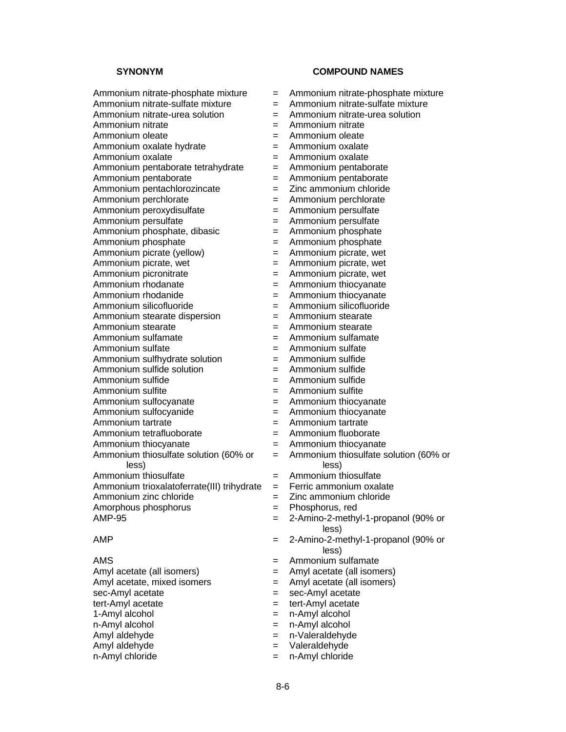| SYNONYM | | COMPOUND NAMES |
|---|---|---|
| Ammonium nitrate-phosphate mixture | = | Ammonium nitrate-phosphate mixture |
| Ammonium nitrate-sulfate mixture | = | Ammonium nitrate-sulfate mixture |
| Ammonium nitrate-urea solution | = | Ammonium nitrate-urea solution |
| Ammonium nitrate | = | Ammonium nitrate |
| Ammonium oleate | = | Ammonium oleate |
| Ammonium oxalate hydrate | = | Ammonium oxalate |
| Ammonium oxalate | = | Ammonium oxalate |
| Ammonium pentaborate tetrahydrate | = | Ammonium pentaborate |
| Ammonium pentaborate | = | Ammonium pentaborate |
| Ammonium pentachlorozincate | = | Zinc ammonium chloride |
| Ammonium perchlorate | = | Ammonium perchlorate |
| Ammonium peroxydisulfate | = | Ammonium persulfate |
| Ammonium persulfate | = | Ammonium persulfate |
| Ammonium phosphate, dibasic | = | Ammonium phosphate |
| Ammonium phosphate | = | Ammonium phosphate |
| Ammonium picrate (yellow) | = | Ammonium picrate, wet |
| Ammonium picrate, wet | = | Ammonium picrate, wet |
| Ammonium picronitrate | = | Ammonium picrate, wet |
| Ammonium rhodanate | = | Ammonium thiocyanate |
| Ammonium rhodanide | = | Ammonium thiocyanate |
| Ammonium silicofluoride | = | Ammonium silicofluoride |
| Ammonium stearate dispersion | = | Ammonium stearate |
| Ammonium stearate | = | Ammonium stearate |
| Ammonium sulfamate | = | Ammonium sulfamate |
| Ammonium sulfate | = | Ammonium sulfate |
| Ammonium sulfhydrate solution | = | Ammonium sulfide |
| Ammonium sulfide solution | = | Ammonium sulfide |
| Ammonium sulfide | = | Ammonium sulfide |
| Ammonium sulfite | = | Ammonium sulfite |
| Ammonium sulfocyanate | = | Ammonium thiocyanate |
| Ammonium sulfocyanide | = | Ammonium thiocyanate |
| Ammonium tartrate | = | Ammonium tartrate |
| Ammonium tetrafluoborate | = | Ammonium fluoborate |
| Ammonium thiocyanate | = | Ammonium thiocyanate |
| Ammonium thiosulfate solution (60% or less) | = | Ammonium thiosulfate solution (60% or less) |
| Ammonium thiosulfate | = | Ammonium thiosulfate |
| Ammonium trioxalatoferrate(III) trihydrate | = | Ferric ammonium oxalate |
| Ammonium zinc chloride | = | Zinc ammonium chloride |
| Amorphous phosphorus | = | Phosphorus, red |
| AMP-95 | = | 2-Amino-2-methyl-1-propanol (90% or less) |
| AMP | = | 2-Amino-2-methyl-1-propanol (90% or less) |
| AMS | = | Ammonium sulfamate |
| Amyl acetate (all isomers) | = | Amyl acetate (all isomers) |
| Amyl acetate, mixed isomers | = | Amyl acetate (all isomers) |
| sec-Amyl acetate | = | sec-Amyl acetate |
| tert-Amyl acetate | = | tert-Amyl acetate |
| 1-Amyl alcohol | = | n-Amyl alcohol |
| n-Amyl alcohol | = | n-Amyl alcohol |
| Amyl aldehyde | = | n-Valeraldehyde |
| Amyl aldehyde | = | Valeraldehyde |
| n-Amyl chloride | = | n-Amyl chloride |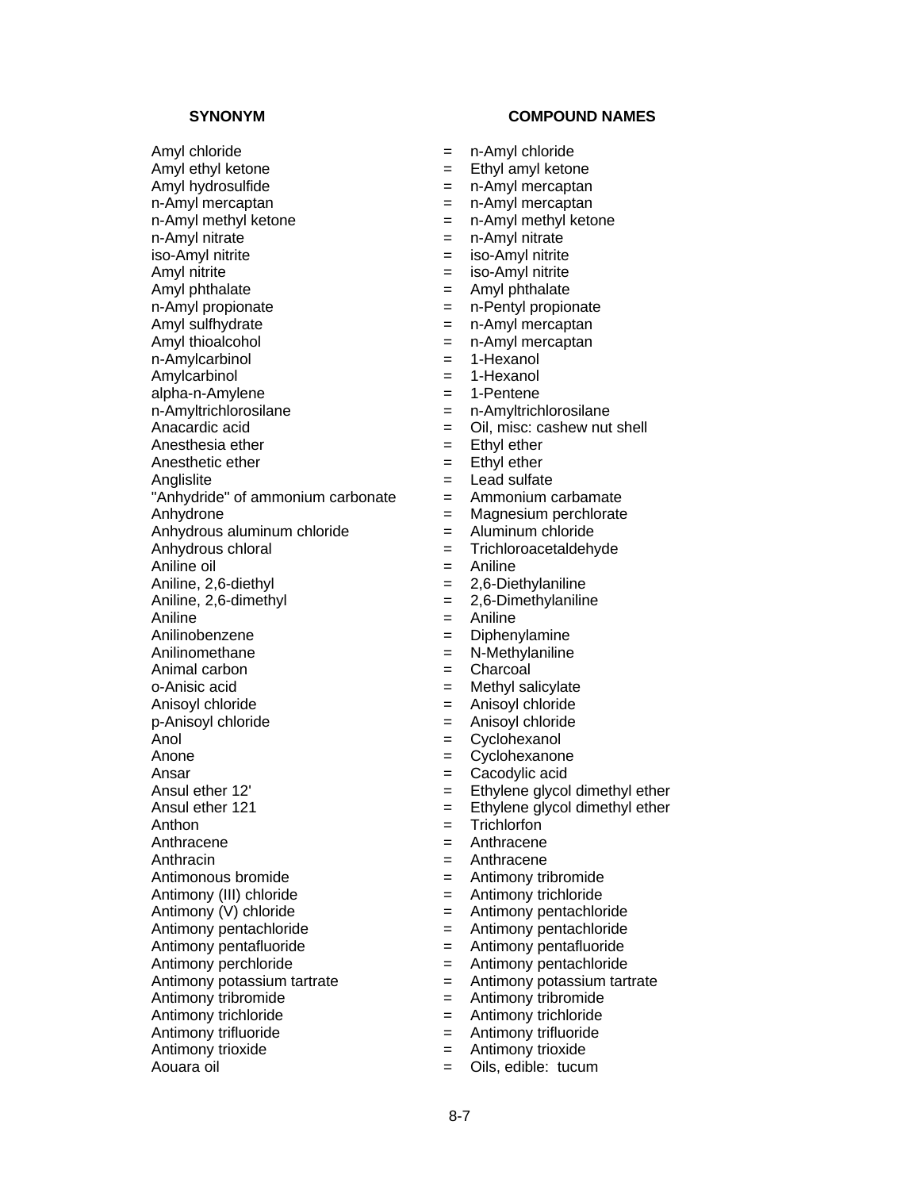| SYNONYM | | COMPOUND NAMES |
|---|---|---|
| Amyl chloride | = | n-Amyl chloride |
| Amyl ethyl ketone | = | Ethyl amyl ketone |
| Amyl hydrosulfide | = | n-Amyl mercaptan |
| n-Amyl mercaptan | = | n-Amyl mercaptan |
| n-Amyl methyl ketone | = | n-Amyl methyl ketone |
| n-Amyl nitrate | = | n-Amyl nitrate |
| iso-Amyl nitrite | = | iso-Amyl nitrite |
| Amyl nitrite | = | iso-Amyl nitrite |
| Amyl phthalate | = | Amyl phthalate |
| n-Amyl propionate | = | n-Pentyl propionate |
| Amyl sulfhydrate | = | n-Amyl mercaptan |
| Amyl thioalcohol | = | n-Amyl mercaptan |
| n-Amylcarbinol | = | 1-Hexanol |
| Amylcarbinol | = | 1-Hexanol |
| alpha-n-Amylene | = | 1-Pentene |
| n-Amyltrichlorosilane | = | n-Amyltrichlorosilane |
| Anacardic acid | = | Oil, misc: cashew nut shell |
| Anesthesia ether | = | Ethyl ether |
| Anesthetic ether | = | Ethyl ether |
| Anglislite | = | Lead sulfate |
| "Anhydride" of ammonium carbonate | = | Ammonium carbamate |
| Anhydrone | = | Magnesium perchlorate |
| Anhydrous aluminum chloride | = | Aluminum chloride |
| Anhydrous chloral | = | Trichloroacetaldehyde |
| Aniline oil | = | Aniline |
| Aniline, 2,6-diethyl | = | 2,6-Diethylaniline |
| Aniline, 2,6-dimethyl | = | 2,6-Dimethylaniline |
| Aniline | = | Aniline |
| Anilinobenzene | = | Diphenylamine |
| Anilinomethane | = | N-Methylaniline |
| Animal carbon | = | Charcoal |
| o-Anisic acid | = | Methyl salicylate |
| Anisoyl chloride | = | Anisoyl chloride |
| p-Anisoyl chloride | = | Anisoyl chloride |
| Anol | = | Cyclohexanol |
| Anone | = | Cyclohexanone |
| Ansar | = | Cacodylic acid |
| Ansul ether 12' | = | Ethylene glycol dimethyl ether |
| Ansul ether 121 | = | Ethylene glycol dimethyl ether |
| Anthon | = | Trichlorfon |
| Anthracene | = | Anthracene |
| Anthracin | = | Anthracene |
| Antimonous bromide | = | Antimony tribromide |
| Antimony (III) chloride | = | Antimony trichloride |
| Antimony (V) chloride | = | Antimony pentachloride |
| Antimony pentachloride | = | Antimony pentachloride |
| Antimony pentafluoride | = | Antimony pentafluoride |
| Antimony perchloride | = | Antimony pentachloride |
| Antimony potassium tartrate | = | Antimony potassium tartrate |
| Antimony tribromide | = | Antimony tribromide |
| Antimony trichloride | = | Antimony trichloride |
| Antimony trifluoride | = | Antimony trifluoride |
| Antimony trioxide | = | Antimony trioxide |
| Aouara oil | = | Oils, edible: tucum |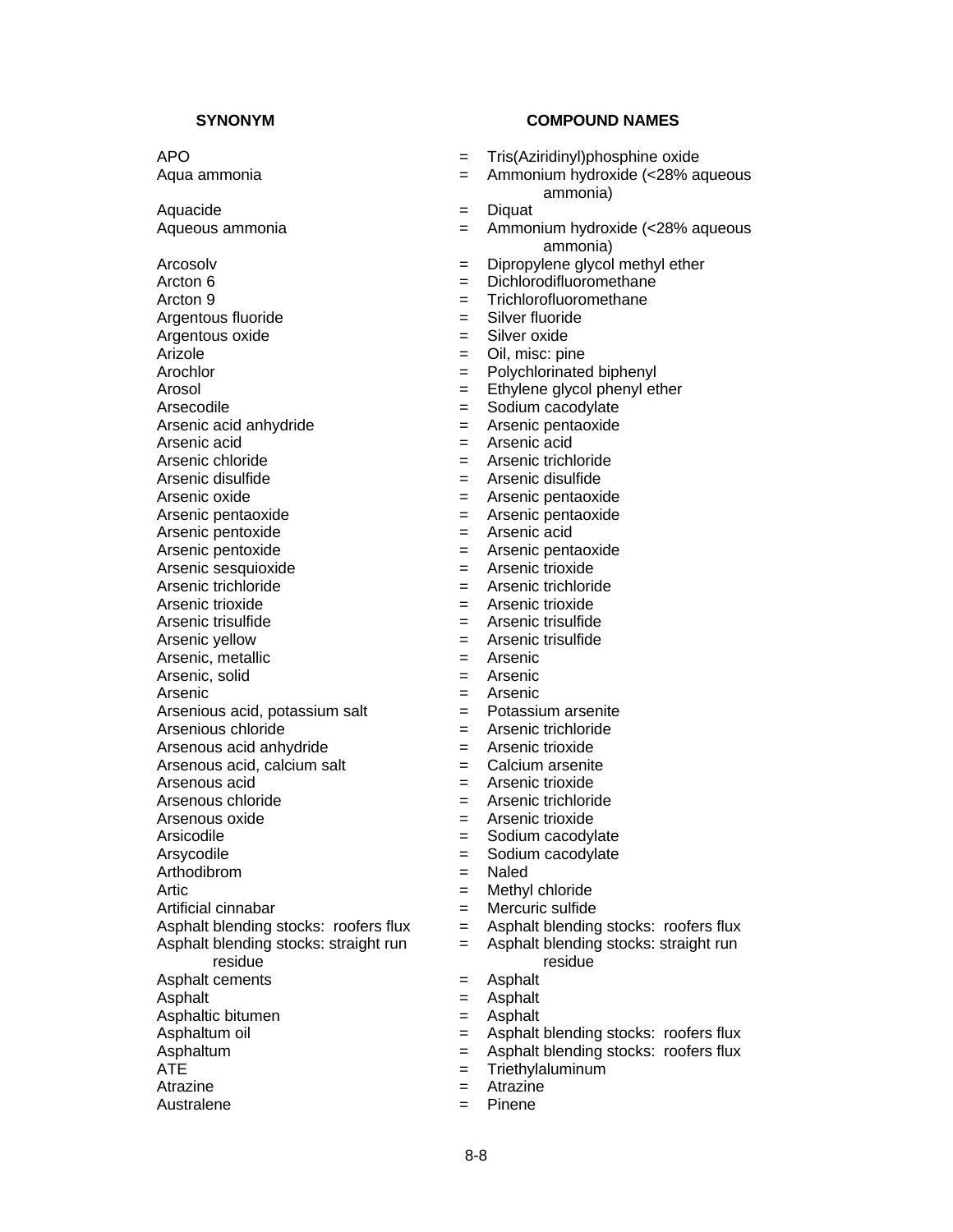| SYNONYM | | COMPOUND NAMES |
|---|---|---|
| APO | = | Tris(Aziridinyl)phosphine oxide |
| Aqua ammonia | = | Ammonium hydroxide (<28% aqueous ammonia) |
| Aquacide | = | Diquat |
| Aqueous ammonia | = | Ammonium hydroxide (<28% aqueous ammonia) |
| Arcosolv | = | Dipropylene glycol methyl ether |
| Arcton 6 | = | Dichlorodifluoromethane |
| Arcton 9 | = | Trichlorofluoromethane |
| Argentous fluoride | = | Silver fluoride |
| Argentous oxide | = | Silver oxide |
| Arizole | = | Oil, misc: pine |
| Arochlor | = | Polychlorinated biphenyl |
| Arosol | = | Ethylene glycol phenyl ether |
| Arsecodile | = | Sodium cacodylate |
| Arsenic acid anhydride | = | Arsenic pentaoxide |
| Arsenic acid | = | Arsenic acid |
| Arsenic chloride | = | Arsenic trichloride |
| Arsenic disulfide | = | Arsenic disulfide |
| Arsenic oxide | = | Arsenic pentaoxide |
| Arsenic pentaoxide | = | Arsenic pentaoxide |
| Arsenic pentoxide | = | Arsenic acid |
| Arsenic pentoxide | = | Arsenic pentaoxide |
| Arsenic sesquioxide | = | Arsenic trioxide |
| Arsenic trichloride | = | Arsenic trichloride |
| Arsenic trioxide | = | Arsenic trioxide |
| Arsenic trisulfide | = | Arsenic trisulfide |
| Arsenic yellow | = | Arsenic trisulfide |
| Arsenic, metallic | = | Arsenic |
| Arsenic, solid | = | Arsenic |
| Arsenic | = | Arsenic |
| Arsenious acid, potassium salt | = | Potassium arsenite |
| Arsenious chloride | = | Arsenic trichloride |
| Arsenous acid anhydride | = | Arsenic trioxide |
| Arsenous acid, calcium salt | = | Calcium arsenite |
| Arsenous acid | = | Arsenic trioxide |
| Arsenous chloride | = | Arsenic trichloride |
| Arsenous oxide | = | Arsenic trioxide |
| Arsicodile | = | Sodium cacodylate |
| Arsycodile | = | Sodium cacodylate |
| Arthodibrom | = | Naled |
| Artic | = | Methyl chloride |
| Artificial cinnabar | = | Mercuric sulfide |
| Asphalt blending stocks: roofers flux | = | Asphalt blending stocks: roofers flux |
| Asphalt blending stocks: straight run residue | = | Asphalt blending stocks: straight run residue |
| Asphalt cements | = | Asphalt |
| Asphalt | = | Asphalt |
| Asphaltic bitumen | = | Asphalt |
| Asphaltum oil | = | Asphalt blending stocks: roofers flux |
| Asphaltum | = | Asphalt blending stocks: roofers flux |
| ATE | = | Triethylaluminum |
| Atrazine | = | Atrazine |
| Australene | = | Pinene |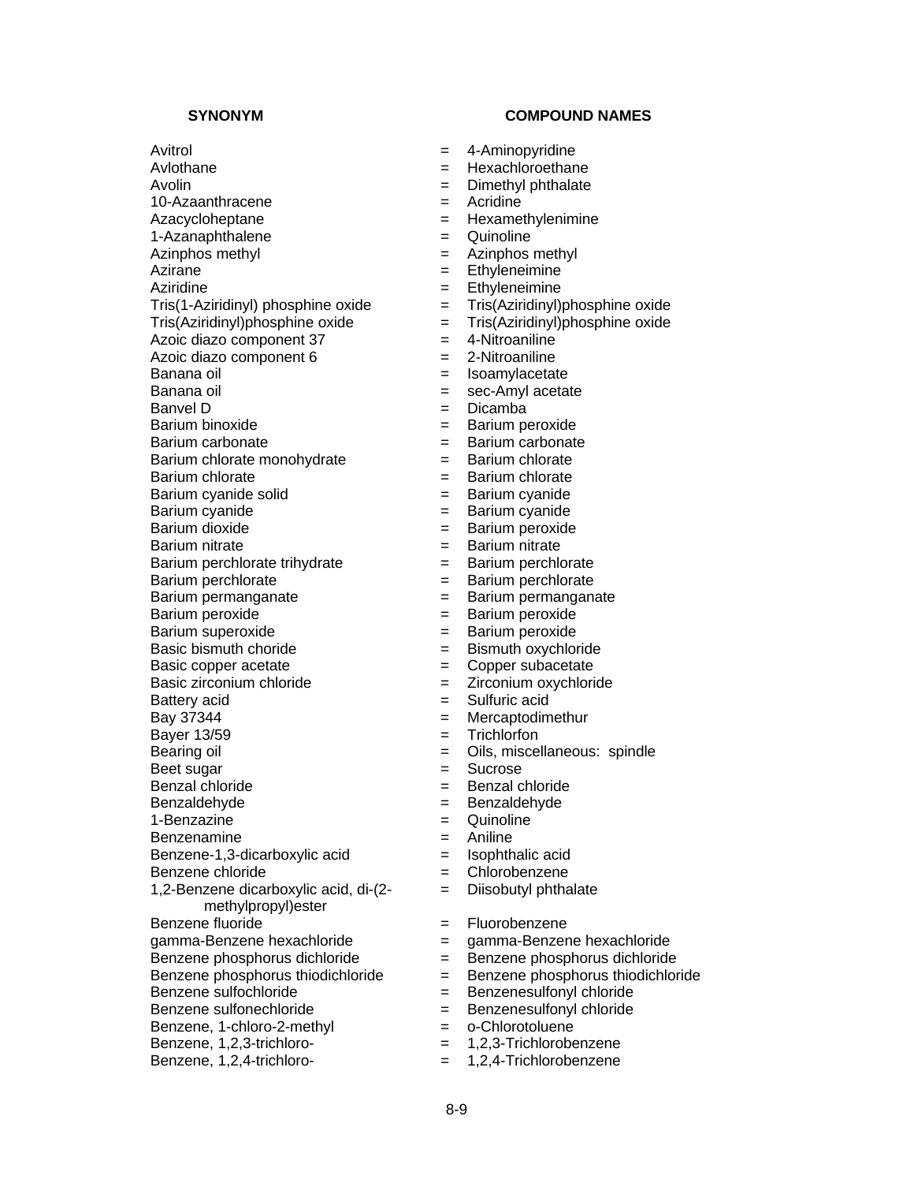| SYNONYM | | COMPOUND NAMES |
|---|---|---|
| Avitrol | = | 4-Aminopyridine |
| Avlothane | = | Hexachloroethane |
| Avolin | = | Dimethyl phthalate |
| 10-Azaanthracene | = | Acridine |
| Azacycloheptane | = | Hexamethylenimine |
| 1-Azanaphthalene | = | Quinoline |
| Azinphos methyl | = | Azinphos methyl |
| Azirane | = | Ethyleneimine |
| Aziridine | = | Ethyleneimine |
| Tris(1-Aziridinyl) phosphine oxide | = | Tris(Aziridinyl)phosphine oxide |
| Tris(Aziridinyl)phosphine oxide | = | Tris(Aziridinyl)phosphine oxide |
| Azoic diazo component 37 | = | 4-Nitroaniline |
| Azoic diazo component 6 | = | 2-Nitroaniline |
| Banana oil | = | Isoamylacetate |
| Banana oil | = | sec-Amyl acetate |
| Banvel D | = | Dicamba |
| Barium binoxide | = | Barium peroxide |
| Barium carbonate | = | Barium carbonate |
| Barium chlorate monohydrate | = | Barium chlorate |
| Barium chlorate | = | Barium chlorate |
| Barium cyanide solid | = | Barium cyanide |
| Barium cyanide | = | Barium cyanide |
| Barium dioxide | = | Barium peroxide |
| Barium nitrate | = | Barium nitrate |
| Barium perchlorate trihydrate | = | Barium perchlorate |
| Barium perchlorate | = | Barium perchlorate |
| Barium permanganate | = | Barium permanganate |
| Barium peroxide | = | Barium peroxide |
| Barium superoxide | = | Barium peroxide |
| Basic bismuth choride | = | Bismuth oxychloride |
| Basic copper acetate | = | Copper subacetate |
| Basic zirconium chloride | = | Zirconium oxychloride |
| Battery acid | = | Sulfuric acid |
| Bay 37344 | = | Mercaptodimethur |
| Bayer 13/59 | = | Trichlorfon |
| Bearing oil | = | Oils, miscellaneous: spindle |
| Beet sugar | = | Sucrose |
| Benzal chloride | = | Benzal chloride |
| Benzaldehyde | = | Benzaldehyde |
| 1-Benzazine | = | Quinoline |
| Benzenamine | = | Aniline |
| Benzene-1,3-dicarboxylic acid | = | Isophthalic acid |
| Benzene chloride | = | Chlorobenzene |
| 1,2-Benzene dicarboxylic acid, di-(2-methylpropyl)ester | = | Diisobutyl phthalate |
| Benzene fluoride | = | Fluorobenzene |
| gamma-Benzene hexachloride | = | gamma-Benzene hexachloride |
| Benzene phosphorus dichloride | = | Benzene phosphorus dichloride |
| Benzene phosphorus thiodichloride | = | Benzene phosphorus thiodichloride |
| Benzene sulfochloride | = | Benzenesulfonyl chloride |
| Benzene sulfonechloride | = | Benzenesulfonyl chloride |
| Benzene, 1-chloro-2-methyl | = | o-Chlorotoluene |
| Benzene, 1,2,3-trichloro- | = | 1,2,3-Trichlorobenzene |
| Benzene, 1,2,4-trichloro- | = | 1,2,4-Trichlorobenzene |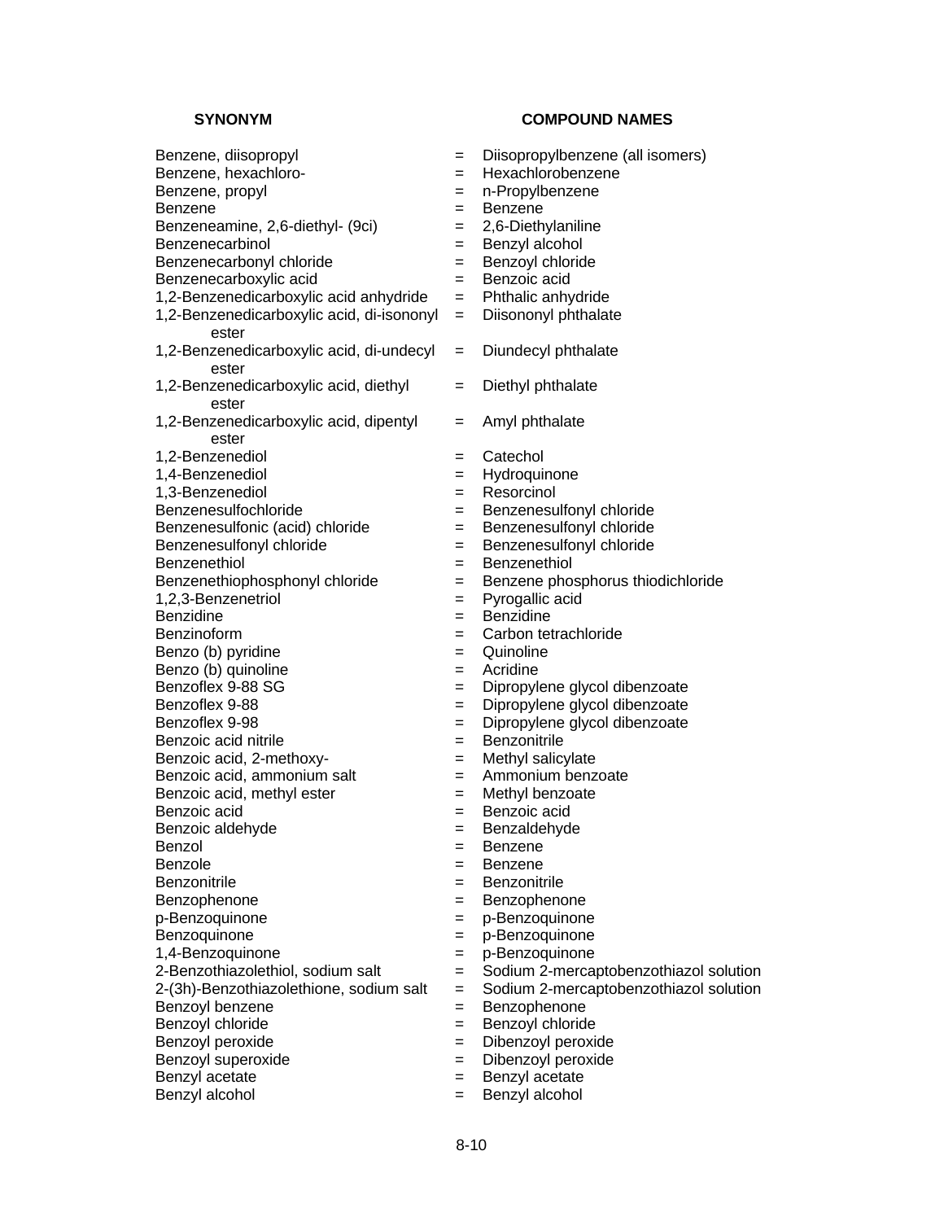| SYNONYM | | COMPOUND NAMES |
|---|---|---|
| Benzene, diisopropyl | = | Diisopropylbenzene (all isomers) |
| Benzene, hexachloro- | = | Hexachlorobenzene |
| Benzene, propyl | = | n-Propylbenzene |
| Benzene | = | Benzene |
| Benzeneamine, 2,6-diethyl- (9ci) | = | 2,6-Diethylaniline |
| Benzenecarbinol | = | Benzyl alcohol |
| Benzenecarbonyl chloride | = | Benzoyl chloride |
| Benzenecarboxylic acid | = | Benzoic acid |
| 1,2-Benzenedicarboxylic acid anhydride | = | Phthalic anhydride |
| 1,2-Benzenedicarboxylic acid, di-isononyl ester | = | Diisononyl phthalate |
| 1,2-Benzenedicarboxylic acid, di-undecyl ester | = | Diundecyl phthalate |
| 1,2-Benzenedicarboxylic acid, diethyl ester | = | Diethyl phthalate |
| 1,2-Benzenedicarboxylic acid, dipentyl ester | = | Amyl phthalate |
| 1,2-Benzenediol | = | Catechol |
| 1,4-Benzenediol | = | Hydroquinone |
| 1,3-Benzenediol | = | Resorcinol |
| Benzenesulfochloride | = | Benzenesulfonyl chloride |
| Benzenesulfonic (acid) chloride | = | Benzenesulfonyl chloride |
| Benzenesulfonyl chloride | = | Benzenesulfonyl chloride |
| Benzenethiol | = | Benzenethiol |
| Benzenethiophosphonyl chloride | = | Benzene phosphorus thiodichloride |
| 1,2,3-Benzenetriol | = | Pyrogallic acid |
| Benzidine | = | Benzidine |
| Benzinoform | = | Carbon tetrachloride |
| Benzo (b) pyridine | = | Quinoline |
| Benzo (b) quinoline | = | Acridine |
| Benzoflex 9-88 SG | = | Dipropylene glycol dibenzoate |
| Benzoflex 9-88 | = | Dipropylene glycol dibenzoate |
| Benzoflex 9-98 | = | Dipropylene glycol dibenzoate |
| Benzoic acid nitrile | = | Benzonitrile |
| Benzoic acid, 2-methoxy- | = | Methyl salicylate |
| Benzoic acid, ammonium salt | = | Ammonium benzoate |
| Benzoic acid, methyl ester | = | Methyl benzoate |
| Benzoic acid | = | Benzoic acid |
| Benzoic aldehyde | = | Benzaldehyde |
| Benzol | = | Benzene |
| Benzole | = | Benzene |
| Benzonitrile | = | Benzonitrile |
| Benzophenone | = | Benzophenone |
| p-Benzoquinone | = | p-Benzoquinone |
| Benzoquinone | = | p-Benzoquinone |
| 1,4-Benzoquinone | = | p-Benzoquinone |
| 2-Benzothiazolethiol, sodium salt | = | Sodium 2-mercaptobenzothiazol solution |
| 2-(3h)-Benzothiazolethione, sodium salt | = | Sodium 2-mercaptobenzothiazol solution |
| Benzoyl benzene | = | Benzophenone |
| Benzoyl chloride | = | Benzoyl chloride |
| Benzoyl peroxide | = | Dibenzoyl peroxide |
| Benzoyl superoxide | = | Dibenzoyl peroxide |
| Benzyl acetate | = | Benzyl acetate |
| Benzyl alcohol | = | Benzyl alcohol |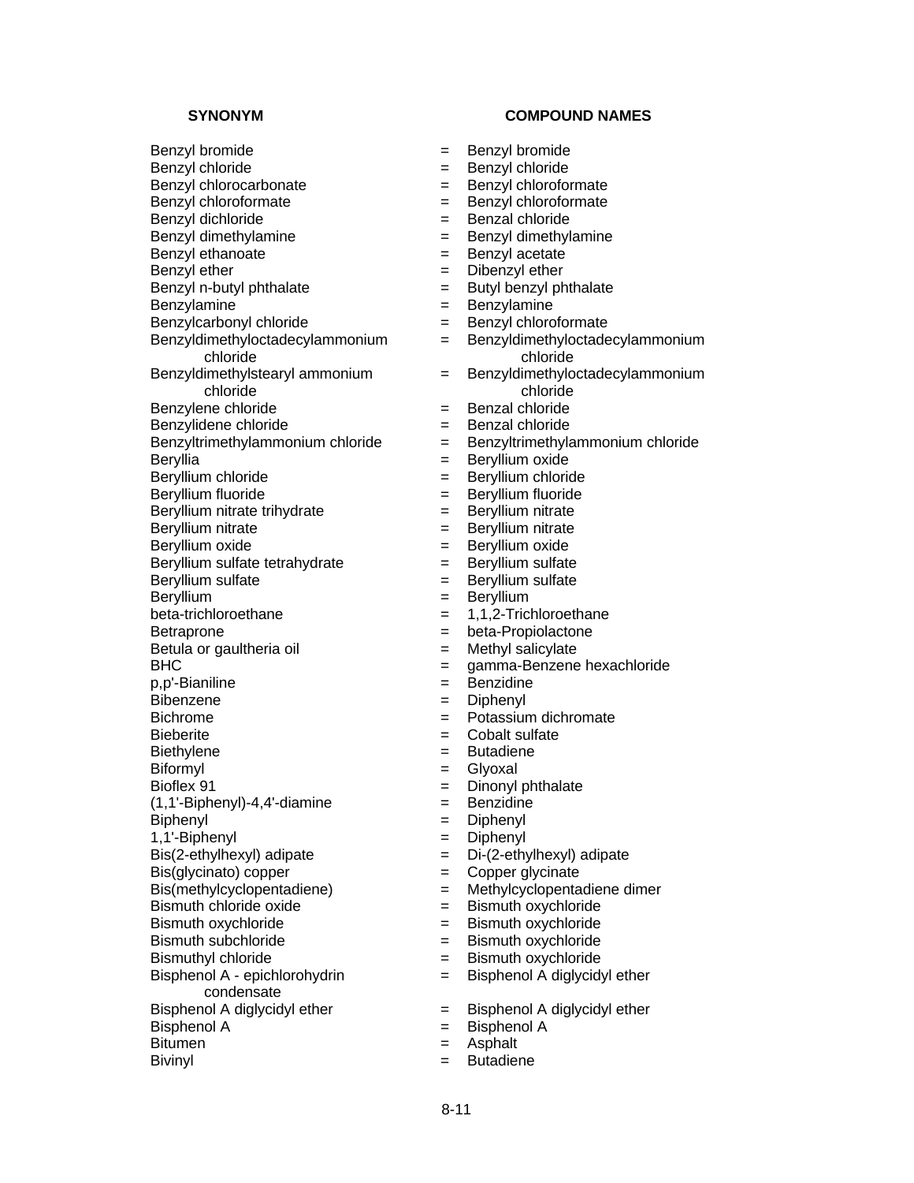| SYNONYM | | COMPOUND NAMES |
|---|---|---|
| Benzyl bromide | = | Benzyl bromide |
| Benzyl chloride | = | Benzyl chloride |
| Benzyl chlorocarbonate | = | Benzyl chloroformate |
| Benzyl chloroformate | = | Benzyl chloroformate |
| Benzyl dichloride | = | Benzal chloride |
| Benzyl dimethylamine | = | Benzyl dimethylamine |
| Benzyl ethanoate | = | Benzyl acetate |
| Benzyl ether | = | Dibenzyl ether |
| Benzyl n-butyl phthalate | = | Butyl benzyl phthalate |
| Benzylamine | = | Benzylamine |
| Benzylcarbonyl chloride | = | Benzyl chloroformate |
| Benzyldimethyloctadecylammonium chloride | = | Benzyldimethyloctadecylammonium chloride |
| Benzyldimethylstearyl ammonium chloride | = | Benzyldimethyloctadecylammonium chloride |
| Benzylene chloride | = | Benzal chloride |
| Benzylidene chloride | = | Benzal chloride |
| Benzyltrimethylammonium chloride | = | Benzyltrimethylammonium chloride |
| Beryllia | = | Beryllium oxide |
| Beryllium chloride | = | Beryllium chloride |
| Beryllium fluoride | = | Beryllium fluoride |
| Beryllium nitrate trihydrate | = | Beryllium nitrate |
| Beryllium nitrate | = | Beryllium nitrate |
| Beryllium oxide | = | Beryllium oxide |
| Beryllium sulfate tetrahydrate | = | Beryllium sulfate |
| Beryllium sulfate | = | Beryllium sulfate |
| Beryllium | = | Beryllium |
| beta-trichloroethane | = | 1,1,2-Trichloroethane |
| Betraprone | = | beta-Propiolactone |
| Betula or gaultheria oil | = | Methyl salicylate |
| BHC | = | gamma-Benzene hexachloride |
| p,p'-Bianiline | = | Benzidine |
| Bibenzene | = | Diphenyl |
| Bichrome | = | Potassium dichromate |
| Bieberite | = | Cobalt sulfate |
| Biethylene | = | Butadiene |
| Biformyl | = | Glyoxal |
| Bioflex 91 | = | Dinonyl phthalate |
| (1,1'-Biphenyl)-4,4'-diamine | = | Benzidine |
| Biphenyl | = | Diphenyl |
| 1,1'-Biphenyl | = | Diphenyl |
| Bis(2-ethylhexyl) adipate | = | Di-(2-ethylhexyl) adipate |
| Bis(glycinato) copper | = | Copper glycinate |
| Bis(methylcyclopentadiene) | = | Methylcyclopentadiene dimer |
| Bismuth chloride oxide | = | Bismuth oxychloride |
| Bismuth oxychloride | = | Bismuth oxychloride |
| Bismuth subchloride | = | Bismuth oxychloride |
| Bismuthyl chloride | = | Bismuth oxychloride |
| Bisphenol A - epichlorohydrin condensate | = | Bisphenol A diglycidyl ether |
| Bisphenol A diglycidyl ether | = | Bisphenol A diglycidyl ether |
| Bisphenol A | = | Bisphenol A |
| Bitumen | = | Asphalt |
| Bivinyl | = | Butadiene |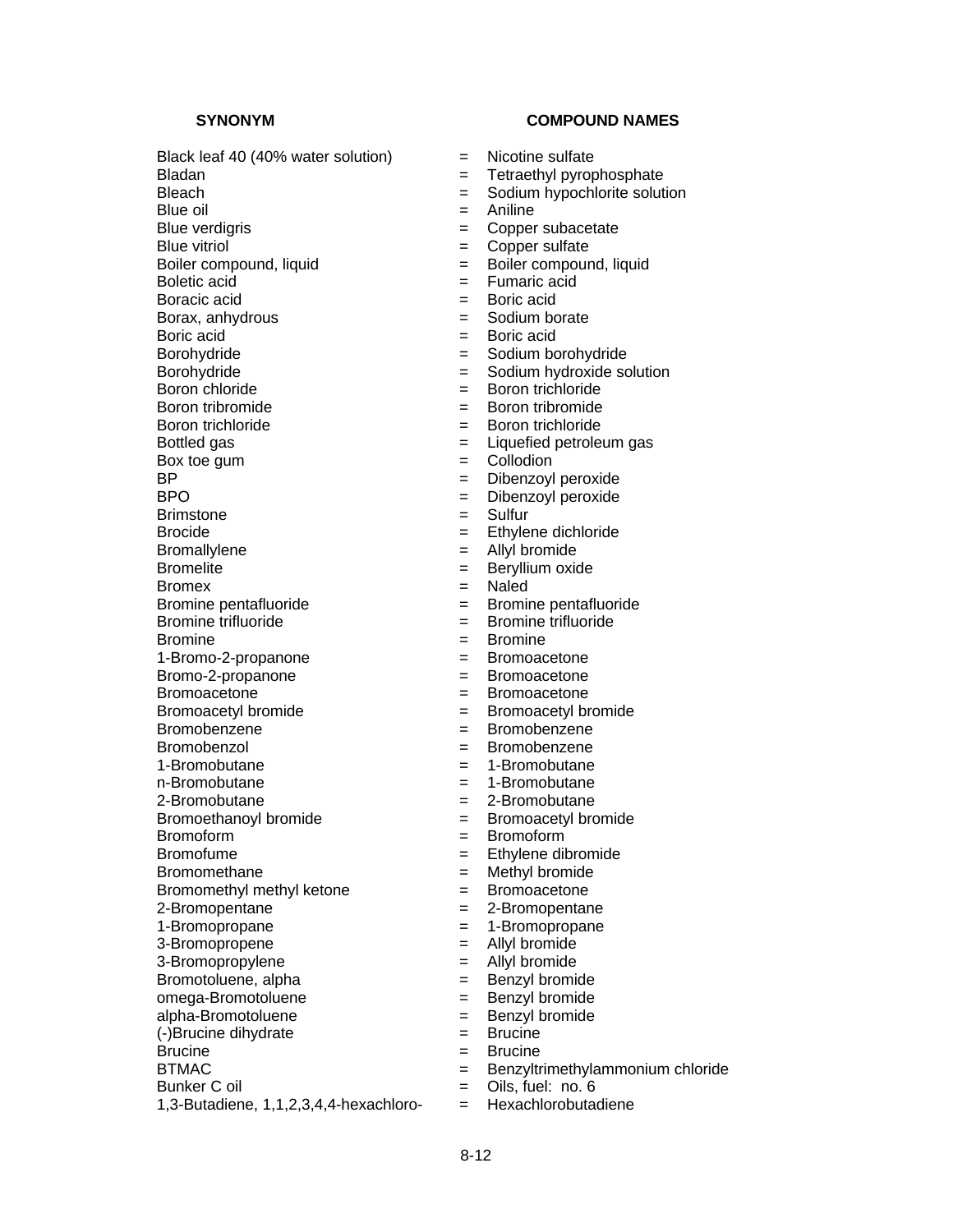| SYNONYM | | COMPOUND NAMES |
|---|---|---|
| Black leaf 40 (40% water solution) | = | Nicotine sulfate |
| Bladan | = | Tetraethyl pyrophosphate |
| Bleach | = | Sodium hypochlorite solution |
| Blue oil | = | Aniline |
| Blue verdigris | = | Copper subacetate |
| Blue vitriol | = | Copper sulfate |
| Boiler compound, liquid | = | Boiler compound, liquid |
| Boletic acid | = | Fumaric acid |
| Boracic acid | = | Boric acid |
| Borax, anhydrous | = | Sodium borate |
| Boric acid | = | Boric acid |
| Borohydride | = | Sodium borohydride |
| Borohydride | = | Sodium hydroxide solution |
| Boron chloride | = | Boron trichloride |
| Boron tribromide | = | Boron tribromide |
| Boron trichloride | = | Boron trichloride |
| Bottled gas | = | Liquefied petroleum gas |
| Box toe gum | = | Collodion |
| BP | = | Dibenzoyl peroxide |
| BPO | = | Dibenzoyl peroxide |
| Brimstone | = | Sulfur |
| Brocide | = | Ethylene dichloride |
| Bromallylene | = | Allyl bromide |
| Bromelite | = | Beryllium oxide |
| Bromex | = | Naled |
| Bromine pentafluoride | = | Bromine pentafluoride |
| Bromine trifluoride | = | Bromine trifluoride |
| Bromine | = | Bromine |
| 1-Bromo-2-propanone | = | Bromoacetone |
| Bromo-2-propanone | = | Bromoacetone |
| Bromoacetone | = | Bromoacetone |
| Bromoacetyl bromide | = | Bromoacetyl bromide |
| Bromobenzene | = | Bromobenzene |
| Bromobenzol | = | Bromobenzene |
| 1-Bromobutane | = | 1-Bromobutane |
| n-Bromobutane | = | 1-Bromobutane |
| 2-Bromobutane | = | 2-Bromobutane |
| Bromoethanoyl bromide | = | Bromoacetyl bromide |
| Bromoform | = | Bromoform |
| Bromofume | = | Ethylene dibromide |
| Bromomethane | = | Methyl bromide |
| Bromomethyl methyl ketone | = | Bromoacetone |
| 2-Bromopentane | = | 2-Bromopentane |
| 1-Bromopropane | = | 1-Bromopropane |
| 3-Bromopropene | = | Allyl bromide |
| 3-Bromopropylene | = | Allyl bromide |
| Bromotoluene, alpha | = | Benzyl bromide |
| omega-Bromotoluene | = | Benzyl bromide |
| alpha-Bromotoluene | = | Benzyl bromide |
| (-)Brucine dihydrate | = | Brucine |
| Brucine | = | Brucine |
| BTMAC | = | Benzyltrimethylammonium chloride |
| Bunker C oil | = | Oils, fuel: no. 6 |
| 1,3-Butadiene, 1,1,2,3,4,4-hexachloro- | = | Hexachlorobutadiene |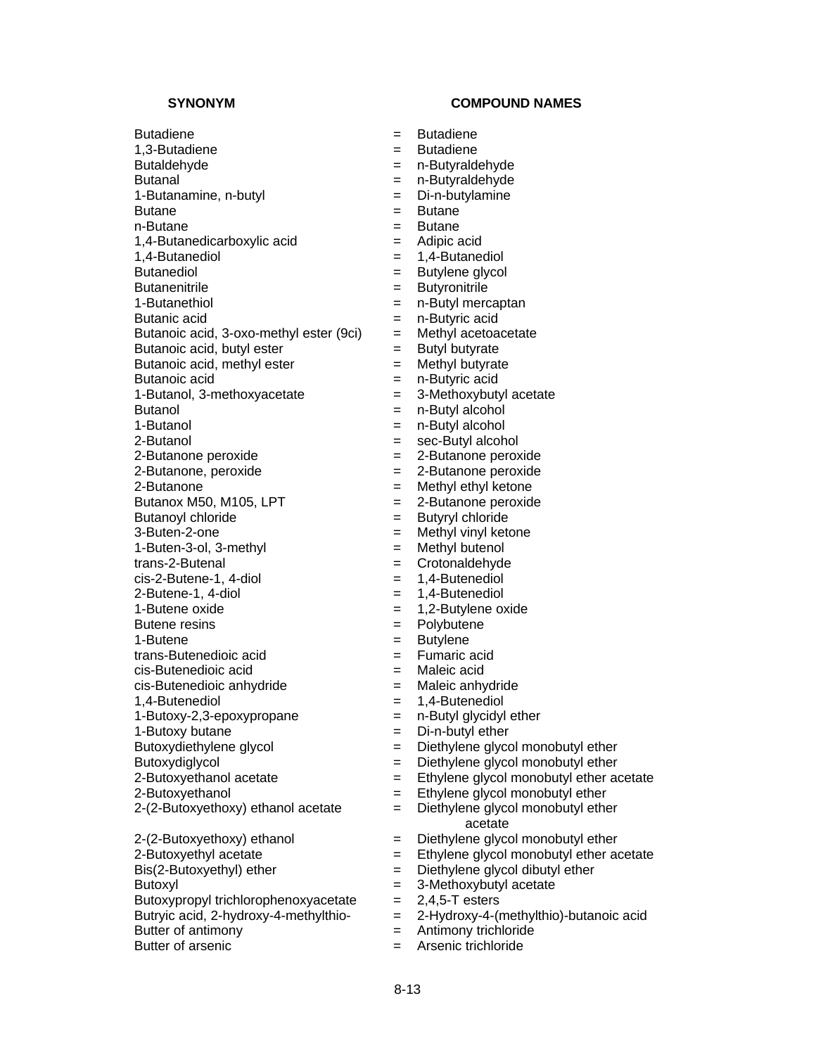| SYNONYM | | COMPOUND NAMES |
|---|---|---|
| Butadiene | = | Butadiene |
| 1,3-Butadiene | = | Butadiene |
| Butaldehyde | = | n-Butyraldehyde |
| Butanal | = | n-Butyraldehyde |
| 1-Butanamine, n-butyl | = | Di-n-butylamine |
| Butane | = | Butane |
| n-Butane | = | Butane |
| 1,4-Butanedicarboxylic acid | = | Adipic acid |
| 1,4-Butanediol | = | 1,4-Butanediol |
| Butanediol | = | Butylene glycol |
| Butanenitrile | = | Butyronitrile |
| 1-Butanethiol | = | n-Butyl mercaptan |
| Butanic acid | = | n-Butyric acid |
| Butanoic acid, 3-oxo-methyl ester (9ci) | = | Methyl acetoacetate |
| Butanoic acid, butyl ester | = | Butyl butyrate |
| Butanoic acid, methyl ester | = | Methyl butyrate |
| Butanoic acid | = | n-Butyric acid |
| 1-Butanol, 3-methoxyacetate | = | 3-Methoxybutyl acetate |
| Butanol | = | n-Butyl alcohol |
| 1-Butanol | = | n-Butyl alcohol |
| 2-Butanol | = | sec-Butyl alcohol |
| 2-Butanone peroxide | = | 2-Butanone peroxide |
| 2-Butanone, peroxide | = | 2-Butanone peroxide |
| 2-Butanone | = | Methyl ethyl ketone |
| Butanox M50, M105, LPT | = | 2-Butanone peroxide |
| Butanoyl chloride | = | Butyryl chloride |
| 3-Buten-2-one | = | Methyl vinyl ketone |
| 1-Buten-3-ol, 3-methyl | = | Methyl butenol |
| trans-2-Butenal | = | Crotonaldehyde |
| cis-2-Butene-1, 4-diol | = | 1,4-Butenediol |
| 2-Butene-1, 4-diol | = | 1,4-Butenediol |
| 1-Butene oxide | = | 1,2-Butylene oxide |
| Butene resins | = | Polybutene |
| 1-Butene | = | Butylene |
| trans-Butenedioic acid | = | Fumaric acid |
| cis-Butenedioic acid | = | Maleic acid |
| cis-Butenedioic anhydride | = | Maleic anhydride |
| 1,4-Butenediol | = | 1,4-Butenediol |
| 1-Butoxy-2,3-epoxypropane | = | n-Butyl glycidyl ether |
| 1-Butoxy butane | = | Di-n-butyl ether |
| Butoxydiethylene glycol | = | Diethylene glycol monobutyl ether |
| Butoxydiglycol | = | Diethylene glycol monobutyl ether |
| 2-Butoxyethanol acetate | = | Ethylene glycol monobutyl ether acetate |
| 2-Butoxyethanol | = | Ethylene glycol monobutyl ether |
| 2-(2-Butoxyethoxy) ethanol acetate | = | Diethylene glycol monobutyl ether acetate |
| 2-(2-Butoxyethoxy) ethanol | = | Diethylene glycol monobutyl ether |
| 2-Butoxyethyl acetate | = | Ethylene glycol monobutyl ether acetate |
| Bis(2-Butoxyethyl) ether | = | Diethylene glycol dibutyl ether |
| Butoxyl | = | 3-Methoxybutyl acetate |
| Butoxypropyl trichlorophenoxyacetate | = | 2,4,5-T esters |
| Butryic acid, 2-hydroxy-4-methylthio- | = | 2-Hydroxy-4-(methylthio)-butanoic acid |
| Butter of antimony | = | Antimony trichloride |
| Butter of arsenic | = | Arsenic trichloride |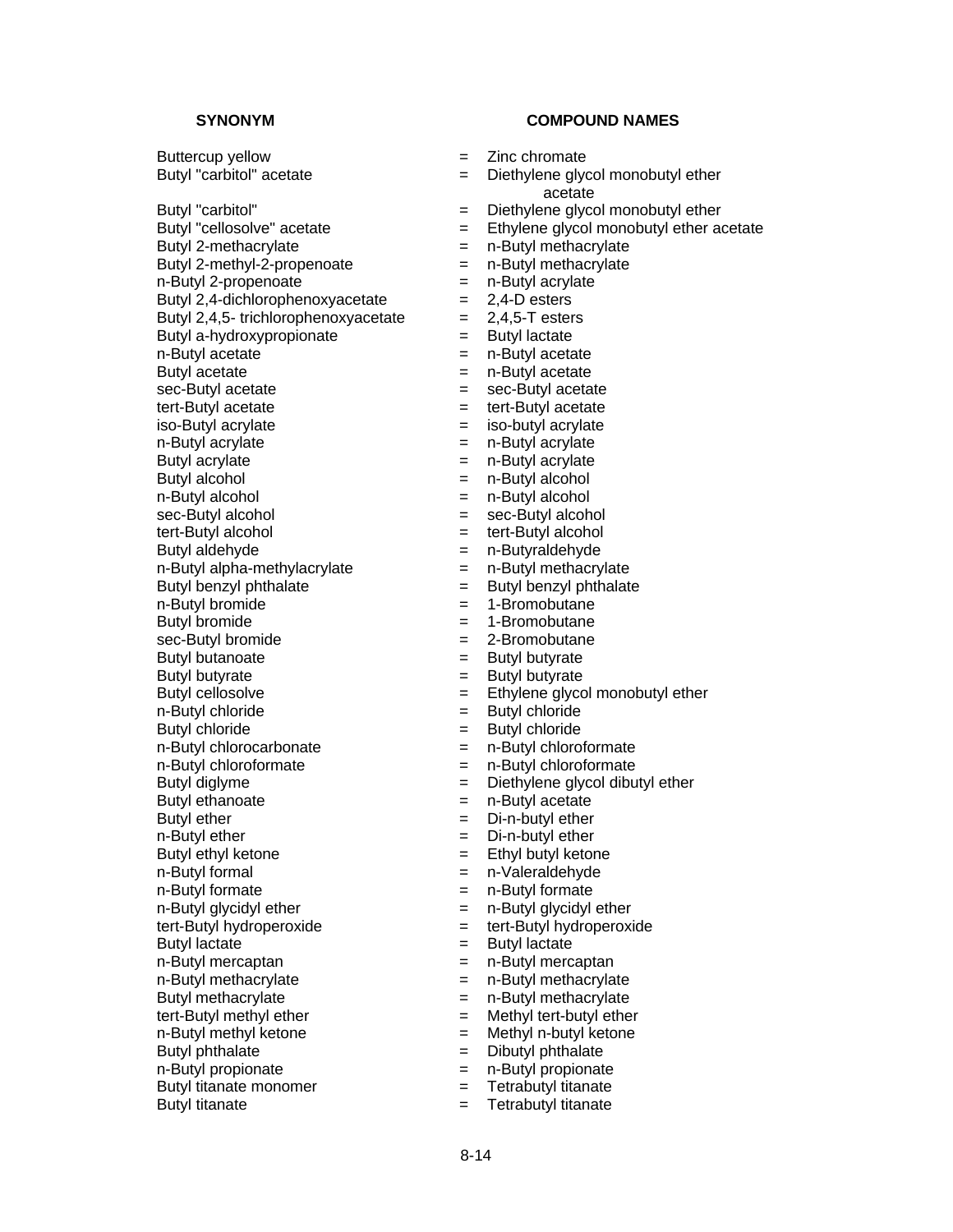| SYNONYM | | COMPOUND NAMES |
|---|---|---|
| Buttercup yellow | = | Zinc chromate |
| Butyl "carbitol" acetate | = | Diethylene glycol monobutyl ether acetate |
| Butyl "carbitol" | = | Diethylene glycol monobutyl ether |
| Butyl "cellosolve" acetate | = | Ethylene glycol monobutyl ether acetate |
| Butyl 2-methacrylate | = | n-Butyl methacrylate |
| Butyl 2-methyl-2-propenoate | = | n-Butyl methacrylate |
| n-Butyl 2-propenoate | = | n-Butyl acrylate |
| Butyl 2,4-dichlorophenoxyacetate | = | 2,4-D esters |
| Butyl 2,4,5- trichlorophenoxyacetate | = | 2,4,5-T esters |
| Butyl a-hydroxypropionate | = | Butyl lactate |
| n-Butyl acetate | = | n-Butyl acetate |
| Butyl acetate | = | n-Butyl acetate |
| sec-Butyl acetate | = | sec-Butyl acetate |
| tert-Butyl acetate | = | tert-Butyl acetate |
| iso-Butyl acrylate | = | iso-butyl acrylate |
| n-Butyl acrylate | = | n-Butyl acrylate |
| Butyl acrylate | = | n-Butyl acrylate |
| Butyl alcohol | = | n-Butyl alcohol |
| n-Butyl alcohol | = | n-Butyl alcohol |
| sec-Butyl alcohol | = | sec-Butyl alcohol |
| tert-Butyl alcohol | = | tert-Butyl alcohol |
| Butyl aldehyde | = | n-Butyraldehyde |
| n-Butyl alpha-methylacrylate | = | n-Butyl methacrylate |
| Butyl benzyl phthalate | = | Butyl benzyl phthalate |
| n-Butyl bromide | = | 1-Bromobutane |
| Butyl bromide | = | 1-Bromobutane |
| sec-Butyl bromide | = | 2-Bromobutane |
| Butyl butanoate | = | Butyl butyrate |
| Butyl butyrate | = | Butyl butyrate |
| Butyl cellosolve | = | Ethylene glycol monobutyl ether |
| n-Butyl chloride | = | Butyl chloride |
| Butyl chloride | = | Butyl chloride |
| n-Butyl chlorocarbonate | = | n-Butyl chloroformate |
| n-Butyl chloroformate | = | n-Butyl chloroformate |
| Butyl diglyme | = | Diethylene glycol dibutyl ether |
| Butyl ethanoate | = | n-Butyl acetate |
| Butyl ether | = | Di-n-butyl ether |
| n-Butyl ether | = | Di-n-butyl ether |
| Butyl ethyl ketone | = | Ethyl butyl ketone |
| n-Butyl formal | = | n-Valeraldehyde |
| n-Butyl formate | = | n-Butyl formate |
| n-Butyl glycidyl ether | = | n-Butyl glycidyl ether |
| tert-Butyl hydroperoxide | = | tert-Butyl hydroperoxide |
| Butyl lactate | = | Butyl lactate |
| n-Butyl mercaptan | = | n-Butyl mercaptan |
| n-Butyl methacrylate | = | n-Butyl methacrylate |
| Butyl methacrylate | = | n-Butyl methacrylate |
| tert-Butyl methyl ether | = | Methyl tert-butyl ether |
| n-Butyl methyl ketone | = | Methyl n-butyl ketone |
| Butyl phthalate | = | Dibutyl phthalate |
| n-Butyl propionate | = | n-Butyl propionate |
| Butyl titanate monomer | = | Tetrabutyl titanate |
| Butyl titanate | = | Tetrabutyl titanate |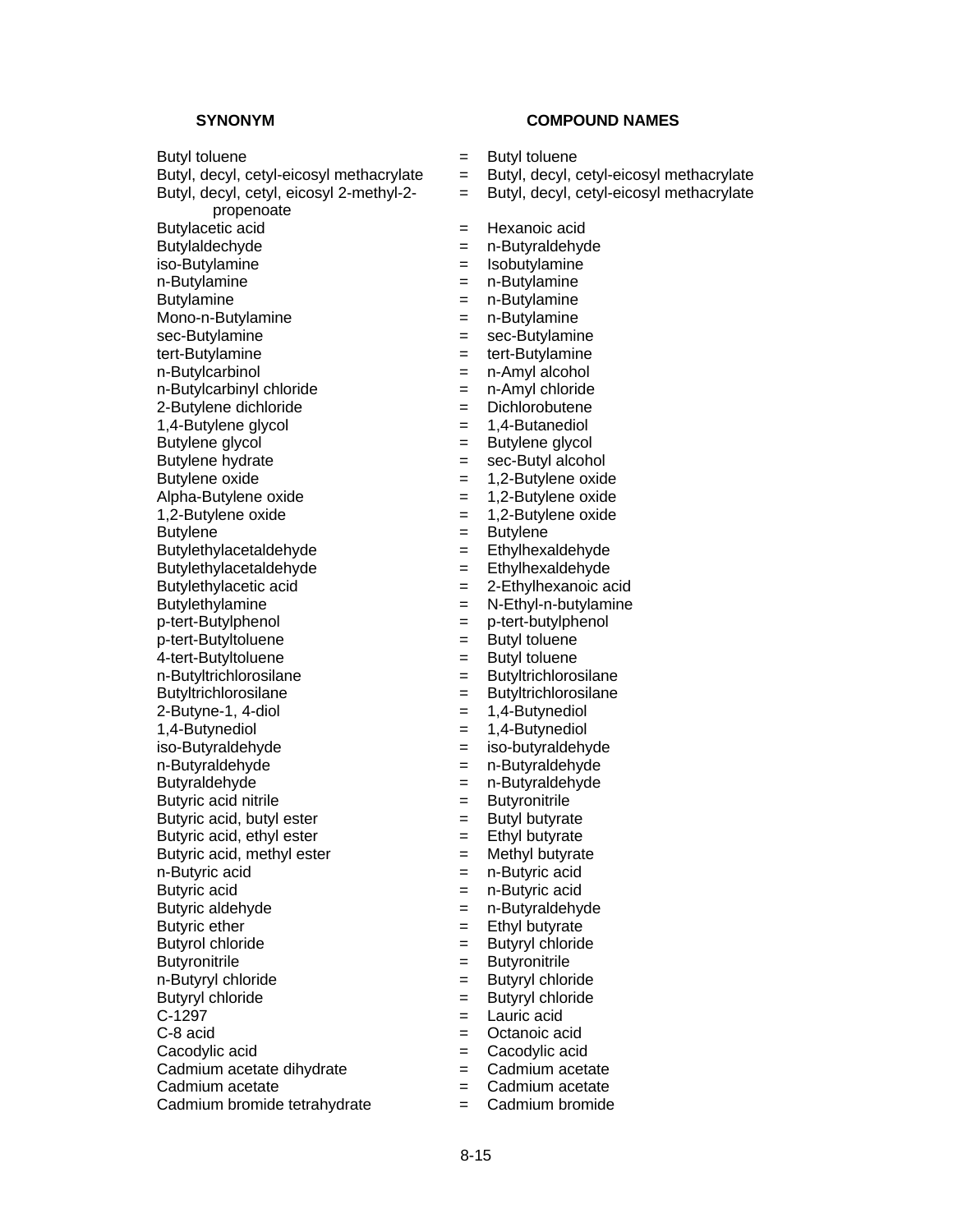| SYNONYM | | COMPOUND NAMES |
|---|---|---|
| Butyl toluene | = | Butyl toluene |
| Butyl, decyl, cetyl-eicosyl methacrylate | = | Butyl, decyl, cetyl-eicosyl methacrylate |
| Butyl, decyl, cetyl, eicosyl 2-methyl-2-propenoate | = | Butyl, decyl, cetyl-eicosyl methacrylate |
| Butylacetic acid | = | Hexanoic acid |
| Butylaldechyde | = | n-Butyraldehyde |
| iso-Butylamine | = | Isobutylamine |
| n-Butylamine | = | n-Butylamine |
| Butylamine | = | n-Butylamine |
| Mono-n-Butylamine | = | n-Butylamine |
| sec-Butylamine | = | sec-Butylamine |
| tert-Butylamine | = | tert-Butylamine |
| n-Butylcarbinol | = | n-Amyl alcohol |
| n-Butylcarbinyl chloride | = | n-Amyl chloride |
| 2-Butylene dichloride | = | Dichlorobutene |
| 1,4-Butylene glycol | = | 1,4-Butanediol |
| Butylene glycol | = | Butylene glycol |
| Butylene hydrate | = | sec-Butyl alcohol |
| Butylene oxide | = | 1,2-Butylene oxide |
| Alpha-Butylene oxide | = | 1,2-Butylene oxide |
| 1,2-Butylene oxide | = | 1,2-Butylene oxide |
| Butylene | = | Butylene |
| Butylethylacetaldehyde | = | Ethylhexaldehyde |
| Butylethylacetaldehyde | = | Ethylhexaldehyde |
| Butylethylacetic acid | = | 2-Ethylhexanoic acid |
| Butylethylamine | = | N-Ethyl-n-butylamine |
| p-tert-Butylphenol | = | p-tert-butylphenol |
| p-tert-Butyltoluene | = | Butyl toluene |
| 4-tert-Butyltoluene | = | Butyl toluene |
| n-Butyltrichlorosilane | = | Butyltrichlorosilane |
| Butyltrichlorosilane | = | Butyltrichlorosilane |
| 2-Butyne-1, 4-diol | = | 1,4-Butynediol |
| 1,4-Butynediol | = | 1,4-Butynediol |
| iso-Butyraldehyde | = | iso-butyraldehyde |
| n-Butyraldehyde | = | n-Butyraldehyde |
| Butyraldehyde | = | n-Butyraldehyde |
| Butyric acid nitrile | = | Butyronitrile |
| Butyric acid, butyl ester | = | Butyl butyrate |
| Butyric acid, ethyl ester | = | Ethyl butyrate |
| Butyric acid, methyl ester | = | Methyl butyrate |
| n-Butyric acid | = | n-Butyric acid |
| Butyric acid | = | n-Butyric acid |
| Butyric aldehyde | = | n-Butyraldehyde |
| Butyric ether | = | Ethyl butyrate |
| Butyrol chloride | = | Butyryl chloride |
| Butyronitrile | = | Butyronitrile |
| n-Butyryl chloride | = | Butyryl chloride |
| Butyryl chloride | = | Butyryl chloride |
| C-1297 | = | Lauric acid |
| C-8 acid | = | Octanoic acid |
| Cacodylic acid | = | Cacodylic acid |
| Cadmium acetate dihydrate | = | Cadmium acetate |
| Cadmium acetate | = | Cadmium acetate |
| Cadmium bromide tetrahydrate | = | Cadmium bromide |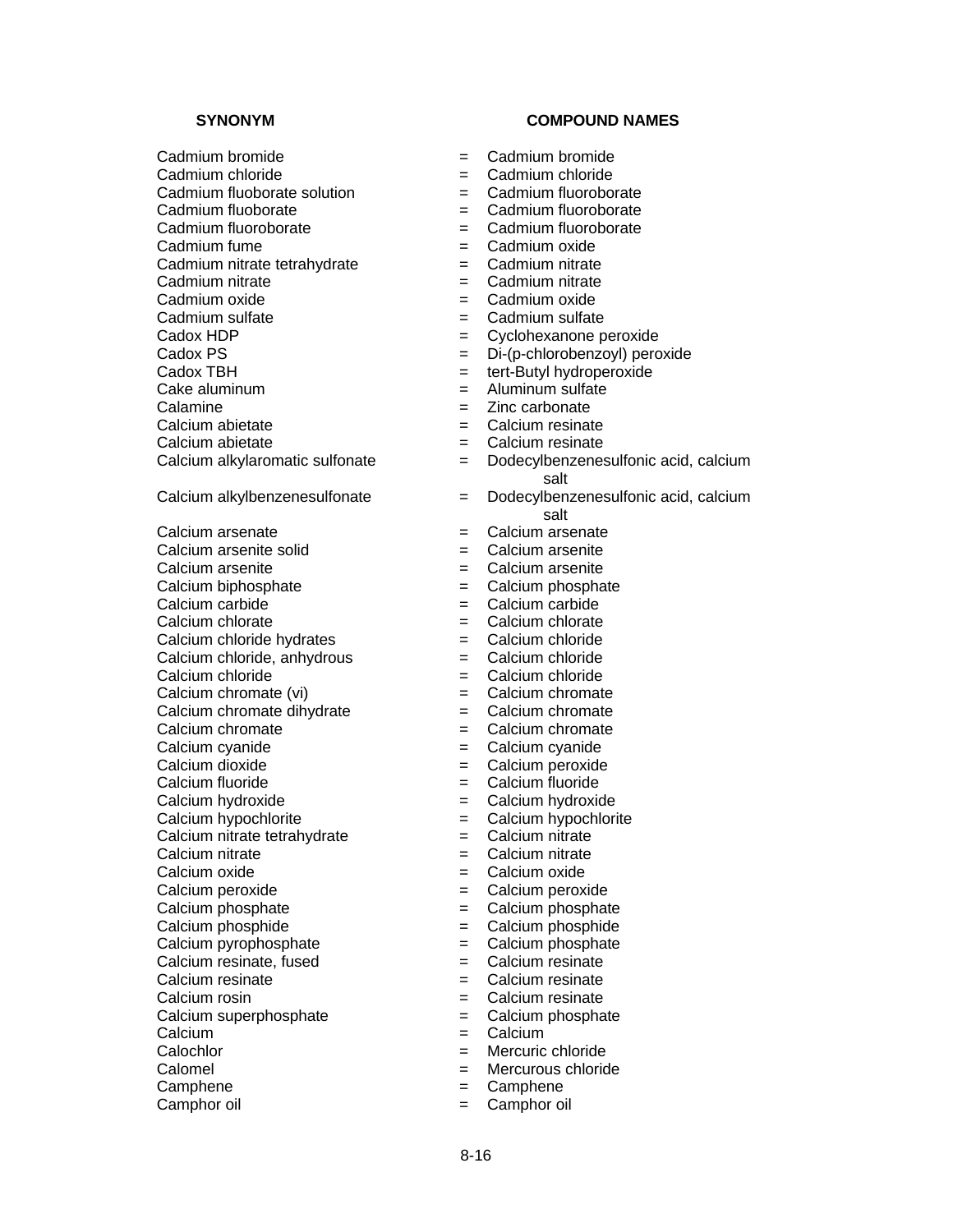| SYNONYM | | COMPOUND NAMES |
|---|---|---|
| Cadmium bromide | = | Cadmium bromide |
| Cadmium chloride | = | Cadmium chloride |
| Cadmium fluoborate solution | = | Cadmium fluoroborate |
| Cadmium fluoborate | = | Cadmium fluoroborate |
| Cadmium fluoroborate | = | Cadmium fluoroborate |
| Cadmium fume | = | Cadmium oxide |
| Cadmium nitrate tetrahydrate | = | Cadmium nitrate |
| Cadmium nitrate | = | Cadmium nitrate |
| Cadmium oxide | = | Cadmium oxide |
| Cadmium sulfate | = | Cadmium sulfate |
| Cadox HDP | = | Cyclohexanone peroxide |
| Cadox PS | = | Di-(p-chlorobenzoyl) peroxide |
| Cadox TBH | = | tert-Butyl hydroperoxide |
| Cake aluminum | = | Aluminum sulfate |
| Calamine | = | Zinc carbonate |
| Calcium abietate | = | Calcium resinate |
| Calcium abietate | = | Calcium resinate |
| Calcium alkylaromatic sulfonate | = | Dodecylbenzenesulfonic acid, calcium salt |
| Calcium alkylbenzenesulfonate | = | Dodecylbenzenesulfonic acid, calcium salt |
| Calcium arsenate | = | Calcium arsenate |
| Calcium arsenite solid | = | Calcium arsenite |
| Calcium arsenite | = | Calcium arsenite |
| Calcium biphosphate | = | Calcium phosphate |
| Calcium carbide | = | Calcium carbide |
| Calcium chlorate | = | Calcium chlorate |
| Calcium chloride hydrates | = | Calcium chloride |
| Calcium chloride, anhydrous | = | Calcium chloride |
| Calcium chloride | = | Calcium chloride |
| Calcium chromate (vi) | = | Calcium chromate |
| Calcium chromate dihydrate | = | Calcium chromate |
| Calcium chromate | = | Calcium chromate |
| Calcium cyanide | = | Calcium cyanide |
| Calcium dioxide | = | Calcium peroxide |
| Calcium fluoride | = | Calcium fluoride |
| Calcium hydroxide | = | Calcium hydroxide |
| Calcium hypochlorite | = | Calcium hypochlorite |
| Calcium nitrate tetrahydrate | = | Calcium nitrate |
| Calcium nitrate | = | Calcium nitrate |
| Calcium oxide | = | Calcium oxide |
| Calcium peroxide | = | Calcium peroxide |
| Calcium phosphate | = | Calcium phosphate |
| Calcium phosphide | = | Calcium phosphide |
| Calcium pyrophosphate | = | Calcium phosphate |
| Calcium resinate, fused | = | Calcium resinate |
| Calcium resinate | = | Calcium resinate |
| Calcium rosin | = | Calcium resinate |
| Calcium superphosphate | = | Calcium phosphate |
| Calcium | = | Calcium |
| Calochlor | = | Mercuric chloride |
| Calomel | = | Mercurous chloride |
| Camphene | = | Camphene |
| Camphor oil | = | Camphor oil |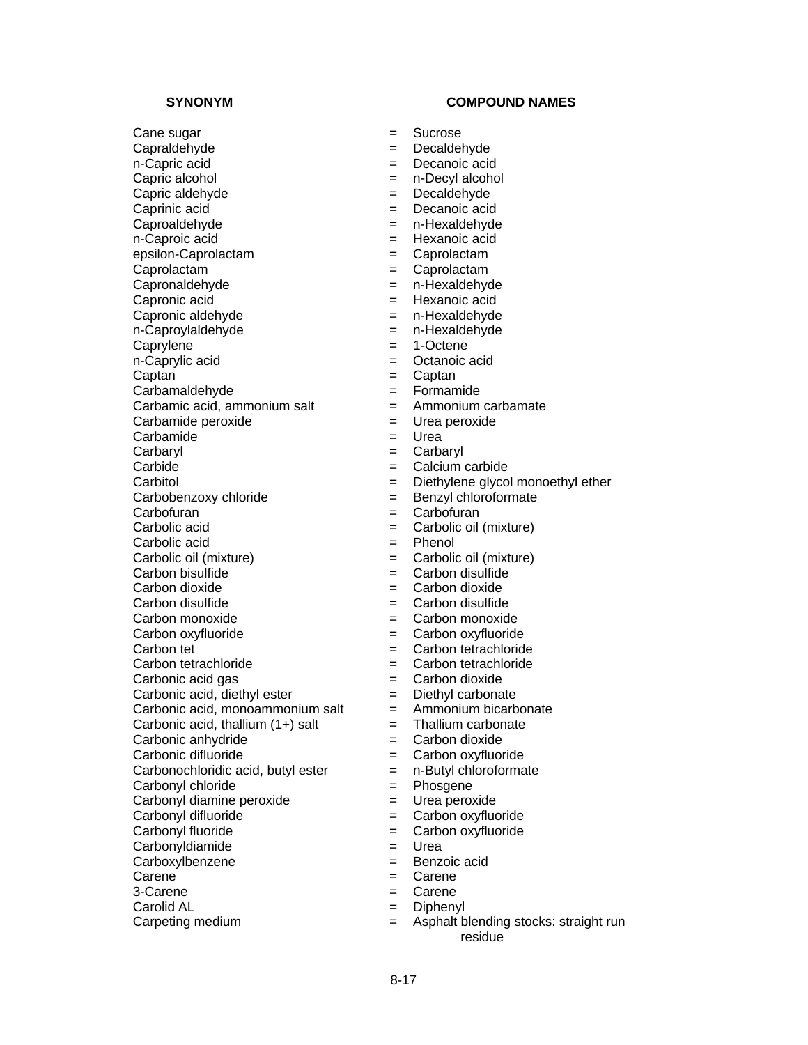| SYNONYM | | COMPOUND NAMES |
|---|---|---|
| Cane sugar | = | Sucrose |
| Capraldehyde | = | Decaldehyde |
| n-Capric acid | = | Decanoic acid |
| Capric alcohol | = | n-Decyl alcohol |
| Capric aldehyde | = | Decaldehyde |
| Caprinic acid | = | Decanoic acid |
| Caproaldehyde | = | n-Hexaldehyde |
| n-Caproic acid | = | Hexanoic acid |
| epsilon-Caprolactam | = | Caprolactam |
| Caprolactam | = | Caprolactam |
| Capronaldehyde | = | n-Hexaldehyde |
| Capronic acid | = | Hexanoic acid |
| Capronic aldehyde | = | n-Hexaldehyde |
| n-Caproylaldehyde | = | n-Hexaldehyde |
| Caprylene | = | 1-Octene |
| n-Caprylic acid | = | Octanoic acid |
| Captan | = | Captan |
| Carbamaldehyde | = | Formamide |
| Carbamic acid, ammonium salt | = | Ammonium carbamate |
| Carbamide peroxide | = | Urea peroxide |
| Carbamide | = | Urea |
| Carbaryl | = | Carbaryl |
| Carbide | = | Calcium carbide |
| Carbitol | = | Diethylene glycol monoethyl ether |
| Carbobenzoxy chloride | = | Benzyl chloroformate |
| Carbofuran | = | Carbofuran |
| Carbolic acid | = | Carbolic oil (mixture) |
| Carbolic acid | = | Phenol |
| Carbolic oil (mixture) | = | Carbolic oil (mixture) |
| Carbon bisulfide | = | Carbon disulfide |
| Carbon dioxide | = | Carbon dioxide |
| Carbon disulfide | = | Carbon disulfide |
| Carbon monoxide | = | Carbon monoxide |
| Carbon oxyfluoride | = | Carbon oxyfluoride |
| Carbon tet | = | Carbon tetrachloride |
| Carbon tetrachloride | = | Carbon tetrachloride |
| Carbonic acid gas | = | Carbon dioxide |
| Carbonic acid, diethyl ester | = | Diethyl carbonate |
| Carbonic acid, monoammonium salt | = | Ammonium bicarbonate |
| Carbonic acid, thallium (1+) salt | = | Thallium carbonate |
| Carbonic anhydride | = | Carbon dioxide |
| Carbonic difluoride | = | Carbon oxyfluoride |
| Carbonochloridic acid, butyl ester | = | n-Butyl chloroformate |
| Carbonyl chloride | = | Phosgene |
| Carbonyl diamine peroxide | = | Urea peroxide |
| Carbonyl difluoride | = | Carbon oxyfluoride |
| Carbonyl fluoride | = | Carbon oxyfluoride |
| Carbonyldiamide | = | Urea |
| Carboxylbenzene | = | Benzoic acid |
| Carene | = | Carene |
| 3-Carene | = | Carene |
| Carolid AL | = | Diphenyl |
| Carpeting medium | = | Asphalt blending stocks: straight run residue |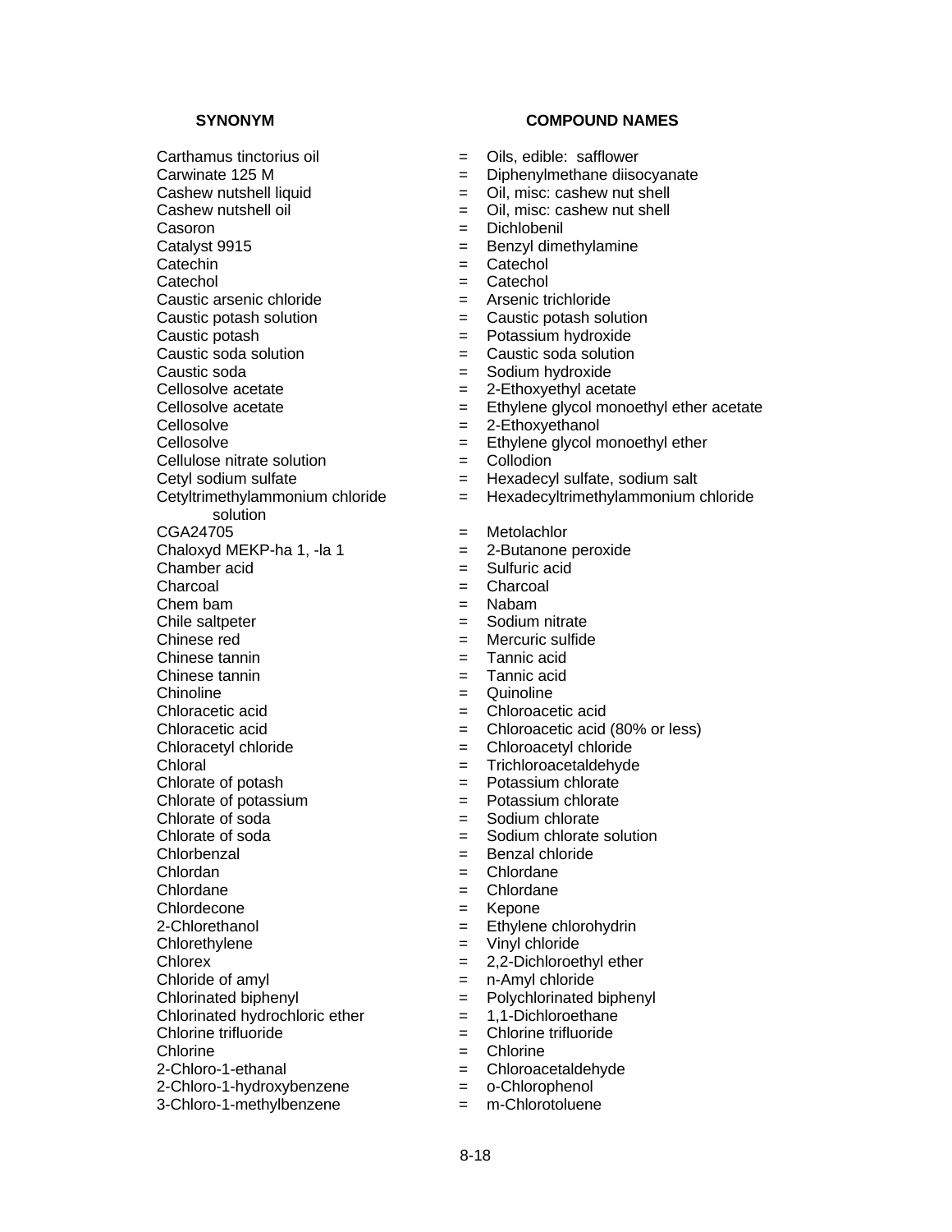| SYNONYM | | COMPOUND NAMES |
|---|---|---|
| Carthamus tinctorius oil | = | Oils, edible: safflower |
| Carwinate 125 M | = | Diphenylmethane diisocyanate |
| Cashew nutshell liquid | = | Oil, misc: cashew nut shell |
| Cashew nutshell oil | = | Oil, misc: cashew nut shell |
| Casoron | = | Dichlobenil |
| Catalyst 9915 | = | Benzyl dimethylamine |
| Catechin | = | Catechol |
| Catechol | = | Catechol |
| Caustic arsenic chloride | = | Arsenic trichloride |
| Caustic potash solution | = | Caustic potash solution |
| Caustic potash | = | Potassium hydroxide |
| Caustic soda solution | = | Caustic soda solution |
| Caustic soda | = | Sodium hydroxide |
| Cellosolve acetate | = | 2-Ethoxyethyl acetate |
| Cellosolve acetate | = | Ethylene glycol monoethyl ether acetate |
| Cellosolve | = | 2-Ethoxyethanol |
| Cellosolve | = | Ethylene glycol monoethyl ether |
| Cellulose nitrate solution | = | Collodion |
| Cetyl sodium sulfate | = | Hexadecyl sulfate, sodium salt |
| Cetyltrimethylammonium chloride solution | = | Hexadecyltrimethylammonium chloride |
| CGA24705 | = | Metolachlor |
| Chaloxyd MEKP-ha 1, -la 1 | = | 2-Butanone peroxide |
| Chamber acid | = | Sulfuric acid |
| Charcoal | = | Charcoal |
| Chem bam | = | Nabam |
| Chile saltpeter | = | Sodium nitrate |
| Chinese red | = | Mercuric sulfide |
| Chinese tannin | = | Tannic acid |
| Chinese tannin | = | Tannic acid |
| Chinoline | = | Quinoline |
| Chloracetic acid | = | Chloroacetic acid |
| Chloracetic acid | = | Chloroacetic acid (80% or less) |
| Chloracetyl chloride | = | Chloroacetyl chloride |
| Chloral | = | Trichloroacetaldehyde |
| Chlorate of potash | = | Potassium chlorate |
| Chlorate of potassium | = | Potassium chlorate |
| Chlorate of soda | = | Sodium chlorate |
| Chlorate of soda | = | Sodium chlorate solution |
| Chlorbenzal | = | Benzal chloride |
| Chlordan | = | Chlordane |
| Chlordane | = | Chlordane |
| Chlordecone | = | Kepone |
| 2-Chlorethanol | = | Ethylene chlorohydrin |
| Chlorethylene | = | Vinyl chloride |
| Chlorex | = | 2,2-Dichloroethyl ether |
| Chloride of amyl | = | n-Amyl chloride |
| Chlorinated biphenyl | = | Polychlorinated biphenyl |
| Chlorinated hydrochloric ether | = | 1,1-Dichloroethane |
| Chlorine trifluoride | = | Chlorine trifluoride |
| Chlorine | = | Chlorine |
| 2-Chloro-1-ethanal | = | Chloroacetaldehyde |
| 2-Chloro-1-hydroxybenzene | = | o-Chlorophenol |
| 3-Chloro-1-methylbenzene | = | m-Chlorotoluene |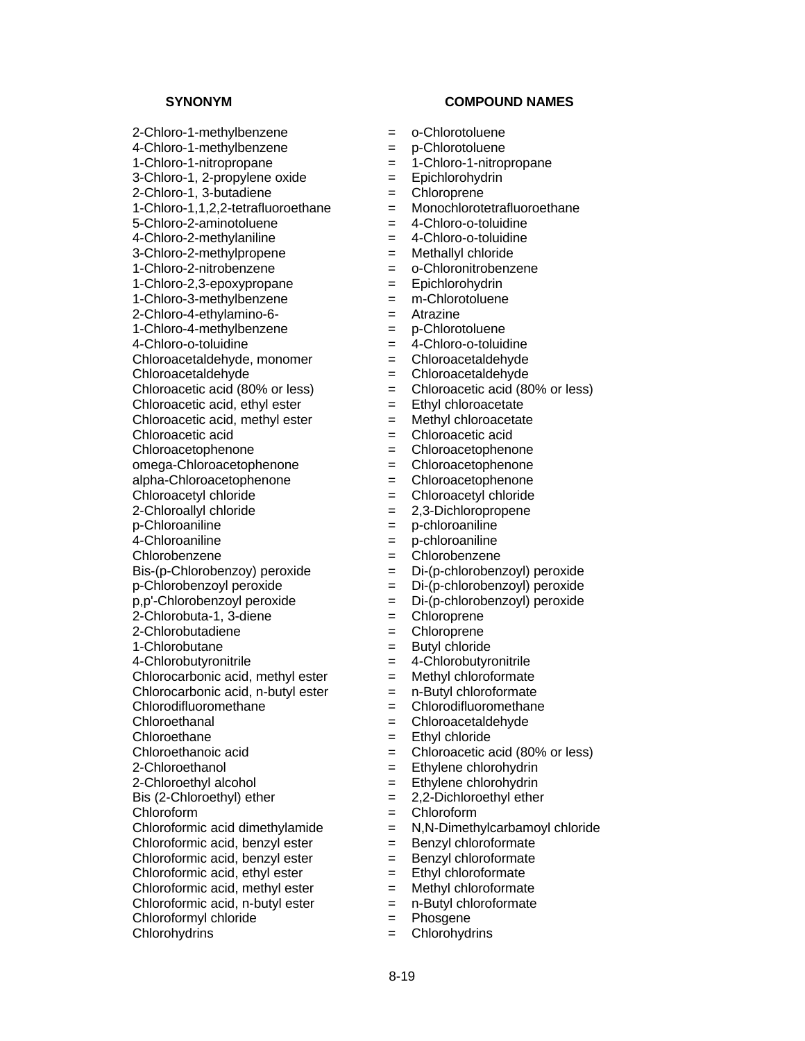| SYNONYM | | COMPOUND NAMES |
|---|---|---|
| 2-Chloro-1-methylbenzene | = | o-Chlorotoluene |
| 4-Chloro-1-methylbenzene | = | p-Chlorotoluene |
| 1-Chloro-1-nitropropane | = | 1-Chloro-1-nitropropane |
| 3-Chloro-1, 2-propylene oxide | = | Epichlorohydrin |
| 2-Chloro-1, 3-butadiene | = | Chloroprene |
| 1-Chloro-1,1,2,2-tetrafluoroethane | = | Monochlorotetrafluoroethane |
| 5-Chloro-2-aminotoluene | = | 4-Chloro-o-toluidine |
| 4-Chloro-2-methylaniline | = | 4-Chloro-o-toluidine |
| 3-Chloro-2-methylpropene | = | Methallyl chloride |
| 1-Chloro-2-nitrobenzene | = | o-Chloronitrobenzene |
| 1-Chloro-2,3-epoxypropane | = | Epichlorohydrin |
| 1-Chloro-3-methylbenzene | = | m-Chlorotoluene |
| 2-Chloro-4-ethylamino-6- | = | Atrazine |
| 1-Chloro-4-methylbenzene | = | p-Chlorotoluene |
| 4-Chloro-o-toluidine | = | 4-Chloro-o-toluidine |
| Chloroacetaldehyde, monomer | = | Chloroacetaldehyde |
| Chloroacetaldehyde | = | Chloroacetaldehyde |
| Chloroacetic acid (80% or less) | = | Chloroacetic acid (80% or less) |
| Chloroacetic acid, ethyl ester | = | Ethyl chloroacetate |
| Chloroacetic acid, methyl ester | = | Methyl chloroacetate |
| Chloroacetic acid | = | Chloroacetic acid |
| Chloroacetophenone | = | Chloroacetophenone |
| omega-Chloroacetophenone | = | Chloroacetophenone |
| alpha-Chloroacetophenone | = | Chloroacetophenone |
| Chloroacetyl chloride | = | Chloroacetyl chloride |
| 2-Chloroallyl chloride | = | 2,3-Dichloropropene |
| p-Chloroaniline | = | p-chloroaniline |
| 4-Chloroaniline | = | p-chloroaniline |
| Chlorobenzene | = | Chlorobenzene |
| Bis-(p-Chlorobenzoy) peroxide | = | Di-(p-chlorobenzoyl) peroxide |
| p-Chlorobenzoyl peroxide | = | Di-(p-chlorobenzoyl) peroxide |
| p,p'-Chlorobenzoyl peroxide | = | Di-(p-chlorobenzoyl) peroxide |
| 2-Chlorobuta-1, 3-diene | = | Chloroprene |
| 2-Chlorobutadiene | = | Chloroprene |
| 1-Chlorobutane | = | Butyl chloride |
| 4-Chlorobutyronitrile | = | 4-Chlorobutyronitrile |
| Chlorocarbonic acid, methyl ester | = | Methyl chloroformate |
| Chlorocarbonic acid, n-butyl ester | = | n-Butyl chloroformate |
| Chlorodifluoromethane | = | Chlorodifluoromethane |
| Chloroethanal | = | Chloroacetaldehyde |
| Chloroethane | = | Ethyl chloride |
| Chloroethanoic acid | = | Chloroacetic acid (80% or less) |
| 2-Chloroethanol | = | Ethylene chlorohydrin |
| 2-Chloroethyl alcohol | = | Ethylene chlorohydrin |
| Bis (2-Chloroethyl) ether | = | 2,2-Dichloroethyl ether |
| Chloroform | = | Chloroform |
| Chloroformic acid dimethylamide | = | N,N-Dimethylcarbamoyl chloride |
| Chloroformic acid, benzyl ester | = | Benzyl chloroformate |
| Chloroformic acid, benzyl ester | = | Benzyl chloroformate |
| Chloroformic acid, ethyl ester | = | Ethyl chloroformate |
| Chloroformic acid, methyl ester | = | Methyl chloroformate |
| Chloroformic acid, n-butyl ester | = | n-Butyl chloroformate |
| Chloroformyl chloride | = | Phosgene |
| Chlorohydrins | = | Chlorohydrins |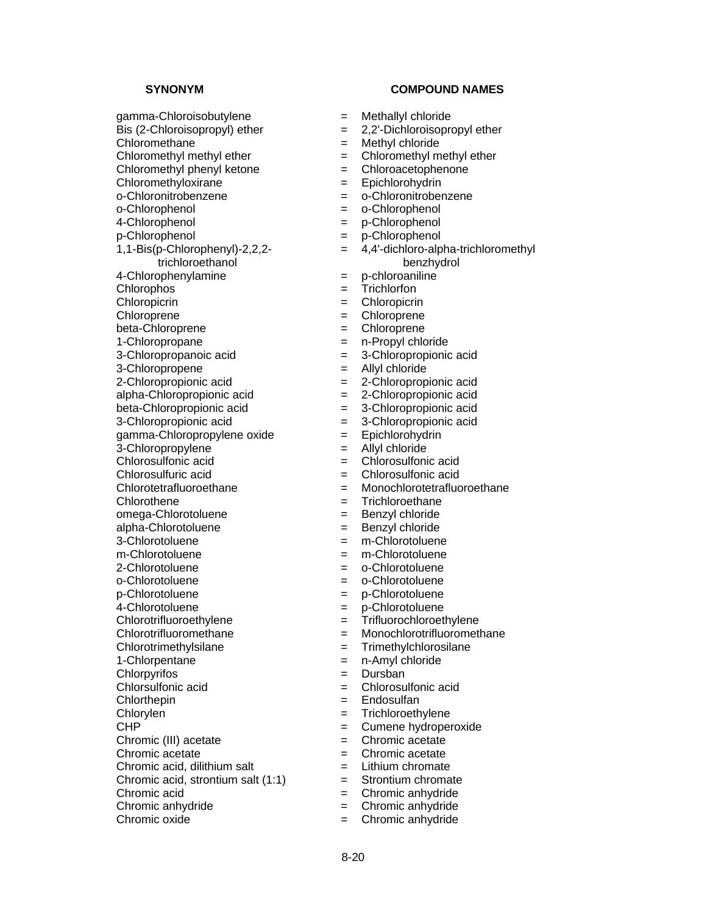| SYNONYM | | COMPOUND NAMES |
|---|---|---|
| gamma-Chloroisobutylene | = | Methallyl chloride |
| Bis (2-Chloroisopropyl) ether | = | 2,2'-Dichloroisopropyl ether |
| Chloromethane | = | Methyl chloride |
| Chloromethyl methyl ether | = | Chloromethyl methyl ether |
| Chloromethyl phenyl ketone | = | Chloroacetophenone |
| Chloromethyloxirane | = | Epichlorohydrin |
| o-Chloronitrobenzene | = | o-Chloronitrobenzene |
| o-Chlorophenol | = | o-Chlorophenol |
| 4-Chlorophenol | = | p-Chlorophenol |
| p-Chlorophenol | = | p-Chlorophenol |
| 1,1-Bis(p-Chlorophenyl)-2,2,2-trichloroethanol | = | 4,4'-dichloro-alpha-trichloromethyl benzhydrol |
| 4-Chlorophenylamine | = | p-chloroaniline |
| Chlorophos | = | Trichlorfon |
| Chloropicrin | = | Chloropicrin |
| Chloroprene | = | Chloroprene |
| beta-Chloroprene | = | Chloroprene |
| 1-Chloropropane | = | n-Propyl chloride |
| 3-Chloropropanoic acid | = | 3-Chloropropionic acid |
| 3-Chloropropene | = | Allyl chloride |
| 2-Chloropropionic acid | = | 2-Chloropropionic acid |
| alpha-Chloropropionic acid | = | 2-Chloropropionic acid |
| beta-Chloropropionic acid | = | 3-Chloropropionic acid |
| 3-Chloropropionic acid | = | 3-Chloropropionic acid |
| gamma-Chloropropylene oxide | = | Epichlorohydrin |
| 3-Chloropropylene | = | Allyl chloride |
| Chlorosulfonic acid | = | Chlorosulfonic acid |
| Chlorosulfuric acid | = | Chlorosulfonic acid |
| Chlorotetrafluoroethane | = | Monochlorotetrafluoroethane |
| Chlorothene | = | Trichloroethane |
| omega-Chlorotoluene | = | Benzyl chloride |
| alpha-Chlorotoluene | = | Benzyl chloride |
| 3-Chlorotoluene | = | m-Chlorotoluene |
| m-Chlorotoluene | = | m-Chlorotoluene |
| 2-Chlorotoluene | = | o-Chlorotoluene |
| o-Chlorotoluene | = | o-Chlorotoluene |
| p-Chlorotoluene | = | p-Chlorotoluene |
| 4-Chlorotoluene | = | p-Chlorotoluene |
| Chlorotrifluoroethylene | = | Trifluorochloroethylene |
| Chlorotrifluoromethane | = | Monochlorotrifluoromethane |
| Chlorotrimethylsilane | = | Trimethylchlorosilane |
| 1-Chlorpentane | = | n-Amyl chloride |
| Chlorpyrifos | = | Dursban |
| Chlorsulfonic acid | = | Chlorosulfonic acid |
| Chlorthepin | = | Endosulfan |
| Chlorylen | = | Trichloroethylene |
| CHP | = | Cumene hydroperoxide |
| Chromic (III) acetate | = | Chromic acetate |
| Chromic acetate | = | Chromic acetate |
| Chromic acid, dilithium salt | = | Lithium chromate |
| Chromic acid, strontium salt (1:1) | = | Strontium chromate |
| Chromic acid | = | Chromic anhydride |
| Chromic anhydride | = | Chromic anhydride |
| Chromic oxide | = | Chromic anhydride |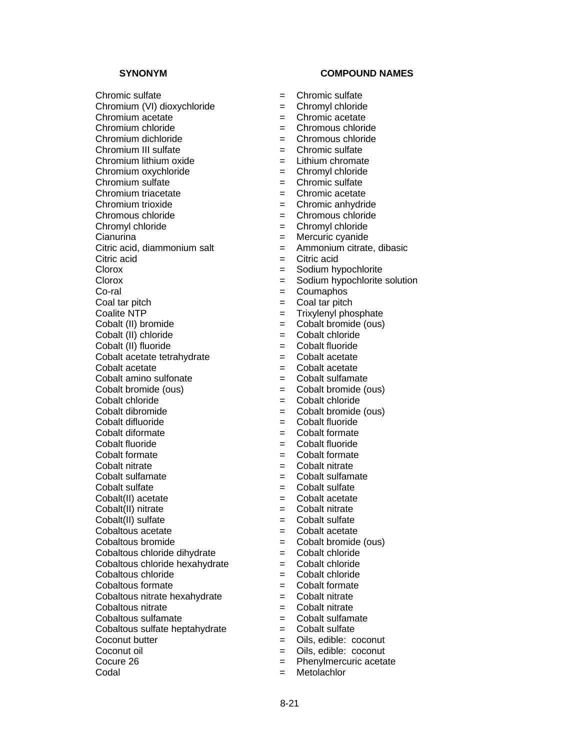| SYNONYM | | COMPOUND NAMES |
|---|---|---|
| Chromic sulfate | = | Chromic sulfate |
| Chromium (VI) dioxychloride | = | Chromyl chloride |
| Chromium acetate | = | Chromic acetate |
| Chromium chloride | = | Chromous chloride |
| Chromium dichloride | = | Chromous chloride |
| Chromium III sulfate | = | Chromic sulfate |
| Chromium lithium oxide | = | Lithium chromate |
| Chromium oxychloride | = | Chromyl chloride |
| Chromium sulfate | = | Chromic sulfate |
| Chromium triacetate | = | Chromic acetate |
| Chromium trioxide | = | Chromic anhydride |
| Chromous chloride | = | Chromous chloride |
| Chromyl chloride | = | Chromyl chloride |
| Cianurina | = | Mercuric cyanide |
| Citric acid, diammonium salt | = | Ammonium citrate, dibasic |
| Citric acid | = | Citric acid |
| Clorox | = | Sodium hypochlorite |
| Clorox | = | Sodium hypochlorite solution |
| Co-ral | = | Coumaphos |
| Coal tar pitch | = | Coal tar pitch |
| Coalite NTP | = | Trixylenyl phosphate |
| Cobalt (II) bromide | = | Cobalt bromide (ous) |
| Cobalt (II) chloride | = | Cobalt chloride |
| Cobalt (II) fluoride | = | Cobalt fluoride |
| Cobalt acetate tetrahydrate | = | Cobalt acetate |
| Cobalt acetate | = | Cobalt acetate |
| Cobalt amino sulfonate | = | Cobalt sulfamate |
| Cobalt bromide (ous) | = | Cobalt bromide (ous) |
| Cobalt chloride | = | Cobalt chloride |
| Cobalt dibromide | = | Cobalt bromide (ous) |
| Cobalt difluoride | = | Cobalt fluoride |
| Cobalt diformate | = | Cobalt formate |
| Cobalt fluoride | = | Cobalt fluoride |
| Cobalt formate | = | Cobalt formate |
| Cobalt nitrate | = | Cobalt nitrate |
| Cobalt sulfamate | = | Cobalt sulfamate |
| Cobalt sulfate | = | Cobalt sulfate |
| Cobalt(II) acetate | = | Cobalt acetate |
| Cobalt(II) nitrate | = | Cobalt nitrate |
| Cobalt(II) sulfate | = | Cobalt sulfate |
| Cobaltous acetate | = | Cobalt acetate |
| Cobaltous bromide | = | Cobalt bromide (ous) |
| Cobaltous chloride dihydrate | = | Cobalt chloride |
| Cobaltous chloride hexahydrate | = | Cobalt chloride |
| Cobaltous chloride | = | Cobalt chloride |
| Cobaltous formate | = | Cobalt formate |
| Cobaltous nitrate hexahydrate | = | Cobalt nitrate |
| Cobaltous nitrate | = | Cobalt nitrate |
| Cobaltous sulfamate | = | Cobalt sulfamate |
| Cobaltous sulfate heptahydrate | = | Cobalt sulfate |
| Coconut butter | = | Oils, edible: coconut |
| Coconut oil | = | Oils, edible: coconut |
| Cocure 26 | = | Phenylmercuric acetate |
| Codal | = | Metolachlor |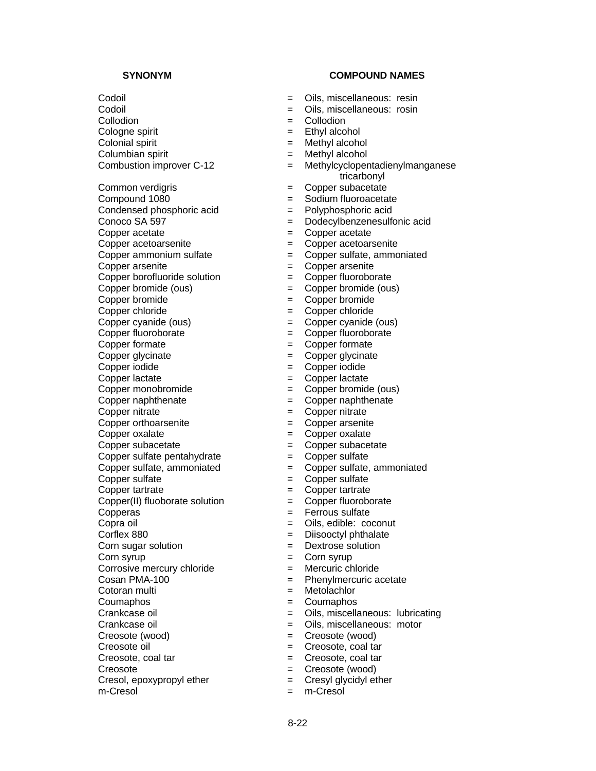| SYNONYM | | COMPOUND NAMES |
|---|---|---|
| Codoil | = | Oils, miscellaneous: resin |
| Codoil | = | Oils, miscellaneous: rosin |
| Collodion | = | Collodion |
| Cologne spirit | = | Ethyl alcohol |
| Colonial spirit | = | Methyl alcohol |
| Columbian spirit | = | Methyl alcohol |
| Combustion improver C-12 | = | Methylcyclopentadienylmanganese tricarbonyl |
| Common verdigris | = | Copper subacetate |
| Compound 1080 | = | Sodium fluoroacetate |
| Condensed phosphoric acid | = | Polyphosphoric acid |
| Conoco SA 597 | = | Dodecylbenzenesulfonic acid |
| Copper acetate | = | Copper acetate |
| Copper acetoarsenite | = | Copper acetoarsenite |
| Copper ammonium sulfate | = | Copper sulfate, ammoniated |
| Copper arsenite | = | Copper arsenite |
| Copper borofluoride solution | = | Copper fluoroborate |
| Copper bromide (ous) | = | Copper bromide (ous) |
| Copper bromide | = | Copper bromide |
| Copper chloride | = | Copper chloride |
| Copper cyanide (ous) | = | Copper cyanide (ous) |
| Copper fluoroborate | = | Copper fluoroborate |
| Copper formate | = | Copper formate |
| Copper glycinate | = | Copper glycinate |
| Copper iodide | = | Copper iodide |
| Copper lactate | = | Copper lactate |
| Copper monobromide | = | Copper bromide (ous) |
| Copper naphthenate | = | Copper naphthenate |
| Copper nitrate | = | Copper nitrate |
| Copper orthoarsenite | = | Copper arsenite |
| Copper oxalate | = | Copper oxalate |
| Copper subacetate | = | Copper subacetate |
| Copper sulfate pentahydrate | = | Copper sulfate |
| Copper sulfate, ammoniated | = | Copper sulfate, ammoniated |
| Copper sulfate | = | Copper sulfate |
| Copper tartrate | = | Copper tartrate |
| Copper(II) fluoborate solution | = | Copper fluoroborate |
| Copperas | = | Ferrous sulfate |
| Copra oil | = | Oils, edible: coconut |
| Corflex 880 | = | Diisooctyl phthalate |
| Corn sugar solution | = | Dextrose solution |
| Corn syrup | = | Corn syrup |
| Corrosive mercury chloride | = | Mercuric chloride |
| Cosan PMA-100 | = | Phenylmercuric acetate |
| Cotoran multi | = | Metolachlor |
| Coumaphos | = | Coumaphos |
| Crankcase oil | = | Oils, miscellaneous: lubricating |
| Crankcase oil | = | Oils, miscellaneous: motor |
| Creosote (wood) | = | Creosote (wood) |
| Creosote oil | = | Creosote, coal tar |
| Creosote, coal tar | = | Creosote, coal tar |
| Creosote | = | Creosote (wood) |
| Cresol, epoxypropyl ether | = | Cresyl glycidyl ether |
| m-Cresol | = | m-Cresol |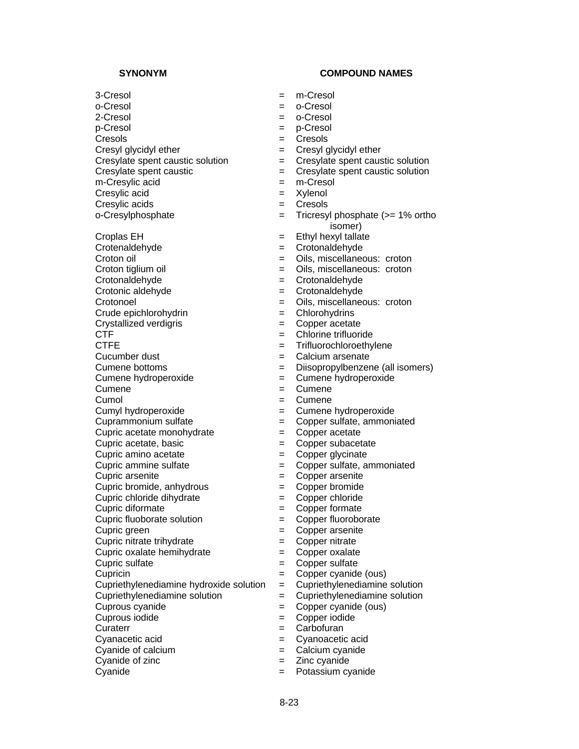| SYNONYM | | COMPOUND NAMES |
|---|---|---|
| 3-Cresol | = | m-Cresol |
| o-Cresol | = | o-Cresol |
| 2-Cresol | = | o-Cresol |
| p-Cresol | = | p-Cresol |
| Cresols | = | Cresols |
| Cresyl glycidyl ether | = | Cresyl glycidyl ether |
| Cresylate spent caustic solution | = | Cresylate spent caustic solution |
| Cresylate spent caustic | = | Cresylate spent caustic solution |
| m-Cresylic acid | = | m-Cresol |
| Cresylic acid | = | Xylenol |
| Cresylic acids | = | Cresols |
| o-Cresylphosphate | = | Tricresyl phosphate (>= 1% ortho isomer) |
| Croplas EH | = | Ethyl hexyl tallate |
| Crotenaldehyde | = | Crotonaldehyde |
| Croton oil | = | Oils, miscellaneous: croton |
| Croton tiglium oil | = | Oils, miscellaneous: croton |
| Crotonaldehyde | = | Crotonaldehyde |
| Crotonic aldehyde | = | Crotonaldehyde |
| Crotonoel | = | Oils, miscellaneous: croton |
| Crude epichlorohydrin | = | Chlorohydrins |
| Crystallized verdigris | = | Copper acetate |
| CTF | = | Chlorine trifluoride |
| CTFE | = | Trifluorochloroethylene |
| Cucumber dust | = | Calcium arsenate |
| Cumene bottoms | = | Diisopropylbenzene (all isomers) |
| Cumene hydroperoxide | = | Cumene hydroperoxide |
| Cumene | = | Cumene |
| Cumol | = | Cumene |
| Cumyl hydroperoxide | = | Cumene hydroperoxide |
| Cuprammonium sulfate | = | Copper sulfate, ammoniated |
| Cupric acetate monohydrate | = | Copper acetate |
| Cupric acetate, basic | = | Copper subacetate |
| Cupric amino acetate | = | Copper glycinate |
| Cupric ammine sulfate | = | Copper sulfate, ammoniated |
| Cupric arsenite | = | Copper arsenite |
| Cupric bromide, anhydrous | = | Copper bromide |
| Cupric chloride dihydrate | = | Copper chloride |
| Cupric diformate | = | Copper formate |
| Cupric fluoborate solution | = | Copper fluoroborate |
| Cupric green | = | Copper arsenite |
| Cupric nitrate trihydrate | = | Copper nitrate |
| Cupric oxalate hemihydrate | = | Copper oxalate |
| Cupric sulfate | = | Copper sulfate |
| Cupricin | = | Copper cyanide (ous) |
| Cupriethylenediamine hydroxide solution | = | Cupriethylenediamine solution |
| Cupriethylenediamine solution | = | Cupriethylenediamine solution |
| Cuprous cyanide | = | Copper cyanide (ous) |
| Cuprous iodide | = | Copper iodide |
| Curaterr | = | Carbofuran |
| Cyanacetic acid | = | Cyanoacetic acid |
| Cyanide of calcium | = | Calcium cyanide |
| Cyanide of zinc | = | Zinc cyanide |
| Cyanide | = | Potassium cyanide |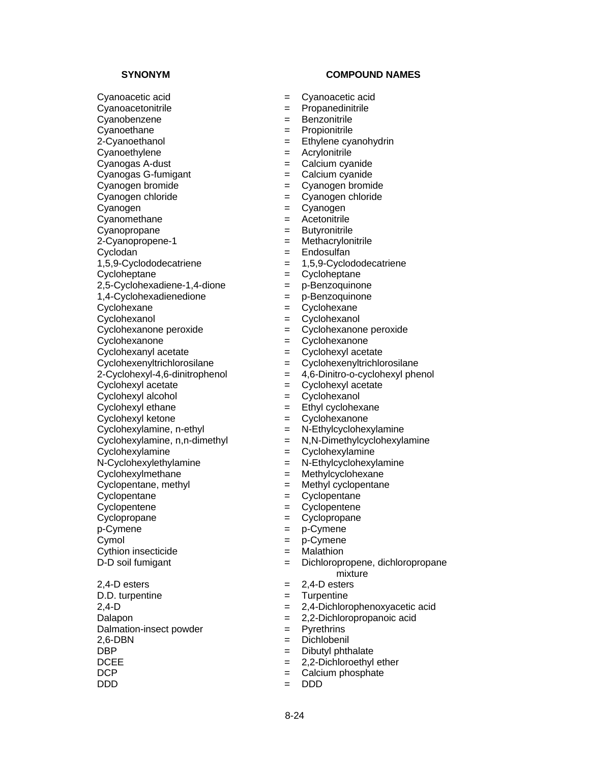| SYNONYM | | COMPOUND NAMES |
|---|---|---|
| Cyanoacetic acid | = | Cyanoacetic acid |
| Cyanoacetonitrile | = | Propanedinitrile |
| Cyanobenzene | = | Benzonitrile |
| Cyanoethane | = | Propionitrile |
| 2-Cyanoethanol | = | Ethylene cyanohydrin |
| Cyanoethylene | = | Acrylonitrile |
| Cyanogas A-dust | = | Calcium cyanide |
| Cyanogas G-fumigant | = | Calcium cyanide |
| Cyanogen bromide | = | Cyanogen bromide |
| Cyanogen chloride | = | Cyanogen chloride |
| Cyanogen | = | Cyanogen |
| Cyanomethane | = | Acetonitrile |
| Cyanopropane | = | Butyronitrile |
| 2-Cyanopropene-1 | = | Methacrylonitrile |
| Cyclodan | = | Endosulfan |
| 1,5,9-Cyclododecatriene | = | 1,5,9-Cyclododecatriene |
| Cycloheptane | = | Cycloheptane |
| 2,5-Cyclohexadiene-1,4-dione | = | p-Benzoquinone |
| 1,4-Cyclohexadienedione | = | p-Benzoquinone |
| Cyclohexane | = | Cyclohexane |
| Cyclohexanol | = | Cyclohexanol |
| Cyclohexanone peroxide | = | Cyclohexanone peroxide |
| Cyclohexanone | = | Cyclohexanone |
| Cyclohexanyl acetate | = | Cyclohexyl acetate |
| Cyclohexenyltrichlorosilane | = | Cyclohexenyltrichlorosilane |
| 2-Cyclohexyl-4,6-dinitrophenol | = | 4,6-Dinitro-o-cyclohexyl phenol |
| Cyclohexyl acetate | = | Cyclohexyl acetate |
| Cyclohexyl alcohol | = | Cyclohexanol |
| Cyclohexyl ethane | = | Ethyl cyclohexane |
| Cyclohexyl ketone | = | Cyclohexanone |
| Cyclohexylamine, n-ethyl | = | N-Ethylcyclohexylamine |
| Cyclohexylamine, n,n-dimethyl | = | N,N-Dimethylcyclohexylamine |
| Cyclohexylamine | = | Cyclohexylamine |
| N-Cyclohexylethylamine | = | N-Ethylcyclohexylamine |
| Cyclohexylmethane | = | Methylcyclohexane |
| Cyclopentane, methyl | = | Methyl cyclopentane |
| Cyclopentane | = | Cyclopentane |
| Cyclopentene | = | Cyclopentene |
| Cyclopropane | = | Cyclopropane |
| p-Cymene | = | p-Cymene |
| Cymol | = | p-Cymene |
| Cythion insecticide | = | Malathion |
| D-D soil fumigant | = | Dichloropropene, dichloropropane mixture |
| 2,4-D esters | = | 2,4-D esters |
| D.D. turpentine | = | Turpentine |
| 2,4-D | = | 2,4-Dichlorophenoxyacetic acid |
| Dalapon | = | 2,2-Dichloropropanoic acid |
| Dalmation-insect powder | = | Pyrethrins |
| 2,6-DBN | = | Dichlobenil |
| DBP | = | Dibutyl phthalate |
| DCEE | = | 2,2-Dichloroethyl ether |
| DCP | = | Calcium phosphate |
| DDD | = | DDD |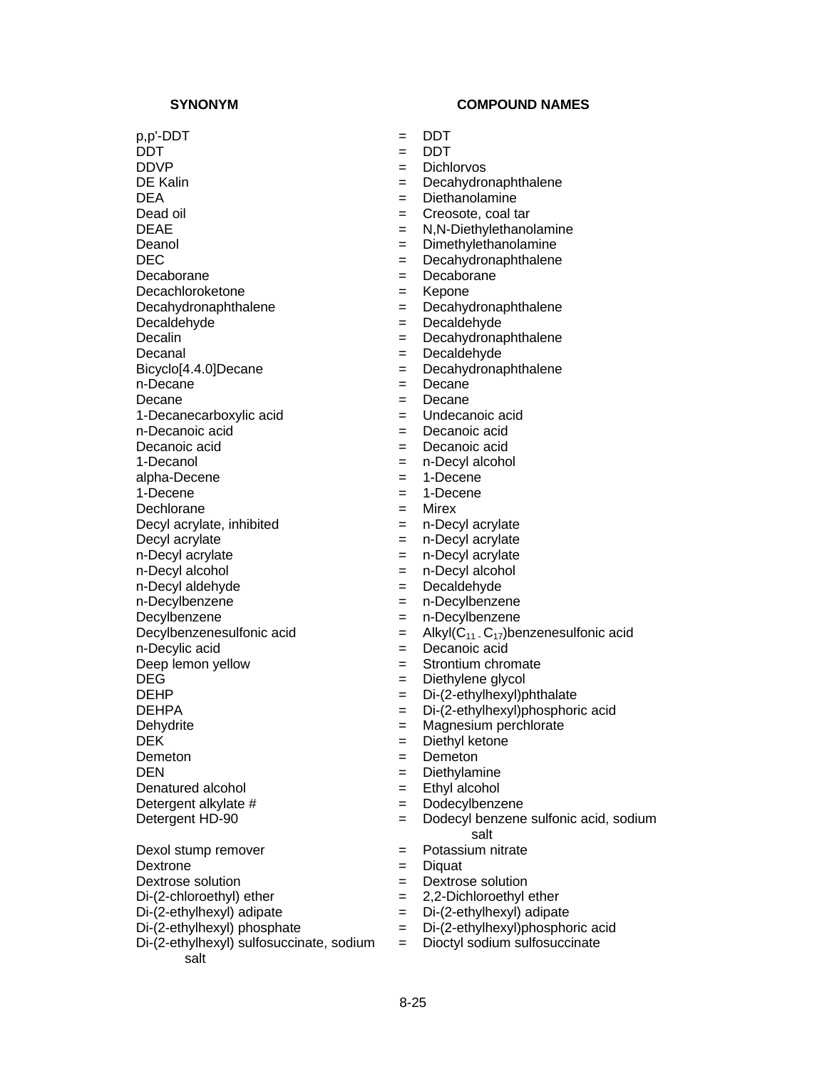| SYNONYM | | COMPOUND NAMES |
|---|---|---|
| p,p'-DDT | = | DDT |
| DDT | = | DDT |
| DDVP | = | Dichlorvos |
| DE Kalin | = | Decahydronaphthalene |
| DEA | = | Diethanolamine |
| Dead oil | = | Creosote, coal tar |
| DEAE | = | N,N-Diethylethanolamine |
| Deanol | = | Dimethylethanolamine |
| DEC | = | Decahydronaphthalene |
| Decaborane | = | Decaborane |
| Decachloroketone | = | Kepone |
| Decahydronaphthalene | = | Decahydronaphthalene |
| Decaldehyde | = | Decaldehyde |
| Decalin | = | Decahydronaphthalene |
| Decanal | = | Decaldehyde |
| Bicyclo[4.4.0]Decane | = | Decahydronaphthalene |
| n-Decane | = | Decane |
| Decane | = | Decane |
| 1-Decanecarboxylic acid | = | Undecanoic acid |
| n-Decanoic acid | = | Decanoic acid |
| Decanoic acid | = | Decanoic acid |
| 1-Decanol | = | n-Decyl alcohol |
| alpha-Decene | = | 1-Decene |
| 1-Decene | = | 1-Decene |
| Dechlorane | = | Mirex |
| Decyl acrylate, inhibited | = | n-Decyl acrylate |
| Decyl acrylate | = | n-Decyl acrylate |
| n-Decyl acrylate | = | n-Decyl acrylate |
| n-Decyl alcohol | = | n-Decyl alcohol |
| n-Decyl aldehyde | = | Decaldehyde |
| n-Decylbenzene | = | n-Decylbenzene |
| Decylbenzene | = | n-Decylbenzene |
| Decylbenzenesulfonic acid | = | Alkyl($C_{11}$ - $C_{17}$)benzenesulfonic acid |
| n-Decylic acid | = | Decanoic acid |
| Deep lemon yellow | = | Strontium chromate |
| DEG | = | Diethylene glycol |
| DEHP | = | Di-(2-ethylhexyl)phthalate |
| DEHPA | = | Di-(2-ethylhexyl)phosphoric acid |
| Dehydrite | = | Magnesium perchlorate |
| DEK | = | Diethyl ketone |
| Demeton | = | Demeton |
| DEN | = | Diethylamine |
| Denatured alcohol | = | Ethyl alcohol |
| Detergent alkylate # | = | Dodecylbenzene |
| Detergent HD-90 | = | Dodecyl benzene sulfonic acid, sodium salt |
| Dexol stump remover | = | Potassium nitrate |
| Dextrone | = | Diquat |
| Dextrose solution | = | Dextrose solution |
| Di-(2-chloroethyl) ether | = | 2,2-Dichloroethyl ether |
| Di-(2-ethylhexyl) adipate | = | Di-(2-ethylhexyl) adipate |
| Di-(2-ethylhexyl) phosphate | = | Di-(2-ethylhexyl)phosphoric acid |
| Di-(2-ethylhexyl) sulfosuccinate, sodium salt | = | Dioctyl sodium sulfosuccinate |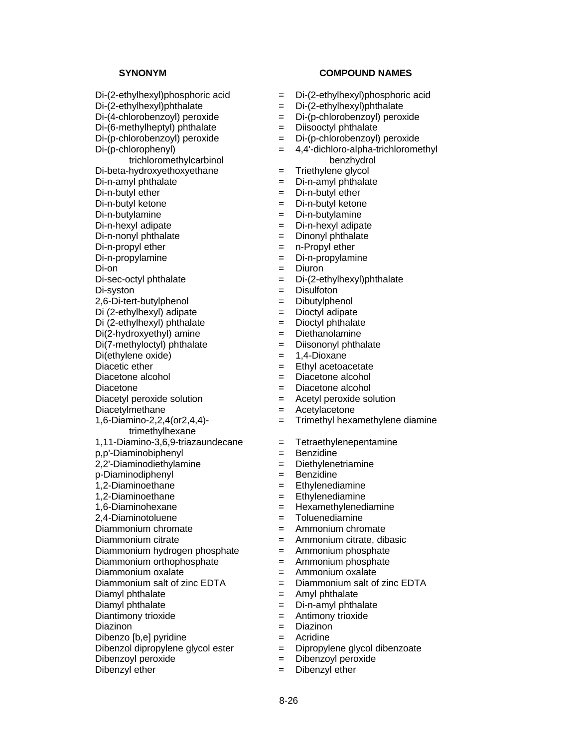| SYNONYM | | COMPOUND NAMES |
|---|---|---|
| Di-(2-ethylhexyl)phosphoric acid | = | Di-(2-ethylhexyl)phosphoric acid |
| Di-(2-ethylhexyl)phthalate | = | Di-(2-ethylhexyl)phthalate |
| Di-(4-chlorobenzoyl) peroxide | = | Di-(p-chlorobenzoyl) peroxide |
| Di-(6-methylheptyl) phthalate | = | Diisooctyl phthalate |
| Di-(p-chlorobenzoyl) peroxide | = | Di-(p-chlorobenzoyl) peroxide |
| Di-(p-chlorophenyl) trichloromethylcarbinol | = | 4,4'-dichloro-alpha-trichloromethyl benzhydrol |
| Di-beta-hydroxyethoxyethane | = | Triethylene glycol |
| Di-n-amyl phthalate | = | Di-n-amyl phthalate |
| Di-n-butyl ether | = | Di-n-butyl ether |
| Di-n-butyl ketone | = | Di-n-butyl ketone |
| Di-n-butylamine | = | Di-n-butylamine |
| Di-n-hexyl adipate | = | Di-n-hexyl adipate |
| Di-n-nonyl phthalate | = | Dinonyl phthalate |
| Di-n-propyl ether | = | n-Propyl ether |
| Di-n-propylamine | = | Di-n-propylamine |
| Di-on | = | Diuron |
| Di-sec-octyl phthalate | = | Di-(2-ethylhexyl)phthalate |
| Di-syston | = | Disulfoton |
| 2,6-Di-tert-butylphenol | = | Dibutylphenol |
| Di (2-ethylhexyl) adipate | = | Dioctyl adipate |
| Di (2-ethylhexyl) phthalate | = | Dioctyl phthalate |
| Di(2-hydroxyethyl) amine | = | Diethanolamine |
| Di(7-methyloctyl) phthalate | = | Diisononyl phthalate |
| Di(ethylene oxide) | = | 1,4-Dioxane |
| Diacetic ether | = | Ethyl acetoacetate |
| Diacetone alcohol | = | Diacetone alcohol |
| Diacetone | = | Diacetone alcohol |
| Diacetyl peroxide solution | = | Acetyl peroxide solution |
| Diacetylmethane | = | Acetylacetone |
| 1,6-Diamino-2,2,4(or2,4,4)-trimethylhexane | = | Trimethyl hexamethylene diamine |
| 1,11-Diamino-3,6,9-triazaundecane | = | Tetraethylenepentamine |
| p,p'-Diaminobiphenyl | = | Benzidine |
| 2,2'-Diaminodiethylamine | = | Diethylenetriamine |
| p-Diaminodiphenyl | = | Benzidine |
| 1,2-Diaminoethane | = | Ethylenediamine |
| 1,2-Diaminoethane | = | Ethylenediamine |
| 1,6-Diaminohexane | = | Hexamethylenediamine |
| 2,4-Diaminotoluene | = | Toluenediamine |
| Diammonium chromate | = | Ammonium chromate |
| Diammonium citrate | = | Ammonium citrate, dibasic |
| Diammonium hydrogen phosphate | = | Ammonium phosphate |
| Diammonium orthophosphate | = | Ammonium phosphate |
| Diammonium oxalate | = | Ammonium oxalate |
| Diammonium salt of zinc EDTA | = | Diammonium salt of zinc EDTA |
| Diamyl phthalate | = | Amyl phthalate |
| Diamyl phthalate | = | Di-n-amyl phthalate |
| Diantimony trioxide | = | Antimony trioxide |
| Diazinon | = | Diazinon |
| Dibenzo [b,e] pyridine | = | Acridine |
| Dibenzol dipropylene glycol ester | = | Dipropylene glycol dibenzoate |
| Dibenzoyl peroxide | = | Dibenzoyl peroxide |
| Dibenzyl ether | = | Dibenzyl ether |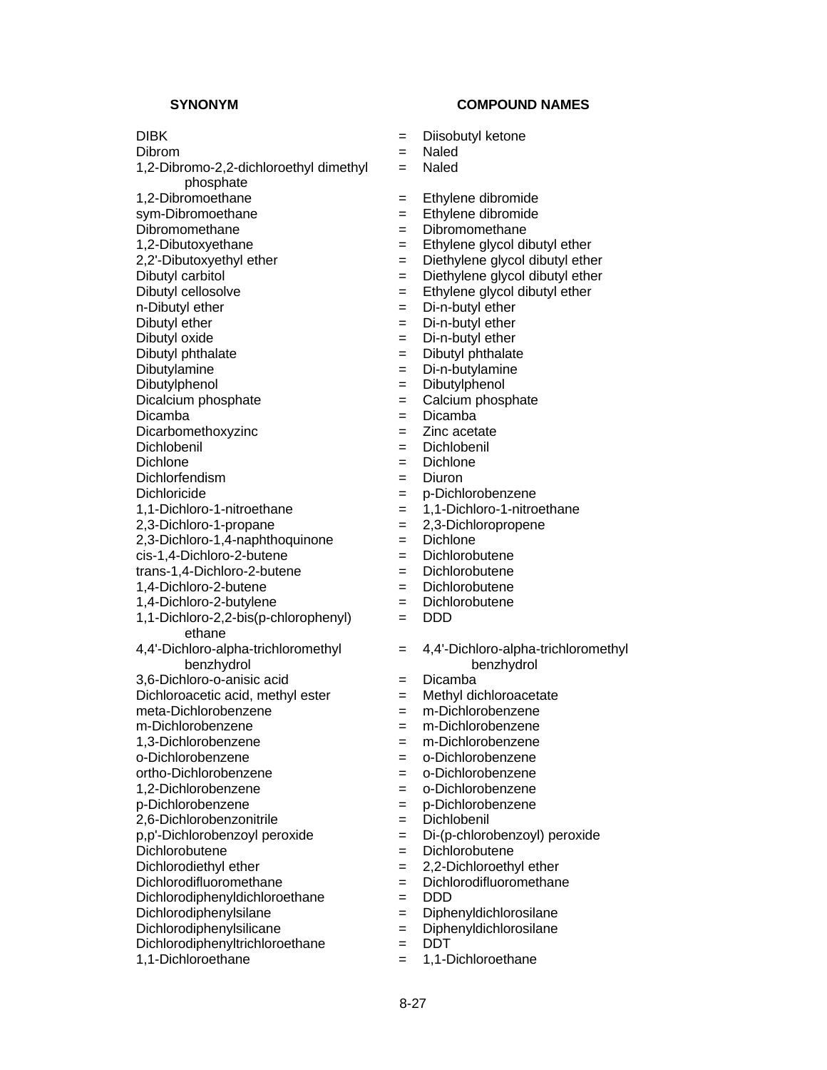| SYNONYM | | COMPOUND NAMES |
|---|---|---|
| DIBK | = | Diisobutyl ketone |
| Dibrom | = | Naled |
| 1,2-Dibromo-2,2-dichloroethyl dimethyl phosphate | = | Naled |
| 1,2-Dibromoethane | = | Ethylene dibromide |
| sym-Dibromoethane | = | Ethylene dibromide |
| Dibromomethane | = | Dibromomethane |
| 1,2-Dibutoxyethane | = | Ethylene glycol dibutyl ether |
| 2,2'-Dibutoxyethyl ether | = | Diethylene glycol dibutyl ether |
| Dibutyl carbitol | = | Diethylene glycol dibutyl ether |
| Dibutyl cellosolve | = | Ethylene glycol dibutyl ether |
| n-Dibutyl ether | = | Di-n-butyl ether |
| Dibutyl ether | = | Di-n-butyl ether |
| Dibutyl oxide | = | Di-n-butyl ether |
| Dibutyl phthalate | = | Dibutyl phthalate |
| Dibutylamine | = | Di-n-butylamine |
| Dibutylphenol | = | Dibutylphenol |
| Dicalcium phosphate | = | Calcium phosphate |
| Dicamba | = | Dicamba |
| Dicarbomethoxyzinc | = | Zinc acetate |
| Dichlobenil | = | Dichlobenil |
| Dichlone | = | Dichlone |
| Dichlorfendism | = | Diuron |
| Dichloricide | = | p-Dichlorobenzene |
| 1,1-Dichloro-1-nitroethane | = | 1,1-Dichloro-1-nitroethane |
| 2,3-Dichloro-1-propane | = | 2,3-Dichloropropene |
| 2,3-Dichloro-1,4-naphthoquinone | = | Dichlone |
| cis-1,4-Dichloro-2-butene | = | Dichlorobutene |
| trans-1,4-Dichloro-2-butene | = | Dichlorobutene |
| 1,4-Dichloro-2-butene | = | Dichlorobutene |
| 1,4-Dichloro-2-butylene | = | Dichlorobutene |
| 1,1-Dichloro-2,2-bis(p-chlorophenyl) ethane | = | DDD |
| 4,4'-Dichloro-alpha-trichloromethyl benzhydrol | = | 4,4'-Dichloro-alpha-trichloromethyl benzhydrol |
| 3,6-Dichloro-o-anisic acid | = | Dicamba |
| Dichloroacetic acid, methyl ester | = | Methyl dichloroacetate |
| meta-Dichlorobenzene | = | m-Dichlorobenzene |
| m-Dichlorobenzene | = | m-Dichlorobenzene |
| 1,3-Dichlorobenzene | = | m-Dichlorobenzene |
| o-Dichlorobenzene | = | o-Dichlorobenzene |
| ortho-Dichlorobenzene | = | o-Dichlorobenzene |
| 1,2-Dichlorobenzene | = | o-Dichlorobenzene |
| p-Dichlorobenzene | = | p-Dichlorobenzene |
| 2,6-Dichlorobenzonitrile | = | Dichlobenil |
| p,p'-Dichlorobenzoyl peroxide | = | Di-(p-chlorobenzoyl) peroxide |
| Dichlorobutene | = | Dichlorobutene |
| Dichlorodiethyl ether | = | 2,2-Dichloroethyl ether |
| Dichlorodifluoromethane | = | Dichlorodifluoromethane |
| Dichlorodiphenyldichloroethane | = | DDD |
| Dichlorodiphenylsilane | = | Diphenyldichlorosilane |
| Dichlorodiphenylsilicane | = | Diphenyldichlorosilane |
| Dichlorodiphenyltrichloroethane | = | DDT |
| 1,1-Dichloroethane | = | 1,1-Dichloroethane |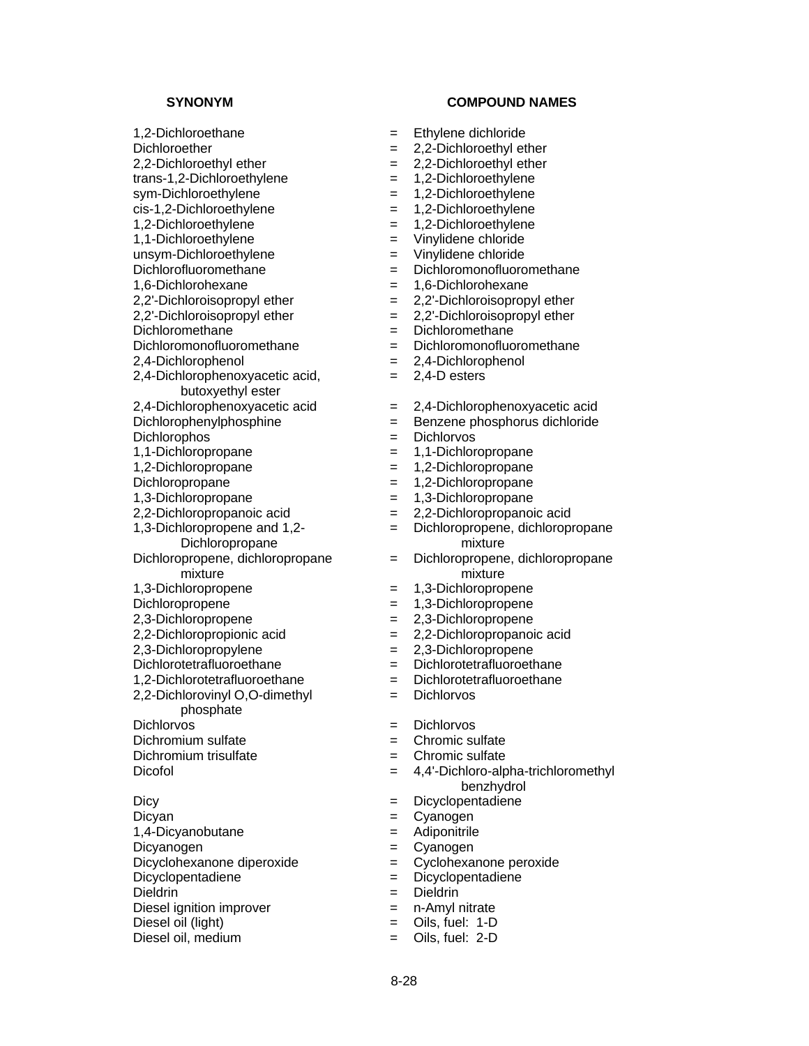| SYNONYM | | COMPOUND NAMES |
|---|---|---|
| 1,2-Dichloroethane | = | Ethylene dichloride |
| Dichloroether | = | 2,2-Dichloroethyl ether |
| 2,2-Dichloroethyl ether | = | 2,2-Dichloroethyl ether |
| trans-1,2-Dichloroethylene | = | 1,2-Dichloroethylene |
| sym-Dichloroethylene | = | 1,2-Dichloroethylene |
| cis-1,2-Dichloroethylene | = | 1,2-Dichloroethylene |
| 1,2-Dichloroethylene | = | 1,2-Dichloroethylene |
| 1,1-Dichloroethylene | = | Vinylidene chloride |
| unsym-Dichloroethylene | = | Vinylidene chloride |
| Dichlorofluoromethane | = | Dichloromonofluoromethane |
| 1,6-Dichlorohexane | = | 1,6-Dichlorohexane |
| 2,2'-Dichloroisopropyl ether | = | 2,2'-Dichloroisopropyl ether |
| 2,2'-Dichloroisopropyl ether | = | 2,2'-Dichloroisopropyl ether |
| Dichloromethane | = | Dichloromethane |
| Dichloromonofluoromethane | = | Dichloromonofluoromethane |
| 2,4-Dichlorophenol | = | 2,4-Dichlorophenol |
| 2,4-Dichlorophenoxyacetic acid, butoxyethyl ester | = | 2,4-D esters |
| 2,4-Dichlorophenoxyacetic acid | = | 2,4-Dichlorophenoxyacetic acid |
| Dichlorophenylphosphine | = | Benzene phosphorus dichloride |
| Dichlorophos | = | Dichlorvos |
| 1,1-Dichloropropane | = | 1,1-Dichloropropane |
| 1,2-Dichloropropane | = | 1,2-Dichloropropane |
| Dichloropropane | = | 1,2-Dichloropropane |
| 1,3-Dichloropropane | = | 1,3-Dichloropropane |
| 2,2-Dichloropropanoic acid | = | 2,2-Dichloropropanoic acid |
| 1,3-Dichloropropene and 1,2-Dichloropropane | = | Dichloropropene, dichloropropane mixture |
| Dichloropropene, dichloropropane mixture | = | Dichloropropene, dichloropropane mixture |
| 1,3-Dichloropropene | = | 1,3-Dichloropropene |
| Dichloropropene | = | 1,3-Dichloropropene |
| 2,3-Dichloropropene | = | 2,3-Dichloropropene |
| 2,2-Dichloropropionic acid | = | 2,2-Dichloropropanoic acid |
| 2,3-Dichloropropylene | = | 2,3-Dichloropropene |
| Dichlorotetrafluoroethane | = | Dichlorotetrafluoroethane |
| 1,2-Dichlorotetrafluoroethane | = | Dichlorotetrafluoroethane |
| 2,2-Dichlorovinyl O,O-dimethyl phosphate | = | Dichlorvos |
| Dichlorvos | = | Dichlorvos |
| Dichromium sulfate | = | Chromic sulfate |
| Dichromium trisulfate | = | Chromic sulfate |
| Dicofol | = | 4,4'-Dichloro-alpha-trichloromethyl benzhydrol |
| Dicy | = | Dicyclopentadiene |
| Dicyan | = | Cyanogen |
| 1,4-Dicyanobutane | = | Adiponitrile |
| Dicyanogen | = | Cyanogen |
| Dicyclohexanone diperoxide | = | Cyclohexanone peroxide |
| Dicyclopentadiene | = | Dicyclopentadiene |
| Dieldrin | = | Dieldrin |
| Diesel ignition improver | = | n-Amyl nitrate |
| Diesel oil (light) | = | Oils, fuel: 1-D |
| Diesel oil, medium | = | Oils, fuel: 2-D |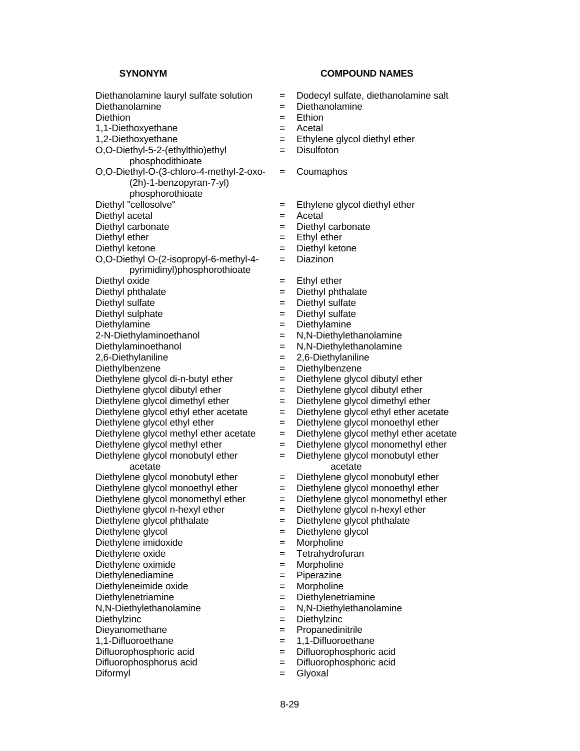| SYNONYM | | COMPOUND NAMES |
|---|---|---|
| Diethanolamine lauryl sulfate solution | = | Dodecyl sulfate, diethanolamine salt |
| Diethanolamine | = | Diethanolamine |
| Diethion | = | Ethion |
| 1,1-Diethoxyethane | = | Acetal |
| 1,2-Diethoxyethane | = | Ethylene glycol diethyl ether |
| O,O-Diethyl-5-2-(ethylthio)ethyl phosphodithioate | = | Disulfoton |
| O,O-Diethyl-O-(3-chloro-4-methyl-2-oxo-(2h)-1-benzopyran-7-yl) phosphorothioate | = | Coumaphos |
| Diethyl "cellosolve" | = | Ethylene glycol diethyl ether |
| Diethyl acetal | = | Acetal |
| Diethyl carbonate | = | Diethyl carbonate |
| Diethyl ether | = | Ethyl ether |
| Diethyl ketone | = | Diethyl ketone |
| O,O-Diethyl O-(2-isopropyl-6-methyl-4-pyrimidinyl)phosphorothioate | = | Diazinon |
| Diethyl oxide | = | Ethyl ether |
| Diethyl phthalate | = | Diethyl phthalate |
| Diethyl sulfate | = | Diethyl sulfate |
| Diethyl sulphate | = | Diethyl sulfate |
| Diethylamine | = | Diethylamine |
| 2-N-Diethylaminoethanol | = | N,N-Diethylethanolamine |
| Diethylaminoethanol | = | N,N-Diethylethanolamine |
| 2,6-Diethylaniline | = | 2,6-Diethylaniline |
| Diethylbenzene | = | Diethylbenzene |
| Diethylene glycol di-n-butyl ether | = | Diethylene glycol dibutyl ether |
| Diethylene glycol dibutyl ether | = | Diethylene glycol dibutyl ether |
| Diethylene glycol dimethyl ether | = | Diethylene glycol dimethyl ether |
| Diethylene glycol ethyl ether acetate | = | Diethylene glycol ethyl ether acetate |
| Diethylene glycol ethyl ether | = | Diethylene glycol monoethyl ether |
| Diethylene glycol methyl ether acetate | = | Diethylene glycol methyl ether acetate |
| Diethylene glycol methyl ether | = | Diethylene glycol monomethyl ether |
| Diethylene glycol monobutyl ether acetate | = | Diethylene glycol monobutyl ether acetate |
| Diethylene glycol monobutyl ether | = | Diethylene glycol monobutyl ether |
| Diethylene glycol monoethyl ether | = | Diethylene glycol monoethyl ether |
| Diethylene glycol monomethyl ether | = | Diethylene glycol monomethyl ether |
| Diethylene glycol n-hexyl ether | = | Diethylene glycol n-hexyl ether |
| Diethylene glycol phthalate | = | Diethylene glycol phthalate |
| Diethylene glycol | = | Diethylene glycol |
| Diethylene imidoxide | = | Morpholine |
| Diethylene oxide | = | Tetrahydrofuran |
| Diethylene oximide | = | Morpholine |
| Diethylenediamine | = | Piperazine |
| Diethyleneimide oxide | = | Morpholine |
| Diethylenetriamine | = | Diethylenetriamine |
| N,N-Diethylethanolamine | = | N,N-Diethylethanolamine |
| Diethylzinc | = | Diethylzinc |
| Dieyanomethane | = | Propanedinitrile |
| 1,1-Difluoroethane | = | 1,1-Difluoroethane |
| Difluorophosphoric acid | = | Difluorophosphoric acid |
| Difluorophosphorus acid | = | Difluorophosphoric acid |
| Diformyl | = | Glyoxal |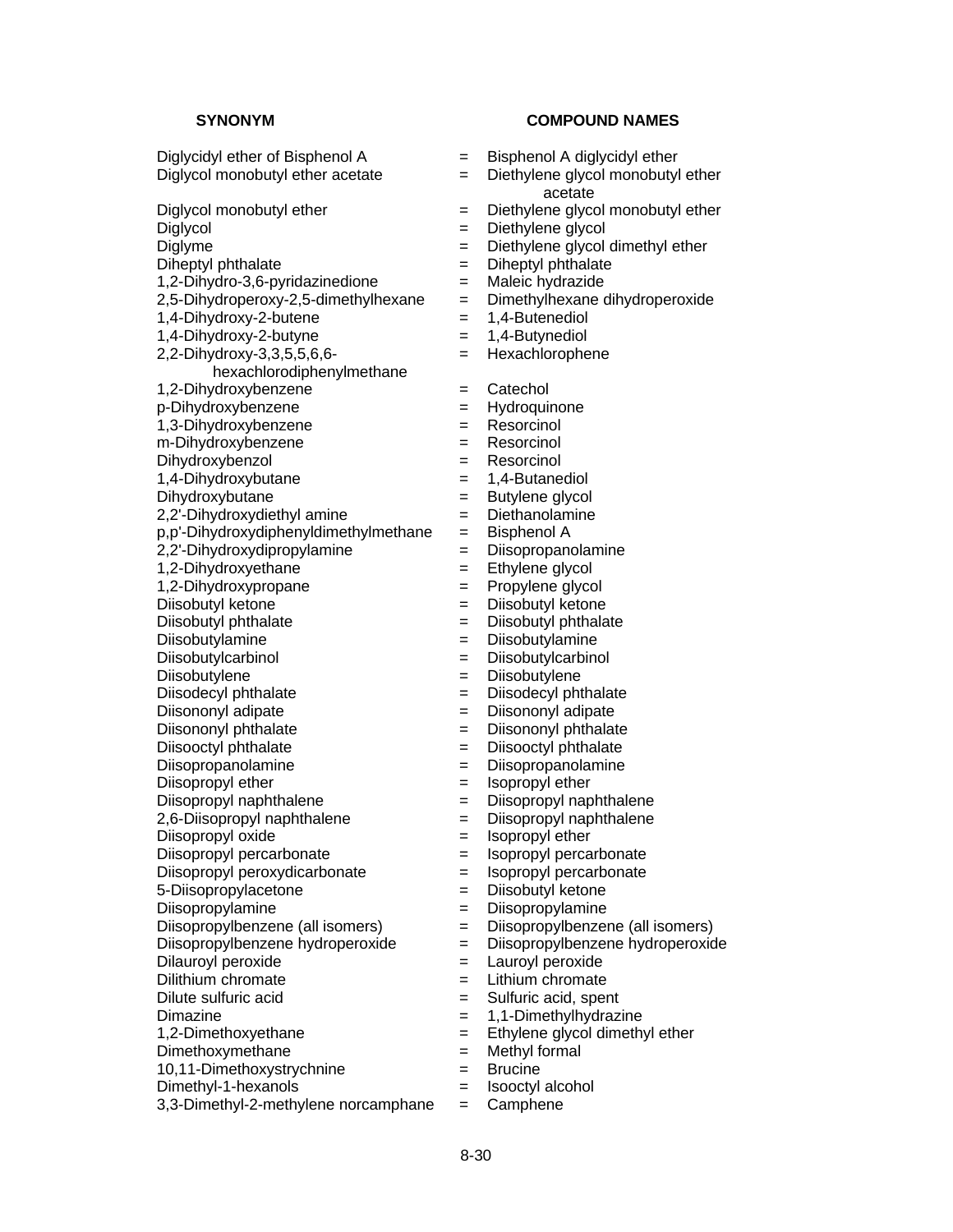| SYNONYM | | COMPOUND NAMES |
|---|---|---|
| Diglycidyl ether of Bisphenol A | = | Bisphenol A diglycidyl ether |
| Diglycol monobutyl ether acetate | = | Diethylene glycol monobutyl ether acetate |
| Diglycol monobutyl ether | = | Diethylene glycol monobutyl ether |
| Diglycol | = | Diethylene glycol |
| Diglyme | = | Diethylene glycol dimethyl ether |
| Diheptyl phthalate | = | Diheptyl phthalate |
| 1,2-Dihydro-3,6-pyridazinedione | = | Maleic hydrazide |
| 2,5-Dihydroperoxy-2,5-dimethylhexane | = | Dimethylhexane dihydroperoxide |
| 1,4-Dihydroxy-2-butene | = | 1,4-Butenediol |
| 1,4-Dihydroxy-2-butyne | = | 1,4-Butynediol |
| 2,2-Dihydroxy-3,3,5,5,6,6-hexachlorodiphenylmethane | = | Hexachlorophene |
| 1,2-Dihydroxybenzene | = | Catechol |
| p-Dihydroxybenzene | = | Hydroquinone |
| 1,3-Dihydroxybenzene | = | Resorcinol |
| m-Dihydroxybenzene | = | Resorcinol |
| Dihydroxybenzol | = | Resorcinol |
| 1,4-Dihydroxybutane | = | 1,4-Butanediol |
| Dihydroxybutane | = | Butylene glycol |
| 2,2'-Dihydroxydiethyl amine | = | Diethanolamine |
| p,p'-Dihydroxydiphenyldimethylmethane | = | Bisphenol A |
| 2,2'-Dihydroxydipropylamine | = | Diisopropanolamine |
| 1,2-Dihydroxyethane | = | Ethylene glycol |
| 1,2-Dihydroxypropane | = | Propylene glycol |
| Diisobutyl ketone | = | Diisobutyl ketone |
| Diisobutyl phthalate | = | Diisobutyl phthalate |
| Diisobutylamine | = | Diisobutylamine |
| Diisobutylcarbinol | = | Diisobutylcarbinol |
| Diisobutylene | = | Diisobutylene |
| Diisodecyl phthalate | = | Diisodecyl phthalate |
| Diisononyl adipate | = | Diisononyl adipate |
| Diisononyl phthalate | = | Diisononyl phthalate |
| Diisooctyl phthalate | = | Diisooctyl phthalate |
| Diisopropanolamine | = | Diisopropanolamine |
| Diisopropyl ether | = | Isopropyl ether |
| Diisopropyl naphthalene | = | Diisopropyl naphthalene |
| 2,6-Diisopropyl naphthalene | = | Diisopropyl naphthalene |
| Diisopropyl oxide | = | Isopropyl ether |
| Diisopropyl percarbonate | = | Isopropyl percarbonate |
| Diisopropyl peroxydicarbonate | = | Isopropyl percarbonate |
| 5-Diisopropylacetone | = | Diisobutyl ketone |
| Diisopropylamine | = | Diisopropylamine |
| Diisopropylbenzene (all isomers) | = | Diisopropylbenzene (all isomers) |
| Diisopropylbenzene hydroperoxide | = | Diisopropylbenzene hydroperoxide |
| Dilauroyl peroxide | = | Lauroyl peroxide |
| Dilithium chromate | = | Lithium chromate |
| Dilute sulfuric acid | = | Sulfuric acid, spent |
| Dimazine | = | 1,1-Dimethylhydrazine |
| 1,2-Dimethoxyethane | = | Ethylene glycol dimethyl ether |
| Dimethoxymethane | = | Methyl formal |
| 10,11-Dimethoxystrychnine | = | Brucine |
| Dimethyl-1-hexanols | = | Isooctyl alcohol |
| 3,3-Dimethyl-2-methylene norcamphane | = | Camphene |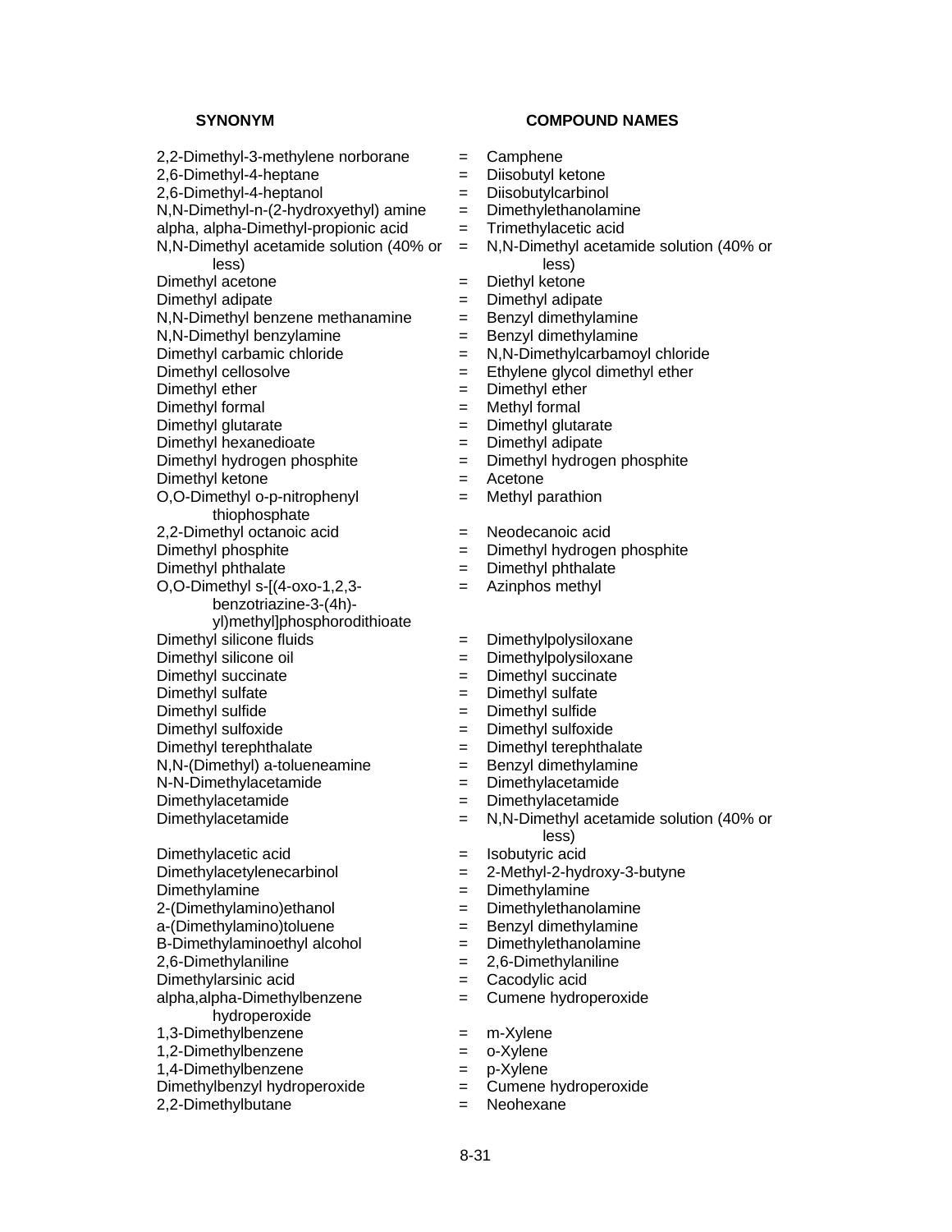| SYNONYM | | COMPOUND NAMES |
|---|---|---|
| 2,2-Dimethyl-3-methylene norborane | = | Camphene |
| 2,6-Dimethyl-4-heptane | = | Diisobutyl ketone |
| 2,6-Dimethyl-4-heptanol | = | Diisobutylcarbinol |
| N,N-Dimethyl-n-(2-hydroxyethyl) amine | = | Dimethylethanolamine |
| alpha, alpha-Dimethyl-propionic acid | = | Trimethylacetic acid |
| N,N-Dimethyl acetamide solution (40% or less) | = | N,N-Dimethyl acetamide solution (40% or less) |
| Dimethyl acetone | = | Diethyl ketone |
| Dimethyl adipate | = | Dimethyl adipate |
| N,N-Dimethyl benzene methanamine | = | Benzyl dimethylamine |
| N,N-Dimethyl benzylamine | = | Benzyl dimethylamine |
| Dimethyl carbamic chloride | = | N,N-Dimethylcarbamoyl chloride |
| Dimethyl cellosolve | = | Ethylene glycol dimethyl ether |
| Dimethyl ether | = | Dimethyl ether |
| Dimethyl formal | = | Methyl formal |
| Dimethyl glutarate | = | Dimethyl glutarate |
| Dimethyl hexanedioate | = | Dimethyl adipate |
| Dimethyl hydrogen phosphite | = | Dimethyl hydrogen phosphite |
| Dimethyl ketone | = | Acetone |
| O,O-Dimethyl o-p-nitrophenyl thiophosphate | = | Methyl parathion |
| 2,2-Dimethyl octanoic acid | = | Neodecanoic acid |
| Dimethyl phosphite | = | Dimethyl hydrogen phosphite |
| Dimethyl phthalate | = | Dimethyl phthalate |
| O,O-Dimethyl s-[(4-oxo-1,2,3-benzotriazine-3-(4h)-yl)methyl]phosphorodithioate | = | Azinphos methyl |
| Dimethyl silicone fluids | = | Dimethylpolysiloxane |
| Dimethyl silicone oil | = | Dimethylpolysiloxane |
| Dimethyl succinate | = | Dimethyl succinate |
| Dimethyl sulfate | = | Dimethyl sulfate |
| Dimethyl sulfide | = | Dimethyl sulfide |
| Dimethyl sulfoxide | = | Dimethyl sulfoxide |
| Dimethyl terephthalate | = | Dimethyl terephthalate |
| N,N-(Dimethyl) a-tolueneamine | = | Benzyl dimethylamine |
| N-N-Dimethylacetamide | = | Dimethylacetamide |
| Dimethylacetamide | = | Dimethylacetamide |
| Dimethylacetamide | = | N,N-Dimethyl acetamide solution (40% or less) |
| Dimethylacetic acid | = | Isobutyric acid |
| Dimethylacetylenecarbinol | = | 2-Methyl-2-hydroxy-3-butyne |
| Dimethylamine | = | Dimethylamine |
| 2-(Dimethylamino)ethanol | = | Dimethylethanolamine |
| a-(Dimethylamino)toluene | = | Benzyl dimethylamine |
| B-Dimethylaminoethyl alcohol | = | Dimethylethanolamine |
| 2,6-Dimethylaniline | = | 2,6-Dimethylaniline |
| Dimethylarsinic acid | = | Cacodylic acid |
| alpha,alpha-Dimethylbenzene hydroperoxide | = | Cumene hydroperoxide |
| 1,3-Dimethylbenzene | = | m-Xylene |
| 1,2-Dimethylbenzene | = | o-Xylene |
| 1,4-Dimethylbenzene | = | p-Xylene |
| Dimethylbenzyl hydroperoxide | = | Cumene hydroperoxide |
| 2,2-Dimethylbutane | = | Neohexane |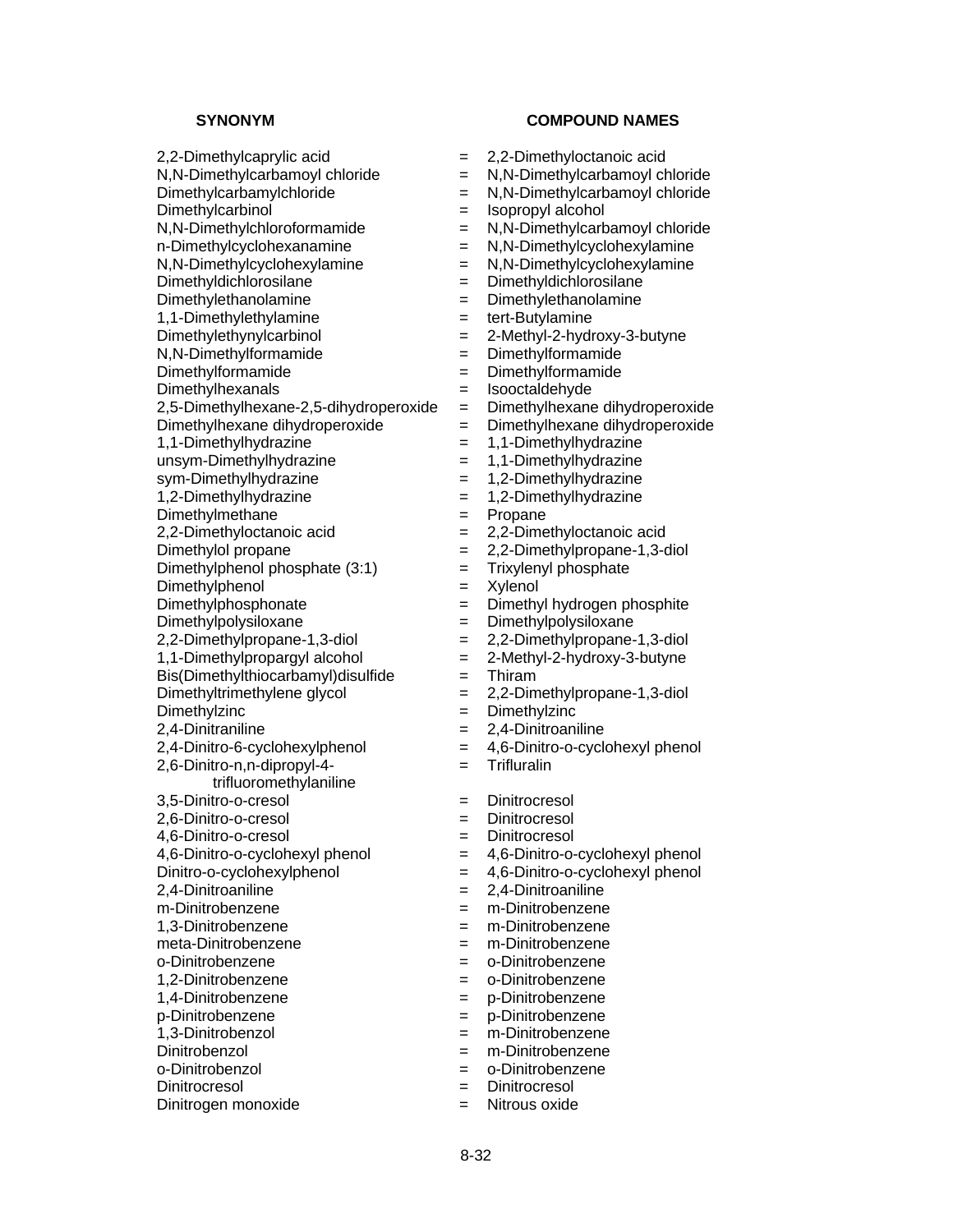| SYNONYM | | COMPOUND NAMES |
|---|---|---|
| 2,2-Dimethylcaprylic acid | = | 2,2-Dimethyloctanoic acid |
| N,N-Dimethylcarbamoyl chloride | = | N,N-Dimethylcarbamoyl chloride |
| Dimethylcarbamylchloride | = | N,N-Dimethylcarbamoyl chloride |
| Dimethylcarbinol | = | Isopropyl alcohol |
| N,N-Dimethylchloroformamide | = | N,N-Dimethylcarbamoyl chloride |
| n-Dimethylcyclohexanamine | = | N,N-Dimethylcyclohexylamine |
| N,N-Dimethylcyclohexylamine | = | N,N-Dimethylcyclohexylamine |
| Dimethyldichlorosilane | = | Dimethyldichlorosilane |
| Dimethylethanolamine | = | Dimethylethanolamine |
| 1,1-Dimethylethylamine | = | tert-Butylamine |
| Dimethylethynylcarbinol | = | 2-Methyl-2-hydroxy-3-butyne |
| N,N-Dimethylformamide | = | Dimethylformamide |
| Dimethylformamide | = | Dimethylformamide |
| Dimethylhexanals | = | Isooctaldehyde |
| 2,5-Dimethylhexane-2,5-dihydroperoxide | = | Dimethylhexane dihydroperoxide |
| Dimethylhexane dihydroperoxide | = | Dimethylhexane dihydroperoxide |
| 1,1-Dimethylhydrazine | = | 1,1-Dimethylhydrazine |
| unsym-Dimethylhydrazine | = | 1,1-Dimethylhydrazine |
| sym-Dimethylhydrazine | = | 1,2-Dimethylhydrazine |
| 1,2-Dimethylhydrazine | = | 1,2-Dimethylhydrazine |
| Dimethylmethane | = | Propane |
| 2,2-Dimethyloctanoic acid | = | 2,2-Dimethyloctanoic acid |
| Dimethylol propane | = | 2,2-Dimethylpropane-1,3-diol |
| Dimethylphenol phosphate (3:1) | = | Trixylenyl phosphate |
| Dimethylphenol | = | Xylenol |
| Dimethylphosphonate | = | Dimethyl hydrogen phosphite |
| Dimethylpolysiloxane | = | Dimethylpolysiloxane |
| 2,2-Dimethylpropane-1,3-diol | = | 2,2-Dimethylpropane-1,3-diol |
| 1,1-Dimethylpropargyl alcohol | = | 2-Methyl-2-hydroxy-3-butyne |
| Bis(Dimethylthiocarbamyl)disulfide | = | Thiram |
| Dimethyltrimethylene glycol | = | 2,2-Dimethylpropane-1,3-diol |
| Dimethylzinc | = | Dimethylzinc |
| 2,4-Dinitraniline | = | 2,4-Dinitroaniline |
| 2,4-Dinitro-6-cyclohexylphenol | = | 4,6-Dinitro-o-cyclohexyl phenol |
| 2,6-Dinitro-n,n-dipropyl-4-trifluoromethylaniline | = | Trifluralin |
| 3,5-Dinitro-o-cresol | = | Dinitrocresol |
| 2,6-Dinitro-o-cresol | = | Dinitrocresol |
| 4,6-Dinitro-o-cresol | = | Dinitrocresol |
| 4,6-Dinitro-o-cyclohexyl phenol | = | 4,6-Dinitro-o-cyclohexyl phenol |
| Dinitro-o-cyclohexylphenol | = | 4,6-Dinitro-o-cyclohexyl phenol |
| 2,4-Dinitroaniline | = | 2,4-Dinitroaniline |
| m-Dinitrobenzene | = | m-Dinitrobenzene |
| 1,3-Dinitrobenzene | = | m-Dinitrobenzene |
| meta-Dinitrobenzene | = | m-Dinitrobenzene |
| o-Dinitrobenzene | = | o-Dinitrobenzene |
| 1,2-Dinitrobenzene | = | o-Dinitrobenzene |
| 1,4-Dinitrobenzene | = | p-Dinitrobenzene |
| p-Dinitrobenzene | = | p-Dinitrobenzene |
| 1,3-Dinitrobenzol | = | m-Dinitrobenzene |
| Dinitrobenzol | = | m-Dinitrobenzene |
| o-Dinitrobenzol | = | o-Dinitrobenzene |
| Dinitrocresol | = | Dinitrocresol |
| Dinitrogen monoxide | = | Nitrous oxide |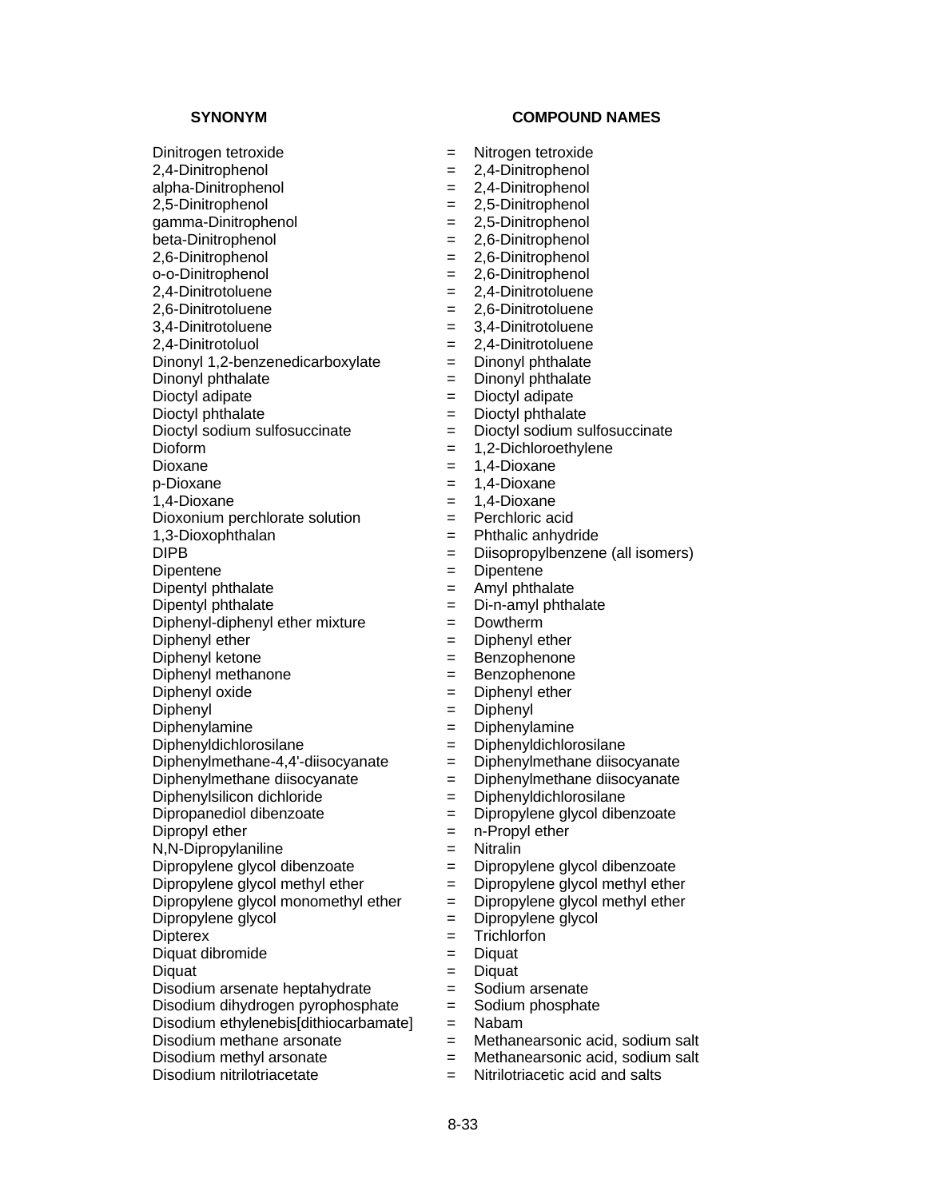| SYNONYM | | COMPOUND NAMES |
|---|---|---|
| Dinitrogen tetroxide | = | Nitrogen tetroxide |
| 2,4-Dinitrophenol | = | 2,4-Dinitrophenol |
| alpha-Dinitrophenol | = | 2,4-Dinitrophenol |
| 2,5-Dinitrophenol | = | 2,5-Dinitrophenol |
| gamma-Dinitrophenol | = | 2,5-Dinitrophenol |
| beta-Dinitrophenol | = | 2,6-Dinitrophenol |
| 2,6-Dinitrophenol | = | 2,6-Dinitrophenol |
| o-o-Dinitrophenol | = | 2,6-Dinitrophenol |
| 2,4-Dinitrotoluene | = | 2,4-Dinitrotoluene |
| 2,6-Dinitrotoluene | = | 2,6-Dinitrotoluene |
| 3,4-Dinitrotoluene | = | 3,4-Dinitrotoluene |
| 2,4-Dinitrotoluol | = | 2,4-Dinitrotoluene |
| Dinonyl 1,2-benzenedicarboxylate | = | Dinonyl phthalate |
| Dinonyl phthalate | = | Dinonyl phthalate |
| Dioctyl adipate | = | Dioctyl adipate |
| Dioctyl phthalate | = | Dioctyl phthalate |
| Dioctyl sodium sulfosuccinate | = | Dioctyl sodium sulfosuccinate |
| Dioform | = | 1,2-Dichloroethylene |
| Dioxane | = | 1,4-Dioxane |
| p-Dioxane | = | 1,4-Dioxane |
| 1,4-Dioxane | = | 1,4-Dioxane |
| Dioxonium perchlorate solution | = | Perchloric acid |
| 1,3-Dioxophthalan | = | Phthalic anhydride |
| DIPB | = | Diisopropylbenzene (all isomers) |
| Dipentene | = | Dipentene |
| Dipentyl phthalate | = | Amyl phthalate |
| Dipentyl phthalate | = | Di-n-amyl phthalate |
| Diphenyl-diphenyl ether mixture | = | Dowtherm |
| Diphenyl ether | = | Diphenyl ether |
| Diphenyl ketone | = | Benzophenone |
| Diphenyl methanone | = | Benzophenone |
| Diphenyl oxide | = | Diphenyl ether |
| Diphenyl | = | Diphenyl |
| Diphenylamine | = | Diphenylamine |
| Diphenyldichlorosilane | = | Diphenyldichlorosilane |
| Diphenylmethane-4,4'-diisocyanate | = | Diphenylmethane diisocyanate |
| Diphenylmethane diisocyanate | = | Diphenylmethane diisocyanate |
| Diphenylsilicon dichloride | = | Diphenyldichlorosilane |
| Dipropanediol dibenzoate | = | Dipropylene glycol dibenzoate |
| Dipropyl ether | = | n-Propyl ether |
| N,N-Dipropylaniline | = | Nitralin |
| Dipropylene glycol dibenzoate | = | Dipropylene glycol dibenzoate |
| Dipropylene glycol methyl ether | = | Dipropylene glycol methyl ether |
| Dipropylene glycol monomethyl ether | = | Dipropylene glycol methyl ether |
| Dipropylene glycol | = | Dipropylene glycol |
| Dipterex | = | Trichlorfon |
| Diquat dibromide | = | Diquat |
| Diquat | = | Diquat |
| Disodium arsenate heptahydrate | = | Sodium arsenate |
| Disodium dihydrogen pyrophosphate | = | Sodium phosphate |
| Disodium ethylenebis[dithiocarbamate] | = | Nabam |
| Disodium methane arsonate | = | Methanearsonic acid, sodium salt |
| Disodium methyl arsonate | = | Methanearsonic acid, sodium salt |
| Disodium nitrilotriacetate | = | Nitrilotriacetic acid and salts |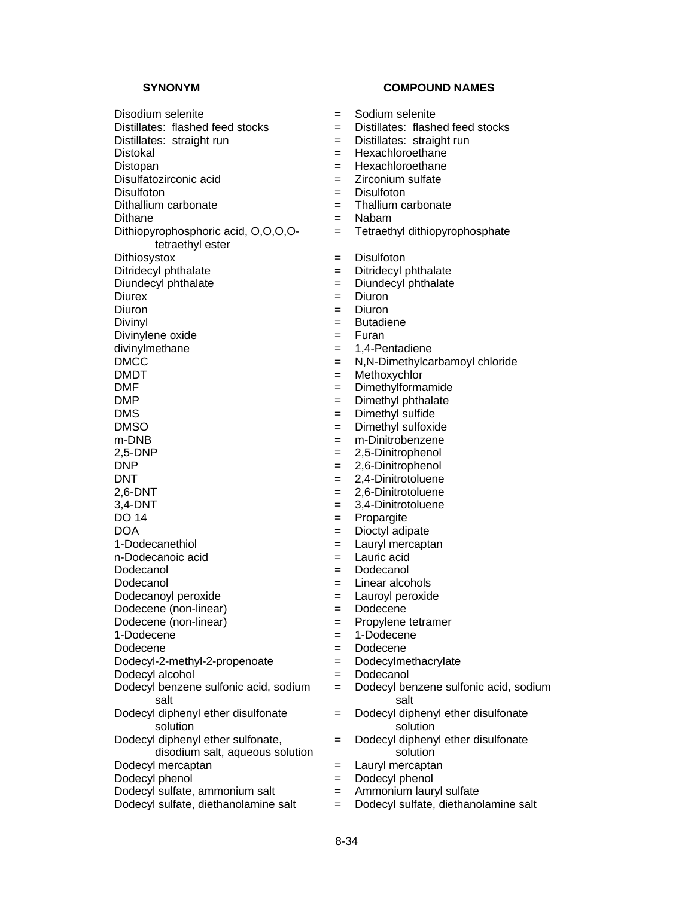| SYNONYM | | COMPOUND NAMES |
|---|---|---|
| Disodium selenite | = | Sodium selenite |
| Distillates: flashed feed stocks | = | Distillates: flashed feed stocks |
| Distillates: straight run | = | Distillates: straight run |
| Distokal | = | Hexachloroethane |
| Distopan | = | Hexachloroethane |
| Disulfatozirconic acid | = | Zirconium sulfate |
| Disulfoton | = | Disulfoton |
| Dithallium carbonate | = | Thallium carbonate |
| Dithane | = | Nabam |
| Dithiopyrophosphoric acid, O,O,O,O-tetraethyl ester | = | Tetraethyl dithiopyrophosphate |
| Dithiosystox | = | Disulfoton |
| Ditridecyl phthalate | = | Ditridecyl phthalate |
| Diundecyl phthalate | = | Diundecyl phthalate |
| Diurex | = | Diuron |
| Diuron | = | Diuron |
| Divinyl | = | Butadiene |
| Divinylene oxide | = | Furan |
| divinylmethane | = | 1,4-Pentadiene |
| DMCC | = | N,N-Dimethylcarbamoyl chloride |
| DMDT | = | Methoxychlor |
| DMF | = | Dimethylformamide |
| DMP | = | Dimethyl phthalate |
| DMS | = | Dimethyl sulfide |
| DMSO | = | Dimethyl sulfoxide |
| m-DNB | = | m-Dinitrobenzene |
| 2,5-DNP | = | 2,5-Dinitrophenol |
| DNP | = | 2,6-Dinitrophenol |
| DNT | = | 2,4-Dinitrotoluene |
| 2,6-DNT | = | 2,6-Dinitrotoluene |
| 3,4-DNT | = | 3,4-Dinitrotoluene |
| DO 14 | = | Propargite |
| DOA | = | Dioctyl adipate |
| 1-Dodecanethiol | = | Lauryl mercaptan |
| n-Dodecanoic acid | = | Lauric acid |
| Dodecanol | = | Dodecanol |
| Dodecanol | = | Linear alcohols |
| Dodecanoyl peroxide | = | Lauroyl peroxide |
| Dodecene (non-linear) | = | Dodecene |
| Dodecene (non-linear) | = | Propylene tetramer |
| 1-Dodecene | = | 1-Dodecene |
| Dodecene | = | Dodecene |
| Dodecyl-2-methyl-2-propenoate | = | Dodecylmethacrylate |
| Dodecyl alcohol | = | Dodecanol |
| Dodecyl benzene sulfonic acid, sodium salt | = | Dodecyl benzene sulfonic acid, sodium salt |
| Dodecyl diphenyl ether disulfonate solution | = | Dodecyl diphenyl ether disulfonate solution |
| Dodecyl diphenyl ether sulfonate, disodium salt, aqueous solution | = | Dodecyl diphenyl ether disulfonate solution |
| Dodecyl mercaptan | = | Lauryl mercaptan |
| Dodecyl phenol | = | Dodecyl phenol |
| Dodecyl sulfate, ammonium salt | = | Ammonium lauryl sulfate |
| Dodecyl sulfate, diethanolamine salt | = | Dodecyl sulfate, diethanolamine salt |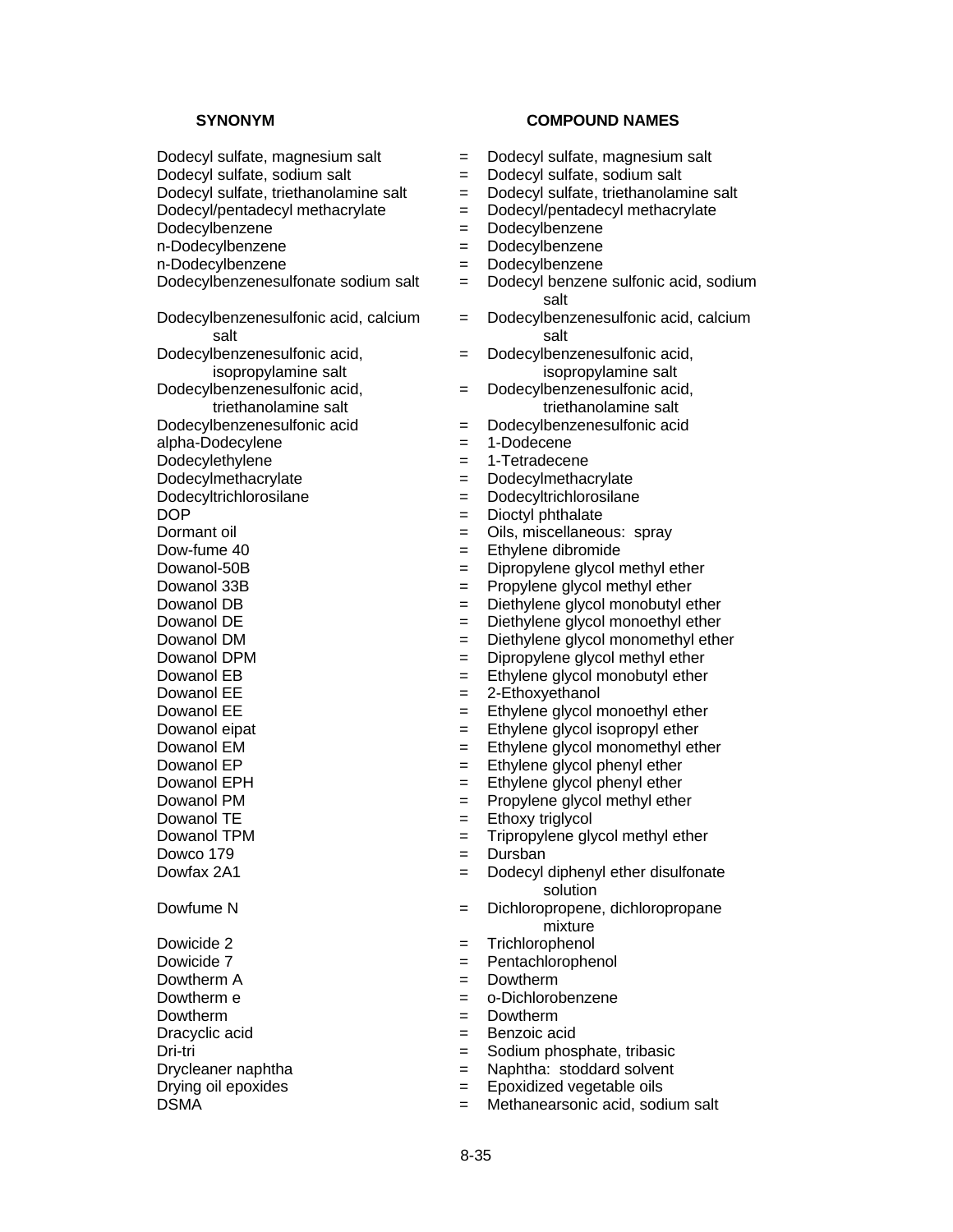| SYNONYM | | COMPOUND NAMES |
|---|---|---|
| Dodecyl sulfate, magnesium salt | = | Dodecyl sulfate, magnesium salt |
| Dodecyl sulfate, sodium salt | = | Dodecyl sulfate, sodium salt |
| Dodecyl sulfate, triethanolamine salt | = | Dodecyl sulfate, triethanolamine salt |
| Dodecyl/pentadecyl methacrylate | = | Dodecyl/pentadecyl methacrylate |
| Dodecylbenzene | = | Dodecylbenzene |
| n-Dodecylbenzene | = | Dodecylbenzene |
| n-Dodecylbenzene | = | Dodecylbenzene |
| Dodecylbenzenesulfonate sodium salt | = | Dodecyl benzene sulfonic acid, sodium salt |
| Dodecylbenzenesulfonic acid, calcium salt | = | Dodecylbenzenesulfonic acid, calcium salt |
| Dodecylbenzenesulfonic acid, isopropylamine salt | = | Dodecylbenzenesulfonic acid, isopropylamine salt |
| Dodecylbenzenesulfonic acid, triethanolamine salt | = | Dodecylbenzenesulfonic acid, triethanolamine salt |
| Dodecylbenzenesulfonic acid | = | Dodecylbenzenesulfonic acid |
| alpha-Dodecylene | = | 1-Dodecene |
| Dodecylethylene | = | 1-Tetradecene |
| Dodecylmethacrylate | = | Dodecylmethacrylate |
| Dodecyltrichlorosilane | = | Dodecyltrichlorosilane |
| DOP | = | Dioctyl phthalate |
| Dormant oil | = | Oils, miscellaneous: spray |
| Dow-fume 40 | = | Ethylene dibromide |
| Dowanol-50B | = | Dipropylene glycol methyl ether |
| Dowanol 33B | = | Propylene glycol methyl ether |
| Dowanol DB | = | Diethylene glycol monobutyl ether |
| Dowanol DE | = | Diethylene glycol monoethyl ether |
| Dowanol DM | = | Diethylene glycol monomethyl ether |
| Dowanol DPM | = | Dipropylene glycol methyl ether |
| Dowanol EB | = | Ethylene glycol monobutyl ether |
| Dowanol EE | = | 2-Ethoxyethanol |
| Dowanol EE | = | Ethylene glycol monoethyl ether |
| Dowanol eipat | = | Ethylene glycol isopropyl ether |
| Dowanol EM | = | Ethylene glycol monomethyl ether |
| Dowanol EP | = | Ethylene glycol phenyl ether |
| Dowanol EPH | = | Ethylene glycol phenyl ether |
| Dowanol PM | = | Propylene glycol methyl ether |
| Dowanol TE | = | Ethoxy triglycol |
| Dowanol TPM | = | Tripropylene glycol methyl ether |
| Dowco 179 | = | Dursban |
| Dowfax 2A1 | = | Dodecyl diphenyl ether disulfonate solution |
| Dowfume N | = | Dichloropropene, dichloropropane mixture |
| Dowicide 2 | = | Trichlorophenol |
| Dowicide 7 | = | Pentachlorophenol |
| Dowtherm A | = | Dowtherm |
| Dowtherm e | = | o-Dichlorobenzene |
| Dowtherm | = | Dowtherm |
| Dracyclic acid | = | Benzoic acid |
| Dri-tri | = | Sodium phosphate, tribasic |
| Drycleaner naphtha | = | Naphtha: stoddard solvent |
| Drying oil epoxides | = | Epoxidized vegetable oils |
| DSMA | = | Methanearsonic acid, sodium salt |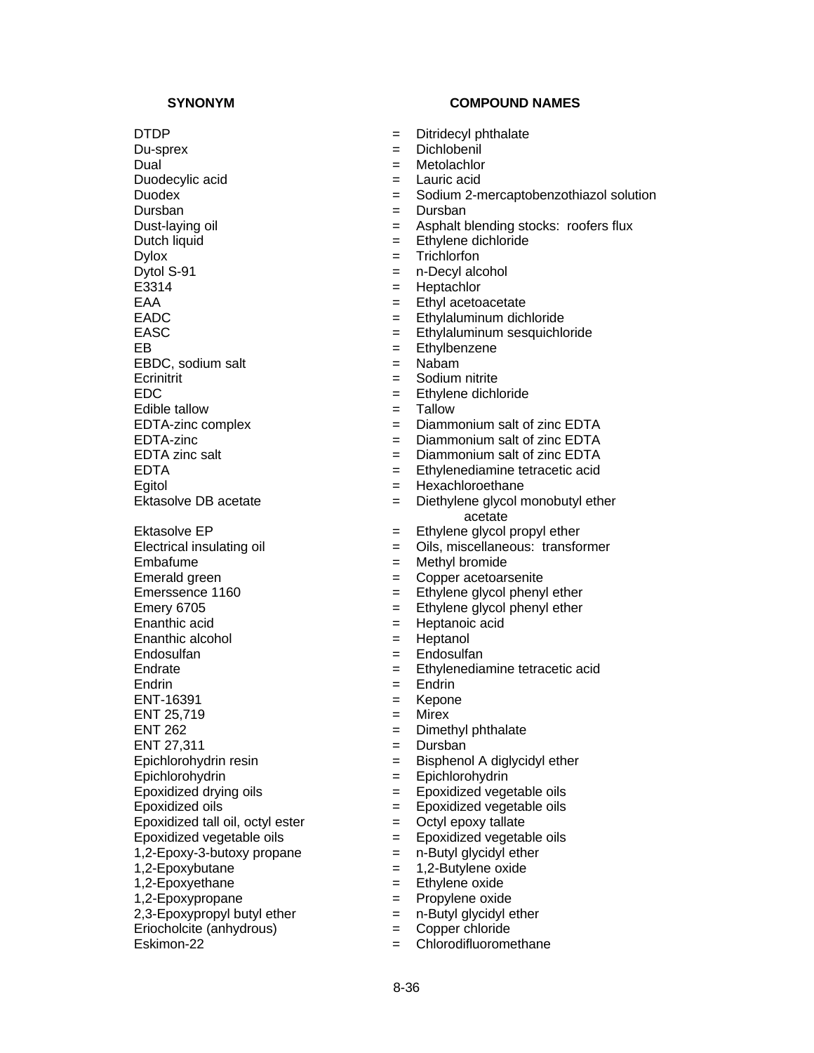| SYNONYM | | COMPOUND NAMES |
|---|---|---|
| DTDP | = | Ditridecyl phthalate |
| Du-sprex | = | Dichlobenil |
| Dual | = | Metolachlor |
| Duodecylic acid | = | Lauric acid |
| Duodex | = | Sodium 2-mercaptobenzothiazol solution |
| Dursban | = | Dursban |
| Dust-laying oil | = | Asphalt blending stocks: roofers flux |
| Dutch liquid | = | Ethylene dichloride |
| Dylox | = | Trichlorfon |
| Dytol S-91 | = | n-Decyl alcohol |
| E3314 | = | Heptachlor |
| EAA | = | Ethyl acetoacetate |
| EADC | = | Ethylaluminum dichloride |
| EASC | = | Ethylaluminum sesquichloride |
| EB | = | Ethylbenzene |
| EBDC, sodium salt | = | Nabam |
| Ecrinitrit | = | Sodium nitrite |
| EDC | = | Ethylene dichloride |
| Edible tallow | = | Tallow |
| EDTA-zinc complex | = | Diammonium salt of zinc EDTA |
| EDTA-zinc | = | Diammonium salt of zinc EDTA |
| EDTA zinc salt | = | Diammonium salt of zinc EDTA |
| EDTA | = | Ethylenediamine tetracetic acid |
| Egitol | = | Hexachloroethane |
| Ektasolve DB acetate | = | Diethylene glycol monobutyl ether acetate |
| Ektasolve EP | = | Ethylene glycol propyl ether |
| Electrical insulating oil | = | Oils, miscellaneous: transformer |
| Embafume | = | Methyl bromide |
| Emerald green | = | Copper acetoarsenite |
| Emerssence 1160 | = | Ethylene glycol phenyl ether |
| Emery 6705 | = | Ethylene glycol phenyl ether |
| Enanthic acid | = | Heptanoic acid |
| Enanthic alcohol | = | Heptanol |
| Endosulfan | = | Endosulfan |
| Endrate | = | Ethylenediamine tetracetic acid |
| Endrin | = | Endrin |
| ENT-16391 | = | Kepone |
| ENT 25,719 | = | Mirex |
| ENT 262 | = | Dimethyl phthalate |
| ENT 27,311 | = | Dursban |
| Epichlorohydrin resin | = | Bisphenol A diglycidyl ether |
| Epichlorohydrin | = | Epichlorohydrin |
| Epoxidized drying oils | = | Epoxidized vegetable oils |
| Epoxidized oils | = | Epoxidized vegetable oils |
| Epoxidized tall oil, octyl ester | = | Octyl epoxy tallate |
| Epoxidized vegetable oils | = | Epoxidized vegetable oils |
| 1,2-Epoxy-3-butoxy propane | = | n-Butyl glycidyl ether |
| 1,2-Epoxybutane | = | 1,2-Butylene oxide |
| 1,2-Epoxyethane | = | Ethylene oxide |
| 1,2-Epoxypropane | = | Propylene oxide |
| 2,3-Epoxypropyl butyl ether | = | n-Butyl glycidyl ether |
| Eriocholcite (anhydrous) | = | Copper chloride |
| Eskimon-22 | = | Chlorodifluoromethane |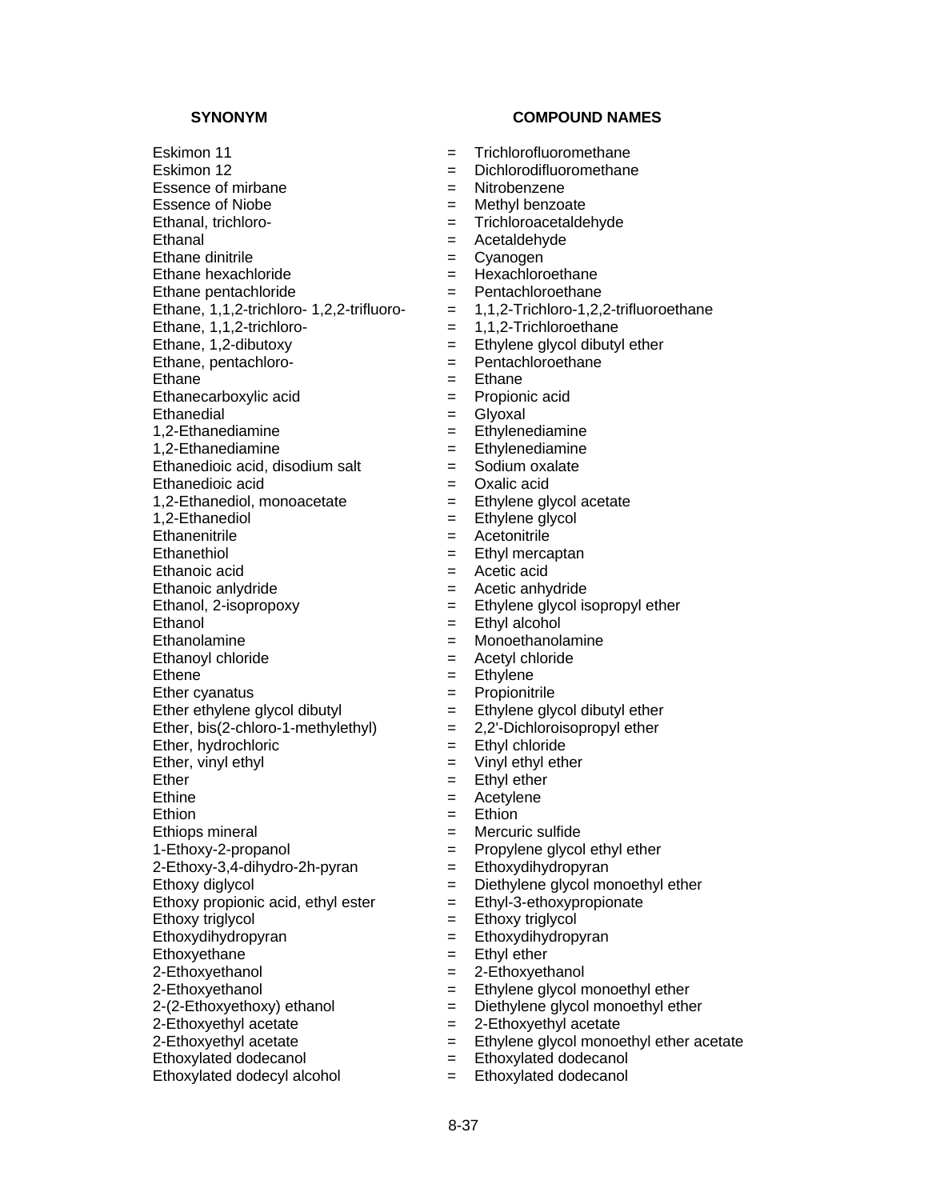| SYNONYM | | COMPOUND NAMES |
|---|---|---|
| Eskimon 11 | = | Trichlorofluoromethane |
| Eskimon 12 | = | Dichlorodifluoromethane |
| Essence of mirbane | = | Nitrobenzene |
| Essence of Niobe | = | Methyl benzoate |
| Ethanal, trichloro- | = | Trichloroacetaldehyde |
| Ethanal | = | Acetaldehyde |
| Ethane dinitrile | = | Cyanogen |
| Ethane hexachloride | = | Hexachloroethane |
| Ethane pentachloride | = | Pentachloroethane |
| Ethane, 1,1,2-trichloro- 1,2,2-trifluoro- | = | 1,1,2-Trichloro-1,2,2-trifluoroethane |
| Ethane, 1,1,2-trichloro- | = | 1,1,2-Trichloroethane |
| Ethane, 1,2-dibutoxy | = | Ethylene glycol dibutyl ether |
| Ethane, pentachloro- | = | Pentachloroethane |
| Ethane | = | Ethane |
| Ethanecarboxylic acid | = | Propionic acid |
| Ethanedial | = | Glyoxal |
| 1,2-Ethanediamine | = | Ethylenediamine |
| 1,2-Ethanediamine | = | Ethylenediamine |
| Ethanedioic acid, disodium salt | = | Sodium oxalate |
| Ethanedioic acid | = | Oxalic acid |
| 1,2-Ethanediol, monoacetate | = | Ethylene glycol acetate |
| 1,2-Ethanediol | = | Ethylene glycol |
| Ethanenitrile | = | Acetonitrile |
| Ethanethiol | = | Ethyl mercaptan |
| Ethanoic acid | = | Acetic acid |
| Ethanoic anlydride | = | Acetic anhydride |
| Ethanol, 2-isopropoxy | = | Ethylene glycol isopropyl ether |
| Ethanol | = | Ethyl alcohol |
| Ethanolamine | = | Monoethanolamine |
| Ethanoyl chloride | = | Acetyl chloride |
| Ethene | = | Ethylene |
| Ether cyanatus | = | Propionitrile |
| Ether ethylene glycol dibutyl | = | Ethylene glycol dibutyl ether |
| Ether, bis(2-chloro-1-methylethyl) | = | 2,2'-Dichloroisopropyl ether |
| Ether, hydrochloric | = | Ethyl chloride |
| Ether, vinyl ethyl | = | Vinyl ethyl ether |
| Ether | = | Ethyl ether |
| Ethine | = | Acetylene |
| Ethion | = | Ethion |
| Ethiops mineral | = | Mercuric sulfide |
| 1-Ethoxy-2-propanol | = | Propylene glycol ethyl ether |
| 2-Ethoxy-3,4-dihydro-2h-pyran | = | Ethoxydihydropyran |
| Ethoxy diglycol | = | Diethylene glycol monoethyl ether |
| Ethoxy propionic acid, ethyl ester | = | Ethyl-3-ethoxypropionate |
| Ethoxy triglycol | = | Ethoxy triglycol |
| Ethoxydihydropyran | = | Ethoxydihydropyran |
| Ethoxyethane | = | Ethyl ether |
| 2-Ethoxyethanol | = | 2-Ethoxyethanol |
| 2-Ethoxyethanol | = | Ethylene glycol monoethyl ether |
| 2-(2-Ethoxyethoxy) ethanol | = | Diethylene glycol monoethyl ether |
| 2-Ethoxyethyl acetate | = | 2-Ethoxyethyl acetate |
| 2-Ethoxyethyl acetate | = | Ethylene glycol monoethyl ether acetate |
| Ethoxylated dodecanol | = | Ethoxylated dodecanol |
| Ethoxylated dodecyl alcohol | = | Ethoxylated dodecanol |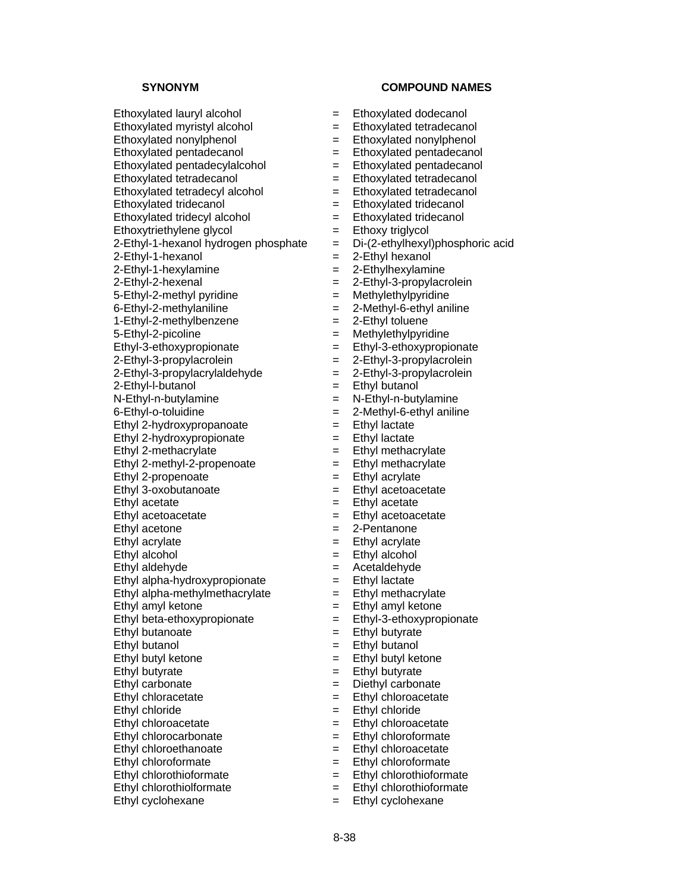| SYNONYM | | COMPOUND NAMES |
|---|---|---|
| Ethoxylated lauryl alcohol | = | Ethoxylated dodecanol |
| Ethoxylated myristyl alcohol | = | Ethoxylated tetradecanol |
| Ethoxylated nonylphenol | = | Ethoxylated nonylphenol |
| Ethoxylated pentadecanol | = | Ethoxylated pentadecanol |
| Ethoxylated pentadecylalcohol | = | Ethoxylated pentadecanol |
| Ethoxylated tetradecanol | = | Ethoxylated tetradecanol |
| Ethoxylated tetradecyl alcohol | = | Ethoxylated tetradecanol |
| Ethoxylated tridecanol | = | Ethoxylated tridecanol |
| Ethoxylated tridecyl alcohol | = | Ethoxylated tridecanol |
| Ethoxytriethylene glycol | = | Ethoxy triglycol |
| 2-Ethyl-1-hexanol hydrogen phosphate | = | Di-(2-ethylhexyl)phosphoric acid |
| 2-Ethyl-1-hexanol | = | 2-Ethyl hexanol |
| 2-Ethyl-1-hexylamine | = | 2-Ethylhexylamine |
| 2-Ethyl-2-hexenal | = | 2-Ethyl-3-propylacrolein |
| 5-Ethyl-2-methyl pyridine | = | Methylethylpyridine |
| 6-Ethyl-2-methylaniline | = | 2-Methyl-6-ethyl aniline |
| 1-Ethyl-2-methylbenzene | = | 2-Ethyl toluene |
| 5-Ethyl-2-picoline | = | Methylethylpyridine |
| Ethyl-3-ethoxypropionate | = | Ethyl-3-ethoxypropionate |
| 2-Ethyl-3-propylacrolein | = | 2-Ethyl-3-propylacrolein |
| 2-Ethyl-3-propylacrylaldehyde | = | 2-Ethyl-3-propylacrolein |
| 2-Ethyl-l-butanol | = | Ethyl butanol |
| N-Ethyl-n-butylamine | = | N-Ethyl-n-butylamine |
| 6-Ethyl-o-toluidine | = | 2-Methyl-6-ethyl aniline |
| Ethyl 2-hydroxypropanoate | = | Ethyl lactate |
| Ethyl 2-hydroxypropionate | = | Ethyl lactate |
| Ethyl 2-methacrylate | = | Ethyl methacrylate |
| Ethyl 2-methyl-2-propenoate | = | Ethyl methacrylate |
| Ethyl 2-propenoate | = | Ethyl acrylate |
| Ethyl 3-oxobutanoate | = | Ethyl acetoacetate |
| Ethyl acetate | = | Ethyl acetate |
| Ethyl acetoacetate | = | Ethyl acetoacetate |
| Ethyl acetone | = | 2-Pentanone |
| Ethyl acrylate | = | Ethyl acrylate |
| Ethyl alcohol | = | Ethyl alcohol |
| Ethyl aldehyde | = | Acetaldehyde |
| Ethyl alpha-hydroxypropionate | = | Ethyl lactate |
| Ethyl alpha-methylmethacrylate | = | Ethyl methacrylate |
| Ethyl amyl ketone | = | Ethyl amyl ketone |
| Ethyl beta-ethoxypropionate | = | Ethyl-3-ethoxypropionate |
| Ethyl butanoate | = | Ethyl butyrate |
| Ethyl butanol | = | Ethyl butanol |
| Ethyl butyl ketone | = | Ethyl butyl ketone |
| Ethyl butyrate | = | Ethyl butyrate |
| Ethyl carbonate | = | Diethyl carbonate |
| Ethyl chloracetate | = | Ethyl chloroacetate |
| Ethyl chloride | = | Ethyl chloride |
| Ethyl chloroacetate | = | Ethyl chloroacetate |
| Ethyl chlorocarbonate | = | Ethyl chloroformate |
| Ethyl chloroethanoate | = | Ethyl chloroacetate |
| Ethyl chloroformate | = | Ethyl chloroformate |
| Ethyl chlorothioformate | = | Ethyl chlorothioformate |
| Ethyl chlorothiolformate | = | Ethyl chlorothioformate |
| Ethyl cyclohexane | = | Ethyl cyclohexane |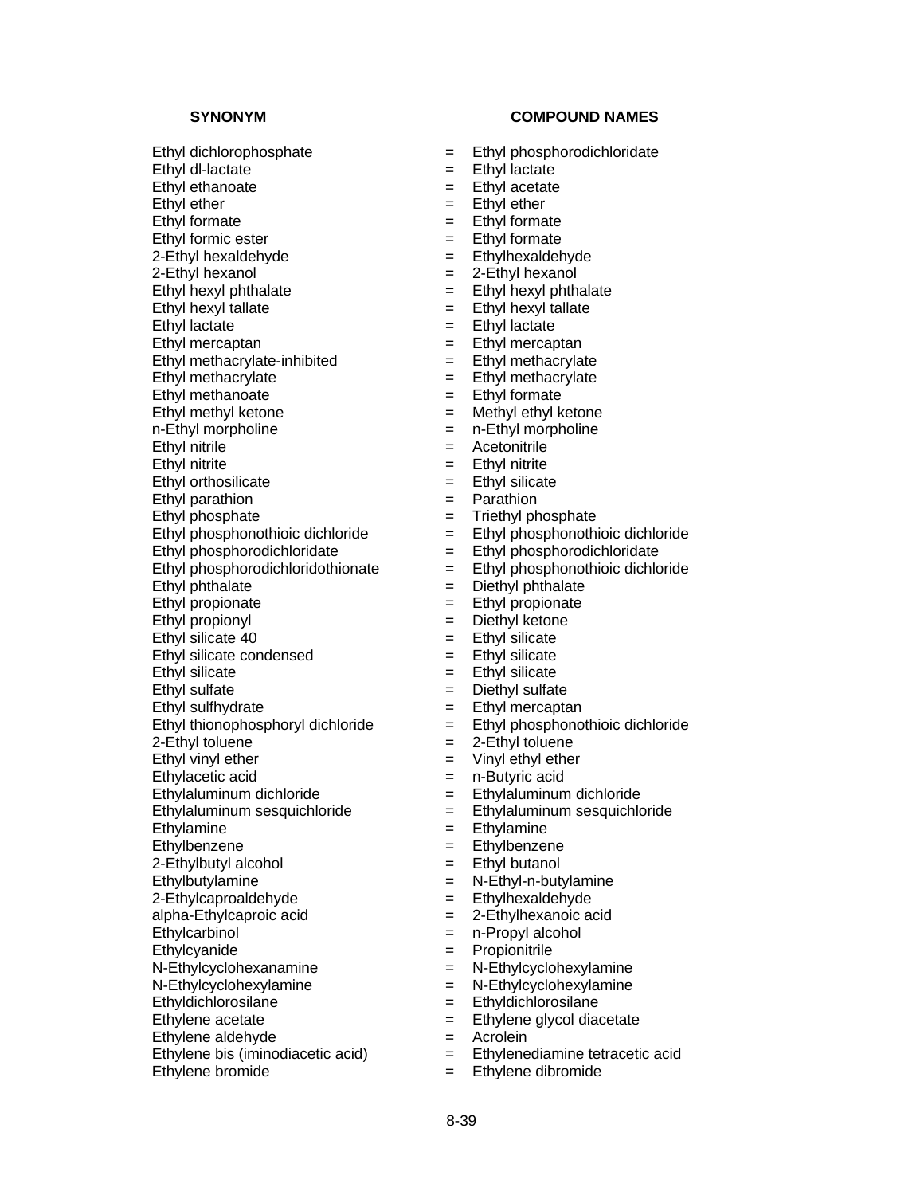| SYNONYM | | COMPOUND NAMES |
|---|---|---|
| Ethyl dichlorophosphate | = | Ethyl phosphorodichloridate |
| Ethyl dl-lactate | = | Ethyl lactate |
| Ethyl ethanoate | = | Ethyl acetate |
| Ethyl ether | = | Ethyl ether |
| Ethyl formate | = | Ethyl formate |
| Ethyl formic ester | = | Ethyl formate |
| 2-Ethyl hexaldehyde | = | Ethylhexaldehyde |
| 2-Ethyl hexanol | = | 2-Ethyl hexanol |
| Ethyl hexyl phthalate | = | Ethyl hexyl phthalate |
| Ethyl hexyl tallate | = | Ethyl hexyl tallate |
| Ethyl lactate | = | Ethyl lactate |
| Ethyl mercaptan | = | Ethyl mercaptan |
| Ethyl methacrylate-inhibited | = | Ethyl methacrylate |
| Ethyl methacrylate | = | Ethyl methacrylate |
| Ethyl methanoate | = | Ethyl formate |
| Ethyl methyl ketone | = | Methyl ethyl ketone |
| n-Ethyl morpholine | = | n-Ethyl morpholine |
| Ethyl nitrile | = | Acetonitrile |
| Ethyl nitrite | = | Ethyl nitrite |
| Ethyl orthosilicate | = | Ethyl silicate |
| Ethyl parathion | = | Parathion |
| Ethyl phosphate | = | Triethyl phosphate |
| Ethyl phosphonothioic dichloride | = | Ethyl phosphonothioic dichloride |
| Ethyl phosphorodichloridate | = | Ethyl phosphorodichloridate |
| Ethyl phosphorodichloridothionate | = | Ethyl phosphonothioic dichloride |
| Ethyl phthalate | = | Diethyl phthalate |
| Ethyl propionate | = | Ethyl propionate |
| Ethyl propionyl | = | Diethyl ketone |
| Ethyl silicate 40 | = | Ethyl silicate |
| Ethyl silicate condensed | = | Ethyl silicate |
| Ethyl silicate | = | Ethyl silicate |
| Ethyl sulfate | = | Diethyl sulfate |
| Ethyl sulfhydrate | = | Ethyl mercaptan |
| Ethyl thionophosphoryl dichloride | = | Ethyl phosphonothioic dichloride |
| 2-Ethyl toluene | = | 2-Ethyl toluene |
| Ethyl vinyl ether | = | Vinyl ethyl ether |
| Ethylacetic acid | = | n-Butyric acid |
| Ethylaluminum dichloride | = | Ethylaluminum dichloride |
| Ethylaluminum sesquichloride | = | Ethylaluminum sesquichloride |
| Ethylamine | = | Ethylamine |
| Ethylbenzene | = | Ethylbenzene |
| 2-Ethylbutyl alcohol | = | Ethyl butanol |
| Ethylbutylamine | = | N-Ethyl-n-butylamine |
| 2-Ethylcaproaldehyde | = | Ethylhexaldehyde |
| alpha-Ethylcaproic acid | = | 2-Ethylhexanoic acid |
| Ethylcarbinol | = | n-Propyl alcohol |
| Ethylcyanide | = | Propionitrile |
| N-Ethylcyclohexanamine | = | N-Ethylcyclohexylamine |
| N-Ethylcyclohexylamine | = | N-Ethylcyclohexylamine |
| Ethyldichlorosilane | = | Ethyldichlorosilane |
| Ethylene acetate | = | Ethylene glycol diacetate |
| Ethylene aldehyde | = | Acrolein |
| Ethylene bis (iminodiacetic acid) | = | Ethylenediamine tetracetic acid |
| Ethylene bromide | = | Ethylene dibromide |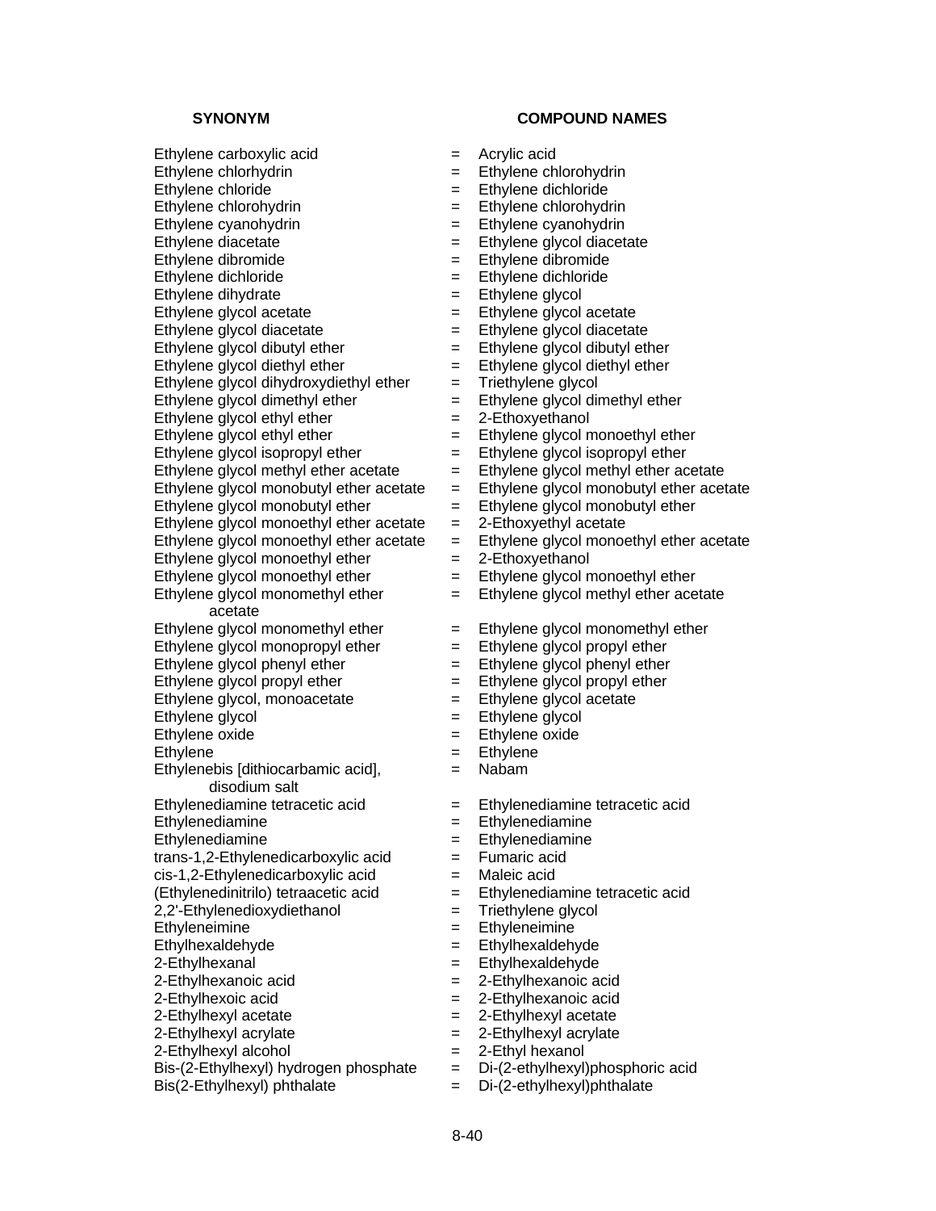| SYNONYM | | COMPOUND NAMES |
|---|---|---|
| Ethylene carboxylic acid | = | Acrylic acid |
| Ethylene chlorhydrin | = | Ethylene chlorohydrin |
| Ethylene chloride | = | Ethylene dichloride |
| Ethylene chlorohydrin | = | Ethylene chlorohydrin |
| Ethylene cyanohydrin | = | Ethylene cyanohydrin |
| Ethylene diacetate | = | Ethylene glycol diacetate |
| Ethylene dibromide | = | Ethylene dibromide |
| Ethylene dichloride | = | Ethylene dichloride |
| Ethylene dihydrate | = | Ethylene glycol |
| Ethylene glycol acetate | = | Ethylene glycol acetate |
| Ethylene glycol diacetate | = | Ethylene glycol diacetate |
| Ethylene glycol dibutyl ether | = | Ethylene glycol dibutyl ether |
| Ethylene glycol diethyl ether | = | Ethylene glycol diethyl ether |
| Ethylene glycol dihydroxydiethyl ether | = | Triethylene glycol |
| Ethylene glycol dimethyl ether | = | Ethylene glycol dimethyl ether |
| Ethylene glycol ethyl ether | = | 2-Ethoxyethanol |
| Ethylene glycol ethyl ether | = | Ethylene glycol monoethyl ether |
| Ethylene glycol isopropyl ether | = | Ethylene glycol isopropyl ether |
| Ethylene glycol methyl ether acetate | = | Ethylene glycol methyl ether acetate |
| Ethylene glycol monobutyl ether acetate | = | Ethylene glycol monobutyl ether acetate |
| Ethylene glycol monobutyl ether | = | Ethylene glycol monobutyl ether |
| Ethylene glycol monoethyl ether acetate | = | 2-Ethoxyethyl acetate |
| Ethylene glycol monoethyl ether acetate | = | Ethylene glycol monoethyl ether acetate |
| Ethylene glycol monoethyl ether | = | 2-Ethoxyethanol |
| Ethylene glycol monoethyl ether | = | Ethylene glycol monoethyl ether |
| Ethylene glycol monomethyl ether acetate | = | Ethylene glycol methyl ether acetate |
| Ethylene glycol monomethyl ether | = | Ethylene glycol monomethyl ether |
| Ethylene glycol monopropyl ether | = | Ethylene glycol propyl ether |
| Ethylene glycol phenyl ether | = | Ethylene glycol phenyl ether |
| Ethylene glycol propyl ether | = | Ethylene glycol propyl ether |
| Ethylene glycol, monoacetate | = | Ethylene glycol acetate |
| Ethylene glycol | = | Ethylene glycol |
| Ethylene oxide | = | Ethylene oxide |
| Ethylene | = | Ethylene |
| Ethylenebis [dithiocarbamic acid], disodium salt | = | Nabam |
| Ethylenediamine tetracetic acid | = | Ethylenediamine tetracetic acid |
| Ethylenediamine | = | Ethylenediamine |
| Ethylenediamine | = | Ethylenediamine |
| trans-1,2-Ethylenedicarboxylic acid | = | Fumaric acid |
| cis-1,2-Ethylenedicarboxylic acid | = | Maleic acid |
| (Ethylenedinitrilo) tetraacetic acid | = | Ethylenediamine tetracetic acid |
| 2,2'-Ethylenedioxydiethanol | = | Triethylene glycol |
| Ethyleneimine | = | Ethyleneimine |
| Ethylhexaldehyde | = | Ethylhexaldehyde |
| 2-Ethylhexanal | = | Ethylhexaldehyde |
| 2-Ethylhexanoic acid | = | 2-Ethylhexanoic acid |
| 2-Ethylhexoic acid | = | 2-Ethylhexanoic acid |
| 2-Ethylhexyl acetate | = | 2-Ethylhexyl acetate |
| 2-Ethylhexyl acrylate | = | 2-Ethylhexyl acrylate |
| 2-Ethylhexyl alcohol | = | 2-Ethyl hexanol |
| Bis-(2-Ethylhexyl) hydrogen phosphate | = | Di-(2-ethylhexyl)phosphoric acid |
| Bis(2-Ethylhexyl) phthalate | = | Di-(2-ethylhexyl)phthalate |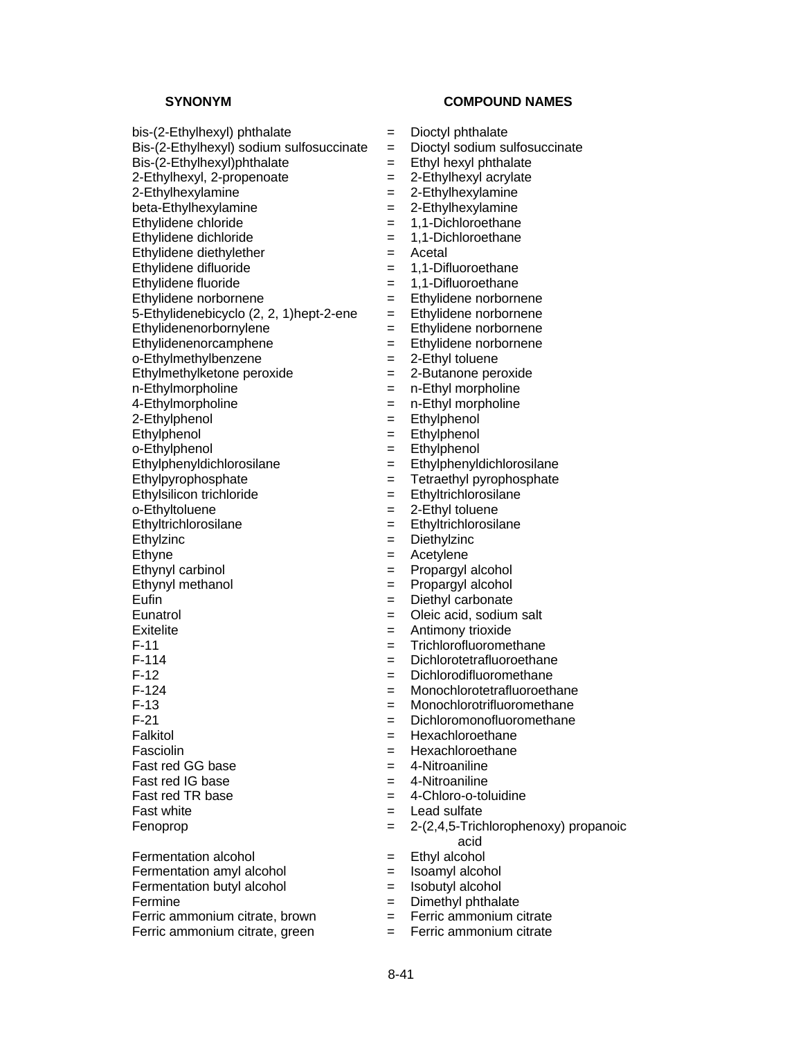| SYNONYM | | COMPOUND NAMES |
|---|---|---|
| bis-(2-Ethylhexyl) phthalate | = | Dioctyl phthalate |
| Bis-(2-Ethylhexyl) sodium sulfosuccinate | = | Dioctyl sodium sulfosuccinate |
| Bis-(2-Ethylhexyl)phthalate | = | Ethyl hexyl phthalate |
| 2-Ethylhexyl, 2-propenoate | = | 2-Ethylhexyl acrylate |
| 2-Ethylhexylamine | = | 2-Ethylhexylamine |
| beta-Ethylhexylamine | = | 2-Ethylhexylamine |
| Ethylidene chloride | = | 1,1-Dichloroethane |
| Ethylidene dichloride | = | 1,1-Dichloroethane |
| Ethylidene diethylether | = | Acetal |
| Ethylidene difluoride | = | 1,1-Difluoroethane |
| Ethylidene fluoride | = | 1,1-Difluoroethane |
| Ethylidene norbornene | = | Ethylidene norbornene |
| 5-Ethylidenebicyclo (2, 2, 1)hept-2-ene | = | Ethylidene norbornene |
| Ethylidenenorbornylene | = | Ethylidene norbornene |
| Ethylidenenorcamphene | = | Ethylidene norbornene |
| o-Ethylmethylbenzene | = | 2-Ethyl toluene |
| Ethylmethylketone peroxide | = | 2-Butanone peroxide |
| n-Ethylmorpholine | = | n-Ethyl morpholine |
| 4-Ethylmorpholine | = | n-Ethyl morpholine |
| 2-Ethylphenol | = | Ethylphenol |
| Ethylphenol | = | Ethylphenol |
| o-Ethylphenol | = | Ethylphenol |
| Ethylphenyldichlorosilane | = | Ethylphenyldichlorosilane |
| Ethylpyrophosphate | = | Tetraethyl pyrophosphate |
| Ethylsilicon trichloride | = | Ethyltrichlorosilane |
| o-Ethyltoluene | = | 2-Ethyl toluene |
| Ethyltrichlorosilane | = | Ethyltrichlorosilane |
| Ethylzinc | = | Diethylzinc |
| Ethyne | = | Acetylene |
| Ethynyl carbinol | = | Propargyl alcohol |
| Ethynyl methanol | = | Propargyl alcohol |
| Eufin | = | Diethyl carbonate |
| Eunatrol | = | Oleic acid, sodium salt |
| Exitelite | = | Antimony trioxide |
| F-11 | = | Trichlorofluoromethane |
| F-114 | = | Dichlorotetrafluoroethane |
| F-12 | = | Dichlorodifluoromethane |
| F-124 | = | Monochlorotetrafluoroethane |
| F-13 | = | Monochlorotrifluoromethane |
| F-21 | = | Dichloromonofluoromethane |
| Falkitol | = | Hexachloroethane |
| Fasciolin | = | Hexachloroethane |
| Fast red GG base | = | 4-Nitroaniline |
| Fast red IG base | = | 4-Nitroaniline |
| Fast red TR base | = | 4-Chloro-o-toluidine |
| Fast white | = | Lead sulfate |
| Fenoprop | = | 2-(2,4,5-Trichlorophenoxy) propanoic acid |
| Fermentation alcohol | = | Ethyl alcohol |
| Fermentation amyl alcohol | = | Isoamyl alcohol |
| Fermentation butyl alcohol | = | Isobutyl alcohol |
| Fermine | = | Dimethyl phthalate |
| Ferric ammonium citrate, brown | = | Ferric ammonium citrate |
| Ferric ammonium citrate, green | = | Ferric ammonium citrate |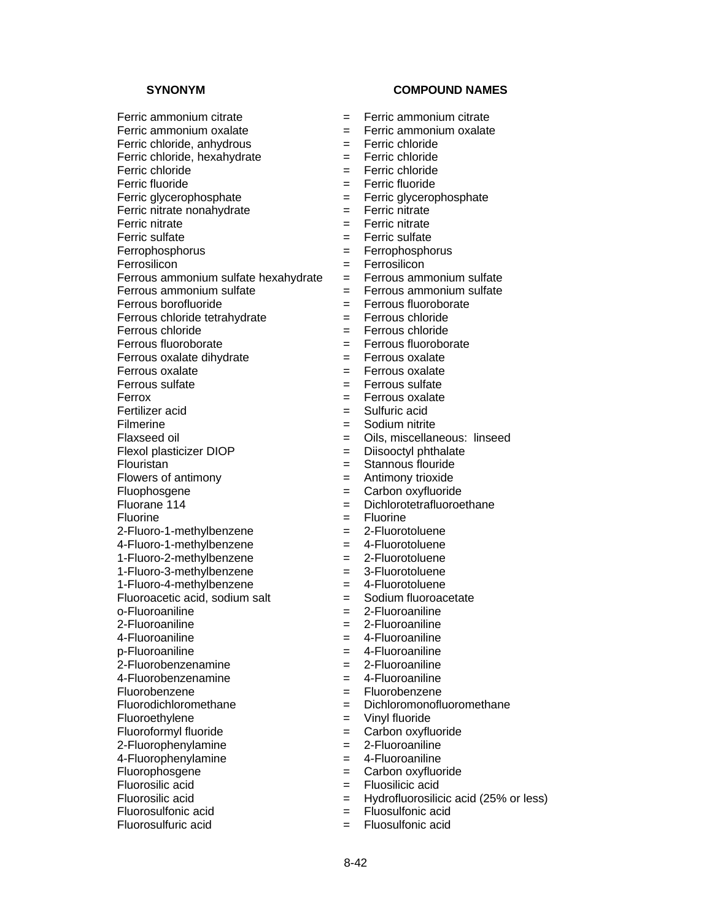| SYNONYM | | COMPOUND NAMES |
|---|---|---|
| Ferric ammonium citrate | = | Ferric ammonium citrate |
| Ferric ammonium oxalate | = | Ferric ammonium oxalate |
| Ferric chloride, anhydrous | = | Ferric chloride |
| Ferric chloride, hexahydrate | = | Ferric chloride |
| Ferric chloride | = | Ferric chloride |
| Ferric fluoride | = | Ferric fluoride |
| Ferric glycerophosphate | = | Ferric glycerophosphate |
| Ferric nitrate nonahydrate | = | Ferric nitrate |
| Ferric nitrate | = | Ferric nitrate |
| Ferric sulfate | = | Ferric sulfate |
| Ferrophosphorus | = | Ferrophosphorus |
| Ferrosilicon | = | Ferrosilicon |
| Ferrous ammonium sulfate hexahydrate | = | Ferrous ammonium sulfate |
| Ferrous ammonium sulfate | = | Ferrous ammonium sulfate |
| Ferrous borofluoride | = | Ferrous fluoroborate |
| Ferrous chloride tetrahydrate | = | Ferrous chloride |
| Ferrous chloride | = | Ferrous chloride |
| Ferrous fluoroborate | = | Ferrous fluoroborate |
| Ferrous oxalate dihydrate | = | Ferrous oxalate |
| Ferrous oxalate | = | Ferrous oxalate |
| Ferrous sulfate | = | Ferrous sulfate |
| Ferrox | = | Ferrous oxalate |
| Fertilizer acid | = | Sulfuric acid |
| Filmerine | = | Sodium nitrite |
| Flaxseed oil | = | Oils, miscellaneous: linseed |
| Flexol plasticizer DIOP | = | Diisooctyl phthalate |
| Flouristan | = | Stannous flouride |
| Flowers of antimony | = | Antimony trioxide |
| Fluophosgene | = | Carbon oxyfluoride |
| Fluorane 114 | = | Dichlorotetrafluoroethane |
| Fluorine | = | Fluorine |
| 2-Fluoro-1-methylbenzene | = | 2-Fluorotoluene |
| 4-Fluoro-1-methylbenzene | = | 4-Fluorotoluene |
| 1-Fluoro-2-methylbenzene | = | 2-Fluorotoluene |
| 1-Fluoro-3-methylbenzene | = | 3-Fluorotoluene |
| 1-Fluoro-4-methylbenzene | = | 4-Fluorotoluene |
| Fluoroacetic acid, sodium salt | = | Sodium fluoroacetate |
| o-Fluoroaniline | = | 2-Fluoroaniline |
| 2-Fluoroaniline | = | 2-Fluoroaniline |
| 4-Fluoroaniline | = | 4-Fluoroaniline |
| p-Fluoroaniline | = | 4-Fluoroaniline |
| 2-Fluorobenzenamine | = | 2-Fluoroaniline |
| 4-Fluorobenzenamine | = | 4-Fluoroaniline |
| Fluorobenzene | = | Fluorobenzene |
| Fluorodichloromethane | = | Dichloromonofluoromethane |
| Fluoroethylene | = | Vinyl fluoride |
| Fluoroformyl fluoride | = | Carbon oxyfluoride |
| 2-Fluorophenylamine | = | 2-Fluoroaniline |
| 4-Fluorophenylamine | = | 4-Fluoroaniline |
| Fluorophosgene | = | Carbon oxyfluoride |
| Fluorosilic acid | = | Fluosilicic acid |
| Fluorosilic acid | = | Hydrofluorosilicic acid (25% or less) |
| Fluorosulfonic acid | = | Fluosulfonic acid |
| Fluorosulfuric acid | = | Fluosulfonic acid |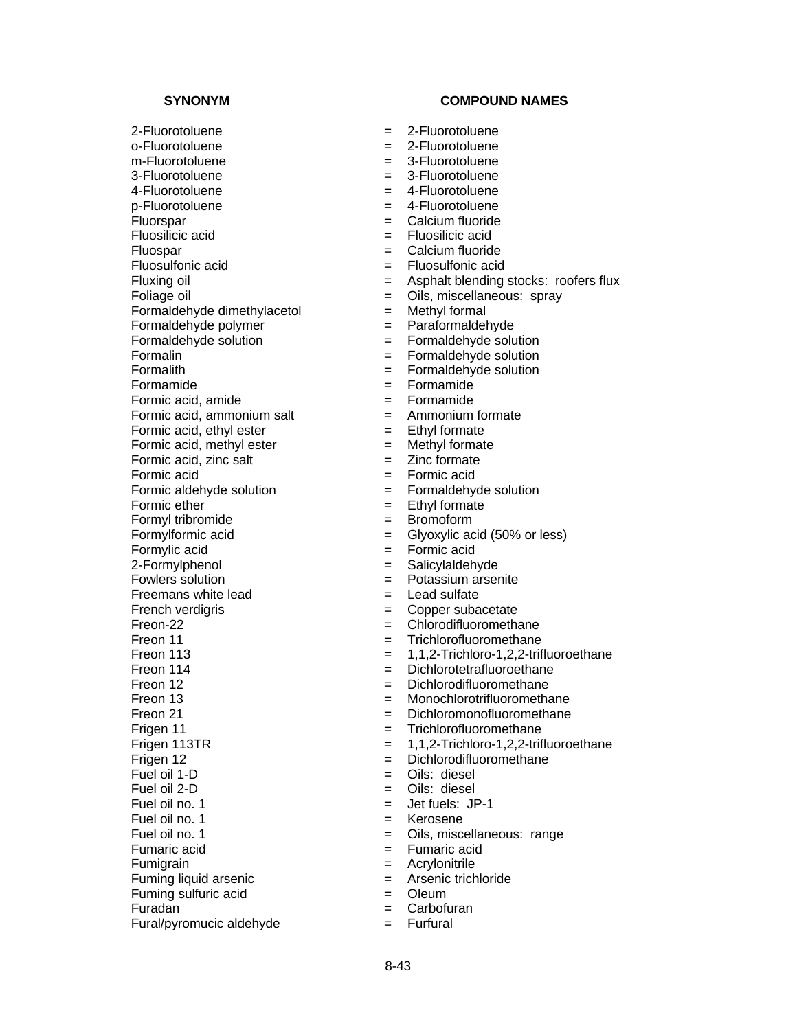| SYNONYM | | COMPOUND NAMES |
|---|---|---|
| 2-Fluorotoluene | = | 2-Fluorotoluene |
| o-Fluorotoluene | = | 2-Fluorotoluene |
| m-Fluorotoluene | = | 3-Fluorotoluene |
| 3-Fluorotoluene | = | 3-Fluorotoluene |
| 4-Fluorotoluene | = | 4-Fluorotoluene |
| p-Fluorotoluene | = | 4-Fluorotoluene |
| Fluorspar | = | Calcium fluoride |
| Fluosilicic acid | = | Fluosilicic acid |
| Fluospar | = | Calcium fluoride |
| Fluosulfonic acid | = | Fluosulfonic acid |
| Fluxing oil | = | Asphalt blending stocks: roofers flux |
| Foliage oil | = | Oils, miscellaneous: spray |
| Formaldehyde dimethylacetol | = | Methyl formal |
| Formaldehyde polymer | = | Paraformaldehyde |
| Formaldehyde solution | = | Formaldehyde solution |
| Formalin | = | Formaldehyde solution |
| Formalith | = | Formaldehyde solution |
| Formamide | = | Formamide |
| Formic acid, amide | = | Formamide |
| Formic acid, ammonium salt | = | Ammonium formate |
| Formic acid, ethyl ester | = | Ethyl formate |
| Formic acid, methyl ester | = | Methyl formate |
| Formic acid, zinc salt | = | Zinc formate |
| Formic acid | = | Formic acid |
| Formic aldehyde solution | = | Formaldehyde solution |
| Formic ether | = | Ethyl formate |
| Formyl tribromide | = | Bromoform |
| Formylformic acid | = | Glyoxylic acid (50% or less) |
| Formylic acid | = | Formic acid |
| 2-Formylphenol | = | Salicylaldehyde |
| Fowlers solution | = | Potassium arsenite |
| Freemans white lead | = | Lead sulfate |
| French verdigris | = | Copper subacetate |
| Freon-22 | = | Chlorodifluoromethane |
| Freon 11 | = | Trichlorofluoromethane |
| Freon 113 | = | 1,1,2-Trichloro-1,2,2-trifluoroethane |
| Freon 114 | = | Dichlorotetrafluoroethane |
| Freon 12 | = | Dichlorodifluoromethane |
| Freon 13 | = | Monochlorotrifluoromethane |
| Freon 21 | = | Dichloromonofluoromethane |
| Frigen 11 | = | Trichlorofluoromethane |
| Frigen 113TR | = | 1,1,2-Trichloro-1,2,2-trifluoroethane |
| Frigen 12 | = | Dichlorodifluoromethane |
| Fuel oil 1-D | = | Oils: diesel |
| Fuel oil 2-D | = | Oils: diesel |
| Fuel oil no. 1 | = | Jet fuels: JP-1 |
| Fuel oil no. 1 | = | Kerosene |
| Fuel oil no. 1 | = | Oils, miscellaneous: range |
| Fumaric acid | = | Fumaric acid |
| Fumigrain | = | Acrylonitrile |
| Fuming liquid arsenic | = | Arsenic trichloride |
| Fuming sulfuric acid | = | Oleum |
| Furadan | = | Carbofuran |
| Fural/pyromucic aldehyde | = | Furfural |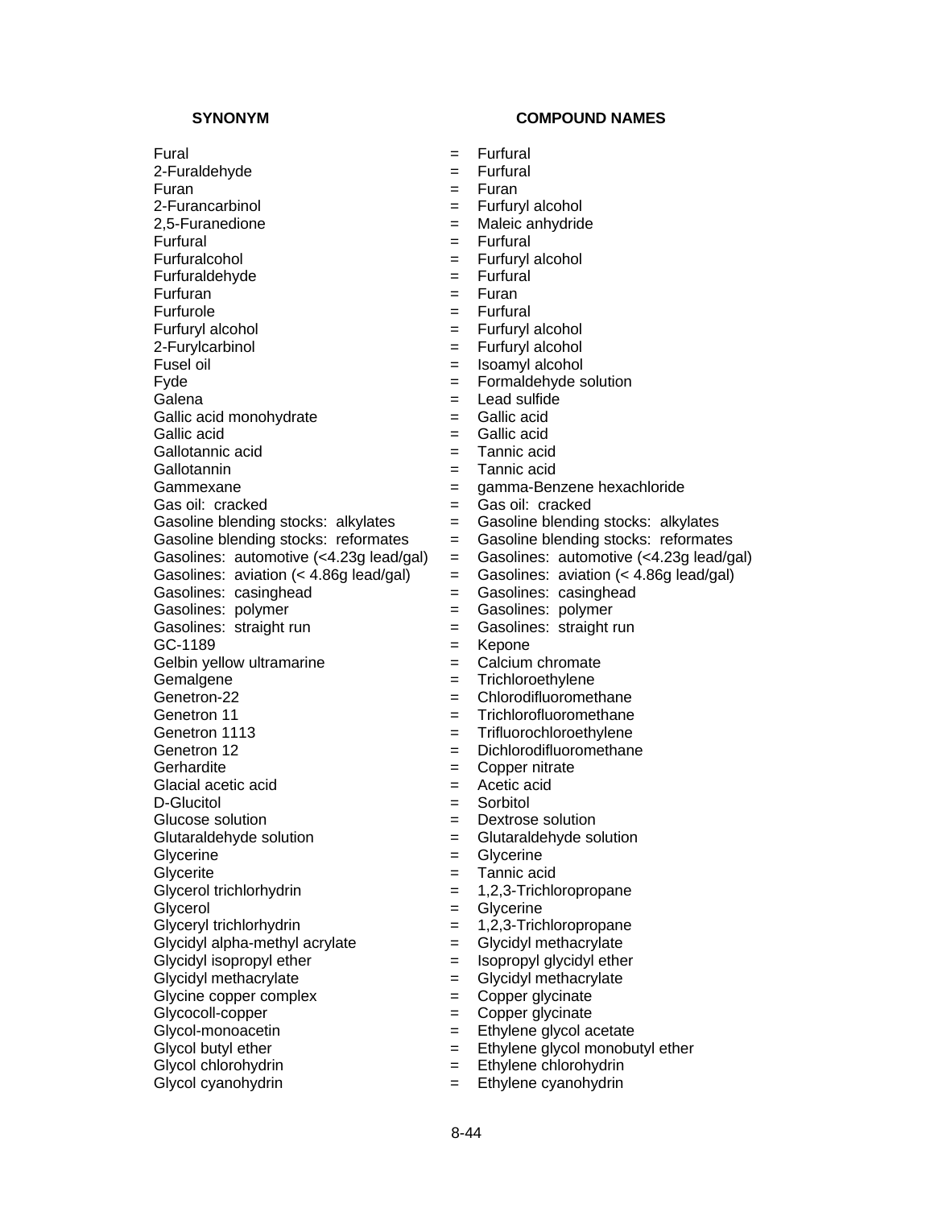| SYNONYM | | COMPOUND NAMES |
|---|---|---|
| Fural | = | Furfural |
| 2-Furaldehyde | = | Furfural |
| Furan | = | Furan |
| 2-Furancarbinol | = | Furfuryl alcohol |
| 2,5-Furanedione | = | Maleic anhydride |
| Furfural | = | Furfural |
| Furfuralcohol | = | Furfuryl alcohol |
| Furfuraldehyde | = | Furfural |
| Furfuran | = | Furan |
| Furfurole | = | Furfural |
| Furfuryl alcohol | = | Furfuryl alcohol |
| 2-Furylcarbinol | = | Furfuryl alcohol |
| Fusel oil | = | Isoamyl alcohol |
| Fyde | = | Formaldehyde solution |
| Galena | = | Lead sulfide |
| Gallic acid monohydrate | = | Gallic acid |
| Gallic acid | = | Gallic acid |
| Gallotannic acid | = | Tannic acid |
| Gallotannin | = | Tannic acid |
| Gammexane | = | gamma-Benzene hexachloride |
| Gas oil: cracked | = | Gas oil: cracked |
| Gasoline blending stocks: alkylates | = | Gasoline blending stocks: alkylates |
| Gasoline blending stocks: reformates | = | Gasoline blending stocks: reformates |
| Gasolines: automotive (<4.23g lead/gal) | = | Gasolines: automotive (<4.23g lead/gal) |
| Gasolines: aviation (< 4.86g lead/gal) | = | Gasolines: aviation (< 4.86g lead/gal) |
| Gasolines: casinghead | = | Gasolines: casinghead |
| Gasolines: polymer | = | Gasolines: polymer |
| Gasolines: straight run | = | Gasolines: straight run |
| GC-1189 | = | Kepone |
| Gelbin yellow ultramarine | = | Calcium chromate |
| Gemalgene | = | Trichloroethylene |
| Genetron-22 | = | Chlorodifluoromethane |
| Genetron 11 | = | Trichlorofluoromethane |
| Genetron 1113 | = | Trifluorochloroethylene |
| Genetron 12 | = | Dichlorodifluoromethane |
| Gerhardite | = | Copper nitrate |
| Glacial acetic acid | = | Acetic acid |
| D-Glucitol | = | Sorbitol |
| Glucose solution | = | Dextrose solution |
| Glutaraldehyde solution | = | Glutaraldehyde solution |
| Glycerine | = | Glycerine |
| Glycerite | = | Tannic acid |
| Glycerol trichlorhydrin | = | 1,2,3-Trichloropropane |
| Glycerol | = | Glycerine |
| Glyceryl trichlorhydrin | = | 1,2,3-Trichloropropane |
| Glycidyl alpha-methyl acrylate | = | Glycidyl methacrylate |
| Glycidyl isopropyl ether | = | Isopropyl glycidyl ether |
| Glycidyl methacrylate | = | Glycidyl methacrylate |
| Glycine copper complex | = | Copper glycinate |
| Glycocoll-copper | = | Copper glycinate |
| Glycol-monoacetin | = | Ethylene glycol acetate |
| Glycol butyl ether | = | Ethylene glycol monobutyl ether |
| Glycol chlorohydrin | = | Ethylene chlorohydrin |
| Glycol cyanohydrin | = | Ethylene cyanohydrin |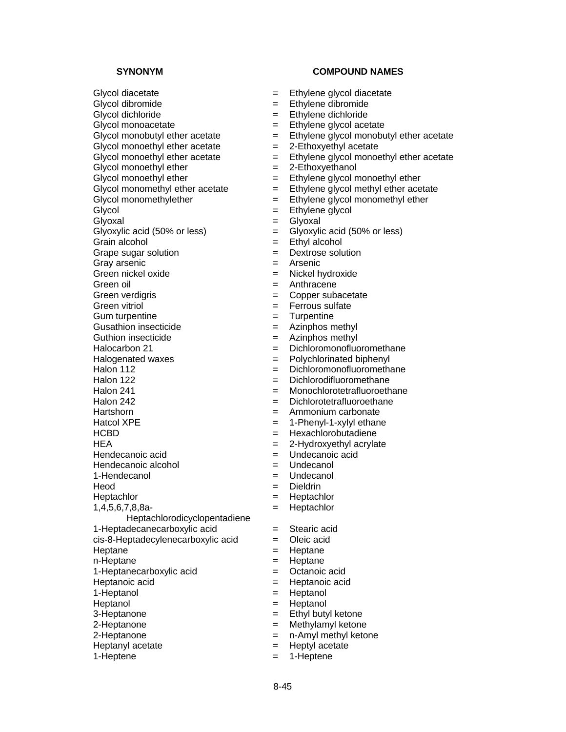| SYNONYM | | COMPOUND NAMES |
|---|---|---|
| Glycol diacetate | = | Ethylene glycol diacetate |
| Glycol dibromide | = | Ethylene dibromide |
| Glycol dichloride | = | Ethylene dichloride |
| Glycol monoacetate | = | Ethylene glycol acetate |
| Glycol monobutyl ether acetate | = | Ethylene glycol monobutyl ether acetate |
| Glycol monoethyl ether acetate | = | 2-Ethoxyethyl acetate |
| Glycol monoethyl ether acetate | = | Ethylene glycol monoethyl ether acetate |
| Glycol monoethyl ether | = | 2-Ethoxyethanol |
| Glycol monoethyl ether | = | Ethylene glycol monoethyl ether |
| Glycol monomethyl ether acetate | = | Ethylene glycol methyl ether acetate |
| Glycol monomethylether | = | Ethylene glycol monomethyl ether |
| Glycol | = | Ethylene glycol |
| Glyoxal | = | Glyoxal |
| Glyoxylic acid (50% or less) | = | Glyoxylic acid (50% or less) |
| Grain alcohol | = | Ethyl alcohol |
| Grape sugar solution | = | Dextrose solution |
| Gray arsenic | = | Arsenic |
| Green nickel oxide | = | Nickel hydroxide |
| Green oil | = | Anthracene |
| Green verdigris | = | Copper subacetate |
| Green vitriol | = | Ferrous sulfate |
| Gum turpentine | = | Turpentine |
| Gusathion insecticide | = | Azinphos methyl |
| Guthion insecticide | = | Azinphos methyl |
| Halocarbon 21 | = | Dichloromonofluoromethane |
| Halogenated waxes | = | Polychlorinated biphenyl |
| Halon 112 | = | Dichloromonofluoromethane |
| Halon 122 | = | Dichlorodifluoromethane |
| Halon 241 | = | Monochlorotetrafluoroethane |
| Halon 242 | = | Dichlorotetrafluoroethane |
| Hartshorn | = | Ammonium carbonate |
| Hatcol XPE | = | 1-Phenyl-1-xylyl ethane |
| HCBD | = | Hexachlorobutadiene |
| HEA | = | 2-Hydroxyethyl acrylate |
| Hendecanoic acid | = | Undecanoic acid |
| Hendecanoic alcohol | = | Undecanol |
| 1-Hendecanol | = | Undecanol |
| Heod | = | Dieldrin |
| Heptachlor | = | Heptachlor |
| 1,4,5,6,7,8,8a-Heptachlorodicyclopentadiene | = | Heptachlor |
| 1-Heptadecanecarboxylic acid | = | Stearic acid |
| cis-8-Heptadecylenecarboxylic acid | = | Oleic acid |
| Heptane | = | Heptane |
| n-Heptane | = | Heptane |
| 1-Heptanecarboxylic acid | = | Octanoic acid |
| Heptanoic acid | = | Heptanoic acid |
| 1-Heptanol | = | Heptanol |
| Heptanol | = | Heptanol |
| 3-Heptanone | = | Ethyl butyl ketone |
| 2-Heptanone | = | Methylamyl ketone |
| 2-Heptanone | = | n-Amyl methyl ketone |
| Heptanyl acetate | = | Heptyl acetate |
| 1-Heptene | = | 1-Heptene |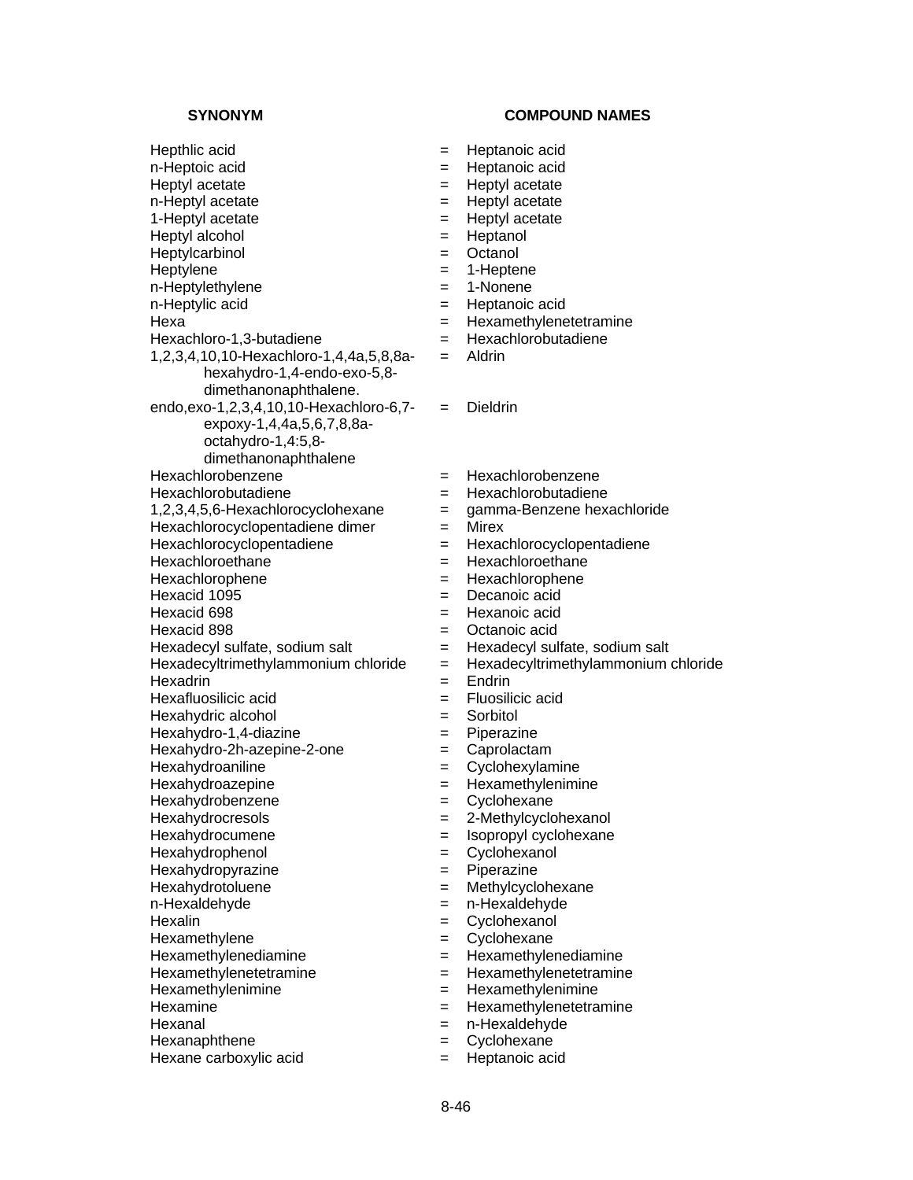| SYNONYM | | COMPOUND NAMES |
|---|---|---|
| Hepthlic acid | = | Heptanoic acid |
| n-Heptoic acid | = | Heptanoic acid |
| Heptyl acetate | = | Heptyl acetate |
| n-Heptyl acetate | = | Heptyl acetate |
| 1-Heptyl acetate | = | Heptyl acetate |
| Heptyl alcohol | = | Heptanol |
| Heptylcarbinol | = | Octanol |
| Heptylene | = | 1-Heptene |
| n-Heptylethylene | = | 1-Nonene |
| n-Heptylic acid | = | Heptanoic acid |
| Hexa | = | Hexamethylenetetramine |
| Hexachloro-1,3-butadiene | = | Hexachlorobutadiene |
| 1,2,3,4,10,10-Hexachloro-1,4,4a,5,8,8a-hexahydro-1,4-endo-exo-5,8-dimethanonaphthalene. | = | Aldrin |
| endo,exo-1,2,3,4,10,10-Hexachloro-6,7-expoxy-1,4,4a,5,6,7,8,8a-octahydro-1,4:5,8-dimethanonaphthalene | = | Dieldrin |
| Hexachlorobenzene | = | Hexachlorobenzene |
| Hexachlorobutadiene | = | Hexachlorobutadiene |
| 1,2,3,4,5,6-Hexachlorocyclohexane | = | gamma-Benzene hexachloride |
| Hexachlorocyclopentadiene dimer | = | Mirex |
| Hexachlorocyclopentadiene | = | Hexachlorocyclopentadiene |
| Hexachloroethane | = | Hexachloroethane |
| Hexachlorophene | = | Hexachlorophene |
| Hexacid 1095 | = | Decanoic acid |
| Hexacid 698 | = | Hexanoic acid |
| Hexacid 898 | = | Octanoic acid |
| Hexadecyl sulfate, sodium salt | = | Hexadecyl sulfate, sodium salt |
| Hexadecyltrimethylammonium chloride | = | Hexadecyltrimethylammonium chloride |
| Hexadrin | = | Endrin |
| Hexafluosilicic acid | = | Fluosilicic acid |
| Hexahydric alcohol | = | Sorbitol |
| Hexahydro-1,4-diazine | = | Piperazine |
| Hexahydro-2h-azepine-2-one | = | Caprolactam |
| Hexahydroaniline | = | Cyclohexylamine |
| Hexahydroazepine | = | Hexamethylenimine |
| Hexahydrobenzene | = | Cyclohexane |
| Hexahydrocresols | = | 2-Methylcyclohexanol |
| Hexahydrocumene | = | Isopropyl cyclohexane |
| Hexahydrophenol | = | Cyclohexanol |
| Hexahydropyrazine | = | Piperazine |
| Hexahydrotoluene | = | Methylcyclohexane |
| n-Hexaldehyde | = | n-Hexaldehyde |
| Hexalin | = | Cyclohexanol |
| Hexamethylene | = | Cyclohexane |
| Hexamethylenediamine | = | Hexamethylenediamine |
| Hexamethylenetetramine | = | Hexamethylenetetramine |
| Hexamethylenimine | = | Hexamethylenimine |
| Hexamine | = | Hexamethylenetetramine |
| Hexanal | = | n-Hexaldehyde |
| Hexanaphthene | = | Cyclohexane |
| Hexane carboxylic acid | = | Heptanoic acid |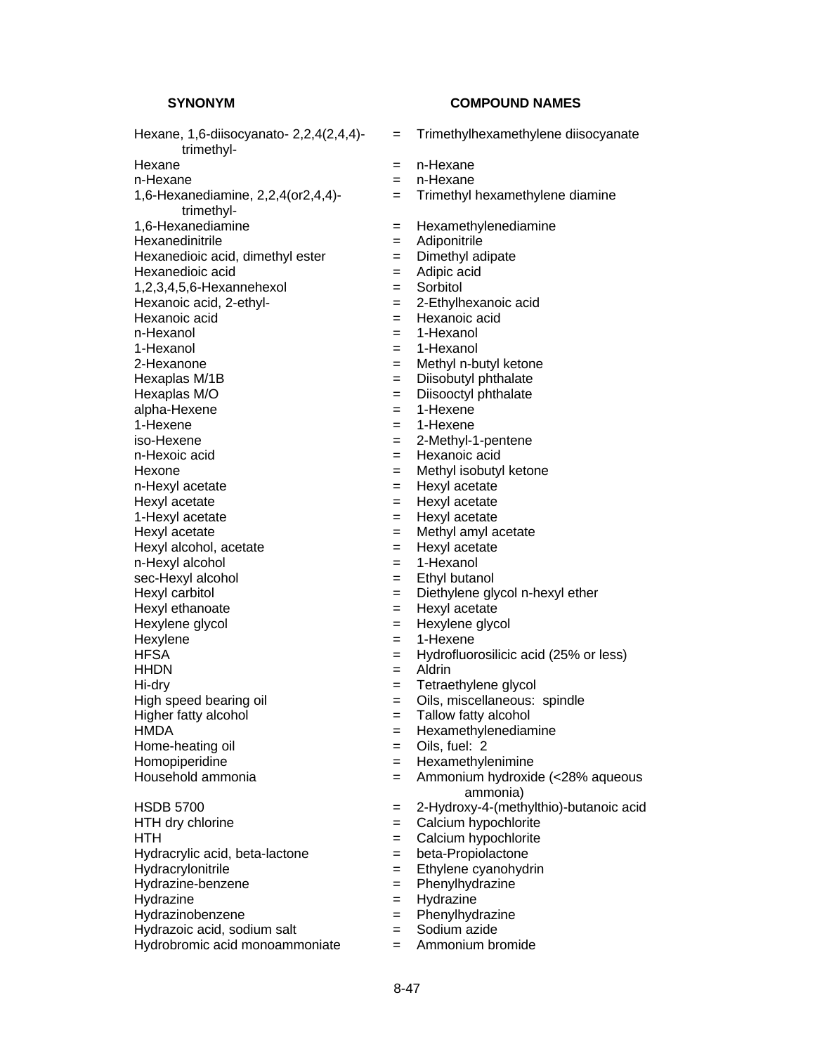| SYNONYM | | COMPOUND NAMES |
|---|---|---|
| Hexane, 1,6-diisocyanato- 2,2,4(2,4,4)-trimethyl- | = | Trimethylhexamethylene diisocyanate |
| Hexane | = | n-Hexane |
| n-Hexane | = | n-Hexane |
| 1,6-Hexanediamine, 2,2,4(or2,4,4)-trimethyl- | = | Trimethyl hexamethylene diamine |
| 1,6-Hexanediamine | = | Hexamethylenediamine |
| Hexanedinitrile | = | Adiponitrile |
| Hexanedioic acid, dimethyl ester | = | Dimethyl adipate |
| Hexanedioic acid | = | Adipic acid |
| 1,2,3,4,5,6-Hexannehexol | = | Sorbitol |
| Hexanoic acid, 2-ethyl- | = | 2-Ethylhexanoic acid |
| Hexanoic acid | = | Hexanoic acid |
| n-Hexanol | = | 1-Hexanol |
| 1-Hexanol | = | 1-Hexanol |
| 2-Hexanone | = | Methyl n-butyl ketone |
| Hexaplas M/1B | = | Diisobutyl phthalate |
| Hexaplas M/O | = | Diisooctyl phthalate |
| alpha-Hexene | = | 1-Hexene |
| 1-Hexene | = | 1-Hexene |
| iso-Hexene | = | 2-Methyl-1-pentene |
| n-Hexoic acid | = | Hexanoic acid |
| Hexone | = | Methyl isobutyl ketone |
| n-Hexyl acetate | = | Hexyl acetate |
| Hexyl acetate | = | Hexyl acetate |
| 1-Hexyl acetate | = | Hexyl acetate |
| Hexyl acetate | = | Methyl amyl acetate |
| Hexyl alcohol, acetate | = | Hexyl acetate |
| n-Hexyl alcohol | = | 1-Hexanol |
| sec-Hexyl alcohol | = | Ethyl butanol |
| Hexyl carbitol | = | Diethylene glycol n-hexyl ether |
| Hexyl ethanoate | = | Hexyl acetate |
| Hexylene glycol | = | Hexylene glycol |
| Hexylene | = | 1-Hexene |
| HFSA | = | Hydrofluorosilicic acid (25% or less) |
| HHDN | = | Aldrin |
| Hi-dry | = | Tetraethylene glycol |
| High speed bearing oil | = | Oils, miscellaneous: spindle |
| Higher fatty alcohol | = | Tallow fatty alcohol |
| HMDA | = | Hexamethylenediamine |
| Home-heating oil | = | Oils, fuel: 2 |
| Homopiperidine | = | Hexamethylenimine |
| Household ammonia | = | Ammonium hydroxide (<28% aqueous ammonia) |
| HSDB 5700 | = | 2-Hydroxy-4-(methylthio)-butanoic acid |
| HTH dry chlorine | = | Calcium hypochlorite |
| HTH | = | Calcium hypochlorite |
| Hydracrylic acid, beta-lactone | = | beta-Propiolactone |
| Hydracrylonitrile | = | Ethylene cyanohydrin |
| Hydrazine-benzene | = | Phenylhydrazine |
| Hydrazine | = | Hydrazine |
| Hydrazinobenzene | = | Phenylhydrazine |
| Hydrazoic acid, sodium salt | = | Sodium azide |
| Hydrobromic acid monoammoniate | = | Ammonium bromide |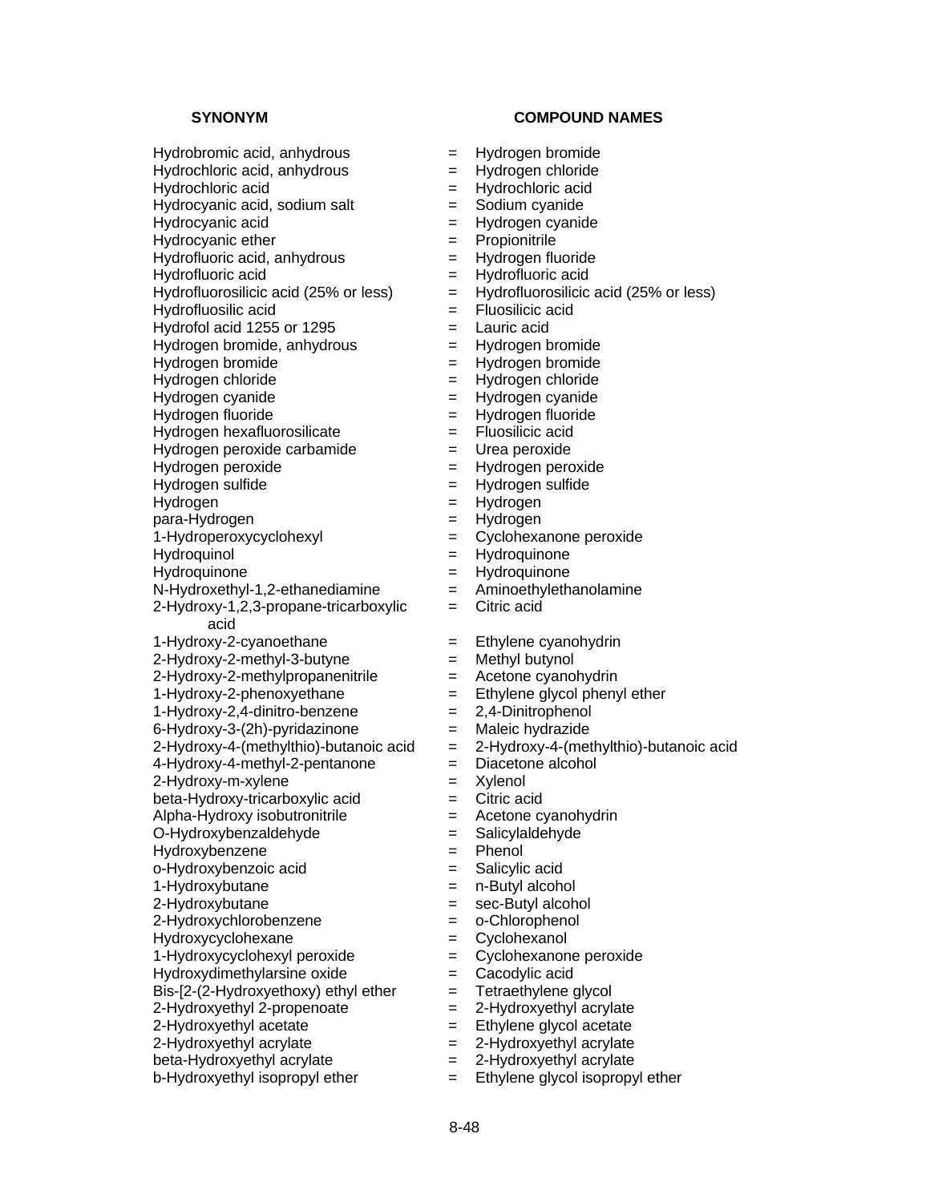| SYNONYM | | COMPOUND NAMES |
|---|---|---|
| Hydrobromic acid, anhydrous | = | Hydrogen bromide |
| Hydrochloric acid, anhydrous | = | Hydrogen chloride |
| Hydrochloric acid | = | Hydrochloric acid |
| Hydrocyanic acid, sodium salt | = | Sodium cyanide |
| Hydrocyanic acid | = | Hydrogen cyanide |
| Hydrocyanic ether | = | Propionitrile |
| Hydrofluoric acid, anhydrous | = | Hydrogen fluoride |
| Hydrofluoric acid | = | Hydrofluoric acid |
| Hydrofluorosilicic acid (25% or less) | = | Hydrofluorosilicic acid (25% or less) |
| Hydrofluosilic acid | = | Fluosilicic acid |
| Hydrofol acid 1255 or 1295 | = | Lauric acid |
| Hydrogen bromide, anhydrous | = | Hydrogen bromide |
| Hydrogen bromide | = | Hydrogen bromide |
| Hydrogen chloride | = | Hydrogen chloride |
| Hydrogen cyanide | = | Hydrogen cyanide |
| Hydrogen fluoride | = | Hydrogen fluoride |
| Hydrogen hexafluorosilicate | = | Fluosilicic acid |
| Hydrogen peroxide carbamide | = | Urea peroxide |
| Hydrogen peroxide | = | Hydrogen peroxide |
| Hydrogen sulfide | = | Hydrogen sulfide |
| Hydrogen | = | Hydrogen |
| para-Hydrogen | = | Hydrogen |
| 1-Hydroperoxycyclohexyl | = | Cyclohexanone peroxide |
| Hydroquinol | = | Hydroquinone |
| Hydroquinone | = | Hydroquinone |
| N-Hydroxethyl-1,2-ethanediamine | = | Aminoethylethanolamine |
| 2-Hydroxy-1,2,3-propane-tricarboxylic acid | = | Citric acid |
| 1-Hydroxy-2-cyanoethane | = | Ethylene cyanohydrin |
| 2-Hydroxy-2-methyl-3-butyne | = | Methyl butynol |
| 2-Hydroxy-2-methylpropanenitrile | = | Acetone cyanohydrin |
| 1-Hydroxy-2-phenoxyethane | = | Ethylene glycol phenyl ether |
| 1-Hydroxy-2,4-dinitro-benzene | = | 2,4-Dinitrophenol |
| 6-Hydroxy-3-(2h)-pyridazinone | = | Maleic hydrazide |
| 2-Hydroxy-4-(methylthio)-butanoic acid | = | 2-Hydroxy-4-(methylthio)-butanoic acid |
| 4-Hydroxy-4-methyl-2-pentanone | = | Diacetone alcohol |
| 2-Hydroxy-m-xylene | = | Xylenol |
| beta-Hydroxy-tricarboxylic acid | = | Citric acid |
| Alpha-Hydroxy isobutronitrile | = | Acetone cyanohydrin |
| O-Hydroxybenzaldehyde | = | Salicylaldehyde |
| Hydroxybenzene | = | Phenol |
| o-Hydroxybenzoic acid | = | Salicylic acid |
| 1-Hydroxybutane | = | n-Butyl alcohol |
| 2-Hydroxybutane | = | sec-Butyl alcohol |
| 2-Hydroxychlorobenzene | = | o-Chlorophenol |
| Hydroxycyclohexane | = | Cyclohexanol |
| 1-Hydroxycyclohexyl peroxide | = | Cyclohexanone peroxide |
| Hydroxydimethylarsine oxide | = | Cacodylic acid |
| Bis-[2-(2-Hydroxyethoxy) ethyl ether | = | Tetraethylene glycol |
| 2-Hydroxyethyl 2-propenoate | = | 2-Hydroxyethyl acrylate |
| 2-Hydroxyethyl acetate | = | Ethylene glycol acetate |
| 2-Hydroxyethyl acrylate | = | 2-Hydroxyethyl acrylate |
| beta-Hydroxyethyl acrylate | = | 2-Hydroxyethyl acrylate |
| b-Hydroxyethyl isopropyl ether | = | Ethylene glycol isopropyl ether |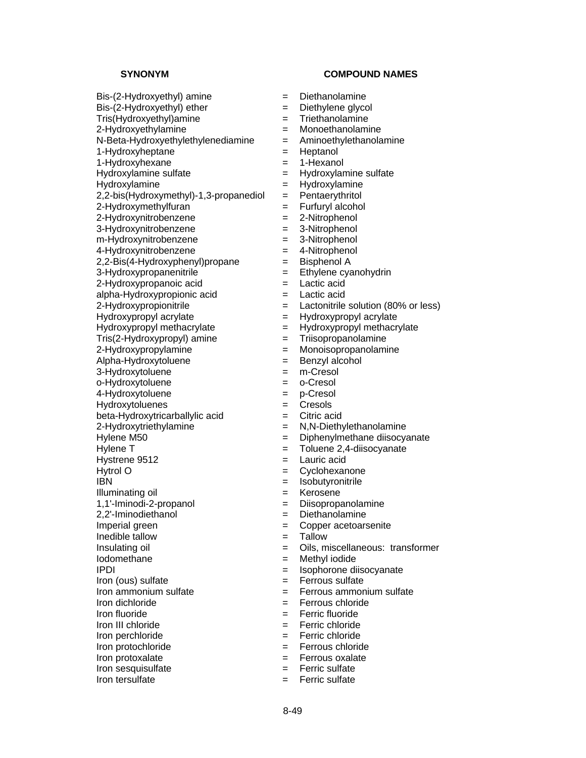| SYNONYM | | COMPOUND NAMES |
|---|---|---|
| Bis-(2-Hydroxyethyl) amine | = | Diethanolamine |
| Bis-(2-Hydroxyethyl) ether | = | Diethylene glycol |
| Tris(Hydroxyethyl)amine | = | Triethanolamine |
| 2-Hydroxyethylamine | = | Monoethanolamine |
| N-Beta-Hydroxyethylethylenediamine | = | Aminoethylethanolamine |
| 1-Hydroxyheptane | = | Heptanol |
| 1-Hydroxyhexane | = | 1-Hexanol |
| Hydroxylamine sulfate | = | Hydroxylamine sulfate |
| Hydroxylamine | = | Hydroxylamine |
| 2,2-bis(Hydroxymethyl)-1,3-propanediol | = | Pentaerythritol |
| 2-Hydroxymethylfuran | = | Furfuryl alcohol |
| 2-Hydroxynitrobenzene | = | 2-Nitrophenol |
| 3-Hydroxynitrobenzene | = | 3-Nitrophenol |
| m-Hydroxynitrobenzene | = | 3-Nitrophenol |
| 4-Hydroxynitrobenzene | = | 4-Nitrophenol |
| 2,2-Bis(4-Hydroxyphenyl)propane | = | Bisphenol A |
| 3-Hydroxypropanenitrile | = | Ethylene cyanohydrin |
| 2-Hydroxypropanoic acid | = | Lactic acid |
| alpha-Hydroxypropionic acid | = | Lactic acid |
| 2-Hydroxypropionitrile | = | Lactonitrile solution (80% or less) |
| Hydroxypropyl acrylate | = | Hydroxypropyl acrylate |
| Hydroxypropyl methacrylate | = | Hydroxypropyl methacrylate |
| Tris(2-Hydroxypropyl) amine | = | Triisopropanolamine |
| 2-Hydroxypropylamine | = | Monoisopropanolamine |
| Alpha-Hydroxytoluene | = | Benzyl alcohol |
| 3-Hydroxytoluene | = | m-Cresol |
| o-Hydroxytoluene | = | o-Cresol |
| 4-Hydroxytoluene | = | p-Cresol |
| Hydroxytoluenes | = | Cresols |
| beta-Hydroxytricarballylic acid | = | Citric acid |
| 2-Hydroxytriethylamine | = | N,N-Diethylethanolamine |
| Hylene M50 | = | Diphenylmethane diisocyanate |
| Hylene T | = | Toluene 2,4-diisocyanate |
| Hystrene 9512 | = | Lauric acid |
| Hytrol O | = | Cyclohexanone |
| IBN | = | Isobutyronitrile |
| Illuminating oil | = | Kerosene |
| 1,1'-Iminodi-2-propanol | = | Diisopropanolamine |
| 2,2'-Iminodiethanol | = | Diethanolamine |
| Imperial green | = | Copper acetoarsenite |
| Inedible tallow | = | Tallow |
| Insulating oil | = | Oils, miscellaneous: transformer |
| Iodomethane | = | Methyl iodide |
| IPDI | = | Isophorone diisocyanate |
| Iron (ous) sulfate | = | Ferrous sulfate |
| Iron ammonium sulfate | = | Ferrous ammonium sulfate |
| Iron dichloride | = | Ferrous chloride |
| Iron fluoride | = | Ferric fluoride |
| Iron III chloride | = | Ferric chloride |
| Iron perchloride | = | Ferric chloride |
| Iron protochloride | = | Ferrous chloride |
| Iron protoxalate | = | Ferrous oxalate |
| Iron sesquisulfate | = | Ferric sulfate |
| Iron tersulfate | = | Ferric sulfate |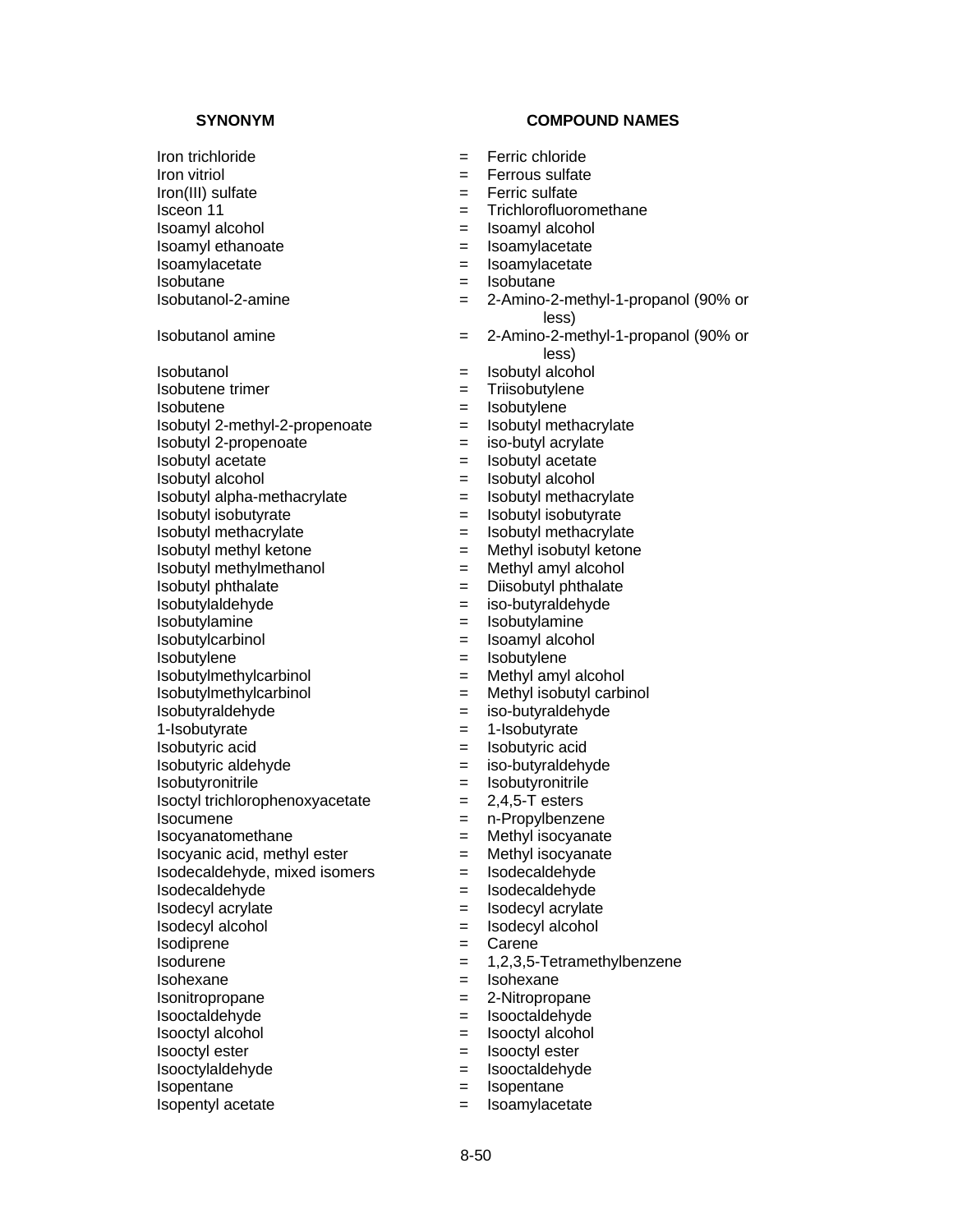| SYNONYM | | COMPOUND NAMES |
|---|---|---|
| Iron trichloride | = | Ferric chloride |
| Iron vitriol | = | Ferrous sulfate |
| Iron(III) sulfate | = | Ferric sulfate |
| Isceon 11 | = | Trichlorofluoromethane |
| Isoamyl alcohol | = | Isoamyl alcohol |
| Isoamyl ethanoate | = | Isoamylacetate |
| Isoamylacetate | = | Isoamylacetate |
| Isobutane | = | Isobutane |
| Isobutanol-2-amine | = | 2-Amino-2-methyl-1-propanol (90% or less) |
| Isobutanol amine | = | 2-Amino-2-methyl-1-propanol (90% or less) |
| Isobutanol | = | Isobutyl alcohol |
| Isobutene trimer | = | Triisobutylene |
| Isobutene | = | Isobutylene |
| Isobutyl 2-methyl-2-propenoate | = | Isobutyl methacrylate |
| Isobutyl 2-propenoate | = | iso-butyl acrylate |
| Isobutyl acetate | = | Isobutyl acetate |
| Isobutyl alcohol | = | Isobutyl alcohol |
| Isobutyl alpha-methacrylate | = | Isobutyl methacrylate |
| Isobutyl isobutyrate | = | Isobutyl isobutyrate |
| Isobutyl methacrylate | = | Isobutyl methacrylate |
| Isobutyl methyl ketone | = | Methyl isobutyl ketone |
| Isobutyl methylmethanol | = | Methyl amyl alcohol |
| Isobutyl phthalate | = | Diisobutyl phthalate |
| Isobutylaldehyde | = | iso-butyraldehyde |
| Isobutylamine | = | Isobutylamine |
| Isobutylcarbinol | = | Isoamyl alcohol |
| Isobutylene | = | Isobutylene |
| Isobutylmethylcarbinol | = | Methyl amyl alcohol |
| Isobutylmethylcarbinol | = | Methyl isobutyl carbinol |
| Isobutyraldehyde | = | iso-butyraldehyde |
| 1-Isobutyrate | = | 1-Isobutyrate |
| Isobutyric acid | = | Isobutyric acid |
| Isobutyric aldehyde | = | iso-butyraldehyde |
| Isobutyronitrile | = | Isobutyronitrile |
| Isoctyl trichlorophenoxyacetate | = | 2,4,5-T esters |
| Isocumene | = | n-Propylbenzene |
| Isocyanatomethane | = | Methyl isocyanate |
| Isocyanic acid, methyl ester | = | Methyl isocyanate |
| Isodecaldehyde, mixed isomers | = | Isodecaldehyde |
| Isodecaldehyde | = | Isodecaldehyde |
| Isodecyl acrylate | = | Isodecyl acrylate |
| Isodecyl alcohol | = | Isodecyl alcohol |
| Isodiprene | = | Carene |
| Isodurene | = | 1,2,3,5-Tetramethylbenzene |
| Isohexane | = | Isohexane |
| Isonitropropane | = | 2-Nitropropane |
| Isooctaldehyde | = | Isooctaldehyde |
| Isooctyl alcohol | = | Isooctyl alcohol |
| Isooctyl ester | = | Isooctyl ester |
| Isooctylaldehyde | = | Isooctaldehyde |
| Isopentane | = | Isopentane |
| Isopentyl acetate | = | Isoamylacetate |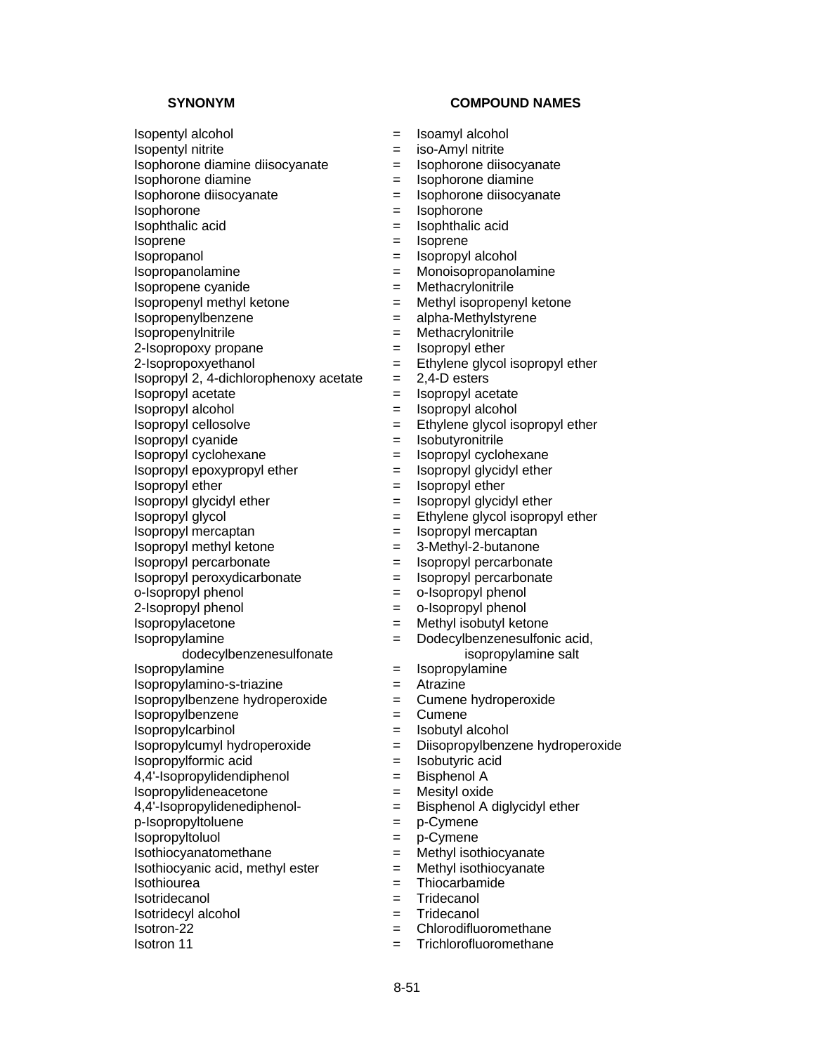| SYNONYM | | COMPOUND NAMES |
|---|---|---|
| Isopentyl alcohol | = | Isoamyl alcohol |
| Isopentyl nitrite | = | iso-Amyl nitrite |
| Isophorone diamine diisocyanate | = | Isophorone diisocyanate |
| Isophorone diamine | = | Isophorone diamine |
| Isophorone diisocyanate | = | Isophorone diisocyanate |
| Isophorone | = | Isophorone |
| Isophthalic acid | = | Isophthalic acid |
| Isoprene | = | Isoprene |
| Isopropanol | = | Isopropyl alcohol |
| Isopropanolamine | = | Monoisopropanolamine |
| Isopropene cyanide | = | Methacrylonitrile |
| Isopropenyl methyl ketone | = | Methyl isopropenyl ketone |
| Isopropenylbenzene | = | alpha-Methylstyrene |
| Isopropenylnitrile | = | Methacrylonitrile |
| 2-Isopropoxy propane | = | Isopropyl ether |
| 2-Isopropoxyethanol | = | Ethylene glycol isopropyl ether |
| Isopropyl 2, 4-dichlorophenoxy acetate | = | 2,4-D esters |
| Isopropyl acetate | = | Isopropyl acetate |
| Isopropyl alcohol | = | Isopropyl alcohol |
| Isopropyl cellosolve | = | Ethylene glycol isopropyl ether |
| Isopropyl cyanide | = | Isobutyronitrile |
| Isopropyl cyclohexane | = | Isopropyl cyclohexane |
| Isopropyl epoxypropyl ether | = | Isopropyl glycidyl ether |
| Isopropyl ether | = | Isopropyl ether |
| Isopropyl glycidyl ether | = | Isopropyl glycidyl ether |
| Isopropyl glycol | = | Ethylene glycol isopropyl ether |
| Isopropyl mercaptan | = | Isopropyl mercaptan |
| Isopropyl methyl ketone | = | 3-Methyl-2-butanone |
| Isopropyl percarbonate | = | Isopropyl percarbonate |
| Isopropyl peroxydicarbonate | = | Isopropyl percarbonate |
| o-Isopropyl phenol | = | o-Isopropyl phenol |
| 2-Isopropyl phenol | = | o-Isopropyl phenol |
| Isopropylacetone | = | Methyl isobutyl ketone |
| Isopropylamine dodecylbenzenesulfonate | = | Dodecylbenzenesulfonic acid, isopropylamine salt |
| Isopropylamine | = | Isopropylamine |
| Isopropylamino-s-triazine | = | Atrazine |
| Isopropylbenzene hydroperoxide | = | Cumene hydroperoxide |
| Isopropylbenzene | = | Cumene |
| Isopropylcarbinol | = | Isobutyl alcohol |
| Isopropylcumyl hydroperoxide | = | Diisopropylbenzene hydroperoxide |
| Isopropylformic acid | = | Isobutyric acid |
| 4,4'-Isopropylidendiphenol | = | Bisphenol A |
| Isopropylideneacetone | = | Mesityl oxide |
| 4,4'-Isopropylidenediphenol- | = | Bisphenol A diglycidyl ether |
| p-Isopropyltoluene | = | p-Cymene |
| Isopropyltoluol | = | p-Cymene |
| Isothiocyanatomethane | = | Methyl isothiocyanate |
| Isothiocyanic acid, methyl ester | = | Methyl isothiocyanate |
| Isothiourea | = | Thiocarbamide |
| Isotridecanol | = | Tridecanol |
| Isotridecyl alcohol | = | Tridecanol |
| Isotron-22 | = | Chlorodifluoromethane |
| Isotron 11 | = | Trichlorofluoromethane |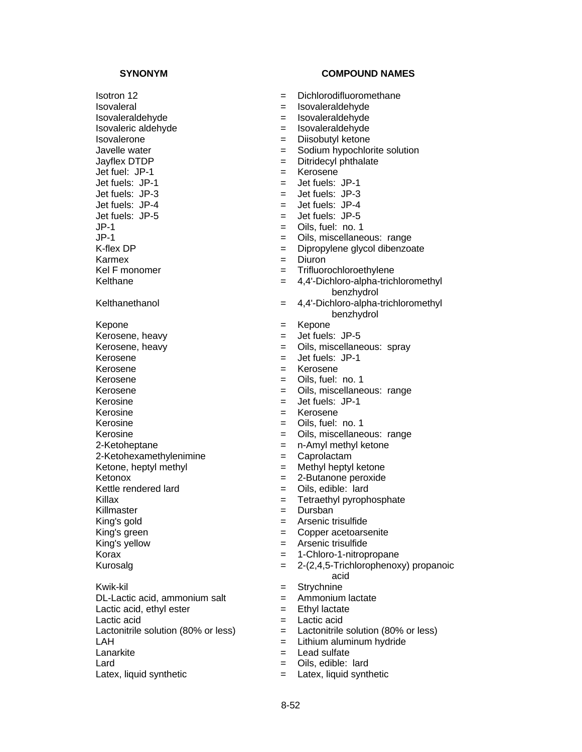| SYNONYM | | COMPOUND NAMES |
|---|---|---|
| Isotron 12 | = | Dichlorodifluoromethane |
| Isovaleral | = | Isovaleraldehyde |
| Isovaleraldehyde | = | Isovaleraldehyde |
| Isovaleric aldehyde | = | Isovaleraldehyde |
| Isovalerone | = | Diisobutyl ketone |
| Javelle water | = | Sodium hypochlorite solution |
| Jayflex DTDP | = | Ditridecyl phthalate |
| Jet fuel: JP-1 | = | Kerosene |
| Jet fuels: JP-1 | = | Jet fuels: JP-1 |
| Jet fuels: JP-3 | = | Jet fuels: JP-3 |
| Jet fuels: JP-4 | = | Jet fuels: JP-4 |
| Jet fuels: JP-5 | = | Jet fuels: JP-5 |
| JP-1 | = | Oils, fuel: no. 1 |
| JP-1 | = | Oils, miscellaneous: range |
| K-flex DP | = | Dipropylene glycol dibenzoate |
| Karmex | = | Diuron |
| Kel F monomer | = | Trifluorochloroethylene |
| Kelthane | = | 4,4'-Dichloro-alpha-trichloromethyl benzhydrol |
| Kelthanethanol | = | 4,4'-Dichloro-alpha-trichloromethyl benzhydrol |
| Kepone | = | Kepone |
| Kerosene, heavy | = | Jet fuels: JP-5 |
| Kerosene, heavy | = | Oils, miscellaneous: spray |
| Kerosene | = | Jet fuels: JP-1 |
| Kerosene | = | Kerosene |
| Kerosene | = | Oils, fuel: no. 1 |
| Kerosene | = | Oils, miscellaneous: range |
| Kerosine | = | Jet fuels: JP-1 |
| Kerosine | = | Kerosene |
| Kerosine | = | Oils, fuel: no. 1 |
| Kerosine | = | Oils, miscellaneous: range |
| 2-Ketoheptane | = | n-Amyl methyl ketone |
| 2-Ketohexamethylenimine | = | Caprolactam |
| Ketone, heptyl methyl | = | Methyl heptyl ketone |
| Ketonox | = | 2-Butanone peroxide |
| Kettle rendered lard | = | Oils, edible: lard |
| Killax | = | Tetraethyl pyrophosphate |
| Killmaster | = | Dursban |
| King's gold | = | Arsenic trisulfide |
| King's green | = | Copper acetoarsenite |
| King's yellow | = | Arsenic trisulfide |
| Korax | = | 1-Chloro-1-nitropropane |
| Kurosalg | = | 2-(2,4,5-Trichlorophenoxy) propanoic acid |
| Kwik-kil | = | Strychnine |
| DL-Lactic acid, ammonium salt | = | Ammonium lactate |
| Lactic acid, ethyl ester | = | Ethyl lactate |
| Lactic acid | = | Lactic acid |
| Lactonitrile solution (80% or less) | = | Lactonitrile solution (80% or less) |
| LAH | = | Lithium aluminum hydride |
| Lanarkite | = | Lead sulfate |
| Lard | = | Oils, edible: lard |
| Latex, liquid synthetic | = | Latex, liquid synthetic |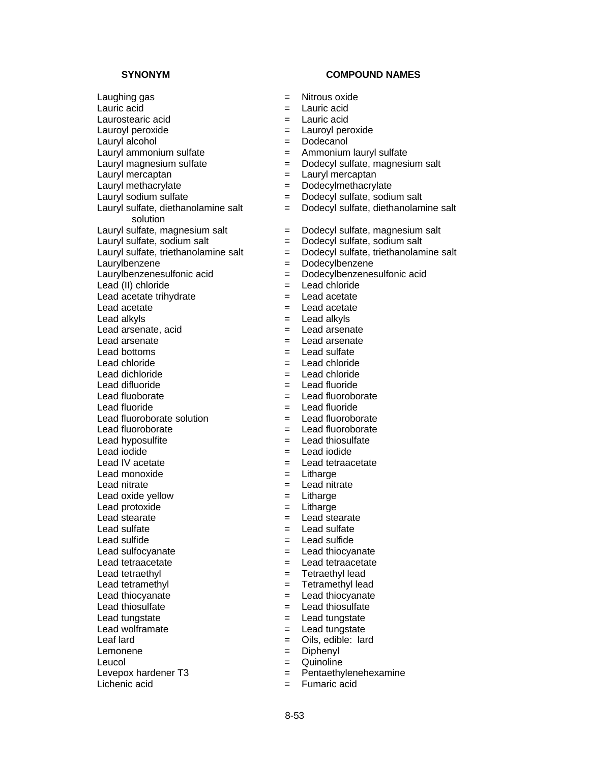| SYNONYM | | COMPOUND NAMES |
|---|---|---|
| Laughing gas | = | Nitrous oxide |
| Lauric acid | = | Lauric acid |
| Laurostearic acid | = | Lauric acid |
| Lauroyl peroxide | = | Lauroyl peroxide |
| Lauryl alcohol | = | Dodecanol |
| Lauryl ammonium sulfate | = | Ammonium lauryl sulfate |
| Lauryl magnesium sulfate | = | Dodecyl sulfate, magnesium salt |
| Lauryl mercaptan | = | Lauryl mercaptan |
| Lauryl methacrylate | = | Dodecylmethacrylate |
| Lauryl sodium sulfate | = | Dodecyl sulfate, sodium salt |
| Lauryl sulfate, diethanolamine salt solution | = | Dodecyl sulfate, diethanolamine salt |
| Lauryl sulfate, magnesium salt | = | Dodecyl sulfate, magnesium salt |
| Lauryl sulfate, sodium salt | = | Dodecyl sulfate, sodium salt |
| Lauryl sulfate, triethanolamine salt | = | Dodecyl sulfate, triethanolamine salt |
| Laurylbenzene | = | Dodecylbenzene |
| Laurylbenzenesulfonic acid | = | Dodecylbenzenesulfonic acid |
| Lead (II) chloride | = | Lead chloride |
| Lead acetate trihydrate | = | Lead acetate |
| Lead acetate | = | Lead acetate |
| Lead alkyls | = | Lead alkyls |
| Lead arsenate, acid | = | Lead arsenate |
| Lead arsenate | = | Lead arsenate |
| Lead bottoms | = | Lead sulfate |
| Lead chloride | = | Lead chloride |
| Lead dichloride | = | Lead chloride |
| Lead difluoride | = | Lead fluoride |
| Lead fluoborate | = | Lead fluoroborate |
| Lead fluoride | = | Lead fluoride |
| Lead fluoroborate solution | = | Lead fluoroborate |
| Lead fluoroborate | = | Lead fluoroborate |
| Lead hyposulfite | = | Lead thiosulfate |
| Lead iodide | = | Lead iodide |
| Lead IV acetate | = | Lead tetraacetate |
| Lead monoxide | = | Litharge |
| Lead nitrate | = | Lead nitrate |
| Lead oxide yellow | = | Litharge |
| Lead protoxide | = | Litharge |
| Lead stearate | = | Lead stearate |
| Lead sulfate | = | Lead sulfate |
| Lead sulfide | = | Lead sulfide |
| Lead sulfocyanate | = | Lead thiocyanate |
| Lead tetraacetate | = | Lead tetraacetate |
| Lead tetraethyl | = | Tetraethyl lead |
| Lead tetramethyl | = | Tetramethyl lead |
| Lead thiocyanate | = | Lead thiocyanate |
| Lead thiosulfate | = | Lead thiosulfate |
| Lead tungstate | = | Lead tungstate |
| Lead wolframate | = | Lead tungstate |
| Leaf lard | = | Oils, edible: lard |
| Lemonene | = | Diphenyl |
| Leucol | = | Quinoline |
| Levepox hardener T3 | = | Pentaethylenehexamine |
| Lichenic acid | = | Fumaric acid |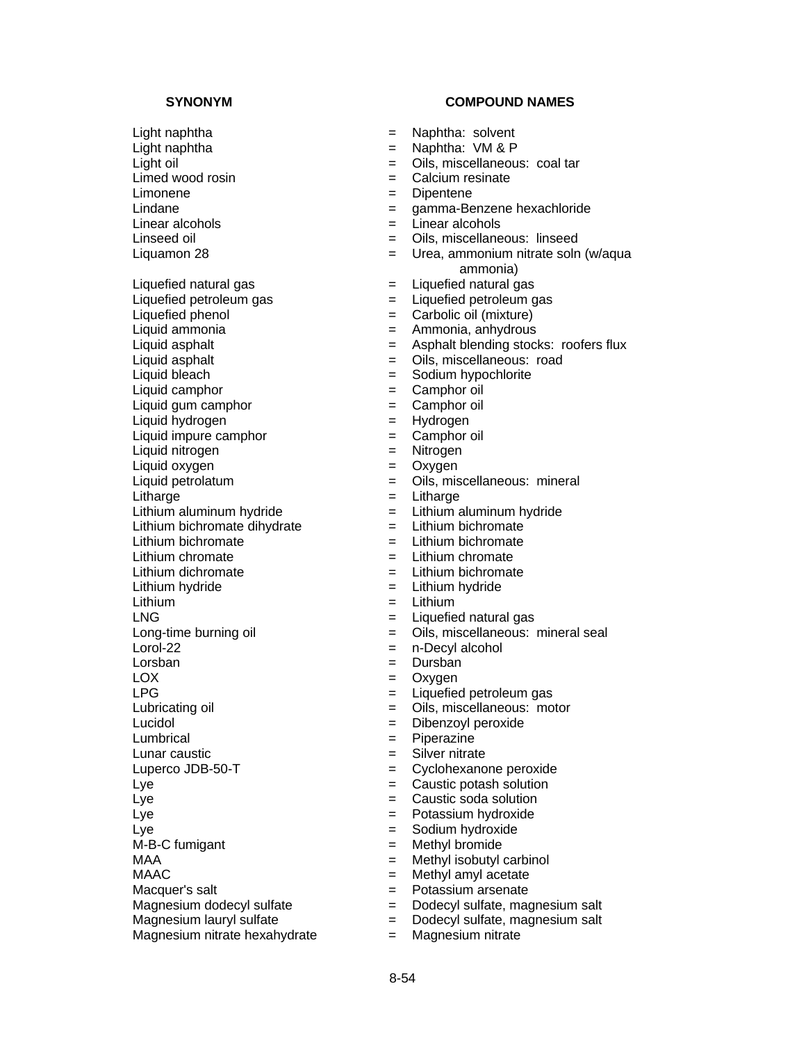| SYNONYM | | COMPOUND NAMES |
|---|---|---|
| Light naphtha | = | Naphtha:  solvent |
| Light naphtha | = | Naphtha:  VM & P |
| Light oil | = | Oils, miscellaneous:  coal tar |
| Limed wood rosin | = | Calcium resinate |
| Limonene | = | Dipentene |
| Lindane | = | gamma-Benzene hexachloride |
| Linear alcohols | = | Linear alcohols |
| Linseed oil | = | Oils, miscellaneous:  linseed |
| Liquamon 28 | = | Urea, ammonium nitrate soln (w/aqua ammonia) |
| Liquefied natural gas | = | Liquefied natural gas |
| Liquefied petroleum gas | = | Liquefied petroleum gas |
| Liquefied phenol | = | Carbolic oil (mixture) |
| Liquid ammonia | = | Ammonia, anhydrous |
| Liquid asphalt | = | Asphalt blending stocks:  roofers flux |
| Liquid asphalt | = | Oils, miscellaneous:  road |
| Liquid bleach | = | Sodium hypochlorite |
| Liquid camphor | = | Camphor oil |
| Liquid gum camphor | = | Camphor oil |
| Liquid hydrogen | = | Hydrogen |
| Liquid impure camphor | = | Camphor oil |
| Liquid nitrogen | = | Nitrogen |
| Liquid oxygen | = | Oxygen |
| Liquid petrolatum | = | Oils, miscellaneous:  mineral |
| Litharge | = | Litharge |
| Lithium aluminum hydride | = | Lithium aluminum hydride |
| Lithium bichromate dihydrate | = | Lithium bichromate |
| Lithium bichromate | = | Lithium bichromate |
| Lithium chromate | = | Lithium chromate |
| Lithium dichromate | = | Lithium bichromate |
| Lithium hydride | = | Lithium hydride |
| Lithium | = | Lithium |
| LNG | = | Liquefied natural gas |
| Long-time burning oil | = | Oils, miscellaneous:  mineral seal |
| Lorol-22 | = | n-Decyl alcohol |
| Lorsban | = | Dursban |
| LOX | = | Oxygen |
| LPG | = | Liquefied petroleum gas |
| Lubricating oil | = | Oils, miscellaneous:  motor |
| Lucidol | = | Dibenzoyl peroxide |
| Lumbrical | = | Piperazine |
| Lunar caustic | = | Silver nitrate |
| Luperco JDB-50-T | = | Cyclohexanone peroxide |
| Lye | = | Caustic potash solution |
| Lye | = | Caustic soda solution |
| Lye | = | Potassium hydroxide |
| Lye | = | Sodium hydroxide |
| M-B-C fumigant | = | Methyl bromide |
| MAA | = | Methyl isobutyl carbinol |
| MAAC | = | Methyl amyl acetate |
| Macquer's salt | = | Potassium arsenate |
| Magnesium dodecyl sulfate | = | Dodecyl sulfate, magnesium salt |
| Magnesium lauryl sulfate | = | Dodecyl sulfate, magnesium salt |
| Magnesium nitrate hexahydrate | = | Magnesium nitrate |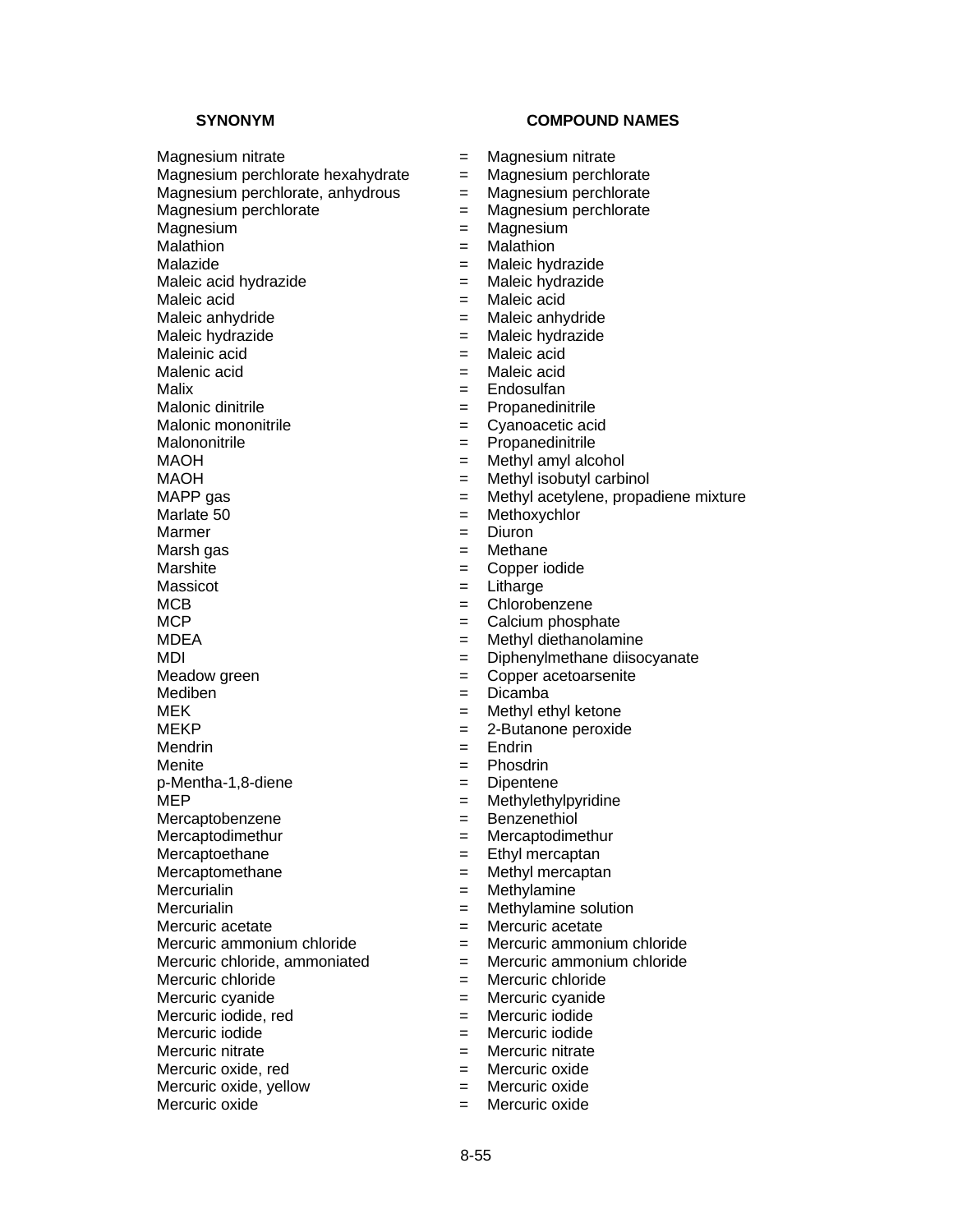| SYNONYM | | COMPOUND NAMES |
|---|---|---|
| Magnesium nitrate | = | Magnesium nitrate |
| Magnesium perchlorate hexahydrate | = | Magnesium perchlorate |
| Magnesium perchlorate, anhydrous | = | Magnesium perchlorate |
| Magnesium perchlorate | = | Magnesium perchlorate |
| Magnesium | = | Magnesium |
| Malathion | = | Malathion |
| Malazide | = | Maleic hydrazide |
| Maleic acid hydrazide | = | Maleic hydrazide |
| Maleic acid | = | Maleic acid |
| Maleic anhydride | = | Maleic anhydride |
| Maleic hydrazide | = | Maleic hydrazide |
| Maleinic acid | = | Maleic acid |
| Malenic acid | = | Maleic acid |
| Malix | = | Endosulfan |
| Malonic dinitrile | = | Propanedinitrile |
| Malonic mononitrile | = | Cyanoacetic acid |
| Malononitrile | = | Propanedinitrile |
| MAOH | = | Methyl amyl alcohol |
| MAOH | = | Methyl isobutyl carbinol |
| MAPP gas | = | Methyl acetylene, propadiene mixture |
| Marlate 50 | = | Methoxychlor |
| Marmer | = | Diuron |
| Marsh gas | = | Methane |
| Marshite | = | Copper iodide |
| Massicot | = | Litharge |
| MCB | = | Chlorobenzene |
| MCP | = | Calcium phosphate |
| MDEA | = | Methyl diethanolamine |
| MDI | = | Diphenylmethane diisocyanate |
| Meadow green | = | Copper acetoarsenite |
| Mediben | = | Dicamba |
| MEK | = | Methyl ethyl ketone |
| MEKP | = | 2-Butanone peroxide |
| Mendrin | = | Endrin |
| Menite | = | Phosdrin |
| p-Mentha-1,8-diene | = | Dipentene |
| MEP | = | Methylethylpyridine |
| Mercaptobenzene | = | Benzenethiol |
| Mercaptodimethur | = | Mercaptodimethur |
| Mercaptoethane | = | Ethyl mercaptan |
| Mercaptomethane | = | Methyl mercaptan |
| Mercurialin | = | Methylamine |
| Mercurialin | = | Methylamine solution |
| Mercuric acetate | = | Mercuric acetate |
| Mercuric ammonium chloride | = | Mercuric ammonium chloride |
| Mercuric chloride, ammoniated | = | Mercuric ammonium chloride |
| Mercuric chloride | = | Mercuric chloride |
| Mercuric cyanide | = | Mercuric cyanide |
| Mercuric iodide, red | = | Mercuric iodide |
| Mercuric iodide | = | Mercuric iodide |
| Mercuric nitrate | = | Mercuric nitrate |
| Mercuric oxide, red | = | Mercuric oxide |
| Mercuric oxide, yellow | = | Mercuric oxide |
| Mercuric oxide | = | Mercuric oxide |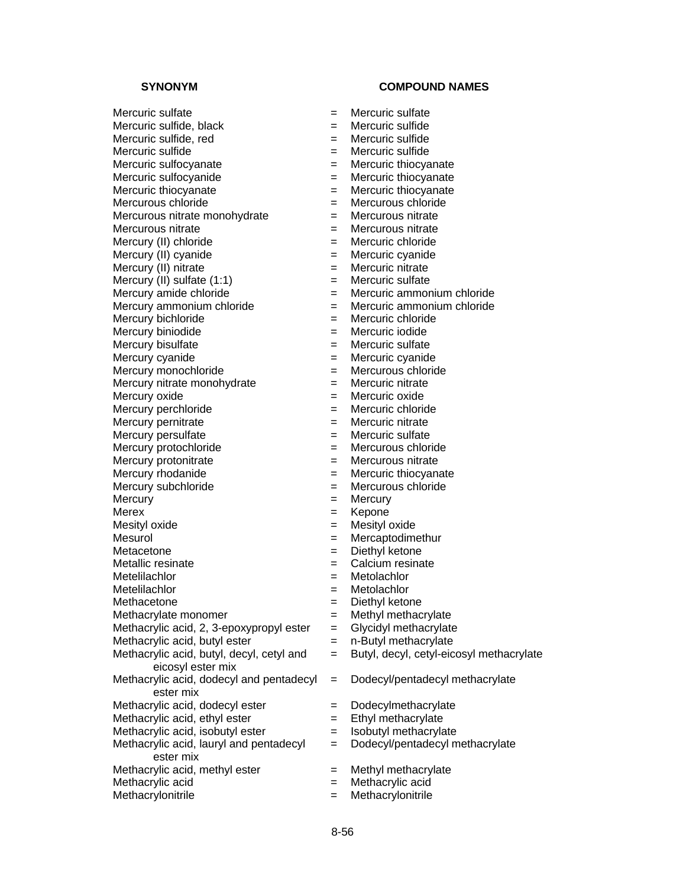| SYNONYM | | COMPOUND NAMES |
| --- | --- | --- |
| Mercuric sulfate | = | Mercuric sulfate |
| Mercuric sulfide, black | = | Mercuric sulfide |
| Mercuric sulfide, red | = | Mercuric sulfide |
| Mercuric sulfide | = | Mercuric sulfide |
| Mercuric sulfocyanate | = | Mercuric thiocyanate |
| Mercuric sulfocyanide | = | Mercuric thiocyanate |
| Mercuric thiocyanate | = | Mercuric thiocyanate |
| Mercurous chloride | = | Mercurous chloride |
| Mercurous nitrate monohydrate | = | Mercurous nitrate |
| Mercurous nitrate | = | Mercurous nitrate |
| Mercury (II) chloride | = | Mercuric chloride |
| Mercury (II) cyanide | = | Mercuric cyanide |
| Mercury (II) nitrate | = | Mercuric nitrate |
| Mercury (II) sulfate (1:1) | = | Mercuric sulfate |
| Mercury amide chloride | = | Mercuric ammonium chloride |
| Mercury ammonium chloride | = | Mercuric ammonium chloride |
| Mercury bichloride | = | Mercuric chloride |
| Mercury biniodide | = | Mercuric iodide |
| Mercury bisulfate | = | Mercuric sulfate |
| Mercury cyanide | = | Mercuric cyanide |
| Mercury monochloride | = | Mercurous chloride |
| Mercury nitrate monohydrate | = | Mercuric nitrate |
| Mercury oxide | = | Mercuric oxide |
| Mercury perchloride | = | Mercuric chloride |
| Mercury pernitrate | = | Mercuric nitrate |
| Mercury persulfate | = | Mercuric sulfate |
| Mercury protochloride | = | Mercurous chloride |
| Mercury protonitrate | = | Mercurous nitrate |
| Mercury rhodanide | = | Mercuric thiocyanate |
| Mercury subchloride | = | Mercurous chloride |
| Mercury | = | Mercury |
| Merex | = | Kepone |
| Mesityl oxide | = | Mesityl oxide |
| Mesurol | = | Mercaptodimethur |
| Metacetone | = | Diethyl ketone |
| Metallic resinate | = | Calcium resinate |
| Metelilachlor | = | Metolachlor |
| Metelilachlor | = | Metolachlor |
| Methacetone | = | Diethyl ketone |
| Methacrylate monomer | = | Methyl methacrylate |
| Methacrylic acid, 2, 3-epoxypropyl ester | = | Glycidyl methacrylate |
| Methacrylic acid, butyl ester | = | n-Butyl methacrylate |
| Methacrylic acid, butyl, decyl, cetyl and eicosyl ester mix | = | Butyl, decyl, cetyl-eicosyl methacrylate |
| Methacrylic acid, dodecyl and pentadecyl ester mix | = | Dodecyl/pentadecyl methacrylate |
| Methacrylic acid, dodecyl ester | = | Dodecylmethacrylate |
| Methacrylic acid, ethyl ester | = | Ethyl methacrylate |
| Methacrylic acid, isobutyl ester | = | Isobutyl methacrylate |
| Methacrylic acid, lauryl and pentadecyl ester mix | = | Dodecyl/pentadecyl methacrylate |
| Methacrylic acid, methyl ester | = | Methyl methacrylate |
| Methacrylic acid | = | Methacrylic acid |
| Methacrylonitrile | = | Methacrylonitrile |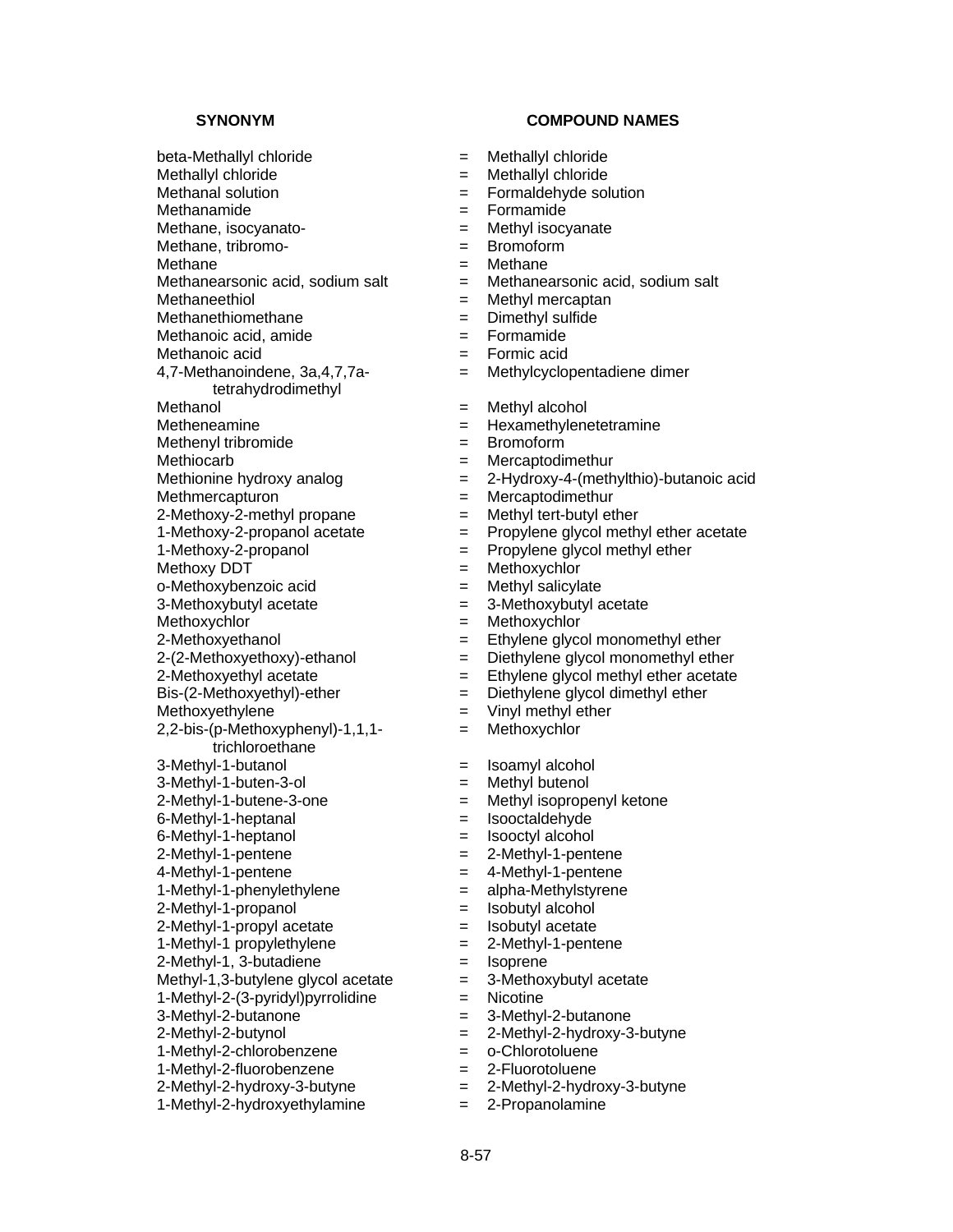| SYNONYM | | COMPOUND NAMES |
|---|---|---|
| beta-Methallyl chloride | = | Methallyl chloride |
| Methallyl chloride | = | Methallyl chloride |
| Methanal solution | = | Formaldehyde solution |
| Methanamide | = | Formamide |
| Methane, isocyanato- | = | Methyl isocyanate |
| Methane, tribromo- | = | Bromoform |
| Methane | = | Methane |
| Methanearsonic acid, sodium salt | = | Methanearsonic acid, sodium salt |
| Methaneethiol | = | Methyl mercaptan |
| Methanethiomethane | = | Dimethyl sulfide |
| Methanoic acid, amide | = | Formamide |
| Methanoic acid | = | Formic acid |
| 4,7-Methanoindene, 3a,4,7,7a-tetrahydrodimethyl | = | Methylcyclopentadiene dimer |
| Methanol | = | Methyl alcohol |
| Metheneamine | = | Hexamethylenetetramine |
| Methenyl tribromide | = | Bromoform |
| Methiocarb | = | Mercaptodimethur |
| Methionine hydroxy analog | = | 2-Hydroxy-4-(methylthio)-butanoic acid |
| Methmercapturon | = | Mercaptodimethur |
| 2-Methoxy-2-methyl propane | = | Methyl tert-butyl ether |
| 1-Methoxy-2-propanol acetate | = | Propylene glycol methyl ether acetate |
| 1-Methoxy-2-propanol | = | Propylene glycol methyl ether |
| Methoxy DDT | = | Methoxychlor |
| o-Methoxybenzoic acid | = | Methyl salicylate |
| 3-Methoxybutyl acetate | = | 3-Methoxybutyl acetate |
| Methoxychlor | = | Methoxychlor |
| 2-Methoxyethanol | = | Ethylene glycol monomethyl ether |
| 2-(2-Methoxyethoxy)-ethanol | = | Diethylene glycol monomethyl ether |
| 2-Methoxyethyl acetate | = | Ethylene glycol methyl ether acetate |
| Bis-(2-Methoxyethyl)-ether | = | Diethylene glycol dimethyl ether |
| Methoxyethylene | = | Vinyl methyl ether |
| 2,2-bis-(p-Methoxyphenyl)-1,1,1-trichloroethane | = | Methoxychlor |
| 3-Methyl-1-butanol | = | Isoamyl alcohol |
| 3-Methyl-1-buten-3-ol | = | Methyl butenol |
| 2-Methyl-1-butene-3-one | = | Methyl isopropenyl ketone |
| 6-Methyl-1-heptanal | = | Isooctaldehyde |
| 6-Methyl-1-heptanol | = | Isooctyl alcohol |
| 2-Methyl-1-pentene | = | 2-Methyl-1-pentene |
| 4-Methyl-1-pentene | = | 4-Methyl-1-pentene |
| 1-Methyl-1-phenylethylene | = | alpha-Methylstyrene |
| 2-Methyl-1-propanol | = | Isobutyl alcohol |
| 2-Methyl-1-propyl acetate | = | Isobutyl acetate |
| 1-Methyl-1 propylethylene | = | 2-Methyl-1-pentene |
| 2-Methyl-1, 3-butadiene | = | Isoprene |
| Methyl-1,3-butylene glycol acetate | = | 3-Methoxybutyl acetate |
| 1-Methyl-2-(3-pyridyl)pyrrolidine | = | Nicotine |
| 3-Methyl-2-butanone | = | 3-Methyl-2-butanone |
| 2-Methyl-2-butynol | = | 2-Methyl-2-hydroxy-3-butyne |
| 1-Methyl-2-chlorobenzene | = | o-Chlorotoluene |
| 1-Methyl-2-fluorobenzene | = | 2-Fluorotoluene |
| 2-Methyl-2-hydroxy-3-butyne | = | 2-Methyl-2-hydroxy-3-butyne |
| 1-Methyl-2-hydroxyethylamine | = | 2-Propanolamine |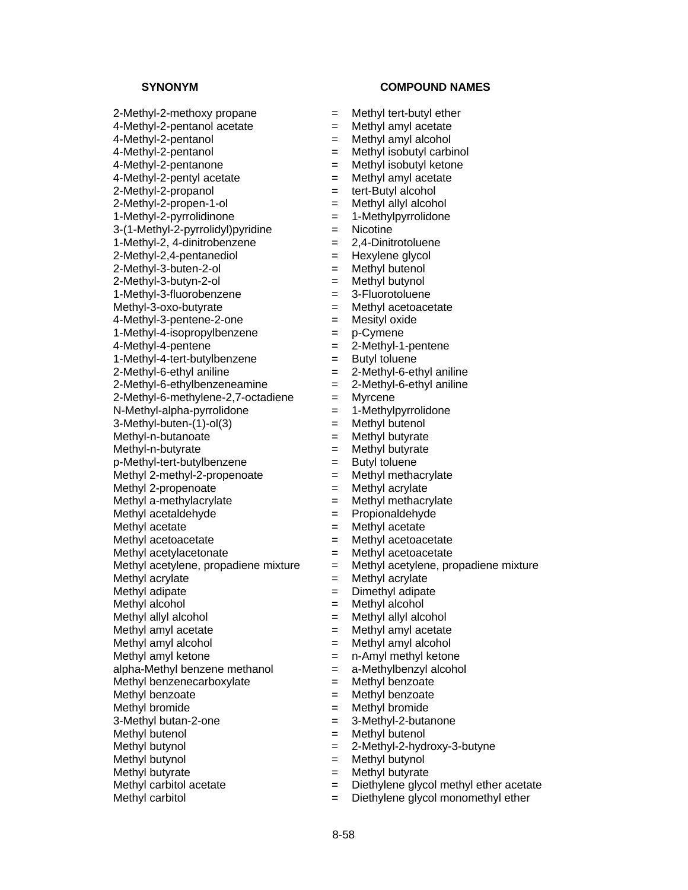| SYNONYM | | COMPOUND NAMES |
|---|---|---|
| 2-Methyl-2-methoxy propane | = | Methyl tert-butyl ether |
| 4-Methyl-2-pentanol acetate | = | Methyl amyl acetate |
| 4-Methyl-2-pentanol | = | Methyl amyl alcohol |
| 4-Methyl-2-pentanol | = | Methyl isobutyl carbinol |
| 4-Methyl-2-pentanone | = | Methyl isobutyl ketone |
| 4-Methyl-2-pentyl acetate | = | Methyl amyl acetate |
| 2-Methyl-2-propanol | = | tert-Butyl alcohol |
| 2-Methyl-2-propen-1-ol | = | Methyl allyl alcohol |
| 1-Methyl-2-pyrrolidinone | = | 1-Methylpyrrolidone |
| 3-(1-Methyl-2-pyrrolidyl)pyridine | = | Nicotine |
| 1-Methyl-2, 4-dinitrobenzene | = | 2,4-Dinitrotoluene |
| 2-Methyl-2,4-pentanediol | = | Hexylene glycol |
| 2-Methyl-3-buten-2-ol | = | Methyl butenol |
| 2-Methyl-3-butyn-2-ol | = | Methyl butynol |
| 1-Methyl-3-fluorobenzene | = | 3-Fluorotoluene |
| Methyl-3-oxo-butyrate | = | Methyl acetoacetate |
| 4-Methyl-3-pentene-2-one | = | Mesityl oxide |
| 1-Methyl-4-isopropylbenzene | = | p-Cymene |
| 4-Methyl-4-pentene | = | 2-Methyl-1-pentene |
| 1-Methyl-4-tert-butylbenzene | = | Butyl toluene |
| 2-Methyl-6-ethyl aniline | = | 2-Methyl-6-ethyl aniline |
| 2-Methyl-6-ethylbenzeneamine | = | 2-Methyl-6-ethyl aniline |
| 2-Methyl-6-methylene-2,7-octadiene | = | Myrcene |
| N-Methyl-alpha-pyrrolidone | = | 1-Methylpyrrolidone |
| 3-Methyl-buten-(1)-ol(3) | = | Methyl butenol |
| Methyl-n-butanoate | = | Methyl butyrate |
| Methyl-n-butyrate | = | Methyl butyrate |
| p-Methyl-tert-butylbenzene | = | Butyl toluene |
| Methyl 2-methyl-2-propenoate | = | Methyl methacrylate |
| Methyl 2-propenoate | = | Methyl acrylate |
| Methyl a-methylacrylate | = | Methyl methacrylate |
| Methyl acetaldehyde | = | Propionaldehyde |
| Methyl acetate | = | Methyl acetate |
| Methyl acetoacetate | = | Methyl acetoacetate |
| Methyl acetylacetonate | = | Methyl acetoacetate |
| Methyl acetylene, propadiene mixture | = | Methyl acetylene, propadiene mixture |
| Methyl acrylate | = | Methyl acrylate |
| Methyl adipate | = | Dimethyl adipate |
| Methyl alcohol | = | Methyl alcohol |
| Methyl allyl alcohol | = | Methyl allyl alcohol |
| Methyl amyl acetate | = | Methyl amyl acetate |
| Methyl amyl alcohol | = | Methyl amyl alcohol |
| Methyl amyl ketone | = | n-Amyl methyl ketone |
| alpha-Methyl benzene methanol | = | a-Methylbenzyl alcohol |
| Methyl benzenecarboxylate | = | Methyl benzoate |
| Methyl benzoate | = | Methyl benzoate |
| Methyl bromide | = | Methyl bromide |
| 3-Methyl butan-2-one | = | 3-Methyl-2-butanone |
| Methyl butenol | = | Methyl butenol |
| Methyl butynol | = | 2-Methyl-2-hydroxy-3-butyne |
| Methyl butynol | = | Methyl butynol |
| Methyl butyrate | = | Methyl butyrate |
| Methyl carbitol acetate | = | Diethylene glycol methyl ether acetate |
| Methyl carbitol | = | Diethylene glycol monomethyl ether |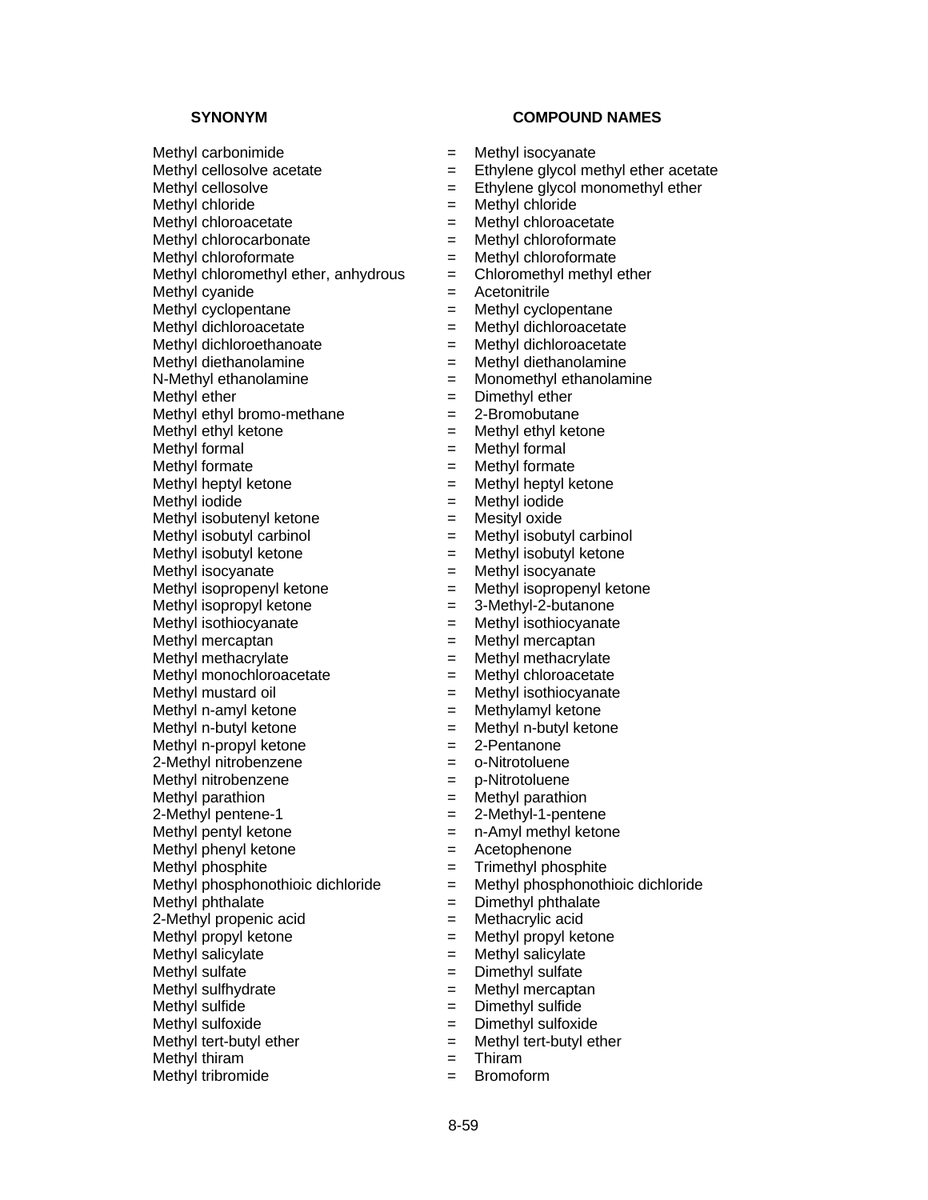| SYNONYM | | COMPOUND NAMES |
|---|---|---|
| Methyl carbonimide | = | Methyl isocyanate |
| Methyl cellosolve acetate | = | Ethylene glycol methyl ether acetate |
| Methyl cellosolve | = | Ethylene glycol monomethyl ether |
| Methyl chloride | = | Methyl chloride |
| Methyl chloroacetate | = | Methyl chloroacetate |
| Methyl chlorocarbonate | = | Methyl chloroformate |
| Methyl chloroformate | = | Methyl chloroformate |
| Methyl chloromethyl ether, anhydrous | = | Chloromethyl methyl ether |
| Methyl cyanide | = | Acetonitrile |
| Methyl cyclopentane | = | Methyl cyclopentane |
| Methyl dichloroacetate | = | Methyl dichloroacetate |
| Methyl dichloroethanoate | = | Methyl dichloroacetate |
| Methyl diethanolamine | = | Methyl diethanolamine |
| N-Methyl ethanolamine | = | Monomethyl ethanolamine |
| Methyl ether | = | Dimethyl ether |
| Methyl ethyl bromo-methane | = | 2-Bromobutane |
| Methyl ethyl ketone | = | Methyl ethyl ketone |
| Methyl formal | = | Methyl formal |
| Methyl formate | = | Methyl formate |
| Methyl heptyl ketone | = | Methyl heptyl ketone |
| Methyl iodide | = | Methyl iodide |
| Methyl isobutenyl ketone | = | Mesityl oxide |
| Methyl isobutyl carbinol | = | Methyl isobutyl carbinol |
| Methyl isobutyl ketone | = | Methyl isobutyl ketone |
| Methyl isocyanate | = | Methyl isocyanate |
| Methyl isopropenyl ketone | = | Methyl isopropenyl ketone |
| Methyl isopropyl ketone | = | 3-Methyl-2-butanone |
| Methyl isothiocyanate | = | Methyl isothiocyanate |
| Methyl mercaptan | = | Methyl mercaptan |
| Methyl methacrylate | = | Methyl methacrylate |
| Methyl monochloroacetate | = | Methyl chloroacetate |
| Methyl mustard oil | = | Methyl isothiocyanate |
| Methyl n-amyl ketone | = | Methylamyl ketone |
| Methyl n-butyl ketone | = | Methyl n-butyl ketone |
| Methyl n-propyl ketone | = | 2-Pentanone |
| 2-Methyl nitrobenzene | = | o-Nitrotoluene |
| Methyl nitrobenzene | = | p-Nitrotoluene |
| Methyl parathion | = | Methyl parathion |
| 2-Methyl pentene-1 | = | 2-Methyl-1-pentene |
| Methyl pentyl ketone | = | n-Amyl methyl ketone |
| Methyl phenyl ketone | = | Acetophenone |
| Methyl phosphite | = | Trimethyl phosphite |
| Methyl phosphonothioic dichloride | = | Methyl phosphonothioic dichloride |
| Methyl phthalate | = | Dimethyl phthalate |
| 2-Methyl propenic acid | = | Methacrylic acid |
| Methyl propyl ketone | = | Methyl propyl ketone |
| Methyl salicylate | = | Methyl salicylate |
| Methyl sulfate | = | Dimethyl sulfate |
| Methyl sulfhydrate | = | Methyl mercaptan |
| Methyl sulfide | = | Dimethyl sulfide |
| Methyl sulfoxide | = | Dimethyl sulfoxide |
| Methyl tert-butyl ether | = | Methyl tert-butyl ether |
| Methyl thiram | = | Thiram |
| Methyl tribromide | = | Bromoform |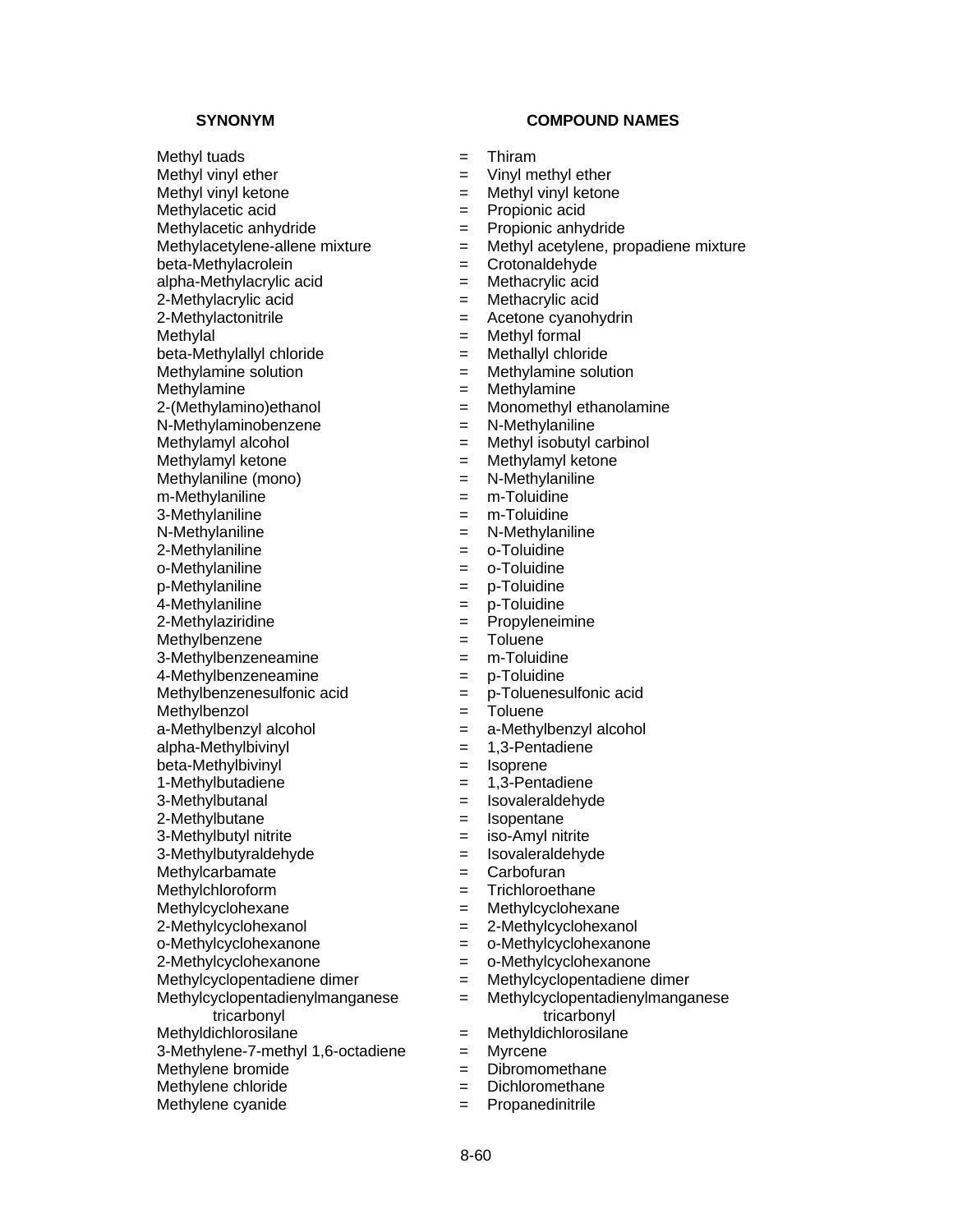| SYNONYM | | COMPOUND NAMES |
|---|---|---|
| Methyl tuads | = | Thiram |
| Methyl vinyl ether | = | Vinyl methyl ether |
| Methyl vinyl ketone | = | Methyl vinyl ketone |
| Methylacetic acid | = | Propionic acid |
| Methylacetic anhydride | = | Propionic anhydride |
| Methylacetylene-allene mixture | = | Methyl acetylene, propadiene mixture |
| beta-Methylacrolein | = | Crotonaldehyde |
| alpha-Methylacrylic acid | = | Methacrylic acid |
| 2-Methylacrylic acid | = | Methacrylic acid |
| 2-Methylactonitrile | = | Acetone cyanohydrin |
| Methylal | = | Methyl formal |
| beta-Methylallyl chloride | = | Methallyl chloride |
| Methylamine solution | = | Methylamine solution |
| Methylamine | = | Methylamine |
| 2-(Methylamino)ethanol | = | Monomethyl ethanolamine |
| N-Methylaminobenzene | = | N-Methylaniline |
| Methylamyl alcohol | = | Methyl isobutyl carbinol |
| Methylamyl ketone | = | Methylamyl ketone |
| Methylaniline (mono) | = | N-Methylaniline |
| m-Methylaniline | = | m-Toluidine |
| 3-Methylaniline | = | m-Toluidine |
| N-Methylaniline | = | N-Methylaniline |
| 2-Methylaniline | = | o-Toluidine |
| o-Methylaniline | = | o-Toluidine |
| p-Methylaniline | = | p-Toluidine |
| 4-Methylaniline | = | p-Toluidine |
| 2-Methylaziridine | = | Propyleneimine |
| Methylbenzene | = | Toluene |
| 3-Methylbenzeneamine | = | m-Toluidine |
| 4-Methylbenzeneamine | = | p-Toluidine |
| Methylbenzenesulfonic acid | = | p-Toluenesulfonic acid |
| Methylbenzol | = | Toluene |
| a-Methylbenzyl alcohol | = | a-Methylbenzyl alcohol |
| alpha-Methylbivinyl | = | 1,3-Pentadiene |
| beta-Methylbivinyl | = | Isoprene |
| 1-Methylbutadiene | = | 1,3-Pentadiene |
| 3-Methylbutanal | = | Isovaleraldehyde |
| 2-Methylbutane | = | Isopentane |
| 3-Methylbutyl nitrite | = | iso-Amyl nitrite |
| 3-Methylbutyraldehyde | = | Isovaleraldehyde |
| Methylcarbamate | = | Carbofuran |
| Methylchloroform | = | Trichloroethane |
| Methylcyclohexane | = | Methylcyclohexane |
| 2-Methylcyclohexanol | = | 2-Methylcyclohexanol |
| o-Methylcyclohexanone | = | o-Methylcyclohexanone |
| 2-Methylcyclohexanone | = | o-Methylcyclohexanone |
| Methylcyclopentadiene dimer | = | Methylcyclopentadiene dimer |
| Methylcyclopentadienylmanganese tricarbonyl | = | Methylcyclopentadienylmanganese tricarbonyl |
| Methyldichlorosilane | = | Methyldichlorosilane |
| 3-Methylene-7-methyl 1,6-octadiene | = | Myrcene |
| Methylene bromide | = | Dibromomethane |
| Methylene chloride | = | Dichloromethane |
| Methylene cyanide | = | Propanedinitrile |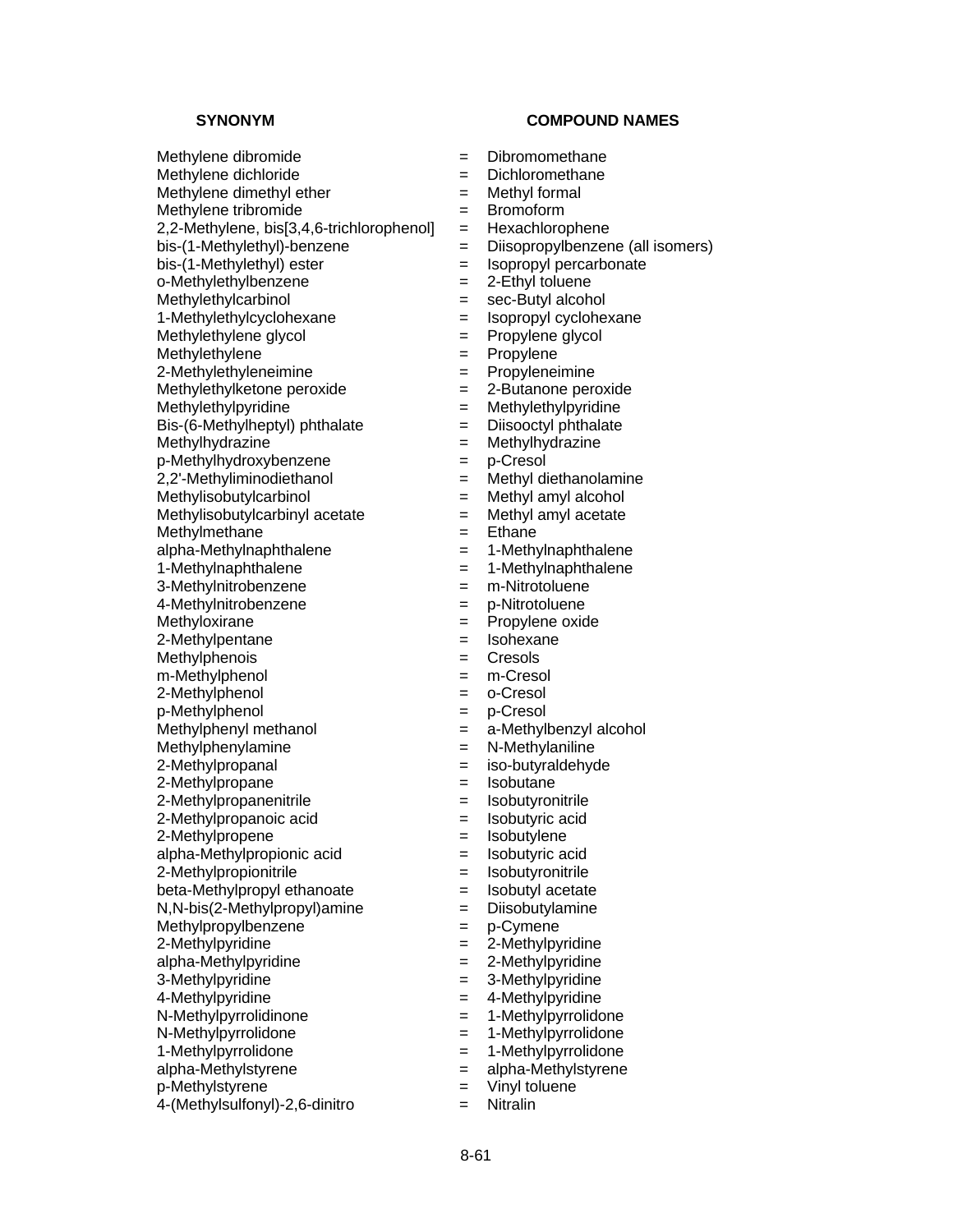| SYNONYM | | COMPOUND NAMES |
|---|---|---|
| Methylene dibromide | = | Dibromomethane |
| Methylene dichloride | = | Dichloromethane |
| Methylene dimethyl ether | = | Methyl formal |
| Methylene tribromide | = | Bromoform |
| 2,2-Methylene, bis[3,4,6-trichlorophenol] | = | Hexachlorophene |
| bis-(1-Methylethyl)-benzene | = | Diisopropylbenzene (all isomers) |
| bis-(1-Methylethyl) ester | = | Isopropyl percarbonate |
| o-Methylethylbenzene | = | 2-Ethyl toluene |
| Methylethylcarbinol | = | sec-Butyl alcohol |
| 1-Methylethylcyclohexane | = | Isopropyl cyclohexane |
| Methylethylene glycol | = | Propylene glycol |
| Methylethylene | = | Propylene |
| 2-Methylethyleneimine | = | Propyleneimine |
| Methylethylketone peroxide | = | 2-Butanone peroxide |
| Methylethylpyridine | = | Methylethylpyridine |
| Bis-(6-Methylheptyl) phthalate | = | Diisooctyl phthalate |
| Methylhydrazine | = | Methylhydrazine |
| p-Methylhydroxybenzene | = | p-Cresol |
| 2,2'-Methyliminodiethanol | = | Methyl diethanolamine |
| Methylisobutylcarbinol | = | Methyl amyl alcohol |
| Methylisobutylcarbinyl acetate | = | Methyl amyl acetate |
| Methylmethane | = | Ethane |
| alpha-Methylnaphthalene | = | 1-Methylnaphthalene |
| 1-Methylnaphthalene | = | 1-Methylnaphthalene |
| 3-Methylnitrobenzene | = | m-Nitrotoluene |
| 4-Methylnitrobenzene | = | p-Nitrotoluene |
| Methyloxirane | = | Propylene oxide |
| 2-Methylpentane | = | Isohexane |
| Methylphenois | = | Cresols |
| m-Methylphenol | = | m-Cresol |
| 2-Methylphenol | = | o-Cresol |
| p-Methylphenol | = | p-Cresol |
| Methylphenyl methanol | = | a-Methylbenzyl alcohol |
| Methylphenylamine | = | N-Methylaniline |
| 2-Methylpropanal | = | iso-butyraldehyde |
| 2-Methylpropane | = | Isobutane |
| 2-Methylpropanenitrile | = | Isobutyronitrile |
| 2-Methylpropanoic acid | = | Isobutyric acid |
| 2-Methylpropene | = | Isobutylene |
| alpha-Methylpropionic acid | = | Isobutyric acid |
| 2-Methylpropionitrile | = | Isobutyronitrile |
| beta-Methylpropyl ethanoate | = | Isobutyl acetate |
| N,N-bis(2-Methylpropyl)amine | = | Diisobutylamine |
| Methylpropylbenzene | = | p-Cymene |
| 2-Methylpyridine | = | 2-Methylpyridine |
| alpha-Methylpyridine | = | 2-Methylpyridine |
| 3-Methylpyridine | = | 3-Methylpyridine |
| 4-Methylpyridine | = | 4-Methylpyridine |
| N-Methylpyrrolidinone | = | 1-Methylpyrrolidone |
| N-Methylpyrrolidone | = | 1-Methylpyrrolidone |
| 1-Methylpyrrolidone | = | 1-Methylpyrrolidone |
| alpha-Methylstyrene | = | alpha-Methylstyrene |
| p-Methylstyrene | = | Vinyl toluene |
| 4-(Methylsulfonyl)-2,6-dinitro | = | Nitralin |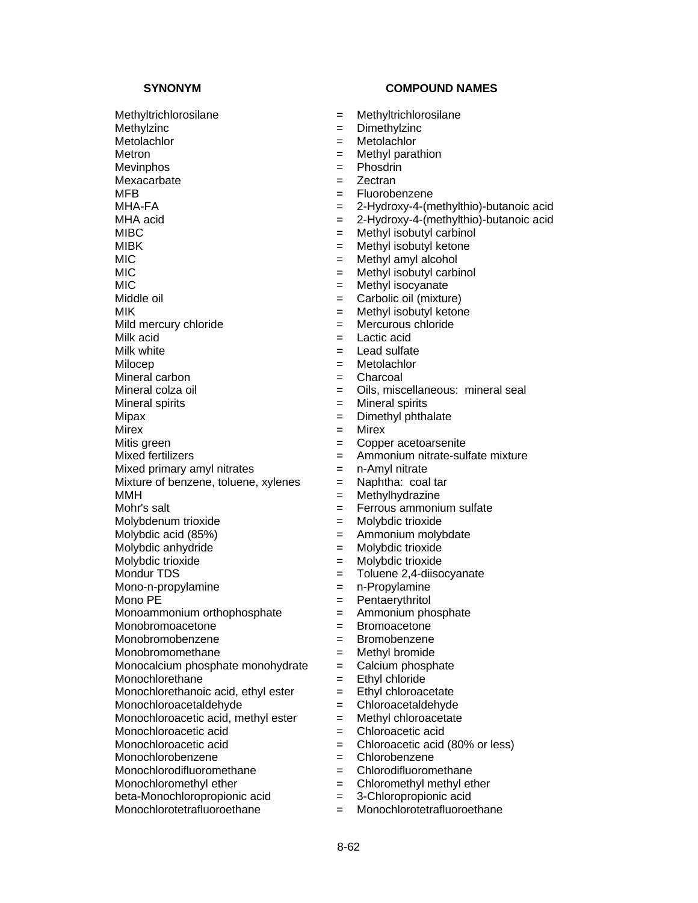| SYNONYM | | COMPOUND NAMES |
|---|---|---|
| Methyltrichlorosilane | = | Methyltrichlorosilane |
| Methylzinc | = | Dimethylzinc |
| Metolachlor | = | Metolachlor |
| Metron | = | Methyl parathion |
| Mevinphos | = | Phosdrin |
| Mexacarbate | = | Zectran |
| MFB | = | Fluorobenzene |
| MHA-FA | = | 2-Hydroxy-4-(methylthio)-butanoic acid |
| MHA acid | = | 2-Hydroxy-4-(methylthio)-butanoic acid |
| MIBC | = | Methyl isobutyl carbinol |
| MIBK | = | Methyl isobutyl ketone |
| MIC | = | Methyl amyl alcohol |
| MIC | = | Methyl isobutyl carbinol |
| MIC | = | Methyl isocyanate |
| Middle oil | = | Carbolic oil (mixture) |
| MIK | = | Methyl isobutyl ketone |
| Mild mercury chloride | = | Mercurous chloride |
| Milk acid | = | Lactic acid |
| Milk white | = | Lead sulfate |
| Milocep | = | Metolachlor |
| Mineral carbon | = | Charcoal |
| Mineral colza oil | = | Oils, miscellaneous: mineral seal |
| Mineral spirits | = | Mineral spirits |
| Mipax | = | Dimethyl phthalate |
| Mirex | = | Mirex |
| Mitis green | = | Copper acetoarsenite |
| Mixed fertilizers | = | Ammonium nitrate-sulfate mixture |
| Mixed primary amyl nitrates | = | n-Amyl nitrate |
| Mixture of benzene, toluene, xylenes | = | Naphtha: coal tar |
| MMH | = | Methylhydrazine |
| Mohr's salt | = | Ferrous ammonium sulfate |
| Molybdenum trioxide | = | Molybdic trioxide |
| Molybdic acid (85%) | = | Ammonium molybdate |
| Molybdic anhydride | = | Molybdic trioxide |
| Molybdic trioxide | = | Molybdic trioxide |
| Mondur TDS | = | Toluene 2,4-diisocyanate |
| Mono-n-propylamine | = | n-Propylamine |
| Mono PE | = | Pentaerythritol |
| Monoammonium orthophosphate | = | Ammonium phosphate |
| Monobromoacetone | = | Bromoacetone |
| Monobromobenzene | = | Bromobenzene |
| Monobromomethane | = | Methyl bromide |
| Monocalcium phosphate monohydrate | = | Calcium phosphate |
| Monochlorethane | = | Ethyl chloride |
| Monochlorethanoic acid, ethyl ester | = | Ethyl chloroacetate |
| Monochloroacetaldehyde | = | Chloroacetaldehyde |
| Monochloroacetic acid, methyl ester | = | Methyl chloroacetate |
| Monochloroacetic acid | = | Chloroacetic acid |
| Monochloroacetic acid | = | Chloroacetic acid (80% or less) |
| Monochlorobenzene | = | Chlorobenzene |
| Monochlorodifluoromethane | = | Chlorodifluoromethane |
| Monochloromethyl ether | = | Chloromethyl methyl ether |
| beta-Monochloropropionic acid | = | 3-Chloropropionic acid |
| Monochlorotetrafluoroethane | = | Monochlorotetrafluoroethane |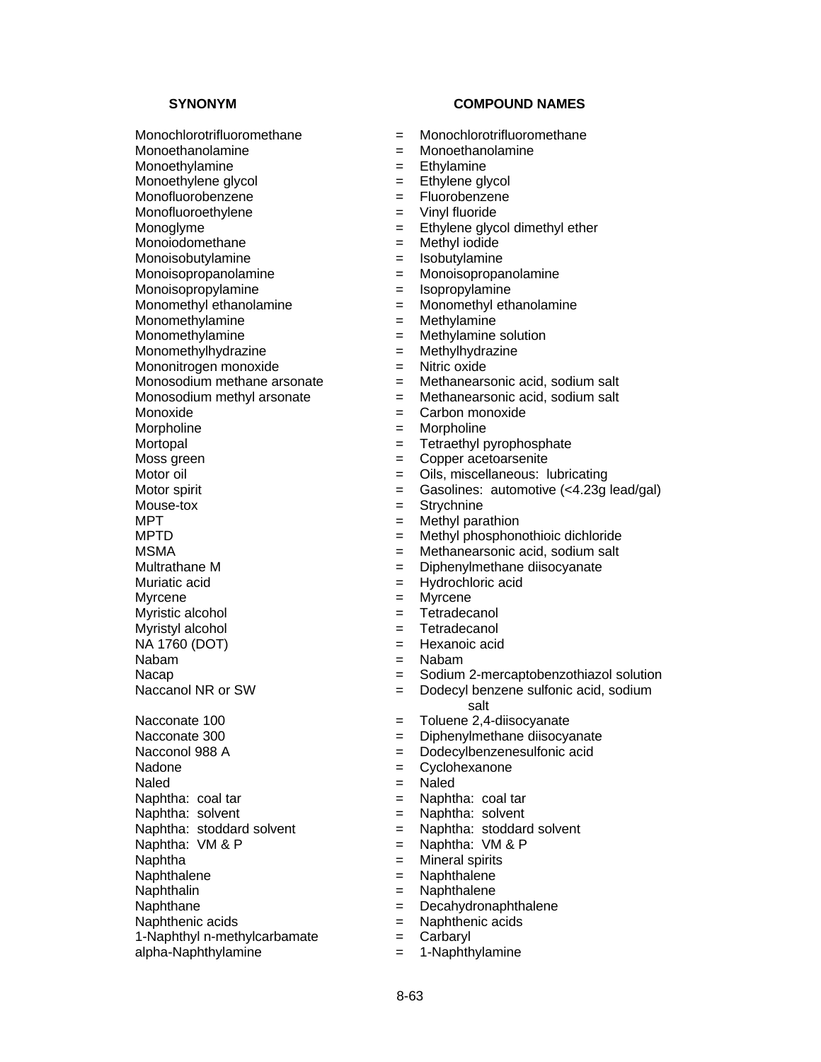| SYNONYM | | COMPOUND NAMES |
|---|---|---|
| Monochlorotrifluoromethane | = | Monochlorotrifluoromethane |
| Monoethanolamine | = | Monoethanolamine |
| Monoethylamine | = | Ethylamine |
| Monoethylene glycol | = | Ethylene glycol |
| Monofluorobenzene | = | Fluorobenzene |
| Monofluoroethylene | = | Vinyl fluoride |
| Monoglyme | = | Ethylene glycol dimethyl ether |
| Monoiodomethane | = | Methyl iodide |
| Monoisobutylamine | = | Isobutylamine |
| Monoisopropanolamine | = | Monoisopropanolamine |
| Monoisopropylamine | = | Isopropylamine |
| Monomethyl ethanolamine | = | Monomethyl ethanolamine |
| Monomethylamine | = | Methylamine |
| Monomethylamine | = | Methylamine solution |
| Monomethylhydrazine | = | Methylhydrazine |
| Mononitrogen monoxide | = | Nitric oxide |
| Monosodium methane arsonate | = | Methanearsonic acid, sodium salt |
| Monosodium methyl arsonate | = | Methanearsonic acid, sodium salt |
| Monoxide | = | Carbon monoxide |
| Morpholine | = | Morpholine |
| Mortopal | = | Tetraethyl pyrophosphate |
| Moss green | = | Copper acetoarsenite |
| Motor oil | = | Oils, miscellaneous: lubricating |
| Motor spirit | = | Gasolines: automotive (<4.23g lead/gal) |
| Mouse-tox | = | Strychnine |
| MPT | = | Methyl parathion |
| MPTD | = | Methyl phosphonothioic dichloride |
| MSMA | = | Methanearsonic acid, sodium salt |
| Multrathane M | = | Diphenylmethane diisocyanate |
| Muriatic acid | = | Hydrochloric acid |
| Myrcene | = | Myrcene |
| Myristic alcohol | = | Tetradecanol |
| Myristyl alcohol | = | Tetradecanol |
| NA 1760 (DOT) | = | Hexanoic acid |
| Nabam | = | Nabam |
| Nacap | = | Sodium 2-mercaptobenzothiazol solution |
| Naccanol NR or SW | = | Dodecyl benzene sulfonic acid, sodium salt |
| Nacconate 100 | = | Toluene 2,4-diisocyanate |
| Nacconate 300 | = | Diphenylmethane diisocyanate |
| Nacconol 988 A | = | Dodecylbenzenesulfonic acid |
| Nadone | = | Cyclohexanone |
| Naled | = | Naled |
| Naphtha: coal tar | = | Naphtha: coal tar |
| Naphtha: solvent | = | Naphtha: solvent |
| Naphtha: stoddard solvent | = | Naphtha: stoddard solvent |
| Naphtha: VM & P | = | Naphtha: VM & P |
| Naphtha | = | Mineral spirits |
| Naphthalene | = | Naphthalene |
| Naphthalin | = | Naphthalene |
| Naphthane | = | Decahydronaphthalene |
| Naphthenic acids | = | Naphthenic acids |
| 1-Naphthyl n-methylcarbamate | = | Carbaryl |
| alpha-Naphthylamine | = | 1-Naphthylamine |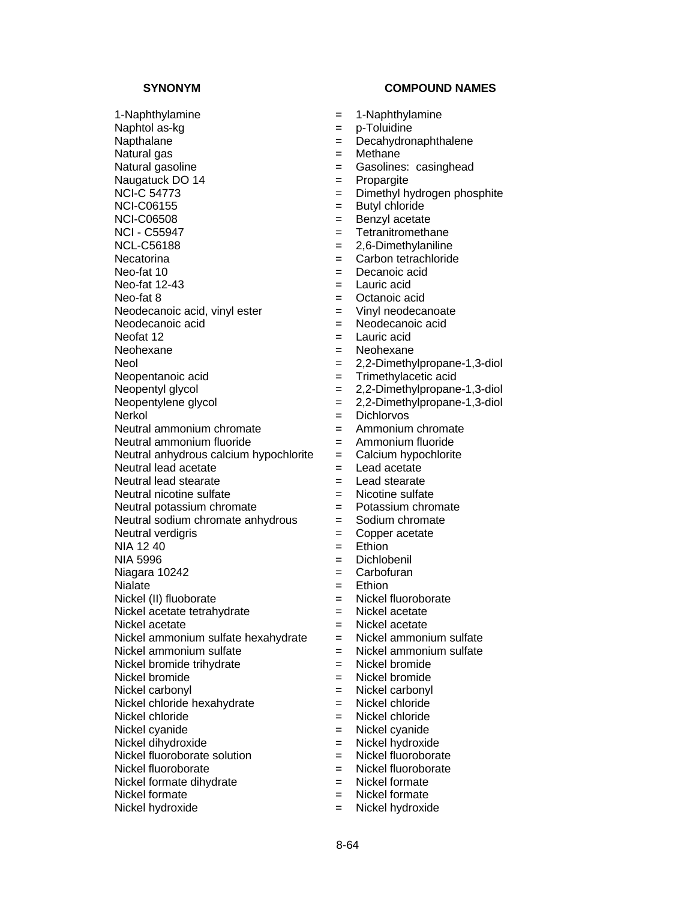| SYNONYM | | COMPOUND NAMES |
|---|---|---|
| 1-Naphthylamine | = | 1-Naphthylamine |
| Naphtol as-kg | = | p-Toluidine |
| Napthalane | = | Decahydronaphthalene |
| Natural gas | = | Methane |
| Natural gasoline | = | Gasolines: casinghead |
| Naugatuck DO 14 | = | Propargite |
| NCI-C 54773 | = | Dimethyl hydrogen phosphite |
| NCI-C06155 | = | Butyl chloride |
| NCI-C06508 | = | Benzyl acetate |
| NCI - C55947 | = | Tetranitromethane |
| NCL-C56188 | = | 2,6-Dimethylaniline |
| Necatorina | = | Carbon tetrachloride |
| Neo-fat 10 | = | Decanoic acid |
| Neo-fat 12-43 | = | Lauric acid |
| Neo-fat 8 | = | Octanoic acid |
| Neodecanoic acid, vinyl ester | = | Vinyl neodecanoate |
| Neodecanoic acid | = | Neodecanoic acid |
| Neofat 12 | = | Lauric acid |
| Neohexane | = | Neohexane |
| Neol | = | 2,2-Dimethylpropane-1,3-diol |
| Neopentanoic acid | = | Trimethylacetic acid |
| Neopentyl glycol | = | 2,2-Dimethylpropane-1,3-diol |
| Neopentylene glycol | = | 2,2-Dimethylpropane-1,3-diol |
| Nerkol | = | Dichlorvos |
| Neutral ammonium chromate | = | Ammonium chromate |
| Neutral ammonium fluoride | = | Ammonium fluoride |
| Neutral anhydrous calcium hypochlorite | = | Calcium hypochlorite |
| Neutral lead acetate | = | Lead acetate |
| Neutral lead stearate | = | Lead stearate |
| Neutral nicotine sulfate | = | Nicotine sulfate |
| Neutral potassium chromate | = | Potassium chromate |
| Neutral sodium chromate anhydrous | = | Sodium chromate |
| Neutral verdigris | = | Copper acetate |
| NIA 12 40 | = | Ethion |
| NIA 5996 | = | Dichlobenil |
| Niagara 10242 | = | Carbofuran |
| Nialate | = | Ethion |
| Nickel (II) fluoborate | = | Nickel fluoroborate |
| Nickel acetate tetrahydrate | = | Nickel acetate |
| Nickel acetate | = | Nickel acetate |
| Nickel ammonium sulfate hexahydrate | = | Nickel ammonium sulfate |
| Nickel ammonium sulfate | = | Nickel ammonium sulfate |
| Nickel bromide trihydrate | = | Nickel bromide |
| Nickel bromide | = | Nickel bromide |
| Nickel carbonyl | = | Nickel carbonyl |
| Nickel chloride hexahydrate | = | Nickel chloride |
| Nickel chloride | = | Nickel chloride |
| Nickel cyanide | = | Nickel cyanide |
| Nickel dihydroxide | = | Nickel hydroxide |
| Nickel fluoroborate solution | = | Nickel fluoroborate |
| Nickel fluoroborate | = | Nickel fluoroborate |
| Nickel formate dihydrate | = | Nickel formate |
| Nickel formate | = | Nickel formate |
| Nickel hydroxide | = | Nickel hydroxide |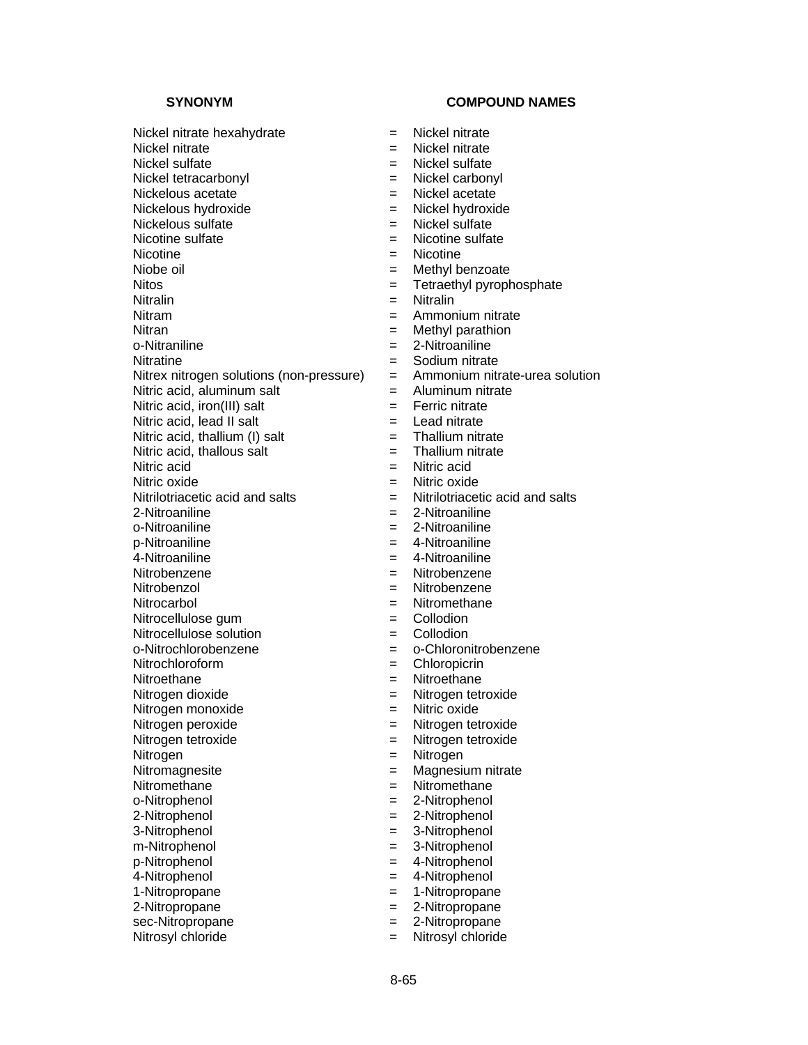| SYNONYM | | COMPOUND NAMES |
|---|---|---|
| Nickel nitrate hexahydrate | = | Nickel nitrate |
| Nickel nitrate | = | Nickel nitrate |
| Nickel sulfate | = | Nickel sulfate |
| Nickel tetracarbonyl | = | Nickel carbonyl |
| Nickelous acetate | = | Nickel acetate |
| Nickelous hydroxide | = | Nickel hydroxide |
| Nickelous sulfate | = | Nickel sulfate |
| Nicotine sulfate | = | Nicotine sulfate |
| Nicotine | = | Nicotine |
| Niobe oil | = | Methyl benzoate |
| Nitos | = | Tetraethyl pyrophosphate |
| Nitralin | = | Nitralin |
| Nitram | = | Ammonium nitrate |
| Nitran | = | Methyl parathion |
| o-Nitraniline | = | 2-Nitroaniline |
| Nitratine | = | Sodium nitrate |
| Nitrex nitrogen solutions (non-pressure) | = | Ammonium nitrate-urea solution |
| Nitric acid, aluminum salt | = | Aluminum nitrate |
| Nitric acid, iron(III) salt | = | Ferric nitrate |
| Nitric acid, lead II salt | = | Lead nitrate |
| Nitric acid, thallium (I) salt | = | Thallium nitrate |
| Nitric acid, thallous salt | = | Thallium nitrate |
| Nitric acid | = | Nitric acid |
| Nitric oxide | = | Nitric oxide |
| Nitrilotriacetic acid and salts | = | Nitrilotriacetic acid and salts |
| 2-Nitroaniline | = | 2-Nitroaniline |
| o-Nitroaniline | = | 2-Nitroaniline |
| p-Nitroaniline | = | 4-Nitroaniline |
| 4-Nitroaniline | = | 4-Nitroaniline |
| Nitrobenzene | = | Nitrobenzene |
| Nitrobenzol | = | Nitrobenzene |
| Nitrocarbol | = | Nitromethane |
| Nitrocellulose gum | = | Collodion |
| Nitrocellulose solution | = | Collodion |
| o-Nitrochlorobenzene | = | o-Chloronitrobenzene |
| Nitrochloroform | = | Chloropicrin |
| Nitroethane | = | Nitroethane |
| Nitrogen dioxide | = | Nitrogen tetroxide |
| Nitrogen monoxide | = | Nitric oxide |
| Nitrogen peroxide | = | Nitrogen tetroxide |
| Nitrogen tetroxide | = | Nitrogen tetroxide |
| Nitrogen | = | Nitrogen |
| Nitromagnesite | = | Magnesium nitrate |
| Nitromethane | = | Nitromethane |
| o-Nitrophenol | = | 2-Nitrophenol |
| 2-Nitrophenol | = | 2-Nitrophenol |
| 3-Nitrophenol | = | 3-Nitrophenol |
| m-Nitrophenol | = | 3-Nitrophenol |
| p-Nitrophenol | = | 4-Nitrophenol |
| 4-Nitrophenol | = | 4-Nitrophenol |
| 1-Nitropropane | = | 1-Nitropropane |
| 2-Nitropropane | = | 2-Nitropropane |
| sec-Nitropropane | = | 2-Nitropropane |
| Nitrosyl chloride | = | Nitrosyl chloride |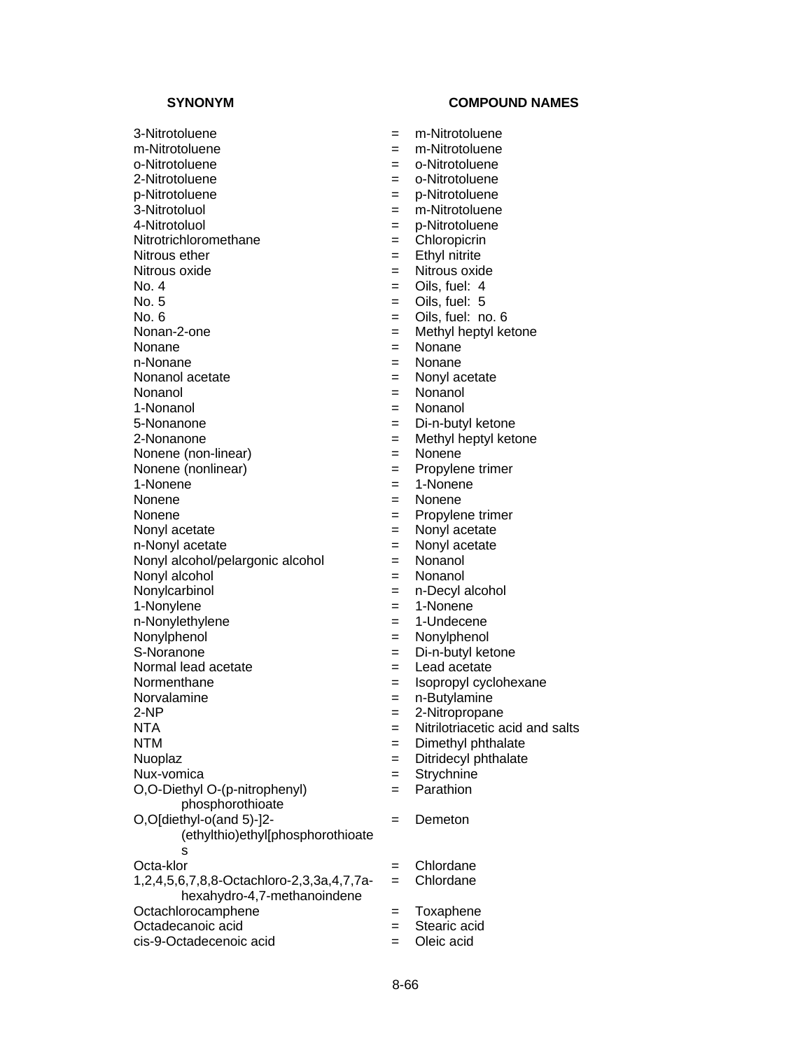| SYNONYM | | COMPOUND NAMES |
|---|---|---|
| 3-Nitrotoluene | = | m-Nitrotoluene |
| m-Nitrotoluene | = | m-Nitrotoluene |
| o-Nitrotoluene | = | o-Nitrotoluene |
| 2-Nitrotoluene | = | o-Nitrotoluene |
| p-Nitrotoluene | = | p-Nitrotoluene |
| 3-Nitrotoluol | = | m-Nitrotoluene |
| 4-Nitrotoluol | = | p-Nitrotoluene |
| Nitrotrichloromethane | = | Chloropicrin |
| Nitrous ether | = | Ethyl nitrite |
| Nitrous oxide | = | Nitrous oxide |
| No. 4 | = | Oils, fuel: 4 |
| No. 5 | = | Oils, fuel: 5 |
| No. 6 | = | Oils, fuel: no. 6 |
| Nonan-2-one | = | Methyl heptyl ketone |
| Nonane | = | Nonane |
| n-Nonane | = | Nonane |
| Nonanol acetate | = | Nonyl acetate |
| Nonanol | = | Nonanol |
| 1-Nonanol | = | Nonanol |
| 5-Nonanone | = | Di-n-butyl ketone |
| 2-Nonanone | = | Methyl heptyl ketone |
| Nonene (non-linear) | = | Nonene |
| Nonene (nonlinear) | = | Propylene trimer |
| 1-Nonene | = | 1-Nonene |
| Nonene | = | Nonene |
| Nonene | = | Propylene trimer |
| Nonyl acetate | = | Nonyl acetate |
| n-Nonyl acetate | = | Nonyl acetate |
| Nonyl alcohol/pelargonic alcohol | = | Nonanol |
| Nonyl alcohol | = | Nonanol |
| Nonylcarbinol | = | n-Decyl alcohol |
| 1-Nonylene | = | 1-Nonene |
| n-Nonylethylene | = | 1-Undecene |
| Nonylphenol | = | Nonylphenol |
| S-Noranone | = | Di-n-butyl ketone |
| Normal lead acetate | = | Lead acetate |
| Normenthane | = | Isopropyl cyclohexane |
| Norvalamine | = | n-Butylamine |
| 2-NP | = | 2-Nitropropane |
| NTA | = | Nitrilotriacetic acid and salts |
| NTM | = | Dimethyl phthalate |
| Nuoplaz | = | Ditridecyl phthalate |
| Nux-vomica | = | Strychnine |
| O,O-Diethyl O-(p-nitrophenyl) phosphorothioate | = | Parathion |
| O,O[diethyl-o(and 5)-]2-(ethylthio)ethyl[phosphorothioates | = | Demeton |
| Octa-klor | = | Chlordane |
| 1,2,4,5,6,7,8,8-Octachloro-2,3,3a,4,7,7a-hexahydro-4,7-methanoindene | = | Chlordane |
| Octachlorocamphene | = | Toxaphene |
| Octadecanoic acid | = | Stearic acid |
| cis-9-Octadecenoic acid | = | Oleic acid |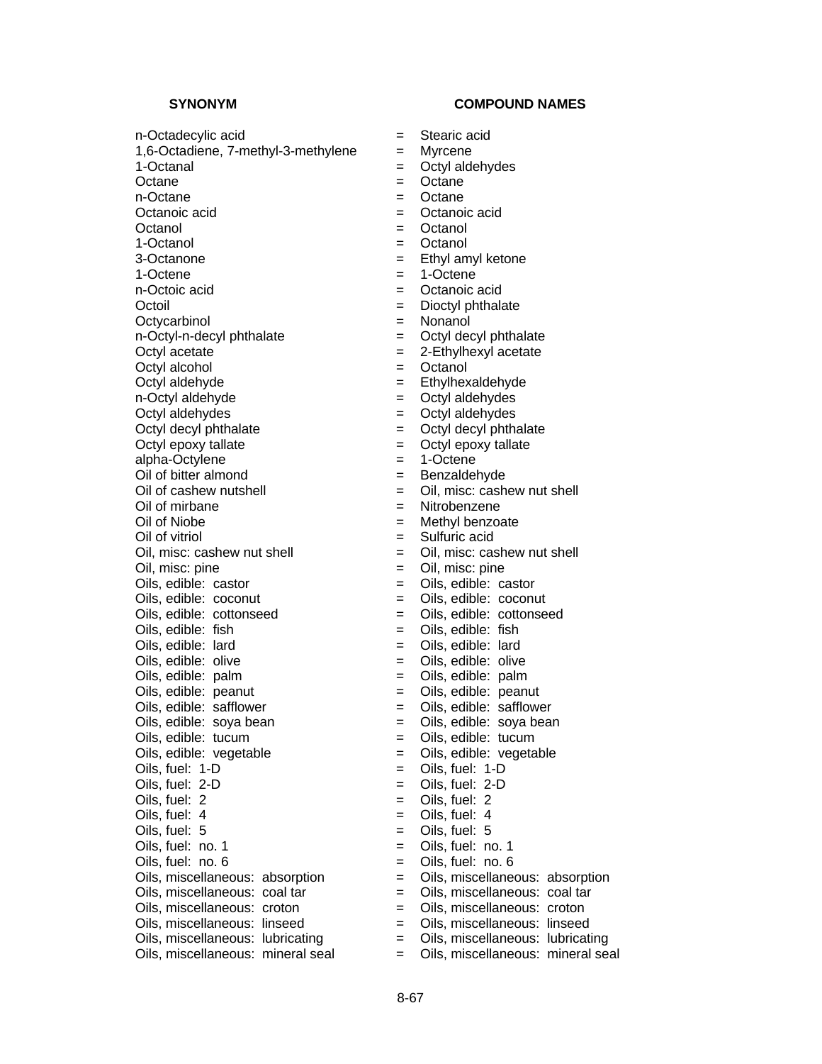| SYNONYM | | COMPOUND NAMES |
|---|---|---|
| n-Octadecylic acid | = | Stearic acid |
| 1,6-Octadiene, 7-methyl-3-methylene | = | Myrcene |
| 1-Octanal | = | Octyl aldehydes |
| Octane | = | Octane |
| n-Octane | = | Octane |
| Octanoic acid | = | Octanoic acid |
| Octanol | = | Octanol |
| 1-Octanol | = | Octanol |
| 3-Octanone | = | Ethyl amyl ketone |
| 1-Octene | = | 1-Octene |
| n-Octoic acid | = | Octanoic acid |
| Octoil | = | Dioctyl phthalate |
| Octycarbinol | = | Nonanol |
| n-Octyl-n-decyl phthalate | = | Octyl decyl phthalate |
| Octyl acetate | = | 2-Ethylhexyl acetate |
| Octyl alcohol | = | Octanol |
| Octyl aldehyde | = | Ethylhexaldehyde |
| n-Octyl aldehyde | = | Octyl aldehydes |
| Octyl aldehydes | = | Octyl aldehydes |
| Octyl decyl phthalate | = | Octyl decyl phthalate |
| Octyl epoxy tallate | = | Octyl epoxy tallate |
| alpha-Octylene | = | 1-Octene |
| Oil of bitter almond | = | Benzaldehyde |
| Oil of cashew nutshell | = | Oil, misc: cashew nut shell |
| Oil of mirbane | = | Nitrobenzene |
| Oil of Niobe | = | Methyl benzoate |
| Oil of vitriol | = | Sulfuric acid |
| Oil, misc: cashew nut shell | = | Oil, misc: cashew nut shell |
| Oil, misc: pine | = | Oil, misc: pine |
| Oils, edible: castor | = | Oils, edible: castor |
| Oils, edible: coconut | = | Oils, edible: coconut |
| Oils, edible: cottonseed | = | Oils, edible: cottonseed |
| Oils, edible: fish | = | Oils, edible: fish |
| Oils, edible: lard | = | Oils, edible: lard |
| Oils, edible: olive | = | Oils, edible: olive |
| Oils, edible: palm | = | Oils, edible: palm |
| Oils, edible: peanut | = | Oils, edible: peanut |
| Oils, edible: safflower | = | Oils, edible: safflower |
| Oils, edible: soya bean | = | Oils, edible: soya bean |
| Oils, edible: tucum | = | Oils, edible: tucum |
| Oils, edible: vegetable | = | Oils, edible: vegetable |
| Oils, fuel: 1-D | = | Oils, fuel: 1-D |
| Oils, fuel: 2-D | = | Oils, fuel: 2-D |
| Oils, fuel: 2 | = | Oils, fuel: 2 |
| Oils, fuel: 4 | = | Oils, fuel: 4 |
| Oils, fuel: 5 | = | Oils, fuel: 5 |
| Oils, fuel: no. 1 | = | Oils, fuel: no. 1 |
| Oils, fuel: no. 6 | = | Oils, fuel: no. 6 |
| Oils, miscellaneous: absorption | = | Oils, miscellaneous: absorption |
| Oils, miscellaneous: coal tar | = | Oils, miscellaneous: coal tar |
| Oils, miscellaneous: croton | = | Oils, miscellaneous: croton |
| Oils, miscellaneous: linseed | = | Oils, miscellaneous: linseed |
| Oils, miscellaneous: lubricating | = | Oils, miscellaneous: lubricating |
| Oils, miscellaneous: mineral seal | = | Oils, miscellaneous: mineral seal |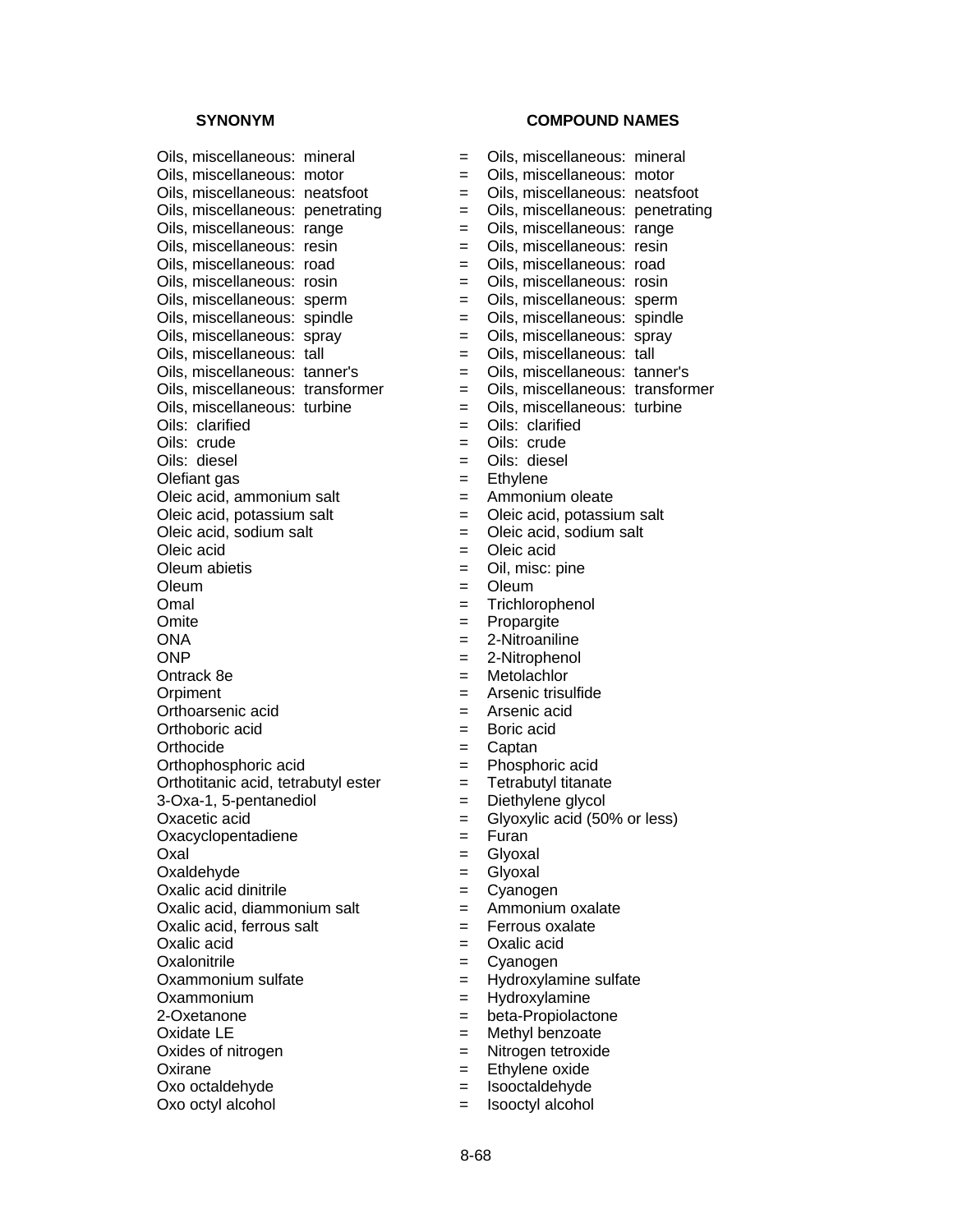| SYNONYM | | COMPOUND NAMES |
|---|---|---|
| Oils, miscellaneous: mineral | = | Oils, miscellaneous: mineral |
| Oils, miscellaneous: motor | = | Oils, miscellaneous: motor |
| Oils, miscellaneous: neatsfoot | = | Oils, miscellaneous: neatsfoot |
| Oils, miscellaneous: penetrating | = | Oils, miscellaneous: penetrating |
| Oils, miscellaneous: range | = | Oils, miscellaneous: range |
| Oils, miscellaneous: resin | = | Oils, miscellaneous: resin |
| Oils, miscellaneous: road | = | Oils, miscellaneous: road |
| Oils, miscellaneous: rosin | = | Oils, miscellaneous: rosin |
| Oils, miscellaneous: sperm | = | Oils, miscellaneous: sperm |
| Oils, miscellaneous: spindle | = | Oils, miscellaneous: spindle |
| Oils, miscellaneous: spray | = | Oils, miscellaneous: spray |
| Oils, miscellaneous: tall | = | Oils, miscellaneous: tall |
| Oils, miscellaneous: tanner's | = | Oils, miscellaneous: tanner's |
| Oils, miscellaneous: transformer | = | Oils, miscellaneous: transformer |
| Oils, miscellaneous: turbine | = | Oils, miscellaneous: turbine |
| Oils: clarified | = | Oils: clarified |
| Oils: crude | = | Oils: crude |
| Oils: diesel | = | Oils: diesel |
| Olefiant gas | = | Ethylene |
| Oleic acid, ammonium salt | = | Ammonium oleate |
| Oleic acid, potassium salt | = | Oleic acid, potassium salt |
| Oleic acid, sodium salt | = | Oleic acid, sodium salt |
| Oleic acid | = | Oleic acid |
| Oleum abietis | = | Oil, misc: pine |
| Oleum | = | Oleum |
| Omal | = | Trichlorophenol |
| Omite | = | Propargite |
| ONA | = | 2-Nitroaniline |
| ONP | = | 2-Nitrophenol |
| Ontrack 8e | = | Metolachlor |
| Orpiment | = | Arsenic trisulfide |
| Orthoarsenic acid | = | Arsenic acid |
| Orthoboric acid | = | Boric acid |
| Orthocide | = | Captan |
| Orthophosphoric acid | = | Phosphoric acid |
| Orthotitanic acid, tetrabutyl ester | = | Tetrabutyl titanate |
| 3-Oxa-1, 5-pentanediol | = | Diethylene glycol |
| Oxacetic acid | = | Glyoxylic acid (50% or less) |
| Oxacyclopentadiene | = | Furan |
| Oxal | = | Glyoxal |
| Oxaldehyde | = | Glyoxal |
| Oxalic acid dinitrile | = | Cyanogen |
| Oxalic acid, diammonium salt | = | Ammonium oxalate |
| Oxalic acid, ferrous salt | = | Ferrous oxalate |
| Oxalic acid | = | Oxalic acid |
| Oxalonitrile | = | Cyanogen |
| Oxammonium sulfate | = | Hydroxylamine sulfate |
| Oxammonium | = | Hydroxylamine |
| 2-Oxetanone | = | beta-Propiolactone |
| Oxidate LE | = | Methyl benzoate |
| Oxides of nitrogen | = | Nitrogen tetroxide |
| Oxirane | = | Ethylene oxide |
| Oxo octaldehyde | = | Isooctaldehyde |
| Oxo octyl alcohol | = | Isooctyl alcohol |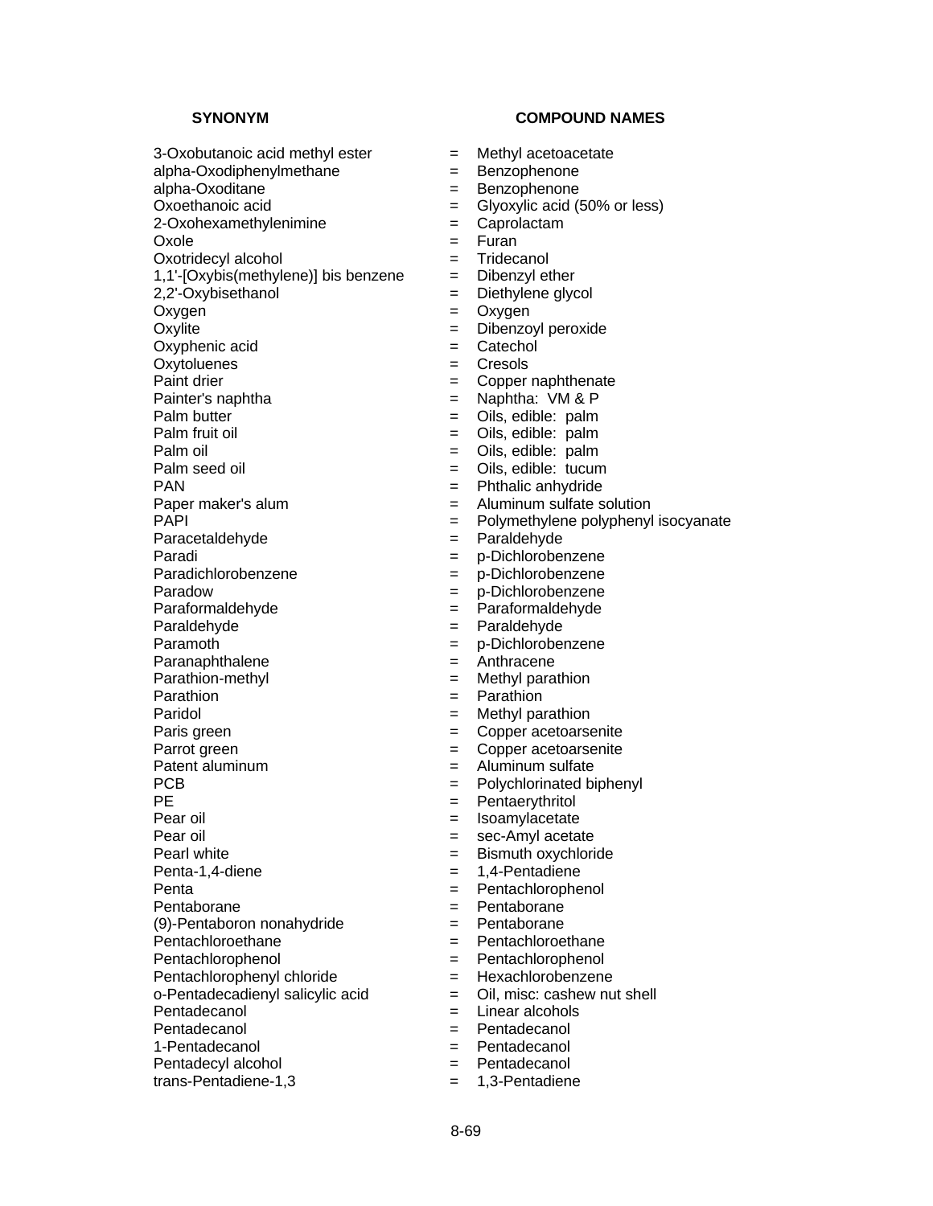| SYNONYM | | COMPOUND NAMES |
|---|---|---|
| 3-Oxobutanoic acid methyl ester | = | Methyl acetoacetate |
| alpha-Oxodiphenylmethane | = | Benzophenone |
| alpha-Oxoditane | = | Benzophenone |
| Oxoethanoic acid | = | Glyoxylic acid (50% or less) |
| 2-Oxohexamethylenimine | = | Caprolactam |
| Oxole | = | Furan |
| Oxotridecyl alcohol | = | Tridecanol |
| 1,1'-[Oxybis(methylene)] bis benzene | = | Dibenzyl ether |
| 2,2'-Oxybisethanol | = | Diethylene glycol |
| Oxygen | = | Oxygen |
| Oxylite | = | Dibenzoyl peroxide |
| Oxyphenic acid | = | Catechol |
| Oxytoluenes | = | Cresols |
| Paint drier | = | Copper naphthenate |
| Painter's naphtha | = | Naphtha: VM & P |
| Palm butter | = | Oils, edible: palm |
| Palm fruit oil | = | Oils, edible: palm |
| Palm oil | = | Oils, edible: palm |
| Palm seed oil | = | Oils, edible: tucum |
| PAN | = | Phthalic anhydride |
| Paper maker's alum | = | Aluminum sulfate solution |
| PAPI | = | Polymethylene polyphenyl isocyanate |
| Paracetaldehyde | = | Paraldehyde |
| Paradi | = | p-Dichlorobenzene |
| Paradichlorobenzene | = | p-Dichlorobenzene |
| Paradow | = | p-Dichlorobenzene |
| Paraformaldehyde | = | Paraformaldehyde |
| Paraldehyde | = | Paraldehyde |
| Paramoth | = | p-Dichlorobenzene |
| Paranaphthalene | = | Anthracene |
| Parathion-methyl | = | Methyl parathion |
| Parathion | = | Parathion |
| Paridol | = | Methyl parathion |
| Paris green | = | Copper acetoarsenite |
| Parrot green | = | Copper acetoarsenite |
| Patent aluminum | = | Aluminum sulfate |
| PCB | = | Polychlorinated biphenyl |
| PE | = | Pentaerythritol |
| Pear oil | = | Isoamylacetate |
| Pear oil | = | sec-Amyl acetate |
| Pearl white | = | Bismuth oxychloride |
| Penta-1,4-diene | = | 1,4-Pentadiene |
| Penta | = | Pentachlorophenol |
| Pentaborane | = | Pentaborane |
| (9)-Pentaboron nonahydride | = | Pentaborane |
| Pentachloroethane | = | Pentachloroethane |
| Pentachlorophenol | = | Pentachlorophenol |
| Pentachlorophenyl chloride | = | Hexachlorobenzene |
| o-Pentadecadienyl salicylic acid | = | Oil, misc: cashew nut shell |
| Pentadecanol | = | Linear alcohols |
| Pentadecanol | = | Pentadecanol |
| 1-Pentadecanol | = | Pentadecanol |
| Pentadecyl alcohol | = | Pentadecanol |
| trans-Pentadiene-1,3 | = | 1,3-Pentadiene |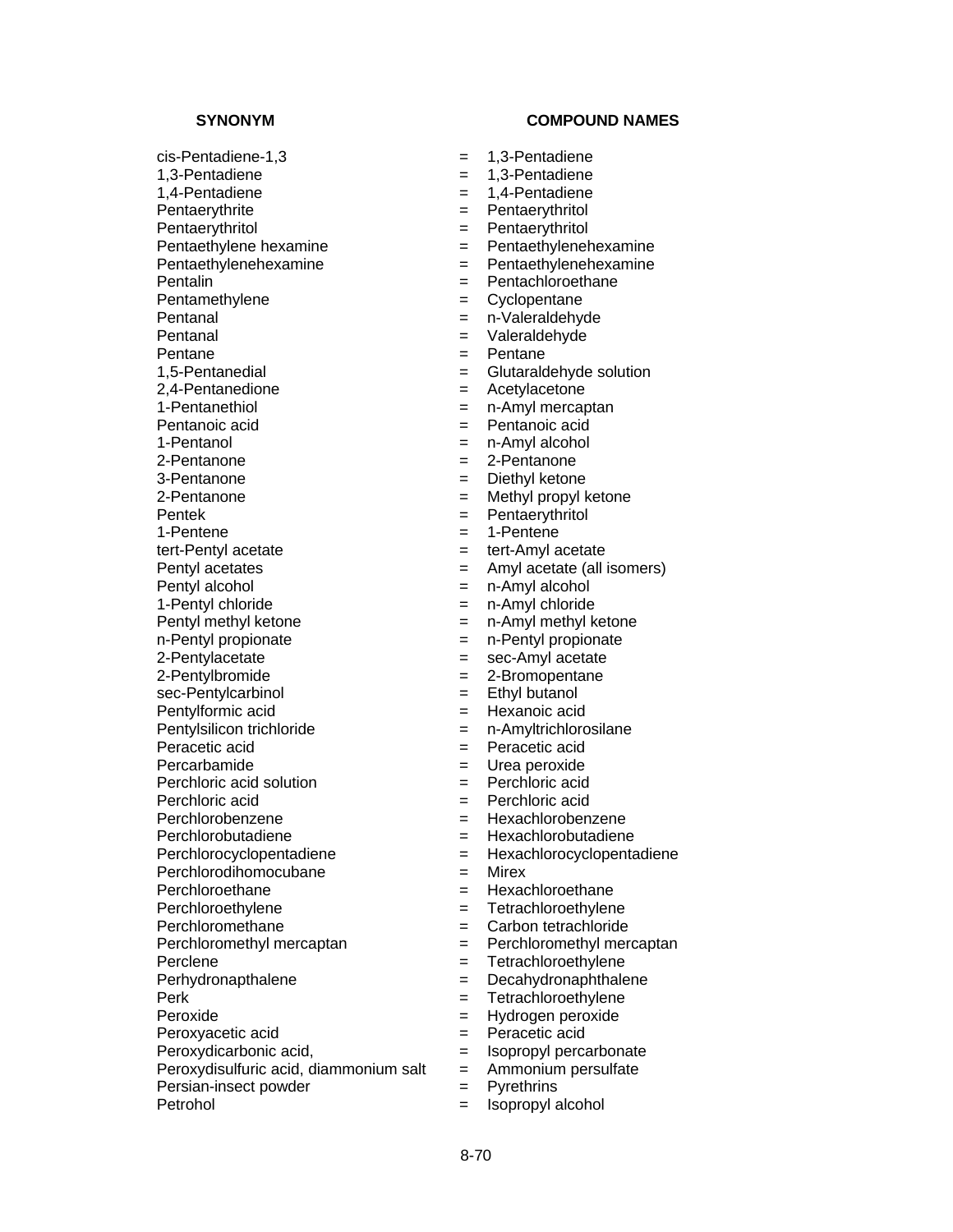| SYNONYM | | COMPOUND NAMES |
|---|---|---|
| cis-Pentadiene-1,3 | = | 1,3-Pentadiene |
| 1,3-Pentadiene | = | 1,3-Pentadiene |
| 1,4-Pentadiene | = | 1,4-Pentadiene |
| Pentaerythrite | = | Pentaerythritol |
| Pentaerythritol | = | Pentaerythritol |
| Pentaethylene hexamine | = | Pentaethylenehexamine |
| Pentaethylenehexamine | = | Pentaethylenehexamine |
| Pentalin | = | Pentachloroethane |
| Pentamethylene | = | Cyclopentane |
| Pentanal | = | n-Valeraldehyde |
| Pentanal | = | Valeraldehyde |
| Pentane | = | Pentane |
| 1,5-Pentanedial | = | Glutaraldehyde solution |
| 2,4-Pentanedione | = | Acetylacetone |
| 1-Pentanethiol | = | n-Amyl mercaptan |
| Pentanoic acid | = | Pentanoic acid |
| 1-Pentanol | = | n-Amyl alcohol |
| 2-Pentanone | = | 2-Pentanone |
| 3-Pentanone | = | Diethyl ketone |
| 2-Pentanone | = | Methyl propyl ketone |
| Pentek | = | Pentaerythritol |
| 1-Pentene | = | 1-Pentene |
| tert-Pentyl acetate | = | tert-Amyl acetate |
| Pentyl acetates | = | Amyl acetate (all isomers) |
| Pentyl alcohol | = | n-Amyl alcohol |
| 1-Pentyl chloride | = | n-Amyl chloride |
| Pentyl methyl ketone | = | n-Amyl methyl ketone |
| n-Pentyl propionate | = | n-Pentyl propionate |
| 2-Pentylacetate | = | sec-Amyl acetate |
| 2-Pentylbromide | = | 2-Bromopentane |
| sec-Pentylcarbinol | = | Ethyl butanol |
| Pentylformic acid | = | Hexanoic acid |
| Pentylsilicon trichloride | = | n-Amyltrichlorosilane |
| Peracetic acid | = | Peracetic acid |
| Percarbamide | = | Urea peroxide |
| Perchloric acid solution | = | Perchloric acid |
| Perchloric acid | = | Perchloric acid |
| Perchlorobenzene | = | Hexachlorobenzene |
| Perchlorobutadiene | = | Hexachlorobutadiene |
| Perchlorocyclopentadiene | = | Hexachlorocyclopentadiene |
| Perchlorodihomocubane | = | Mirex |
| Perchloroethane | = | Hexachloroethane |
| Perchloroethylene | = | Tetrachloroethylene |
| Perchloromethane | = | Carbon tetrachloride |
| Perchloromethyl mercaptan | = | Perchloromethyl mercaptan |
| Perclene | = | Tetrachloroethylene |
| Perhydronapthalene | = | Decahydronaphthalene |
| Perk | = | Tetrachloroethylene |
| Peroxide | = | Hydrogen peroxide |
| Peroxyacetic acid | = | Peracetic acid |
| Peroxydicarbonic acid, | = | Isopropyl percarbonate |
| Peroxydisulfuric acid, diammonium salt | = | Ammonium persulfate |
| Persian-insect powder | = | Pyrethrins |
| Petrohol | = | Isopropyl alcohol |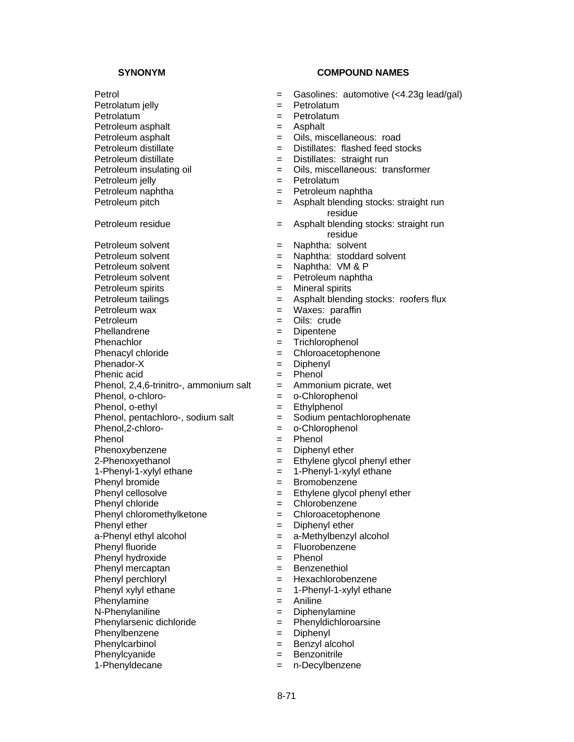| SYNONYM | | COMPOUND NAMES |
|---|---|---|
| Petrol | = | Gasolines: automotive (<4.23g lead/gal) |
| Petrolatum jelly | = | Petrolatum |
| Petrolatum | = | Petrolatum |
| Petroleum asphalt | = | Asphalt |
| Petroleum asphalt | = | Oils, miscellaneous: road |
| Petroleum distillate | = | Distillates: flashed feed stocks |
| Petroleum distillate | = | Distillates: straight run |
| Petroleum insulating oil | = | Oils, miscellaneous: transformer |
| Petroleum jelly | = | Petrolatum |
| Petroleum naphtha | = | Petroleum naphtha |
| Petroleum pitch | = | Asphalt blending stocks: straight run residue |
| Petroleum residue | = | Asphalt blending stocks: straight run residue |
| Petroleum solvent | = | Naphtha: solvent |
| Petroleum solvent | = | Naphtha: stoddard solvent |
| Petroleum solvent | = | Naphtha: VM & P |
| Petroleum solvent | = | Petroleum naphtha |
| Petroleum spirits | = | Mineral spirits |
| Petroleum tailings | = | Asphalt blending stocks: roofers flux |
| Petroleum wax | = | Waxes: paraffin |
| Petroleum | = | Oils: crude |
| Phellandrene | = | Dipentene |
| Phenachlor | = | Trichlorophenol |
| Phenacyl chloride | = | Chloroacetophenone |
| Phenador-X | = | Diphenyl |
| Phenic acid | = | Phenol |
| Phenol, 2,4,6-trinitro-, ammonium salt | = | Ammonium picrate, wet |
| Phenol, o-chloro- | = | o-Chlorophenol |
| Phenol, o-ethyl | = | Ethylphenol |
| Phenol, pentachloro-, sodium salt | = | Sodium pentachlorophenate |
| Phenol,2-chloro- | = | o-Chlorophenol |
| Phenol | = | Phenol |
| Phenoxybenzene | = | Diphenyl ether |
| 2-Phenoxyethanol | = | Ethylene glycol phenyl ether |
| 1-Phenyl-1-xylyl ethane | = | 1-Phenyl-1-xylyl ethane |
| Phenyl bromide | = | Bromobenzene |
| Phenyl cellosolve | = | Ethylene glycol phenyl ether |
| Phenyl chloride | = | Chlorobenzene |
| Phenyl chloromethylketone | = | Chloroacetophenone |
| Phenyl ether | = | Diphenyl ether |
| a-Phenyl ethyl alcohol | = | a-Methylbenzyl alcohol |
| Phenyl fluoride | = | Fluorobenzene |
| Phenyl hydroxide | = | Phenol |
| Phenyl mercaptan | = | Benzenethiol |
| Phenyl perchloryl | = | Hexachlorobenzene |
| Phenyl xylyl ethane | = | 1-Phenyl-1-xylyl ethane |
| Phenylamine | = | Aniline |
| N-Phenylaniline | = | Diphenylamine |
| Phenylarsenic dichloride | = | Phenyldichloroarsine |
| Phenylbenzene | = | Diphenyl |
| Phenylcarbinol | = | Benzyl alcohol |
| Phenylcyanide | = | Benzonitrile |
| 1-Phenyldecane | = | n-Decylbenzene |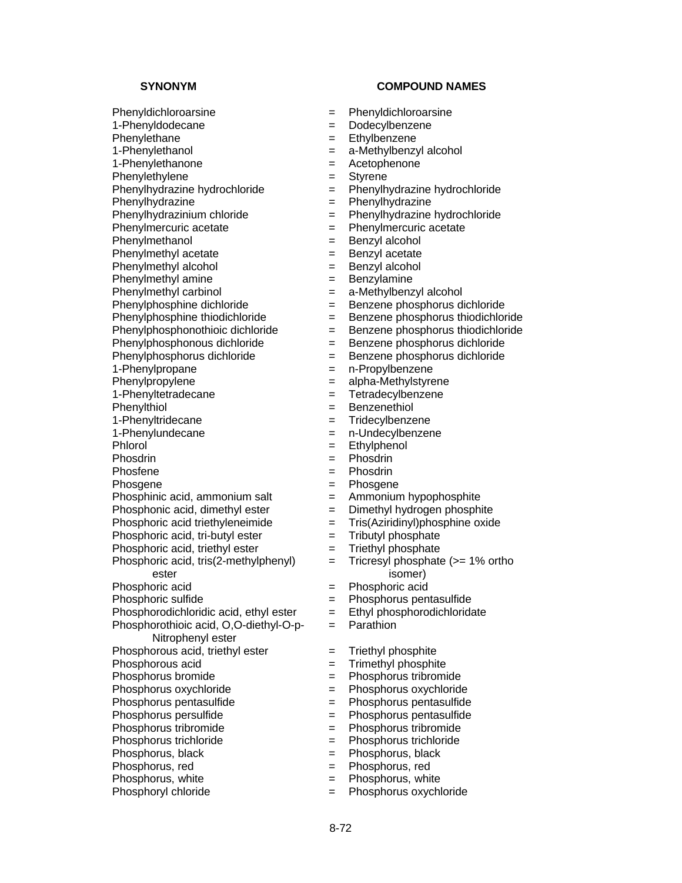| SYNONYM | | COMPOUND NAMES |
|---|---|---|
| Phenyldichloroarsine | = | Phenyldichloroarsine |
| 1-Phenyldodecane | = | Dodecylbenzene |
| Phenylethane | = | Ethylbenzene |
| 1-Phenylethanol | = | a-Methylbenzyl alcohol |
| 1-Phenylethanone | = | Acetophenone |
| Phenylethylene | = | Styrene |
| Phenylhydrazine hydrochloride | = | Phenylhydrazine hydrochloride |
| Phenylhydrazine | = | Phenylhydrazine |
| Phenylhydrazinium chloride | = | Phenylhydrazine hydrochloride |
| Phenylmercuric acetate | = | Phenylmercuric acetate |
| Phenylmethanol | = | Benzyl alcohol |
| Phenylmethyl acetate | = | Benzyl acetate |
| Phenylmethyl alcohol | = | Benzyl alcohol |
| Phenylmethyl amine | = | Benzylamine |
| Phenylmethyl carbinol | = | a-Methylbenzyl alcohol |
| Phenylphosphine dichloride | = | Benzene phosphorus dichloride |
| Phenylphosphine thiodichloride | = | Benzene phosphorus thiodichloride |
| Phenylphosphonothioic dichloride | = | Benzene phosphorus thiodichloride |
| Phenylphosphonous dichloride | = | Benzene phosphorus dichloride |
| Phenylphosphorus dichloride | = | Benzene phosphorus dichloride |
| 1-Phenylpropane | = | n-Propylbenzene |
| Phenylpropylene | = | alpha-Methylstyrene |
| 1-Phenyltetradecane | = | Tetradecylbenzene |
| Phenylthiol | = | Benzenethiol |
| 1-Phenyltridecane | = | Tridecylbenzene |
| 1-Phenylundecane | = | n-Undecylbenzene |
| Phlorol | = | Ethylphenol |
| Phosdrin | = | Phosdrin |
| Phosfene | = | Phosdrin |
| Phosgene | = | Phosgene |
| Phosphinic acid, ammonium salt | = | Ammonium hypophosphite |
| Phosphonic acid, dimethyl ester | = | Dimethyl hydrogen phosphite |
| Phosphoric acid triethyleneimide | = | Tris(Aziridinyl)phosphine oxide |
| Phosphoric acid, tri-butyl ester | = | Tributyl phosphate |
| Phosphoric acid, triethyl ester | = | Triethyl phosphate |
| Phosphoric acid, tris(2-methylphenyl) ester | = | Tricresyl phosphate (>= 1% ortho isomer) |
| Phosphoric acid | = | Phosphoric acid |
| Phosphoric sulfide | = | Phosphorus pentasulfide |
| Phosphorodichloridic acid, ethyl ester | = | Ethyl phosphorodichloridate |
| Phosphorothioic acid, O,O-diethyl-O-p-Nitrophenyl ester | = | Parathion |
| Phosphorous acid, triethyl ester | = | Triethyl phosphite |
| Phosphorous acid | = | Trimethyl phosphite |
| Phosphorus bromide | = | Phosphorus tribromide |
| Phosphorus oxychloride | = | Phosphorus oxychloride |
| Phosphorus pentasulfide | = | Phosphorus pentasulfide |
| Phosphorus persulfide | = | Phosphorus pentasulfide |
| Phosphorus tribromide | = | Phosphorus tribromide |
| Phosphorus trichloride | = | Phosphorus trichloride |
| Phosphorus, black | = | Phosphorus, black |
| Phosphorus, red | = | Phosphorus, red |
| Phosphorus, white | = | Phosphorus, white |
| Phosphoryl chloride | = | Phosphorus oxychloride |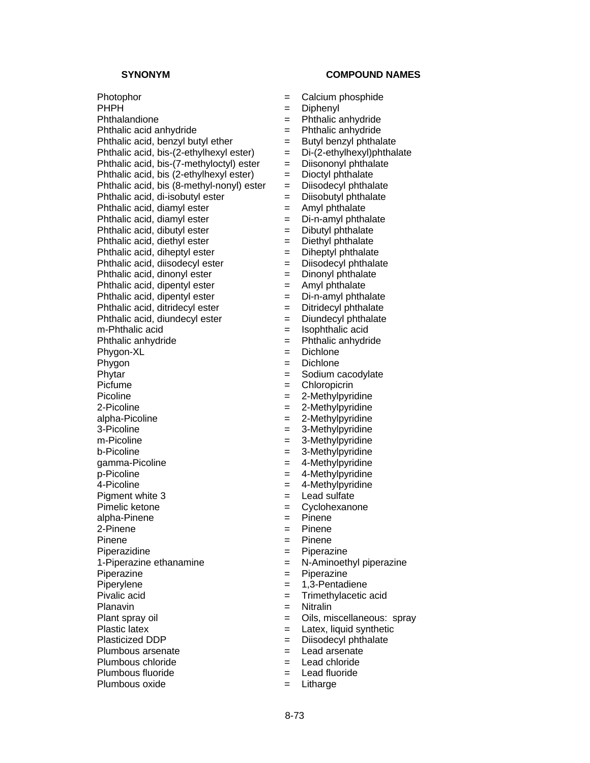| SYNONYM | | COMPOUND NAMES |
|---|---|---|
| Photophor | = | Calcium phosphide |
| PHPH | = | Diphenyl |
| Phthalandione | = | Phthalic anhydride |
| Phthalic acid anhydride | = | Phthalic anhydride |
| Phthalic acid, benzyl butyl ether | = | Butyl benzyl phthalate |
| Phthalic acid, bis-(2-ethylhexyl ester) | = | Di-(2-ethylhexyl)phthalate |
| Phthalic acid, bis-(7-methyloctyl) ester | = | Diisononyl phthalate |
| Phthalic acid, bis (2-ethylhexyl ester) | = | Dioctyl phthalate |
| Phthalic acid, bis (8-methyl-nonyl) ester | = | Diisodecyl phthalate |
| Phthalic acid, di-isobutyl ester | = | Diisobutyl phthalate |
| Phthalic acid, diamyl ester | = | Amyl phthalate |
| Phthalic acid, diamyl ester | = | Di-n-amyl phthalate |
| Phthalic acid, dibutyl ester | = | Dibutyl phthalate |
| Phthalic acid, diethyl ester | = | Diethyl phthalate |
| Phthalic acid, diheptyl ester | = | Diheptyl phthalate |
| Phthalic acid, diisodecyl ester | = | Diisodecyl phthalate |
| Phthalic acid, dinonyl ester | = | Dinonyl phthalate |
| Phthalic acid, dipentyl ester | = | Amyl phthalate |
| Phthalic acid, dipentyl ester | = | Di-n-amyl phthalate |
| Phthalic acid, ditridecyl ester | = | Ditridecyl phthalate |
| Phthalic acid, diundecyl ester | = | Diundecyl phthalate |
| m-Phthalic acid | = | Isophthalic acid |
| Phthalic anhydride | = | Phthalic anhydride |
| Phygon-XL | = | Dichlone |
| Phygon | = | Dichlone |
| Phytar | = | Sodium cacodylate |
| Picfume | = | Chloropicrin |
| Picoline | = | 2-Methylpyridine |
| 2-Picoline | = | 2-Methylpyridine |
| alpha-Picoline | = | 2-Methylpyridine |
| 3-Picoline | = | 3-Methylpyridine |
| m-Picoline | = | 3-Methylpyridine |
| b-Picoline | = | 3-Methylpyridine |
| gamma-Picoline | = | 4-Methylpyridine |
| p-Picoline | = | 4-Methylpyridine |
| 4-Picoline | = | 4-Methylpyridine |
| Pigment white 3 | = | Lead sulfate |
| Pimelic ketone | = | Cyclohexanone |
| alpha-Pinene | = | Pinene |
| 2-Pinene | = | Pinene |
| Pinene | = | Pinene |
| Piperazidine | = | Piperazine |
| 1-Piperazine ethanamine | = | N-Aminoethyl piperazine |
| Piperazine | = | Piperazine |
| Piperylene | = | 1,3-Pentadiene |
| Pivalic acid | = | Trimethylacetic acid |
| Planavin | = | Nitralin |
| Plant spray oil | = | Oils, miscellaneous: spray |
| Plastic latex | = | Latex, liquid synthetic |
| Plasticized DDP | = | Diisodecyl phthalate |
| Plumbous arsenate | = | Lead arsenate |
| Plumbous chloride | = | Lead chloride |
| Plumbous fluoride | = | Lead fluoride |
| Plumbous oxide | = | Litharge |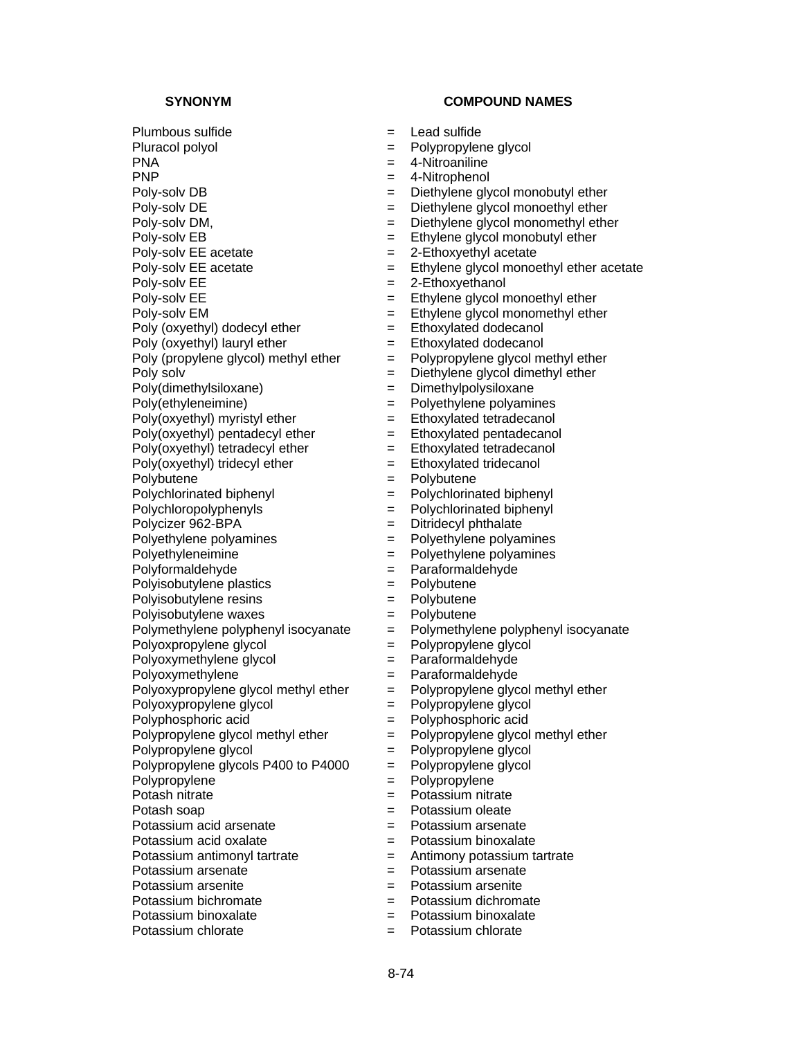| SYNONYM | | COMPOUND NAMES |
|---|---|---|
| Plumbous sulfide | = | Lead sulfide |
| Pluracol polyol | = | Polypropylene glycol |
| PNA | = | 4-Nitroaniline |
| PNP | = | 4-Nitrophenol |
| Poly-solv DB | = | Diethylene glycol monobutyl ether |
| Poly-solv DE | = | Diethylene glycol monoethyl ether |
| Poly-solv DM, | = | Diethylene glycol monomethyl ether |
| Poly-solv EB | = | Ethylene glycol monobutyl ether |
| Poly-solv EE acetate | = | 2-Ethoxyethyl acetate |
| Poly-solv EE acetate | = | Ethylene glycol monoethyl ether acetate |
| Poly-solv EE | = | 2-Ethoxyethanol |
| Poly-solv EE | = | Ethylene glycol monoethyl ether |
| Poly-solv EM | = | Ethylene glycol monomethyl ether |
| Poly (oxyethyl) dodecyl ether | = | Ethoxylated dodecanol |
| Poly (oxyethyl) lauryl ether | = | Ethoxylated dodecanol |
| Poly (propylene glycol) methyl ether | = | Polypropylene glycol methyl ether |
| Poly solv | = | Diethylene glycol dimethyl ether |
| Poly(dimethylsiloxane) | = | Dimethylpolysiloxane |
| Poly(ethyleneimine) | = | Polyethylene polyamines |
| Poly(oxyethyl) myristyl ether | = | Ethoxylated tetradecanol |
| Poly(oxyethyl) pentadecyl ether | = | Ethoxylated pentadecanol |
| Poly(oxyethyl) tetradecyl ether | = | Ethoxylated tetradecanol |
| Poly(oxyethyl) tridecyl ether | = | Ethoxylated tridecanol |
| Polybutene | = | Polybutene |
| Polychlorinated biphenyl | = | Polychlorinated biphenyl |
| Polychloropolyphenyls | = | Polychlorinated biphenyl |
| Polycizer 962-BPA | = | Ditridecyl phthalate |
| Polyethylene polyamines | = | Polyethylene polyamines |
| Polyethyleneimine | = | Polyethylene polyamines |
| Polyformaldehyde | = | Paraformaldehyde |
| Polyisobutylene plastics | = | Polybutene |
| Polyisobutylene resins | = | Polybutene |
| Polyisobutylene waxes | = | Polybutene |
| Polymethylene polyphenyl isocyanate | = | Polymethylene polyphenyl isocyanate |
| Polyoxpropylene glycol | = | Polypropylene glycol |
| Polyoxymethylene glycol | = | Paraformaldehyde |
| Polyoxymethylene | = | Paraformaldehyde |
| Polyoxypropylene glycol methyl ether | = | Polypropylene glycol methyl ether |
| Polyoxypropylene glycol | = | Polypropylene glycol |
| Polyphosphoric acid | = | Polyphosphoric acid |
| Polypropylene glycol methyl ether | = | Polypropylene glycol methyl ether |
| Polypropylene glycol | = | Polypropylene glycol |
| Polypropylene glycols P400 to P4000 | = | Polypropylene glycol |
| Polypropylene | = | Polypropylene |
| Potash nitrate | = | Potassium nitrate |
| Potash soap | = | Potassium oleate |
| Potassium acid arsenate | = | Potassium arsenate |
| Potassium acid oxalate | = | Potassium binoxalate |
| Potassium antimonyl tartrate | = | Antimony potassium tartrate |
| Potassium arsenate | = | Potassium arsenate |
| Potassium arsenite | = | Potassium arsenite |
| Potassium bichromate | = | Potassium dichromate |
| Potassium binoxalate | = | Potassium binoxalate |
| Potassium chlorate | = | Potassium chlorate |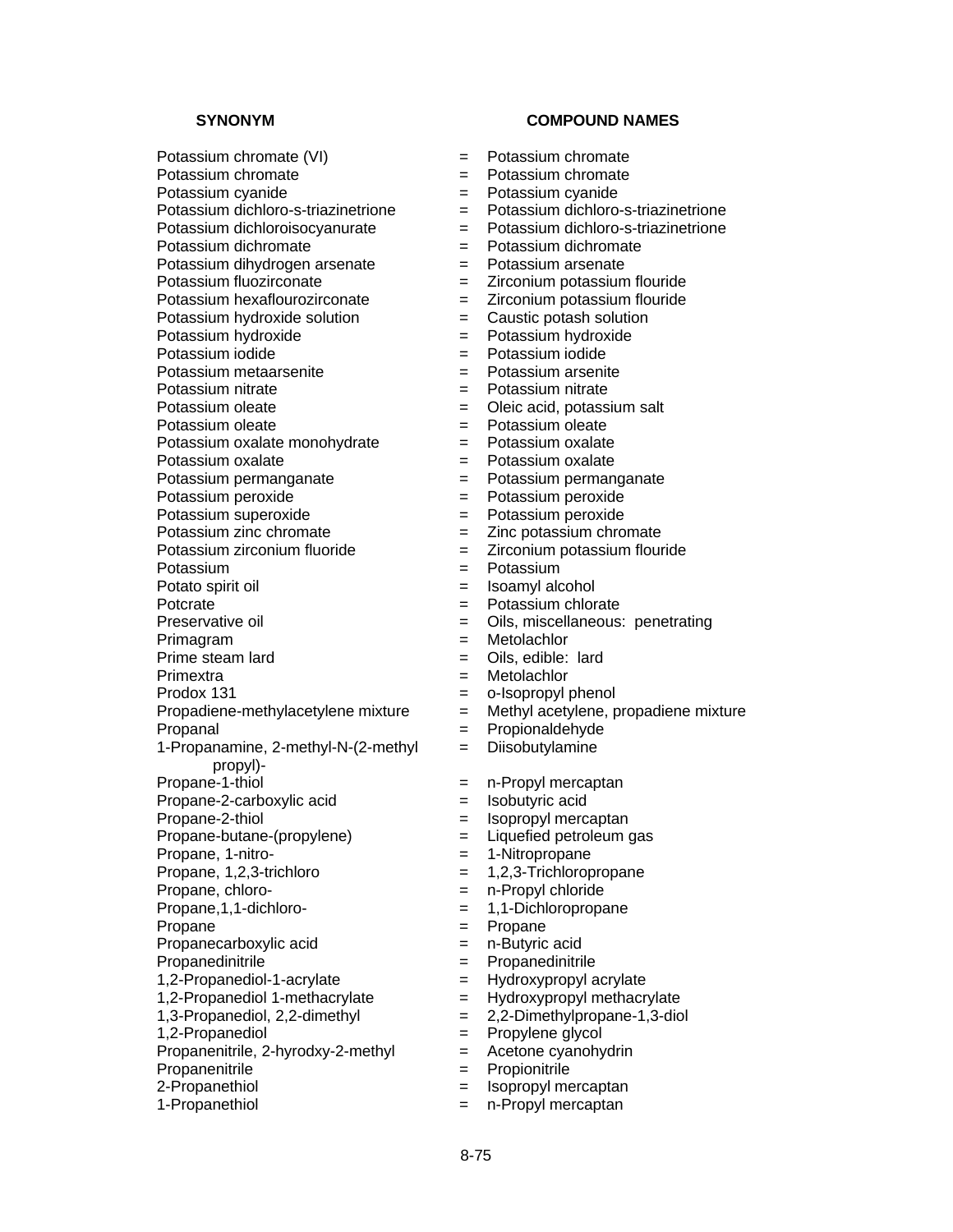| SYNONYM | | COMPOUND NAMES |
| --- | --- | --- |
| Potassium chromate (VI) | = | Potassium chromate |
| Potassium chromate | = | Potassium chromate |
| Potassium cyanide | = | Potassium cyanide |
| Potassium dichloro-s-triazinetrione | = | Potassium dichloro-s-triazinetrione |
| Potassium dichloroisocyanurate | = | Potassium dichloro-s-triazinetrione |
| Potassium dichromate | = | Potassium dichromate |
| Potassium dihydrogen arsenate | = | Potassium arsenate |
| Potassium fluozirconate | = | Zirconium potassium flouride |
| Potassium hexaflourozirconate | = | Zirconium potassium flouride |
| Potassium hydroxide solution | = | Caustic potash solution |
| Potassium hydroxide | = | Potassium hydroxide |
| Potassium iodide | = | Potassium iodide |
| Potassium metaarsenite | = | Potassium arsenite |
| Potassium nitrate | = | Potassium nitrate |
| Potassium oleate | = | Oleic acid, potassium salt |
| Potassium oleate | = | Potassium oleate |
| Potassium oxalate monohydrate | = | Potassium oxalate |
| Potassium oxalate | = | Potassium oxalate |
| Potassium permanganate | = | Potassium permanganate |
| Potassium peroxide | = | Potassium peroxide |
| Potassium superoxide | = | Potassium peroxide |
| Potassium zinc chromate | = | Zinc potassium chromate |
| Potassium zirconium fluoride | = | Zirconium potassium flouride |
| Potassium | = | Potassium |
| Potato spirit oil | = | Isoamyl alcohol |
| Potcrate | = | Potassium chlorate |
| Preservative oil | = | Oils, miscellaneous: penetrating |
| Primagram | = | Metolachlor |
| Prime steam lard | = | Oils, edible: lard |
| Primextra | = | Metolachlor |
| Prodox 131 | = | o-Isopropyl phenol |
| Propadiene-methylacetylene mixture | = | Methyl acetylene, propadiene mixture |
| Propanal | = | Propionaldehyde |
| 1-Propanamine, 2-methyl-N-(2-methyl propyl)- | = | Diisobutylamine |
| Propane-1-thiol | = | n-Propyl mercaptan |
| Propane-2-carboxylic acid | = | Isobutyric acid |
| Propane-2-thiol | = | Isopropyl mercaptan |
| Propane-butane-(propylene) | = | Liquefied petroleum gas |
| Propane, 1-nitro- | = | 1-Nitropropane |
| Propane, 1,2,3-trichloro | = | 1,2,3-Trichloropropane |
| Propane, chloro- | = | n-Propyl chloride |
| Propane,1,1-dichloro- | = | 1,1-Dichloropropane |
| Propane | = | Propane |
| Propanecarboxylic acid | = | n-Butyric acid |
| Propanedinitrile | = | Propanedinitrile |
| 1,2-Propanediol-1-acrylate | = | Hydroxypropyl acrylate |
| 1,2-Propanediol 1-methacrylate | = | Hydroxypropyl methacrylate |
| 1,3-Propanediol, 2,2-dimethyl | = | 2,2-Dimethylpropane-1,3-diol |
| 1,2-Propanediol | = | Propylene glycol |
| Propanenitrile, 2-hyrodxy-2-methyl | = | Acetone cyanohydrin |
| Propanenitrile | = | Propionitrile |
| 2-Propanethiol | = | Isopropyl mercaptan |
| 1-Propanethiol | = | n-Propyl mercaptan |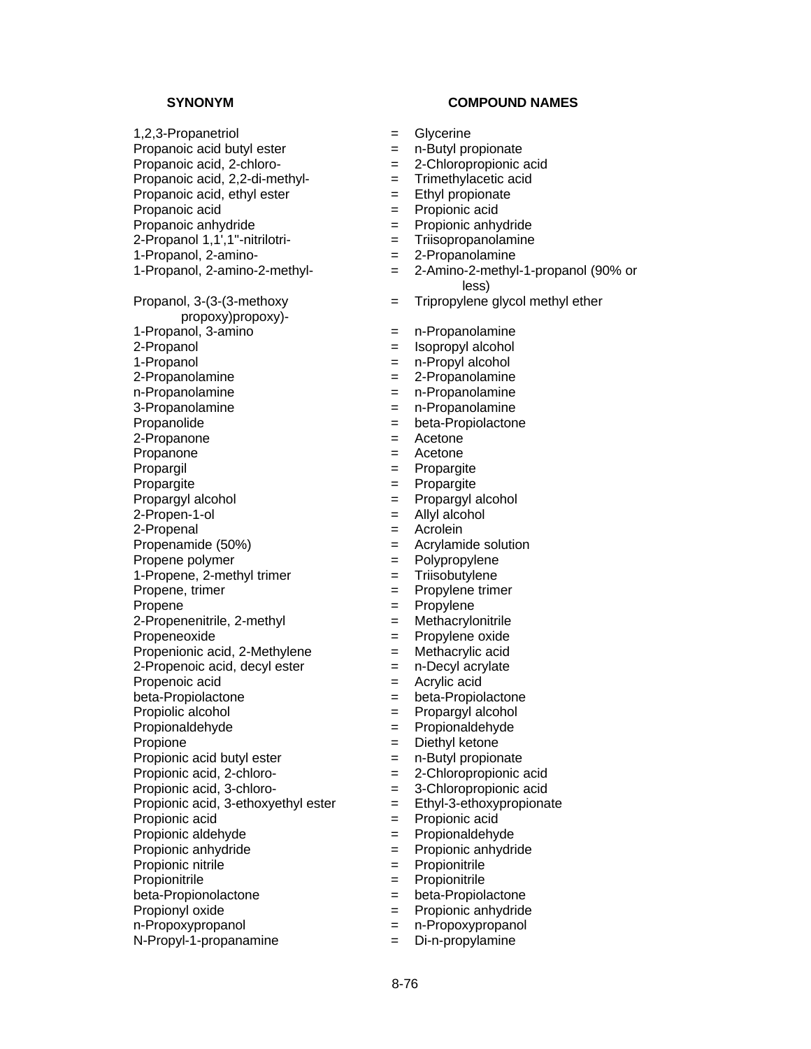| SYNONYM | | COMPOUND NAMES |
|---|---|---|
| 1,2,3-Propanetriol | = | Glycerine |
| Propanoic acid butyl ester | = | n-Butyl propionate |
| Propanoic acid, 2-chloro- | = | 2-Chloropropionic acid |
| Propanoic acid, 2,2-di-methyl- | = | Trimethylacetic acid |
| Propanoic acid, ethyl ester | = | Ethyl propionate |
| Propanoic acid | = | Propionic acid |
| Propanoic anhydride | = | Propionic anhydride |
| 2-Propanol 1,1',1''-nitrilotri- | = | Triisopropanolamine |
| 1-Propanol, 2-amino- | = | 2-Propanolamine |
| 1-Propanol, 2-amino-2-methyl- | = | 2-Amino-2-methyl-1-propanol (90% or less) |
| Propanol, 3-(3-(3-methoxy propoxy)propoxy)- | = | Tripropylene glycol methyl ether |
| 1-Propanol, 3-amino | = | n-Propanolamine |
| 2-Propanol | = | Isopropyl alcohol |
| 1-Propanol | = | n-Propyl alcohol |
| 2-Propanolamine | = | 2-Propanolamine |
| n-Propanolamine | = | n-Propanolamine |
| 3-Propanolamine | = | n-Propanolamine |
| Propanolide | = | beta-Propiolactone |
| 2-Propanone | = | Acetone |
| Propanone | = | Acetone |
| Propargil | = | Propargite |
| Propargite | = | Propargite |
| Propargyl alcohol | = | Propargyl alcohol |
| 2-Propen-1-ol | = | Allyl alcohol |
| 2-Propenal | = | Acrolein |
| Propenamide (50%) | = | Acrylamide solution |
| Propene polymer | = | Polypropylene |
| 1-Propene, 2-methyl trimer | = | Triisobutylene |
| Propene, trimer | = | Propylene trimer |
| Propene | = | Propylene |
| 2-Propenenitrile, 2-methyl | = | Methacrylonitrile |
| Propeneoxide | = | Propylene oxide |
| Propenionic acid, 2-Methylene | = | Methacrylic acid |
| 2-Propenoic acid, decyl ester | = | n-Decyl acrylate |
| Propenoic acid | = | Acrylic acid |
| beta-Propiolactone | = | beta-Propiolactone |
| Propiolic alcohol | = | Propargyl alcohol |
| Propionaldehyde | = | Propionaldehyde |
| Propione | = | Diethyl ketone |
| Propionic acid butyl ester | = | n-Butyl propionate |
| Propionic acid, 2-chloro- | = | 2-Chloropropionic acid |
| Propionic acid, 3-chloro- | = | 3-Chloropropionic acid |
| Propionic acid, 3-ethoxyethyl ester | = | Ethyl-3-ethoxypropionate |
| Propionic acid | = | Propionic acid |
| Propionic aldehyde | = | Propionaldehyde |
| Propionic anhydride | = | Propionic anhydride |
| Propionic nitrile | = | Propionitrile |
| Propionitrile | = | Propionitrile |
| beta-Propionolactone | = | beta-Propiolactone |
| Propionyl oxide | = | Propionic anhydride |
| n-Propoxypropanol | = | n-Propoxypropanol |
| N-Propyl-1-propanamine | = | Di-n-propylamine |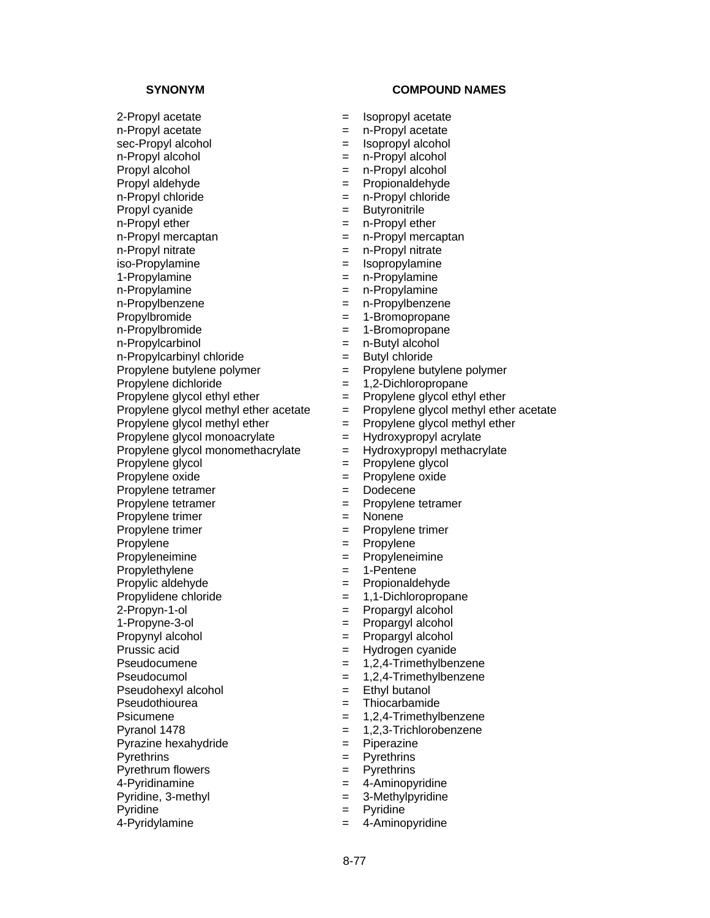| SYNONYM | | COMPOUND NAMES |
|---|---|---|
| 2-Propyl acetate | = | Isopropyl acetate |
| n-Propyl acetate | = | n-Propyl acetate |
| sec-Propyl alcohol | = | Isopropyl alcohol |
| n-Propyl alcohol | = | n-Propyl alcohol |
| Propyl alcohol | = | n-Propyl alcohol |
| Propyl aldehyde | = | Propionaldehyde |
| n-Propyl chloride | = | n-Propyl chloride |
| Propyl cyanide | = | Butyronitrile |
| n-Propyl ether | = | n-Propyl ether |
| n-Propyl mercaptan | = | n-Propyl mercaptan |
| n-Propyl nitrate | = | n-Propyl nitrate |
| iso-Propylamine | = | Isopropylamine |
| 1-Propylamine | = | n-Propylamine |
| n-Propylamine | = | n-Propylamine |
| n-Propylbenzene | = | n-Propylbenzene |
| Propylbromide | = | 1-Bromopropane |
| n-Propylbromide | = | 1-Bromopropane |
| n-Propylcarbinol | = | n-Butyl alcohol |
| n-Propylcarbinyl chloride | = | Butyl chloride |
| Propylene butylene polymer | = | Propylene butylene polymer |
| Propylene dichloride | = | 1,2-Dichloropropane |
| Propylene glycol ethyl ether | = | Propylene glycol ethyl ether |
| Propylene glycol methyl ether acetate | = | Propylene glycol methyl ether acetate |
| Propylene glycol methyl ether | = | Propylene glycol methyl ether |
| Propylene glycol monoacrylate | = | Hydroxypropyl acrylate |
| Propylene glycol monomethacrylate | = | Hydroxypropyl methacrylate |
| Propylene glycol | = | Propylene glycol |
| Propylene oxide | = | Propylene oxide |
| Propylene tetramer | = | Dodecene |
| Propylene tetramer | = | Propylene tetramer |
| Propylene trimer | = | Nonene |
| Propylene trimer | = | Propylene trimer |
| Propylene | = | Propylene |
| Propyleneimine | = | Propyleneimine |
| Propylethylene | = | 1-Pentene |
| Propylic aldehyde | = | Propionaldehyde |
| Propylidene chloride | = | 1,1-Dichloropropane |
| 2-Propyn-1-ol | = | Propargyl alcohol |
| 1-Propyne-3-ol | = | Propargyl alcohol |
| Propynyl alcohol | = | Propargyl alcohol |
| Prussic acid | = | Hydrogen cyanide |
| Pseudocumene | = | 1,2,4-Trimethylbenzene |
| Pseudocumol | = | 1,2,4-Trimethylbenzene |
| Pseudohexyl alcohol | = | Ethyl butanol |
| Pseudothiourea | = | Thiocarbamide |
| Psicumene | = | 1,2,4-Trimethylbenzene |
| Pyranol 1478 | = | 1,2,3-Trichlorobenzene |
| Pyrazine hexahydride | = | Piperazine |
| Pyrethrins | = | Pyrethrins |
| Pyrethrum flowers | = | Pyrethrins |
| 4-Pyridinamine | = | 4-Aminopyridine |
| Pyridine, 3-methyl | = | 3-Methylpyridine |
| Pyridine | = | Pyridine |
| 4-Pyridylamine | = | 4-Aminopyridine |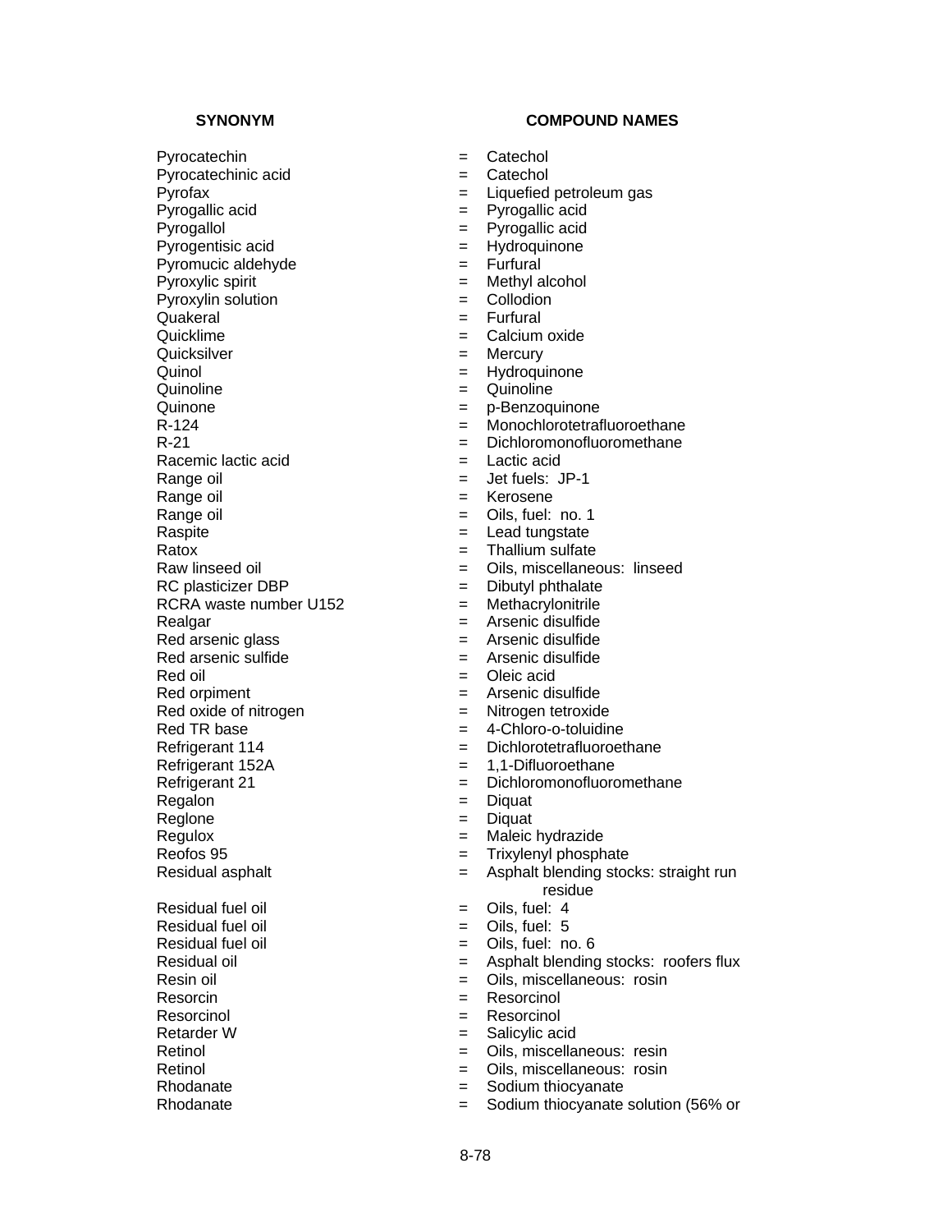| SYNONYM | | COMPOUND NAMES |
|---|---|---|
| Pyrocatechin | = | Catechol |
| Pyrocatechinic acid | = | Catechol |
| Pyrofax | = | Liquefied petroleum gas |
| Pyrogallic acid | = | Pyrogallic acid |
| Pyrogallol | = | Pyrogallic acid |
| Pyrogentisic acid | = | Hydroquinone |
| Pyromucic aldehyde | = | Furfural |
| Pyroxylic spirit | = | Methyl alcohol |
| Pyroxylin solution | = | Collodion |
| Quakeral | = | Furfural |
| Quicklime | = | Calcium oxide |
| Quicksilver | = | Mercury |
| Quinol | = | Hydroquinone |
| Quinoline | = | Quinoline |
| Quinone | = | p-Benzoquinone |
| R-124 | = | Monochlorotetrafluoroethane |
| R-21 | = | Dichloromonofluoromethane |
| Racemic lactic acid | = | Lactic acid |
| Range oil | = | Jet fuels: JP-1 |
| Range oil | = | Kerosene |
| Range oil | = | Oils, fuel: no. 1 |
| Raspite | = | Lead tungstate |
| Ratox | = | Thallium sulfate |
| Raw linseed oil | = | Oils, miscellaneous: linseed |
| RC plasticizer DBP | = | Dibutyl phthalate |
| RCRA waste number U152 | = | Methacrylonitrile |
| Realgar | = | Arsenic disulfide |
| Red arsenic glass | = | Arsenic disulfide |
| Red arsenic sulfide | = | Arsenic disulfide |
| Red oil | = | Oleic acid |
| Red orpiment | = | Arsenic disulfide |
| Red oxide of nitrogen | = | Nitrogen tetroxide |
| Red TR base | = | 4-Chloro-o-toluidine |
| Refrigerant 114 | = | Dichlorotetrafluoroethane |
| Refrigerant 152A | = | 1,1-Difluoroethane |
| Refrigerant 21 | = | Dichloromonofluoromethane |
| Regalon | = | Diquat |
| Reglone | = | Diquat |
| Regulox | = | Maleic hydrazide |
| Reofos 95 | = | Trixylenyl phosphate |
| Residual asphalt | = | Asphalt blending stocks: straight run residue |
| Residual fuel oil | = | Oils, fuel: 4 |
| Residual fuel oil | = | Oils, fuel: 5 |
| Residual fuel oil | = | Oils, fuel: no. 6 |
| Residual oil | = | Asphalt blending stocks: roofers flux |
| Resin oil | = | Oils, miscellaneous: rosin |
| Resorcin | = | Resorcinol |
| Resorcinol | = | Resorcinol |
| Retarder W | = | Salicylic acid |
| Retinol | = | Oils, miscellaneous: resin |
| Retinol | = | Oils, miscellaneous: rosin |
| Rhodanate | = | Sodium thiocyanate |
| Rhodanate | = | Sodium thiocyanate solution (56% or |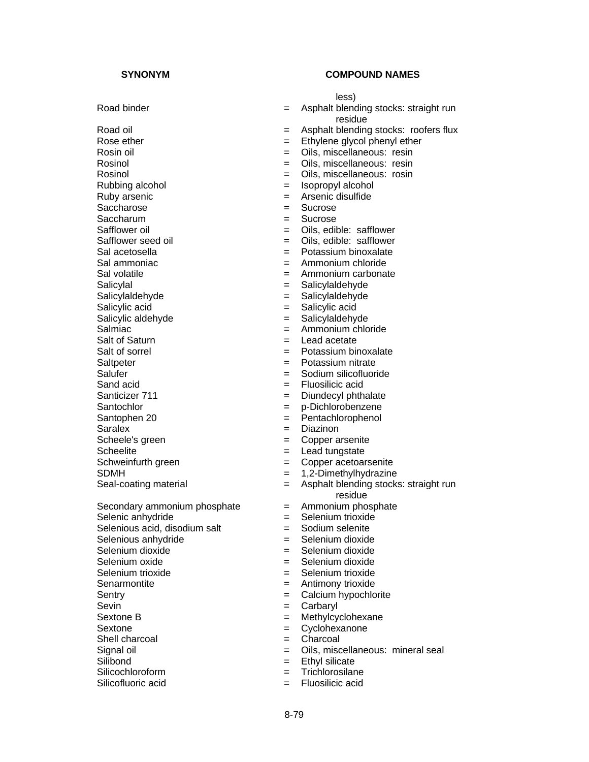| SYNONYM | | COMPOUND NAMES |
|---|---|---|
| | | less) |
| Road binder | = | Asphalt blending stocks: straight run residue |
| Road oil | = | Asphalt blending stocks: roofers flux |
| Rose ether | = | Ethylene glycol phenyl ether |
| Rosin oil | = | Oils, miscellaneous: resin |
| Rosinol | = | Oils, miscellaneous: resin |
| Rosinol | = | Oils, miscellaneous: rosin |
| Rubbing alcohol | = | Isopropyl alcohol |
| Ruby arsenic | = | Arsenic disulfide |
| Saccharose | = | Sucrose |
| Saccharum | = | Sucrose |
| Safflower oil | = | Oils, edible: safflower |
| Safflower seed oil | = | Oils, edible: safflower |
| Sal acetosella | = | Potassium binoxalate |
| Sal ammoniac | = | Ammonium chloride |
| Sal volatile | = | Ammonium carbonate |
| Salicylal | = | Salicylaldehyde |
| Salicylaldehyde | = | Salicylaldehyde |
| Salicylic acid | = | Salicylic acid |
| Salicylic aldehyde | = | Salicylaldehyde |
| Salmiac | = | Ammonium chloride |
| Salt of Saturn | = | Lead acetate |
| Salt of sorrel | = | Potassium binoxalate |
| Saltpeter | = | Potassium nitrate |
| Salufer | = | Sodium silicofluoride |
| Sand acid | = | Fluosilicic acid |
| Santicizer 711 | = | Diundecyl phthalate |
| Santochlor | = | p-Dichlorobenzene |
| Santophen 20 | = | Pentachlorophenol |
| Saralex | = | Diazinon |
| Scheele's green | = | Copper arsenite |
| Scheelite | = | Lead tungstate |
| Schweinfurth green | = | Copper acetoarsenite |
| SDMH | = | 1,2-Dimethylhydrazine |
| Seal-coating material | = | Asphalt blending stocks: straight run residue |
| Secondary ammonium phosphate | = | Ammonium phosphate |
| Selenic anhydride | = | Selenium trioxide |
| Selenious acid, disodium salt | = | Sodium selenite |
| Selenious anhydride | = | Selenium dioxide |
| Selenium dioxide | = | Selenium dioxide |
| Selenium oxide | = | Selenium dioxide |
| Selenium trioxide | = | Selenium trioxide |
| Senarmontite | = | Antimony trioxide |
| Sentry | = | Calcium hypochlorite |
| Sevin | = | Carbaryl |
| Sextone B | = | Methylcyclohexane |
| Sextone | = | Cyclohexanone |
| Shell charcoal | = | Charcoal |
| Signal oil | = | Oils, miscellaneous: mineral seal |
| Silibond | = | Ethyl silicate |
| Silicochloroform | = | Trichlorosilane |
| Silicofluoric acid | = | Fluosilicic acid |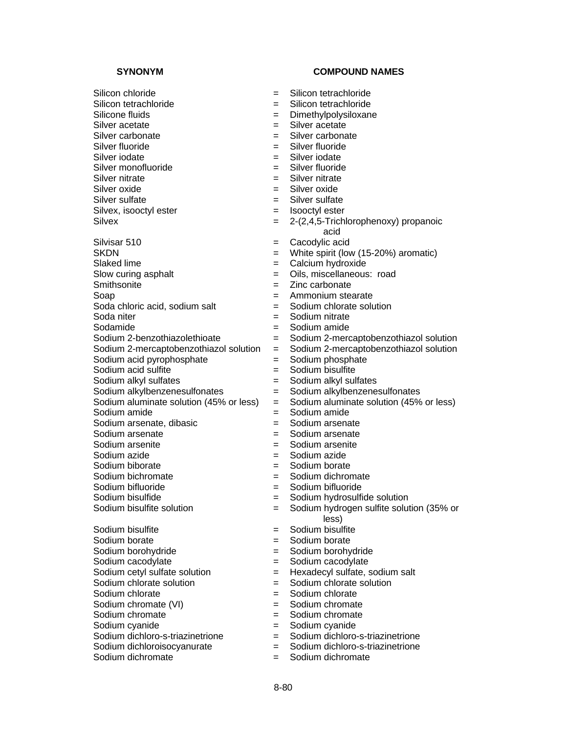| SYNONYM | | COMPOUND NAMES |
|---|---|---|
| Silicon chloride | = | Silicon tetrachloride |
| Silicon tetrachloride | = | Silicon tetrachloride |
| Silicone fluids | = | Dimethylpolysiloxane |
| Silver acetate | = | Silver acetate |
| Silver carbonate | = | Silver carbonate |
| Silver fluoride | = | Silver fluoride |
| Silver iodate | = | Silver iodate |
| Silver monofluoride | = | Silver fluoride |
| Silver nitrate | = | Silver nitrate |
| Silver oxide | = | Silver oxide |
| Silver sulfate | = | Silver sulfate |
| Silvex, isooctyl ester | = | Isooctyl ester |
| Silvex | = | 2-(2,4,5-Trichlorophenoxy) propanoic acid |
| Silvisar 510 | = | Cacodylic acid |
| SKDN | = | White spirit (low (15-20%) aromatic) |
| Slaked lime | = | Calcium hydroxide |
| Slow curing asphalt | = | Oils, miscellaneous: road |
| Smithsonite | = | Zinc carbonate |
| Soap | = | Ammonium stearate |
| Soda chloric acid, sodium salt | = | Sodium chlorate solution |
| Soda niter | = | Sodium nitrate |
| Sodamide | = | Sodium amide |
| Sodium 2-benzothiazolethioate | = | Sodium 2-mercaptobenzothiazol solution |
| Sodium 2-mercaptobenzothiazol solution | = | Sodium 2-mercaptobenzothiazol solution |
| Sodium acid pyrophosphate | = | Sodium phosphate |
| Sodium acid sulfite | = | Sodium bisulfite |
| Sodium alkyl sulfates | = | Sodium alkyl sulfates |
| Sodium alkylbenzenesulfonates | = | Sodium alkylbenzenesulfonates |
| Sodium aluminate solution (45% or less) | = | Sodium aluminate solution (45% or less) |
| Sodium amide | = | Sodium amide |
| Sodium arsenate, dibasic | = | Sodium arsenate |
| Sodium arsenate | = | Sodium arsenate |
| Sodium arsenite | = | Sodium arsenite |
| Sodium azide | = | Sodium azide |
| Sodium biborate | = | Sodium borate |
| Sodium bichromate | = | Sodium dichromate |
| Sodium bifluoride | = | Sodium bifluoride |
| Sodium bisulfide | = | Sodium hydrosulfide solution |
| Sodium bisulfite solution | = | Sodium hydrogen sulfite solution (35% or less) |
| Sodium bisulfite | = | Sodium bisulfite |
| Sodium borate | = | Sodium borate |
| Sodium borohydride | = | Sodium borohydride |
| Sodium cacodylate | = | Sodium cacodylate |
| Sodium cetyl sulfate solution | = | Hexadecyl sulfate, sodium salt |
| Sodium chlorate solution | = | Sodium chlorate solution |
| Sodium chlorate | = | Sodium chlorate |
| Sodium chromate (VI) | = | Sodium chromate |
| Sodium chromate | = | Sodium chromate |
| Sodium cyanide | = | Sodium cyanide |
| Sodium dichloro-s-triazinetrione | = | Sodium dichloro-s-triazinetrione |
| Sodium dichloroisocyanurate | = | Sodium dichloro-s-triazinetrione |
| Sodium dichromate | = | Sodium dichromate |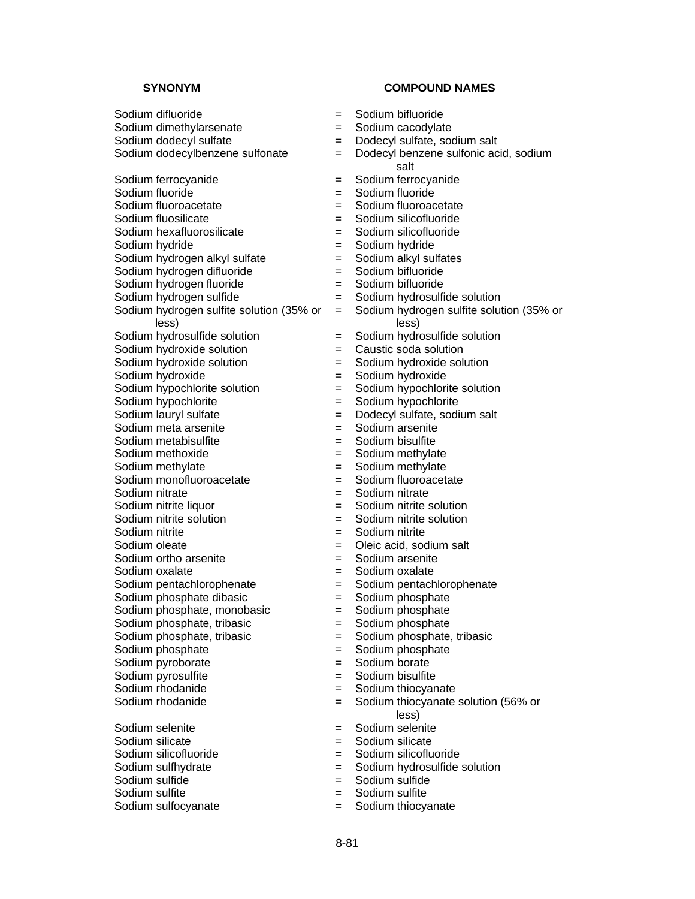| SYNONYM | | COMPOUND NAMES |
|---|---|---|
| Sodium difluoride | = | Sodium bifluoride |
| Sodium dimethylarsenate | = | Sodium cacodylate |
| Sodium dodecyl sulfate | = | Dodecyl sulfate, sodium salt |
| Sodium dodecylbenzene sulfonate | = | Dodecyl benzene sulfonic acid, sodium salt |
| Sodium ferrocyanide | = | Sodium ferrocyanide |
| Sodium fluoride | = | Sodium fluoride |
| Sodium fluoroacetate | = | Sodium fluoroacetate |
| Sodium fluosilicate | = | Sodium silicofluoride |
| Sodium hexafluorosilicate | = | Sodium silicofluoride |
| Sodium hydride | = | Sodium hydride |
| Sodium hydrogen alkyl sulfate | = | Sodium alkyl sulfates |
| Sodium hydrogen difluoride | = | Sodium bifluoride |
| Sodium hydrogen fluoride | = | Sodium bifluoride |
| Sodium hydrogen sulfide | = | Sodium hydrosulfide solution |
| Sodium hydrogen sulfite solution (35% or less) | = | Sodium hydrogen sulfite solution (35% or less) |
| Sodium hydrosulfide solution | = | Sodium hydrosulfide solution |
| Sodium hydroxide solution | = | Caustic soda solution |
| Sodium hydroxide solution | = | Sodium hydroxide solution |
| Sodium hydroxide | = | Sodium hydroxide |
| Sodium hypochlorite solution | = | Sodium hypochlorite solution |
| Sodium hypochlorite | = | Sodium hypochlorite |
| Sodium lauryl sulfate | = | Dodecyl sulfate, sodium salt |
| Sodium meta arsenite | = | Sodium arsenite |
| Sodium metabisulfite | = | Sodium bisulfite |
| Sodium methoxide | = | Sodium methylate |
| Sodium methylate | = | Sodium methylate |
| Sodium monofluoroacetate | = | Sodium fluoroacetate |
| Sodium nitrate | = | Sodium nitrate |
| Sodium nitrite liquor | = | Sodium nitrite solution |
| Sodium nitrite solution | = | Sodium nitrite solution |
| Sodium nitrite | = | Sodium nitrite |
| Sodium oleate | = | Oleic acid, sodium salt |
| Sodium ortho arsenite | = | Sodium arsenite |
| Sodium oxalate | = | Sodium oxalate |
| Sodium pentachlorophenate | = | Sodium pentachlorophenate |
| Sodium phosphate dibasic | = | Sodium phosphate |
| Sodium phosphate, monobasic | = | Sodium phosphate |
| Sodium phosphate, tribasic | = | Sodium phosphate |
| Sodium phosphate, tribasic | = | Sodium phosphate, tribasic |
| Sodium phosphate | = | Sodium phosphate |
| Sodium pyroborate | = | Sodium borate |
| Sodium pyrosulfite | = | Sodium bisulfite |
| Sodium rhodanide | = | Sodium thiocyanate |
| Sodium rhodanide | = | Sodium thiocyanate solution (56% or less) |
| Sodium selenite | = | Sodium selenite |
| Sodium silicate | = | Sodium silicate |
| Sodium silicofluoride | = | Sodium silicofluoride |
| Sodium sulfhydrate | = | Sodium hydrosulfide solution |
| Sodium sulfide | = | Sodium sulfide |
| Sodium sulfite | = | Sodium sulfite |
| Sodium sulfocyanate | = | Sodium thiocyanate |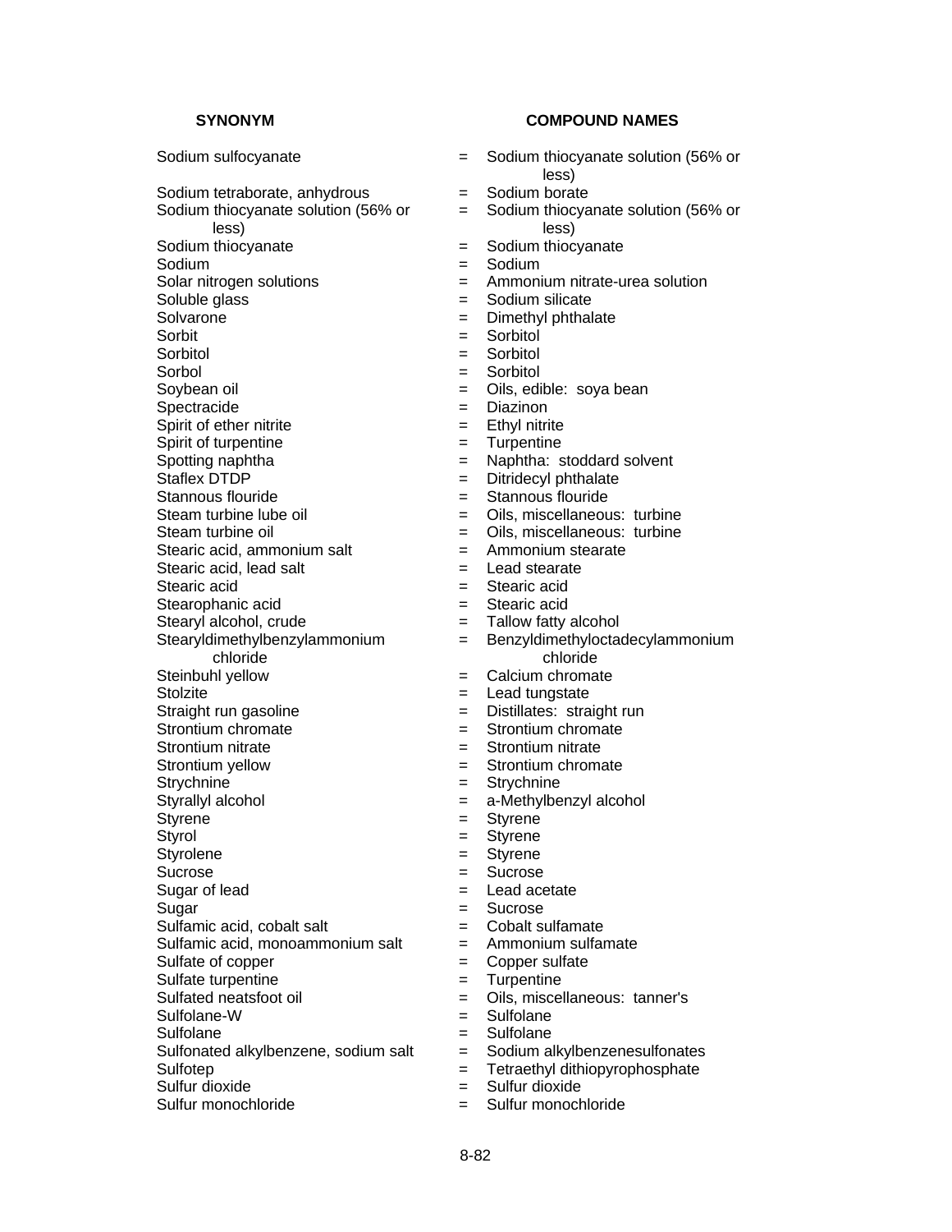| SYNONYM | | COMPOUND NAMES |
|---|---|---|
| Sodium sulfocyanate | = | Sodium thiocyanate solution (56% or less) |
| Sodium tetraborate, anhydrous | = | Sodium borate |
| Sodium thiocyanate solution (56% or less) | = | Sodium thiocyanate solution (56% or less) |
| Sodium thiocyanate | = | Sodium thiocyanate |
| Sodium | = | Sodium |
| Solar nitrogen solutions | = | Ammonium nitrate-urea solution |
| Soluble glass | = | Sodium silicate |
| Solvarone | = | Dimethyl phthalate |
| Sorbit | = | Sorbitol |
| Sorbitol | = | Sorbitol |
| Sorbol | = | Sorbitol |
| Soybean oil | = | Oils, edible: soya bean |
| Spectracide | = | Diazinon |
| Spirit of ether nitrite | = | Ethyl nitrite |
| Spirit of turpentine | = | Turpentine |
| Spotting naphtha | = | Naphtha: stoddard solvent |
| Staflex DTDP | = | Ditridecyl phthalate |
| Stannous flouride | = | Stannous flouride |
| Steam turbine lube oil | = | Oils, miscellaneous: turbine |
| Steam turbine oil | = | Oils, miscellaneous: turbine |
| Stearic acid, ammonium salt | = | Ammonium stearate |
| Stearic acid, lead salt | = | Lead stearate |
| Stearic acid | = | Stearic acid |
| Stearophanic acid | = | Stearic acid |
| Stearyl alcohol, crude | = | Tallow fatty alcohol |
| Stearyldimethylbenzylammonium chloride | = | Benzyldimethyloctadecylammonium chloride |
| Steinbuhl yellow | = | Calcium chromate |
| Stolzite | = | Lead tungstate |
| Straight run gasoline | = | Distillates: straight run |
| Strontium chromate | = | Strontium chromate |
| Strontium nitrate | = | Strontium nitrate |
| Strontium yellow | = | Strontium chromate |
| Strychnine | = | Strychnine |
| Styrallyl alcohol | = | a-Methylbenzyl alcohol |
| Styrene | = | Styrene |
| Styrol | = | Styrene |
| Styrolene | = | Styrene |
| Sucrose | = | Sucrose |
| Sugar of lead | = | Lead acetate |
| Sugar | = | Sucrose |
| Sulfamic acid, cobalt salt | = | Cobalt sulfamate |
| Sulfamic acid, monoammonium salt | = | Ammonium sulfamate |
| Sulfate of copper | = | Copper sulfate |
| Sulfate turpentine | = | Turpentine |
| Sulfated neatsfoot oil | = | Oils, miscellaneous: tanner's |
| Sulfolane-W | = | Sulfolane |
| Sulfolane | = | Sulfolane |
| Sulfonated alkylbenzene, sodium salt | = | Sodium alkylbenzenesulfonates |
| Sulfotep | = | Tetraethyl dithiopyrophosphate |
| Sulfur dioxide | = | Sulfur dioxide |
| Sulfur monochloride | = | Sulfur monochloride |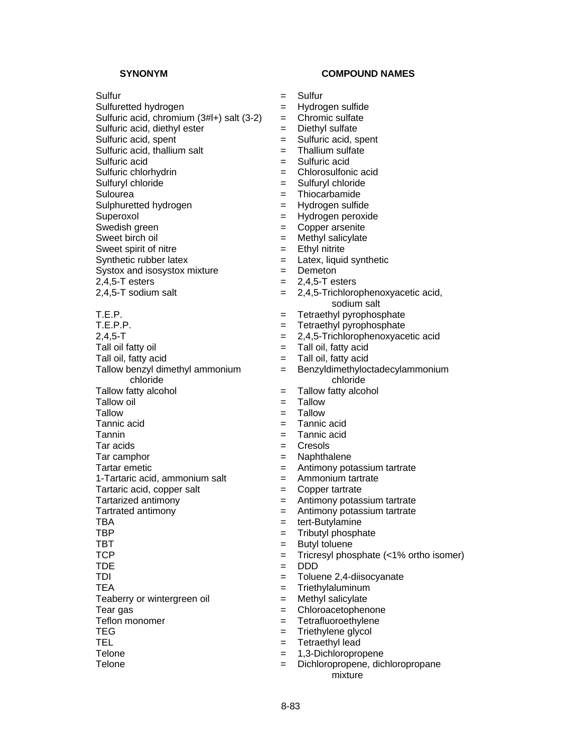| SYNONYM | | COMPOUND NAMES |
|---|---|---|
| Sulfur | = | Sulfur |
| Sulfuretted hydrogen | = | Hydrogen sulfide |
| Sulfuric acid, chromium (3#l+) salt (3-2) | = | Chromic sulfate |
| Sulfuric acid, diethyl ester | = | Diethyl sulfate |
| Sulfuric acid, spent | = | Sulfuric acid, spent |
| Sulfuric acid, thallium salt | = | Thallium sulfate |
| Sulfuric acid | = | Sulfuric acid |
| Sulfuric chlorhydrin | = | Chlorosulfonic acid |
| Sulfuryl chloride | = | Sulfuryl chloride |
| Sulourea | = | Thiocarbamide |
| Sulphuretted hydrogen | = | Hydrogen sulfide |
| Superoxol | = | Hydrogen peroxide |
| Swedish green | = | Copper arsenite |
| Sweet birch oil | = | Methyl salicylate |
| Sweet spirit of nitre | = | Ethyl nitrite |
| Synthetic rubber latex | = | Latex, liquid synthetic |
| Systox and isosystox mixture | = | Demeton |
| 2,4,5-T esters | = | 2,4,5-T esters |
| 2,4,5-T sodium salt | = | 2,4,5-Trichlorophenoxyacetic acid, sodium salt |
| T.E.P. | = | Tetraethyl pyrophosphate |
| T.E.P.P. | = | Tetraethyl pyrophosphate |
| 2,4,5-T | = | 2,4,5-Trichlorophenoxyacetic acid |
| Tall oil fatty oil | = | Tall oil, fatty acid |
| Tall oil, fatty acid | = | Tall oil, fatty acid |
| Tallow benzyl dimethyl ammonium chloride | = | Benzyldimethyloctadecylammonium chloride |
| Tallow fatty alcohol | = | Tallow fatty alcohol |
| Tallow oil | = | Tallow |
| Tallow | = | Tallow |
| Tannic acid | = | Tannic acid |
| Tannin | = | Tannic acid |
| Tar acids | = | Cresols |
| Tar camphor | = | Naphthalene |
| Tartar emetic | = | Antimony potassium tartrate |
| 1-Tartaric acid, ammonium salt | = | Ammonium tartrate |
| Tartaric acid, copper salt | = | Copper tartrate |
| Tartarized antimony | = | Antimony potassium tartrate |
| Tartrated antimony | = | Antimony potassium tartrate |
| TBA | = | tert-Butylamine |
| TBP | = | Tributyl phosphate |
| TBT | = | Butyl toluene |
| TCP | = | Tricresyl phosphate (<1% ortho isomer) |
| TDE | = | DDD |
| TDI | = | Toluene 2,4-diisocyanate |
| TEA | = | Triethylaluminum |
| Teaberry or wintergreen oil | = | Methyl salicylate |
| Tear gas | = | Chloroacetophenone |
| Teflon monomer | = | Tetrafluoroethylene |
| TEG | = | Triethylene glycol |
| TEL | = | Tetraethyl lead |
| Telone | = | 1,3-Dichloropropene |
| Telone | = | Dichloropropene, dichloropropane mixture |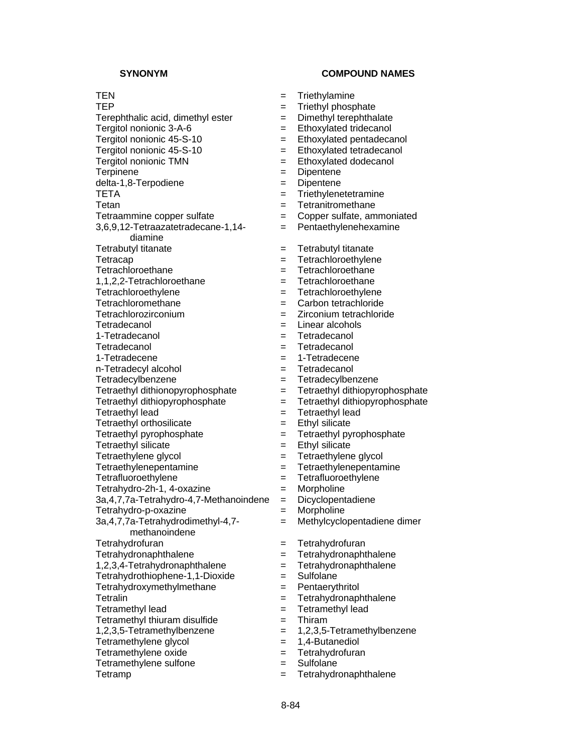| SYNONYM | | COMPOUND NAMES |
|---|---|---|
| TEN | = | Triethylamine |
| TEP | = | Triethyl phosphate |
| Terephthalic acid, dimethyl ester | = | Dimethyl terephthalate |
| Tergitol nonionic 3-A-6 | = | Ethoxylated tridecanol |
| Tergitol nonionic 45-S-10 | = | Ethoxylated pentadecanol |
| Tergitol nonionic 45-S-10 | = | Ethoxylated tetradecanol |
| Tergitol nonionic TMN | = | Ethoxylated dodecanol |
| Terpinene | = | Dipentene |
| delta-1,8-Terpodiene | = | Dipentene |
| TETA | = | Triethylenetetramine |
| Tetan | = | Tetranitromethane |
| Tetraammine copper sulfate | = | Copper sulfate, ammoniated |
| 3,6,9,12-Tetraazatetradecane-1,14-diamine | = | Pentaethylenehexamine |
| Tetrabutyl titanate | = | Tetrabutyl titanate |
| Tetracap | = | Tetrachloroethylene |
| Tetrachloroethane | = | Tetrachloroethane |
| 1,1,2,2-Tetrachloroethane | = | Tetrachloroethane |
| Tetrachloroethylene | = | Tetrachloroethylene |
| Tetrachloromethane | = | Carbon tetrachloride |
| Tetrachlorozirconium | = | Zirconium tetrachloride |
| Tetradecanol | = | Linear alcohols |
| 1-Tetradecanol | = | Tetradecanol |
| Tetradecanol | = | Tetradecanol |
| 1-Tetradecene | = | 1-Tetradecene |
| n-Tetradecyl alcohol | = | Tetradecanol |
| Tetradecylbenzene | = | Tetradecylbenzene |
| Tetraethyl dithionopyrophosphate | = | Tetraethyl dithiopyrophosphate |
| Tetraethyl dithiopyrophosphate | = | Tetraethyl dithiopyrophosphate |
| Tetraethyl lead | = | Tetraethyl lead |
| Tetraethyl orthosilicate | = | Ethyl silicate |
| Tetraethyl pyrophosphate | = | Tetraethyl pyrophosphate |
| Tetraethyl silicate | = | Ethyl silicate |
| Tetraethylene glycol | = | Tetraethylene glycol |
| Tetraethylenepentamine | = | Tetraethylenepentamine |
| Tetrafluoroethylene | = | Tetrafluoroethylene |
| Tetrahydro-2h-1, 4-oxazine | = | Morpholine |
| 3a,4,7,7a-Tetrahydro-4,7-Methanoindene | = | Dicyclopentadiene |
| Tetrahydro-p-oxazine | = | Morpholine |
| 3a,4,7,7a-Tetrahydrodimethyl-4,7-methanoindene | = | Methylcyclopentadiene dimer |
| Tetrahydrofuran | = | Tetrahydrofuran |
| Tetrahydronaphthalene | = | Tetrahydronaphthalene |
| 1,2,3,4-Tetrahydronaphthalene | = | Tetrahydronaphthalene |
| Tetrahydrothiophene-1,1-Dioxide | = | Sulfolane |
| Tetrahydroxymethylmethane | = | Pentaerythritol |
| Tetralin | = | Tetrahydronaphthalene |
| Tetramethyl lead | = | Tetramethyl lead |
| Tetramethyl thiuram disulfide | = | Thiram |
| 1,2,3,5-Tetramethylbenzene | = | 1,2,3,5-Tetramethylbenzene |
| Tetramethylene glycol | = | 1,4-Butanediol |
| Tetramethylene oxide | = | Tetrahydrofuran |
| Tetramethylene sulfone | = | Sulfolane |
| Tetramp | = | Tetrahydronaphthalene |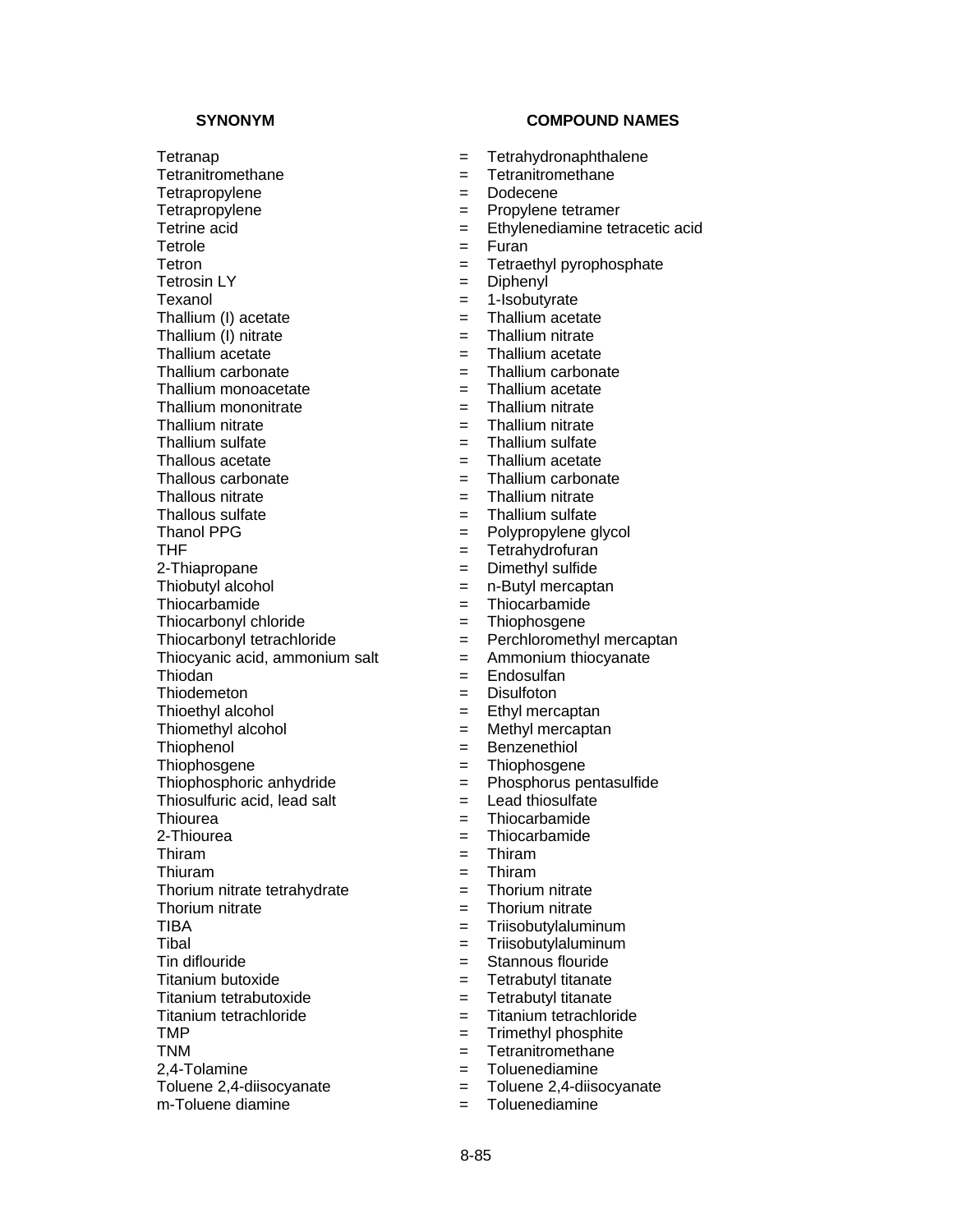| SYNONYM | | COMPOUND NAMES |
|---|---|---|
| Tetranap | = | Tetrahydronaphthalene |
| Tetranitromethane | = | Tetranitromethane |
| Tetrapropylene | = | Dodecene |
| Tetrapropylene | = | Propylene tetramer |
| Tetrine acid | = | Ethylenediamine tetracetic acid |
| Tetrole | = | Furan |
| Tetron | = | Tetraethyl pyrophosphate |
| Tetrosin LY | = | Diphenyl |
| Texanol | = | 1-Isobutyrate |
| Thallium (I) acetate | = | Thallium acetate |
| Thallium (I) nitrate | = | Thallium nitrate |
| Thallium acetate | = | Thallium acetate |
| Thallium carbonate | = | Thallium carbonate |
| Thallium monoacetate | = | Thallium acetate |
| Thallium mononitrate | = | Thallium nitrate |
| Thallium nitrate | = | Thallium nitrate |
| Thallium sulfate | = | Thallium sulfate |
| Thallous acetate | = | Thallium acetate |
| Thallous carbonate | = | Thallium carbonate |
| Thallous nitrate | = | Thallium nitrate |
| Thallous sulfate | = | Thallium sulfate |
| Thanol PPG | = | Polypropylene glycol |
| THF | = | Tetrahydrofuran |
| 2-Thiapropane | = | Dimethyl sulfide |
| Thiobutyl alcohol | = | n-Butyl mercaptan |
| Thiocarbamide | = | Thiocarbamide |
| Thiocarbonyl chloride | = | Thiophosgene |
| Thiocarbonyl tetrachloride | = | Perchloromethyl mercaptan |
| Thiocyanic acid, ammonium salt | = | Ammonium thiocyanate |
| Thiodan | = | Endosulfan |
| Thiodemeton | = | Disulfoton |
| Thioethyl alcohol | = | Ethyl mercaptan |
| Thiomethyl alcohol | = | Methyl mercaptan |
| Thiophenol | = | Benzenethiol |
| Thiophosgene | = | Thiophosgene |
| Thiophosphoric anhydride | = | Phosphorus pentasulfide |
| Thiosulfuric acid, lead salt | = | Lead thiosulfate |
| Thiourea | = | Thiocarbamide |
| 2-Thiourea | = | Thiocarbamide |
| Thiram | = | Thiram |
| Thiuram | = | Thiram |
| Thorium nitrate tetrahydrate | = | Thorium nitrate |
| Thorium nitrate | = | Thorium nitrate |
| TIBA | = | Triisobutylaluminum |
| Tibal | = | Triisobutylaluminum |
| Tin diflouride | = | Stannous flouride |
| Titanium butoxide | = | Tetrabutyl titanate |
| Titanium tetrabutoxide | = | Tetrabutyl titanate |
| Titanium tetrachloride | = | Titanium tetrachloride |
| TMP | = | Trimethyl phosphite |
| TNM | = | Tetranitromethane |
| 2,4-Tolamine | = | Toluenediamine |
| Toluene 2,4-diisocyanate | = | Toluene 2,4-diisocyanate |
| m-Toluene diamine | = | Toluenediamine |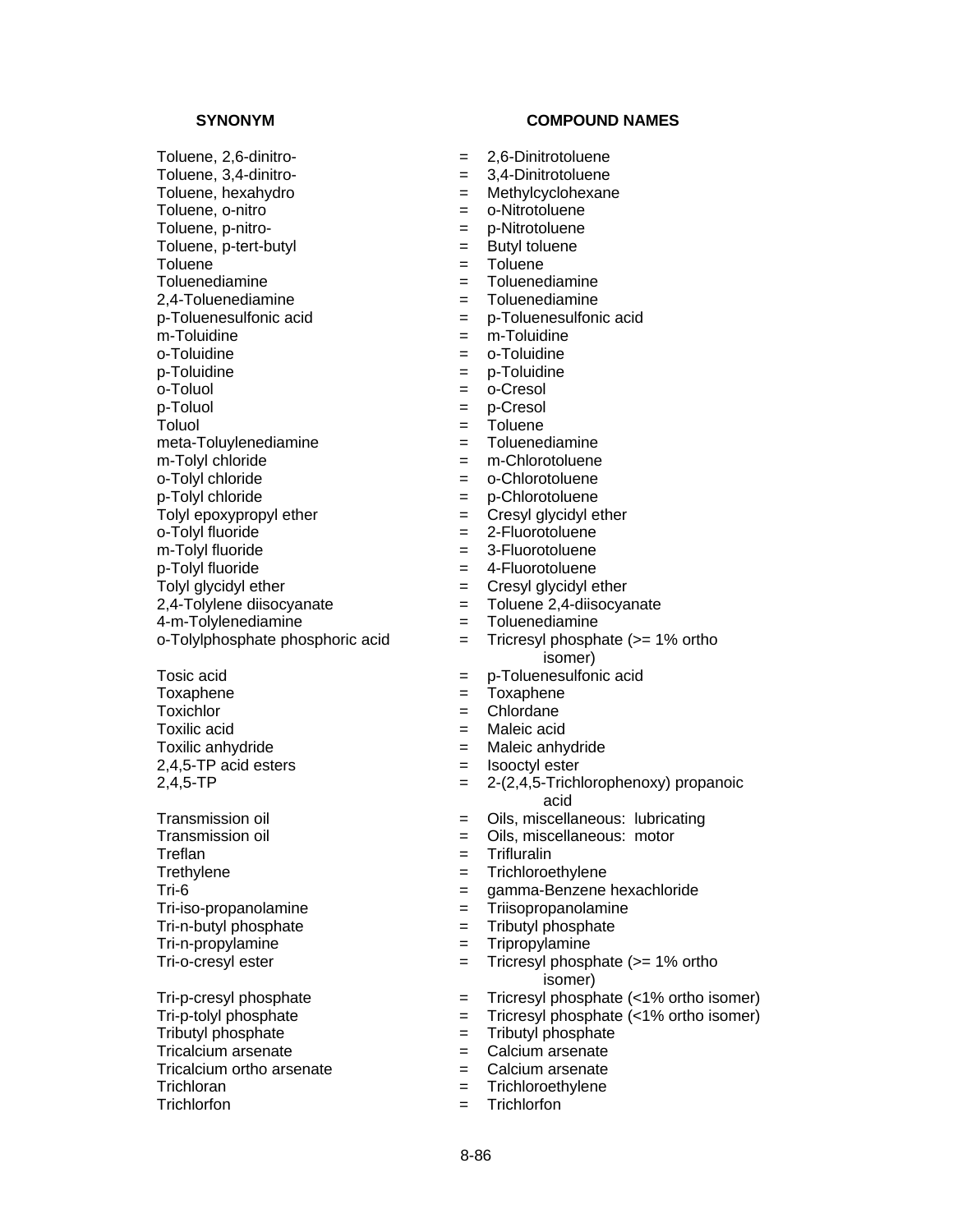| SYNONYM | | COMPOUND NAMES |
|---|---|---|
| Toluene, 2,6-dinitro- | = | 2,6-Dinitrotoluene |
| Toluene, 3,4-dinitro- | = | 3,4-Dinitrotoluene |
| Toluene, hexahydro | = | Methylcyclohexane |
| Toluene, o-nitro | = | o-Nitrotoluene |
| Toluene, p-nitro- | = | p-Nitrotoluene |
| Toluene, p-tert-butyl | = | Butyl toluene |
| Toluene | = | Toluene |
| Toluenediamine | = | Toluenediamine |
| 2,4-Toluenediamine | = | Toluenediamine |
| p-Toluenesulfonic acid | = | p-Toluenesulfonic acid |
| m-Toluidine | = | m-Toluidine |
| o-Toluidine | = | o-Toluidine |
| p-Toluidine | = | p-Toluidine |
| o-Toluol | = | o-Cresol |
| p-Toluol | = | p-Cresol |
| Toluol | = | Toluene |
| meta-Toluylenediamine | = | Toluenediamine |
| m-Tolyl chloride | = | m-Chlorotoluene |
| o-Tolyl chloride | = | o-Chlorotoluene |
| p-Tolyl chloride | = | p-Chlorotoluene |
| Tolyl epoxypropyl ether | = | Cresyl glycidyl ether |
| o-Tolyl fluoride | = | 2-Fluorotoluene |
| m-Tolyl fluoride | = | 3-Fluorotoluene |
| p-Tolyl fluoride | = | 4-Fluorotoluene |
| Tolyl glycidyl ether | = | Cresyl glycidyl ether |
| 2,4-Tolylene diisocyanate | = | Toluene 2,4-diisocyanate |
| 4-m-Tolylenediamine | = | Toluenediamine |
| o-Tolylphosphate phosphoric acid | = | Tricresyl phosphate (>= 1% ortho isomer) |
| Tosic acid | = | p-Toluenesulfonic acid |
| Toxaphene | = | Toxaphene |
| Toxichlor | = | Chlordane |
| Toxilic acid | = | Maleic acid |
| Toxilic anhydride | = | Maleic anhydride |
| 2,4,5-TP acid esters | = | Isooctyl ester |
| 2,4,5-TP | = | 2-(2,4,5-Trichlorophenoxy) propanoic acid |
| Transmission oil | = | Oils, miscellaneous: lubricating |
| Transmission oil | = | Oils, miscellaneous: motor |
| Treflan | = | Trifluralin |
| Trethylene | = | Trichloroethylene |
| Tri-6 | = | gamma-Benzene hexachloride |
| Tri-iso-propanolamine | = | Triisopropanolamine |
| Tri-n-butyl phosphate | = | Tributyl phosphate |
| Tri-n-propylamine | = | Tripropylamine |
| Tri-o-cresyl ester | = | Tricresyl phosphate (>= 1% ortho isomer) |
| Tri-p-cresyl phosphate | = | Tricresyl phosphate (<1% ortho isomer) |
| Tri-p-tolyl phosphate | = | Tricresyl phosphate (<1% ortho isomer) |
| Tributyl phosphate | = | Tributyl phosphate |
| Tricalcium arsenate | = | Calcium arsenate |
| Tricalcium ortho arsenate | = | Calcium arsenate |
| Trichloran | = | Trichloroethylene |
| Trichlorfon | = | Trichlorfon |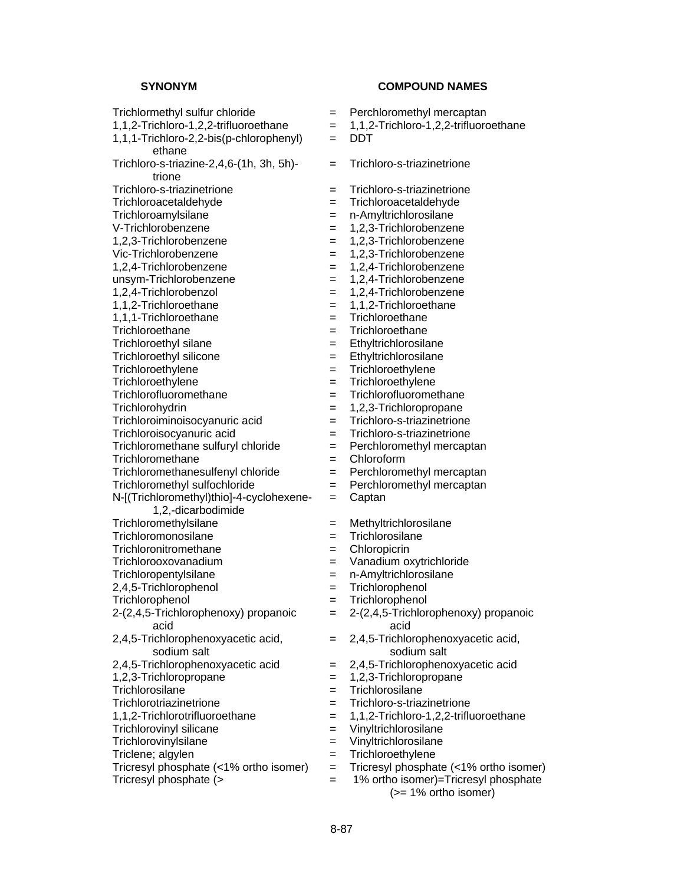| SYNONYM | | COMPOUND NAMES |
|---|---|---|
| Trichlormethyl sulfur chloride | = | Perchloromethyl mercaptan |
| 1,1,2-Trichloro-1,2,2-trifluoroethane | = | 1,1,2-Trichloro-1,2,2-trifluoroethane |
| 1,1,1-Trichloro-2,2-bis(p-chlorophenyl) ethane | = | DDT |
| Trichloro-s-triazine-2,4,6-(1h, 3h, 5h)-trione | = | Trichloro-s-triazinetrione |
| Trichloro-s-triazinetrione | = | Trichloro-s-triazinetrione |
| Trichloroacetaldehyde | = | Trichloroacetaldehyde |
| Trichloroamylsilane | = | n-Amyltrichlorosilane |
| V-Trichlorobenzene | = | 1,2,3-Trichlorobenzene |
| 1,2,3-Trichlorobenzene | = | 1,2,3-Trichlorobenzene |
| Vic-Trichlorobenzene | = | 1,2,3-Trichlorobenzene |
| 1,2,4-Trichlorobenzene | = | 1,2,4-Trichlorobenzene |
| unsym-Trichlorobenzene | = | 1,2,4-Trichlorobenzene |
| 1,2,4-Trichlorobenzol | = | 1,2,4-Trichlorobenzene |
| 1,1,2-Trichloroethane | = | 1,1,2-Trichloroethane |
| 1,1,1-Trichloroethane | = | Trichloroethane |
| Trichloroethane | = | Trichloroethane |
| Trichloroethyl silane | = | Ethyltrichlorosilane |
| Trichloroethyl silicone | = | Ethyltrichlorosilane |
| Trichloroethylene | = | Trichloroethylene |
| Trichloroethylene | = | Trichloroethylene |
| Trichlorofluoromethane | = | Trichlorofluoromethane |
| Trichlorohydrin | = | 1,2,3-Trichloropropane |
| Trichloroiminoisocyanuric acid | = | Trichloro-s-triazinetrione |
| Trichloroisocyanuric acid | = | Trichloro-s-triazinetrione |
| Trichloromethane sulfuryl chloride | = | Perchloromethyl mercaptan |
| Trichloromethane | = | Chloroform |
| Trichloromethanesulfenyl chloride | = | Perchloromethyl mercaptan |
| Trichloromethyl sulfochloride | = | Perchloromethyl mercaptan |
| N-[(Trichloromethyl)thio]-4-cyclohexene-1,2,-dicarbodimide | = | Captan |
| Trichloromethylsilane | = | Methyltrichlorosilane |
| Trichloromonosilane | = | Trichlorosilane |
| Trichloronitromethane | = | Chloropicrin |
| Trichlorooxovanadium | = | Vanadium oxytrichloride |
| Trichloropentylsilane | = | n-Amyltrichlorosilane |
| 2,4,5-Trichlorophenol | = | Trichlorophenol |
| Trichlorophenol | = | Trichlorophenol |
| 2-(2,4,5-Trichlorophenoxy) propanoic acid | = | 2-(2,4,5-Trichlorophenoxy) propanoic acid |
| 2,4,5-Trichlorophenoxyacetic acid, sodium salt | = | 2,4,5-Trichlorophenoxyacetic acid, sodium salt |
| 2,4,5-Trichlorophenoxyacetic acid | = | 2,4,5-Trichlorophenoxyacetic acid |
| 1,2,3-Trichloropropane | = | 1,2,3-Trichloropropane |
| Trichlorosilane | = | Trichlorosilane |
| Trichlorotriazinetrione | = | Trichloro-s-triazinetrione |
| 1,1,2-Trichlorotrifluoroethane | = | 1,1,2-Trichloro-1,2,2-trifluoroethane |
| Trichlorovinyl silicane | = | Vinyltrichlorosilane |
| Trichlorovinylsilane | = | Vinyltrichlorosilane |
| Triclene; algylen | = | Trichloroethylene |
| Tricresyl phosphate (<1% ortho isomer) | = | Tricresyl phosphate (<1% ortho isomer) |
| Tricresyl phosphate (> | = | 1% ortho isomer)=Tricresyl phosphate (>= 1% ortho isomer) |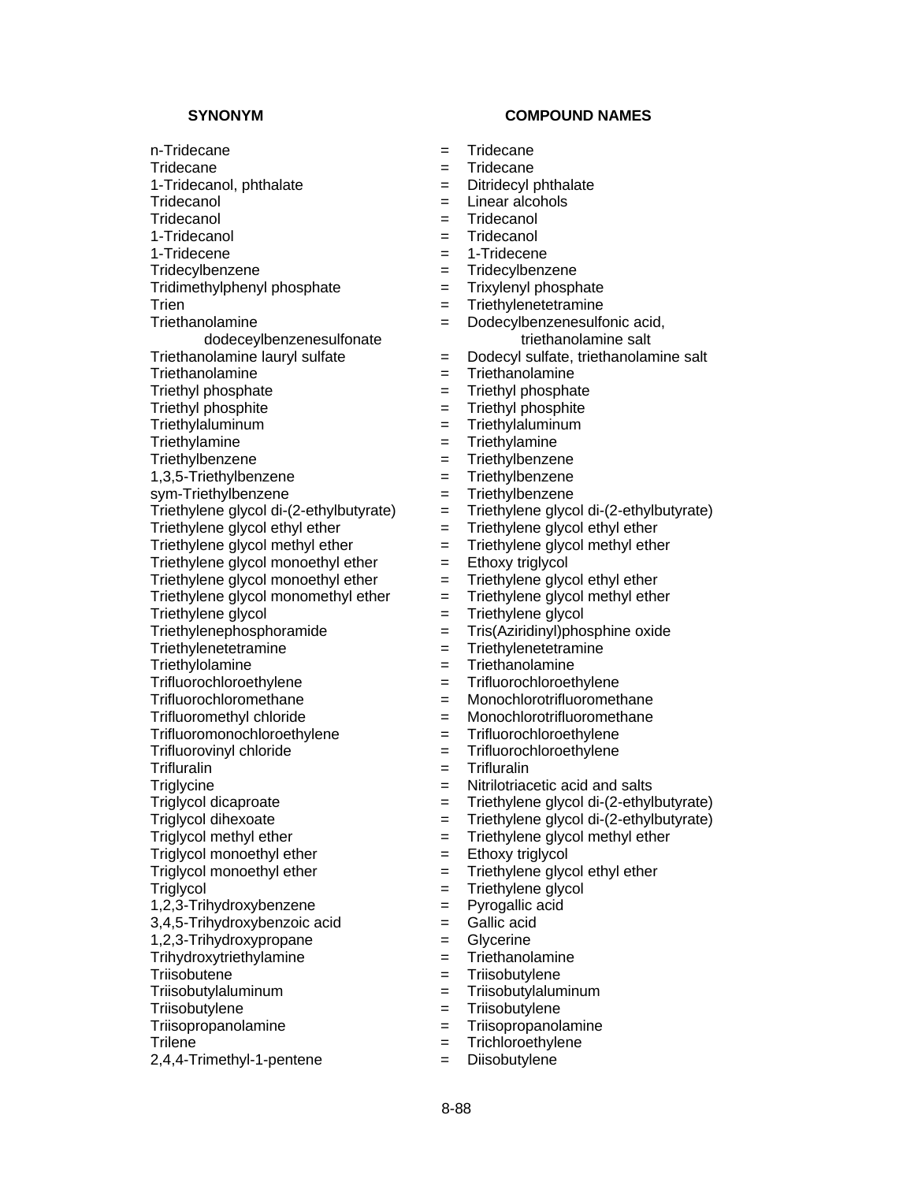| SYNONYM | | COMPOUND NAMES |
|---|---|---|
| n-Tridecane | = | Tridecane |
| Tridecane | = | Tridecane |
| 1-Tridecanol, phthalate | = | Ditridecyl phthalate |
| Tridecanol | = | Linear alcohols |
| Tridecanol | = | Tridecanol |
| 1-Tridecanol | = | Tridecanol |
| 1-Tridecene | = | 1-Tridecene |
| Tridecylbenzene | = | Tridecylbenzene |
| Tridimethylphenyl phosphate | = | Trixylenyl phosphate |
| Trien | = | Triethylenetetramine |
| Triethanolamine dodeceylbenzenesulfonate | = | Dodecylbenzenesulfonic acid, triethanolamine salt |
| Triethanolamine lauryl sulfate | = | Dodecyl sulfate, triethanolamine salt |
| Triethanolamine | = | Triethanolamine |
| Triethyl phosphate | = | Triethyl phosphate |
| Triethyl phosphite | = | Triethyl phosphite |
| Triethylaluminum | = | Triethylaluminum |
| Triethylamine | = | Triethylamine |
| Triethylbenzene | = | Triethylbenzene |
| 1,3,5-Triethylbenzene | = | Triethylbenzene |
| sym-Triethylbenzene | = | Triethylbenzene |
| Triethylene glycol di-(2-ethylbutyrate) | = | Triethylene glycol di-(2-ethylbutyrate) |
| Triethylene glycol ethyl ether | = | Triethylene glycol ethyl ether |
| Triethylene glycol methyl ether | = | Triethylene glycol methyl ether |
| Triethylene glycol monoethyl ether | = | Ethoxy triglycol |
| Triethylene glycol monoethyl ether | = | Triethylene glycol ethyl ether |
| Triethylene glycol monomethyl ether | = | Triethylene glycol methyl ether |
| Triethylene glycol | = | Triethylene glycol |
| Triethylenephosphoramide | = | Tris(Aziridinyl)phosphine oxide |
| Triethylenetetramine | = | Triethylenetetramine |
| Triethylolamine | = | Triethanolamine |
| Trifluorochloroethylene | = | Trifluorochloroethylene |
| Trifluorochloromethane | = | Monochlorotrifluoromethane |
| Trifluoromethyl chloride | = | Monochlorotrifluoromethane |
| Trifluoromonochloroethylene | = | Trifluorochloroethylene |
| Trifluorovinyl chloride | = | Trifluorochloroethylene |
| Trifluralin | = | Trifluralin |
| Triglycine | = | Nitrilotriacetic acid and salts |
| Triglycol dicaproate | = | Triethylene glycol di-(2-ethylbutyrate) |
| Triglycol dihexoate | = | Triethylene glycol di-(2-ethylbutyrate) |
| Triglycol methyl ether | = | Triethylene glycol methyl ether |
| Triglycol monoethyl ether | = | Ethoxy triglycol |
| Triglycol monoethyl ether | = | Triethylene glycol ethyl ether |
| Triglycol | = | Triethylene glycol |
| 1,2,3-Trihydroxybenzene | = | Pyrogallic acid |
| 3,4,5-Trihydroxybenzoic acid | = | Gallic acid |
| 1,2,3-Trihydroxypropane | = | Glycerine |
| Trihydroxytriethylamine | = | Triethanolamine |
| Triisobutene | = | Triisobutylene |
| Triisobutylaluminum | = | Triisobutylaluminum |
| Triisobutylene | = | Triisobutylene |
| Triisopropanolamine | = | Triisopropanolamine |
| Trilene | = | Trichloroethylene |
| 2,4,4-Trimethyl-1-pentene | = | Diisobutylene |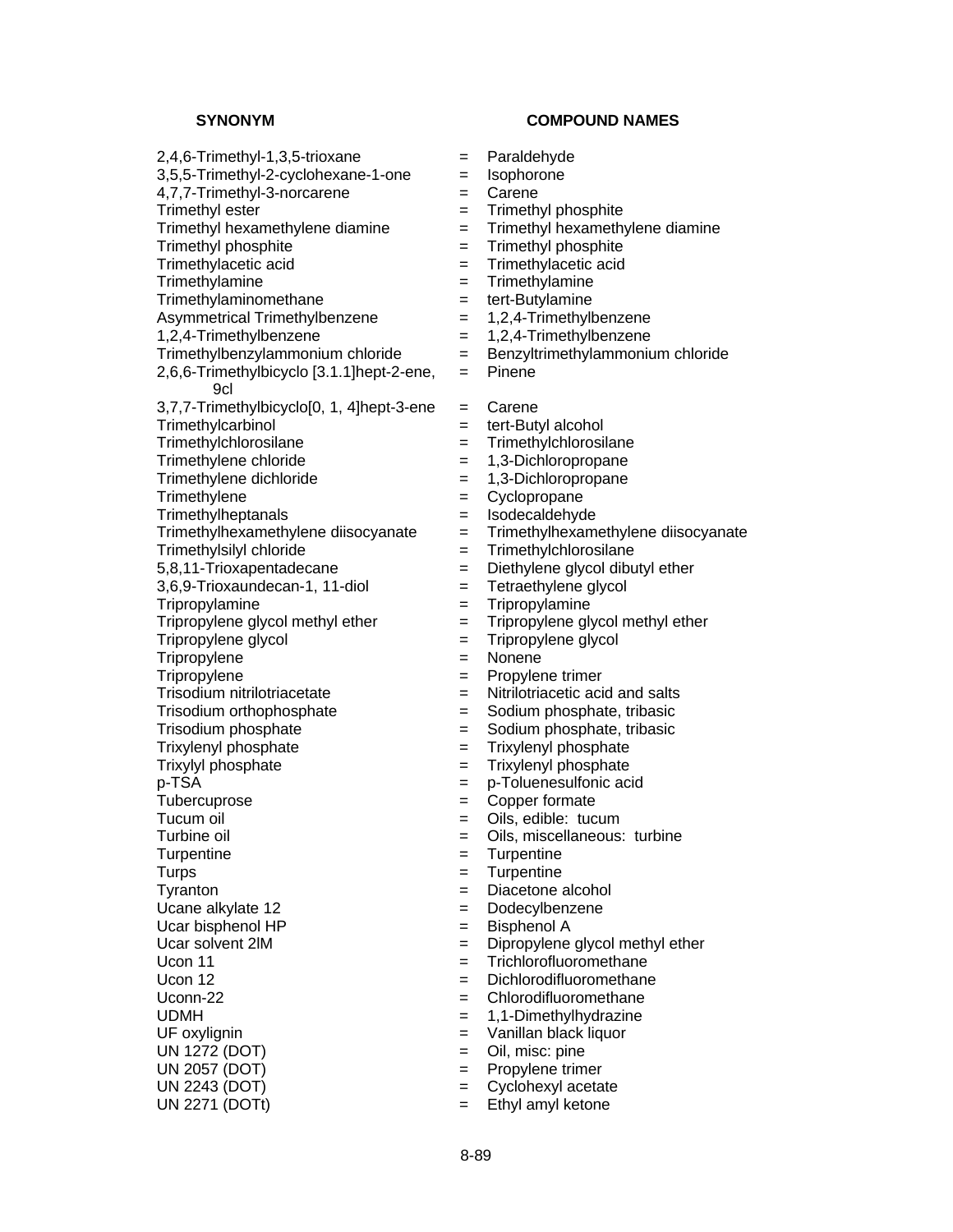| SYNONYM | | COMPOUND NAMES |
|---|---|---|
| 2,4,6-Trimethyl-1,3,5-trioxane | = | Paraldehyde |
| 3,5,5-Trimethyl-2-cyclohexane-1-one | = | Isophorone |
| 4,7,7-Trimethyl-3-norcarene | = | Carene |
| Trimethyl ester | = | Trimethyl phosphite |
| Trimethyl hexamethylene diamine | = | Trimethyl hexamethylene diamine |
| Trimethyl phosphite | = | Trimethyl phosphite |
| Trimethylacetic acid | = | Trimethylacetic acid |
| Trimethylamine | = | Trimethylamine |
| Trimethylaminomethane | = | tert-Butylamine |
| Asymmetrical Trimethylbenzene | = | 1,2,4-Trimethylbenzene |
| 1,2,4-Trimethylbenzene | = | 1,2,4-Trimethylbenzene |
| Trimethylbenzylammonium chloride | = | Benzyltrimethylammonium chloride |
| 2,6,6-Trimethylbicyclo [3.1.1]hept-2-ene, 9cl | = | Pinene |
| 3,7,7-Trimethylbicyclo[0, 1, 4]hept-3-ene | = | Carene |
| Trimethylcarbinol | = | tert-Butyl alcohol |
| Trimethylchlorosilane | = | Trimethylchlorosilane |
| Trimethylene chloride | = | 1,3-Dichloropropane |
| Trimethylene dichloride | = | 1,3-Dichloropropane |
| Trimethylene | = | Cyclopropane |
| Trimethylheptanals | = | Isodecaldehyde |
| Trimethylhexamethylene diisocyanate | = | Trimethylhexamethylene diisocyanate |
| Trimethylsilyl chloride | = | Trimethylchlorosilane |
| 5,8,11-Trioxapentadecane | = | Diethylene glycol dibutyl ether |
| 3,6,9-Trioxaundecan-1, 11-diol | = | Tetraethylene glycol |
| Tripropylamine | = | Tripropylamine |
| Tripropylene glycol methyl ether | = | Tripropylene glycol methyl ether |
| Tripropylene glycol | = | Tripropylene glycol |
| Tripropylene | = | Nonene |
| Tripropylene | = | Propylene trimer |
| Trisodium nitrilotriacetate | = | Nitrilotriacetic acid and salts |
| Trisodium orthophosphate | = | Sodium phosphate, tribasic |
| Trisodium phosphate | = | Sodium phosphate, tribasic |
| Trixylenyl phosphate | = | Trixylenyl phosphate |
| Trixylyl phosphate | = | Trixylenyl phosphate |
| p-TSA | = | p-Toluenesulfonic acid |
| Tubercuprose | = | Copper formate |
| Tucum oil | = | Oils, edible: tucum |
| Turbine oil | = | Oils, miscellaneous: turbine |
| Turpentine | = | Turpentine |
| Turps | = | Turpentine |
| Tyranton | = | Diacetone alcohol |
| Ucane alkylate 12 | = | Dodecylbenzene |
| Ucar bisphenol HP | = | Bisphenol A |
| Ucar solvent 2lM | = | Dipropylene glycol methyl ether |
| Ucon 11 | = | Trichlorofluoromethane |
| Ucon 12 | = | Dichlorodifluoromethane |
| Uconn-22 | = | Chlorodifluoromethane |
| UDMH | = | 1,1-Dimethylhydrazine |
| UF oxylignin | = | Vanillan black liquor |
| UN 1272 (DOT) | = | Oil, misc: pine |
| UN 2057 (DOT) | = | Propylene trimer |
| UN 2243 (DOT) | = | Cyclohexyl acetate |
| UN 2271 (DOTt) | = | Ethyl amyl ketone |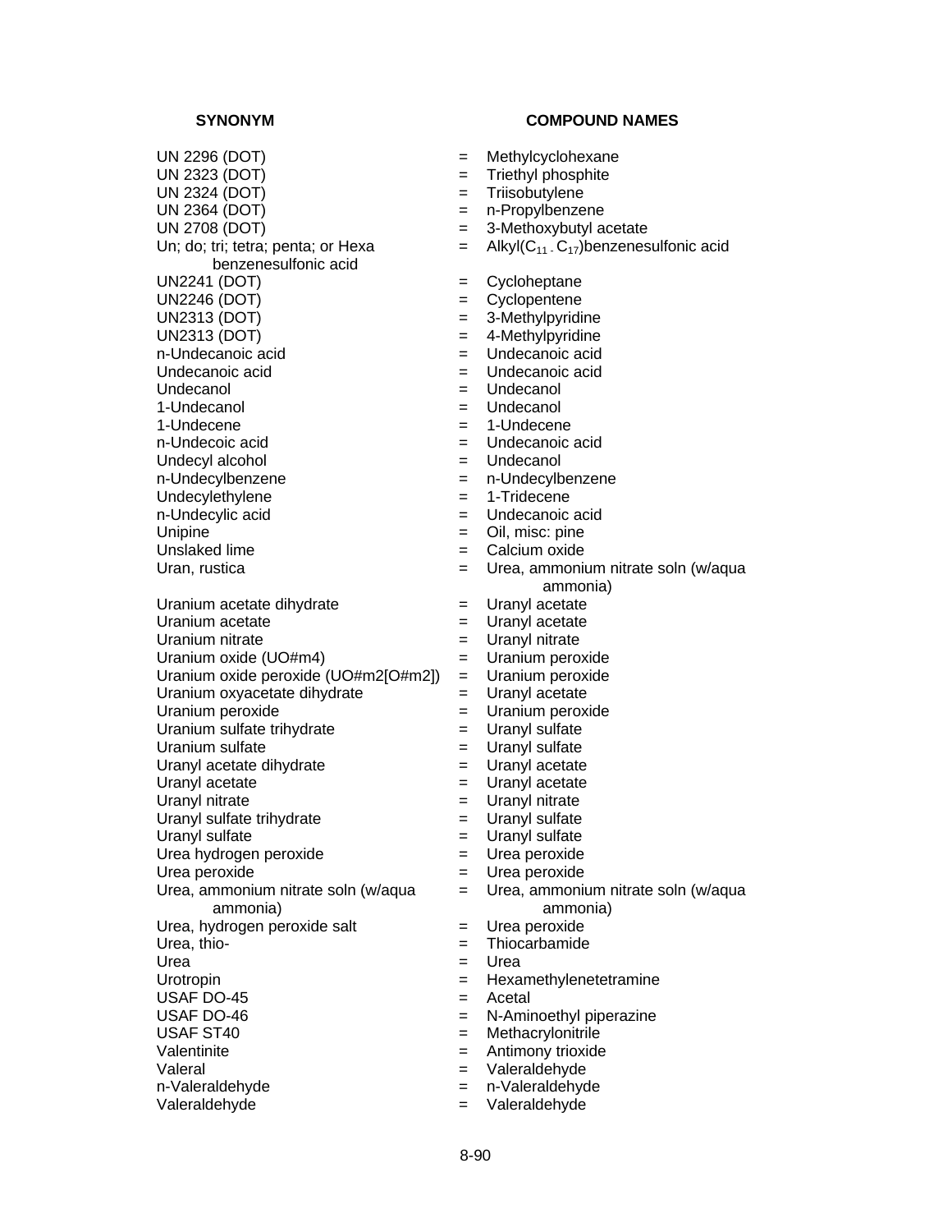| SYNONYM | | COMPOUND NAMES |
|---|---|---|
| UN 2296 (DOT) | = | Methylcyclohexane |
| UN 2323 (DOT) | = | Triethyl phosphite |
| UN 2324 (DOT) | = | Triisobutylene |
| UN 2364 (DOT) | = | n-Propylbenzene |
| UN 2708 (DOT) | = | 3-Methoxybutyl acetate |
| Un; do; tri; tetra; penta; or Hexa benzenesulfonic acid | = | Alkyl($C_{11}$ - $C_{17}$)benzenesulfonic acid |
| UN2241 (DOT) | = | Cycloheptane |
| UN2246 (DOT) | = | Cyclopentene |
| UN2313 (DOT) | = | 3-Methylpyridine |
| UN2313 (DOT) | = | 4-Methylpyridine |
| n-Undecanoic acid | = | Undecanoic acid |
| Undecanoic acid | = | Undecanoic acid |
| Undecanol | = | Undecanol |
| 1-Undecanol | = | Undecanol |
| 1-Undecene | = | 1-Undecene |
| n-Undecoic acid | = | Undecanoic acid |
| Undecyl alcohol | = | Undecanol |
| n-Undecylbenzene | = | n-Undecylbenzene |
| Undecylethylene | = | 1-Tridecene |
| n-Undecylic acid | = | Undecanoic acid |
| Unipine | = | Oil, misc: pine |
| Unslaked lime | = | Calcium oxide |
| Uran, rustica | = | Urea, ammonium nitrate soln (w/aqua ammonia) |
| Uranium acetate dihydrate | = | Uranyl acetate |
| Uranium acetate | = | Uranyl acetate |
| Uranium nitrate | = | Uranyl nitrate |
| Uranium oxide (UO#m4) | = | Uranium peroxide |
| Uranium oxide peroxide (UO#m2[O#m2]) | = | Uranium peroxide |
| Uranium oxyacetate dihydrate | = | Uranyl acetate |
| Uranium peroxide | = | Uranium peroxide |
| Uranium sulfate trihydrate | = | Uranyl sulfate |
| Uranium sulfate | = | Uranyl sulfate |
| Uranyl acetate dihydrate | = | Uranyl acetate |
| Uranyl acetate | = | Uranyl acetate |
| Uranyl nitrate | = | Uranyl nitrate |
| Uranyl sulfate trihydrate | = | Uranyl sulfate |
| Uranyl sulfate | = | Uranyl sulfate |
| Urea hydrogen peroxide | = | Urea peroxide |
| Urea peroxide | = | Urea peroxide |
| Urea, ammonium nitrate soln (w/aqua ammonia) | = | Urea, ammonium nitrate soln (w/aqua ammonia) |
| Urea, hydrogen peroxide salt | = | Urea peroxide |
| Urea, thio- | = | Thiocarbamide |
| Urea | = | Urea |
| Urotropin | = | Hexamethylenetetramine |
| USAF DO-45 | = | Acetal |
| USAF DO-46 | = | N-Aminoethyl piperazine |
| USAF ST40 | = | Methacrylonitrile |
| Valentinite | = | Antimony trioxide |
| Valeral | = | Valeraldehyde |
| n-Valeraldehyde | = | n-Valeraldehyde |
| Valeraldehyde | = | Valeraldehyde |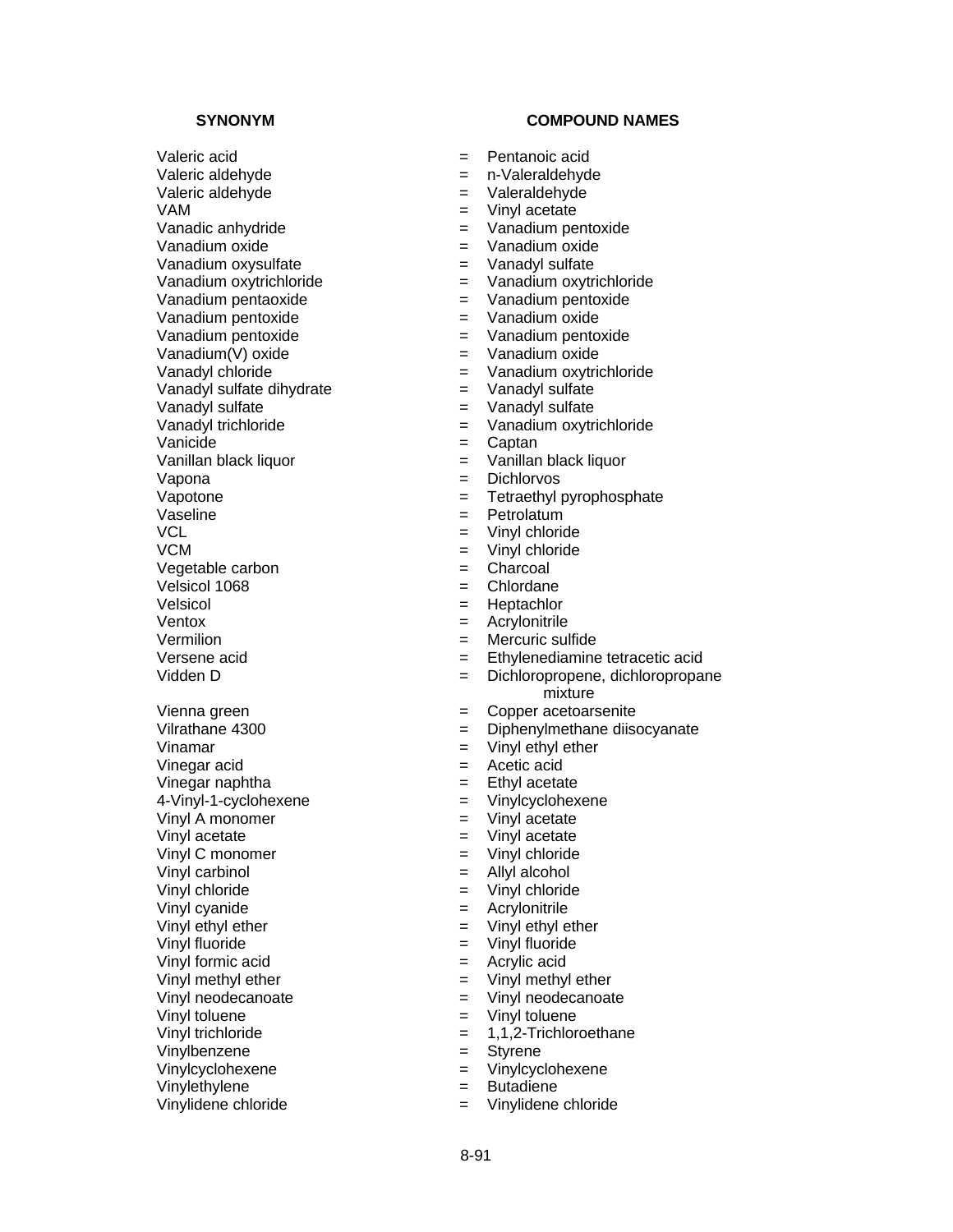| SYNONYM | | COMPOUND NAMES |
|---|---|---|
| Valeric acid | = | Pentanoic acid |
| Valeric aldehyde | = | n-Valeraldehyde |
| Valeric aldehyde | = | Valeraldehyde |
| VAM | = | Vinyl acetate |
| Vanadic anhydride | = | Vanadium pentoxide |
| Vanadium oxide | = | Vanadium oxide |
| Vanadium oxysulfate | = | Vanadyl sulfate |
| Vanadium oxytrichloride | = | Vanadium oxytrichloride |
| Vanadium pentaoxide | = | Vanadium pentoxide |
| Vanadium pentoxide | = | Vanadium oxide |
| Vanadium pentoxide | = | Vanadium pentoxide |
| Vanadium(V) oxide | = | Vanadium oxide |
| Vanadyl chloride | = | Vanadium oxytrichloride |
| Vanadyl sulfate dihydrate | = | Vanadyl sulfate |
| Vanadyl sulfate | = | Vanadyl sulfate |
| Vanadyl trichloride | = | Vanadium oxytrichloride |
| Vanicide | = | Captan |
| Vanillan black liquor | = | Vanillan black liquor |
| Vapona | = | Dichlorvos |
| Vapotone | = | Tetraethyl pyrophosphate |
| Vaseline | = | Petrolatum |
| VCL | = | Vinyl chloride |
| VCM | = | Vinyl chloride |
| Vegetable carbon | = | Charcoal |
| Velsicol 1068 | = | Chlordane |
| Velsicol | = | Heptachlor |
| Ventox | = | Acrylonitrile |
| Vermilion | = | Mercuric sulfide |
| Versene acid | = | Ethylenediamine tetracetic acid |
| Vidden D | = | Dichloropropene, dichloropropane mixture |
| Vienna green | = | Copper acetoarsenite |
| Vilrathane 4300 | = | Diphenylmethane diisocyanate |
| Vinamar | = | Vinyl ethyl ether |
| Vinegar acid | = | Acetic acid |
| Vinegar naphtha | = | Ethyl acetate |
| 4-Vinyl-1-cyclohexene | = | Vinylcyclohexene |
| Vinyl A monomer | = | Vinyl acetate |
| Vinyl acetate | = | Vinyl acetate |
| Vinyl C monomer | = | Vinyl chloride |
| Vinyl carbinol | = | Allyl alcohol |
| Vinyl chloride | = | Vinyl chloride |
| Vinyl cyanide | = | Acrylonitrile |
| Vinyl ethyl ether | = | Vinyl ethyl ether |
| Vinyl fluoride | = | Vinyl fluoride |
| Vinyl formic acid | = | Acrylic acid |
| Vinyl methyl ether | = | Vinyl methyl ether |
| Vinyl neodecanoate | = | Vinyl neodecanoate |
| Vinyl toluene | = | Vinyl toluene |
| Vinyl trichloride | = | 1,1,2-Trichloroethane |
| Vinylbenzene | = | Styrene |
| Vinylcyclohexene | = | Vinylcyclohexene |
| Vinylethylene | = | Butadiene |
| Vinylidene chloride | = | Vinylidene chloride |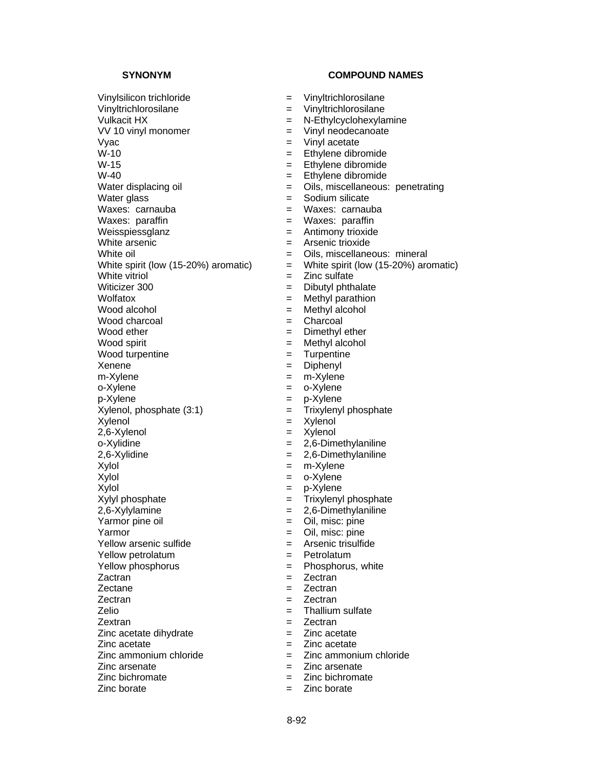| SYNONYM | | COMPOUND NAMES |
|---|---|---|
| Vinylsilicon trichloride | = | Vinyltrichlorosilane |
| Vinyltrichlorosilane | = | Vinyltrichlorosilane |
| Vulkacit HX | = | N-Ethylcyclohexylamine |
| VV 10 vinyl monomer | = | Vinyl neodecanoate |
| Vyac | = | Vinyl acetate |
| W-10 | = | Ethylene dibromide |
| W-15 | = | Ethylene dibromide |
| W-40 | = | Ethylene dibromide |
| Water displacing oil | = | Oils, miscellaneous: penetrating |
| Water glass | = | Sodium silicate |
| Waxes: carnauba | = | Waxes: carnauba |
| Waxes: paraffin | = | Waxes: paraffin |
| Weisspiessglanz | = | Antimony trioxide |
| White arsenic | = | Arsenic trioxide |
| White oil | = | Oils, miscellaneous: mineral |
| White spirit (low (15-20%) aromatic) | = | White spirit (low (15-20%) aromatic) |
| White vitriol | = | Zinc sulfate |
| Witicizer 300 | = | Dibutyl phthalate |
| Wolfatox | = | Methyl parathion |
| Wood alcohol | = | Methyl alcohol |
| Wood charcoal | = | Charcoal |
| Wood ether | = | Dimethyl ether |
| Wood spirit | = | Methyl alcohol |
| Wood turpentine | = | Turpentine |
| Xenene | = | Diphenyl |
| m-Xylene | = | m-Xylene |
| o-Xylene | = | o-Xylene |
| p-Xylene | = | p-Xylene |
| Xylenol, phosphate (3:1) | = | Trixylenyl phosphate |
| Xylenol | = | Xylenol |
| 2,6-Xylenol | = | Xylenol |
| o-Xylidine | = | 2,6-Dimethylaniline |
| 2,6-Xylidine | = | 2,6-Dimethylaniline |
| Xylol | = | m-Xylene |
| Xylol | = | o-Xylene |
| Xylol | = | p-Xylene |
| Xylyl phosphate | = | Trixylenyl phosphate |
| 2,6-Xylylamine | = | 2,6-Dimethylaniline |
| Yarmor pine oil | = | Oil, misc: pine |
| Yarmor | = | Oil, misc: pine |
| Yellow arsenic sulfide | = | Arsenic trisulfide |
| Yellow petrolatum | = | Petrolatum |
| Yellow phosphorus | = | Phosphorus, white |
| Zactran | = | Zectran |
| Zectane | = | Zectran |
| Zectran | = | Zectran |
| Zelio | = | Thallium sulfate |
| Zextran | = | Zectran |
| Zinc acetate dihydrate | = | Zinc acetate |
| Zinc acetate | = | Zinc acetate |
| Zinc ammonium chloride | = | Zinc ammonium chloride |
| Zinc arsenate | = | Zinc arsenate |
| Zinc bichromate | = | Zinc bichromate |
| Zinc borate | = | Zinc borate |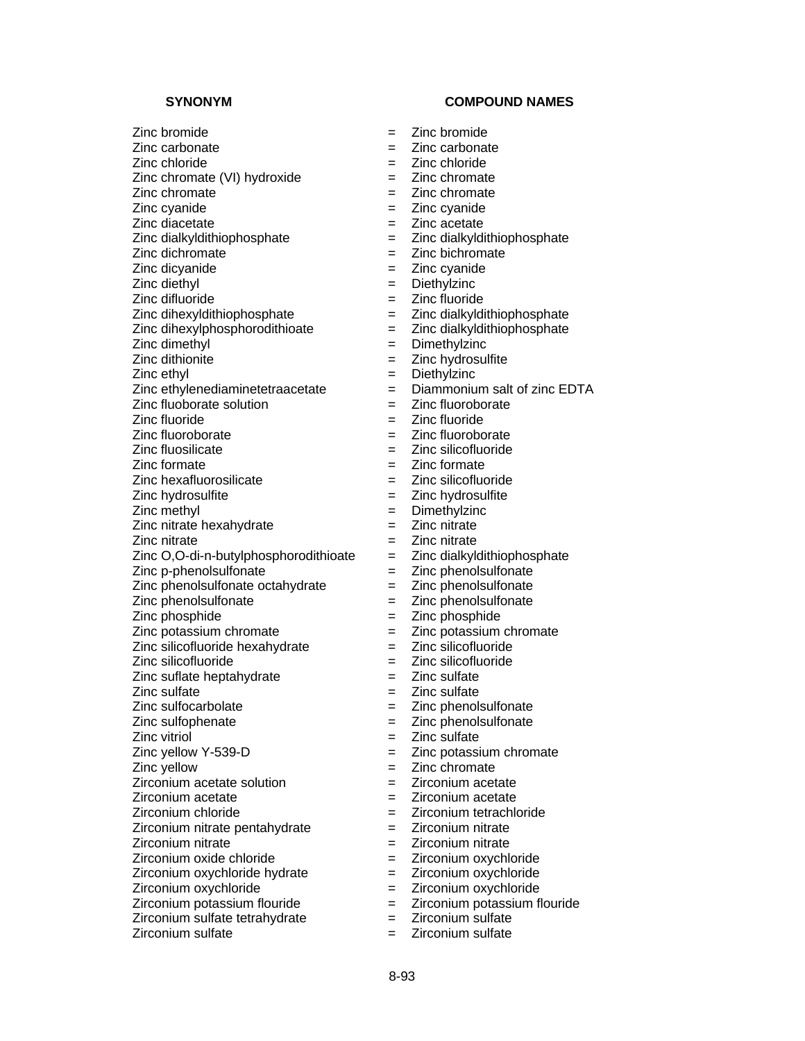| SYNONYM | | COMPOUND NAMES |
|---|---|---|
| Zinc bromide | = | Zinc bromide |
| Zinc carbonate | = | Zinc carbonate |
| Zinc chloride | = | Zinc chloride |
| Zinc chromate (VI) hydroxide | = | Zinc chromate |
| Zinc chromate | = | Zinc chromate |
| Zinc cyanide | = | Zinc cyanide |
| Zinc diacetate | = | Zinc acetate |
| Zinc dialkyldithiophosphate | = | Zinc dialkyldithiophosphate |
| Zinc dichromate | = | Zinc bichromate |
| Zinc dicyanide | = | Zinc cyanide |
| Zinc diethyl | = | Diethylzinc |
| Zinc difluoride | = | Zinc fluoride |
| Zinc dihexyldithiophosphate | = | Zinc dialkyldithiophosphate |
| Zinc dihexylphosphorodithioate | = | Zinc dialkyldithiophosphate |
| Zinc dimethyl | = | Dimethylzinc |
| Zinc dithionite | = | Zinc hydrosulfite |
| Zinc ethyl | = | Diethylzinc |
| Zinc ethylenediaminetetraacetate | = | Diammonium salt of zinc EDTA |
| Zinc fluoborate solution | = | Zinc fluoroborate |
| Zinc fluoride | = | Zinc fluoride |
| Zinc fluoroborate | = | Zinc fluoroborate |
| Zinc fluosilicate | = | Zinc silicofluoride |
| Zinc formate | = | Zinc formate |
| Zinc hexafluorosilicate | = | Zinc silicofluoride |
| Zinc hydrosulfite | = | Zinc hydrosulfite |
| Zinc methyl | = | Dimethylzinc |
| Zinc nitrate hexahydrate | = | Zinc nitrate |
| Zinc nitrate | = | Zinc nitrate |
| Zinc O,O-di-n-butylphosphorodithioate | = | Zinc dialkyldithiophosphate |
| Zinc p-phenolsulfonate | = | Zinc phenolsulfonate |
| Zinc phenolsulfonate octahydrate | = | Zinc phenolsulfonate |
| Zinc phenolsulfonate | = | Zinc phenolsulfonate |
| Zinc phosphide | = | Zinc phosphide |
| Zinc potassium chromate | = | Zinc potassium chromate |
| Zinc silicofluoride hexahydrate | = | Zinc silicofluoride |
| Zinc silicofluoride | = | Zinc silicofluoride |
| Zinc suflate heptahydrate | = | Zinc sulfate |
| Zinc sulfate | = | Zinc sulfate |
| Zinc sulfocarbolate | = | Zinc phenolsulfonate |
| Zinc sulfophenate | = | Zinc phenolsulfonate |
| Zinc vitriol | = | Zinc sulfate |
| Zinc yellow Y-539-D | = | Zinc potassium chromate |
| Zinc yellow | = | Zinc chromate |
| Zirconium acetate solution | = | Zirconium acetate |
| Zirconium acetate | = | Zirconium acetate |
| Zirconium chloride | = | Zirconium tetrachloride |
| Zirconium nitrate pentahydrate | = | Zirconium nitrate |
| Zirconium nitrate | = | Zirconium nitrate |
| Zirconium oxide chloride | = | Zirconium oxychloride |
| Zirconium oxychloride hydrate | = | Zirconium oxychloride |
| Zirconium oxychloride | = | Zirconium oxychloride |
| Zirconium potassium flouride | = | Zirconium potassium flouride |
| Zirconium sulfate tetrahydrate | = | Zirconium sulfate |
| Zirconium sulfate | = | Zirconium sulfate |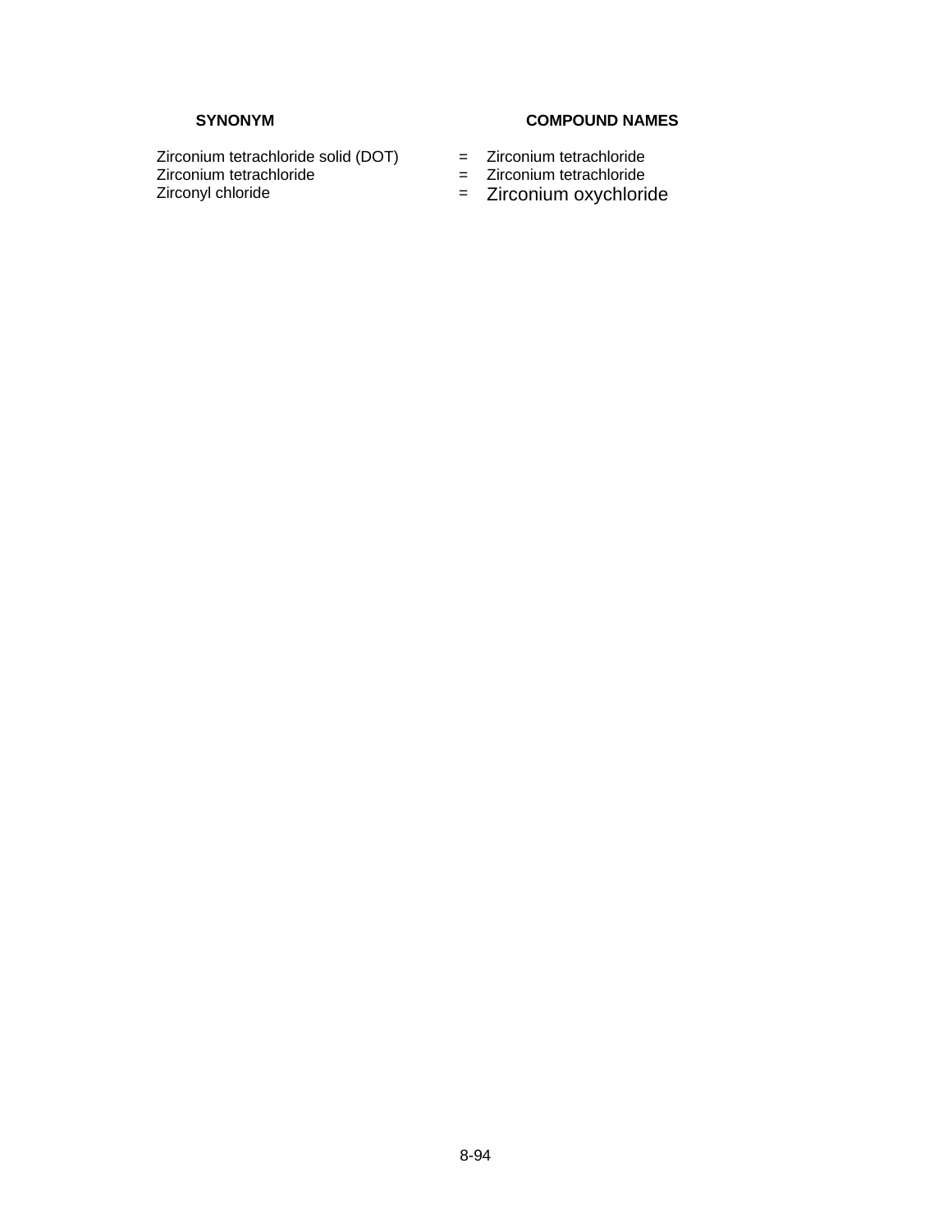| SYNONYM | | COMPOUND NAMES |
|---|---|---|
| Zirconium tetrachloride solid (DOT) | = | Zirconium tetrachloride |
| Zirconium tetrachloride | = | Zirconium tetrachloride |
| Zirconyl chloride | = | Zirconium oxychloride |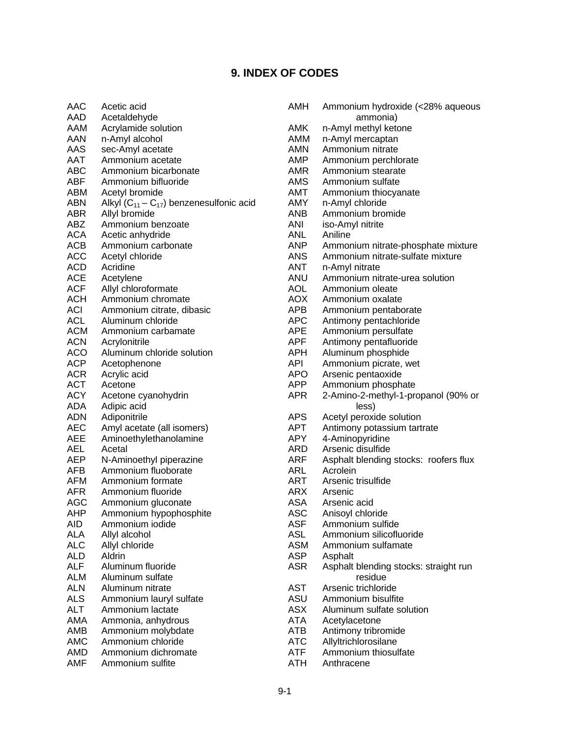# 9. INDEX OF CODES

AAC Acetic acid
AAD Acetaldehyde
AAM Acrylamide solution
AAN n-Amyl alcohol
AAS sec-Amyl acetate
AAT Ammonium acetate
ABC Ammonium bicarbonate
ABF Ammonium bifluoride
ABM Acetyl bromide
ABN Alkyl ($C_{11}$ – $C_{17}$) benzenesulfonic acid
ABR Allyl bromide
ABZ Ammonium benzoate
ACA Acetic anhydride
ACB Ammonium carbonate
ACC Acetyl chloride
ACD Acridine
ACE Acetylene
ACF Allyl chloroformate
ACH Ammonium chromate
ACI Ammonium citrate, dibasic
ACL Aluminum chloride
ACM Ammonium carbamate
ACN Acrylonitrile
ACO Aluminum chloride solution
ACP Acetophenone
ACR Acrylic acid
ACT Acetone
ACY Acetone cyanohydrin
ADA Adipic acid
ADN Adiponitrile
AEC Amyl acetate (all isomers)
AEE Aminoethylethanolamine
AEL Acetal
AEP N-Aminoethyl piperazine
AFB Ammonium fluoborate
AFM Ammonium formate
AFR Ammonium fluoride
AGC Ammonium gluconate
AHP Ammonium hypophosphite
AID Ammonium iodide
ALA Allyl alcohol
ALC Allyl chloride
ALD Aldrin
ALF Aluminum fluoride
ALM Aluminum sulfate
ALN Aluminum nitrate
ALS Ammonium lauryl sulfate
ALT Ammonium lactate
AMA Ammonia, anhydrous
AMB Ammonium molybdate
AMC Ammonium chloride
AMD Ammonium dichromate
AMF Ammonium sulfite
AMH Ammonium hydroxide (<28% aqueous ammonia)
AMK n-Amyl methyl ketone
AMM n-Amyl mercaptan
AMN Ammonium nitrate
AMP Ammonium perchlorate
AMR Ammonium stearate
AMS Ammonium sulfate
AMT Ammonium thiocyanate
AMY n-Amyl chloride
ANB Ammonium bromide
ANI iso-Amyl nitrite
ANL Aniline
ANP Ammonium nitrate-phosphate mixture
ANS Ammonium nitrate-sulfate mixture
ANT n-Amyl nitrate
ANU Ammonium nitrate-urea solution
AOL Ammonium oleate
AOX Ammonium oxalate
APB Ammonium pentaborate
APC Antimony pentachloride
APE Ammonium persulfate
APF Antimony pentafluoride
APH Aluminum phosphide
API Ammonium picrate, wet
APO Arsenic pentaoxide
APP Ammonium phosphate
APR 2-Amino-2-methyl-1-propanol (90% or less)
APS Acetyl peroxide solution
APT Antimony potassium tartrate
APY 4-Aminopyridine
ARD Arsenic disulfide
ARF Asphalt blending stocks: roofers flux
ARL Acrolein
ART Arsenic trisulfide
ARX Arsenic
ASA Arsenic acid
ASC Anisoyl chloride
ASF Ammonium sulfide
ASL Ammonium silicofluoride
ASM Ammonium sulfamate
ASP Asphalt
ASR Asphalt blending stocks: straight run residue
AST Arsenic trichloride
ASU Ammonium bisulfite
ASX Aluminum sulfate solution
ATA Acetylacetone
ATB Antimony tribromide
ATC Allyltrichlorosilane
ATF Ammonium thiosulfate
ATH Anthracene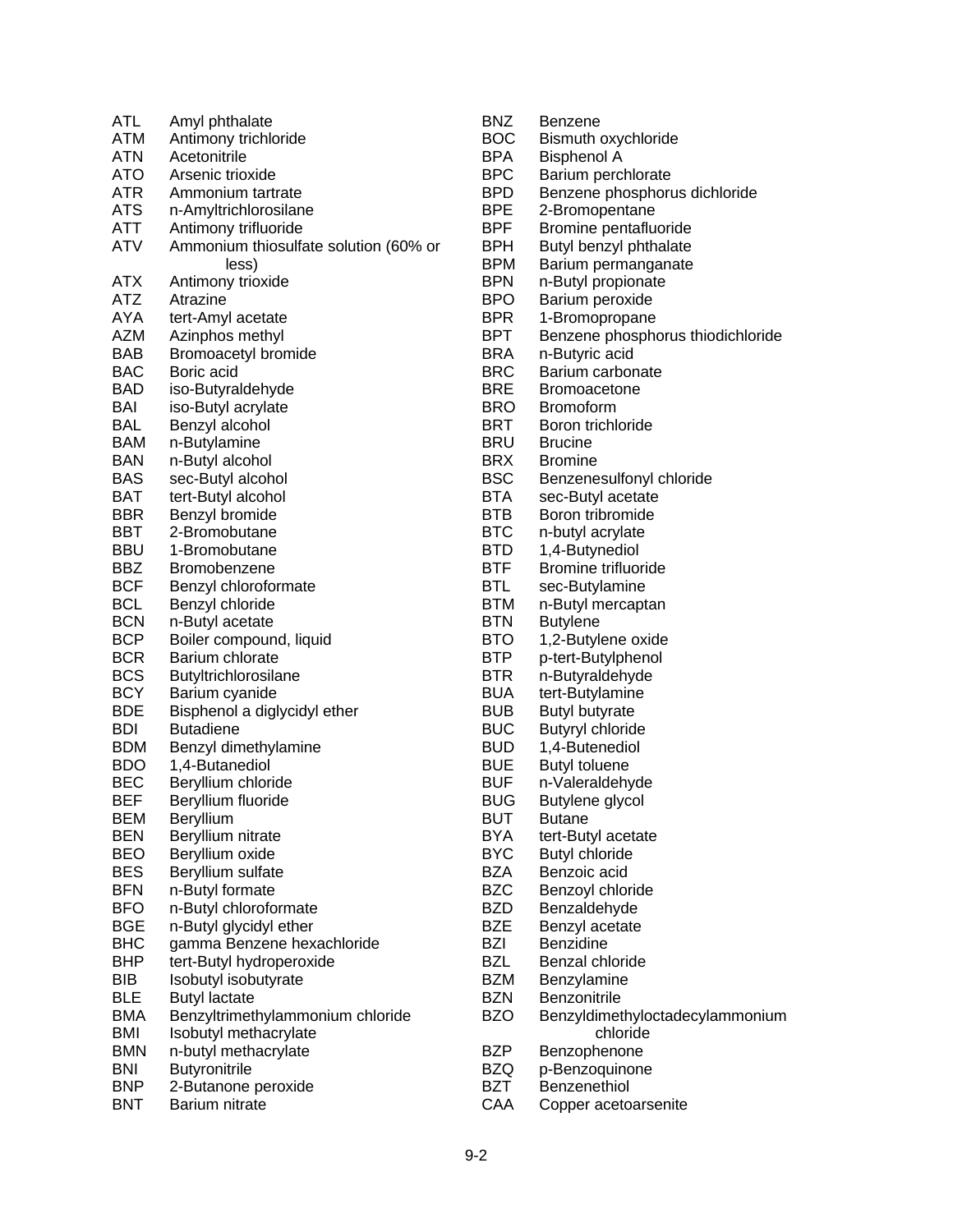| Code | Chemical |
|---|---|
| ATL | Amyl phthalate |
| ATM | Antimony trichloride |
| ATN | Acetonitrile |
| ATO | Arsenic trioxide |
| ATR | Ammonium tartrate |
| ATS | n-Amyltrichlorosilane |
| ATT | Antimony trifluoride |
| ATV | Ammonium thiosulfate solution (60% or less) |
| ATX | Antimony trioxide |
| ATZ | Atrazine |
| AYA | tert-Amyl acetate |
| AZM | Azinphos methyl |
| BAB | Bromoacetyl bromide |
| BAC | Boric acid |
| BAD | iso-Butyraldehyde |
| BAI | iso-Butyl acrylate |
| BAL | Benzyl alcohol |
| BAM | n-Butylamine |
| BAN | n-Butyl alcohol |
| BAS | sec-Butyl alcohol |
| BAT | tert-Butyl alcohol |
| BBR | Benzyl bromide |
| BBT | 2-Bromobutane |
| BBU | 1-Bromobutane |
| BBZ | Bromobenzene |
| BCF | Benzyl chloroformate |
| BCL | Benzyl chloride |
| BCN | n-Butyl acetate |
| BCP | Boiler compound, liquid |
| BCR | Barium chlorate |
| BCS | Butyltrichlorosilane |
| BCY | Barium cyanide |
| BDE | Bisphenol a diglycidyl ether |
| BDI | Butadiene |
| BDM | Benzyl dimethylamine |
| BDO | 1,4-Butanediol |
| BEC | Beryllium chloride |
| BEF | Beryllium fluoride |
| BEM | Beryllium |
| BEN | Beryllium nitrate |
| BEO | Beryllium oxide |
| BES | Beryllium sulfate |
| BFN | n-Butyl formate |
| BFO | n-Butyl chloroformate |
| BGE | n-Butyl glycidyl ether |
| BHC | gamma Benzene hexachloride |
| BHP | tert-Butyl hydroperoxide |
| BIB | Isobutyl isobutyrate |
| BLE | Butyl lactate |
| BMA | Benzyltrimethylammonium chloride |
| BMI | Isobutyl methacrylate |
| BMN | n-butyl methacrylate |
| BNI | Butyronitrile |
| BNP | 2-Butanone peroxide |
| BNT | Barium nitrate |
| BNZ | Benzene |
| BOC | Bismuth oxychloride |
| BPA | Bisphenol A |
| BPC | Barium perchlorate |
| BPD | Benzene phosphorus dichloride |
| BPE | 2-Bromopentane |
| BPF | Bromine pentafluoride |
| BPH | Butyl benzyl phthalate |
| BPM | Barium permanganate |
| BPN | n-Butyl propionate |
| BPO | Barium peroxide |
| BPR | 1-Bromopropane |
| BPT | Benzene phosphorus thiodichloride |
| BRA | n-Butyric acid |
| BRC | Barium carbonate |
| BRE | Bromoacetone |
| BRO | Bromoform |
| BRT | Boron trichloride |
| BRU | Brucine |
| BRX | Bromine |
| BSC | Benzenesulfonyl chloride |
| BTA | sec-Butyl acetate |
| BTB | Boron tribromide |
| BTC | n-butyl acrylate |
| BTD | 1,4-Butynediol |
| BTF | Bromine trifluoride |
| BTL | sec-Butylamine |
| BTM | n-Butyl mercaptan |
| BTN | Butylene |
| BTO | 1,2-Butylene oxide |
| BTP | p-tert-Butylphenol |
| BTR | n-Butyraldehyde |
| BUA | tert-Butylamine |
| BUB | Butyl butyrate |
| BUC | Butyryl chloride |
| BUD | 1,4-Butenediol |
| BUE | Butyl toluene |
| BUF | n-Valeraldehyde |
| BUG | Butylene glycol |
| BUT | Butane |
| BYA | tert-Butyl acetate |
| BYC | Butyl chloride |
| BZA | Benzoic acid |
| BZC | Benzoyl chloride |
| BZD | Benzaldehyde |
| BZE | Benzyl acetate |
| BZI | Benzidine |
| BZL | Benzal chloride |
| BZM | Benzylamine |
| BZN | Benzonitrile |
| BZO | Benzyldimethyloctadecylammonium chloride |
| BZP | Benzophenone |
| BZQ | p-Benzoquinone |
| BZT | Benzenethiol |
| CAA | Copper acetoarsenite |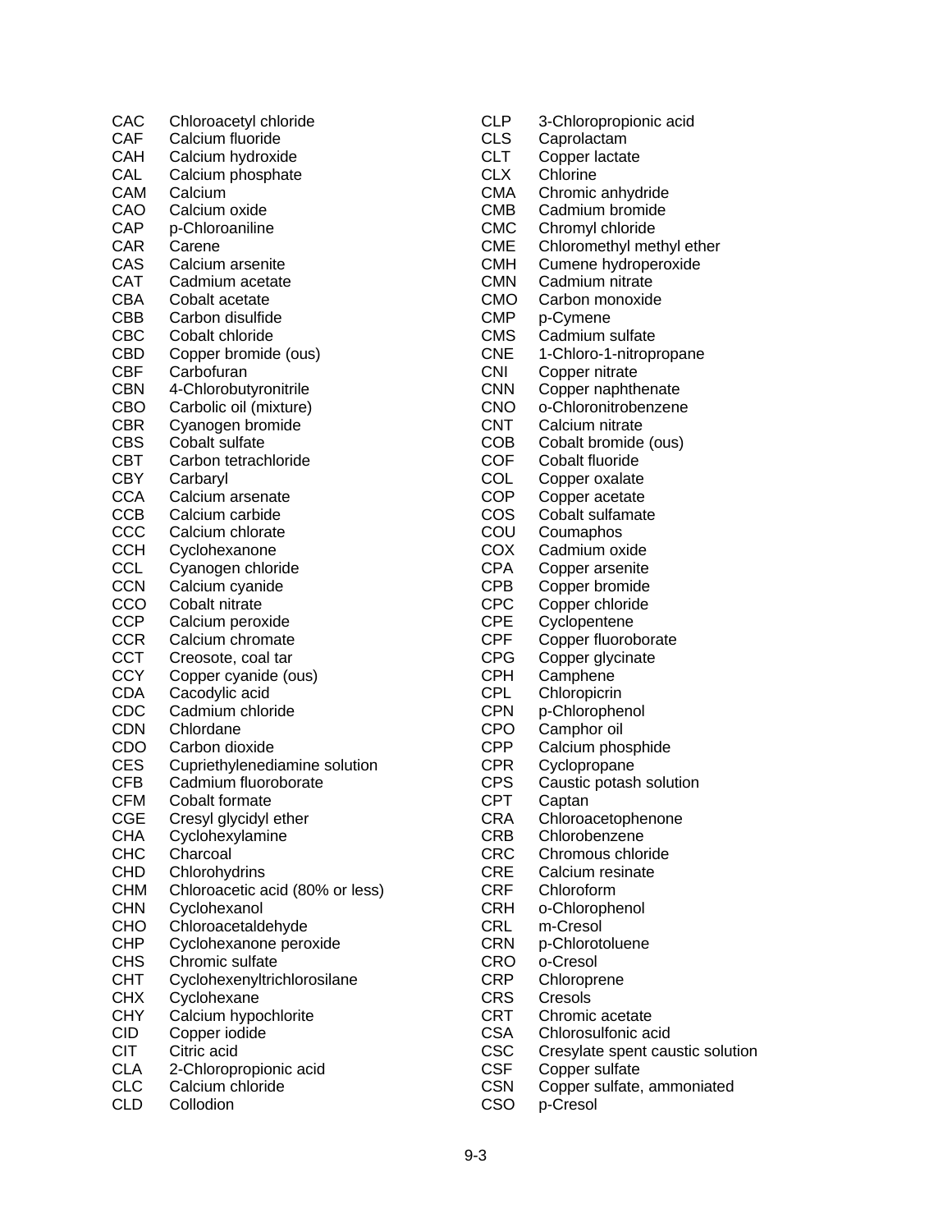CAC Chloroacetyl chloride
CAF Calcium fluoride
CAH Calcium hydroxide
CAL Calcium phosphate
CAM Calcium
CAO Calcium oxide
CAP p-Chloroaniline
CAR Carene
CAS Calcium arsenite
CAT Cadmium acetate
CBA Cobalt acetate
CBB Carbon disulfide
CBC Cobalt chloride
CBD Copper bromide (ous)
CBF Carbofuran
CBN 4-Chlorobutyronitrile
CBO Carbolic oil (mixture)
CBR Cyanogen bromide
CBS Cobalt sulfate
CBT Carbon tetrachloride
CBY Carbaryl
CCA Calcium arsenate
CCB Calcium carbide
CCC Calcium chlorate
CCH Cyclohexanone
CCL Cyanogen chloride
CCN Calcium cyanide
CCO Cobalt nitrate
CCP Calcium peroxide
CCR Calcium chromate
CCT Creosote, coal tar
CCY Copper cyanide (ous)
CDA Cacodylic acid
CDC Cadmium chloride
CDN Chlordane
CDO Carbon dioxide
CES Cupriethylenediamine solution
CFB Cadmium fluoroborate
CFM Cobalt formate
CGE Cresyl glycidyl ether
CHA Cyclohexylamine
CHC Charcoal
CHD Chlorohydrins
CHM Chloroacetic acid (80% or less)
CHN Cyclohexanol
CHO Chloroacetaldehyde
CHP Cyclohexanone peroxide
CHS Chromic sulfate
CHT Cyclohexenyltrichlorosilane
CHX Cyclohexane
CHY Calcium hypochlorite
CID Copper iodide
CIT Citric acid
CLA 2-Chloropropionic acid
CLC Calcium chloride
CLD Collodion
CLP 3-Chloropropionic acid
CLS Caprolactam
CLT Copper lactate
CLX Chlorine
CMA Chromic anhydride
CMB Cadmium bromide
CMC Chromyl chloride
CME Chloromethyl methyl ether
CMH Cumene hydroperoxide
CMN Cadmium nitrate
CMO Carbon monoxide
CMP p-Cymene
CMS Cadmium sulfate
CNE 1-Chloro-1-nitropropane
CNI Copper nitrate
CNN Copper naphthenate
CNO o-Chloronitrobenzene
CNT Calcium nitrate
COB Cobalt bromide (ous)
COF Cobalt fluoride
COL Copper oxalate
COP Copper acetate
COS Cobalt sulfamate
COU Coumaphos
COX Cadmium oxide
CPA Copper arsenite
CPB Copper bromide
CPC Copper chloride
CPE Cyclopentene
CPF Copper fluoroborate
CPG Copper glycinate
CPH Camphene
CPL Chloropicrin
CPN p-Chlorophenol
CPO Camphor oil
CPP Calcium phosphide
CPR Cyclopropane
CPS Caustic potash solution
CPT Captan
CRA Chloroacetophenone
CRB Chlorobenzene
CRC Chromous chloride
CRE Calcium resinate
CRF Chloroform
CRH o-Chlorophenol
CRL m-Cresol
CRN p-Chlorotoluene
CRO o-Cresol
CRP Chloroprene
CRS Cresols
CRT Chromic acetate
CSA Chlorosulfonic acid
CSC Cresylate spent caustic solution
CSF Copper sulfate
CSN Copper sulfate, ammoniated
CSO p-Cresol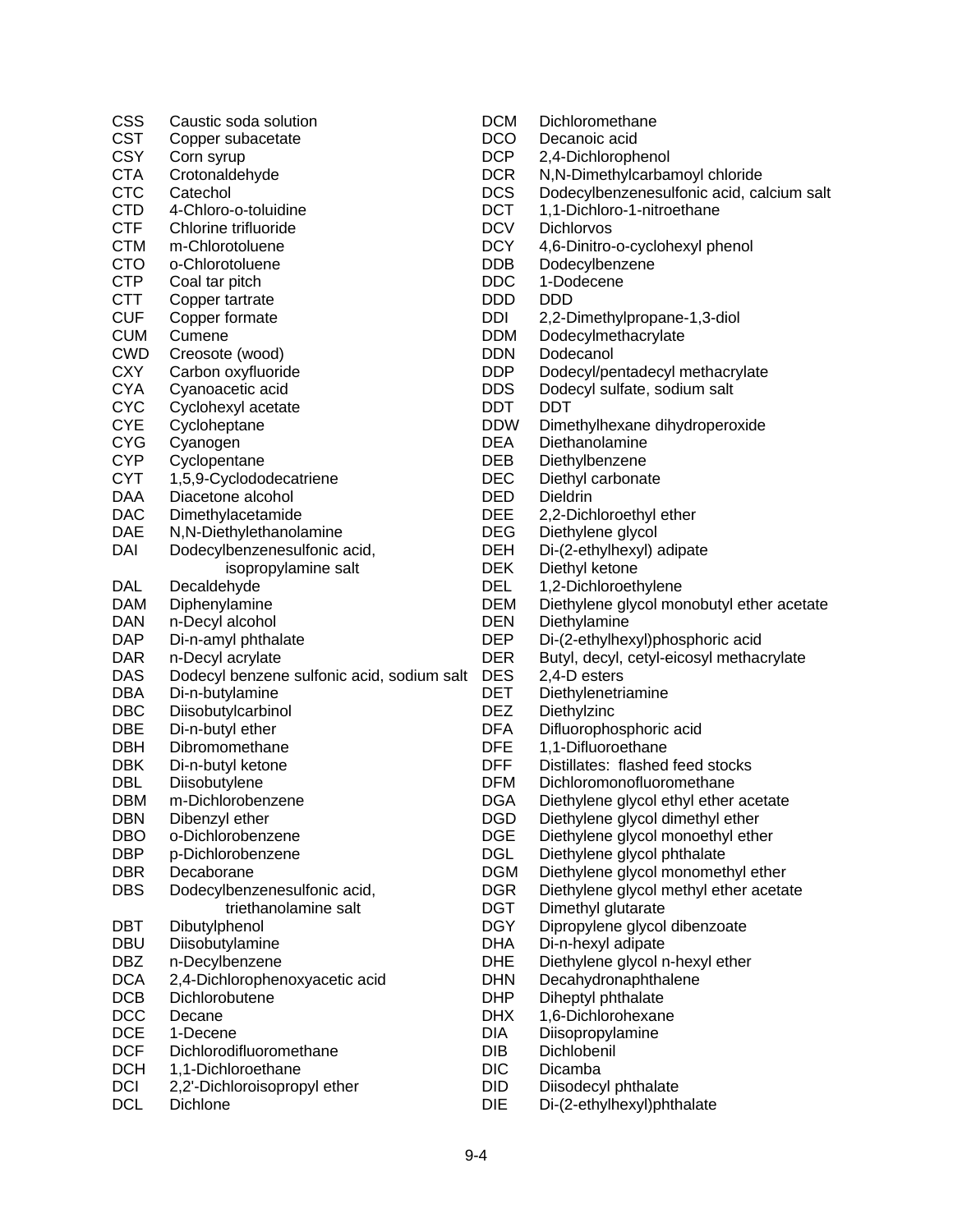| Code | Name |
|---|---|
| CSS | Caustic soda solution |
| CST | Copper subacetate |
| CSY | Corn syrup |
| CTA | Crotonaldehyde |
| CTC | Catechol |
| CTD | 4-Chloro-o-toluidine |
| CTF | Chlorine trifluoride |
| CTM | m-Chlorotoluene |
| CTO | o-Chlorotoluene |
| CTP | Coal tar pitch |
| CTT | Copper tartrate |
| CUF | Copper formate |
| CUM | Cumene |
| CWD | Creosote (wood) |
| CXY | Carbon oxyfluoride |
| CYA | Cyanoacetic acid |
| CYC | Cyclohexyl acetate |
| CYE | Cycloheptane |
| CYG | Cyanogen |
| CYP | Cyclopentane |
| CYT | 1,5,9-Cyclododecatriene |
| DAA | Diacetone alcohol |
| DAC | Dimethylacetamide |
| DAE | N,N-Diethylethanolamine |
| DAI | Dodecylbenzenesulfonic acid, isopropylamine salt |
| DAL | Decaldehyde |
| DAM | Diphenylamine |
| DAN | n-Decyl alcohol |
| DAP | Di-n-amyl phthalate |
| DAR | n-Decyl acrylate |
| DAS | Dodecyl benzene sulfonic acid, sodium salt |
| DBA | Di-n-butylamine |
| DBC | Diisobutylcarbinol |
| DBE | Di-n-butyl ether |
| DBH | Dibromomethane |
| DBK | Di-n-butyl ketone |
| DBL | Diisobutylene |
| DBM | m-Dichlorobenzene |
| DBN | Dibenzyl ether |
| DBO | o-Dichlorobenzene |
| DBP | p-Dichlorobenzene |
| DBR | Decaborane |
| DBS | Dodecylbenzenesulfonic acid, triethanolamine salt |
| DBT | Dibutylphenol |
| DBU | Diisobutylamine |
| DBZ | n-Decylbenzene |
| DCA | 2,4-Dichlorophenoxyacetic acid |
| DCB | Dichlorobutene |
| DCC | Decane |
| DCE | 1-Decene |
| DCF | Dichlorodifluoromethane |
| DCH | 1,1-Dichloroethane |
| DCI | 2,2'-Dichloroisopropyl ether |
| DCL | Dichlone |
| DCM | Dichloromethane |
| DCO | Decanoic acid |
| DCP | 2,4-Dichlorophenol |
| DCR | N,N-Dimethylcarbamoyl chloride |
| DCS | Dodecylbenzenesulfonic acid, calcium salt |
| DCT | 1,1-Dichloro-1-nitroethane |
| DCV | Dichlorvos |
| DCY | 4,6-Dinitro-o-cyclohexyl phenol |
| DDB | Dodecylbenzene |
| DDC | 1-Dodecene |
| DDD | DDD |
| DDI | 2,2-Dimethylpropane-1,3-diol |
| DDM | Dodecylmethacrylate |
| DDN | Dodecanol |
| DDP | Dodecyl/pentadecyl methacrylate |
| DDS | Dodecyl sulfate, sodium salt |
| DDT | DDT |
| DDW | Dimethylhexane dihydroperoxide |
| DEA | Diethanolamine |
| DEB | Diethylbenzene |
| DEC | Diethyl carbonate |
| DED | Dieldrin |
| DEE | 2,2-Dichloroethyl ether |
| DEG | Diethylene glycol |
| DEH | Di-(2-ethylhexyl) adipate |
| DEK | Diethyl ketone |
| DEL | 1,2-Dichloroethylene |
| DEM | Diethylene glycol monobutyl ether acetate |
| DEN | Diethylamine |
| DEP | Di-(2-ethylhexyl)phosphoric acid |
| DER | Butyl, decyl, cetyl-eicosyl methacrylate |
| DES | 2,4-D esters |
| DET | Diethylenetriamine |
| DEZ | Diethylzinc |
| DFA | Difluorophosphoric acid |
| DFE | 1,1-Difluoroethane |
| DFF | Distillates: flashed feed stocks |
| DFM | Dichloromonofluoromethane |
| DGA | Diethylene glycol ethyl ether acetate |
| DGD | Diethylene glycol dimethyl ether |
| DGE | Diethylene glycol monoethyl ether |
| DGL | Diethylene glycol phthalate |
| DGM | Diethylene glycol monomethyl ether |
| DGR | Diethylene glycol methyl ether acetate |
| DGT | Dimethyl glutarate |
| DGY | Dipropylene glycol dibenzoate |
| DHA | Di-n-hexyl adipate |
| DHE | Diethylene glycol n-hexyl ether |
| DHN | Decahydronaphthalene |
| DHP | Diheptyl phthalate |
| DHX | 1,6-Dichlorohexane |
| DIA | Diisopropylamine |
| DIB | Dichlobenil |
| DIC | Dicamba |
| DID | Diisodecyl phthalate |
| DIE | Di-(2-ethylhexyl)phthalate |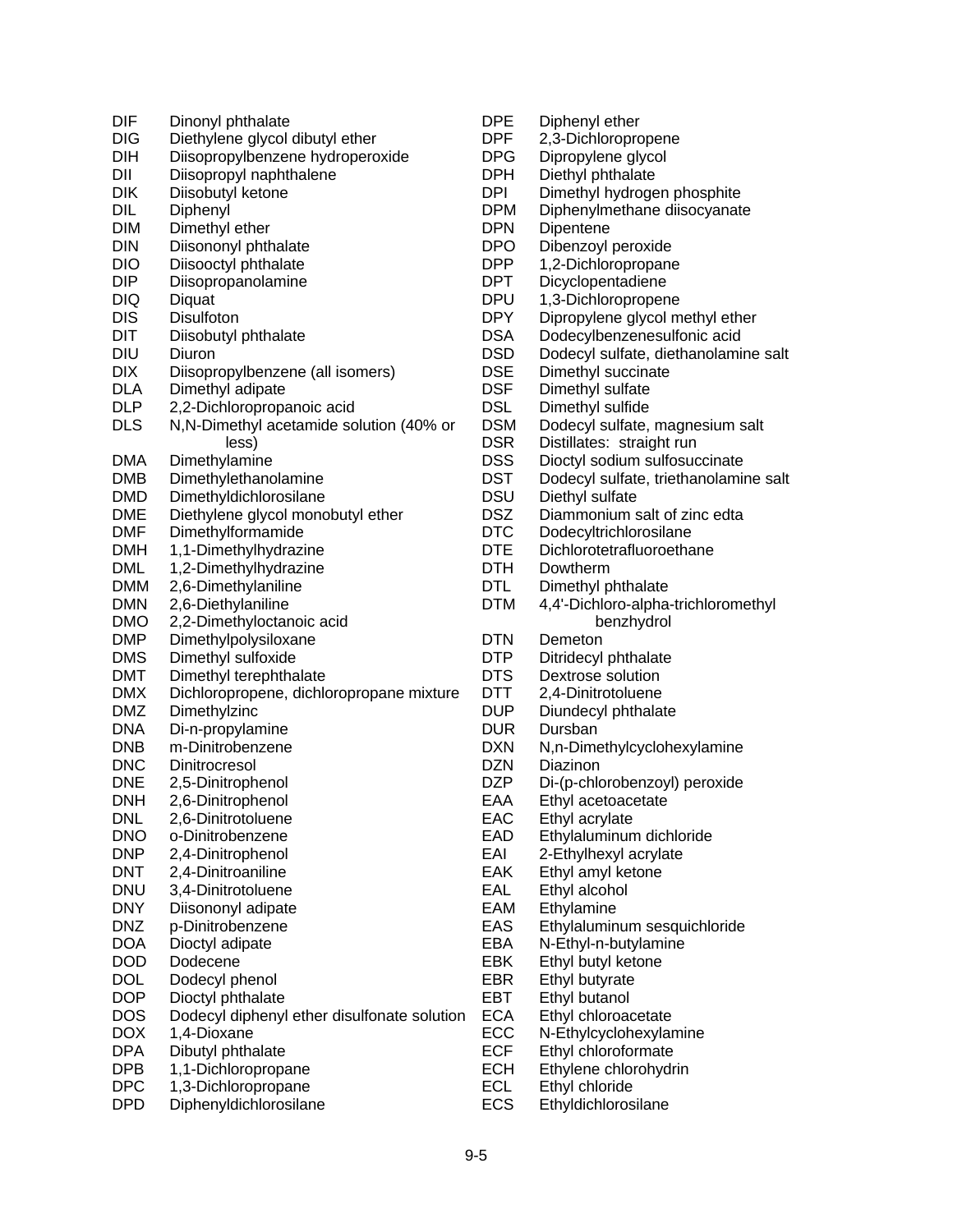| | |
|---|---|
| DIF | Dinonyl phthalate |
| DIG | Diethylene glycol dibutyl ether |
| DIH | Diisopropylbenzene hydroperoxide |
| DII | Diisopropyl naphthalene |
| DIK | Diisobutyl ketone |
| DIL | Diphenyl |
| DIM | Dimethyl ether |
| DIN | Diisononyl phthalate |
| DIO | Diisooctyl phthalate |
| DIP | Diisopropanolamine |
| DIQ | Diquat |
| DIS | Disulfoton |
| DIT | Diisobutyl phthalate |
| DIU | Diuron |
| DIX | Diisopropylbenzene (all isomers) |
| DLA | Dimethyl adipate |
| DLP | 2,2-Dichloropropanoic acid |
| DLS | N,N-Dimethyl acetamide solution (40% or less) |
| DMA | Dimethylamine |
| DMB | Dimethylethanolamine |
| DMD | Dimethyldichlorosilane |
| DME | Diethylene glycol monobutyl ether |
| DMF | Dimethylformamide |
| DMH | 1,1-Dimethylhydrazine |
| DML | 1,2-Dimethylhydrazine |
| DMM | 2,6-Dimethylaniline |
| DMN | 2,6-Diethylaniline |
| DMO | 2,2-Dimethyloctanoic acid |
| DMP | Dimethylpolysiloxane |
| DMS | Dimethyl sulfoxide |
| DMT | Dimethyl terephthalate |
| DMX | Dichloropropene, dichloropropane mixture |
| DMZ | Dimethylzinc |
| DNA | Di-n-propylamine |
| DNB | m-Dinitrobenzene |
| DNC | Dinitrocresol |
| DNE | 2,5-Dinitrophenol |
| DNH | 2,6-Dinitrophenol |
| DNL | 2,6-Dinitrotoluene |
| DNO | o-Dinitrobenzene |
| DNP | 2,4-Dinitrophenol |
| DNT | 2,4-Dinitroaniline |
| DNU | 3,4-Dinitrotoluene |
| DNY | Diisononyl adipate |
| DNZ | p-Dinitrobenzene |
| DOA | Dioctyl adipate |
| DOD | Dodecene |
| DOL | Dodecyl phenol |
| DOP | Dioctyl phthalate |
| DOS | Dodecyl diphenyl ether disulfonate solution |
| DOX | 1,4-Dioxane |
| DPA | Dibutyl phthalate |
| DPB | 1,1-Dichloropropane |
| DPC | 1,3-Dichloropropane |
| DPD | Diphenyldichlorosilane |
| DPE | Diphenyl ether |
| DPF | 2,3-Dichloropropene |
| DPG | Dipropylene glycol |
| DPH | Diethyl phthalate |
| DPI | Dimethyl hydrogen phosphite |
| DPM | Diphenylmethane diisocyanate |
| DPN | Dipentene |
| DPO | Dibenzoyl peroxide |
| DPP | 1,2-Dichloropropane |
| DPT | Dicyclopentadiene |
| DPU | 1,3-Dichloropropene |
| DPY | Dipropylene glycol methyl ether |
| DSA | Dodecylbenzenesulfonic acid |
| DSD | Dodecyl sulfate, diethanolamine salt |
| DSE | Dimethyl succinate |
| DSF | Dimethyl sulfate |
| DSL | Dimethyl sulfide |
| DSM | Dodecyl sulfate, magnesium salt |
| DSR | Distillates: straight run |
| DSS | Dioctyl sodium sulfosuccinate |
| DST | Dodecyl sulfate, triethanolamine salt |
| DSU | Diethyl sulfate |
| DSZ | Diammonium salt of zinc edta |
| DTC | Dodecyltrichlorosilane |
| DTE | Dichlorotetrafluoroethane |
| DTH | Dowtherm |
| DTL | Dimethyl phthalate |
| DTM | 4,4'-Dichloro-alpha-trichloromethyl benzhydrol |
| DTN | Demeton |
| DTP | Ditridecyl phthalate |
| DTS | Dextrose solution |
| DTT | 2,4-Dinitrotoluene |
| DUP | Diundecyl phthalate |
| DUR | Dursban |
| DXN | N,n-Dimethylcyclohexylamine |
| DZN | Diazinon |
| DZP | Di-(p-chlorobenzoyl) peroxide |
| EAA | Ethyl acetoacetate |
| EAC | Ethyl acrylate |
| EAD | Ethylaluminum dichloride |
| EAI | 2-Ethylhexyl acrylate |
| EAK | Ethyl amyl ketone |
| EAL | Ethyl alcohol |
| EAM | Ethylamine |
| EAS | Ethylaluminum sesquichloride |
| EBA | N-Ethyl-n-butylamine |
| EBK | Ethyl butyl ketone |
| EBR | Ethyl butyrate |
| EBT | Ethyl butanol |
| ECA | Ethyl chloroacetate |
| ECC | N-Ethylcyclohexylamine |
| ECF | Ethyl chloroformate |
| ECH | Ethylene chlorohydrin |
| ECL | Ethyl chloride |
| ECS | Ethyldichlorosilane |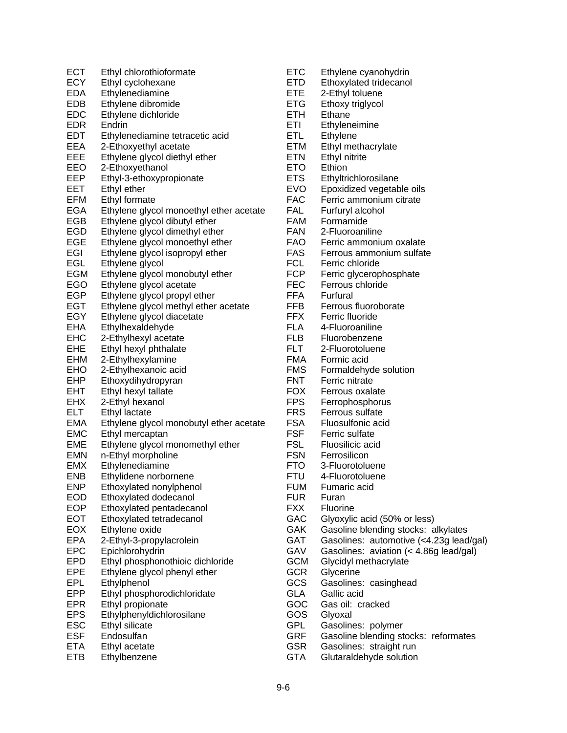| Code | Chemical |
|---|---|
| ECT | Ethyl chlorothioformate |
| ECY | Ethyl cyclohexane |
| EDA | Ethylenediamine |
| EDB | Ethylene dibromide |
| EDC | Ethylene dichloride |
| EDR | Endrin |
| EDT | Ethylenediamine tetracetic acid |
| EEA | 2-Ethoxyethyl acetate |
| EEE | Ethylene glycol diethyl ether |
| EEO | 2-Ethoxyethanol |
| EEP | Ethyl-3-ethoxypropionate |
| EET | Ethyl ether |
| EFM | Ethyl formate |
| EGA | Ethylene glycol monoethyl ether acetate |
| EGB | Ethylene glycol dibutyl ether |
| EGD | Ethylene glycol dimethyl ether |
| EGE | Ethylene glycol monoethyl ether |
| EGI | Ethylene glycol isopropyl ether |
| EGL | Ethylene glycol |
| EGM | Ethylene glycol monobutyl ether |
| EGO | Ethylene glycol acetate |
| EGP | Ethylene glycol propyl ether |
| EGT | Ethylene glycol methyl ether acetate |
| EGY | Ethylene glycol diacetate |
| EHA | Ethylhexaldehyde |
| EHC | 2-Ethylhexyl acetate |
| EHE | Ethyl hexyl phthalate |
| EHM | 2-Ethylhexylamine |
| EHO | 2-Ethylhexanoic acid |
| EHP | Ethoxydihydropyran |
| EHT | Ethyl hexyl tallate |
| EHX | 2-Ethyl hexanol |
| ELT | Ethyl lactate |
| EMA | Ethylene glycol monobutyl ether acetate |
| EMC | Ethyl mercaptan |
| EME | Ethylene glycol monomethyl ether |
| EMN | n-Ethyl morpholine |
| EMX | Ethylenediamine |
| ENB | Ethylidene norbornene |
| ENP | Ethoxylated nonylphenol |
| EOD | Ethoxylated dodecanol |
| EOP | Ethoxylated pentadecanol |
| EOT | Ethoxylated tetradecanol |
| EOX | Ethylene oxide |
| EPA | 2-Ethyl-3-propylacrolein |
| EPC | Epichlorohydrin |
| EPD | Ethyl phosphonothioic dichloride |
| EPE | Ethylene glycol phenyl ether |
| EPL | Ethylphenol |
| EPP | Ethyl phosphorodichloridate |
| EPR | Ethyl propionate |
| EPS | Ethylphenyldichlorosilane |
| ESC | Ethyl silicate |
| ESF | Endosulfan |
| ETA | Ethyl acetate |
| ETB | Ethylbenzene |
| ETC | Ethylene cyanohydrin |
| ETD | Ethoxylated tridecanol |
| ETE | 2-Ethyl toluene |
| ETG | Ethoxy triglycol |
| ETH | Ethane |
| ETI | Ethyleneimine |
| ETL | Ethylene |
| ETM | Ethyl methacrylate |
| ETN | Ethyl nitrite |
| ETO | Ethion |
| ETS | Ethyltrichlorosilane |
| EVO | Epoxidized vegetable oils |
| FAC | Ferric ammonium citrate |
| FAL | Furfuryl alcohol |
| FAM | Formamide |
| FAN | 2-Fluoroaniline |
| FAO | Ferric ammonium oxalate |
| FAS | Ferrous ammonium sulfate |
| FCL | Ferric chloride |
| FCP | Ferric glycerophosphate |
| FEC | Ferrous chloride |
| FFA | Furfural |
| FFB | Ferrous fluoroborate |
| FFX | Ferric fluoride |
| FLA | 4-Fluoroaniline |
| FLB | Fluorobenzene |
| FLT | 2-Fluorotoluene |
| FMA | Formic acid |
| FMS | Formaldehyde solution |
| FNT | Ferric nitrate |
| FOX | Ferrous oxalate |
| FPS | Ferrophosphorus |
| FRS | Ferrous sulfate |
| FSA | Fluosulfonic acid |
| FSF | Ferric sulfate |
| FSL | Fluosilicic acid |
| FSN | Ferrosilicon |
| FTO | 3-Fluorotoluene |
| FTU | 4-Fluorotoluene |
| FUM | Fumaric acid |
| FUR | Furan |
| FXX | Fluorine |
| GAC | Glyoxylic acid (50% or less) |
| GAK | Gasoline blending stocks: alkylates |
| GAT | Gasolines: automotive (<4.23g lead/gal) |
| GAV | Gasolines: aviation (< 4.86g lead/gal) |
| GCM | Glycidyl methacrylate |
| GCR | Glycerine |
| GCS | Gasolines: casinghead |
| GLA | Gallic acid |
| GOC | Gas oil: cracked |
| GOS | Glyoxal |
| GPL | Gasolines: polymer |
| GRF | Gasoline blending stocks: reformates |
| GSR | Gasolines: straight run |
| GTA | Glutaraldehyde solution |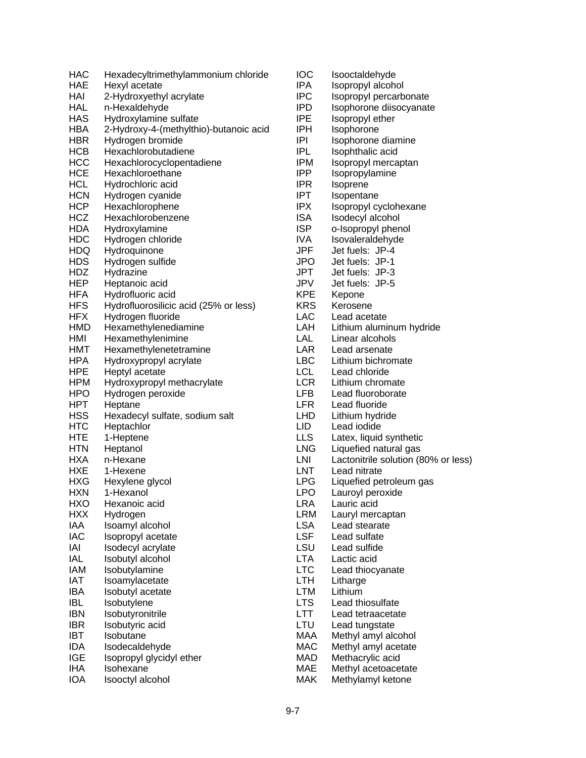| Code | Chemical |
|---|---|
| HAC | Hexadecyltrimethylammonium chloride |
| HAE | Hexyl acetate |
| HAI | 2-Hydroxyethyl acrylate |
| HAL | n-Hexaldehyde |
| HAS | Hydroxylamine sulfate |
| HBA | 2-Hydroxy-4-(methylthio)-butanoic acid |
| HBR | Hydrogen bromide |
| HCB | Hexachlorobutadiene |
| HCC | Hexachlorocyclopentadiene |
| HCE | Hexachloroethane |
| HCL | Hydrochloric acid |
| HCN | Hydrogen cyanide |
| HCP | Hexachlorophene |
| HCZ | Hexachlorobenzene |
| HDA | Hydroxylamine |
| HDC | Hydrogen chloride |
| HDQ | Hydroquinone |
| HDS | Hydrogen sulfide |
| HDZ | Hydrazine |
| HEP | Heptanoic acid |
| HFA | Hydrofluoric acid |
| HFS | Hydrofluorosilicic acid (25% or less) |
| HFX | Hydrogen fluoride |
| HMD | Hexamethylenediamine |
| HMI | Hexamethylenimine |
| HMT | Hexamethylenetetramine |
| HPA | Hydroxypropyl acrylate |
| HPE | Heptyl acetate |
| HPM | Hydroxypropyl methacrylate |
| HPO | Hydrogen peroxide |
| HPT | Heptane |
| HSS | Hexadecyl sulfate, sodium salt |
| HTC | Heptachlor |
| HTE | 1-Heptene |
| HTN | Heptanol |
| HXA | n-Hexane |
| HXE | 1-Hexene |
| HXG | Hexylene glycol |
| HXN | 1-Hexanol |
| HXO | Hexanoic acid |
| HXX | Hydrogen |
| IAA | Isoamyl alcohol |
| IAC | Isopropyl acetate |
| IAI | Isodecyl acrylate |
| IAL | Isobutyl alcohol |
| IAM | Isobutylamine |
| IAT | Isoamylacetate |
| IBA | Isobutyl acetate |
| IBL | Isobutylene |
| IBN | Isobutyronitrile |
| IBR | Isobutyric acid |
| IBT | Isobutane |
| IDA | Isodecaldehyde |
| IGE | Isopropyl glycidyl ether |
| IHA | Isohexane |
| IOA | Isooctyl alcohol |
| IOC | Isooctaldehyde |
| IPA | Isopropyl alcohol |
| IPC | Isopropyl percarbonate |
| IPD | Isophorone diisocyanate |
| IPE | Isopropyl ether |
| IPH | Isophorone |
| IPI | Isophorone diamine |
| IPL | Isophthalic acid |
| IPM | Isopropyl mercaptan |
| IPP | Isopropylamine |
| IPR | Isoprene |
| IPT | Isopentane |
| IPX | Isopropyl cyclohexane |
| ISA | Isodecyl alcohol |
| ISP | o-Isopropyl phenol |
| IVA | Isovaleraldehyde |
| JPF | Jet fuels: JP-4 |
| JPO | Jet fuels: JP-1 |
| JPT | Jet fuels: JP-3 |
| JPV | Jet fuels: JP-5 |
| KPE | Kepone |
| KRS | Kerosene |
| LAC | Lead acetate |
| LAH | Lithium aluminum hydride |
| LAL | Linear alcohols |
| LAR | Lead arsenate |
| LBC | Lithium bichromate |
| LCL | Lead chloride |
| LCR | Lithium chromate |
| LFB | Lead fluoroborate |
| LFR | Lead fluoride |
| LHD | Lithium hydride |
| LID | Lead iodide |
| LLS | Latex, liquid synthetic |
| LNG | Liquefied natural gas |
| LNI | Lactonitrile solution (80% or less) |
| LNT | Lead nitrate |
| LPG | Liquefied petroleum gas |
| LPO | Lauroyl peroxide |
| LRA | Lauric acid |
| LRM | Lauryl mercaptan |
| LSA | Lead stearate |
| LSF | Lead sulfate |
| LSU | Lead sulfide |
| LTA | Lactic acid |
| LTC | Lead thiocyanate |
| LTH | Litharge |
| LTM | Lithium |
| LTS | Lead thiosulfate |
| LTT | Lead tetraacetate |
| LTU | Lead tungstate |
| MAA | Methyl amyl alcohol |
| MAC | Methyl amyl acetate |
| MAD | Methacrylic acid |
| MAE | Methyl acetoacetate |
| MAK | Methylamyl ketone |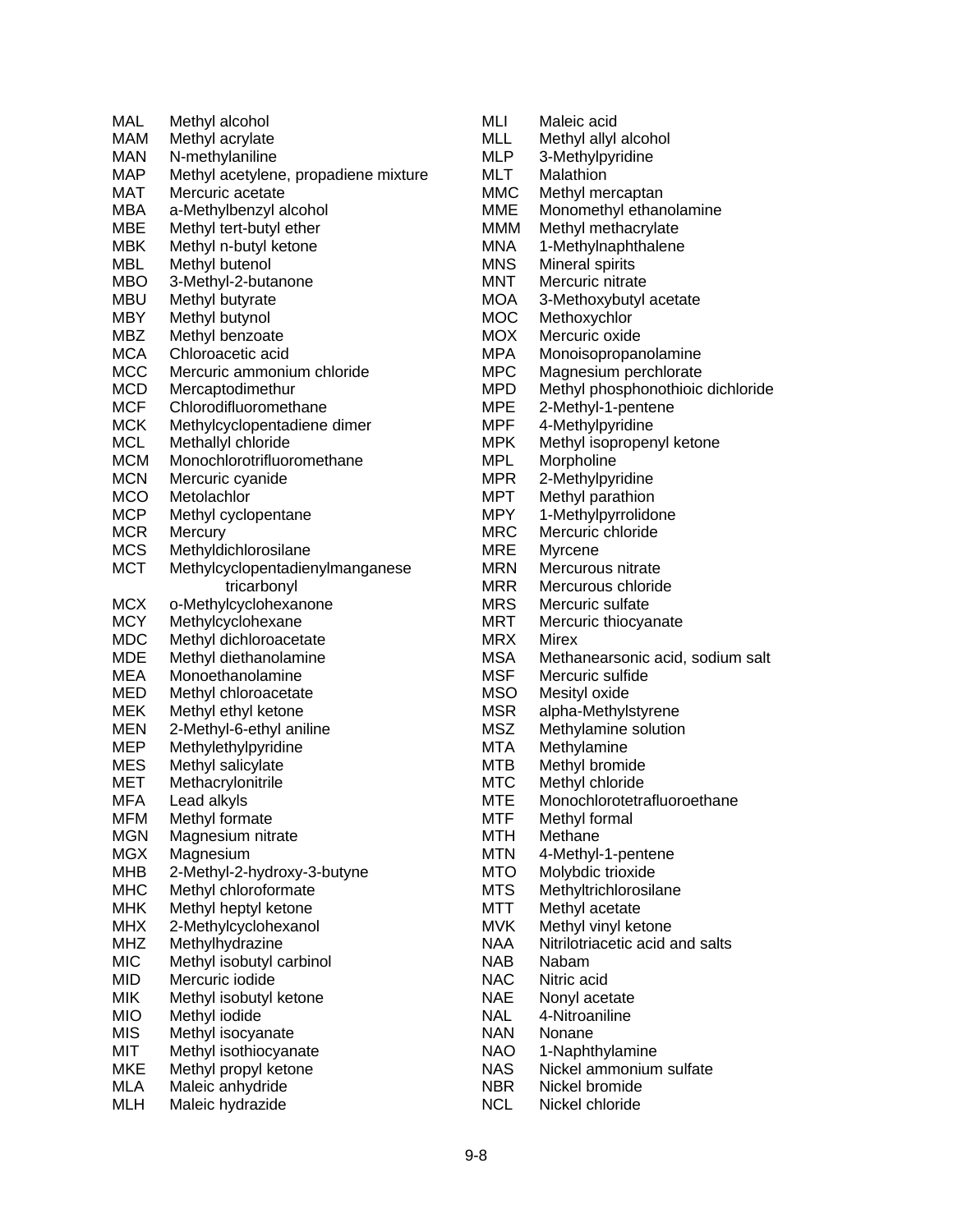| Code | Chemical |
|---|---|
| MAL | Methyl alcohol |
| MAM | Methyl acrylate |
| MAN | N-methylaniline |
| MAP | Methyl acetylene, propadiene mixture |
| MAT | Mercuric acetate |
| MBA | a-Methylbenzyl alcohol |
| MBE | Methyl tert-butyl ether |
| MBK | Methyl n-butyl ketone |
| MBL | Methyl butenol |
| MBO | 3-Methyl-2-butanone |
| MBU | Methyl butyrate |
| MBY | Methyl butynol |
| MBZ | Methyl benzoate |
| MCA | Chloroacetic acid |
| MCC | Mercuric ammonium chloride |
| MCD | Mercaptodimethur |
| MCF | Chlorodifluoromethane |
| MCK | Methylcyclopentadiene dimer |
| MCL | Methallyl chloride |
| MCM | Monochlorotrifluoromethane |
| MCN | Mercuric cyanide |
| MCO | Metolachlor |
| MCP | Methyl cyclopentane |
| MCR | Mercury |
| MCS | Methyldichlorosilane |
| MCT | Methylcyclopentadienylmanganese tricarbonyl |
| MCX | o-Methylcyclohexanone |
| MCY | Methylcyclohexane |
| MDC | Methyl dichloroacetate |
| MDE | Methyl diethanolamine |
| MEA | Monoethanolamine |
| MED | Methyl chloroacetate |
| MEK | Methyl ethyl ketone |
| MEN | 2-Methyl-6-ethyl aniline |
| MEP | Methylethylpyridine |
| MES | Methyl salicylate |
| MET | Methacrylonitrile |
| MFA | Lead alkyls |
| MFM | Methyl formate |
| MGN | Magnesium nitrate |
| MGX | Magnesium |
| MHB | 2-Methyl-2-hydroxy-3-butyne |
| MHC | Methyl chloroformate |
| MHK | Methyl heptyl ketone |
| MHX | 2-Methylcyclohexanol |
| MHZ | Methylhydrazine |
| MIC | Methyl isobutyl carbinol |
| MID | Mercuric iodide |
| MIK | Methyl isobutyl ketone |
| MIO | Methyl iodide |
| MIS | Methyl isocyanate |
| MIT | Methyl isothiocyanate |
| MKE | Methyl propyl ketone |
| MLA | Maleic anhydride |
| MLH | Maleic hydrazide |
| MLI | Maleic acid |
| MLL | Methyl allyl alcohol |
| MLP | 3-Methylpyridine |
| MLT | Malathion |
| MMC | Methyl mercaptan |
| MME | Monomethyl ethanolamine |
| MMM | Methyl methacrylate |
| MNA | 1-Methylnaphthalene |
| MNS | Mineral spirits |
| MNT | Mercuric nitrate |
| MOA | 3-Methoxybutyl acetate |
| MOC | Methoxychlor |
| MOX | Mercuric oxide |
| MPA | Monoisopropanolamine |
| MPC | Magnesium perchlorate |
| MPD | Methyl phosphonothioic dichloride |
| MPE | 2-Methyl-1-pentene |
| MPF | 4-Methylpyridine |
| MPK | Methyl isopropenyl ketone |
| MPL | Morpholine |
| MPR | 2-Methylpyridine |
| MPT | Methyl parathion |
| MPY | 1-Methylpyrrolidone |
| MRC | Mercuric chloride |
| MRE | Myrcene |
| MRN | Mercurous nitrate |
| MRR | Mercurous chloride |
| MRS | Mercuric sulfate |
| MRT | Mercuric thiocyanate |
| MRX | Mirex |
| MSA | Methanearsonic acid, sodium salt |
| MSF | Mercuric sulfide |
| MSO | Mesityl oxide |
| MSR | alpha-Methylstyrene |
| MSZ | Methylamine solution |
| MTA | Methylamine |
| MTB | Methyl bromide |
| MTC | Methyl chloride |
| MTE | Monochlorotetrafluoroethane |
| MTF | Methyl formal |
| MTH | Methane |
| MTN | 4-Methyl-1-pentene |
| MTO | Molybdic trioxide |
| MTS | Methyltrichlorosilane |
| MTT | Methyl acetate |
| MVK | Methyl vinyl ketone |
| NAA | Nitrilotriacetic acid and salts |
| NAB | Nabam |
| NAC | Nitric acid |
| NAE | Nonyl acetate |
| NAL | 4-Nitroaniline |
| NAN | Nonane |
| NAO | 1-Naphthylamine |
| NAS | Nickel ammonium sulfate |
| NBR | Nickel bromide |
| NCL | Nickel chloride |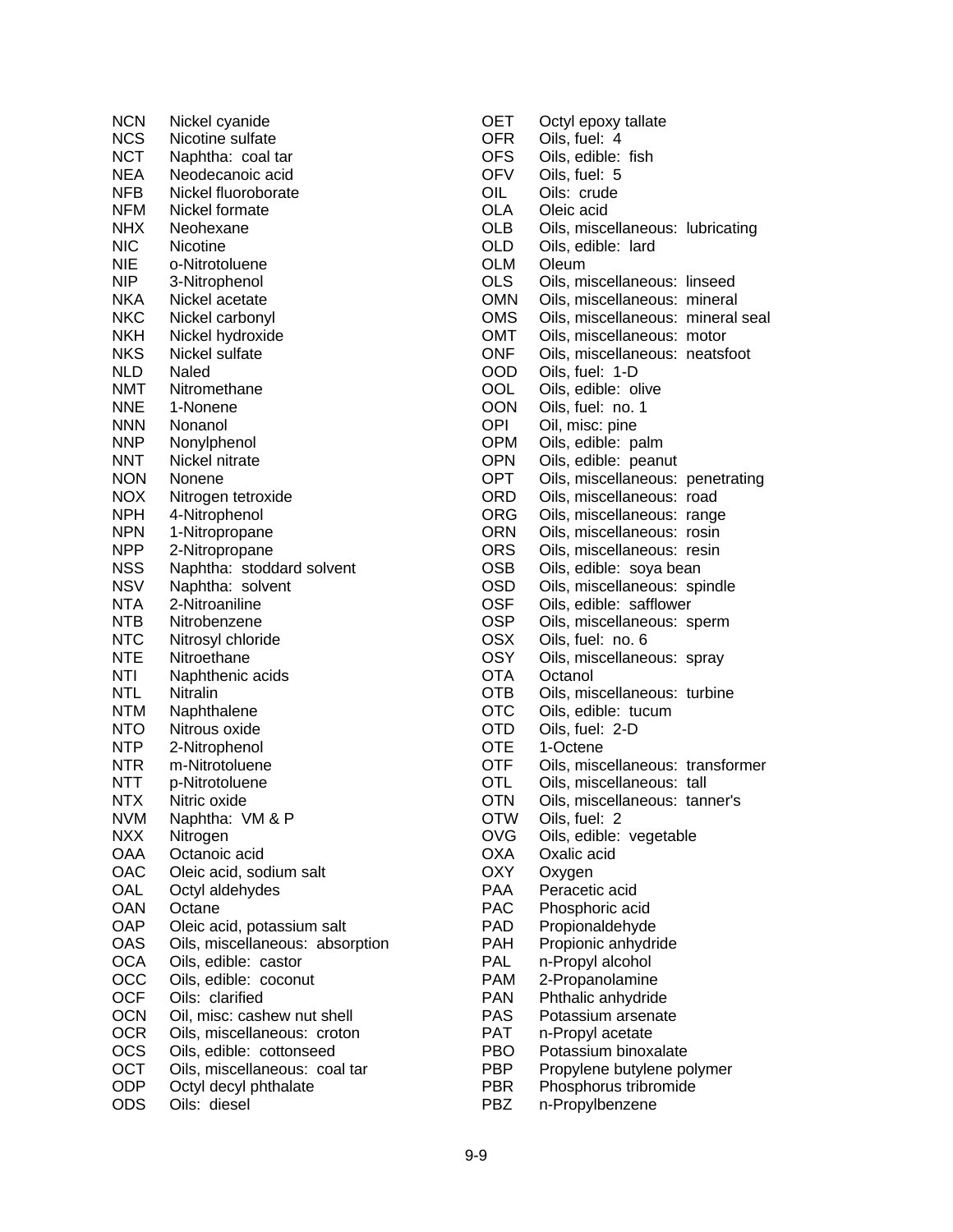| Code | Name |
|---|---|
| NCN | Nickel cyanide |
| NCS | Nicotine sulfate |
| NCT | Naphtha: coal tar |
| NEA | Neodecanoic acid |
| NFB | Nickel fluoroborate |
| NFM | Nickel formate |
| NHX | Neohexane |
| NIC | Nicotine |
| NIE | o-Nitrotoluene |
| NIP | 3-Nitrophenol |
| NKA | Nickel acetate |
| NKC | Nickel carbonyl |
| NKH | Nickel hydroxide |
| NKS | Nickel sulfate |
| NLD | Naled |
| NMT | Nitromethane |
| NNE | 1-Nonene |
| NNN | Nonanol |
| NNP | Nonylphenol |
| NNT | Nickel nitrate |
| NON | Nonene |
| NOX | Nitrogen tetroxide |
| NPH | 4-Nitrophenol |
| NPN | 1-Nitropropane |
| NPP | 2-Nitropropane |
| NSS | Naphtha: stoddard solvent |
| NSV | Naphtha: solvent |
| NTA | 2-Nitroaniline |
| NTB | Nitrobenzene |
| NTC | Nitrosyl chloride |
| NTE | Nitroethane |
| NTI | Naphthenic acids |
| NTL | Nitralin |
| NTM | Naphthalene |
| NTO | Nitrous oxide |
| NTP | 2-Nitrophenol |
| NTR | m-Nitrotoluene |
| NTT | p-Nitrotoluene |
| NTX | Nitric oxide |
| NVM | Naphtha: VM & P |
| NXX | Nitrogen |
| OAA | Octanoic acid |
| OAC | Oleic acid, sodium salt |
| OAL | Octyl aldehydes |
| OAN | Octane |
| OAP | Oleic acid, potassium salt |
| OAS | Oils, miscellaneous: absorption |
| OCA | Oils, edible: castor |
| OCC | Oils, edible: coconut |
| OCF | Oils: clarified |
| OCN | Oil, misc: cashew nut shell |
| OCR | Oils, miscellaneous: croton |
| OCS | Oils, edible: cottonseed |
| OCT | Oils, miscellaneous: coal tar |
| ODP | Octyl decyl phthalate |
| ODS | Oils: diesel |
| OET | Octyl epoxy tallate |
| OFR | Oils, fuel: 4 |
| OFS | Oils, edible: fish |
| OFV | Oils, fuel: 5 |
| OIL | Oils: crude |
| OLA | Oleic acid |
| OLB | Oils, miscellaneous: lubricating |
| OLD | Oils, edible: lard |
| OLM | Oleum |
| OLS | Oils, miscellaneous: linseed |
| OMN | Oils, miscellaneous: mineral |
| OMS | Oils, miscellaneous: mineral seal |
| OMT | Oils, miscellaneous: motor |
| ONF | Oils, miscellaneous: neatsfoot |
| OOD | Oils, fuel: 1-D |
| OOL | Oils, edible: olive |
| OON | Oils, fuel: no. 1 |
| OPI | Oil, misc: pine |
| OPM | Oils, edible: palm |
| OPN | Oils, edible: peanut |
| OPT | Oils, miscellaneous: penetrating |
| ORD | Oils, miscellaneous: road |
| ORG | Oils, miscellaneous: range |
| ORN | Oils, miscellaneous: rosin |
| ORS | Oils, miscellaneous: resin |
| OSB | Oils, edible: soya bean |
| OSD | Oils, miscellaneous: spindle |
| OSF | Oils, edible: safflower |
| OSP | Oils, miscellaneous: sperm |
| OSX | Oils, fuel: no. 6 |
| OSY | Oils, miscellaneous: spray |
| OTA | Octanol |
| OTB | Oils, miscellaneous: turbine |
| OTC | Oils, edible: tucum |
| OTD | Oils, fuel: 2-D |
| OTE | 1-Octene |
| OTF | Oils, miscellaneous: transformer |
| OTL | Oils, miscellaneous: tall |
| OTN | Oils, miscellaneous: tanner's |
| OTW | Oils, fuel: 2 |
| OVG | Oils, edible: vegetable |
| OXA | Oxalic acid |
| OXY | Oxygen |
| PAA | Peracetic acid |
| PAC | Phosphoric acid |
| PAD | Propionaldehyde |
| PAH | Propionic anhydride |
| PAL | n-Propyl alcohol |
| PAM | 2-Propanolamine |
| PAN | Phthalic anhydride |
| PAS | Potassium arsenate |
| PAT | n-Propyl acetate |
| PBO | Potassium binoxalate |
| PBP | Propylene butylene polymer |
| PBR | Phosphorus tribromide |
| PBZ | n-Propylbenzene |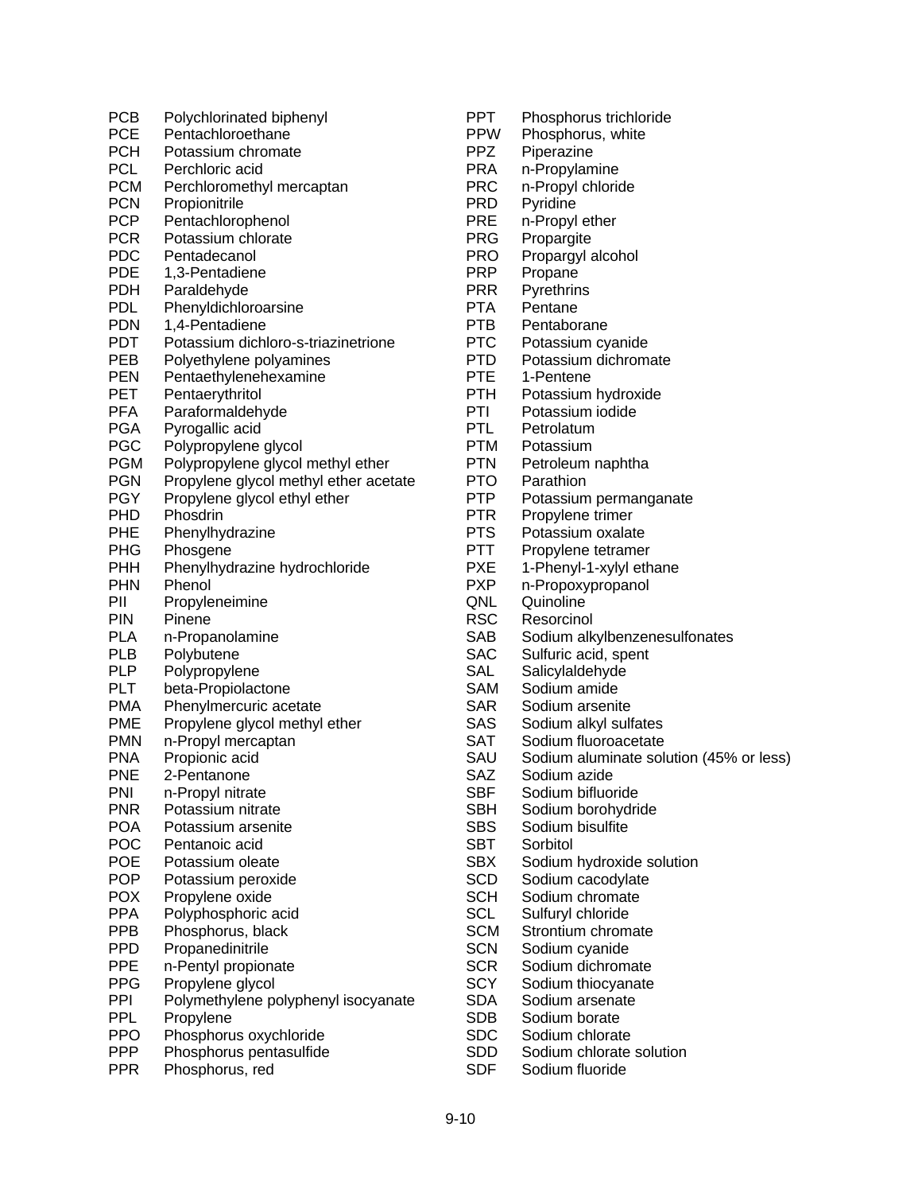| Code | Name |
|---|---|
| PCB | Polychlorinated biphenyl |
| PCE | Pentachloroethane |
| PCH | Potassium chromate |
| PCL | Perchloric acid |
| PCM | Perchloromethyl mercaptan |
| PCN | Propionitrile |
| PCP | Pentachlorophenol |
| PCR | Potassium chlorate |
| PDC | Pentadecanol |
| PDE | 1,3-Pentadiene |
| PDH | Paraldehyde |
| PDL | Phenyldichloroarsine |
| PDN | 1,4-Pentadiene |
| PDT | Potassium dichloro-s-triazinetrione |
| PEB | Polyethylene polyamines |
| PEN | Pentaethylenehexamine |
| PET | Pentaerythritol |
| PFA | Paraformaldehyde |
| PGA | Pyrogallic acid |
| PGC | Polypropylene glycol |
| PGM | Polypropylene glycol methyl ether |
| PGN | Propylene glycol methyl ether acetate |
| PGY | Propylene glycol ethyl ether |
| PHD | Phosdrin |
| PHE | Phenylhydrazine |
| PHG | Phosgene |
| PHH | Phenylhydrazine hydrochloride |
| PHN | Phenol |
| PII | Propyleneimine |
| PIN | Pinene |
| PLA | n-Propanolamine |
| PLB | Polybutene |
| PLP | Polypropylene |
| PLT | beta-Propiolactone |
| PMA | Phenylmercuric acetate |
| PME | Propylene glycol methyl ether |
| PMN | n-Propyl mercaptan |
| PNA | Propionic acid |
| PNE | 2-Pentanone |
| PNI | n-Propyl nitrate |
| PNR | Potassium nitrate |
| POA | Potassium arsenite |
| POC | Pentanoic acid |
| POE | Potassium oleate |
| POP | Potassium peroxide |
| POX | Propylene oxide |
| PPA | Polyphosphoric acid |
| PPB | Phosphorus, black |
| PPD | Propanedinitrile |
| PPE | n-Pentyl propionate |
| PPG | Propylene glycol |
| PPI | Polymethylene polyphenyl isocyanate |
| PPL | Propylene |
| PPO | Phosphorus oxychloride |
| PPP | Phosphorus pentasulfide |
| PPR | Phosphorus, red |
| PPT | Phosphorus trichloride |
| PPW | Phosphorus, white |
| PPZ | Piperazine |
| PRA | n-Propylamine |
| PRC | n-Propyl chloride |
| PRD | Pyridine |
| PRE | n-Propyl ether |
| PRG | Propargite |
| PRO | Propargyl alcohol |
| PRP | Propane |
| PRR | Pyrethrins |
| PTA | Pentane |
| PTB | Pentaborane |
| PTC | Potassium cyanide |
| PTD | Potassium dichromate |
| PTE | 1-Pentene |
| PTH | Potassium hydroxide |
| PTI | Potassium iodide |
| PTL | Petrolatum |
| PTM | Potassium |
| PTN | Petroleum naphtha |
| PTO | Parathion |
| PTP | Potassium permanganate |
| PTR | Propylene trimer |
| PTS | Potassium oxalate |
| PTT | Propylene tetramer |
| PXE | 1-Phenyl-1-xylyl ethane |
| PXP | n-Propoxypropanol |
| QNL | Quinoline |
| RSC | Resorcinol |
| SAB | Sodium alkylbenzenesulfonates |
| SAC | Sulfuric acid, spent |
| SAL | Salicylaldehyde |
| SAM | Sodium amide |
| SAR | Sodium arsenite |
| SAS | Sodium alkyl sulfates |
| SAT | Sodium fluoroacetate |
| SAU | Sodium aluminate solution (45% or less) |
| SAZ | Sodium azide |
| SBF | Sodium bifluoride |
| SBH | Sodium borohydride |
| SBS | Sodium bisulfite |
| SBT | Sorbitol |
| SBX | Sodium hydroxide solution |
| SCD | Sodium cacodylate |
| SCH | Sodium chromate |
| SCL | Sulfuryl chloride |
| SCM | Strontium chromate |
| SCN | Sodium cyanide |
| SCR | Sodium dichromate |
| SCY | Sodium thiocyanate |
| SDA | Sodium arsenate |
| SDB | Sodium borate |
| SDC | Sodium chlorate |
| SDD | Sodium chlorate solution |
| SDF | Sodium fluoride |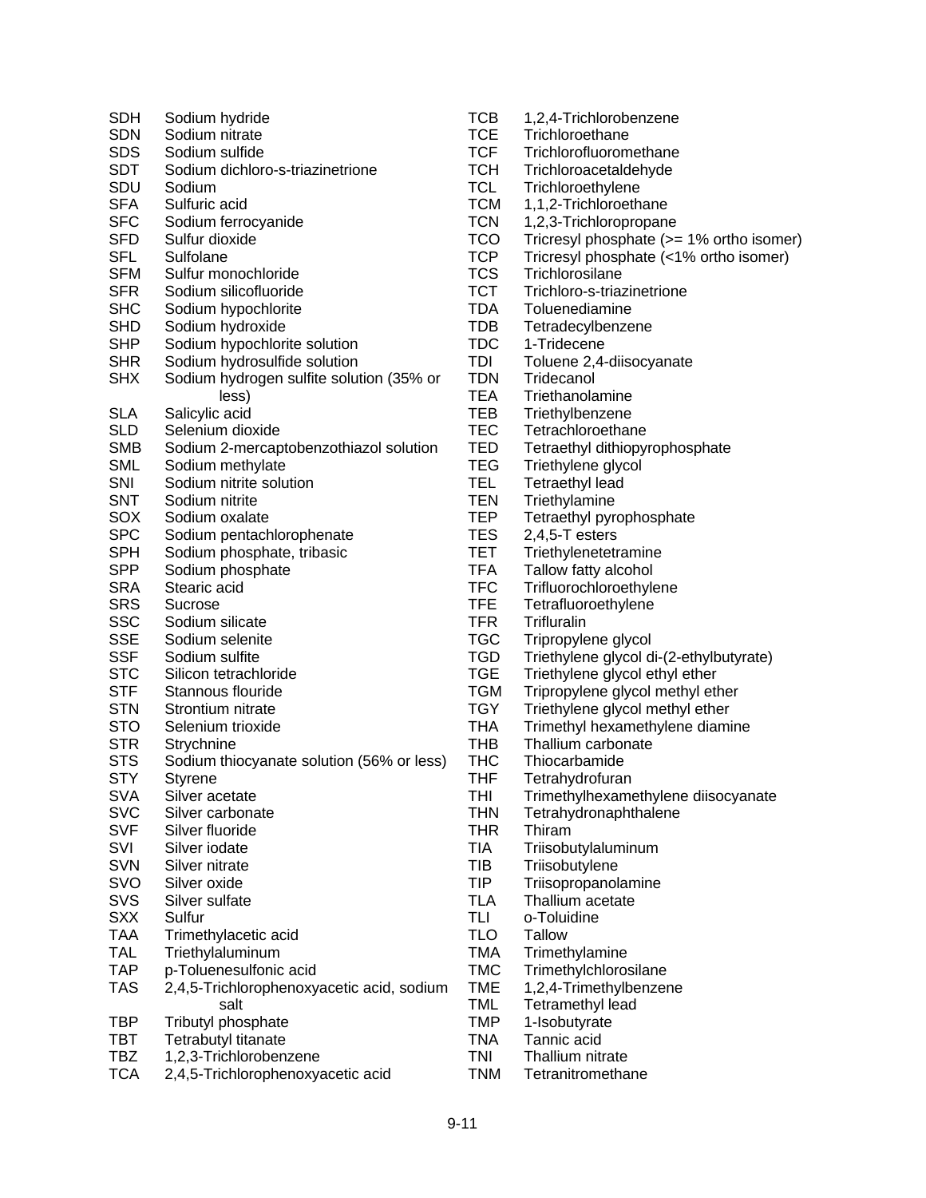| | |
|---|---|
| SDH | Sodium hydride |
| SDN | Sodium nitrate |
| SDS | Sodium sulfide |
| SDT | Sodium dichloro-s-triazinetrione |
| SDU | Sodium |
| SFA | Sulfuric acid |
| SFC | Sodium ferrocyanide |
| SFD | Sulfur dioxide |
| SFL | Sulfolane |
| SFM | Sulfur monochloride |
| SFR | Sodium silicofluoride |
| SHC | Sodium hypochlorite |
| SHD | Sodium hydroxide |
| SHP | Sodium hypochlorite solution |
| SHR | Sodium hydrosulfide solution |
| SHX | Sodium hydrogen sulfite solution (35% or less) |
| SLA | Salicylic acid |
| SLD | Selenium dioxide |
| SMB | Sodium 2-mercaptobenzothiazol solution |
| SML | Sodium methylate |
| SNI | Sodium nitrite solution |
| SNT | Sodium nitrite |
| SOX | Sodium oxalate |
| SPC | Sodium pentachlorophenate |
| SPH | Sodium phosphate, tribasic |
| SPP | Sodium phosphate |
| SRA | Stearic acid |
| SRS | Sucrose |
| SSC | Sodium silicate |
| SSE | Sodium selenite |
| SSF | Sodium sulfite |
| STC | Silicon tetrachloride |
| STF | Stannous flouride |
| STN | Strontium nitrate |
| STO | Selenium trioxide |
| STR | Strychnine |
| STS | Sodium thiocyanate solution (56% or less) |
| STY | Styrene |
| SVA | Silver acetate |
| SVC | Silver carbonate |
| SVF | Silver fluoride |
| SVI | Silver iodate |
| SVN | Silver nitrate |
| SVO | Silver oxide |
| SVS | Silver sulfate |
| SXX | Sulfur |
| TAA | Trimethylacetic acid |
| TAL | Triethylaluminum |
| TAP | p-Toluenesulfonic acid |
| TAS | 2,4,5-Trichlorophenoxyacetic acid, sodium salt |
| TBP | Tributyl phosphate |
| TBT | Tetrabutyl titanate |
| TBZ | 1,2,3-Trichlorobenzene |
| TCA | 2,4,5-Trichlorophenoxyacetic acid |
| TCB | 1,2,4-Trichlorobenzene |
| TCE | Trichloroethane |
| TCF | Trichlorofluoromethane |
| TCH | Trichloroacetaldehyde |
| TCL | Trichloroethylene |
| TCM | 1,1,2-Trichloroethane |
| TCN | 1,2,3-Trichloropropane |
| TCO | Tricresyl phosphate (>= 1% ortho isomer) |
| TCP | Tricresyl phosphate (<1% ortho isomer) |
| TCS | Trichlorosilane |
| TCT | Trichloro-s-triazinetrione |
| TDA | Toluenediamine |
| TDB | Tetradecylbenzene |
| TDC | 1-Tridecene |
| TDI | Toluene 2,4-diisocyanate |
| TDN | Tridecanol |
| TEA | Triethanolamine |
| TEB | Triethylbenzene |
| TEC | Tetrachloroethane |
| TED | Tetraethyl dithiopyrophosphate |
| TEG | Triethylene glycol |
| TEL | Tetraethyl lead |
| TEN | Triethylamine |
| TEP | Tetraethyl pyrophosphate |
| TES | 2,4,5-T esters |
| TET | Triethylenetetramine |
| TFA | Tallow fatty alcohol |
| TFC | Trifluorochloroethylene |
| TFE | Tetrafluoroethylene |
| TFR | Trifluralin |
| TGC | Tripropylene glycol |
| TGD | Triethylene glycol di-(2-ethylbutyrate) |
| TGE | Triethylene glycol ethyl ether |
| TGM | Tripropylene glycol methyl ether |
| TGY | Triethylene glycol methyl ether |
| THA | Trimethyl hexamethylene diamine |
| THB | Thallium carbonate |
| THC | Thiocarbamide |
| THF | Tetrahydrofuran |
| THI | Trimethylhexamethylene diisocyanate |
| THN | Tetrahydronaphthalene |
| THR | Thiram |
| TIA | Triisobutylaluminum |
| TIB | Triisobutylene |
| TIP | Triisopropanolamine |
| TLA | Thallium acetate |
| TLI | o-Toluidine |
| TLO | Tallow |
| TMA | Trimethylamine |
| TMC | Trimethylchlorosilane |
| TME | 1,2,4-Trimethylbenzene |
| TML | Tetramethyl lead |
| TMP | 1-Isobutyrate |
| TNA | Tannic acid |
| TNI | Thallium nitrate |
| TNM | Tetranitromethane |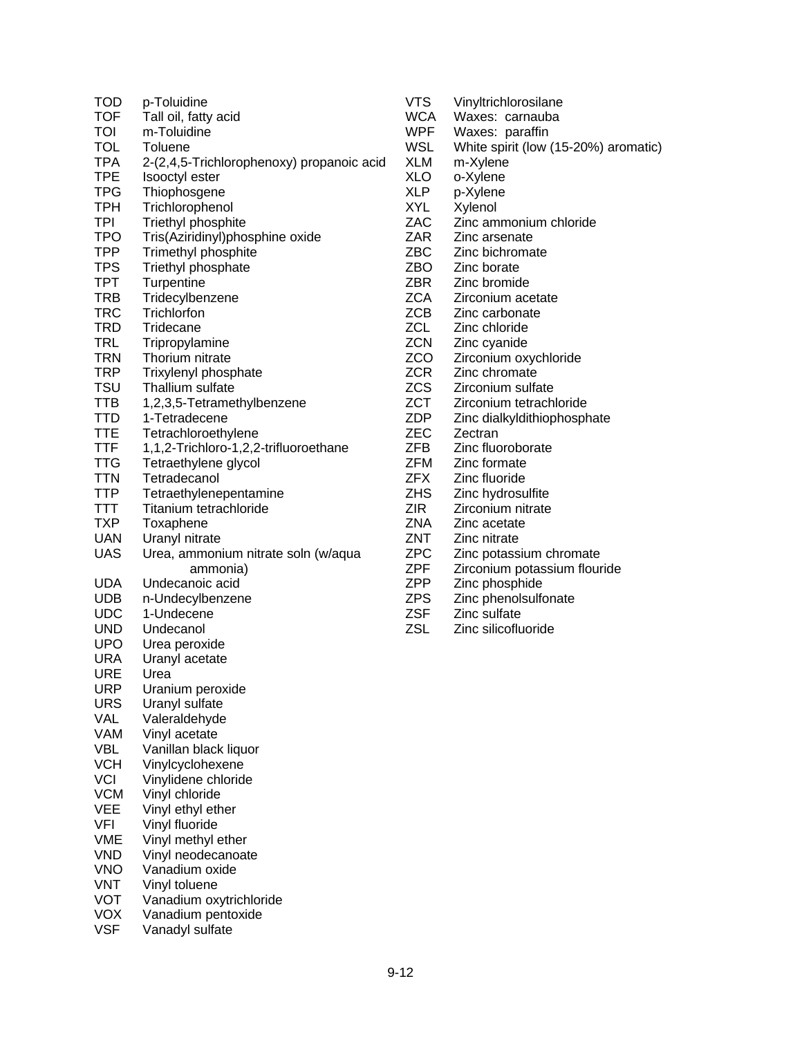| Code | Chemical |
|---|---|
| TOD | p-Toluidine |
| TOF | Tall oil, fatty acid |
| TOI | m-Toluidine |
| TOL | Toluene |
| TPA | 2-(2,4,5-Trichlorophenoxy) propanoic acid |
| TPE | Isooctyl ester |
| TPG | Thiophosgene |
| TPH | Trichlorophenol |
| TPI | Triethyl phosphite |
| TPO | Tris(Aziridinyl)phosphine oxide |
| TPP | Trimethyl phosphite |
| TPS | Triethyl phosphate |
| TPT | Turpentine |
| TRB | Tridecylbenzene |
| TRC | Trichlorfon |
| TRD | Tridecane |
| TRL | Tripropylamine |
| TRN | Thorium nitrate |
| TRP | Trixylenyl phosphate |
| TSU | Thallium sulfate |
| TTB | 1,2,3,5-Tetramethylbenzene |
| TTD | 1-Tetradecene |
| TTE | Tetrachloroethylene |
| TTF | 1,1,2-Trichloro-1,2,2-trifluoroethane |
| TTG | Tetraethylene glycol |
| TTN | Tetradecanol |
| TTP | Tetraethylenepentamine |
| TTT | Titanium tetrachloride |
| TXP | Toxaphene |
| UAN | Uranyl nitrate |
| UAS | Urea, ammonium nitrate soln (w/aqua ammonia) |
| UDA | Undecanoic acid |
| UDB | n-Undecylbenzene |
| UDC | 1-Undecene |
| UND | Undecanol |
| UPO | Urea peroxide |
| URA | Uranyl acetate |
| URE | Urea |
| URP | Uranium peroxide |
| URS | Uranyl sulfate |
| VAL | Valeraldehyde |
| VAM | Vinyl acetate |
| VBL | Vanillan black liquor |
| VCH | Vinylcyclohexene |
| VCI | Vinylidene chloride |
| VCM | Vinyl chloride |
| VEE | Vinyl ethyl ether |
| VFI | Vinyl fluoride |
| VME | Vinyl methyl ether |
| VND | Vinyl neodecanoate |
| VNO | Vanadium oxide |
| VNT | Vinyl toluene |
| VOT | Vanadium oxytrichloride |
| VOX | Vanadium pentoxide |
| VSF | Vanadyl sulfate |
| VTS | Vinyltrichlorosilane |
| WCA | Waxes: carnauba |
| WPF | Waxes: paraffin |
| WSL | White spirit (low (15-20%) aromatic) |
| XLM | m-Xylene |
| XLO | o-Xylene |
| XLP | p-Xylene |
| XYL | Xylenol |
| ZAC | Zinc ammonium chloride |
| ZAR | Zinc arsenate |
| ZBC | Zinc bichromate |
| ZBO | Zinc borate |
| ZBR | Zinc bromide |
| ZCA | Zirconium acetate |
| ZCB | Zinc carbonate |
| ZCL | Zinc chloride |
| ZCN | Zinc cyanide |
| ZCO | Zirconium oxychloride |
| ZCR | Zinc chromate |
| ZCS | Zirconium sulfate |
| ZCT | Zirconium tetrachloride |
| ZDP | Zinc dialkyldithiophosphate |
| ZEC | Zectran |
| ZFB | Zinc fluoroborate |
| ZFM | Zinc formate |
| ZFX | Zinc fluoride |
| ZHS | Zinc hydrosulfite |
| ZIR | Zirconium nitrate |
| ZNA | Zinc acetate |
| ZNT | Zinc nitrate |
| ZPC | Zinc potassium chromate |
| ZPF | Zirconium potassium flouride |
| ZPP | Zinc phosphide |
| ZPS | Zinc phenolsulfonate |
| ZSF | Zinc sulfate |
| ZSL | Zinc silicofluoride |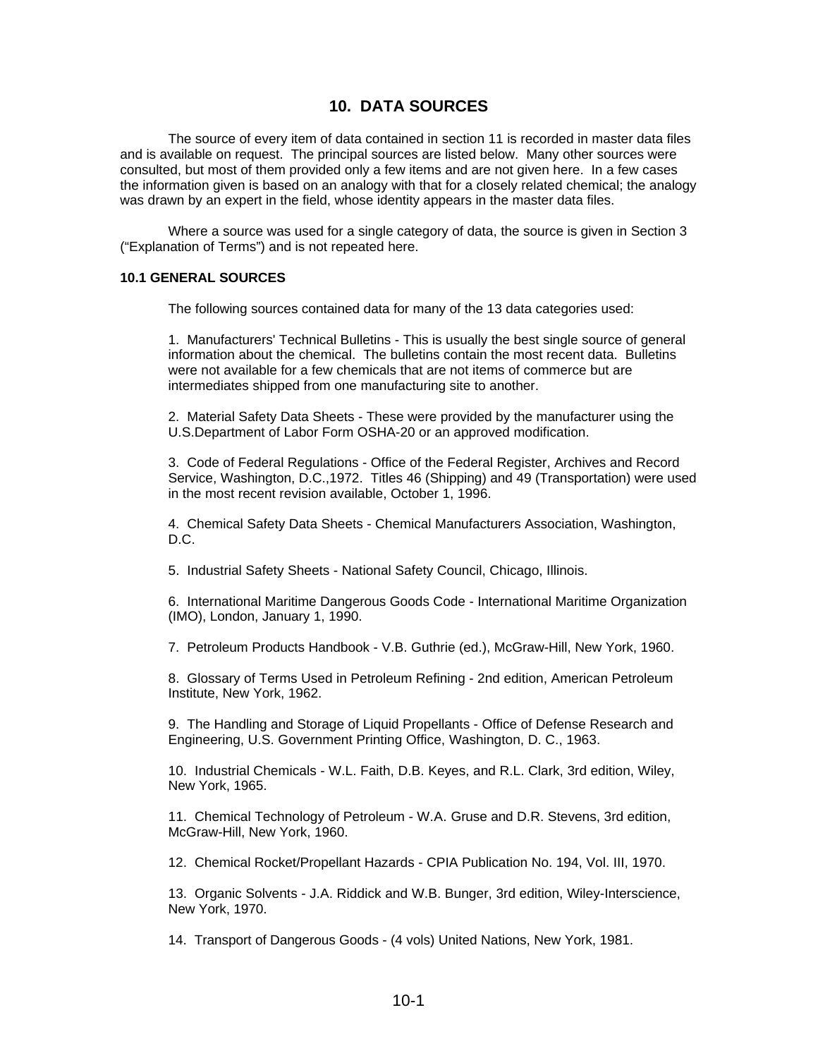# 10. DATA SOURCES

The source of every item of data contained in section 11 is recorded in master data files and is available on request. The principal sources are listed below. Many other sources were consulted, but most of them provided only a few items and are not given here. In a few cases the information given is based on an analogy with that for a closely related chemical; the analogy was drawn by an expert in the field, whose identity appears in the master data files.

Where a source was used for a single category of data, the source is given in Section 3 ("Explanation of Terms") and is not repeated here.

## 10.1 GENERAL SOURCES

The following sources contained data for many of the 13 data categories used:

1. Manufacturers' Technical Bulletins - This is usually the best single source of general information about the chemical. The bulletins contain the most recent data. Bulletins were not available for a few chemicals that are not items of commerce but are intermediates shipped from one manufacturing site to another.

2. Material Safety Data Sheets - These were provided by the manufacturer using the U.S.Department of Labor Form OSHA-20 or an approved modification.

3. Code of Federal Regulations - Office of the Federal Register, Archives and Record Service, Washington, D.C.,1972. Titles 46 (Shipping) and 49 (Transportation) were used in the most recent revision available, October 1, 1996.

4. Chemical Safety Data Sheets - Chemical Manufacturers Association, Washington, D.C.

5. Industrial Safety Sheets - National Safety Council, Chicago, Illinois.

6. International Maritime Dangerous Goods Code - International Maritime Organization (IMO), London, January 1, 1990.

7. Petroleum Products Handbook - V.B. Guthrie (ed.), McGraw-Hill, New York, 1960.

8. Glossary of Terms Used in Petroleum Refining - 2nd edition, American Petroleum Institute, New York, 1962.

9. The Handling and Storage of Liquid Propellants - Office of Defense Research and Engineering, U.S. Government Printing Office, Washington, D. C., 1963.

10. Industrial Chemicals - W.L. Faith, D.B. Keyes, and R.L. Clark, 3rd edition, Wiley, New York, 1965.

11. Chemical Technology of Petroleum - W.A. Gruse and D.R. Stevens, 3rd edition, McGraw-Hill, New York, 1960.

12. Chemical Rocket/Propellant Hazards - CPIA Publication No. 194, Vol. III, 1970.

13. Organic Solvents - J.A. Riddick and W.B. Bunger, 3rd edition, Wiley-Interscience, New York, 1970.

14. Transport of Dangerous Goods - (4 vols) United Nations, New York, 1981.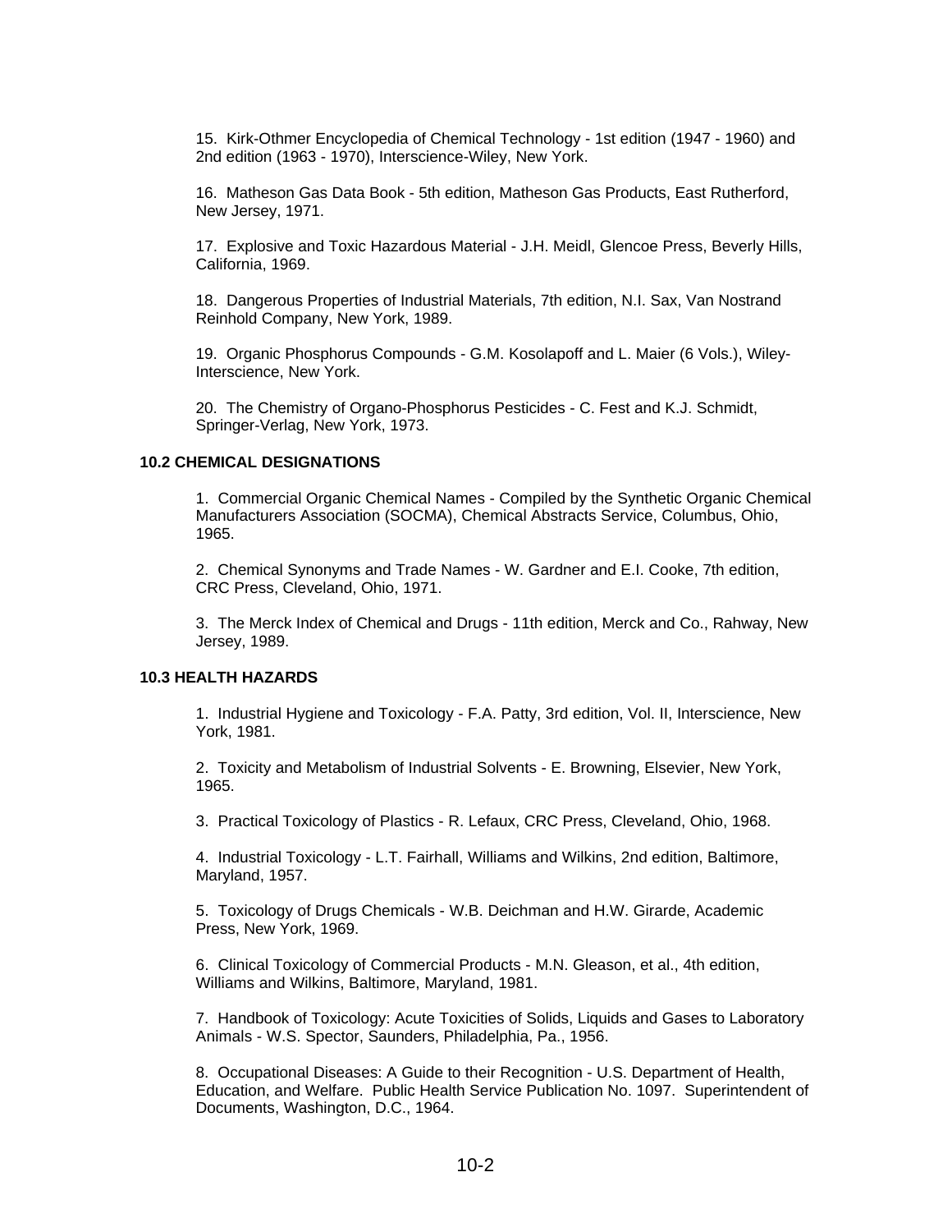15. Kirk-Othmer Encyclopedia of Chemical Technology - 1st edition (1947 - 1960) and 2nd edition (1963 - 1970), Interscience-Wiley, New York.

16. Matheson Gas Data Book - 5th edition, Matheson Gas Products, East Rutherford, New Jersey, 1971.

17. Explosive and Toxic Hazardous Material - J.H. Meidl, Glencoe Press, Beverly Hills, California, 1969.

18. Dangerous Properties of Industrial Materials, 7th edition, N.I. Sax, Van Nostrand Reinhold Company, New York, 1989.

19. Organic Phosphorus Compounds - G.M. Kosolapoff and L. Maier (6 Vols.), Wiley-Interscience, New York.

20. The Chemistry of Organo-Phosphorus Pesticides - C. Fest and K.J. Schmidt, Springer-Verlag, New York, 1973.

### 10.2 CHEMICAL DESIGNATIONS

1. Commercial Organic Chemical Names - Compiled by the Synthetic Organic Chemical Manufacturers Association (SOCMA), Chemical Abstracts Service, Columbus, Ohio, 1965.

2. Chemical Synonyms and Trade Names - W. Gardner and E.I. Cooke, 7th edition, CRC Press, Cleveland, Ohio, 1971.

3. The Merck Index of Chemical and Drugs - 11th edition, Merck and Co., Rahway, New Jersey, 1989.

### 10.3 HEALTH HAZARDS

1. Industrial Hygiene and Toxicology - F.A. Patty, 3rd edition, Vol. II, Interscience, New York, 1981.

2. Toxicity and Metabolism of Industrial Solvents - E. Browning, Elsevier, New York, 1965.

3. Practical Toxicology of Plastics - R. Lefaux, CRC Press, Cleveland, Ohio, 1968.

4. Industrial Toxicology - L.T. Fairhall, Williams and Wilkins, 2nd edition, Baltimore, Maryland, 1957.

5. Toxicology of Drugs Chemicals - W.B. Deichman and H.W. Girarde, Academic Press, New York, 1969.

6. Clinical Toxicology of Commercial Products - M.N. Gleason, et al., 4th edition, Williams and Wilkins, Baltimore, Maryland, 1981.

7. Handbook of Toxicology: Acute Toxicities of Solids, Liquids and Gases to Laboratory Animals - W.S. Spector, Saunders, Philadelphia, Pa., 1956.

8. Occupational Diseases: A Guide to their Recognition - U.S. Department of Health, Education, and Welfare. Public Health Service Publication No. 1097. Superintendent of Documents, Washington, D.C., 1964.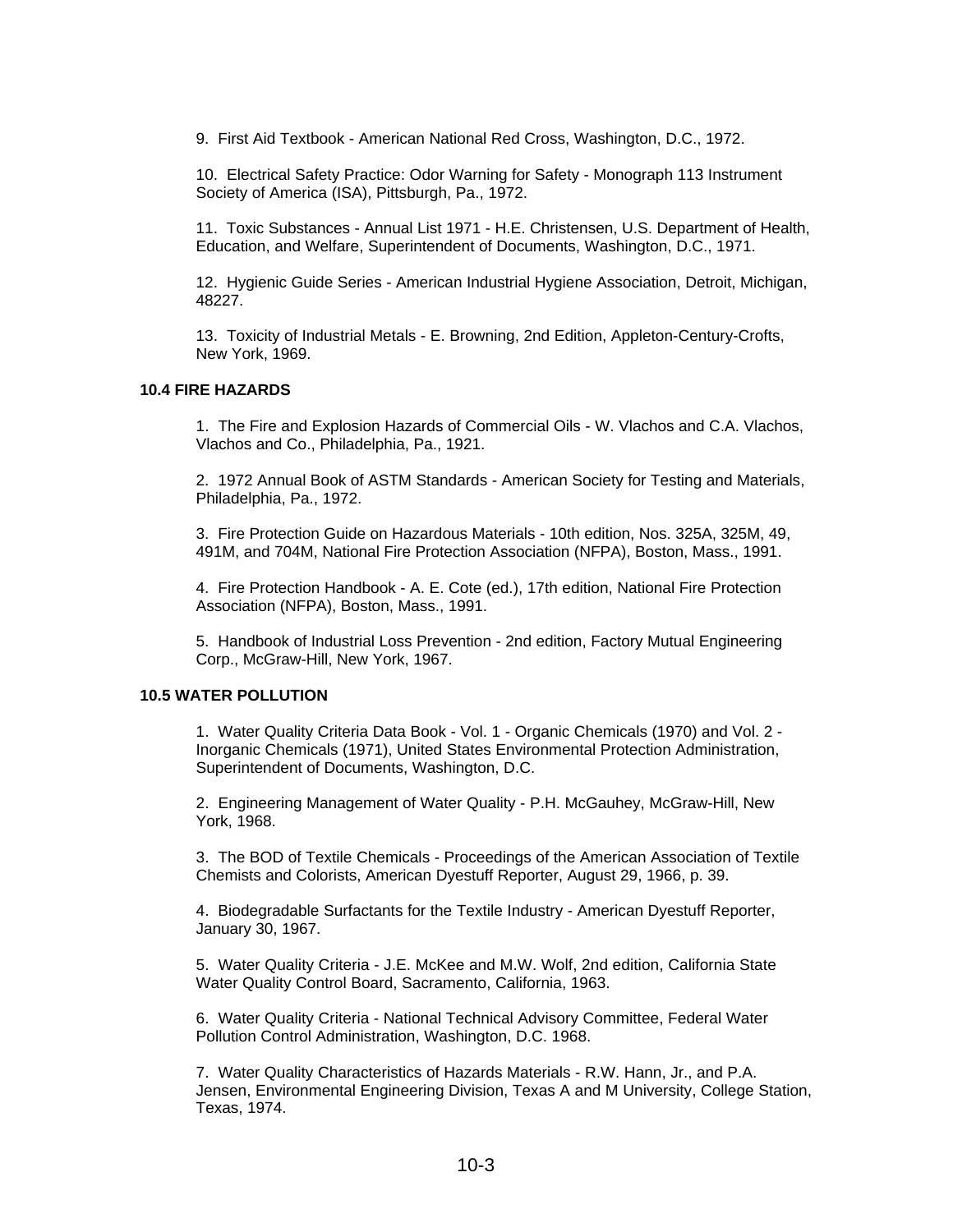9. First Aid Textbook - American National Red Cross, Washington, D.C., 1972.

10. Electrical Safety Practice: Odor Warning for Safety - Monograph 113 Instrument Society of America (ISA), Pittsburgh, Pa., 1972.

11. Toxic Substances - Annual List 1971 - H.E. Christensen, U.S. Department of Health, Education, and Welfare, Superintendent of Documents, Washington, D.C., 1971.

12. Hygienic Guide Series - American Industrial Hygiene Association, Detroit, Michigan, 48227.

13. Toxicity of Industrial Metals - E. Browning, 2nd Edition, Appleton-Century-Crofts, New York, 1969.

### 10.4 FIRE HAZARDS

1. The Fire and Explosion Hazards of Commercial Oils - W. Vlachos and C.A. Vlachos, Vlachos and Co., Philadelphia, Pa., 1921.

2. 1972 Annual Book of ASTM Standards - American Society for Testing and Materials, Philadelphia, Pa., 1972.

3. Fire Protection Guide on Hazardous Materials - 10th edition, Nos. 325A, 325M, 49, 491M, and 704M, National Fire Protection Association (NFPA), Boston, Mass., 1991.

4. Fire Protection Handbook - A. E. Cote (ed.), 17th edition, National Fire Protection Association (NFPA), Boston, Mass., 1991.

5. Handbook of Industrial Loss Prevention - 2nd edition, Factory Mutual Engineering Corp., McGraw-Hill, New York, 1967.

### 10.5 WATER POLLUTION

1. Water Quality Criteria Data Book - Vol. 1 - Organic Chemicals (1970) and Vol. 2 - Inorganic Chemicals (1971), United States Environmental Protection Administration, Superintendent of Documents, Washington, D.C.

2. Engineering Management of Water Quality - P.H. McGauhey, McGraw-Hill, New York, 1968.

3. The BOD of Textile Chemicals - Proceedings of the American Association of Textile Chemists and Colorists, American Dyestuff Reporter, August 29, 1966, p. 39.

4. Biodegradable Surfactants for the Textile Industry - American Dyestuff Reporter, January 30, 1967.

5. Water Quality Criteria - J.E. McKee and M.W. Wolf, 2nd edition, California State Water Quality Control Board, Sacramento, California, 1963.

6. Water Quality Criteria - National Technical Advisory Committee, Federal Water Pollution Control Administration, Washington, D.C. 1968.

7. Water Quality Characteristics of Hazards Materials - R.W. Hann, Jr., and P.A. Jensen, Environmental Engineering Division, Texas A and M University, College Station, Texas, 1974.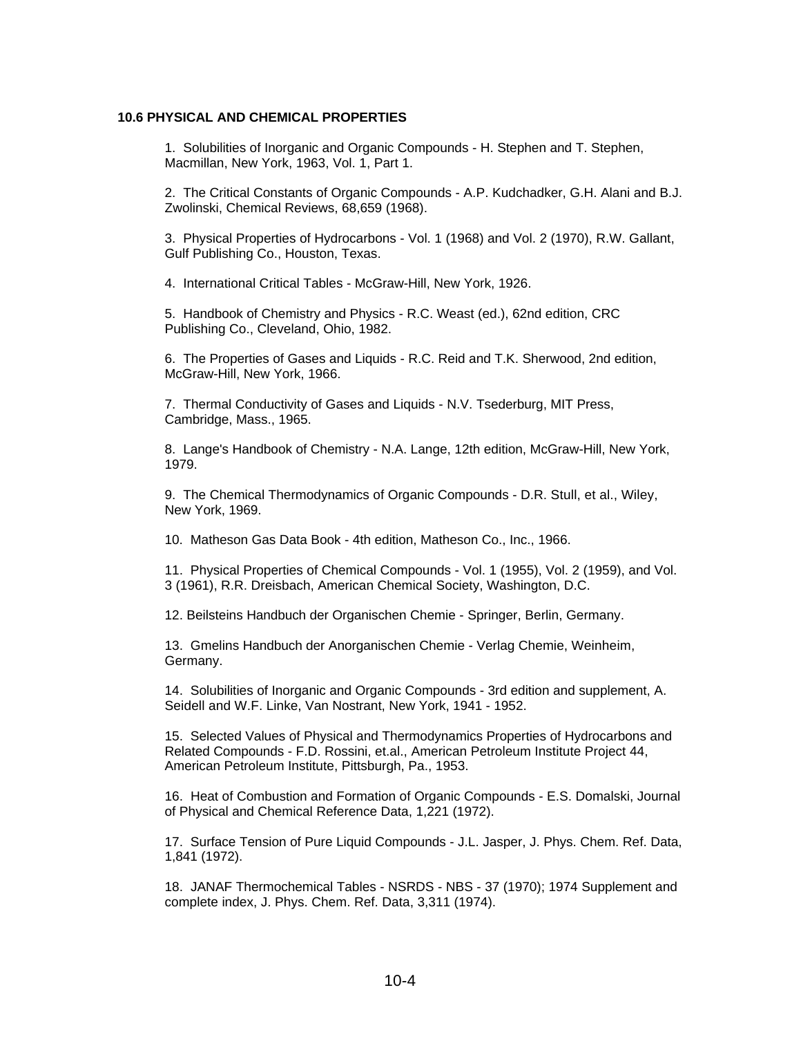### 10.6 PHYSICAL AND CHEMICAL PROPERTIES

1. Solubilities of Inorganic and Organic Compounds - H. Stephen and T. Stephen, Macmillan, New York, 1963, Vol. 1, Part 1.

2. The Critical Constants of Organic Compounds - A.P. Kudchadker, G.H. Alani and B.J. Zwolinski, Chemical Reviews, 68,659 (1968).

3. Physical Properties of Hydrocarbons - Vol. 1 (1968) and Vol. 2 (1970), R.W. Gallant, Gulf Publishing Co., Houston, Texas.

4. International Critical Tables - McGraw-Hill, New York, 1926.

5. Handbook of Chemistry and Physics - R.C. Weast (ed.), 62nd edition, CRC Publishing Co., Cleveland, Ohio, 1982.

6. The Properties of Gases and Liquids - R.C. Reid and T.K. Sherwood, 2nd edition, McGraw-Hill, New York, 1966.

7. Thermal Conductivity of Gases and Liquids - N.V. Tsederburg, MIT Press, Cambridge, Mass., 1965.

8. Lange's Handbook of Chemistry - N.A. Lange, 12th edition, McGraw-Hill, New York, 1979.

9. The Chemical Thermodynamics of Organic Compounds - D.R. Stull, et al., Wiley, New York, 1969.

10. Matheson Gas Data Book - 4th edition, Matheson Co., Inc., 1966.

11. Physical Properties of Chemical Compounds - Vol. 1 (1955), Vol. 2 (1959), and Vol. 3 (1961), R.R. Dreisbach, American Chemical Society, Washington, D.C.

12. Beilsteins Handbuch der Organischen Chemie - Springer, Berlin, Germany.

13. Gmelins Handbuch der Anorganischen Chemie - Verlag Chemie, Weinheim, Germany.

14. Solubilities of Inorganic and Organic Compounds - 3rd edition and supplement, A. Seidell and W.F. Linke, Van Nostrant, New York, 1941 - 1952.

15. Selected Values of Physical and Thermodynamics Properties of Hydrocarbons and Related Compounds - F.D. Rossini, et.al., American Petroleum Institute Project 44, American Petroleum Institute, Pittsburgh, Pa., 1953.

16. Heat of Combustion and Formation of Organic Compounds - E.S. Domalski, Journal of Physical and Chemical Reference Data, 1,221 (1972).

17. Surface Tension of Pure Liquid Compounds - J.L. Jasper, J. Phys. Chem. Ref. Data, 1,841 (1972).

18. JANAF Thermochemical Tables - NSRDS - NBS - 37 (1970); 1974 Supplement and complete index, J. Phys. Chem. Ref. Data, 3,311 (1974).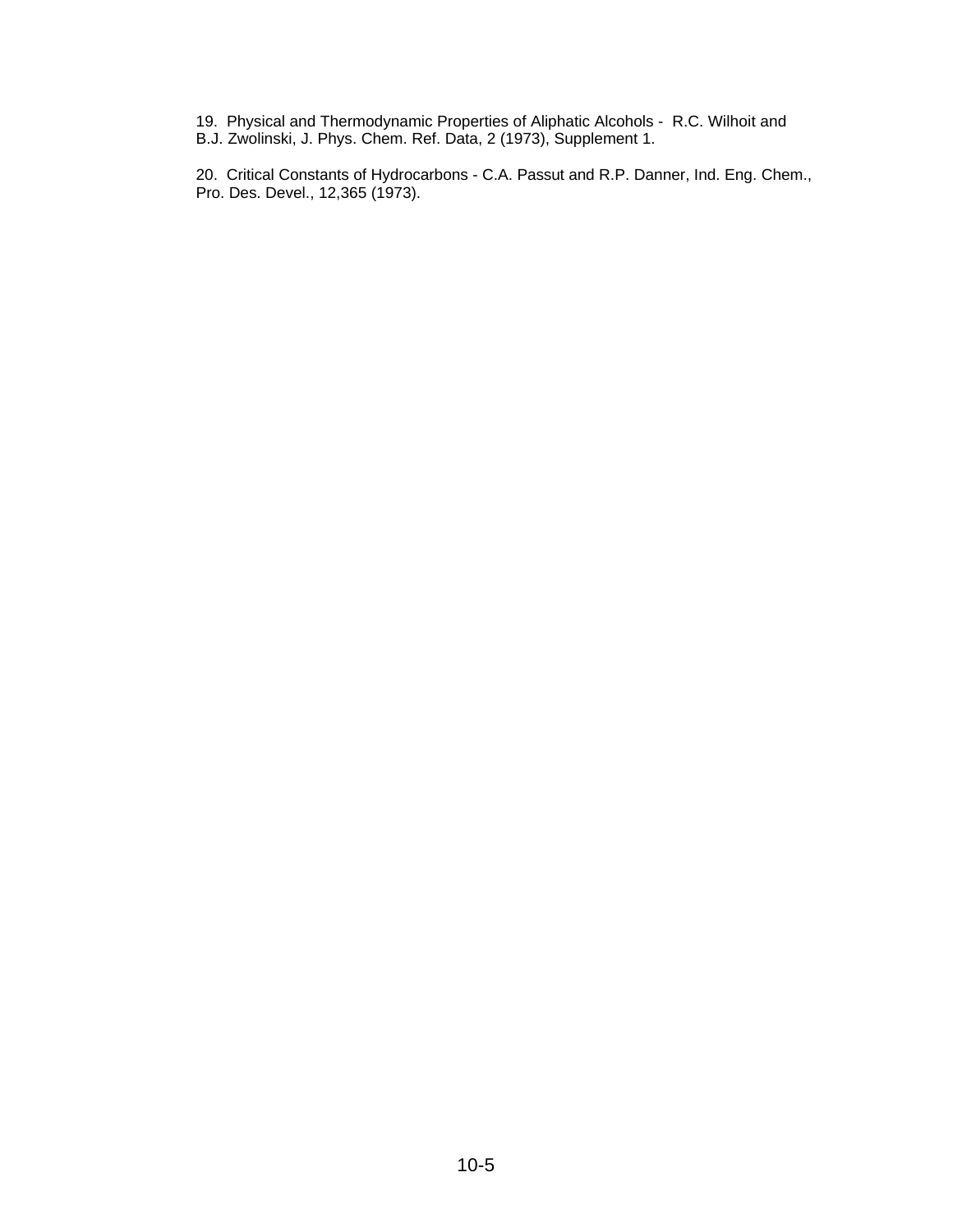19. Physical and Thermodynamic Properties of Aliphatic Alcohols - R.C. Wilhoit and B.J. Zwolinski, J. Phys. Chem. Ref. Data, 2 (1973), Supplement 1.

20. Critical Constants of Hydrocarbons - C.A. Passut and R.P. Danner, Ind. Eng. Chem., Pro. Des. Devel., 12,365 (1973).